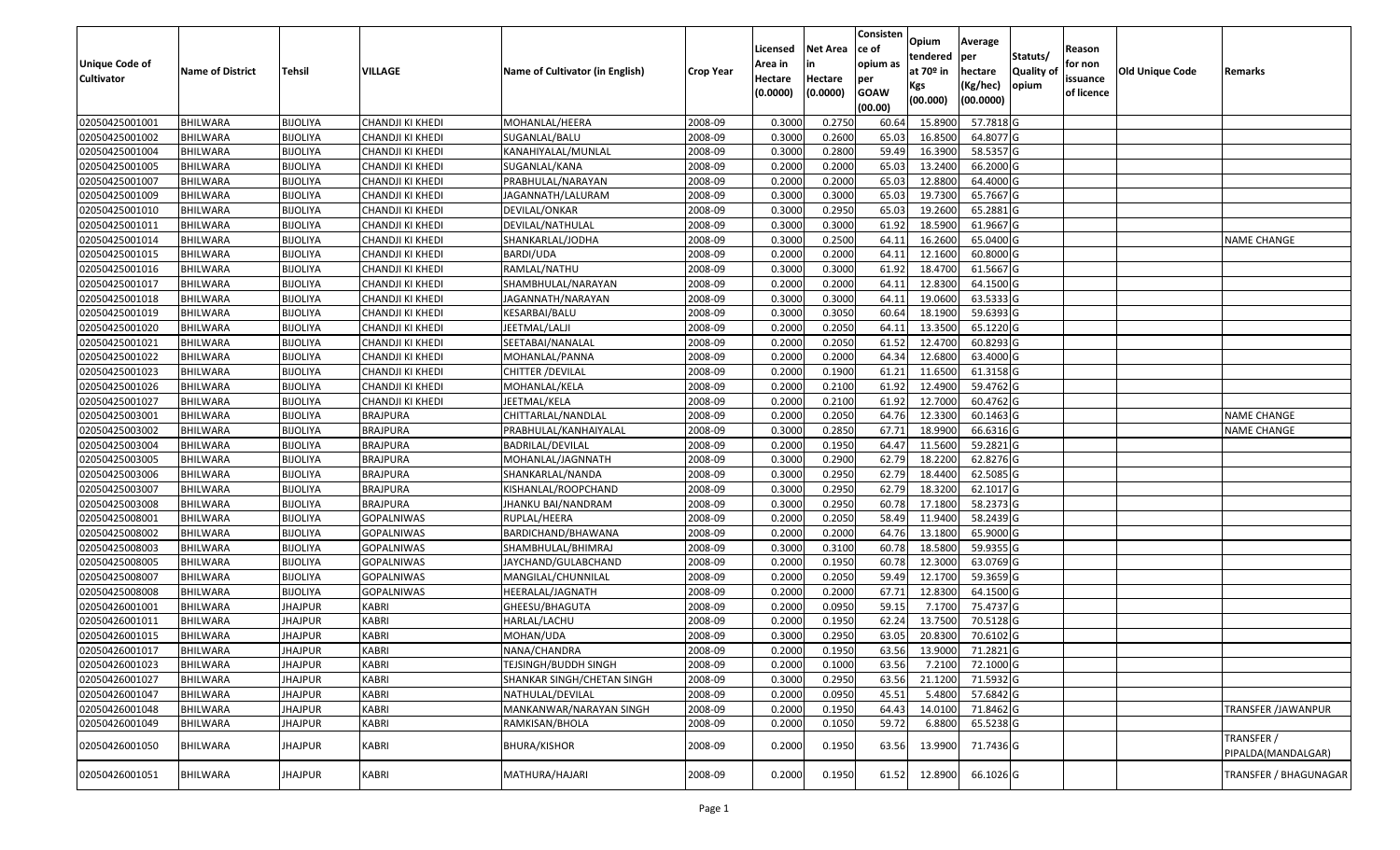| Unique Code of Cultivator | Name of District | Tehsil | VILLAGE | Name of Cultivator (in English) | Crop Year | Licensed Area in Hectare (0.0000) | Net Area in Hectare (0.0000) | Consistence of opium as per GOAW (00.00) | Opium tendered at 70º in Kgs (00.000) | Average per hectare (Kg/hec) (00.0000) | Statuts/ Quality of opium | Reason for non issuance of licence | Old Unique Code | Remarks |
|---|---|---|---|---|---|---|---|---|---|---|---|---|---|---|
| 02050425001001 | BHILWARA | BIJOLIYA | CHANDJI KI KHEDI | MOHANLAL/HEERA | 2008-09 | 0.3000 | 0.2750 | 60.64 | 15.8900 | 57.7818 | G | | | |
| 02050425001002 | BHILWARA | BIJOLIYA | CHANDJI KI KHEDI | SUGANLAL/BALU | 2008-09 | 0.3000 | 0.2600 | 65.03 | 16.8500 | 64.8077 | G | | | |
| 02050425001004 | BHILWARA | BIJOLIYA | CHANDJI KI KHEDI | KANAHIYALAL/MUNLAL | 2008-09 | 0.3000 | 0.2800 | 59.49 | 16.3900 | 58.5357 | G | | | |
| 02050425001005 | BHILWARA | BIJOLIYA | CHANDJI KI KHEDI | SUGANLAL/KANA | 2008-09 | 0.2000 | 0.2000 | 65.03 | 13.2400 | 66.2000 | G | | | |
| 02050425001007 | BHILWARA | BIJOLIYA | CHANDJI KI KHEDI | PRABHULAL/NARAYAN | 2008-09 | 0.2000 | 0.2000 | 65.03 | 12.8800 | 64.4000 | G | | | |
| 02050425001009 | BHILWARA | BIJOLIYA | CHANDJI KI KHEDI | JAGANNATH/LALURAM | 2008-09 | 0.3000 | 0.3000 | 65.03 | 19.7300 | 65.7667 | G | | | |
| 02050425001010 | BHILWARA | BIJOLIYA | CHANDJI KI KHEDI | DEVILAL/ONKAR | 2008-09 | 0.3000 | 0.2950 | 65.03 | 19.2600 | 65.2881 | G | | | |
| 02050425001011 | BHILWARA | BIJOLIYA | CHANDJI KI KHEDI | DEVILAL/NATHULAL | 2008-09 | 0.3000 | 0.3000 | 61.92 | 18.5900 | 61.9667 | G | | | |
| 02050425001014 | BHILWARA | BIJOLIYA | CHANDJI KI KHEDI | SHANKARLAL/JODHA | 2008-09 | 0.3000 | 0.2500 | 64.11 | 16.2600 | 65.0400 | G | | | NAME CHANGE |
| 02050425001015 | BHILWARA | BIJOLIYA | CHANDJI KI KHEDI | BARDI/UDA | 2008-09 | 0.2000 | 0.2000 | 64.11 | 12.1600 | 60.8000 | G | | | |
| 02050425001016 | BHILWARA | BIJOLIYA | CHANDJI KI KHEDI | RAMLAL/NATHU | 2008-09 | 0.3000 | 0.3000 | 61.92 | 18.4700 | 61.5667 | G | | | |
| 02050425001017 | BHILWARA | BIJOLIYA | CHANDJI KI KHEDI | SHAMBHULAL/NARAYAN | 2008-09 | 0.2000 | 0.2000 | 64.11 | 12.8300 | 64.1500 | G | | | |
| 02050425001018 | BHILWARA | BIJOLIYA | CHANDJI KI KHEDI | JAGANNATH/NARAYAN | 2008-09 | 0.3000 | 0.3000 | 64.11 | 19.0600 | 63.5333 | G | | | |
| 02050425001019 | BHILWARA | BIJOLIYA | CHANDJI KI KHEDI | KESARBAI/BALU | 2008-09 | 0.3000 | 0.3050 | 60.64 | 18.1900 | 59.6393 | G | | | |
| 02050425001020 | BHILWARA | BIJOLIYA | CHANDJI KI KHEDI | JEETMAL/LALJI | 2008-09 | 0.2000 | 0.2050 | 64.11 | 13.3500 | 65.1220 | G | | | |
| 02050425001021 | BHILWARA | BIJOLIYA | CHANDJI KI KHEDI | SEETABAI/NANALAL | 2008-09 | 0.2000 | 0.2050 | 61.52 | 12.4700 | 60.8293 | G | | | |
| 02050425001022 | BHILWARA | BIJOLIYA | CHANDJI KI KHEDI | MOHANLAL/PANNA | 2008-09 | 0.2000 | 0.2000 | 64.34 | 12.6800 | 63.4000 | G | | | |
| 02050425001023 | BHILWARA | BIJOLIYA | CHANDJI KI KHEDI | CHITTER /DEVILAL | 2008-09 | 0.2000 | 0.1900 | 61.21 | 11.6500 | 61.3158 | G | | | |
| 02050425001026 | BHILWARA | BIJOLIYA | CHANDJI KI KHEDI | MOHANLAL/KELA | 2008-09 | 0.2000 | 0.2100 | 61.92 | 12.4900 | 59.4762 | G | | | |
| 02050425001027 | BHILWARA | BIJOLIYA | CHANDJI KI KHEDI | JEETMAL/KELA | 2008-09 | 0.2000 | 0.2100 | 61.92 | 12.7000 | 60.4762 | G | | | |
| 02050425003001 | BHILWARA | BIJOLIYA | BRAJPURA | CHITTARLAL/NANDLAL | 2008-09 | 0.2000 | 0.2050 | 64.76 | 12.3300 | 60.1463 | G | | | NAME CHANGE |
| 02050425003002 | BHILWARA | BIJOLIYA | BRAJPURA | PRABHULAL/KANHAIYALAL | 2008-09 | 0.3000 | 0.2850 | 67.71 | 18.9900 | 66.6316 | G | | | NAME CHANGE |
| 02050425003004 | BHILWARA | BIJOLIYA | BRAJPURA | BADRILAL/DEVILAL | 2008-09 | 0.2000 | 0.1950 | 64.47 | 11.5600 | 59.2821 | G | | | |
| 02050425003005 | BHILWARA | BIJOLIYA | BRAJPURA | MOHANLAL/JAGNNATH | 2008-09 | 0.3000 | 0.2900 | 62.79 | 18.2200 | 62.8276 | G | | | |
| 02050425003006 | BHILWARA | BIJOLIYA | BRAJPURA | SHANKARLAL/NANDA | 2008-09 | 0.3000 | 0.2950 | 62.79 | 18.4400 | 62.5085 | G | | | |
| 02050425003007 | BHILWARA | BIJOLIYA | BRAJPURA | KISHANLAL/ROOPCHAND | 2008-09 | 0.3000 | 0.2950 | 62.79 | 18.3200 | 62.1017 | G | | | |
| 02050425003008 | BHILWARA | BIJOLIYA | BRAJPURA | JHANKU BAI/NANDRAM | 2008-09 | 0.3000 | 0.2950 | 60.78 | 17.1800 | 58.2373 | G | | | |
| 02050425008001 | BHILWARA | BIJOLIYA | GOPALNIWAS | RUPLAL/HEERA | 2008-09 | 0.2000 | 0.2050 | 58.49 | 11.9400 | 58.2439 | G | | | |
| 02050425008002 | BHILWARA | BIJOLIYA | GOPALNIWAS | BARDICHAND/BHAWANA | 2008-09 | 0.2000 | 0.2000 | 64.76 | 13.1800 | 65.9000 | G | | | |
| 02050425008003 | BHILWARA | BIJOLIYA | GOPALNIWAS | SHAMBHULAL/BHIMRAJ | 2008-09 | 0.3000 | 0.3100 | 60.78 | 18.5800 | 59.9355 | G | | | |
| 02050425008005 | BHILWARA | BIJOLIYA | GOPALNIWAS | JAYCHAND/GULABCHAND | 2008-09 | 0.2000 | 0.1950 | 60.78 | 12.3000 | 63.0769 | G | | | |
| 02050425008007 | BHILWARA | BIJOLIYA | GOPALNIWAS | MANGILAL/CHUNNILAL | 2008-09 | 0.2000 | 0.2050 | 59.49 | 12.1700 | 59.3659 | G | | | |
| 02050425008008 | BHILWARA | BIJOLIYA | GOPALNIWAS | HEERALAL/JAGNATH | 2008-09 | 0.2000 | 0.2000 | 67.71 | 12.8300 | 64.1500 | G | | | |
| 02050426001001 | BHILWARA | JHAJPUR | KABRI | GHEESU/BHAGUTA | 2008-09 | 0.2000 | 0.0950 | 59.15 | 7.1700 | 75.4737 | G | | | |
| 02050426001011 | BHILWARA | JHAJPUR | KABRI | HARLAL/LACHU | 2008-09 | 0.2000 | 0.1950 | 62.24 | 13.7500 | 70.5128 | G | | | |
| 02050426001015 | BHILWARA | JHAJPUR | KABRI | MOHAN/UDA | 2008-09 | 0.3000 | 0.2950 | 63.05 | 20.8300 | 70.6102 | G | | | |
| 02050426001017 | BHILWARA | JHAJPUR | KABRI | NANA/CHANDRA | 2008-09 | 0.2000 | 0.1950 | 63.56 | 13.9000 | 71.2821 | G | | | |
| 02050426001023 | BHILWARA | JHAJPUR | KABRI | TEJSINGH/BUDDH SINGH | 2008-09 | 0.2000 | 0.1000 | 63.56 | 7.2100 | 72.1000 | G | | | |
| 02050426001027 | BHILWARA | JHAJPUR | KABRI | SHANKAR SINGH/CHETAN SINGH | 2008-09 | 0.3000 | 0.2950 | 63.56 | 21.1200 | 71.5932 | G | | | |
| 02050426001047 | BHILWARA | JHAJPUR | KABRI | NATHULAL/DEVILAL | 2008-09 | 0.2000 | 0.0950 | 45.51 | 5.4800 | 57.6842 | G | | | |
| 02050426001048 | BHILWARA | JHAJPUR | KABRI | MANKANWAR/NARAYAN SINGH | 2008-09 | 0.2000 | 0.1950 | 64.43 | 14.0100 | 71.8462 | G | | | TRANSFER /JAWANPUR |
| 02050426001049 | BHILWARA | JHAJPUR | KABRI | RAMKISAN/BHOLA | 2008-09 | 0.2000 | 0.1050 | 59.72 | 6.8800 | 65.5238 | G | | | |
| 02050426001050 | BHILWARA | JHAJPUR | KABRI | BHURA/KISHOR | 2008-09 | 0.2000 | 0.1950 | 63.56 | 13.9900 | 71.7436 | G | | | TRANSFER / PIPALDA(MANDALGAR) |
| 02050426001051 | BHILWARA | JHAJPUR | KABRI | MATHURA/HAJARI | 2008-09 | 0.2000 | 0.1950 | 61.52 | 12.8900 | 66.1026 | G | | | TRANSFER / BHAGUNAGAR |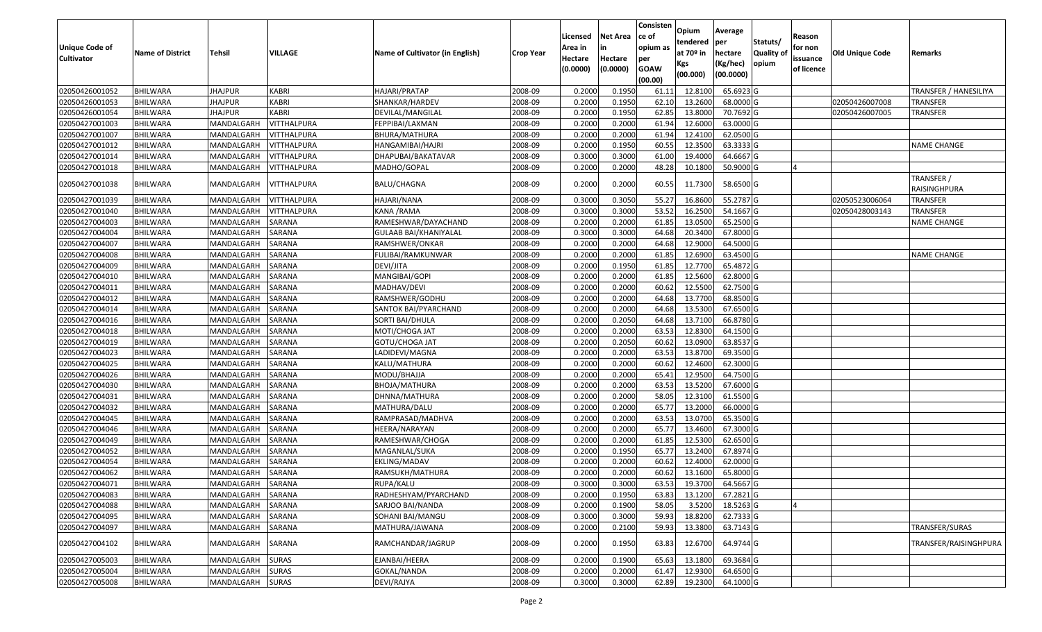| Unique Code of Cultivator | Name of District | Tehsil | VILLAGE | Name of Cultivator (in English) | Crop Year | Licensed Area in Hectare (0.0000) | Net Area in Hectare (0.0000) | Consistence of opium as per GOAW (00.00) | Opium tendered at 70º in Kgs (00.000) | Average per hectare (Kg/hec) (00.0000) | Statuts/ Quality of opium | Reason for non issuance of licence | Old Unique Code | Remarks |
|---|---|---|---|---|---|---|---|---|---|---|---|---|---|---|
| 02050426001052 | BHILWARA | JHAJPUR | KABRI | HAJARI/PRATAP | 2008-09 | 0.2000 | 0.1950 | 61.11 | 12.8100 | 65.6923 | G | | | TRANSFER / HANESILIYA |
| 02050426001053 | BHILWARA | JHAJPUR | KABRI | SHANKAR/HARDEV | 2008-09 | 0.2000 | 0.1950 | 62.10 | 13.2600 | 68.0000 | G | | 02050426007008 | TRANSFER |
| 02050426001054 | BHILWARA | JHAJPUR | KABRI | DEVILAL/MANGILAL | 2008-09 | 0.2000 | 0.1950 | 62.85 | 13.8000 | 70.7692 | G | | 02050426007005 | TRANSFER |
| 02050427001003 | BHILWARA | MANDALGARH | VITTHALPURA | FEPPIBAI/LAXMAN | 2008-09 | 0.2000 | 0.2000 | 61.94 | 12.6000 | 63.0000 | G | | | |
| 02050427001007 | BHILWARA | MANDALGARH | VITTHALPURA | BHURA/MATHURA | 2008-09 | 0.2000 | 0.2000 | 61.94 | 12.4100 | 62.0500 | G | | | |
| 02050427001012 | BHILWARA | MANDALGARH | VITTHALPURA | HANGAMIBAI/HAJRI | 2008-09 | 0.2000 | 0.1950 | 60.55 | 12.3500 | 63.3333 | G | | | NAME CHANGE |
| 02050427001014 | BHILWARA | MANDALGARH | VITTHALPURA | DHAPUBAI/BAKATAVAR | 2008-09 | 0.3000 | 0.3000 | 61.00 | 19.4000 | 64.6667 | G | | | |
| 02050427001018 | BHILWARA | MANDALGARH | VITTHALPURA | MADHO/GOPAL | 2008-09 | 0.2000 | 0.2000 | 48.28 | 10.1800 | 50.9000 | G | 4 | | |
| 02050427001038 | BHILWARA | MANDALGARH | VITTHALPURA | BALU/CHAGNA | 2008-09 | 0.2000 | 0.2000 | 60.55 | 11.7300 | 58.6500 | G | | | TRANSFER / RAISINGHPURA |
| 02050427001039 | BHILWARA | MANDALGARH | VITTHALPURA | HAJARI/NANA | 2008-09 | 0.3000 | 0.3050 | 55.27 | 16.8600 | 55.2787 | G | | 02050523006064 | TRANSFER |
| 02050427001040 | BHILWARA | MANDALGARH | VITTHALPURA | KANA /RAMA | 2008-09 | 0.3000 | 0.3000 | 53.52 | 16.2500 | 54.1667 | G | | 02050428003143 | TRANSFER |
| 02050427004003 | BHILWARA | MANDALGARH | SARANA | RAMESHWAR/DAYACHAND | 2008-09 | 0.2000 | 0.2000 | 61.85 | 13.0500 | 65.2500 | G | | | NAME CHANGE |
| 02050427004004 | BHILWARA | MANDALGARH | SARANA | GULAAB BAI/KHANIYALAL | 2008-09 | 0.3000 | 0.3000 | 64.68 | 20.3400 | 67.8000 | G | | | |
| 02050427004007 | BHILWARA | MANDALGARH | SARANA | RAMSHWER/ONKAR | 2008-09 | 0.2000 | 0.2000 | 64.68 | 12.9000 | 64.5000 | G | | | |
| 02050427004008 | BHILWARA | MANDALGARH | SARANA | FULIBAI/RAMKUNWAR | 2008-09 | 0.2000 | 0.2000 | 61.85 | 12.6900 | 63.4500 | G | | | NAME CHANGE |
| 02050427004009 | BHILWARA | MANDALGARH | SARANA | DEVI/JITA | 2008-09 | 0.2000 | 0.1950 | 61.85 | 12.7700 | 65.4872 | G | | | |
| 02050427004010 | BHILWARA | MANDALGARH | SARANA | MANGIBAI/GOPI | 2008-09 | 0.2000 | 0.2000 | 61.85 | 12.5600 | 62.8000 | G | | | |
| 02050427004011 | BHILWARA | MANDALGARH | SARANA | MADHAV/DEVI | 2008-09 | 0.2000 | 0.2000 | 60.62 | 12.5500 | 62.7500 | G | | | |
| 02050427004012 | BHILWARA | MANDALGARH | SARANA | RAMSHWER/GODHU | 2008-09 | 0.2000 | 0.2000 | 64.68 | 13.7700 | 68.8500 | G | | | |
| 02050427004014 | BHILWARA | MANDALGARH | SARANA | SANTOK BAI/PYARCHAND | 2008-09 | 0.2000 | 0.2000 | 64.68 | 13.5300 | 67.6500 | G | | | |
| 02050427004016 | BHILWARA | MANDALGARH | SARANA | SORTI BAI/DHULA | 2008-09 | 0.2000 | 0.2050 | 64.68 | 13.7100 | 66.8780 | G | | | |
| 02050427004018 | BHILWARA | MANDALGARH | SARANA | MOTI/CHOGA JAT | 2008-09 | 0.2000 | 0.2000 | 63.53 | 12.8300 | 64.1500 | G | | | |
| 02050427004019 | BHILWARA | MANDALGARH | SARANA | GOTU/CHOGA JAT | 2008-09 | 0.2000 | 0.2050 | 60.62 | 13.0900 | 63.8537 | G | | | |
| 02050427004023 | BHILWARA | MANDALGARH | SARANA | LADIDEVI/MAGNA | 2008-09 | 0.2000 | 0.2000 | 63.53 | 13.8700 | 69.3500 | G | | | |
| 02050427004025 | BHILWARA | MANDALGARH | SARANA | KALU/MATHURA | 2008-09 | 0.2000 | 0.2000 | 60.62 | 12.4600 | 62.3000 | G | | | |
| 02050427004026 | BHILWARA | MANDALGARH | SARANA | MODU/BHAJJA | 2008-09 | 0.2000 | 0.2000 | 65.41 | 12.9500 | 64.7500 | G | | | |
| 02050427004030 | BHILWARA | MANDALGARH | SARANA | BHOJA/MATHURA | 2008-09 | 0.2000 | 0.2000 | 63.53 | 13.5200 | 67.6000 | G | | | |
| 02050427004031 | BHILWARA | MANDALGARH | SARANA | DHNNA/MATHURA | 2008-09 | 0.2000 | 0.2000 | 58.05 | 12.3100 | 61.5500 | G | | | |
| 02050427004032 | BHILWARA | MANDALGARH | SARANA | MATHURA/DALU | 2008-09 | 0.2000 | 0.2000 | 65.77 | 13.2000 | 66.0000 | G | | | |
| 02050427004045 | BHILWARA | MANDALGARH | SARANA | RAMPRASAD/MADHVA | 2008-09 | 0.2000 | 0.2000 | 63.53 | 13.0700 | 65.3500 | G | | | |
| 02050427004046 | BHILWARA | MANDALGARH | SARANA | HEERA/NARAYAN | 2008-09 | 0.2000 | 0.2000 | 65.77 | 13.4600 | 67.3000 | G | | | |
| 02050427004049 | BHILWARA | MANDALGARH | SARANA | RAMESHWAR/CHOGA | 2008-09 | 0.2000 | 0.2000 | 61.85 | 12.5300 | 62.6500 | G | | | |
| 02050427004052 | BHILWARA | MANDALGARH | SARANA | MAGANLAL/SUKA | 2008-09 | 0.2000 | 0.1950 | 65.77 | 13.2400 | 67.8974 | G | | | |
| 02050427004054 | BHILWARA | MANDALGARH | SARANA | EKLING/MADAV | 2008-09 | 0.2000 | 0.2000 | 60.62 | 12.4000 | 62.0000 | G | | | |
| 02050427004062 | BHILWARA | MANDALGARH | SARANA | RAMSUKH/MATHURA | 2008-09 | 0.2000 | 0.2000 | 60.62 | 13.1600 | 65.8000 | G | | | |
| 02050427004071 | BHILWARA | MANDALGARH | SARANA | RUPA/KALU | 2008-09 | 0.3000 | 0.3000 | 63.53 | 19.3700 | 64.5667 | G | | | |
| 02050427004083 | BHILWARA | MANDALGARH | SARANA | RADHESHYAM/PYARCHAND | 2008-09 | 0.2000 | 0.1950 | 63.83 | 13.1200 | 67.2821 | G | | | |
| 02050427004088 | BHILWARA | MANDALGARH | SARANA | SARJOO BAI/NANDA | 2008-09 | 0.2000 | 0.1900 | 58.05 | 3.5200 | 18.5263 | G | 4 | | |
| 02050427004095 | BHILWARA | MANDALGARH | SARANA | SOHANI BAI/MANGU | 2008-09 | 0.3000 | 0.3000 | 59.93 | 18.8200 | 62.7333 | G | | | |
| 02050427004097 | BHILWARA | MANDALGARH | SARANA | MATHURA/JAWANA | 2008-09 | 0.2000 | 0.2100 | 59.93 | 13.3800 | 63.7143 | G | | | TRANSFER/SURAS |
| 02050427004102 | BHILWARA | MANDALGARH | SARANA | RAMCHANDAR/JAGRUP | 2008-09 | 0.2000 | 0.1950 | 63.83 | 12.6700 | 64.9744 | G | | | TRANSFER/RAISINGHPURA |
| 02050427005003 | BHILWARA | MANDALGARH | SURAS | EJANBAI/HEERA | 2008-09 | 0.2000 | 0.1900 | 65.63 | 13.1800 | 69.3684 | G | | | |
| 02050427005004 | BHILWARA | MANDALGARH | SURAS | GOKAL/NANDA | 2008-09 | 0.2000 | 0.2000 | 61.47 | 12.9300 | 64.6500 | G | | | |
| 02050427005008 | BHILWARA | MANDALGARH | SURAS | DEVI/RAJYA | 2008-09 | 0.3000 | 0.3000 | 62.89 | 19.2300 | 64.1000 | G | | | |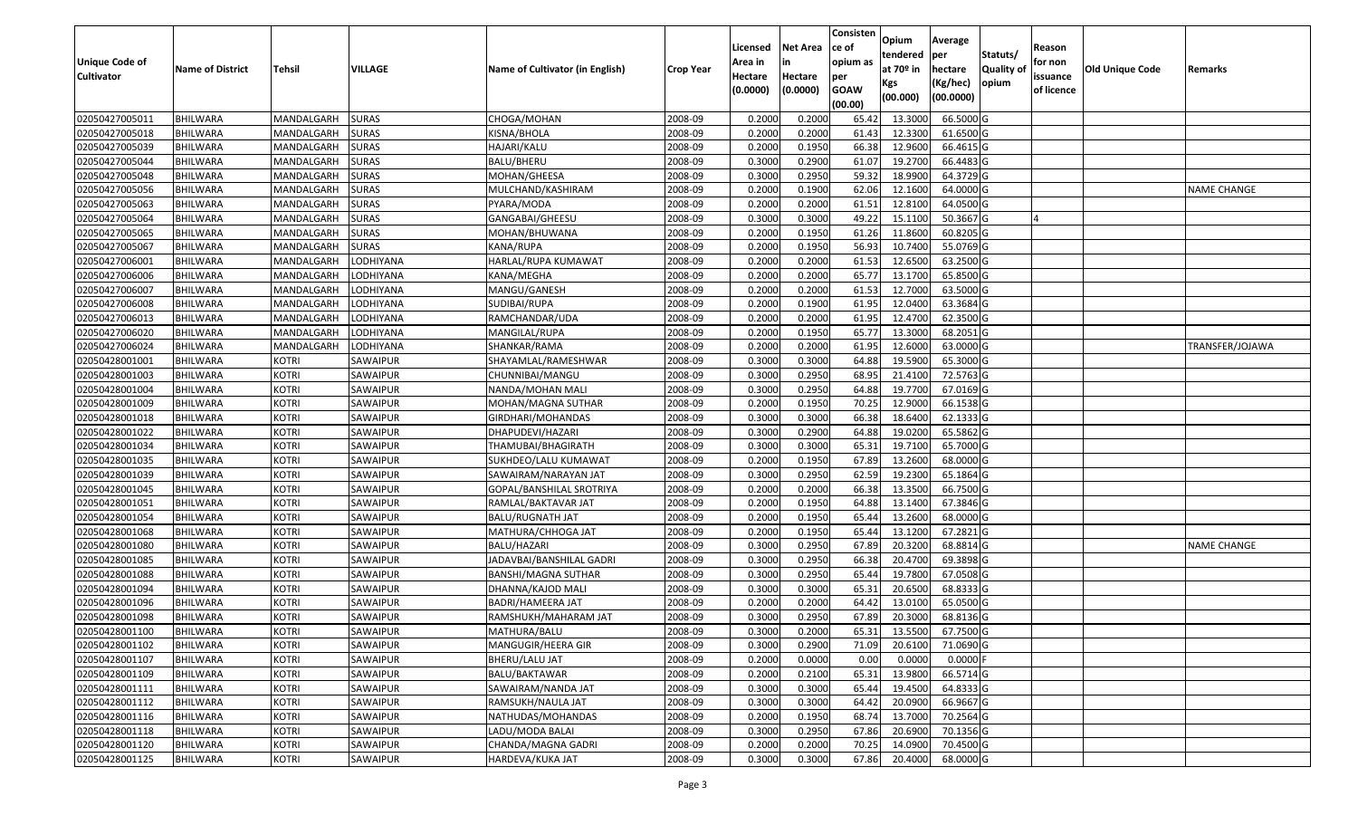| Unique Code of Cultivator | Name of District | Tehsil | VILLAGE | Name of Cultivator (in English) | Crop Year | Licensed Area in Hectare (0.0000) | Net Area in Hectare (0.0000) | Consistence of opium as per GOAW (00.00) | Opium tendered at 70º in Kgs (00.000) | Average per hectare (Kg/hec) (00.0000) | Statuts/ Quality of opium | Reason for non issuance of licence | Old Unique Code | Remarks |
|---|---|---|---|---|---|---|---|---|---|---|---|---|---|---|
| 02050427005011 | BHILWARA | MANDALGARH | SURAS | CHOGA/MOHAN | 2008-09 | 0.2000 | 0.2000 | 65.42 | 13.3000 | 66.5000 | G | | | |
| 02050427005018 | BHILWARA | MANDALGARH | SURAS | KISNA/BHOLA | 2008-09 | 0.2000 | 0.2000 | 61.43 | 12.3300 | 61.6500 | G | | | |
| 02050427005039 | BHILWARA | MANDALGARH | SURAS | HAJARI/KALU | 2008-09 | 0.2000 | 0.1950 | 66.38 | 12.9600 | 66.4615 | G | | | |
| 02050427005044 | BHILWARA | MANDALGARH | SURAS | BALU/BHERU | 2008-09 | 0.3000 | 0.2900 | 61.07 | 19.2700 | 66.4483 | G | | | |
| 02050427005048 | BHILWARA | MANDALGARH | SURAS | MOHAN/GHEESA | 2008-09 | 0.3000 | 0.2950 | 59.32 | 18.9900 | 64.3729 | G | | | |
| 02050427005056 | BHILWARA | MANDALGARH | SURAS | MULCHAND/KASHIRAM | 2008-09 | 0.2000 | 0.1900 | 62.06 | 12.1600 | 64.0000 | G | | | NAME CHANGE |
| 02050427005063 | BHILWARA | MANDALGARH | SURAS | PYARA/MODA | 2008-09 | 0.2000 | 0.2000 | 61.51 | 12.8100 | 64.0500 | G | | | |
| 02050427005064 | BHILWARA | MANDALGARH | SURAS | GANGABAI/GHEESU | 2008-09 | 0.3000 | 0.3000 | 49.22 | 15.1100 | 50.3667 | G | 4 | | |
| 02050427005065 | BHILWARA | MANDALGARH | SURAS | MOHAN/BHUWANA | 2008-09 | 0.2000 | 0.1950 | 61.26 | 11.8600 | 60.8205 | G | | | |
| 02050427005067 | BHILWARA | MANDALGARH | SURAS | KANA/RUPA | 2008-09 | 0.2000 | 0.1950 | 56.93 | 10.7400 | 55.0769 | G | | | |
| 02050427006001 | BHILWARA | MANDALGARH | LODHIYANA | HARLAL/RUPA KUMAWAT | 2008-09 | 0.2000 | 0.2000 | 61.53 | 12.6500 | 63.2500 | G | | | |
| 02050427006006 | BHILWARA | MANDALGARH | LODHIYANA | KANA/MEGHA | 2008-09 | 0.2000 | 0.2000 | 65.77 | 13.1700 | 65.8500 | G | | | |
| 02050427006007 | BHILWARA | MANDALGARH | LODHIYANA | MANGU/GANESH | 2008-09 | 0.2000 | 0.2000 | 61.53 | 12.7000 | 63.5000 | G | | | |
| 02050427006008 | BHILWARA | MANDALGARH | LODHIYANA | SUDIBAI/RUPA | 2008-09 | 0.2000 | 0.1900 | 61.95 | 12.0400 | 63.3684 | G | | | |
| 02050427006013 | BHILWARA | MANDALGARH | LODHIYANA | RAMCHANDAR/UDA | 2008-09 | 0.2000 | 0.2000 | 61.95 | 12.4700 | 62.3500 | G | | | |
| 02050427006020 | BHILWARA | MANDALGARH | LODHIYANA | MANGILAL/RUPA | 2008-09 | 0.2000 | 0.1950 | 65.77 | 13.3000 | 68.2051 | G | | | |
| 02050427006024 | BHILWARA | MANDALGARH | LODHIYANA | SHANKAR/RAMA | 2008-09 | 0.2000 | 0.2000 | 61.95 | 12.6000 | 63.0000 | G | | | TRANSFER/JOJAWA |
| 02050428001001 | BHILWARA | KOTRI | SAWAIPUR | SHAYAMLAL/RAMESHWAR | 2008-09 | 0.3000 | 0.3000 | 64.88 | 19.5900 | 65.3000 | G | | | |
| 02050428001003 | BHILWARA | KOTRI | SAWAIPUR | CHUNNIBAI/MANGU | 2008-09 | 0.3000 | 0.2950 | 68.95 | 21.4100 | 72.5763 | G | | | |
| 02050428001004 | BHILWARA | KOTRI | SAWAIPUR | NANDA/MOHAN MALI | 2008-09 | 0.3000 | 0.2950 | 64.88 | 19.7700 | 67.0169 | G | | | |
| 02050428001009 | BHILWARA | KOTRI | SAWAIPUR | MOHAN/MAGNA SUTHAR | 2008-09 | 0.2000 | 0.1950 | 70.25 | 12.9000 | 66.1538 | G | | | |
| 02050428001018 | BHILWARA | KOTRI | SAWAIPUR | GIRDHARI/MOHANDAS | 2008-09 | 0.3000 | 0.3000 | 66.38 | 18.6400 | 62.1333 | G | | | |
| 02050428001022 | BHILWARA | KOTRI | SAWAIPUR | DHAPUDEVI/HAZARI | 2008-09 | 0.3000 | 0.2900 | 64.88 | 19.0200 | 65.5862 | G | | | |
| 02050428001034 | BHILWARA | KOTRI | SAWAIPUR | THAMUBAI/BHAGIRATH | 2008-09 | 0.3000 | 0.3000 | 65.31 | 19.7100 | 65.7000 | G | | | |
| 02050428001035 | BHILWARA | KOTRI | SAWAIPUR | SUKHDEO/LALU KUMAWAT | 2008-09 | 0.2000 | 0.1950 | 67.89 | 13.2600 | 68.0000 | G | | | |
| 02050428001039 | BHILWARA | KOTRI | SAWAIPUR | SAWAIRAM/NARAYAN JAT | 2008-09 | 0.3000 | 0.2950 | 62.59 | 19.2300 | 65.1864 | G | | | |
| 02050428001045 | BHILWARA | KOTRI | SAWAIPUR | GOPAL/BANSHILAL SROTRIYA | 2008-09 | 0.2000 | 0.2000 | 66.38 | 13.3500 | 66.7500 | G | | | |
| 02050428001051 | BHILWARA | KOTRI | SAWAIPUR | RAMLAL/BAKTAVAR JAT | 2008-09 | 0.2000 | 0.1950 | 64.88 | 13.1400 | 67.3846 | G | | | |
| 02050428001054 | BHILWARA | KOTRI | SAWAIPUR | BALU/RUGNATH JAT | 2008-09 | 0.2000 | 0.1950 | 65.44 | 13.2600 | 68.0000 | G | | | |
| 02050428001068 | BHILWARA | KOTRI | SAWAIPUR | MATHURA/CHHOGA JAT | 2008-09 | 0.2000 | 0.1950 | 65.44 | 13.1200 | 67.2821 | G | | | |
| 02050428001080 | BHILWARA | KOTRI | SAWAIPUR | BALU/HAZARI | 2008-09 | 0.3000 | 0.2950 | 67.89 | 20.3200 | 68.8814 | G | | | NAME CHANGE |
| 02050428001085 | BHILWARA | KOTRI | SAWAIPUR | JADAVBAI/BANSHILAL GADRI | 2008-09 | 0.3000 | 0.2950 | 66.38 | 20.4700 | 69.3898 | G | | | |
| 02050428001088 | BHILWARA | KOTRI | SAWAIPUR | BANSHI/MAGNA SUTHAR | 2008-09 | 0.3000 | 0.2950 | 65.44 | 19.7800 | 67.0508 | G | | | |
| 02050428001094 | BHILWARA | KOTRI | SAWAIPUR | DHANNA/KAJOD MALI | 2008-09 | 0.3000 | 0.3000 | 65.31 | 20.6500 | 68.8333 | G | | | |
| 02050428001096 | BHILWARA | KOTRI | SAWAIPUR | BADRI/HAMEERA JAT | 2008-09 | 0.2000 | 0.2000 | 64.42 | 13.0100 | 65.0500 | G | | | |
| 02050428001098 | BHILWARA | KOTRI | SAWAIPUR | RAMSHUKH/MAHARAM JAT | 2008-09 | 0.3000 | 0.2950 | 67.89 | 20.3000 | 68.8136 | G | | | |
| 02050428001100 | BHILWARA | KOTRI | SAWAIPUR | MATHURA/BALU | 2008-09 | 0.3000 | 0.2000 | 65.31 | 13.5500 | 67.7500 | G | | | |
| 02050428001102 | BHILWARA | KOTRI | SAWAIPUR | MANGUGIR/HEERA GIR | 2008-09 | 0.3000 | 0.2900 | 71.09 | 20.6100 | 71.0690 | G | | | |
| 02050428001107 | BHILWARA | KOTRI | SAWAIPUR | BHERU/LALU JAT | 2008-09 | 0.2000 | 0.0000 | 0.00 | 0.0000 | 0.0000 | F | | | |
| 02050428001109 | BHILWARA | KOTRI | SAWAIPUR | BALU/BAKTAWAR | 2008-09 | 0.2000 | 0.2100 | 65.31 | 13.9800 | 66.5714 | G | | | |
| 02050428001111 | BHILWARA | KOTRI | SAWAIPUR | SAWAIRAM/NANDA JAT | 2008-09 | 0.3000 | 0.3000 | 65.44 | 19.4500 | 64.8333 | G | | | |
| 02050428001112 | BHILWARA | KOTRI | SAWAIPUR | RAMSUKH/NAULA JAT | 2008-09 | 0.3000 | 0.3000 | 64.42 | 20.0900 | 66.9667 | G | | | |
| 02050428001116 | BHILWARA | KOTRI | SAWAIPUR | NATHUDAS/MOHANDAS | 2008-09 | 0.2000 | 0.1950 | 68.74 | 13.7000 | 70.2564 | G | | | |
| 02050428001118 | BHILWARA | KOTRI | SAWAIPUR | LADU/MODA BALAI | 2008-09 | 0.3000 | 0.2950 | 67.86 | 20.6900 | 70.1356 | G | | | |
| 02050428001120 | BHILWARA | KOTRI | SAWAIPUR | CHANDA/MAGNA GADRI | 2008-09 | 0.2000 | 0.2000 | 70.25 | 14.0900 | 70.4500 | G | | | |
| 02050428001125 | BHILWARA | KOTRI | SAWAIPUR | HARDEVA/KUKA JAT | 2008-09 | 0.3000 | 0.3000 | 67.86 | 20.4000 | 68.0000 | G | | | |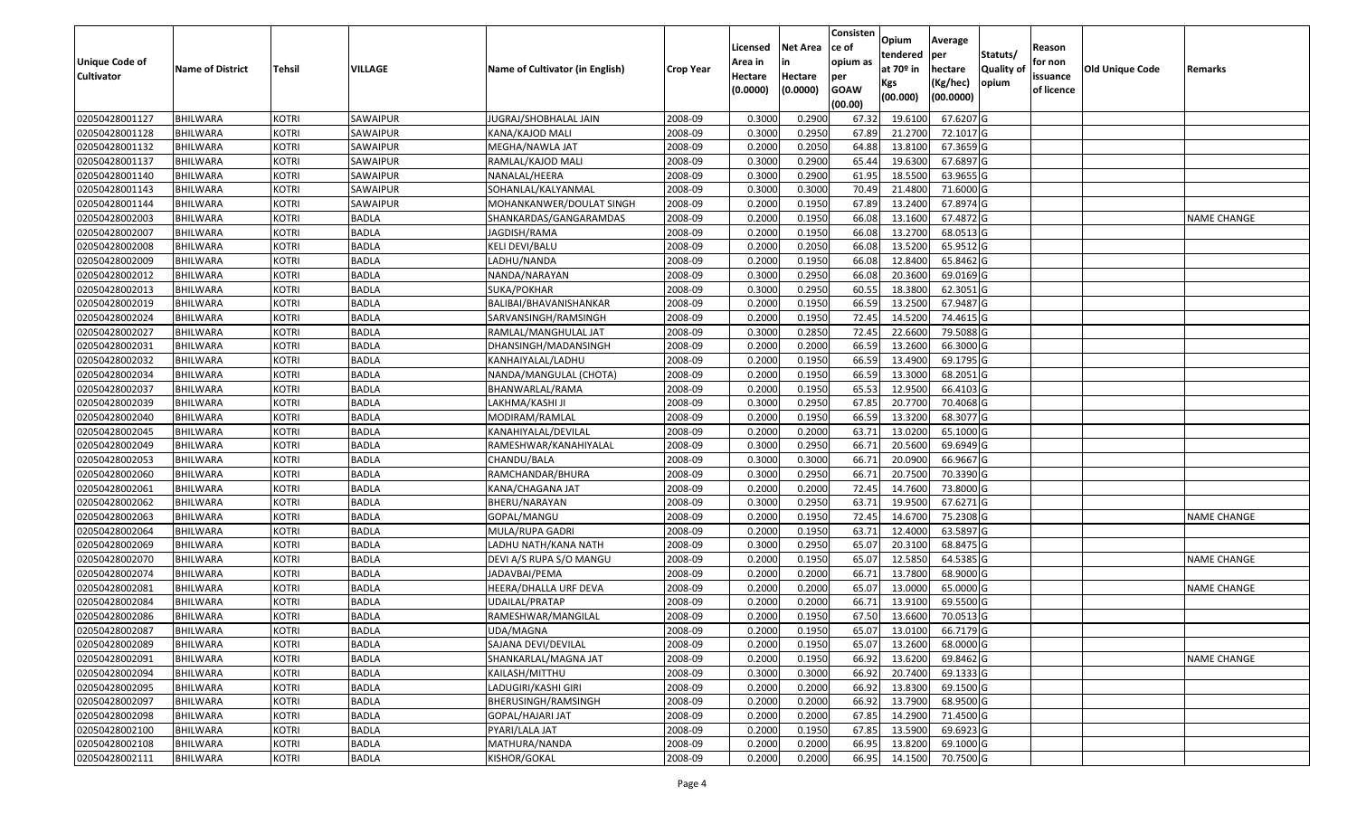| Unique Code of Cultivator | Name of District | Tehsil | VILLAGE | Name of Cultivator (in English) | Crop Year | Licensed Area in Hectare (0.0000) | Net Area in Hectare (0.0000) | Consisten ce of opium as per GOAW (00.00) | Opium tendered at 70º in Kgs (00.000) | Average per hectare (Kg/hec) (00.0000) | Statuts/ Quality of opium | Reason for non issuance of licence | Old Unique Code | Remarks |
|---|---|---|---|---|---|---|---|---|---|---|---|---|---|---|
| 02050428001127 | BHILWARA | KOTRI | SAWAIPUR | JUGRAJ/SHOBHALAL JAIN | 2008-09 | 0.3000 | 0.2900 | 67.32 | 19.6100 | 67.6207 | G | | | |
| 02050428001128 | BHILWARA | KOTRI | SAWAIPUR | KANA/KAJOD MALI | 2008-09 | 0.3000 | 0.2950 | 67.89 | 21.2700 | 72.1017 | G | | | |
| 02050428001132 | BHILWARA | KOTRI | SAWAIPUR | MEGHA/NAWLA JAT | 2008-09 | 0.2000 | 0.2050 | 64.88 | 13.8100 | 67.3659 | G | | | |
| 02050428001137 | BHILWARA | KOTRI | SAWAIPUR | RAMLAL/KAJOD MALI | 2008-09 | 0.3000 | 0.2900 | 65.44 | 19.6300 | 67.6897 | G | | | |
| 02050428001140 | BHILWARA | KOTRI | SAWAIPUR | NANALAL/HEERA | 2008-09 | 0.3000 | 0.2900 | 61.95 | 18.5500 | 63.9655 | G | | | |
| 02050428001143 | BHILWARA | KOTRI | SAWAIPUR | SOHANLAL/KALYANMAL | 2008-09 | 0.3000 | 0.3000 | 70.49 | 21.4800 | 71.6000 | G | | | |
| 02050428001144 | BHILWARA | KOTRI | SAWAIPUR | MOHANKANWER/DOULAT SINGH | 2008-09 | 0.2000 | 0.1950 | 67.89 | 13.2400 | 67.8974 | G | | | |
| 02050428002003 | BHILWARA | KOTRI | BADLA | SHANKARDAS/GANGARAMDAS | 2008-09 | 0.2000 | 0.1950 | 66.08 | 13.1600 | 67.4872 | G | | | NAME CHANGE |
| 02050428002007 | BHILWARA | KOTRI | BADLA | JAGDISH/RAMA | 2008-09 | 0.2000 | 0.1950 | 66.08 | 13.2700 | 68.0513 | G | | | |
| 02050428002008 | BHILWARA | KOTRI | BADLA | KELI DEVI/BALU | 2008-09 | 0.2000 | 0.2050 | 66.08 | 13.5200 | 65.9512 | G | | | |
| 02050428002009 | BHILWARA | KOTRI | BADLA | LADHU/NANDA | 2008-09 | 0.2000 | 0.1950 | 66.08 | 12.8400 | 65.8462 | G | | | |
| 02050428002012 | BHILWARA | KOTRI | BADLA | NANDA/NARAYAN | 2008-09 | 0.3000 | 0.2950 | 66.08 | 20.3600 | 69.0169 | G | | | |
| 02050428002013 | BHILWARA | KOTRI | BADLA | SUKA/POKHAR | 2008-09 | 0.3000 | 0.2950 | 60.55 | 18.3800 | 62.3051 | G | | | |
| 02050428002019 | BHILWARA | KOTRI | BADLA | BALIBAI/BHAVANISHANKAR | 2008-09 | 0.2000 | 0.1950 | 66.59 | 13.2500 | 67.9487 | G | | | |
| 02050428002024 | BHILWARA | KOTRI | BADLA | SARVANSINGH/RAMSINGH | 2008-09 | 0.2000 | 0.1950 | 72.45 | 14.5200 | 74.4615 | G | | | |
| 02050428002027 | BHILWARA | KOTRI | BADLA | RAMLAL/MANGHULAL JAT | 2008-09 | 0.3000 | 0.2850 | 72.45 | 22.6600 | 79.5088 | G | | | |
| 02050428002031 | BHILWARA | KOTRI | BADLA | DHANSINGH/MADANSINGH | 2008-09 | 0.2000 | 0.2000 | 66.59 | 13.2600 | 66.3000 | G | | | |
| 02050428002032 | BHILWARA | KOTRI | BADLA | KANHAIYALAL/LADHU | 2008-09 | 0.2000 | 0.1950 | 66.59 | 13.4900 | 69.1795 | G | | | |
| 02050428002034 | BHILWARA | KOTRI | BADLA | NANDA/MANGULAL (CHOTA) | 2008-09 | 0.2000 | 0.1950 | 66.59 | 13.3000 | 68.2051 | G | | | |
| 02050428002037 | BHILWARA | KOTRI | BADLA | BHANWARLAL/RAMA | 2008-09 | 0.2000 | 0.1950 | 65.53 | 12.9500 | 66.4103 | G | | | |
| 02050428002039 | BHILWARA | KOTRI | BADLA | LAKHMA/KASHI JI | 2008-09 | 0.3000 | 0.2950 | 67.85 | 20.7700 | 70.4068 | G | | | |
| 02050428002040 | BHILWARA | KOTRI | BADLA | MODIRAM/RAMLAL | 2008-09 | 0.2000 | 0.1950 | 66.59 | 13.3200 | 68.3077 | G | | | |
| 02050428002045 | BHILWARA | KOTRI | BADLA | KANAHIYALAL/DEVILAL | 2008-09 | 0.2000 | 0.2000 | 63.71 | 13.0200 | 65.1000 | G | | | |
| 02050428002049 | BHILWARA | KOTRI | BADLA | RAMESHWAR/KANAHIYALAL | 2008-09 | 0.3000 | 0.2950 | 66.71 | 20.5600 | 69.6949 | G | | | |
| 02050428002053 | BHILWARA | KOTRI | BADLA | CHANDU/BALA | 2008-09 | 0.3000 | 0.3000 | 66.71 | 20.0900 | 66.9667 | G | | | |
| 02050428002060 | BHILWARA | KOTRI | BADLA | RAMCHANDAR/BHURA | 2008-09 | 0.3000 | 0.2950 | 66.71 | 20.7500 | 70.3390 | G | | | |
| 02050428002061 | BHILWARA | KOTRI | BADLA | KANA/CHAGANA JAT | 2008-09 | 0.2000 | 0.2000 | 72.45 | 14.7600 | 73.8000 | G | | | |
| 02050428002062 | BHILWARA | KOTRI | BADLA | BHERU/NARAYAN | 2008-09 | 0.3000 | 0.2950 | 63.71 | 19.9500 | 67.6271 | G | | | |
| 02050428002063 | BHILWARA | KOTRI | BADLA | GOPAL/MANGU | 2008-09 | 0.2000 | 0.1950 | 72.45 | 14.6700 | 75.2308 | G | | | NAME CHANGE |
| 02050428002064 | BHILWARA | KOTRI | BADLA | MULA/RUPA GADRI | 2008-09 | 0.2000 | 0.1950 | 63.71 | 12.4000 | 63.5897 | G | | | |
| 02050428002069 | BHILWARA | KOTRI | BADLA | LADHU NATH/KANA NATH | 2008-09 | 0.3000 | 0.2950 | 65.07 | 20.3100 | 68.8475 | G | | | |
| 02050428002070 | BHILWARA | KOTRI | BADLA | DEVI A/S RUPA S/O MANGU | 2008-09 | 0.2000 | 0.1950 | 65.07 | 12.5850 | 64.5385 | G | | | NAME CHANGE |
| 02050428002074 | BHILWARA | KOTRI | BADLA | JADAVBAI/PEMA | 2008-09 | 0.2000 | 0.2000 | 66.71 | 13.7800 | 68.9000 | G | | | |
| 02050428002081 | BHILWARA | KOTRI | BADLA | HEERA/DHALLA URF DEVA | 2008-09 | 0.2000 | 0.2000 | 65.07 | 13.0000 | 65.0000 | G | | | NAME CHANGE |
| 02050428002084 | BHILWARA | KOTRI | BADLA | UDAILAL/PRATAP | 2008-09 | 0.2000 | 0.2000 | 66.71 | 13.9100 | 69.5500 | G | | | |
| 02050428002086 | BHILWARA | KOTRI | BADLA | RAMESHWAR/MANGILAL | 2008-09 | 0.2000 | 0.1950 | 67.50 | 13.6600 | 70.0513 | G | | | |
| 02050428002087 | BHILWARA | KOTRI | BADLA | UDA/MAGNA | 2008-09 | 0.2000 | 0.1950 | 65.07 | 13.0100 | 66.7179 | G | | | |
| 02050428002089 | BHILWARA | KOTRI | BADLA | SAJANA DEVI/DEVILAL | 2008-09 | 0.2000 | 0.1950 | 65.07 | 13.2600 | 68.0000 | G | | | |
| 02050428002091 | BHILWARA | KOTRI | BADLA | SHANKARLAL/MAGNA JAT | 2008-09 | 0.2000 | 0.1950 | 66.92 | 13.6200 | 69.8462 | G | | | NAME CHANGE |
| 02050428002094 | BHILWARA | KOTRI | BADLA | KAILASH/MITTHU | 2008-09 | 0.3000 | 0.3000 | 66.92 | 20.7400 | 69.1333 | G | | | |
| 02050428002095 | BHILWARA | KOTRI | BADLA | LADUGIRI/KASHI GIRI | 2008-09 | 0.2000 | 0.2000 | 66.92 | 13.8300 | 69.1500 | G | | | |
| 02050428002097 | BHILWARA | KOTRI | BADLA | BHERUSINGH/RAMSINGH | 2008-09 | 0.2000 | 0.2000 | 66.92 | 13.7900 | 68.9500 | G | | | |
| 02050428002098 | BHILWARA | KOTRI | BADLA | GOPAL/HAJARI JAT | 2008-09 | 0.2000 | 0.2000 | 67.85 | 14.2900 | 71.4500 | G | | | |
| 02050428002100 | BHILWARA | KOTRI | BADLA | PYARI/LALA JAT | 2008-09 | 0.2000 | 0.1950 | 67.85 | 13.5900 | 69.6923 | G | | | |
| 02050428002108 | BHILWARA | KOTRI | BADLA | MATHURA/NANDA | 2008-09 | 0.2000 | 0.2000 | 66.95 | 13.8200 | 69.1000 | G | | | |
| 02050428002111 | BHILWARA | KOTRI | BADLA | KISHOR/GOKAL | 2008-09 | 0.2000 | 0.2000 | 66.95 | 14.1500 | 70.7500 | G | | | |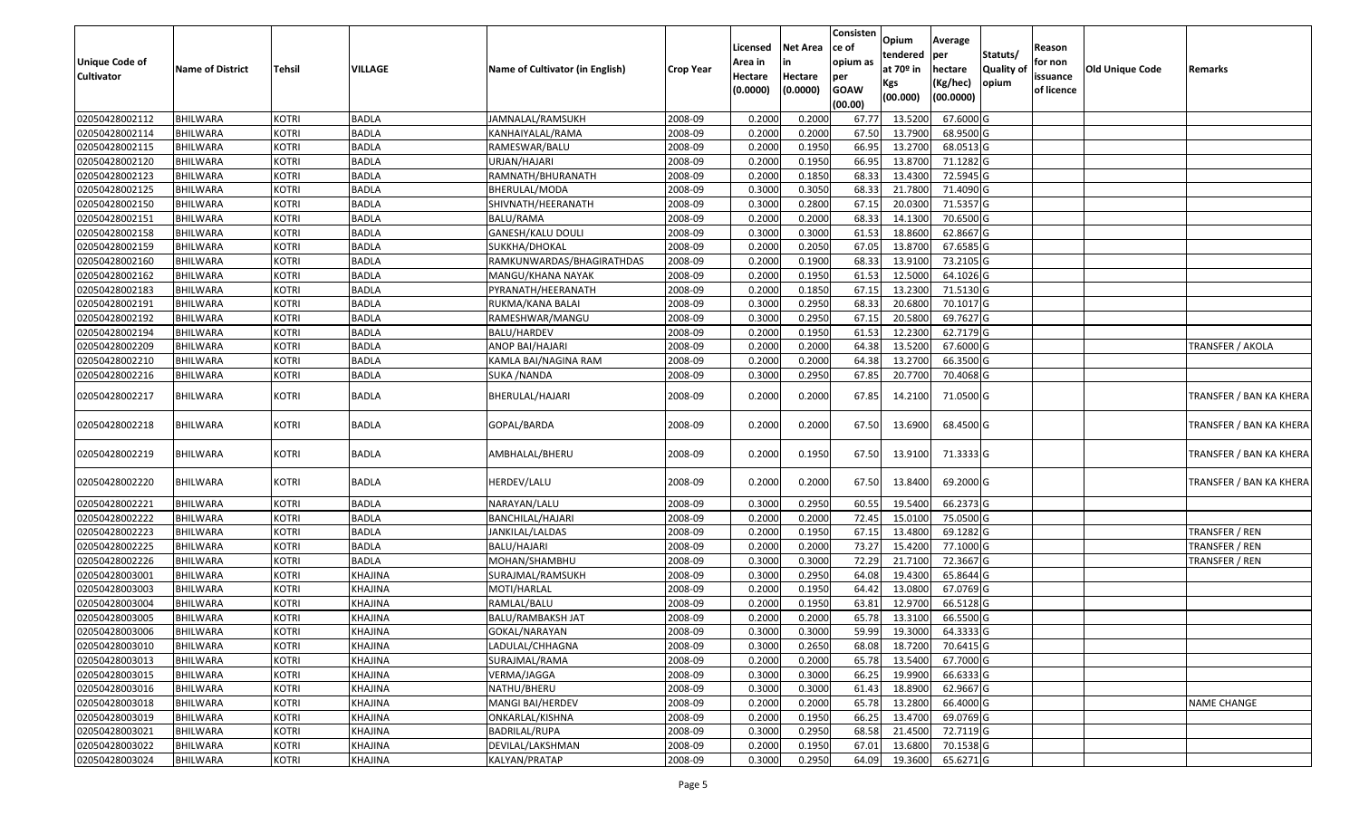| Unique Code of Cultivator | Name of District | Tehsil | VILLAGE | Name of Cultivator (in English) | Crop Year | Licensed Area in Hectare (0.0000) | Net Area in Hectare (0.0000) | Consistence of opium as per GOAW (00.00) | Opium tendered at 70º in Kgs (00.000) | Average per hectare (Kg/hec) (00.0000) | Statuts/ Quality of opium | Reason for non issuance of licence | Old Unique Code | Remarks |
|---|---|---|---|---|---|---|---|---|---|---|---|---|---|---|
| 02050428002112 | BHILWARA | KOTRI | BADLA | JAMNALAL/RAMSUKH | 2008-09 | 0.2000 | 0.2000 | 67.77 | 13.5200 | 67.6000 | G | | | |
| 02050428002114 | BHILWARA | KOTRI | BADLA | KANHAIYALAL/RAMA | 2008-09 | 0.2000 | 0.2000 | 67.50 | 13.7900 | 68.9500 | G | | | |
| 02050428002115 | BHILWARA | KOTRI | BADLA | RAMESWAR/BALU | 2008-09 | 0.2000 | 0.1950 | 66.95 | 13.2700 | 68.0513 | G | | | |
| 02050428002120 | BHILWARA | KOTRI | BADLA | URJAN/HAJARI | 2008-09 | 0.2000 | 0.1950 | 66.95 | 13.8700 | 71.1282 | G | | | |
| 02050428002123 | BHILWARA | KOTRI | BADLA | RAMNATH/BHURANATH | 2008-09 | 0.2000 | 0.1850 | 68.33 | 13.4300 | 72.5945 | G | | | |
| 02050428002125 | BHILWARA | KOTRI | BADLA | BHERULAL/MODA | 2008-09 | 0.3000 | 0.3050 | 68.33 | 21.7800 | 71.4090 | G | | | |
| 02050428002150 | BHILWARA | KOTRI | BADLA | SHIVNATH/HEERANATH | 2008-09 | 0.3000 | 0.2800 | 67.15 | 20.0300 | 71.5357 | G | | | |
| 02050428002151 | BHILWARA | KOTRI | BADLA | BALU/RAMA | 2008-09 | 0.2000 | 0.2000 | 68.33 | 14.1300 | 70.6500 | G | | | |
| 02050428002158 | BHILWARA | KOTRI | BADLA | GANESH/KALU DOULI | 2008-09 | 0.3000 | 0.3000 | 61.53 | 18.8600 | 62.8667 | G | | | |
| 02050428002159 | BHILWARA | KOTRI | BADLA | SUKKHA/DHOKAL | 2008-09 | 0.2000 | 0.2050 | 67.05 | 13.8700 | 67.6585 | G | | | |
| 02050428002160 | BHILWARA | KOTRI | BADLA | RAMKUNWARDAS/BHAGIRATHDAS | 2008-09 | 0.2000 | 0.1900 | 68.33 | 13.9100 | 73.2105 | G | | | |
| 02050428002162 | BHILWARA | KOTRI | BADLA | MANGU/KHANA NAYAK | 2008-09 | 0.2000 | 0.1950 | 61.53 | 12.5000 | 64.1026 | G | | | |
| 02050428002183 | BHILWARA | KOTRI | BADLA | PYRANATH/HEERANATH | 2008-09 | 0.2000 | 0.1850 | 67.15 | 13.2300 | 71.5130 | G | | | |
| 02050428002191 | BHILWARA | KOTRI | BADLA | RUKMA/KANA BALAI | 2008-09 | 0.3000 | 0.2950 | 68.33 | 20.6800 | 70.1017 | G | | | |
| 02050428002192 | BHILWARA | KOTRI | BADLA | RAMESHWAR/MANGU | 2008-09 | 0.3000 | 0.2950 | 67.15 | 20.5800 | 69.7627 | G | | | |
| 02050428002194 | BHILWARA | KOTRI | BADLA | BALU/HARDEV | 2008-09 | 0.2000 | 0.1950 | 61.53 | 12.2300 | 62.7179 | G | | | |
| 02050428002209 | BHILWARA | KOTRI | BADLA | ANOP BAI/HAJARI | 2008-09 | 0.2000 | 0.2000 | 64.38 | 13.5200 | 67.6000 | G | | | TRANSFER / AKOLA |
| 02050428002210 | BHILWARA | KOTRI | BADLA | KAMLA BAI/NAGINA RAM | 2008-09 | 0.2000 | 0.2000 | 64.38 | 13.2700 | 66.3500 | G | | | |
| 02050428002216 | BHILWARA | KOTRI | BADLA | SUKA /NANDA | 2008-09 | 0.3000 | 0.2950 | 67.85 | 20.7700 | 70.4068 | G | | | |
| 02050428002217 | BHILWARA | KOTRI | BADLA | BHERULAL/HAJARI | 2008-09 | 0.2000 | 0.2000 | 67.85 | 14.2100 | 71.0500 | G | | | TRANSFER / BAN KA KHERA |
| 02050428002218 | BHILWARA | KOTRI | BADLA | GOPAL/BARDA | 2008-09 | 0.2000 | 0.2000 | 67.50 | 13.6900 | 68.4500 | G | | | TRANSFER / BAN KA KHERA |
| 02050428002219 | BHILWARA | KOTRI | BADLA | AMBHALAL/BHERU | 2008-09 | 0.2000 | 0.1950 | 67.50 | 13.9100 | 71.3333 | G | | | TRANSFER / BAN KA KHERA |
| 02050428002220 | BHILWARA | KOTRI | BADLA | HERDEV/LALU | 2008-09 | 0.2000 | 0.2000 | 67.50 | 13.8400 | 69.2000 | G | | | TRANSFER / BAN KA KHERA |
| 02050428002221 | BHILWARA | KOTRI | BADLA | NARAYAN/LALU | 2008-09 | 0.3000 | 0.2950 | 60.55 | 19.5400 | 66.2373 | G | | | |
| 02050428002222 | BHILWARA | KOTRI | BADLA | BANCHILAL/HAJARI | 2008-09 | 0.2000 | 0.2000 | 72.45 | 15.0100 | 75.0500 | G | | | |
| 02050428002223 | BHILWARA | KOTRI | BADLA | JANKILAL/LALDAS | 2008-09 | 0.2000 | 0.1950 | 67.15 | 13.4800 | 69.1282 | G | | | TRANSFER / REN |
| 02050428002225 | BHILWARA | KOTRI | BADLA | BALU/HAJARI | 2008-09 | 0.2000 | 0.2000 | 73.27 | 15.4200 | 77.1000 | G | | | TRANSFER / REN |
| 02050428002226 | BHILWARA | KOTRI | BADLA | MOHAN/SHAMBHU | 2008-09 | 0.3000 | 0.3000 | 72.29 | 21.7100 | 72.3667 | G | | | TRANSFER / REN |
| 02050428003001 | BHILWARA | KOTRI | KHAJINA | SURAJMAL/RAMSUKH | 2008-09 | 0.3000 | 0.2950 | 64.08 | 19.4300 | 65.8644 | G | | | |
| 02050428003003 | BHILWARA | KOTRI | KHAJINA | MOTI/HARLAL | 2008-09 | 0.2000 | 0.1950 | 64.42 | 13.0800 | 67.0769 | G | | | |
| 02050428003004 | BHILWARA | KOTRI | KHAJINA | RAMLAL/BALU | 2008-09 | 0.2000 | 0.1950 | 63.81 | 12.9700 | 66.5128 | G | | | |
| 02050428003005 | BHILWARA | KOTRI | KHAJINA | BALU/RAMBAKSH JAT | 2008-09 | 0.2000 | 0.2000 | 65.78 | 13.3100 | 66.5500 | G | | | |
| 02050428003006 | BHILWARA | KOTRI | KHAJINA | GOKAL/NARAYAN | 2008-09 | 0.3000 | 0.3000 | 59.99 | 19.3000 | 64.3333 | G | | | |
| 02050428003010 | BHILWARA | KOTRI | KHAJINA | LADULAL/CHHAGNA | 2008-09 | 0.3000 | 0.2650 | 68.08 | 18.7200 | 70.6415 | G | | | |
| 02050428003013 | BHILWARA | KOTRI | KHAJINA | SURAJMAL/RAMA | 2008-09 | 0.2000 | 0.2000 | 65.78 | 13.5400 | 67.7000 | G | | | |
| 02050428003015 | BHILWARA | KOTRI | KHAJINA | VERMA/JAGGA | 2008-09 | 0.3000 | 0.3000 | 66.25 | 19.9900 | 66.6333 | G | | | |
| 02050428003016 | BHILWARA | KOTRI | KHAJINA | NATHU/BHERU | 2008-09 | 0.3000 | 0.3000 | 61.43 | 18.8900 | 62.9667 | G | | | |
| 02050428003018 | BHILWARA | KOTRI | KHAJINA | MANGI BAI/HERDEV | 2008-09 | 0.2000 | 0.2000 | 65.78 | 13.2800 | 66.4000 | G | | | NAME CHANGE |
| 02050428003019 | BHILWARA | KOTRI | KHAJINA | ONKARLAL/KISHNA | 2008-09 | 0.2000 | 0.1950 | 66.25 | 13.4700 | 69.0769 | G | | | |
| 02050428003021 | BHILWARA | KOTRI | KHAJINA | BADRILAL/RUPA | 2008-09 | 0.3000 | 0.2950 | 68.58 | 21.4500 | 72.7119 | G | | | |
| 02050428003022 | BHILWARA | KOTRI | KHAJINA | DEVILAL/LAKSHMAN | 2008-09 | 0.2000 | 0.1950 | 67.01 | 13.6800 | 70.1538 | G | | | |
| 02050428003024 | BHILWARA | KOTRI | KHAJINA | KALYAN/PRATAP | 2008-09 | 0.3000 | 0.2950 | 64.09 | 19.3600 | 65.6271 | G | | | |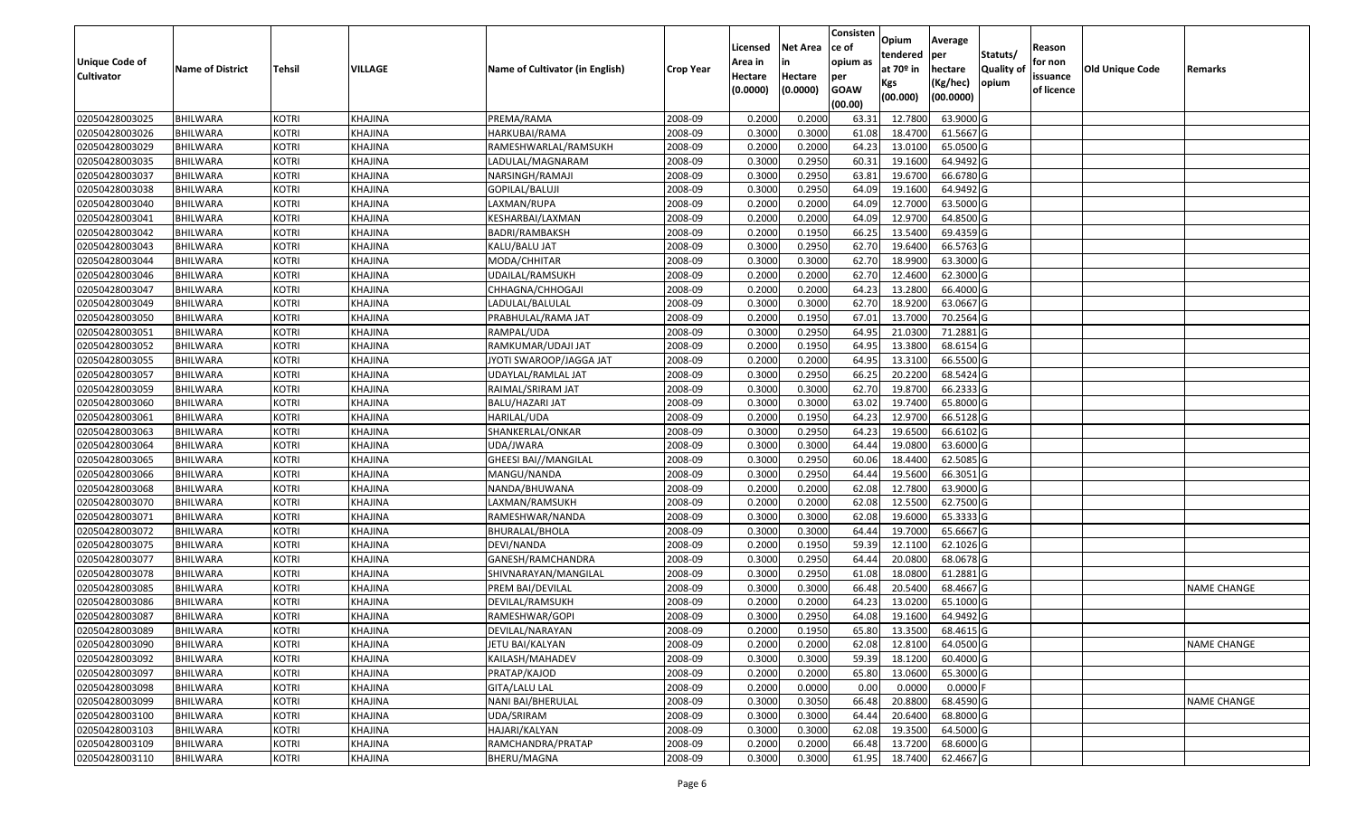| Unique Code of Cultivator | Name of District | Tehsil | VILLAGE | Name of Cultivator (in English) | Crop Year | Licensed Area in Hectare (0.0000) | Net Area in Hectare (0.0000) | Consistence of opium as per GOAW (00.00) | Opium tendered at 70º in Kgs (00.000) | Average per hectare (Kg/hec) (00.0000) | Statuts/ Quality of opium | Reason for non issuance of licence | Old Unique Code | Remarks |
|---|---|---|---|---|---|---|---|---|---|---|---|---|---|---|
| 02050428003025 | BHILWARA | KOTRI | KHAJINA | PREMA/RAMA | 2008-09 | 0.2000 | 0.2000 | 63.31 | 12.7800 | 63.9000 | G | | | |
| 02050428003026 | BHILWARA | KOTRI | KHAJINA | HARKUBAI/RAMA | 2008-09 | 0.3000 | 0.3000 | 61.08 | 18.4700 | 61.5667 | G | | | |
| 02050428003029 | BHILWARA | KOTRI | KHAJINA | RAMESHWARLAL/RAMSUKH | 2008-09 | 0.2000 | 0.2000 | 64.23 | 13.0100 | 65.0500 | G | | | |
| 02050428003035 | BHILWARA | KOTRI | KHAJINA | LADULAL/MAGNARAM | 2008-09 | 0.3000 | 0.2950 | 60.31 | 19.1600 | 64.9492 | G | | | |
| 02050428003037 | BHILWARA | KOTRI | KHAJINA | NARSINGH/RAMAJI | 2008-09 | 0.3000 | 0.2950 | 63.81 | 19.6700 | 66.6780 | G | | | |
| 02050428003038 | BHILWARA | KOTRI | KHAJINA | GOPILAL/BALUJI | 2008-09 | 0.3000 | 0.2950 | 64.09 | 19.1600 | 64.9492 | G | | | |
| 02050428003040 | BHILWARA | KOTRI | KHAJINA | LAXMAN/RUPA | 2008-09 | 0.2000 | 0.2000 | 64.09 | 12.7000 | 63.5000 | G | | | |
| 02050428003041 | BHILWARA | KOTRI | KHAJINA | KESHARBAI/LAXMAN | 2008-09 | 0.2000 | 0.2000 | 64.09 | 12.9700 | 64.8500 | G | | | |
| 02050428003042 | BHILWARA | KOTRI | KHAJINA | BADRI/RAMBAKSH | 2008-09 | 0.2000 | 0.1950 | 66.25 | 13.5400 | 69.4359 | G | | | |
| 02050428003043 | BHILWARA | KOTRI | KHAJINA | KALU/BALU JAT | 2008-09 | 0.3000 | 0.2950 | 62.70 | 19.6400 | 66.5763 | G | | | |
| 02050428003044 | BHILWARA | KOTRI | KHAJINA | MODA/CHHITAR | 2008-09 | 0.3000 | 0.3000 | 62.70 | 18.9900 | 63.3000 | G | | | |
| 02050428003046 | BHILWARA | KOTRI | KHAJINA | UDAILAL/RAMSUKH | 2008-09 | 0.2000 | 0.2000 | 62.70 | 12.4600 | 62.3000 | G | | | |
| 02050428003047 | BHILWARA | KOTRI | KHAJINA | CHHAGNA/CHHOGAJI | 2008-09 | 0.2000 | 0.2000 | 64.23 | 13.2800 | 66.4000 | G | | | |
| 02050428003049 | BHILWARA | KOTRI | KHAJINA | LADULAL/BALULAL | 2008-09 | 0.3000 | 0.3000 | 62.70 | 18.9200 | 63.0667 | G | | | |
| 02050428003050 | BHILWARA | KOTRI | KHAJINA | PRABHULAL/RAMA JAT | 2008-09 | 0.2000 | 0.1950 | 67.01 | 13.7000 | 70.2564 | G | | | |
| 02050428003051 | BHILWARA | KOTRI | KHAJINA | RAMPAL/UDA | 2008-09 | 0.3000 | 0.2950 | 64.95 | 21.0300 | 71.2881 | G | | | |
| 02050428003052 | BHILWARA | KOTRI | KHAJINA | RAMKUMAR/UDAJI JAT | 2008-09 | 0.2000 | 0.1950 | 64.95 | 13.3800 | 68.6154 | G | | | |
| 02050428003055 | BHILWARA | KOTRI | KHAJINA | JYOTI SWAROOP/JAGGA JAT | 2008-09 | 0.2000 | 0.2000 | 64.95 | 13.3100 | 66.5500 | G | | | |
| 02050428003057 | BHILWARA | KOTRI | KHAJINA | UDAYLAL/RAMLAL JAT | 2008-09 | 0.3000 | 0.2950 | 66.25 | 20.2200 | 68.5424 | G | | | |
| 02050428003059 | BHILWARA | KOTRI | KHAJINA | RAIMAL/SRIRAM JAT | 2008-09 | 0.3000 | 0.3000 | 62.70 | 19.8700 | 66.2333 | G | | | |
| 02050428003060 | BHILWARA | KOTRI | KHAJINA | BALU/HAZARI JAT | 2008-09 | 0.3000 | 0.3000 | 63.02 | 19.7400 | 65.8000 | G | | | |
| 02050428003061 | BHILWARA | KOTRI | KHAJINA | HARILAL/UDA | 2008-09 | 0.2000 | 0.1950 | 64.23 | 12.9700 | 66.5128 | G | | | |
| 02050428003063 | BHILWARA | KOTRI | KHAJINA | SHANKERLAL/ONKAR | 2008-09 | 0.3000 | 0.2950 | 64.23 | 19.6500 | 66.6102 | G | | | |
| 02050428003064 | BHILWARA | KOTRI | KHAJINA | UDA/JWARA | 2008-09 | 0.3000 | 0.3000 | 64.44 | 19.0800 | 63.6000 | G | | | |
| 02050428003065 | BHILWARA | KOTRI | KHAJINA | GHEESI BAI//MANGILAL | 2008-09 | 0.3000 | 0.2950 | 60.06 | 18.4400 | 62.5085 | G | | | |
| 02050428003066 | BHILWARA | KOTRI | KHAJINA | MANGU/NANDA | 2008-09 | 0.3000 | 0.2950 | 64.44 | 19.5600 | 66.3051 | G | | | |
| 02050428003068 | BHILWARA | KOTRI | KHAJINA | NANDA/BHUWANA | 2008-09 | 0.2000 | 0.2000 | 62.08 | 12.7800 | 63.9000 | G | | | |
| 02050428003070 | BHILWARA | KOTRI | KHAJINA | LAXMAN/RAMSUKH | 2008-09 | 0.2000 | 0.2000 | 62.08 | 12.5500 | 62.7500 | G | | | |
| 02050428003071 | BHILWARA | KOTRI | KHAJINA | RAMESHWAR/NANDA | 2008-09 | 0.3000 | 0.3000 | 62.08 | 19.6000 | 65.3333 | G | | | |
| 02050428003072 | BHILWARA | KOTRI | KHAJINA | BHURALAL/BHOLA | 2008-09 | 0.3000 | 0.3000 | 64.44 | 19.7000 | 65.6667 | G | | | |
| 02050428003075 | BHILWARA | KOTRI | KHAJINA | DEVI/NANDA | 2008-09 | 0.2000 | 0.1950 | 59.39 | 12.1100 | 62.1026 | G | | | |
| 02050428003077 | BHILWARA | KOTRI | KHAJINA | GANESH/RAMCHANDRA | 2008-09 | 0.3000 | 0.2950 | 64.44 | 20.0800 | 68.0678 | G | | | |
| 02050428003078 | BHILWARA | KOTRI | KHAJINA | SHIVNARAYAN/MANGILAL | 2008-09 | 0.3000 | 0.2950 | 61.08 | 18.0800 | 61.2881 | G | | | |
| 02050428003085 | BHILWARA | KOTRI | KHAJINA | PREM BAI/DEVILAL | 2008-09 | 0.3000 | 0.3000 | 66.48 | 20.5400 | 68.4667 | G | | | NAME CHANGE |
| 02050428003086 | BHILWARA | KOTRI | KHAJINA | DEVILAL/RAMSUKH | 2008-09 | 0.2000 | 0.2000 | 64.23 | 13.0200 | 65.1000 | G | | | |
| 02050428003087 | BHILWARA | KOTRI | KHAJINA | RAMESHWAR/GOPI | 2008-09 | 0.3000 | 0.2950 | 64.08 | 19.1600 | 64.9492 | G | | | |
| 02050428003089 | BHILWARA | KOTRI | KHAJINA | DEVILAL/NARAYAN | 2008-09 | 0.2000 | 0.1950 | 65.80 | 13.3500 | 68.4615 | G | | | |
| 02050428003090 | BHILWARA | KOTRI | KHAJINA | JETU BAI/KALYAN | 2008-09 | 0.2000 | 0.2000 | 62.08 | 12.8100 | 64.0500 | G | | | NAME CHANGE |
| 02050428003092 | BHILWARA | KOTRI | KHAJINA | KAILASH/MAHADEV | 2008-09 | 0.3000 | 0.3000 | 59.39 | 18.1200 | 60.4000 | G | | | |
| 02050428003097 | BHILWARA | KOTRI | KHAJINA | PRATAP/KAJOD | 2008-09 | 0.2000 | 0.2000 | 65.80 | 13.0600 | 65.3000 | G | | | |
| 02050428003098 | BHILWARA | KOTRI | KHAJINA | GITA/LALU LAL | 2008-09 | 0.2000 | 0.0000 | 0.00 | 0.0000 | 0.0000 | F | | | |
| 02050428003099 | BHILWARA | KOTRI | KHAJINA | NANI BAI/BHERULAL | 2008-09 | 0.3000 | 0.3050 | 66.48 | 20.8800 | 68.4590 | G | | | NAME CHANGE |
| 02050428003100 | BHILWARA | KOTRI | KHAJINA | UDA/SRIRAM | 2008-09 | 0.3000 | 0.3000 | 64.44 | 20.6400 | 68.8000 | G | | | |
| 02050428003103 | BHILWARA | KOTRI | KHAJINA | HAJARI/KALYAN | 2008-09 | 0.3000 | 0.3000 | 62.08 | 19.3500 | 64.5000 | G | | | |
| 02050428003109 | BHILWARA | KOTRI | KHAJINA | RAMCHANDRA/PRATAP | 2008-09 | 0.2000 | 0.2000 | 66.48 | 13.7200 | 68.6000 | G | | | |
| 02050428003110 | BHILWARA | KOTRI | KHAJINA | BHERU/MAGNA | 2008-09 | 0.3000 | 0.3000 | 61.95 | 18.7400 | 62.4667 | G | | | |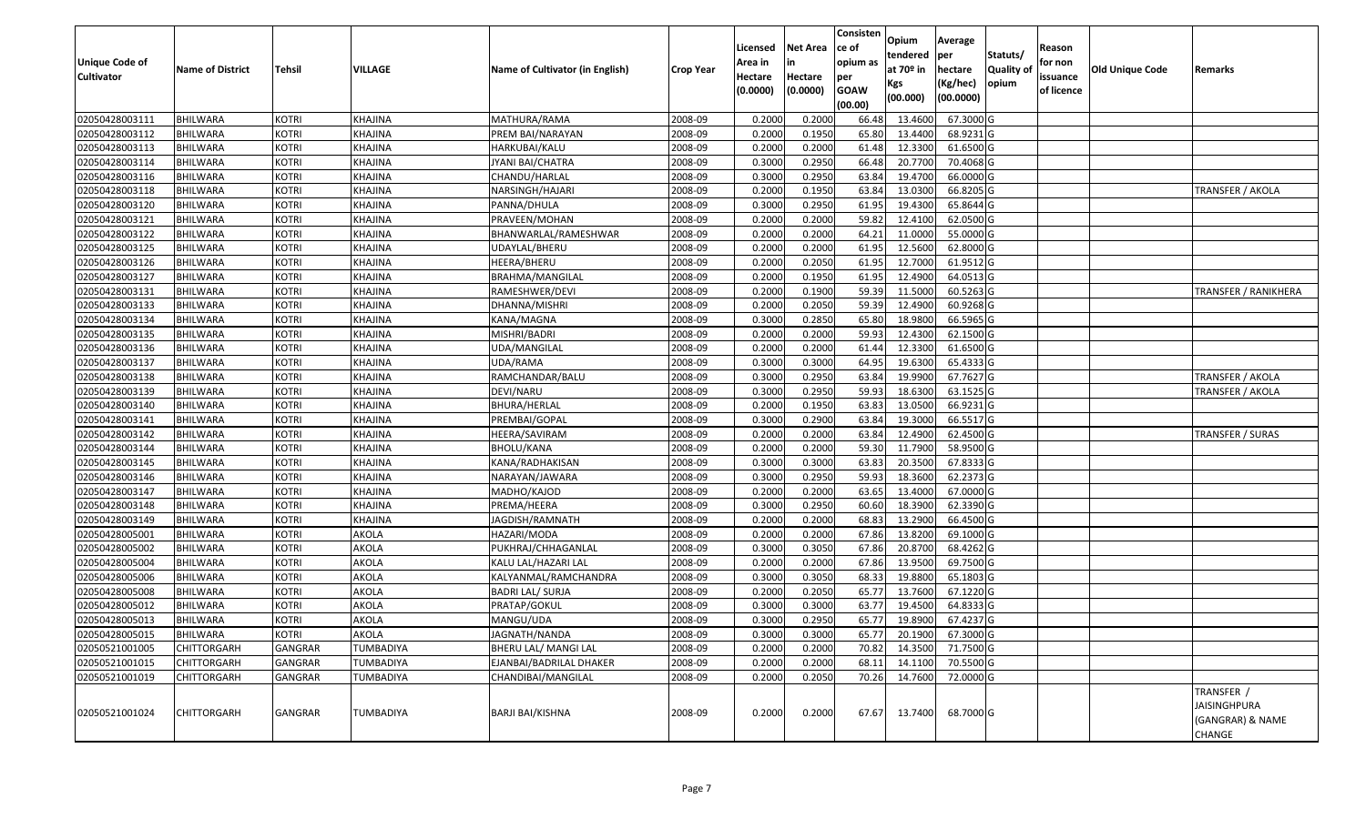| Unique Code of Cultivator | Name of District | Tehsil | VILLAGE | Name of Cultivator (in English) | Crop Year | Licensed Area in Hectare (0.0000) | Net Area in Hectare (0.0000) | Consistence of opium as per GOAW (00.00) | Opium tendered at 70º in Kgs (00.000) | Average per hectare (Kg/hec) (00.0000) | Statuts/ Quality of opium | Reason for non issuance of licence | Old Unique Code | Remarks |
|---|---|---|---|---|---|---|---|---|---|---|---|---|---|---|
| 02050428003111 | BHILWARA | KOTRI | KHAJINA | MATHURA/RAMA | 2008-09 | 0.2000 | 0.2000 | 66.48 | 13.4600 | 67.3000 | G | | | |
| 02050428003112 | BHILWARA | KOTRI | KHAJINA | PREM BAI/NARAYAN | 2008-09 | 0.2000 | 0.1950 | 65.80 | 13.4400 | 68.9231 | G | | | |
| 02050428003113 | BHILWARA | KOTRI | KHAJINA | HARKUBAI/KALU | 2008-09 | 0.2000 | 0.2000 | 61.48 | 12.3300 | 61.6500 | G | | | |
| 02050428003114 | BHILWARA | KOTRI | KHAJINA | JYANI BAI/CHATRA | 2008-09 | 0.3000 | 0.2950 | 66.48 | 20.7700 | 70.4068 | G | | | |
| 02050428003116 | BHILWARA | KOTRI | KHAJINA | CHANDU/HARLAL | 2008-09 | 0.3000 | 0.2950 | 63.84 | 19.4700 | 66.0000 | G | | | |
| 02050428003118 | BHILWARA | KOTRI | KHAJINA | NARSINGH/HAJARI | 2008-09 | 0.2000 | 0.1950 | 63.84 | 13.0300 | 66.8205 | G | | | TRANSFER / AKOLA |
| 02050428003120 | BHILWARA | KOTRI | KHAJINA | PANNA/DHULA | 2008-09 | 0.3000 | 0.2950 | 61.95 | 19.4300 | 65.8644 | G | | | |
| 02050428003121 | BHILWARA | KOTRI | KHAJINA | PRAVEEN/MOHAN | 2008-09 | 0.2000 | 0.2000 | 59.82 | 12.4100 | 62.0500 | G | | | |
| 02050428003122 | BHILWARA | KOTRI | KHAJINA | BHANWARLAL/RAMESHWAR | 2008-09 | 0.2000 | 0.2000 | 64.21 | 11.0000 | 55.0000 | G | | | |
| 02050428003125 | BHILWARA | KOTRI | KHAJINA | UDAYLAL/BHERU | 2008-09 | 0.2000 | 0.2000 | 61.95 | 12.5600 | 62.8000 | G | | | |
| 02050428003126 | BHILWARA | KOTRI | KHAJINA | HEERA/BHERU | 2008-09 | 0.2000 | 0.2050 | 61.95 | 12.7000 | 61.9512 | G | | | |
| 02050428003127 | BHILWARA | KOTRI | KHAJINA | BRAHMA/MANGILAL | 2008-09 | 0.2000 | 0.1950 | 61.95 | 12.4900 | 64.0513 | G | | | |
| 02050428003131 | BHILWARA | KOTRI | KHAJINA | RAMESHWER/DEVI | 2008-09 | 0.2000 | 0.1900 | 59.39 | 11.5000 | 60.5263 | G | | | TRANSFER / RANIKHERA |
| 02050428003133 | BHILWARA | KOTRI | KHAJINA | DHANNA/MISHRI | 2008-09 | 0.2000 | 0.2050 | 59.39 | 12.4900 | 60.9268 | G | | | |
| 02050428003134 | BHILWARA | KOTRI | KHAJINA | KANA/MAGNA | 2008-09 | 0.3000 | 0.2850 | 65.80 | 18.9800 | 66.5965 | G | | | |
| 02050428003135 | BHILWARA | KOTRI | KHAJINA | MISHRI/BADRI | 2008-09 | 0.2000 | 0.2000 | 59.93 | 12.4300 | 62.1500 | G | | | |
| 02050428003136 | BHILWARA | KOTRI | KHAJINA | UDA/MANGILAL | 2008-09 | 0.2000 | 0.2000 | 61.44 | 12.3300 | 61.6500 | G | | | |
| 02050428003137 | BHILWARA | KOTRI | KHAJINA | UDA/RAMA | 2008-09 | 0.3000 | 0.3000 | 64.95 | 19.6300 | 65.4333 | G | | | |
| 02050428003138 | BHILWARA | KOTRI | KHAJINA | RAMCHANDAR/BALU | 2008-09 | 0.3000 | 0.2950 | 63.84 | 19.9900 | 67.7627 | G | | | TRANSFER / AKOLA |
| 02050428003139 | BHILWARA | KOTRI | KHAJINA | DEVI/NARU | 2008-09 | 0.3000 | 0.2950 | 59.93 | 18.6300 | 63.1525 | G | | | TRANSFER / AKOLA |
| 02050428003140 | BHILWARA | KOTRI | KHAJINA | BHURA/HERLAL | 2008-09 | 0.2000 | 0.1950 | 63.83 | 13.0500 | 66.9231 | G | | | |
| 02050428003141 | BHILWARA | KOTRI | KHAJINA | PREMBAI/GOPAL | 2008-09 | 0.3000 | 0.2900 | 63.84 | 19.3000 | 66.5517 | G | | | |
| 02050428003142 | BHILWARA | KOTRI | KHAJINA | HEERA/SAVIRAM | 2008-09 | 0.2000 | 0.2000 | 63.84 | 12.4900 | 62.4500 | G | | | TRANSFER / SURAS |
| 02050428003144 | BHILWARA | KOTRI | KHAJINA | BHOLU/KANA | 2008-09 | 0.2000 | 0.2000 | 59.30 | 11.7900 | 58.9500 | G | | | |
| 02050428003145 | BHILWARA | KOTRI | KHAJINA | KANA/RADHAKISAN | 2008-09 | 0.3000 | 0.3000 | 63.83 | 20.3500 | 67.8333 | G | | | |
| 02050428003146 | BHILWARA | KOTRI | KHAJINA | NARAYAN/JAWARA | 2008-09 | 0.3000 | 0.2950 | 59.93 | 18.3600 | 62.2373 | G | | | |
| 02050428003147 | BHILWARA | KOTRI | KHAJINA | MADHO/KAJOD | 2008-09 | 0.2000 | 0.2000 | 63.65 | 13.4000 | 67.0000 | G | | | |
| 02050428003148 | BHILWARA | KOTRI | KHAJINA | PREMA/HEERA | 2008-09 | 0.3000 | 0.2950 | 60.60 | 18.3900 | 62.3390 | G | | | |
| 02050428003149 | BHILWARA | KOTRI | KHAJINA | JAGDISH/RAMNATH | 2008-09 | 0.2000 | 0.2000 | 68.83 | 13.2900 | 66.4500 | G | | | |
| 02050428005001 | BHILWARA | KOTRI | AKOLA | HAZARI/MODA | 2008-09 | 0.2000 | 0.2000 | 67.86 | 13.8200 | 69.1000 | G | | | |
| 02050428005002 | BHILWARA | KOTRI | AKOLA | PUKHRAJ/CHHAGANLAL | 2008-09 | 0.3000 | 0.3050 | 67.86 | 20.8700 | 68.4262 | G | | | |
| 02050428005004 | BHILWARA | KOTRI | AKOLA | KALU LAL/HAZARI LAL | 2008-09 | 0.2000 | 0.2000 | 67.86 | 13.9500 | 69.7500 | G | | | |
| 02050428005006 | BHILWARA | KOTRI | AKOLA | KALYANMAL/RAMCHANDRA | 2008-09 | 0.3000 | 0.3050 | 68.33 | 19.8800 | 65.1803 | G | | | |
| 02050428005008 | BHILWARA | KOTRI | AKOLA | BADRI LAL/ SURJA | 2008-09 | 0.2000 | 0.2050 | 65.77 | 13.7600 | 67.1220 | G | | | |
| 02050428005012 | BHILWARA | KOTRI | AKOLA | PRATAP/GOKUL | 2008-09 | 0.3000 | 0.3000 | 63.77 | 19.4500 | 64.8333 | G | | | |
| 02050428005013 | BHILWARA | KOTRI | AKOLA | MANGU/UDA | 2008-09 | 0.3000 | 0.2950 | 65.77 | 19.8900 | 67.4237 | G | | | |
| 02050428005015 | BHILWARA | KOTRI | AKOLA | JAGNATH/NANDA | 2008-09 | 0.3000 | 0.3000 | 65.77 | 20.1900 | 67.3000 | G | | | |
| 02050521001005 | CHITTORGARH | GANGRAR | TUMBADIYA | BHERU LAL/ MANGI LAL | 2008-09 | 0.2000 | 0.2000 | 70.82 | 14.3500 | 71.7500 | G | | | |
| 02050521001015 | CHITTORGARH | GANGRAR | TUMBADIYA | EJANBAI/BADRILAL DHAKER | 2008-09 | 0.2000 | 0.2000 | 68.11 | 14.1100 | 70.5500 | G | | | |
| 02050521001019 | CHITTORGARH | GANGRAR | TUMBADIYA | CHANDIBAI/MANGILAL | 2008-09 | 0.2000 | 0.2050 | 70.26 | 14.7600 | 72.0000 | G | | | |
| 02050521001024 | CHITTORGARH | GANGRAR | TUMBADIYA | BARJI BAI/KISHNA | 2008-09 | 0.2000 | 0.2000 | 67.67 | 13.7400 | 68.7000 | G | | | TRANSFER / JAISINGHPURA (GANGRAR) & NAME CHANGE |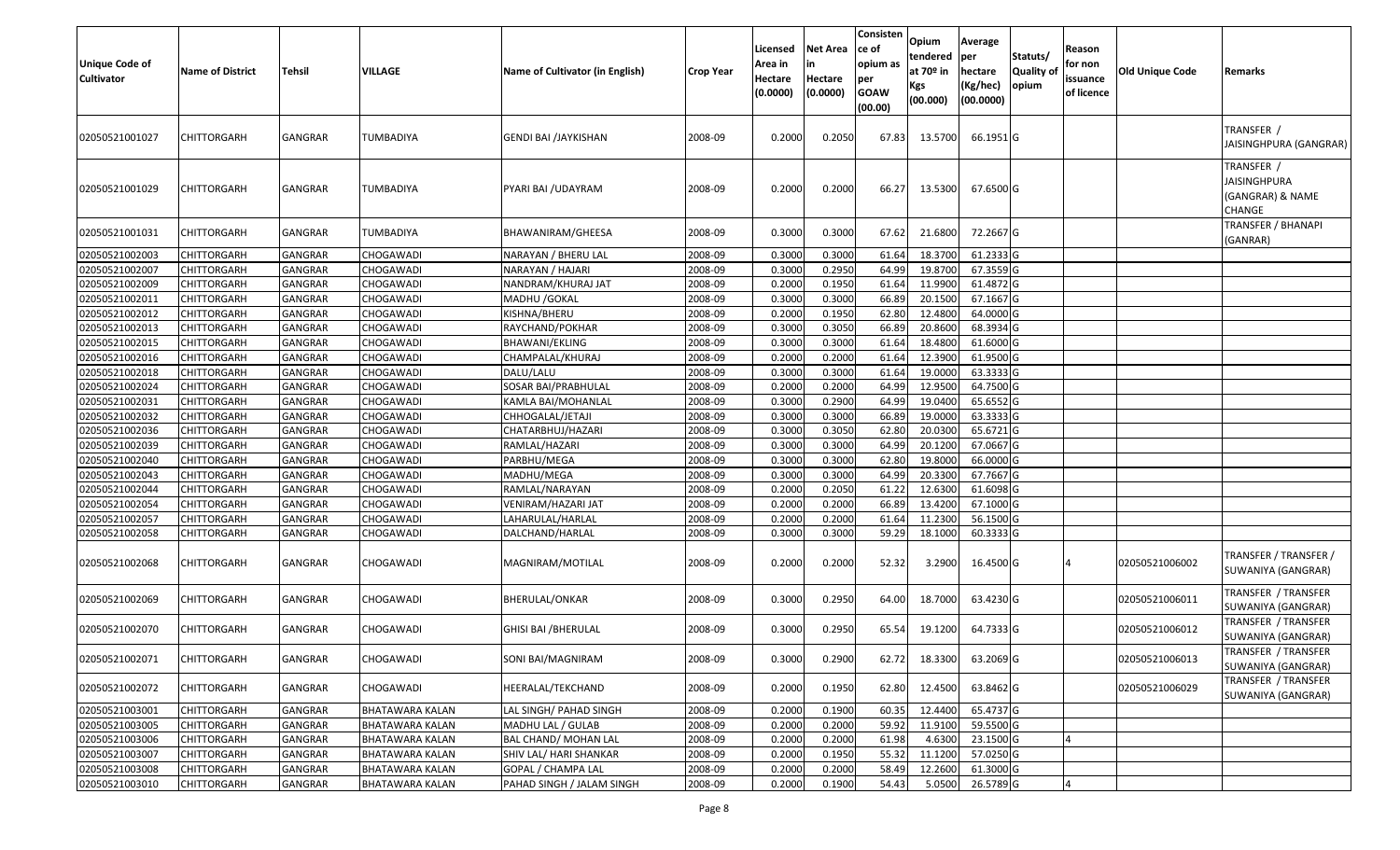| Unique Code of Cultivator | Name of District | Tehsil | VILLAGE | Name of Cultivator (in English) | Crop Year | Licensed Area in Hectare (0.0000) | Net Area in Hectare (0.0000) | Consisten ce of opium as per GOAW (00.00) | Opium tendered at 70º in Kgs (00.000) | Average per hectare (Kg/hec) (00.0000) | Statuts/ Quality of opium | Reason for non issuance of licence | Old Unique Code | Remarks |
|---|---|---|---|---|---|---|---|---|---|---|---|---|---|---|
| 02050521001027 | CHITTORGARH | GANGRAR | TUMBADIYA | GENDI BAI /JAYKISHAN | 2008-09 | 0.2000 | 0.2050 | 67.83 | 13.5700 | 66.1951 | G | | | TRANSFER / JAISINGHPURA (GANGRAR) |
| 02050521001029 | CHITTORGARH | GANGRAR | TUMBADIYA | PYARI BAI /UDAYRAM | 2008-09 | 0.2000 | 0.2000 | 66.27 | 13.5300 | 67.6500 | G | | | TRANSFER / JAISINGHPURA (GANGRAR) & NAME CHANGE |
| 02050521001031 | CHITTORGARH | GANGRAR | TUMBADIYA | BHAWANIRAM/GHEESA | 2008-09 | 0.3000 | 0.3000 | 67.62 | 21.6800 | 72.2667 | G | | | TRANSFER / BHANAPI (GANRAR) |
| 02050521002003 | CHITTORGARH | GANGRAR | CHOGAWADI | NARAYAN / BHERU LAL | 2008-09 | 0.3000 | 0.3000 | 61.64 | 18.3700 | 61.2333 | G | | | |
| 02050521002007 | CHITTORGARH | GANGRAR | CHOGAWADI | NARAYAN / HAJARI | 2008-09 | 0.3000 | 0.2950 | 64.99 | 19.8700 | 67.3559 | G | | | |
| 02050521002009 | CHITTORGARH | GANGRAR | CHOGAWADI | NANDRAM/KHURAJ JAT | 2008-09 | 0.2000 | 0.1950 | 61.64 | 11.9900 | 61.4872 | G | | | |
| 02050521002011 | CHITTORGARH | GANGRAR | CHOGAWADI | MADHU /GOKAL | 2008-09 | 0.3000 | 0.3000 | 66.89 | 20.1500 | 67.1667 | G | | | |
| 02050521002012 | CHITTORGARH | GANGRAR | CHOGAWADI | KISHNA/BHERU | 2008-09 | 0.2000 | 0.1950 | 62.80 | 12.4800 | 64.0000 | G | | | |
| 02050521002013 | CHITTORGARH | GANGRAR | CHOGAWADI | RAYCHAND/POKHAR | 2008-09 | 0.3000 | 0.3050 | 66.89 | 20.8600 | 68.3934 | G | | | |
| 02050521002015 | CHITTORGARH | GANGRAR | CHOGAWADI | BHAWANI/EKLING | 2008-09 | 0.3000 | 0.3000 | 61.64 | 18.4800 | 61.6000 | G | | | |
| 02050521002016 | CHITTORGARH | GANGRAR | CHOGAWADI | CHAMPALAL/KHURAJ | 2008-09 | 0.2000 | 0.2000 | 61.64 | 12.3900 | 61.9500 | G | | | |
| 02050521002018 | CHITTORGARH | GANGRAR | CHOGAWADI | DALU/LALU | 2008-09 | 0.3000 | 0.3000 | 61.64 | 19.0000 | 63.3333 | G | | | |
| 02050521002024 | CHITTORGARH | GANGRAR | CHOGAWADI | SOSAR BAI/PRABHULAL | 2008-09 | 0.2000 | 0.2000 | 64.99 | 12.9500 | 64.7500 | G | | | |
| 02050521002031 | CHITTORGARH | GANGRAR | CHOGAWADI | KAMLA BAI/MOHANLAL | 2008-09 | 0.3000 | 0.2900 | 64.99 | 19.0400 | 65.6552 | G | | | |
| 02050521002032 | CHITTORGARH | GANGRAR | CHOGAWADI | CHHOGALAL/JETAJI | 2008-09 | 0.3000 | 0.3000 | 66.89 | 19.0000 | 63.3333 | G | | | |
| 02050521002036 | CHITTORGARH | GANGRAR | CHOGAWADI | CHATARBHUJ/HAZARI | 2008-09 | 0.3000 | 0.3050 | 62.80 | 20.0300 | 65.6721 | G | | | |
| 02050521002039 | CHITTORGARH | GANGRAR | CHOGAWADI | RAMLAL/HAZARI | 2008-09 | 0.3000 | 0.3000 | 64.99 | 20.1200 | 67.0667 | G | | | |
| 02050521002040 | CHITTORGARH | GANGRAR | CHOGAWADI | PARBHU/MEGA | 2008-09 | 0.3000 | 0.3000 | 62.80 | 19.8000 | 66.0000 | G | | | |
| 02050521002043 | CHITTORGARH | GANGRAR | CHOGAWADI | MADHU/MEGA | 2008-09 | 0.3000 | 0.3000 | 64.99 | 20.3300 | 67.7667 | G | | | |
| 02050521002044 | CHITTORGARH | GANGRAR | CHOGAWADI | RAMLAL/NARAYAN | 2008-09 | 0.2000 | 0.2050 | 61.22 | 12.6300 | 61.6098 | G | | | |
| 02050521002054 | CHITTORGARH | GANGRAR | CHOGAWADI | VENIRAM/HAZARI JAT | 2008-09 | 0.2000 | 0.2000 | 66.89 | 13.4200 | 67.1000 | G | | | |
| 02050521002057 | CHITTORGARH | GANGRAR | CHOGAWADI | LAHARULAL/HARLAL | 2008-09 | 0.2000 | 0.2000 | 61.64 | 11.2300 | 56.1500 | G | | | |
| 02050521002058 | CHITTORGARH | GANGRAR | CHOGAWADI | DALCHAND/HARLAL | 2008-09 | 0.3000 | 0.3000 | 59.29 | 18.1000 | 60.3333 | G | | | |
| 02050521002068 | CHITTORGARH | GANGRAR | CHOGAWADI | MAGNIRAM/MOTILAL | 2008-09 | 0.2000 | 0.2000 | 52.32 | 3.2900 | 16.4500 | G | 4 | 02050521006002 | TRANSFER / TRANSFER / SUWANIYA (GANGRAR) |
| 02050521002069 | CHITTORGARH | GANGRAR | CHOGAWADI | BHERULAL/ONKAR | 2008-09 | 0.3000 | 0.2950 | 64.00 | 18.7000 | 63.4230 | G | | 02050521006011 | TRANSFER / TRANSFER SUWANIYA (GANGRAR) |
| 02050521002070 | CHITTORGARH | GANGRAR | CHOGAWADI | GHISI BAI /BHERULAL | 2008-09 | 0.3000 | 0.2950 | 65.54 | 19.1200 | 64.7333 | G | | 02050521006012 | TRANSFER / TRANSFER SUWANIYA (GANGRAR) |
| 02050521002071 | CHITTORGARH | GANGRAR | CHOGAWADI | SONI BAI/MAGNIRAM | 2008-09 | 0.3000 | 0.2900 | 62.72 | 18.3300 | 63.2069 | G | | 02050521006013 | TRANSFER / TRANSFER SUWANIYA (GANGRAR) |
| 02050521002072 | CHITTORGARH | GANGRAR | CHOGAWADI | HEERALAL/TEKCHAND | 2008-09 | 0.2000 | 0.1950 | 62.80 | 12.4500 | 63.8462 | G | | 02050521006029 | TRANSFER / TRANSFER SUWANIYA (GANGRAR) |
| 02050521003001 | CHITTORGARH | GANGRAR | BHATAWARA KALAN | LAL SINGH/ PAHAD SINGH | 2008-09 | 0.2000 | 0.1900 | 60.35 | 12.4400 | 65.4737 | G | | | |
| 02050521003005 | CHITTORGARH | GANGRAR | BHATAWARA KALAN | MADHU LAL / GULAB | 2008-09 | 0.2000 | 0.2000 | 59.92 | 11.9100 | 59.5500 | G | | | |
| 02050521003006 | CHITTORGARH | GANGRAR | BHATAWARA KALAN | BAL CHAND/ MOHAN LAL | 2008-09 | 0.2000 | 0.2000 | 61.98 | 4.6300 | 23.1500 | G | 4 | | |
| 02050521003007 | CHITTORGARH | GANGRAR | BHATAWARA KALAN | SHIV LAL/ HARI SHANKAR | 2008-09 | 0.2000 | 0.1950 | 55.32 | 11.1200 | 57.0250 | G | | | |
| 02050521003008 | CHITTORGARH | GANGRAR | BHATAWARA KALAN | GOPAL / CHAMPA LAL | 2008-09 | 0.2000 | 0.2000 | 58.49 | 12.2600 | 61.3000 | G | | | |
| 02050521003010 | CHITTORGARH | GANGRAR | BHATAWARA KALAN | PAHAD SINGH / JALAM SINGH | 2008-09 | 0.2000 | 0.1900 | 54.43 | 5.0500 | 26.5789 | G | 4 | | |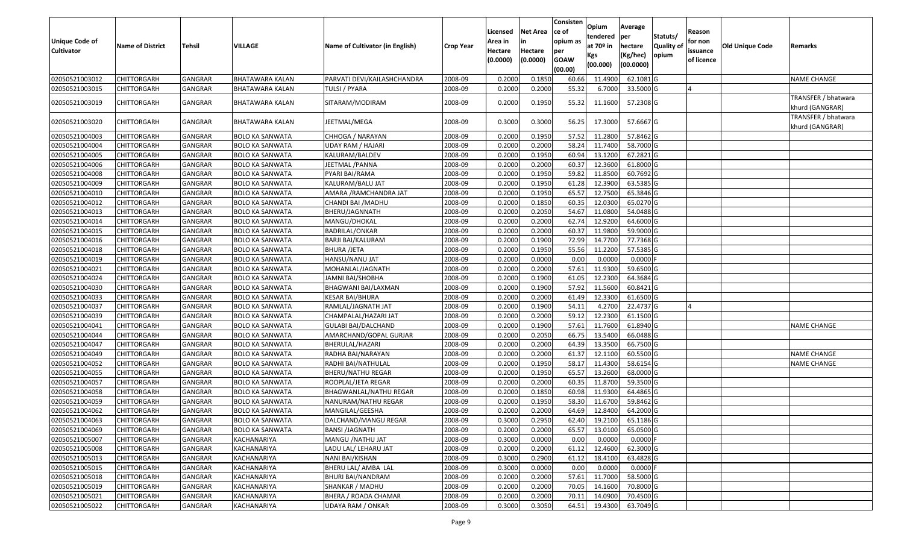| Unique Code of Cultivator | Name of District | Tehsil | VILLAGE | Name of Cultivator (in English) | Crop Year | Licensed Area in Hectare (0.0000) | Net Area in Hectare (0.0000) | Consisten ce of opium as per GOAW (00.00) | Opium tendered at 70º in Kgs (00.000) | Average per hectare (Kg/hec) (00.0000) | Statuts/ Quality of opium | Reason for non issuance of licence | Old Unique Code | Remarks |
|---|---|---|---|---|---|---|---|---|---|---|---|---|---|---|
| 02050521003012 | CHITTORGARH | GANGRAR | BHATAWARA KALAN | PARVATI DEVI/KAILASHCHANDRA | 2008-09 | 0.2000 | 0.1850 | 60.66 | 11.4900 | 62.1081 | G | | | NAME CHANGE |
| 02050521003015 | CHITTORGARH | GANGRAR | BHATAWARA KALAN | TULSI / PYARA | 2008-09 | 0.2000 | 0.2000 | 55.32 | 6.7000 | 33.5000 | G | 4 | | |
| 02050521003019 | CHITTORGARH | GANGRAR | BHATAWARA KALAN | SITARAM/MODIRAM | 2008-09 | 0.2000 | 0.1950 | 55.32 | 11.1600 | 57.2308 | G | | | TRANSFER / bhatwara khurd (GANGRAR) |
| 02050521003020 | CHITTORGARH | GANGRAR | BHATAWARA KALAN | JEETMAL/MEGA | 2008-09 | 0.3000 | 0.3000 | 56.25 | 17.3000 | 57.6667 | G | | | TRANSFER / bhatwara khurd (GANGRAR) |
| 02050521004003 | CHITTORGARH | GANGRAR | BOLO KA SANWATA | CHHOGA / NARAYAN | 2008-09 | 0.2000 | 0.1950 | 57.52 | 11.2800 | 57.8462 | G | | | |
| 02050521004004 | CHITTORGARH | GANGRAR | BOLO KA SANWATA | UDAY RAM / HAJARI | 2008-09 | 0.2000 | 0.2000 | 58.24 | 11.7400 | 58.7000 | G | | | |
| 02050521004005 | CHITTORGARH | GANGRAR | BOLO KA SANWATA | KALURAM/BALDEV | 2008-09 | 0.2000 | 0.1950 | 60.94 | 13.1200 | 67.2821 | G | | | |
| 02050521004006 | CHITTORGARH | GANGRAR | BOLO KA SANWATA | JEETMAL /PANNA | 2008-09 | 0.2000 | 0.2000 | 60.37 | 12.3600 | 61.8000 | G | | | |
| 02050521004008 | CHITTORGARH | GANGRAR | BOLO KA SANWATA | PYARI BAI/RAMA | 2008-09 | 0.2000 | 0.1950 | 59.82 | 11.8500 | 60.7692 | G | | | |
| 02050521004009 | CHITTORGARH | GANGRAR | BOLO KA SANWATA | KALURAM/BALU JAT | 2008-09 | 0.2000 | 0.1950 | 61.28 | 12.3900 | 63.5385 | G | | | |
| 02050521004010 | CHITTORGARH | GANGRAR | BOLO KA SANWATA | AMARA /RAMCHANDRA JAT | 2008-09 | 0.2000 | 0.1950 | 65.57 | 12.7500 | 65.3846 | G | | | |
| 02050521004012 | CHITTORGARH | GANGRAR | BOLO KA SANWATA | CHANDI BAI /MADHU | 2008-09 | 0.2000 | 0.1850 | 60.35 | 12.0300 | 65.0270 | G | | | |
| 02050521004013 | CHITTORGARH | GANGRAR | BOLO KA SANWATA | BHERU/JAGNNATH | 2008-09 | 0.2000 | 0.2050 | 54.67 | 11.0800 | 54.0488 | G | | | |
| 02050521004014 | CHITTORGARH | GANGRAR | BOLO KA SANWATA | MANGU/DHOKAL | 2008-09 | 0.2000 | 0.2000 | 62.74 | 12.9200 | 64.6000 | G | | | |
| 02050521004015 | CHITTORGARH | GANGRAR | BOLO KA SANWATA | BADRILAL/ONKAR | 2008-09 | 0.2000 | 0.2000 | 60.37 | 11.9800 | 59.9000 | G | | | |
| 02050521004016 | CHITTORGARH | GANGRAR | BOLO KA SANWATA | BARJI BAI/KALURAM | 2008-09 | 0.2000 | 0.1900 | 72.99 | 14.7700 | 77.7368 | G | | | |
| 02050521004018 | CHITTORGARH | GANGRAR | BOLO KA SANWATA | BHURA /JETA | 2008-09 | 0.2000 | 0.1950 | 55.56 | 11.2200 | 57.5385 | G | | | |
| 02050521004019 | CHITTORGARH | GANGRAR | BOLO KA SANWATA | HANSU/NANU JAT | 2008-09 | 0.2000 | 0.0000 | 0.00 | 0.0000 | 0.0000 | F | | | |
| 02050521004021 | CHITTORGARH | GANGRAR | BOLO KA SANWATA | MOHANLAL/JAGNATH | 2008-09 | 0.2000 | 0.2000 | 57.61 | 11.9300 | 59.6500 | G | | | |
| 02050521004024 | CHITTORGARH | GANGRAR | BOLO KA SANWATA | JAMNI BAI/SHOBHA | 2008-09 | 0.2000 | 0.1900 | 61.05 | 12.2300 | 64.3684 | G | | | |
| 02050521004030 | CHITTORGARH | GANGRAR | BOLO KA SANWATA | BHAGWANI BAI/LAXMAN | 2008-09 | 0.2000 | 0.1900 | 57.92 | 11.5600 | 60.8421 | G | | | |
| 02050521004033 | CHITTORGARH | GANGRAR | BOLO KA SANWATA | KESAR BAI/BHURA | 2008-09 | 0.2000 | 0.2000 | 61.49 | 12.3300 | 61.6500 | G | | | |
| 02050521004037 | CHITTORGARH | GANGRAR | BOLO KA SANWATA | RAMLAL/JAGNATH JAT | 2008-09 | 0.2000 | 0.1900 | 54.11 | 4.2700 | 22.4737 | G | 4 | | |
| 02050521004039 | CHITTORGARH | GANGRAR | BOLO KA SANWATA | CHAMPALAL/HAZARI JAT | 2008-09 | 0.2000 | 0.2000 | 59.12 | 12.2300 | 61.1500 | G | | | |
| 02050521004041 | CHITTORGARH | GANGRAR | BOLO KA SANWATA | GULABI BAI/DALCHAND | 2008-09 | 0.2000 | 0.1900 | 57.61 | 11.7600 | 61.8940 | G | | | NAME CHANGE |
| 02050521004044 | CHITTORGARH | GANGRAR | BOLO KA SANWATA | AMARCHAND/GOPAL GURJAR | 2008-09 | 0.2000 | 0.2050 | 66.75 | 13.5400 | 66.0488 | G | | | |
| 02050521004047 | CHITTORGARH | GANGRAR | BOLO KA SANWATA | BHERULAL/HAZARI | 2008-09 | 0.2000 | 0.2000 | 64.39 | 13.3500 | 66.7500 | G | | | |
| 02050521004049 | CHITTORGARH | GANGRAR | BOLO KA SANWATA | RADHA BAI/NARAYAN | 2008-09 | 0.2000 | 0.2000 | 61.37 | 12.1100 | 60.5500 | G | | | NAME CHANGE |
| 02050521004052 | CHITTORGARH | GANGRAR | BOLO KA SANWATA | RADHI BAI/NATHULAL | 2008-09 | 0.2000 | 0.1950 | 58.17 | 11.4300 | 58.6154 | G | | | NAME CHANGE |
| 02050521004055 | CHITTORGARH | GANGRAR | BOLO KA SANWATA | BHERU/NATHU REGAR | 2008-09 | 0.2000 | 0.1950 | 65.57 | 13.2600 | 68.0000 | G | | | |
| 02050521004057 | CHITTORGARH | GANGRAR | BOLO KA SANWATA | ROOPLAL/JETA REGAR | 2008-09 | 0.2000 | 0.2000 | 60.35 | 11.8700 | 59.3500 | G | | | |
| 02050521004058 | CHITTORGARH | GANGRAR | BOLO KA SANWATA | BHAGWANLAL/NATHU REGAR | 2008-09 | 0.2000 | 0.1850 | 60.98 | 11.9300 | 64.4865 | G | | | |
| 02050521004059 | CHITTORGARH | GANGRAR | BOLO KA SANWATA | NANURAM/NATHU REGAR | 2008-09 | 0.2000 | 0.1950 | 58.30 | 11.6700 | 59.8462 | G | | | |
| 02050521004062 | CHITTORGARH | GANGRAR | BOLO KA SANWATA | MANGILAL/GEESHA | 2008-09 | 0.2000 | 0.2000 | 64.69 | 12.8400 | 64.2000 | G | | | |
| 02050521004063 | CHITTORGARH | GANGRAR | BOLO KA SANWATA | DALCHAND/MANGU REGAR | 2008-09 | 0.3000 | 0.2950 | 62.40 | 19.2100 | 65.1186 | G | | | |
| 02050521004069 | CHITTORGARH | GANGRAR | BOLO KA SANWATA | BANSI /JAGNATH | 2008-09 | 0.2000 | 0.2000 | 65.57 | 13.0100 | 65.0500 | G | | | |
| 02050521005007 | CHITTORGARH | GANGRAR | KACHANARIYA | MANGU /NATHU JAT | 2008-09 | 0.3000 | 0.0000 | 0.00 | 0.0000 | 0.0000 | F | | | |
| 02050521005008 | CHITTORGARH | GANGRAR | KACHANARIYA | LADU LAL/ LEHARU JAT | 2008-09 | 0.2000 | 0.2000 | 61.12 | 12.4600 | 62.3000 | G | | | |
| 02050521005013 | CHITTORGARH | GANGRAR | KACHANARIYA | NANI BAI/KISHAN | 2008-09 | 0.3000 | 0.2900 | 61.12 | 18.4100 | 63.4828 | G | | | |
| 02050521005015 | CHITTORGARH | GANGRAR | KACHANARIYA | BHERU LAL/ AMBA LAL | 2008-09 | 0.3000 | 0.0000 | 0.00 | 0.0000 | 0.0000 | F | | | |
| 02050521005018 | CHITTORGARH | GANGRAR | KACHANARIYA | BHURI BAI/NANDRAM | 2008-09 | 0.2000 | 0.2000 | 57.61 | 11.7000 | 58.5000 | G | | | |
| 02050521005019 | CHITTORGARH | GANGRAR | KACHANARIYA | SHANKAR / MADHU | 2008-09 | 0.2000 | 0.2000 | 70.05 | 14.1600 | 70.8000 | G | | | |
| 02050521005021 | CHITTORGARH | GANGRAR | KACHANARIYA | BHERA / ROADA CHAMAR | 2008-09 | 0.2000 | 0.2000 | 70.11 | 14.0900 | 70.4500 | G | | | |
| 02050521005022 | CHITTORGARH | GANGRAR | KACHANARIYA | UDAYA RAM / ONKAR | 2008-09 | 0.3000 | 0.3050 | 64.51 | 19.4300 | 63.7049 | G | | | |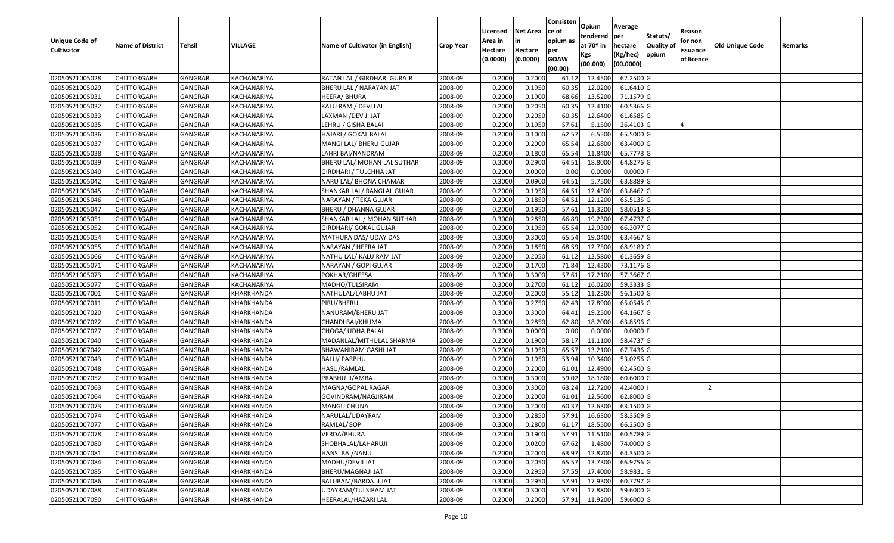| Unique Code of Cultivator | Name of District | Tehsil | VILLAGE | Name of Cultivator (in English) | Crop Year | Licensed Area in Hectare (0.0000) | Net Area in Hectare (0.0000) | Consisten ce of opium as per GOAW (00.00) | Opium tendered at 70º in Kgs (00.000) | Average per hectare (Kg/hec) (00.0000) | Statuts/ Quality of opium | Reason for non issuance of licence | Old Unique Code | Remarks |
|---|---|---|---|---|---|---|---|---|---|---|---|---|---|---|
| 02050521005028 | CHITTORGARH | GANGRAR | KACHANARIYA | RATAN LAL / GIRDHARI GURAJR | 2008-09 | 0.2000 | 0.2000 | 61.12 | 12.4500 | 62.2500 | G | | | |
| 02050521005029 | CHITTORGARH | GANGRAR | KACHANARIYA | BHERU LAL / NARAYAN JAT | 2008-09 | 0.2000 | 0.1950 | 60.35 | 12.0200 | 61.6410 | G | | | |
| 02050521005031 | CHITTORGARH | GANGRAR | KACHANARIYA | HEERA/ BHURA | 2008-09 | 0.2000 | 0.1900 | 68.66 | 13.5200 | 71.1579 | G | | | |
| 02050521005032 | CHITTORGARH | GANGRAR | KACHANARIYA | KALU RAM / DEVI LAL | 2008-09 | 0.2000 | 0.2050 | 60.35 | 12.4100 | 60.5366 | G | | | |
| 02050521005033 | CHITTORGARH | GANGRAR | KACHANARIYA | LAXMAN /DEV JI JAT | 2008-09 | 0.2000 | 0.2050 | 60.35 | 12.6400 | 61.6585 | G | | | |
| 02050521005035 | CHITTORGARH | GANGRAR | KACHANARIYA | LEHRU / GISHA BALAI | 2008-09 | 0.2000 | 0.1950 | 57.61 | 5.1500 | 26.4103 | G | 4 | | |
| 02050521005036 | CHITTORGARH | GANGRAR | KACHANARIYA | HAJARI / GOKAL BALAI | 2008-09 | 0.2000 | 0.1000 | 62.57 | 6.5500 | 65.5000 | G | | | |
| 02050521005037 | CHITTORGARH | GANGRAR | KACHANARIYA | MANGI LAL/ BHERU GUJAR | 2008-09 | 0.2000 | 0.2000 | 65.54 | 12.6800 | 63.4000 | G | | | |
| 02050521005038 | CHITTORGARH | GANGRAR | KACHANARIYA | LAHRI BAI/NANDRAM | 2008-09 | 0.2000 | 0.1800 | 65.54 | 11.8400 | 65.7778 | G | | | |
| 02050521005039 | CHITTORGARH | GANGRAR | KACHANARIYA | BHERU LAL/ MOHAN LAL SUTHAR | 2008-09 | 0.3000 | 0.2900 | 64.51 | 18.8000 | 64.8276 | G | | | |
| 02050521005040 | CHITTORGARH | GANGRAR | KACHANARIYA | GIRDHARI / TULCHHA JAT | 2008-09 | 0.2000 | 0.0000 | 0.00 | 0.0000 | 0.0000 | F | | | |
| 02050521005042 | CHITTORGARH | GANGRAR | KACHANARIYA | NARU LAL/ BHONA CHAMAR | 2008-09 | 0.3000 | 0.0900 | 64.51 | 5.7500 | 63.8889 | G | | | |
| 02050521005045 | CHITTORGARH | GANGRAR | KACHANARIYA | SHANKAR LAL/ RANGLAL GUJAR | 2008-09 | 0.2000 | 0.1950 | 64.51 | 12.4500 | 63.8462 | G | | | |
| 02050521005046 | CHITTORGARH | GANGRAR | KACHANARIYA | NARAYAN / TEKA GUJAR | 2008-09 | 0.2000 | 0.1850 | 64.51 | 12.1200 | 65.5135 | G | | | |
| 02050521005047 | CHITTORGARH | GANGRAR | KACHANARIYA | BHERU / DHANNA GUJAR | 2008-09 | 0.2000 | 0.1950 | 57.61 | 11.3200 | 58.0513 | G | | | |
| 02050521005051 | CHITTORGARH | GANGRAR | KACHANARIYA | SHANKAR LAL / MOHAN SUTHAR | 2008-09 | 0.3000 | 0.2850 | 66.89 | 19.2300 | 67.4737 | G | | | |
| 02050521005052 | CHITTORGARH | GANGRAR | KACHANARIYA | GIRDHARI/ GOKAL GUJAR | 2008-09 | 0.2000 | 0.1950 | 65.54 | 12.9300 | 66.3077 | G | | | |
| 02050521005054 | CHITTORGARH | GANGRAR | KACHANARIYA | MATHURA DAS/ UDAY DAS | 2008-09 | 0.3000 | 0.3000 | 65.54 | 19.0400 | 63.4667 | G | | | |
| 02050521005055 | CHITTORGARH | GANGRAR | KACHANARIYA | NARAYAN / HEERA JAT | 2008-09 | 0.2000 | 0.1850 | 68.59 | 12.7500 | 68.9189 | G | | | |
| 02050521005066 | CHITTORGARH | GANGRAR | KACHANARIYA | NATHU LAL/ KALU RAM JAT | 2008-09 | 0.2000 | 0.2050 | 61.12 | 12.5800 | 61.3659 | G | | | |
| 02050521005071 | CHITTORGARH | GANGRAR | KACHANARIYA | NARAYAN / GOPI GUJAR | 2008-09 | 0.2000 | 0.1700 | 71.84 | 12.4300 | 73.1176 | G | | | |
| 02050521005073 | CHITTORGARH | GANGRAR | KACHANARIYA | POKHAR/GHEESA | 2008-09 | 0.3000 | 0.3000 | 57.61 | 17.2100 | 57.3667 | G | | | |
| 02050521005077 | CHITTORGARH | GANGRAR | KACHANARIYA | MADHO/TULSIRAM | 2008-09 | 0.3000 | 0.2700 | 61.12 | 16.0200 | 59.3333 | G | | | |
| 02050521007001 | CHITTORGARH | GANGRAR | KHARKHANDA | NATHULAL/LABHU JAT | 2008-09 | 0.2000 | 0.2000 | 55.12 | 11.2300 | 56.1500 | G | | | |
| 02050521007011 | CHITTORGARH | GANGRAR | KHARKHANDA | PIRU/BHERU | 2008-09 | 0.3000 | 0.2750 | 62.43 | 17.8900 | 65.0545 | G | | | |
| 02050521007020 | CHITTORGARH | GANGRAR | KHARKHANDA | NANURAM/BHERU JAT | 2008-09 | 0.3000 | 0.3000 | 64.41 | 19.2500 | 64.1667 | G | | | |
| 02050521007022 | CHITTORGARH | GANGRAR | KHARKHANDA | CHANDI BAI/KHUMA | 2008-09 | 0.3000 | 0.2850 | 62.80 | 18.2000 | 63.8596 | G | | | |
| 02050521007027 | CHITTORGARH | GANGRAR | KHARKHANDA | CHOGA/ UDHA BALAI | 2008-09 | 0.3000 | 0.0000 | 0.00 | 0.0000 | 0.0000 | F | | | |
| 02050521007040 | CHITTORGARH | GANGRAR | KHARKHANDA | MADANLAL/MITHULAL SHARMA | 2008-09 | 0.2000 | 0.1900 | 58.17 | 11.1100 | 58.4737 | G | | | |
| 02050521007042 | CHITTORGARH | GANGRAR | KHARKHANDA | BHAWANIRAM GASHI JAT | 2008-09 | 0.2000 | 0.1950 | 65.57 | 13.2100 | 67.7436 | G | | | |
| 02050521007043 | CHITTORGARH | GANGRAR | KHARKHANDA | BALU/ PARBHU | 2008-09 | 0.2000 | 0.1950 | 53.94 | 10.3400 | 53.0256 | G | | | |
| 02050521007048 | CHITTORGARH | GANGRAR | KHARKHANDA | HASU/RAMLAL | 2008-09 | 0.2000 | 0.2000 | 61.01 | 12.4900 | 62.4500 | G | | | |
| 02050521007052 | CHITTORGARH | GANGRAR | KHARKHANDA | PRABHU JI/AMBA | 2008-09 | 0.3000 | 0.3000 | 59.02 | 18.1800 | 60.6000 | G | | | |
| 02050521007063 | CHITTORGARH | GANGRAR | KHARKHANDA | MAGNA/GOPAL RAGAR | 2008-09 | 0.3000 | 0.3000 | 63.24 | 12.7200 | 42.4000 | I | 2 | | |
| 02050521007064 | CHITTORGARH | GANGRAR | KHARKHANDA | GOVINDRAM/NAGJIRAM | 2008-09 | 0.2000 | 0.2000 | 61.01 | 12.5600 | 62.8000 | G | | | |
| 02050521007073 | CHITTORGARH | GANGRAR | KHARKHANDA | MANGU CHUNA | 2008-09 | 0.2000 | 0.2000 | 60.37 | 12.6300 | 63.1500 | G | | | |
| 02050521007074 | CHITTORGARH | GANGRAR | KHARKHANDA | NARULAL/UDAYRAM | 2008-09 | 0.3000 | 0.2850 | 57.91 | 16.6300 | 58.3509 | G | | | |
| 02050521007077 | CHITTORGARH | GANGRAR | KHARKHANDA | RAMLAL/GOPI | 2008-09 | 0.3000 | 0.2800 | 61.17 | 18.5500 | 66.2500 | G | | | |
| 02050521007078 | CHITTORGARH | GANGRAR | KHARKHANDA | VERDA/BHURA | 2008-09 | 0.2000 | 0.1900 | 57.91 | 11.5100 | 60.5789 | G | | | |
| 02050521007080 | CHITTORGARH | GANGRAR | KHARKHANDA | SHOBHALAL/LAHARUJI | 2008-09 | 0.2000 | 0.0200 | 67.62 | 1.4800 | 74.0000 | G | | | |
| 02050521007081 | CHITTORGARH | GANGRAR | KHARKHANDA | HANSI BAI/NANU | 2008-09 | 0.2000 | 0.2000 | 63.97 | 12.8700 | 64.3500 | G | | | |
| 02050521007084 | CHITTORGARH | GANGRAR | KHARKHANDA | MADHU/DEVJI JAT | 2008-09 | 0.2000 | 0.2050 | 65.57 | 13.7300 | 66.9756 | G | | | |
| 02050521007085 | CHITTORGARH | GANGRAR | KHARKHANDA | BHERU/MAGNAJI JAT | 2008-09 | 0.3000 | 0.2950 | 57.55 | 17.4000 | 58.9831 | G | | | |
| 02050521007086 | CHITTORGARH | GANGRAR | KHARKHANDA | BALURAM/BARDA JI JAT | 2008-09 | 0.3000 | 0.2950 | 57.91 | 17.9300 | 60.7797 | G | | | |
| 02050521007088 | CHITTORGARH | GANGRAR | KHARKHANDA | UDAYRAM/TULSIRAM JAT | 2008-09 | 0.3000 | 0.3000 | 57.91 | 17.8800 | 59.6000 | G | | | |
| 02050521007090 | CHITTORGARH | GANGRAR | KHARKHANDA | HEERALAL/HAZARI LAL | 2008-09 | 0.2000 | 0.2000 | 57.91 | 11.9200 | 59.6000 | G | | | |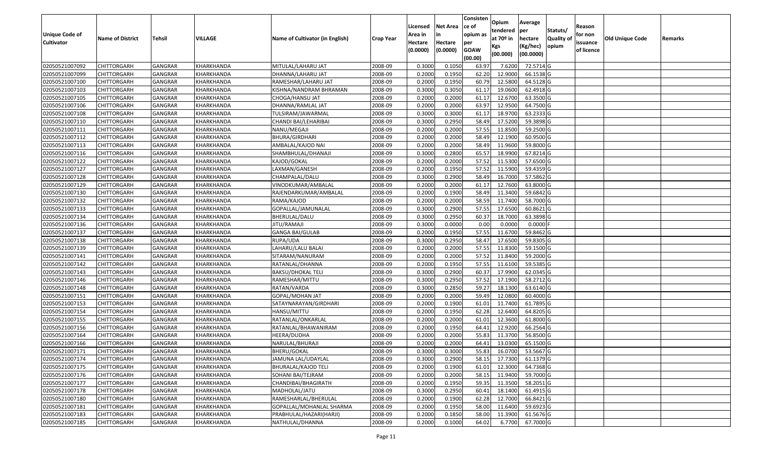| Unique Code of Cultivator | Name of District | Tehsil | VILLAGE | Name of Cultivator (in English) | Crop Year | Licensed Area in Hectare (0.0000) | Net Area in Hectare (0.0000) | Consistence of opium as per GOAW (00.00) | Opium tendered at 70º in Kgs (00.000) | Average per hectare (Kg/hec) (00.0000) | Statuts/ Quality of opium | Reason for non issuance of licence | Old Unique Code | Remarks |
|---|---|---|---|---|---|---|---|---|---|---|---|---|---|---|
| 02050521007092 | CHITTORGARH | GANGRAR | KHARKHANDA | MITULAL/LAHARU JAT | 2008-09 | 0.3000 | 0.1050 | 63.97 | 7.6200 | 72.5714 | G | | | |
| 02050521007099 | CHITTORGARH | GANGRAR | KHARKHANDA | DHANNA/LAHARU JAT | 2008-09 | 0.2000 | 0.1950 | 62.20 | 12.9000 | 66.1538 | G | | | |
| 02050521007100 | CHITTORGARH | GANGRAR | KHARKHANDA | RAMESHAR/LAHARU JAT | 2008-09 | 0.2000 | 0.1950 | 60.79 | 12.5800 | 64.5128 | G | | | |
| 02050521007103 | CHITTORGARH | GANGRAR | KHARKHANDA | KISHNA/NANDRAM BHRAMAN | 2008-09 | 0.3000 | 0.3050 | 61.17 | 19.0600 | 62.4918 | G | | | |
| 02050521007105 | CHITTORGARH | GANGRAR | KHARKHANDA | CHOGA/HANSU JAT | 2008-09 | 0.2000 | 0.2000 | 61.17 | 12.6700 | 63.3500 | G | | | |
| 02050521007106 | CHITTORGARH | GANGRAR | KHARKHANDA | DHANNA/RAMLAL JAT | 2008-09 | 0.2000 | 0.2000 | 63.97 | 12.9500 | 64.7500 | G | | | |
| 02050521007108 | CHITTORGARH | GANGRAR | KHARKHANDA | TULSIRAM/JAWARMAL | 2008-09 | 0.3000 | 0.3000 | 61.17 | 18.9700 | 63.2333 | G | | | |
| 02050521007110 | CHITTORGARH | GANGRAR | KHARKHANDA | CHANDI BAI/LEHARIBAI | 2008-09 | 0.3000 | 0.2950 | 58.49 | 17.5200 | 59.3898 | G | | | |
| 02050521007111 | CHITTORGARH | GANGRAR | KHARKHANDA | NANU/MEGAJI | 2008-09 | 0.2000 | 0.2000 | 57.55 | 11.8500 | 59.2500 | G | | | |
| 02050521007112 | CHITTORGARH | GANGRAR | KHARKHANDA | BHURA/GIRDHARI | 2008-09 | 0.2000 | 0.2000 | 58.49 | 12.1900 | 60.9500 | G | | | |
| 02050521007113 | CHITTORGARH | GANGRAR | KHARKHANDA | AMBALAL/KAJOD NAI | 2008-09 | 0.2000 | 0.2000 | 58.49 | 11.9600 | 59.8000 | G | | | |
| 02050521007116 | CHITTORGARH | GANGRAR | KHARKHANDA | SHAMBHULAL/DHANAJI | 2008-09 | 0.3000 | 0.2800 | 65.57 | 18.9900 | 67.8214 | G | | | |
| 02050521007122 | CHITTORGARH | GANGRAR | KHARKHANDA | KAJOD/GOKAL | 2008-09 | 0.2000 | 0.2000 | 57.52 | 11.5300 | 57.6500 | G | | | |
| 02050521007127 | CHITTORGARH | GANGRAR | KHARKHANDA | LAXMAN/GANESH | 2008-09 | 0.2000 | 0.1950 | 57.52 | 11.5900 | 59.4359 | G | | | |
| 02050521007128 | CHITTORGARH | GANGRAR | KHARKHANDA | CHAMPALAL/DALU | 2008-09 | 0.3000 | 0.2900 | 58.49 | 16.7000 | 57.5862 | G | | | |
| 02050521007129 | CHITTORGARH | GANGRAR | KHARKHANDA | VINODKUMAR/AMBALAL | 2008-09 | 0.2000 | 0.2000 | 61.17 | 12.7600 | 63.8000 | G | | | |
| 02050521007130 | CHITTORGARH | GANGRAR | KHARKHANDA | RAJENDARKUMAR/AMBALAL | 2008-09 | 0.2000 | 0.1900 | 58.49 | 11.3400 | 59.6842 | G | | | |
| 02050521007132 | CHITTORGARH | GANGRAR | KHARKHANDA | RAMA/KAJOD | 2008-09 | 0.2000 | 0.2000 | 58.59 | 11.7400 | 58.7000 | G | | | |
| 02050521007133 | CHITTORGARH | GANGRAR | KHARKHANDA | GOPALLAL/JAMUNALAL | 2008-09 | 0.3000 | 0.2900 | 57.55 | 17.6500 | 60.8621 | G | | | |
| 02050521007134 | CHITTORGARH | GANGRAR | KHARKHANDA | BHERULAL/DALU | 2008-09 | 0.3000 | 0.2950 | 60.37 | 18.7000 | 63.3898 | G | | | |
| 02050521007136 | CHITTORGARH | GANGRAR | KHARKHANDA | JITU/RAMAJI | 2008-09 | 0.3000 | 0.0000 | 0.00 | 0.0000 | 0.0000 | F | | | |
| 02050521007137 | CHITTORGARH | GANGRAR | KHARKHANDA | GANGA BAI/GULAB | 2008-09 | 0.2000 | 0.1950 | 57.55 | 11.6700 | 59.8462 | G | | | |
| 02050521007138 | CHITTORGARH | GANGRAR | KHARKHANDA | RUPA/UDA | 2008-09 | 0.3000 | 0.2950 | 58.47 | 17.6500 | 59.8305 | G | | | |
| 02050521007139 | CHITTORGARH | GANGRAR | KHARKHANDA | LAHARU/LALU BALAI | 2008-09 | 0.2000 | 0.2000 | 57.55 | 11.8300 | 59.1500 | G | | | |
| 02050521007141 | CHITTORGARH | GANGRAR | KHARKHANDA | SITARAM/NANURAM | 2008-09 | 0.2000 | 0.2000 | 57.52 | 11.8400 | 59.2000 | G | | | |
| 02050521007142 | CHITTORGARH | GANGRAR | KHARKHANDA | RATANLAL/DHANNA | 2008-09 | 0.2000 | 0.1950 | 57.55 | 11.6100 | 59.5385 | G | | | |
| 02050521007143 | CHITTORGARH | GANGRAR | KHARKHANDA | BAKSU/DHOKAL TELI | 2008-09 | 0.3000 | 0.2900 | 60.37 | 17.9900 | 62.0345 | G | | | |
| 02050521007146 | CHITTORGARH | GANGRAR | KHARKHANDA | RAMESHAR/MITTU | 2008-09 | 0.3000 | 0.2950 | 57.52 | 17.1900 | 58.2712 | G | | | |
| 02050521007148 | CHITTORGARH | GANGRAR | KHARKHANDA | RATAN/VARDA | 2008-09 | 0.3000 | 0.2850 | 59.27 | 18.1300 | 63.6140 | G | | | |
| 02050521007151 | CHITTORGARH | GANGRAR | KHARKHANDA | GOPAL/MOHAN JAT | 2008-09 | 0.2000 | 0.2000 | 59.49 | 12.0800 | 60.4000 | G | | | |
| 02050521007153 | CHITTORGARH | GANGRAR | KHARKHANDA | SATAYNARAYAN/GIRDHARI | 2008-09 | 0.2000 | 0.1900 | 61.01 | 11.7400 | 61.7895 | G | | | |
| 02050521007154 | CHITTORGARH | GANGRAR | KHARKHANDA | HANSU/MITTU | 2008-09 | 0.2000 | 0.1950 | 62.28 | 12.6400 | 64.8205 | G | | | |
| 02050521007155 | CHITTORGARH | GANGRAR | KHARKHANDA | RATANLAL/ONKARLAL | 2008-09 | 0.2000 | 0.2000 | 61.01 | 12.3600 | 61.8000 | G | | | |
| 02050521007156 | CHITTORGARH | GANGRAR | KHARKHANDA | RATANLAL/BHAWANIRAM | 2008-09 | 0.2000 | 0.1950 | 64.41 | 12.9200 | 66.2564 | G | | | |
| 02050521007164 | CHITTORGARH | GANGRAR | KHARKHANDA | HEERA/DUDHA | 2008-09 | 0.2000 | 0.2000 | 55.83 | 11.3700 | 56.8500 | G | | | |
| 02050521007166 | CHITTORGARH | GANGRAR | KHARKHANDA | NARULAL/BHURAJI | 2008-09 | 0.2000 | 0.2000 | 64.41 | 13.0300 | 65.1500 | G | | | |
| 02050521007171 | CHITTORGARH | GANGRAR | KHARKHANDA | BHERU/GOKAL | 2008-09 | 0.3000 | 0.3000 | 55.83 | 16.0700 | 53.5667 | G | | | |
| 02050521007174 | CHITTORGARH | GANGRAR | KHARKHANDA | JAMUNA LAL/UDAYLAL | 2008-09 | 0.3000 | 0.2900 | 58.15 | 17.7300 | 61.1379 | G | | | |
| 02050521007175 | CHITTORGARH | GANGRAR | KHARKHANDA | BHURALAL/KAJOD TELI | 2008-09 | 0.2000 | 0.1900 | 61.01 | 12.3000 | 64.7368 | G | | | |
| 02050521007176 | CHITTORGARH | GANGRAR | KHARKHANDA | SOHANI BAI/TEJRAM | 2008-09 | 0.2000 | 0.2000 | 58.15 | 11.9400 | 59.7000 | G | | | |
| 02050521007177 | CHITTORGARH | GANGRAR | KHARKHANDA | CHANDIBAI/BHAGIRATH | 2008-09 | 0.2000 | 0.1950 | 59.35 | 11.3500 | 58.2051 | G | | | |
| 02050521007178 | CHITTORGARH | GANGRAR | KHARKHANDA | MADHOLAL/JATU | 2008-09 | 0.3000 | 0.2950 | 60.41 | 18.1400 | 61.4915 | G | | | |
| 02050521007180 | CHITTORGARH | GANGRAR | KHARKHANDA | RAMESHARLAL/BHERULAL | 2008-09 | 0.2000 | 0.1900 | 62.28 | 12.7000 | 66.8421 | G | | | |
| 02050521007181 | CHITTORGARH | GANGRAR | KHARKHANDA | GOPALLAL/MOHANLAL SHARMA | 2008-09 | 0.2000 | 0.1950 | 58.00 | 11.6400 | 59.6923 | G | | | |
| 02050521007183 | CHITTORGARH | GANGRAR | KHARKHANDA | PRABHULAL/HAZARI(HARJI) | 2008-09 | 0.2000 | 0.1850 | 58.00 | 11.3900 | 61.5676 | G | | | |
| 02050521007185 | CHITTORGARH | GANGRAR | KHARKHANDA | NATHULAL/DHANNA | 2008-09 | 0.2000 | 0.1000 | 64.02 | 6.7700 | 67.7000 | G | | | |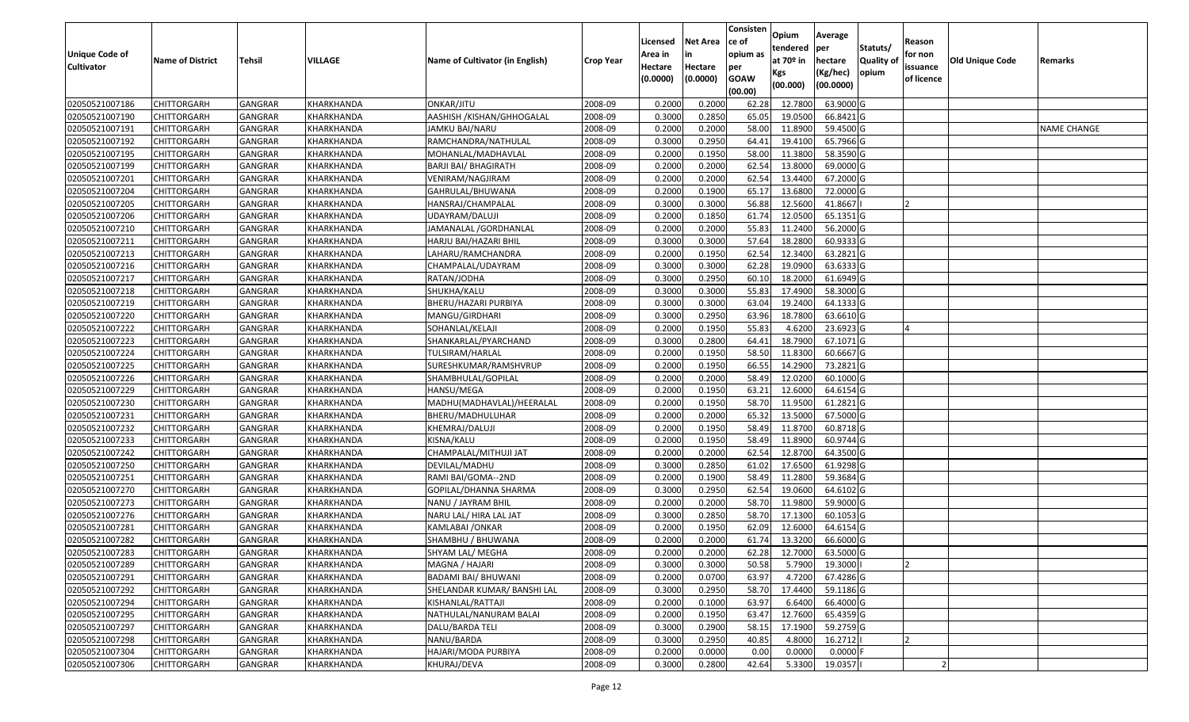| Unique Code of Cultivator | Name of District | Tehsil | VILLAGE | Name of Cultivator (in English) | Crop Year | Licensed Area in Hectare (0.0000) | Net Area in Hectare (0.0000) | Consistence of opium as per GOAW (00.00) | Opium tendered at 70º in Kgs (00.000) | Average per hectare (Kg/hec) (00.0000) | Statuts/ Quality of opium | Reason for non issuance of licence | Old Unique Code | Remarks |
|---|---|---|---|---|---|---|---|---|---|---|---|---|---|---|
| 02050521007186 | CHITTORGARH | GANGRAR | KHARKHANDA | ONKAR/JITU | 2008-09 | 0.2000 | 0.2000 | 62.28 | 12.7800 | 63.9000 | G | | | |
| 02050521007190 | CHITTORGARH | GANGRAR | KHARKHANDA | AASHISH /KISHAN/GHHOGALAL | 2008-09 | 0.3000 | 0.2850 | 65.05 | 19.0500 | 66.8421 | G | | | |
| 02050521007191 | CHITTORGARH | GANGRAR | KHARKHANDA | JAMKU BAI/NARU | 2008-09 | 0.2000 | 0.2000 | 58.00 | 11.8900 | 59.4500 | G | | | NAME CHANGE |
| 02050521007192 | CHITTORGARH | GANGRAR | KHARKHANDA | RAMCHANDRA/NATHULAL | 2008-09 | 0.3000 | 0.2950 | 64.41 | 19.4100 | 65.7966 | G | | | |
| 02050521007195 | CHITTORGARH | GANGRAR | KHARKHANDA | MOHANLAL/MADHAVLAL | 2008-09 | 0.2000 | 0.1950 | 58.00 | 11.3800 | 58.3590 | G | | | |
| 02050521007199 | CHITTORGARH | GANGRAR | KHARKHANDA | BARJI BAI/ BHAGIRATH | 2008-09 | 0.2000 | 0.2000 | 62.54 | 13.8000 | 69.0000 | G | | | |
| 02050521007201 | CHITTORGARH | GANGRAR | KHARKHANDA | VENIRAM/NAGJIRAM | 2008-09 | 0.2000 | 0.2000 | 62.54 | 13.4400 | 67.2000 | G | | | |
| 02050521007204 | CHITTORGARH | GANGRAR | KHARKHANDA | GAHRULAL/BHUWANA | 2008-09 | 0.2000 | 0.1900 | 65.17 | 13.6800 | 72.0000 | G | | | |
| 02050521007205 | CHITTORGARH | GANGRAR | KHARKHANDA | HANSRAJ/CHAMPALAL | 2008-09 | 0.3000 | 0.3000 | 56.88 | 12.5600 | 41.8667 | I | 2 | | |
| 02050521007206 | CHITTORGARH | GANGRAR | KHARKHANDA | UDAYRAM/DALUJI | 2008-09 | 0.2000 | 0.1850 | 61.74 | 12.0500 | 65.1351 | G | | | |
| 02050521007210 | CHITTORGARH | GANGRAR | KHARKHANDA | JAMANALAL /GORDHANLAL | 2008-09 | 0.2000 | 0.2000 | 55.83 | 11.2400 | 56.2000 | G | | | |
| 02050521007211 | CHITTORGARH | GANGRAR | KHARKHANDA | HARJU BAI/HAZARI BHIL | 2008-09 | 0.3000 | 0.3000 | 57.64 | 18.2800 | 60.9333 | G | | | |
| 02050521007213 | CHITTORGARH | GANGRAR | KHARKHANDA | LAHARU/RAMCHANDRA | 2008-09 | 0.2000 | 0.1950 | 62.54 | 12.3400 | 63.2821 | G | | | |
| 02050521007216 | CHITTORGARH | GANGRAR | KHARKHANDA | CHAMPALAL/UDAYRAM | 2008-09 | 0.3000 | 0.3000 | 62.28 | 19.0900 | 63.6333 | G | | | |
| 02050521007217 | CHITTORGARH | GANGRAR | KHARKHANDA | RATAN/JODHA | 2008-09 | 0.3000 | 0.2950 | 60.10 | 18.2000 | 61.6949 | G | | | |
| 02050521007218 | CHITTORGARH | GANGRAR | KHARKHANDA | SHUKHA/KALU | 2008-09 | 0.3000 | 0.3000 | 55.83 | 17.4900 | 58.3000 | G | | | |
| 02050521007219 | CHITTORGARH | GANGRAR | KHARKHANDA | BHERU/HAZARI PURBIYA | 2008-09 | 0.3000 | 0.3000 | 63.04 | 19.2400 | 64.1333 | G | | | |
| 02050521007220 | CHITTORGARH | GANGRAR | KHARKHANDA | MANGU/GIRDHARI | 2008-09 | 0.3000 | 0.2950 | 63.96 | 18.7800 | 63.6610 | G | | | |
| 02050521007222 | CHITTORGARH | GANGRAR | KHARKHANDA | SOHANLAL/KELAJI | 2008-09 | 0.2000 | 0.1950 | 55.83 | 4.6200 | 23.6923 | G | 4 | | |
| 02050521007223 | CHITTORGARH | GANGRAR | KHARKHANDA | SHANKARLAL/PYARCHAND | 2008-09 | 0.3000 | 0.2800 | 64.41 | 18.7900 | 67.1071 | G | | | |
| 02050521007224 | CHITTORGARH | GANGRAR | KHARKHANDA | TULSIRAM/HARLAL | 2008-09 | 0.2000 | 0.1950 | 58.50 | 11.8300 | 60.6667 | G | | | |
| 02050521007225 | CHITTORGARH | GANGRAR | KHARKHANDA | SURESHKUMAR/RAMSHVRUP | 2008-09 | 0.2000 | 0.1950 | 66.55 | 14.2900 | 73.2821 | G | | | |
| 02050521007226 | CHITTORGARH | GANGRAR | KHARKHANDA | SHAMBHULAL/GOPILAL | 2008-09 | 0.2000 | 0.2000 | 58.49 | 12.0200 | 60.1000 | G | | | |
| 02050521007229 | CHITTORGARH | GANGRAR | KHARKHANDA | HANSU/MEGA | 2008-09 | 0.2000 | 0.1950 | 63.21 | 12.6000 | 64.6154 | G | | | |
| 02050521007230 | CHITTORGARH | GANGRAR | KHARKHANDA | MADHU(MADHAVLAL)/HEERALAL | 2008-09 | 0.2000 | 0.1950 | 58.70 | 11.9500 | 61.2821 | G | | | |
| 02050521007231 | CHITTORGARH | GANGRAR | KHARKHANDA | BHERU/MADHULUHAR | 2008-09 | 0.2000 | 0.2000 | 65.32 | 13.5000 | 67.5000 | G | | | |
| 02050521007232 | CHITTORGARH | GANGRAR | KHARKHANDA | KHEMRAJ/DALUJI | 2008-09 | 0.2000 | 0.1950 | 58.49 | 11.8700 | 60.8718 | G | | | |
| 02050521007233 | CHITTORGARH | GANGRAR | KHARKHANDA | KISNA/KALU | 2008-09 | 0.2000 | 0.1950 | 58.49 | 11.8900 | 60.9744 | G | | | |
| 02050521007242 | CHITTORGARH | GANGRAR | KHARKHANDA | CHAMPALAL/MITHUJI JAT | 2008-09 | 0.2000 | 0.2000 | 62.54 | 12.8700 | 64.3500 | G | | | |
| 02050521007250 | CHITTORGARH | GANGRAR | KHARKHANDA | DEVILAL/MADHU | 2008-09 | 0.3000 | 0.2850 | 61.02 | 17.6500 | 61.9298 | G | | | |
| 02050521007251 | CHITTORGARH | GANGRAR | KHARKHANDA | RAMI BAI/GOMA--2ND | 2008-09 | 0.2000 | 0.1900 | 58.49 | 11.2800 | 59.3684 | G | | | |
| 02050521007270 | CHITTORGARH | GANGRAR | KHARKHANDA | GOPILAL/DHANNA SHARMA | 2008-09 | 0.3000 | 0.2950 | 62.54 | 19.0600 | 64.6102 | G | | | |
| 02050521007273 | CHITTORGARH | GANGRAR | KHARKHANDA | NANU / JAYRAM BHIL | 2008-09 | 0.2000 | 0.2000 | 58.70 | 11.9800 | 59.9000 | G | | | |
| 02050521007276 | CHITTORGARH | GANGRAR | KHARKHANDA | NARU LAL/ HIRA LAL JAT | 2008-09 | 0.3000 | 0.2850 | 58.70 | 17.1300 | 60.1053 | G | | | |
| 02050521007281 | CHITTORGARH | GANGRAR | KHARKHANDA | KAMLABAI /ONKAR | 2008-09 | 0.2000 | 0.1950 | 62.09 | 12.6000 | 64.6154 | G | | | |
| 02050521007282 | CHITTORGARH | GANGRAR | KHARKHANDA | SHAMBHU / BHUWANA | 2008-09 | 0.2000 | 0.2000 | 61.74 | 13.3200 | 66.6000 | G | | | |
| 02050521007283 | CHITTORGARH | GANGRAR | KHARKHANDA | SHYAM LAL/ MEGHA | 2008-09 | 0.2000 | 0.2000 | 62.28 | 12.7000 | 63.5000 | G | | | |
| 02050521007289 | CHITTORGARH | GANGRAR | KHARKHANDA | MAGNA / HAJARI | 2008-09 | 0.3000 | 0.3000 | 50.58 | 5.7900 | 19.3000 | I | 2 | | |
| 02050521007291 | CHITTORGARH | GANGRAR | KHARKHANDA | BADAMI BAI/ BHUWANI | 2008-09 | 0.2000 | 0.0700 | 63.97 | 4.7200 | 67.4286 | G | | | |
| 02050521007292 | CHITTORGARH | GANGRAR | KHARKHANDA | SHELANDAR KUMAR/ BANSHI LAL | 2008-09 | 0.3000 | 0.2950 | 58.70 | 17.4400 | 59.1186 | G | | | |
| 02050521007294 | CHITTORGARH | GANGRAR | KHARKHANDA | KISHANLAL/RATTAJI | 2008-09 | 0.2000 | 0.1000 | 63.97 | 6.6400 | 66.4000 | G | | | |
| 02050521007295 | CHITTORGARH | GANGRAR | KHARKHANDA | NATHULAL/NANURAM BALAI | 2008-09 | 0.2000 | 0.1950 | 63.47 | 12.7600 | 65.4359 | G | | | |
| 02050521007297 | CHITTORGARH | GANGRAR | KHARKHANDA | DALU/BARDA TELI | 2008-09 | 0.3000 | 0.2900 | 58.15 | 17.1900 | 59.2759 | G | | | |
| 02050521007298 | CHITTORGARH | GANGRAR | KHARKHANDA | NANU/BARDA | 2008-09 | 0.3000 | 0.2950 | 40.85 | 4.8000 | 16.2712 | I | 2 | | |
| 02050521007304 | CHITTORGARH | GANGRAR | KHARKHANDA | HAJARI/MODA PURBIYA | 2008-09 | 0.2000 | 0.0000 | 0.00 | 0.0000 | 0.0000 | F | | | |
| 02050521007306 | CHITTORGARH | GANGRAR | KHARKHANDA | KHURAJ/DEVA | 2008-09 | 0.3000 | 0.2800 | 42.64 | 5.3300 | 19.0357 | I | 2 | | |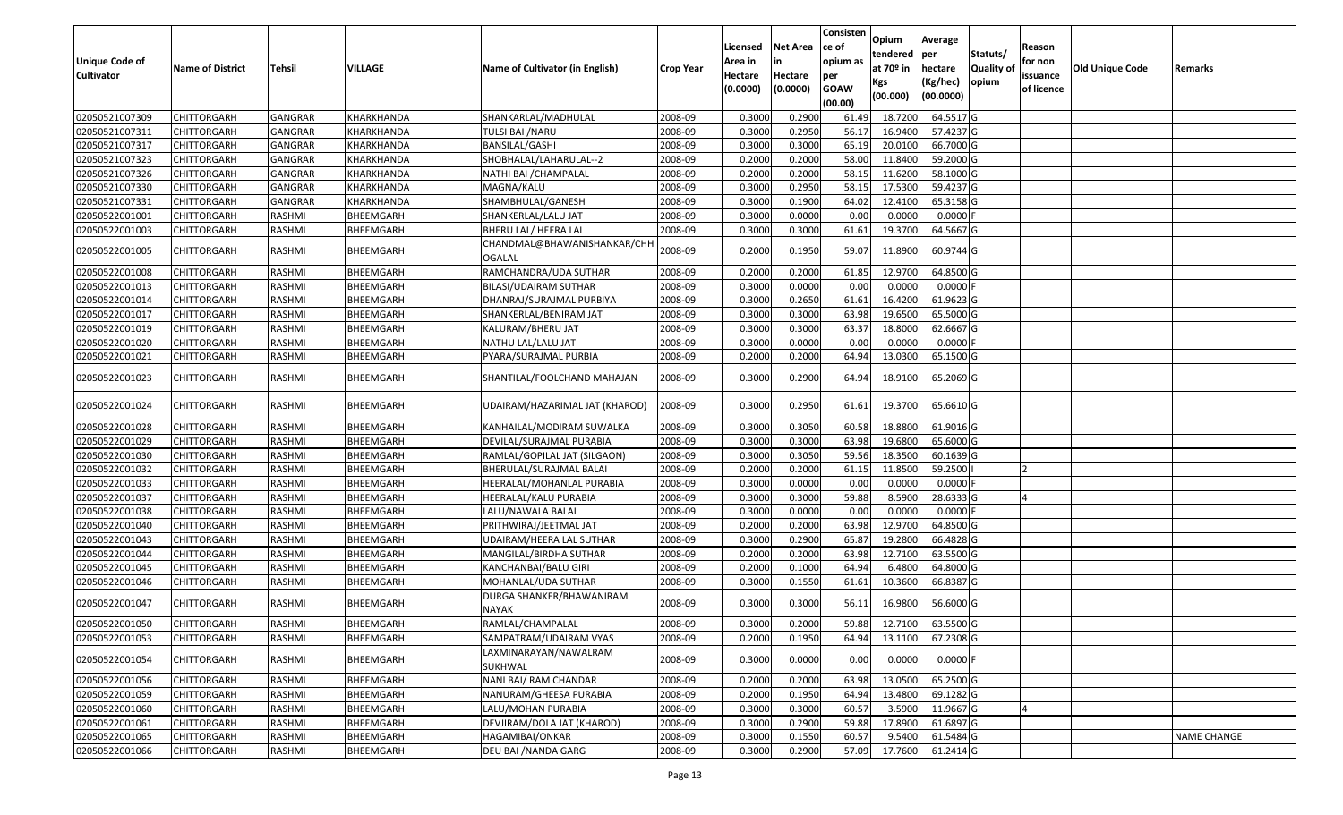| Unique Code of Cultivator | Name of District | Tehsil | VILLAGE | Name of Cultivator (in English) | Crop Year | Licensed Area in Hectare (0.0000) | Net Area in Hectare (0.0000) | Consistence of opium as per GOAW (00.00) | Opium tendered at 70º in Kgs (00.000) | Average per hectare (Kg/hec) (00.0000) | Statuts/ Quality of opium | Reason for non issuance of licence | Old Unique Code | Remarks |
|---|---|---|---|---|---|---|---|---|---|---|---|---|---|---|
| 02050521007309 | CHITTORGARH | GANGRAR | KHARKHANDA | SHANKARLAL/MADHULAL | 2008-09 | 0.3000 | 0.2900 | 61.49 | 18.7200 | 64.5517 | G | | | |
| 02050521007311 | CHITTORGARH | GANGRAR | KHARKHANDA | TULSI BAI /NARU | 2008-09 | 0.3000 | 0.2950 | 56.17 | 16.9400 | 57.4237 | G | | | |
| 02050521007317 | CHITTORGARH | GANGRAR | KHARKHANDA | BANSILAL/GASHI | 2008-09 | 0.3000 | 0.3000 | 65.19 | 20.0100 | 66.7000 | G | | | |
| 02050521007323 | CHITTORGARH | GANGRAR | KHARKHANDA | SHOBHALAL/LAHARULAL--2 | 2008-09 | 0.2000 | 0.2000 | 58.00 | 11.8400 | 59.2000 | G | | | |
| 02050521007326 | CHITTORGARH | GANGRAR | KHARKHANDA | NATHI BAI /CHAMPALAL | 2008-09 | 0.2000 | 0.2000 | 58.15 | 11.6200 | 58.1000 | G | | | |
| 02050521007330 | CHITTORGARH | GANGRAR | KHARKHANDA | MAGNA/KALU | 2008-09 | 0.3000 | 0.2950 | 58.15 | 17.5300 | 59.4237 | G | | | |
| 02050521007331 | CHITTORGARH | GANGRAR | KHARKHANDA | SHAMBHULAL/GANESH | 2008-09 | 0.3000 | 0.1900 | 64.02 | 12.4100 | 65.3158 | G | | | |
| 02050522001001 | CHITTORGARH | RASHMI | BHEEMGARH | SHANKERLAL/LALU JAT | 2008-09 | 0.3000 | 0.0000 | 0.00 | 0.0000 | 0.0000 | F | | | |
| 02050522001003 | CHITTORGARH | RASHMI | BHEEMGARH | BHERU LAL/ HEERA LAL | 2008-09 | 0.3000 | 0.3000 | 61.61 | 19.3700 | 64.5667 | G | | | |
| 02050522001005 | CHITTORGARH | RASHMI | BHEEMGARH | CHANDMAL@BHAWANISHANKAR/CHHOGALAL | 2008-09 | 0.2000 | 0.1950 | 59.07 | 11.8900 | 60.9744 | G | | | |
| 02050522001008 | CHITTORGARH | RASHMI | BHEEMGARH | RAMCHANDRA/UDA SUTHAR | 2008-09 | 0.2000 | 0.2000 | 61.85 | 12.9700 | 64.8500 | G | | | |
| 02050522001013 | CHITTORGARH | RASHMI | BHEEMGARH | BILASI/UDAIRAM SUTHAR | 2008-09 | 0.3000 | 0.0000 | 0.00 | 0.0000 | 0.0000 | F | | | |
| 02050522001014 | CHITTORGARH | RASHMI | BHEEMGARH | DHANRAJ/SURAJMAL PURBIYA | 2008-09 | 0.3000 | 0.2650 | 61.61 | 16.4200 | 61.9623 | G | | | |
| 02050522001017 | CHITTORGARH | RASHMI | BHEEMGARH | SHANKERLAL/BENIRAM JAT | 2008-09 | 0.3000 | 0.3000 | 63.98 | 19.6500 | 65.5000 | G | | | |
| 02050522001019 | CHITTORGARH | RASHMI | BHEEMGARH | KALURAM/BHERU JAT | 2008-09 | 0.3000 | 0.3000 | 63.37 | 18.8000 | 62.6667 | G | | | |
| 02050522001020 | CHITTORGARH | RASHMI | BHEEMGARH | NATHU LAL/LALU JAT | 2008-09 | 0.3000 | 0.0000 | 0.00 | 0.0000 | 0.0000 | F | | | |
| 02050522001021 | CHITTORGARH | RASHMI | BHEEMGARH | PYARA/SURAJMAL PURBIA | 2008-09 | 0.2000 | 0.2000 | 64.94 | 13.0300 | 65.1500 | G | | | |
| 02050522001023 | CHITTORGARH | RASHMI | BHEEMGARH | SHANTILAL/FOOLCHAND MAHAJAN | 2008-09 | 0.3000 | 0.2900 | 64.94 | 18.9100 | 65.2069 | G | | | |
| 02050522001024 | CHITTORGARH | RASHMI | BHEEMGARH | UDAIRAM/HAZARIMAL JAT (KHAROD) | 2008-09 | 0.3000 | 0.2950 | 61.61 | 19.3700 | 65.6610 | G | | | |
| 02050522001028 | CHITTORGARH | RASHMI | BHEEMGARH | KANHAILAL/MODIRAM SUWALKA | 2008-09 | 0.3000 | 0.3050 | 60.58 | 18.8800 | 61.9016 | G | | | |
| 02050522001029 | CHITTORGARH | RASHMI | BHEEMGARH | DEVILAL/SURAJMAL PURABIA | 2008-09 | 0.3000 | 0.3000 | 63.98 | 19.6800 | 65.6000 | G | | | |
| 02050522001030 | CHITTORGARH | RASHMI | BHEEMGARH | RAMLAL/GOPILAL JAT (SILGAON) | 2008-09 | 0.3000 | 0.3050 | 59.56 | 18.3500 | 60.1639 | G | | | |
| 02050522001032 | CHITTORGARH | RASHMI | BHEEMGARH | BHERULAL/SURAJMAL BALAI | 2008-09 | 0.2000 | 0.2000 | 61.15 | 11.8500 | 59.2500 | I | 2 | | |
| 02050522001033 | CHITTORGARH | RASHMI | BHEEMGARH | HEERALAL/MOHANLAL PURABIA | 2008-09 | 0.3000 | 0.0000 | 0.00 | 0.0000 | 0.0000 | F | | | |
| 02050522001037 | CHITTORGARH | RASHMI | BHEEMGARH | HEERALAL/KALU PURABIA | 2008-09 | 0.3000 | 0.3000 | 59.88 | 8.5900 | 28.6333 | G | 4 | | |
| 02050522001038 | CHITTORGARH | RASHMI | BHEEMGARH | LALU/NAWALA BALAI | 2008-09 | 0.3000 | 0.0000 | 0.00 | 0.0000 | 0.0000 | F | | | |
| 02050522001040 | CHITTORGARH | RASHMI | BHEEMGARH | PRITHWIRAJ/JEETMAL JAT | 2008-09 | 0.2000 | 0.2000 | 63.98 | 12.9700 | 64.8500 | G | | | |
| 02050522001043 | CHITTORGARH | RASHMI | BHEEMGARH | UDAIRAM/HEERA LAL SUTHAR | 2008-09 | 0.3000 | 0.2900 | 65.87 | 19.2800 | 66.4828 | G | | | |
| 02050522001044 | CHITTORGARH | RASHMI | BHEEMGARH | MANGILAL/BIRDHA SUTHAR | 2008-09 | 0.2000 | 0.2000 | 63.98 | 12.7100 | 63.5500 | G | | | |
| 02050522001045 | CHITTORGARH | RASHMI | BHEEMGARH | KANCHANBAI/BALU GIRI | 2008-09 | 0.2000 | 0.1000 | 64.94 | 6.4800 | 64.8000 | G | | | |
| 02050522001046 | CHITTORGARH | RASHMI | BHEEMGARH | MOHANLAL/UDA SUTHAR | 2008-09 | 0.3000 | 0.1550 | 61.61 | 10.3600 | 66.8387 | G | | | |
| 02050522001047 | CHITTORGARH | RASHMI | BHEEMGARH | DURGA SHANKER/BHAWANIRAM NAYAK | 2008-09 | 0.3000 | 0.3000 | 56.11 | 16.9800 | 56.6000 | G | | | |
| 02050522001050 | CHITTORGARH | RASHMI | BHEEMGARH | RAMLAL/CHAMPALAL | 2008-09 | 0.3000 | 0.2000 | 59.88 | 12.7100 | 63.5500 | G | | | |
| 02050522001053 | CHITTORGARH | RASHMI | BHEEMGARH | SAMPATRAM/UDAIRAM VYAS | 2008-09 | 0.2000 | 0.1950 | 64.94 | 13.1100 | 67.2308 | G | | | |
| 02050522001054 | CHITTORGARH | RASHMI | BHEEMGARH | LAXMINARAYAN/NAWALRAM SUKHWAL | 2008-09 | 0.3000 | 0.0000 | 0.00 | 0.0000 | 0.0000 | F | | | |
| 02050522001056 | CHITTORGARH | RASHMI | BHEEMGARH | NANI BAI/ RAM CHANDAR | 2008-09 | 0.2000 | 0.2000 | 63.98 | 13.0500 | 65.2500 | G | | | |
| 02050522001059 | CHITTORGARH | RASHMI | BHEEMGARH | NANURAM/GHEESA PURABIA | 2008-09 | 0.2000 | 0.1950 | 64.94 | 13.4800 | 69.1282 | G | | | |
| 02050522001060 | CHITTORGARH | RASHMI | BHEEMGARH | LALU/MOHAN PURABIA | 2008-09 | 0.3000 | 0.3000 | 60.57 | 3.5900 | 11.9667 | G | 4 | | |
| 02050522001061 | CHITTORGARH | RASHMI | BHEEMGARH | DEVJIRAM/DOLA JAT (KHAROD) | 2008-09 | 0.3000 | 0.2900 | 59.88 | 17.8900 | 61.6897 | G | | | |
| 02050522001065 | CHITTORGARH | RASHMI | BHEEMGARH | HAGAMIBAI/ONKAR | 2008-09 | 0.3000 | 0.1550 | 60.57 | 9.5400 | 61.5484 | G | | | NAME CHANGE |
| 02050522001066 | CHITTORGARH | RASHMI | BHEEMGARH | DEU BAI /NANDA GARG | 2008-09 | 0.3000 | 0.2900 | 57.09 | 17.7600 | 61.2414 | G | | | |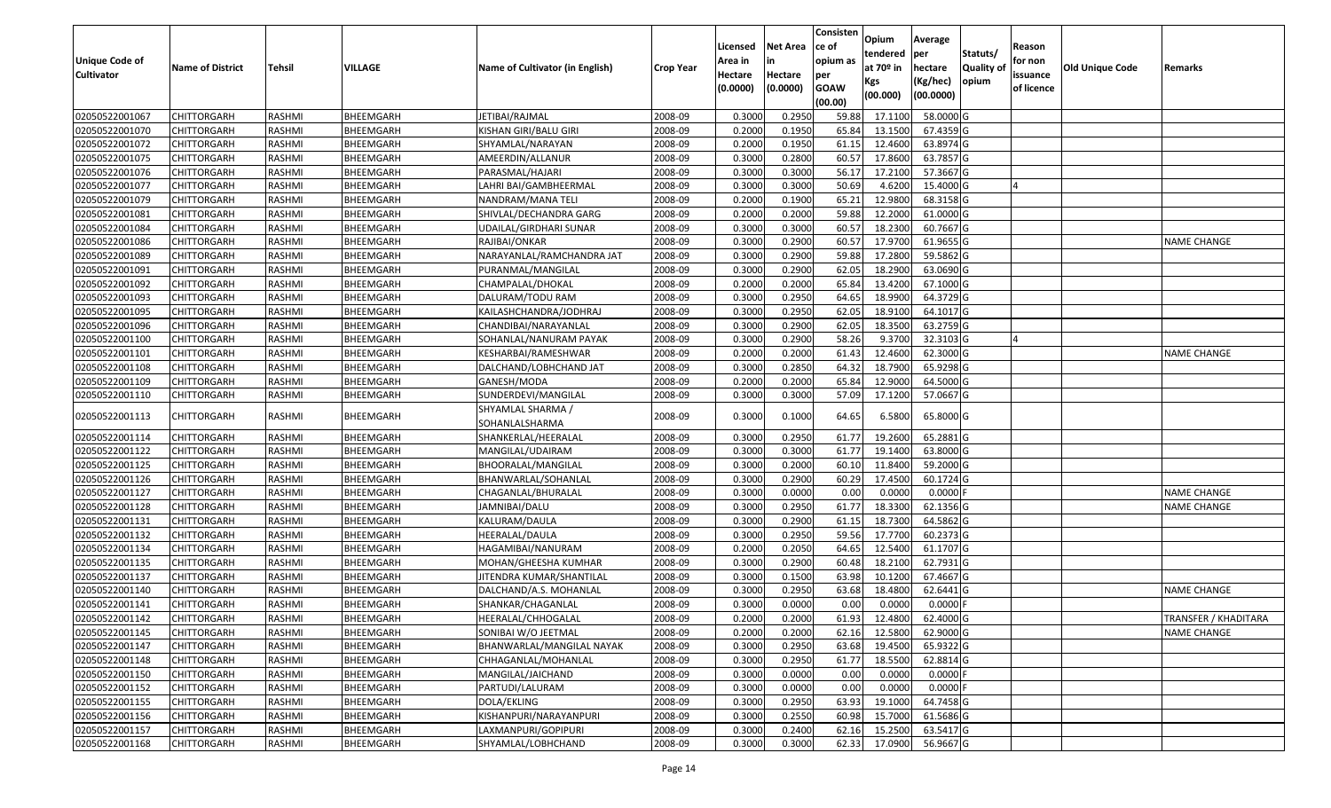| Unique Code of Cultivator | Name of District | Tehsil | VILLAGE | Name of Cultivator (in English) | Crop Year | Licensed Area in Hectare (0.0000) | Net Area in Hectare (0.0000) | Consisten ce of opium as per GOAW (00.00) | Opium tendered at 70º in Kgs (00.000) | Average per hectare (Kg/hec) (00.0000) | Statuts/ Quality of opium | Reason for non issuance of licence | Old Unique Code | Remarks |
|---|---|---|---|---|---|---|---|---|---|---|---|---|---|---|
| 02050522001067 | CHITTORGARH | RASHMI | BHEEMGARH | JETIBAI/RAJMAL | 2008-09 | 0.3000 | 0.2950 | 59.88 | 17.1100 | 58.0000 | G | | | |
| 02050522001070 | CHITTORGARH | RASHMI | BHEEMGARH | KISHAN GIRI/BALU GIRI | 2008-09 | 0.2000 | 0.1950 | 65.84 | 13.1500 | 67.4359 | G | | | |
| 02050522001072 | CHITTORGARH | RASHMI | BHEEMGARH | SHYAMLAL/NARAYAN | 2008-09 | 0.2000 | 0.1950 | 61.15 | 12.4600 | 63.8974 | G | | | |
| 02050522001075 | CHITTORGARH | RASHMI | BHEEMGARH | AMEERDIN/ALLANUR | 2008-09 | 0.3000 | 0.2800 | 60.57 | 17.8600 | 63.7857 | G | | | |
| 02050522001076 | CHITTORGARH | RASHMI | BHEEMGARH | PARASMAL/HAJARI | 2008-09 | 0.3000 | 0.3000 | 56.17 | 17.2100 | 57.3667 | G | | | |
| 02050522001077 | CHITTORGARH | RASHMI | BHEEMGARH | LAHRI BAI/GAMBHEERMAL | 2008-09 | 0.3000 | 0.3000 | 50.69 | 4.6200 | 15.4000 | G | 4 | | |
| 02050522001079 | CHITTORGARH | RASHMI | BHEEMGARH | NANDRAM/MANA TELI | 2008-09 | 0.2000 | 0.1900 | 65.21 | 12.9800 | 68.3158 | G | | | |
| 02050522001081 | CHITTORGARH | RASHMI | BHEEMGARH | SHIVLAL/DECHANDRA GARG | 2008-09 | 0.2000 | 0.2000 | 59.88 | 12.2000 | 61.0000 | G | | | |
| 02050522001084 | CHITTORGARH | RASHMI | BHEEMGARH | UDAILAL/GIRDHARI SUNAR | 2008-09 | 0.3000 | 0.3000 | 60.57 | 18.2300 | 60.7667 | G | | | |
| 02050522001086 | CHITTORGARH | RASHMI | BHEEMGARH | RAJIBAI/ONKAR | 2008-09 | 0.3000 | 0.2900 | 60.57 | 17.9700 | 61.9655 | G | | | NAME CHANGE |
| 02050522001089 | CHITTORGARH | RASHMI | BHEEMGARH | NARAYANLAL/RAMCHANDRA JAT | 2008-09 | 0.3000 | 0.2900 | 59.88 | 17.2800 | 59.5862 | G | | | |
| 02050522001091 | CHITTORGARH | RASHMI | BHEEMGARH | PURANMAL/MANGILAL | 2008-09 | 0.3000 | 0.2900 | 62.05 | 18.2900 | 63.0690 | G | | | |
| 02050522001092 | CHITTORGARH | RASHMI | BHEEMGARH | CHAMPALAL/DHOKAL | 2008-09 | 0.2000 | 0.2000 | 65.84 | 13.4200 | 67.1000 | G | | | |
| 02050522001093 | CHITTORGARH | RASHMI | BHEEMGARH | DALURAM/TODU RAM | 2008-09 | 0.3000 | 0.2950 | 64.65 | 18.9900 | 64.3729 | G | | | |
| 02050522001095 | CHITTORGARH | RASHMI | BHEEMGARH | KAILASHCHANDRA/JODHRAJ | 2008-09 | 0.3000 | 0.2950 | 62.05 | 18.9100 | 64.1017 | G | | | |
| 02050522001096 | CHITTORGARH | RASHMI | BHEEMGARH | CHANDIBAI/NARAYANLAL | 2008-09 | 0.3000 | 0.2900 | 62.05 | 18.3500 | 63.2759 | G | | | |
| 02050522001100 | CHITTORGARH | RASHMI | BHEEMGARH | SOHANLAL/NANURAM PAYAK | 2008-09 | 0.3000 | 0.2900 | 58.26 | 9.3700 | 32.3103 | G | 4 | | |
| 02050522001101 | CHITTORGARH | RASHMI | BHEEMGARH | KESHARBAI/RAMESHWAR | 2008-09 | 0.2000 | 0.2000 | 61.43 | 12.4600 | 62.3000 | G | | | NAME CHANGE |
| 02050522001108 | CHITTORGARH | RASHMI | BHEEMGARH | DALCHAND/LOBHCHAND JAT | 2008-09 | 0.3000 | 0.2850 | 64.32 | 18.7900 | 65.9298 | G | | | |
| 02050522001109 | CHITTORGARH | RASHMI | BHEEMGARH | GANESH/MODA | 2008-09 | 0.2000 | 0.2000 | 65.84 | 12.9000 | 64.5000 | G | | | |
| 02050522001110 | CHITTORGARH | RASHMI | BHEEMGARH | SUNDERDEVI/MANGILAL | 2008-09 | 0.3000 | 0.3000 | 57.09 | 17.1200 | 57.0667 | G | | | |
| 02050522001113 | CHITTORGARH | RASHMI | BHEEMGARH | SHYAMLAL SHARMA / SOHANLALSHARMA | 2008-09 | 0.3000 | 0.1000 | 64.65 | 6.5800 | 65.8000 | G | | | |
| 02050522001114 | CHITTORGARH | RASHMI | BHEEMGARH | SHANKERLAL/HEERALAL | 2008-09 | 0.3000 | 0.2950 | 61.77 | 19.2600 | 65.2881 | G | | | |
| 02050522001122 | CHITTORGARH | RASHMI | BHEEMGARH | MANGILAL/UDAIRAM | 2008-09 | 0.3000 | 0.3000 | 61.77 | 19.1400 | 63.8000 | G | | | |
| 02050522001125 | CHITTORGARH | RASHMI | BHEEMGARH | BHOORALAL/MANGILAL | 2008-09 | 0.3000 | 0.2000 | 60.10 | 11.8400 | 59.2000 | G | | | |
| 02050522001126 | CHITTORGARH | RASHMI | BHEEMGARH | BHANWARLAL/SOHANLAL | 2008-09 | 0.3000 | 0.2900 | 60.29 | 17.4500 | 60.1724 | G | | | |
| 02050522001127 | CHITTORGARH | RASHMI | BHEEMGARH | CHAGANLAL/BHURALAL | 2008-09 | 0.3000 | 0.0000 | 0.00 | 0.0000 | 0.0000 | F | | | NAME CHANGE |
| 02050522001128 | CHITTORGARH | RASHMI | BHEEMGARH | JAMNIBAI/DALU | 2008-09 | 0.3000 | 0.2950 | 61.77 | 18.3300 | 62.1356 | G | | | NAME CHANGE |
| 02050522001131 | CHITTORGARH | RASHMI | BHEEMGARH | KALURAM/DAULA | 2008-09 | 0.3000 | 0.2900 | 61.15 | 18.7300 | 64.5862 | G | | | |
| 02050522001132 | CHITTORGARH | RASHMI | BHEEMGARH | HEERALAL/DAULA | 2008-09 | 0.3000 | 0.2950 | 59.56 | 17.7700 | 60.2373 | G | | | |
| 02050522001134 | CHITTORGARH | RASHMI | BHEEMGARH | HAGAMIBAI/NANURAM | 2008-09 | 0.2000 | 0.2050 | 64.65 | 12.5400 | 61.1707 | G | | | |
| 02050522001135 | CHITTORGARH | RASHMI | BHEEMGARH | MOHAN/GHEESHA KUMHAR | 2008-09 | 0.3000 | 0.2900 | 60.48 | 18.2100 | 62.7931 | G | | | |
| 02050522001137 | CHITTORGARH | RASHMI | BHEEMGARH | JITENDRA KUMAR/SHANTILAL | 2008-09 | 0.3000 | 0.1500 | 63.98 | 10.1200 | 67.4667 | G | | | |
| 02050522001140 | CHITTORGARH | RASHMI | BHEEMGARH | DALCHAND/A.S. MOHANLAL | 2008-09 | 0.3000 | 0.2950 | 63.68 | 18.4800 | 62.6441 | G | | | NAME CHANGE |
| 02050522001141 | CHITTORGARH | RASHMI | BHEEMGARH | SHANKAR/CHAGANLAL | 2008-09 | 0.3000 | 0.0000 | 0.00 | 0.0000 | 0.0000 | F | | | |
| 02050522001142 | CHITTORGARH | RASHMI | BHEEMGARH | HEERALAL/CHHOGALAL | 2008-09 | 0.2000 | 0.2000 | 61.93 | 12.4800 | 62.4000 | G | | | TRANSFER / KHADITARA |
| 02050522001145 | CHITTORGARH | RASHMI | BHEEMGARH | SONIBAI W/O JEETMAL | 2008-09 | 0.2000 | 0.2000 | 62.16 | 12.5800 | 62.9000 | G | | | NAME CHANGE |
| 02050522001147 | CHITTORGARH | RASHMI | BHEEMGARH | BHANWARLAL/MANGILAL NAYAK | 2008-09 | 0.3000 | 0.2950 | 63.68 | 19.4500 | 65.9322 | G | | | |
| 02050522001148 | CHITTORGARH | RASHMI | BHEEMGARH | CHHAGANLAL/MOHANLAL | 2008-09 | 0.3000 | 0.2950 | 61.77 | 18.5500 | 62.8814 | G | | | |
| 02050522001150 | CHITTORGARH | RASHMI | BHEEMGARH | MANGILAL/JAICHAND | 2008-09 | 0.3000 | 0.0000 | 0.00 | 0.0000 | 0.0000 | F | | | |
| 02050522001152 | CHITTORGARH | RASHMI | BHEEMGARH | PARTUDI/LALURAM | 2008-09 | 0.3000 | 0.0000 | 0.00 | 0.0000 | 0.0000 | F | | | |
| 02050522001155 | CHITTORGARH | RASHMI | BHEEMGARH | DOLA/EKLING | 2008-09 | 0.3000 | 0.2950 | 63.93 | 19.1000 | 64.7458 | G | | | |
| 02050522001156 | CHITTORGARH | RASHMI | BHEEMGARH | KISHANPURI/NARAYANPURI | 2008-09 | 0.3000 | 0.2550 | 60.98 | 15.7000 | 61.5686 | G | | | |
| 02050522001157 | CHITTORGARH | RASHMI | BHEEMGARH | LAXMANPURI/GOPIPURI | 2008-09 | 0.3000 | 0.2400 | 62.16 | 15.2500 | 63.5417 | G | | | |
| 02050522001168 | CHITTORGARH | RASHMI | BHEEMGARH | SHYAMLAL/LOBHCHAND | 2008-09 | 0.3000 | 0.3000 | 62.33 | 17.0900 | 56.9667 | G | | | |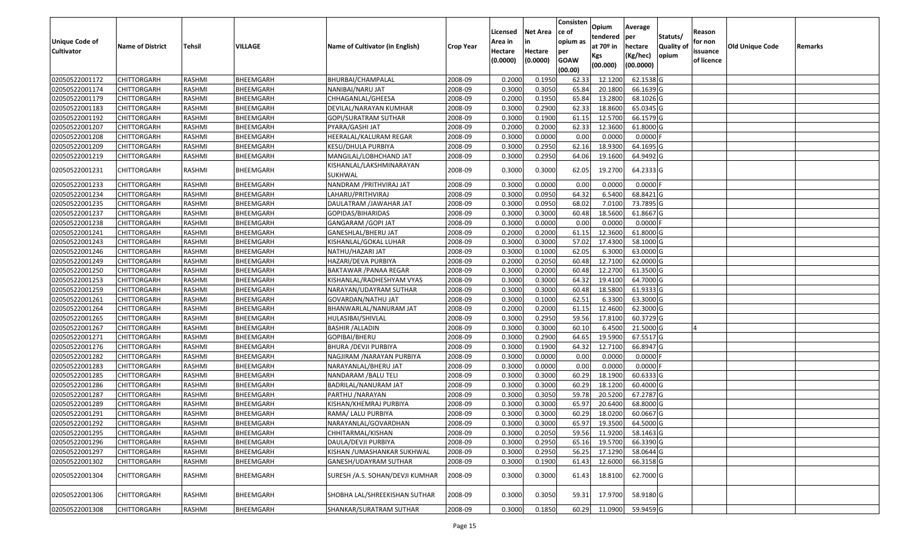| Unique Code of Cultivator | Name of District | Tehsil | VILLAGE | Name of Cultivator (in English) | Crop Year | Licensed Area in Hectare (0.0000) | Net Area in Hectare (0.0000) | Consisten ce of opium as per GOAW (00.00) | Opium tendered at 70º in Kgs (00.000) | Average per hectare (Kg/hec) (00.0000) | Statuts/ Quality of opium | Reason for non issuance of licence | Old Unique Code | Remarks |
|---|---|---|---|---|---|---|---|---|---|---|---|---|---|---|
| 02050522001172 | CHITTORGARH | RASHMI | BHEEMGARH | BHURBAI/CHAMPALAL | 2008-09 | 0.2000 | 0.1950 | 62.33 | 12.1200 | 62.1538 | G | | | |
| 02050522001174 | CHITTORGARH | RASHMI | BHEEMGARH | NANIBAI/NARU JAT | 2008-09 | 0.3000 | 0.3050 | 65.84 | 20.1800 | 66.1639 | G | | | |
| 02050522001179 | CHITTORGARH | RASHMI | BHEEMGARH | CHHAGANLAL/GHEESA | 2008-09 | 0.2000 | 0.1950 | 65.84 | 13.2800 | 68.1026 | G | | | |
| 02050522001183 | CHITTORGARH | RASHMI | BHEEMGARH | DEVILAL/NARAYAN KUMHAR | 2008-09 | 0.3000 | 0.2900 | 62.33 | 18.8600 | 65.0345 | G | | | |
| 02050522001192 | CHITTORGARH | RASHMI | BHEEMGARH | GOPI/SURATRAM SUTHAR | 2008-09 | 0.3000 | 0.1900 | 61.15 | 12.5700 | 66.1579 | G | | | |
| 02050522001207 | CHITTORGARH | RASHMI | BHEEMGARH | PYARA/GASHI JAT | 2008-09 | 0.2000 | 0.2000 | 62.33 | 12.3600 | 61.8000 | G | | | |
| 02050522001208 | CHITTORGARH | RASHMI | BHEEMGARH | HEERALAL/KALURAM REGAR | 2008-09 | 0.3000 | 0.0000 | 0.00 | 0.0000 | 0.0000 | F | | | |
| 02050522001209 | CHITTORGARH | RASHMI | BHEEMGARH | KESU/DHULA PURBIYA | 2008-09 | 0.3000 | 0.2950 | 62.16 | 18.9300 | 64.1695 | G | | | |
| 02050522001219 | CHITTORGARH | RASHMI | BHEEMGARH | MANGILAL/LOBHCHAND JAT | 2008-09 | 0.3000 | 0.2950 | 64.06 | 19.1600 | 64.9492 | G | | | |
| 02050522001231 | CHITTORGARH | RASHMI | BHEEMGARH | KISHANLAL/LAKSHMINARAYAN SUKHWAL | 2008-09 | 0.3000 | 0.3000 | 62.05 | 19.2700 | 64.2333 | G | | | |
| 02050522001233 | CHITTORGARH | RASHMI | BHEEMGARH | NANDRAM /PRITHVIRAJ JAT | 2008-09 | 0.3000 | 0.0000 | 0.00 | 0.0000 | 0.0000 | F | | | |
| 02050522001234 | CHITTORGARH | RASHMI | BHEEMGARH | LAHARU/PRITHVIRAJ | 2008-09 | 0.3000 | 0.0950 | 64.32 | 6.5400 | 68.8421 | G | | | |
| 02050522001235 | CHITTORGARH | RASHMI | BHEEMGARH | DAULATRAM /JAWAHAR JAT | 2008-09 | 0.3000 | 0.0950 | 68.02 | 7.0100 | 73.7895 | G | | | |
| 02050522001237 | CHITTORGARH | RASHMI | BHEEMGARH | GOPIDAS/BIHARIDAS | 2008-09 | 0.3000 | 0.3000 | 60.48 | 18.5600 | 61.8667 | G | | | |
| 02050522001238 | CHITTORGARH | RASHMI | BHEEMGARH | GANGARAM /GOPI JAT | 2008-09 | 0.3000 | 0.0000 | 0.00 | 0.0000 | 0.0000 | F | | | |
| 02050522001241 | CHITTORGARH | RASHMI | BHEEMGARH | GANESHLAL/BHERU JAT | 2008-09 | 0.2000 | 0.2000 | 61.15 | 12.3600 | 61.8000 | G | | | |
| 02050522001243 | CHITTORGARH | RASHMI | BHEEMGARH | KISHANLAL/GOKAL LUHAR | 2008-09 | 0.3000 | 0.3000 | 57.02 | 17.4300 | 58.1000 | G | | | |
| 02050522001246 | CHITTORGARH | RASHMI | BHEEMGARH | NATHU/HAZARI JAT | 2008-09 | 0.3000 | 0.1000 | 62.05 | 6.3000 | 63.0000 | G | | | |
| 02050522001249 | CHITTORGARH | RASHMI | BHEEMGARH | HAZARI/DEVA PURBIYA | 2008-09 | 0.2000 | 0.2050 | 60.48 | 12.7100 | 62.0000 | G | | | |
| 02050522001250 | CHITTORGARH | RASHMI | BHEEMGARH | BAKTAWAR /PANAA REGAR | 2008-09 | 0.3000 | 0.2000 | 60.48 | 12.2700 | 61.3500 | G | | | |
| 02050522001253 | CHITTORGARH | RASHMI | BHEEMGARH | KISHANLAL/RADHESHYAM VYAS | 2008-09 | 0.3000 | 0.3000 | 64.32 | 19.4100 | 64.7000 | G | | | |
| 02050522001259 | CHITTORGARH | RASHMI | BHEEMGARH | NARAYAN/UDAYRAM SUTHAR | 2008-09 | 0.3000 | 0.3000 | 60.48 | 18.5800 | 61.9333 | G | | | |
| 02050522001261 | CHITTORGARH | RASHMI | BHEEMGARH | GOVARDAN/NATHU JAT | 2008-09 | 0.3000 | 0.1000 | 62.51 | 6.3300 | 63.3000 | G | | | |
| 02050522001264 | CHITTORGARH | RASHMI | BHEEMGARH | BHANWARLAL/NANURAM JAT | 2008-09 | 0.2000 | 0.2000 | 61.15 | 12.4600 | 62.3000 | G | | | |
| 02050522001265 | CHITTORGARH | RASHMI | BHEEMGARH | HULASIBAI/SHIVLAL | 2008-09 | 0.3000 | 0.2950 | 59.56 | 17.8100 | 60.3729 | G | | | |
| 02050522001267 | CHITTORGARH | RASHMI | BHEEMGARH | BASHIR /ALLADIN | 2008-09 | 0.3000 | 0.3000 | 60.10 | 6.4500 | 21.5000 | G | 4 | | |
| 02050522001271 | CHITTORGARH | RASHMI | BHEEMGARH | GOPIBAI/BHERU | 2008-09 | 0.3000 | 0.2900 | 64.65 | 19.5900 | 67.5517 | G | | | |
| 02050522001276 | CHITTORGARH | RASHMI | BHEEMGARH | BHURA /DEVJI PURBIYA | 2008-09 | 0.3000 | 0.1900 | 64.32 | 12.7100 | 66.8947 | G | | | |
| 02050522001282 | CHITTORGARH | RASHMI | BHEEMGARH | NAGJIRAM /NARAYAN PURBIYA | 2008-09 | 0.3000 | 0.0000 | 0.00 | 0.0000 | 0.0000 | F | | | |
| 02050522001283 | CHITTORGARH | RASHMI | BHEEMGARH | NARAYANLAL/BHERU JAT | 2008-09 | 0.3000 | 0.0000 | 0.00 | 0.0000 | 0.0000 | F | | | |
| 02050522001285 | CHITTORGARH | RASHMI | BHEEMGARH | NANDARAM /BALU TELI | 2008-09 | 0.3000 | 0.3000 | 60.29 | 18.1900 | 60.6333 | G | | | |
| 02050522001286 | CHITTORGARH | RASHMI | BHEEMGARH | BADRILAL/NANURAM JAT | 2008-09 | 0.3000 | 0.3000 | 60.29 | 18.1200 | 60.4000 | G | | | |
| 02050522001287 | CHITTORGARH | RASHMI | BHEEMGARH | PARTHU /NARAYAN | 2008-09 | 0.3000 | 0.3050 | 59.78 | 20.5200 | 67.2787 | G | | | |
| 02050522001289 | CHITTORGARH | RASHMI | BHEEMGARH | KISHAN/KHEMRAJ PURBIYA | 2008-09 | 0.3000 | 0.3000 | 65.97 | 20.6400 | 68.8000 | G | | | |
| 02050522001291 | CHITTORGARH | RASHMI | BHEEMGARH | RAMA/ LALU PURBIYA | 2008-09 | 0.3000 | 0.3000 | 60.29 | 18.0200 | 60.0667 | G | | | |
| 02050522001292 | CHITTORGARH | RASHMI | BHEEMGARH | NARAYANLAL/GOVARDHAN | 2008-09 | 0.3000 | 0.3000 | 65.97 | 19.3500 | 64.5000 | G | | | |
| 02050522001295 | CHITTORGARH | RASHMI | BHEEMGARH | CHHITARMAL/KISHAN | 2008-09 | 0.3000 | 0.2050 | 59.56 | 11.9200 | 58.1463 | G | | | |
| 02050522001296 | CHITTORGARH | RASHMI | BHEEMGARH | DAULA/DEVJI PURBIYA | 2008-09 | 0.3000 | 0.2950 | 65.16 | 19.5700 | 66.3390 | G | | | |
| 02050522001297 | CHITTORGARH | RASHMI | BHEEMGARH | KISHAN /UMASHANKAR SUKHWAL | 2008-09 | 0.3000 | 0.2950 | 56.25 | 17.1290 | 58.0644 | G | | | |
| 02050522001302 | CHITTORGARH | RASHMI | BHEEMGARH | GANESH/UDAYRAM SUTHAR | 2008-09 | 0.3000 | 0.1900 | 61.43 | 12.6000 | 66.3158 | G | | | |
| 02050522001304 | CHITTORGARH | RASHMI | BHEEMGARH | SURESH /A.S. SOHAN/DEVJI KUMHAR | 2008-09 | 0.3000 | 0.3000 | 61.43 | 18.8100 | 62.7000 | G | | | |
| 02050522001306 | CHITTORGARH | RASHMI | BHEEMGARH | SHOBHA LAL/SHREEKISHAN SUTHAR | 2008-09 | 0.3000 | 0.3050 | 59.31 | 17.9700 | 58.9180 | G | | | |
| 02050522001308 | CHITTORGARH | RASHMI | BHEEMGARH | SHANKAR/SURATRAM SUTHAR | 2008-09 | 0.3000 | 0.1850 | 60.29 | 11.0900 | 59.9459 | G | | | |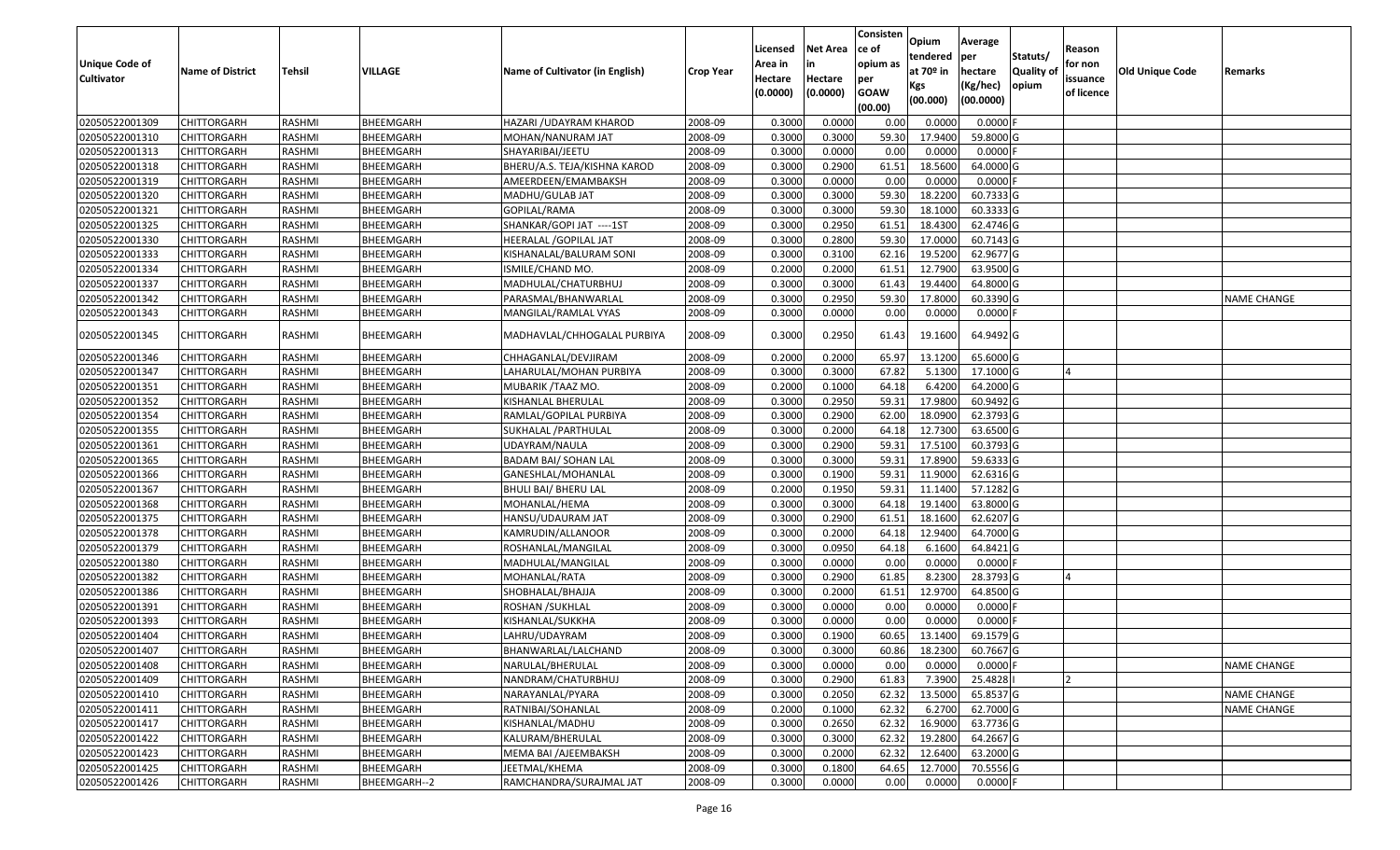| Unique Code of Cultivator | Name of District | Tehsil | VILLAGE | Name of Cultivator (in English) | Crop Year | Licensed Area in Hectare (0.0000) | Net Area in Hectare (0.0000) | Consistence of opium as per GOAW (00.00) | Opium tendered at 70º in Kgs (00.000) | Average per hectare (Kg/hec) (00.0000) | Statuts/ Quality of opium | Reason for non issuance of licence | Old Unique Code | Remarks |
|---|---|---|---|---|---|---|---|---|---|---|---|---|---|---|
| 02050522001309 | CHITTORGARH | RASHMI | BHEEMGARH | HAZARI /UDAYRAM KHAROD | 2008-09 | 0.3000 | 0.0000 | 0.00 | 0.0000 | 0.0000 | F | | | |
| 02050522001310 | CHITTORGARH | RASHMI | BHEEMGARH | MOHAN/NANURAM JAT | 2008-09 | 0.3000 | 0.3000 | 59.30 | 17.9400 | 59.8000 | G | | | |
| 02050522001313 | CHITTORGARH | RASHMI | BHEEMGARH | SHAYARIBAI/JEETU | 2008-09 | 0.3000 | 0.0000 | 0.00 | 0.0000 | 0.0000 | F | | | |
| 02050522001318 | CHITTORGARH | RASHMI | BHEEMGARH | BHERU/A.S. TEJA/KISHNA KAROD | 2008-09 | 0.3000 | 0.2900 | 61.51 | 18.5600 | 64.0000 | G | | | |
| 02050522001319 | CHITTORGARH | RASHMI | BHEEMGARH | AMEERDEEN/EMAMBAKSH | 2008-09 | 0.3000 | 0.0000 | 0.00 | 0.0000 | 0.0000 | F | | | |
| 02050522001320 | CHITTORGARH | RASHMI | BHEEMGARH | MADHU/GULAB JAT | 2008-09 | 0.3000 | 0.3000 | 59.30 | 18.2200 | 60.7333 | G | | | |
| 02050522001321 | CHITTORGARH | RASHMI | BHEEMGARH | GOPILAL/RAMA | 2008-09 | 0.3000 | 0.3000 | 59.30 | 18.1000 | 60.3333 | G | | | |
| 02050522001325 | CHITTORGARH | RASHMI | BHEEMGARH | SHANKAR/GOPI JAT ----1ST | 2008-09 | 0.3000 | 0.2950 | 61.51 | 18.4300 | 62.4746 | G | | | |
| 02050522001330 | CHITTORGARH | RASHMI | BHEEMGARH | HEERALAL /GOPILAL JAT | 2008-09 | 0.3000 | 0.2800 | 59.30 | 17.0000 | 60.7143 | G | | | |
| 02050522001333 | CHITTORGARH | RASHMI | BHEEMGARH | KISHANALAL/BALURAM SONI | 2008-09 | 0.3000 | 0.3100 | 62.16 | 19.5200 | 62.9677 | G | | | |
| 02050522001334 | CHITTORGARH | RASHMI | BHEEMGARH | ISMILE/CHAND MO. | 2008-09 | 0.2000 | 0.2000 | 61.51 | 12.7900 | 63.9500 | G | | | |
| 02050522001337 | CHITTORGARH | RASHMI | BHEEMGARH | MADHULAL/CHATURBHUJ | 2008-09 | 0.3000 | 0.3000 | 61.43 | 19.4400 | 64.8000 | G | | | |
| 02050522001342 | CHITTORGARH | RASHMI | BHEEMGARH | PARASMAL/BHANWARLAL | 2008-09 | 0.3000 | 0.2950 | 59.30 | 17.8000 | 60.3390 | G | | | NAME CHANGE |
| 02050522001343 | CHITTORGARH | RASHMI | BHEEMGARH | MANGILAL/RAMLAL VYAS | 2008-09 | 0.3000 | 0.0000 | 0.00 | 0.0000 | 0.0000 | F | | | |
| 02050522001345 | CHITTORGARH | RASHMI | BHEEMGARH | MADHAVLAL/CHHOGALAL PURBIYA | 2008-09 | 0.3000 | 0.2950 | 61.43 | 19.1600 | 64.9492 | G | | | |
| 02050522001346 | CHITTORGARH | RASHMI | BHEEMGARH | CHHAGANLAL/DEVJIRAM | 2008-09 | 0.2000 | 0.2000 | 65.97 | 13.1200 | 65.6000 | G | | | |
| 02050522001347 | CHITTORGARH | RASHMI | BHEEMGARH | LAHARULAL/MOHAN PURBIYA | 2008-09 | 0.3000 | 0.3000 | 67.82 | 5.1300 | 17.1000 | G | 4 | | |
| 02050522001351 | CHITTORGARH | RASHMI | BHEEMGARH | MUBARIK /TAAZ MO. | 2008-09 | 0.2000 | 0.1000 | 64.18 | 6.4200 | 64.2000 | G | | | |
| 02050522001352 | CHITTORGARH | RASHMI | BHEEMGARH | KISHANLAL BHERULAL | 2008-09 | 0.3000 | 0.2950 | 59.31 | 17.9800 | 60.9492 | G | | | |
| 02050522001354 | CHITTORGARH | RASHMI | BHEEMGARH | RAMLAL/GOPILAL PURBIYA | 2008-09 | 0.3000 | 0.2900 | 62.00 | 18.0900 | 62.3793 | G | | | |
| 02050522001355 | CHITTORGARH | RASHMI | BHEEMGARH | SUKHALAL /PARTHULAL | 2008-09 | 0.3000 | 0.2000 | 64.18 | 12.7300 | 63.6500 | G | | | |
| 02050522001361 | CHITTORGARH | RASHMI | BHEEMGARH | UDAYRAM/NAULA | 2008-09 | 0.3000 | 0.2900 | 59.31 | 17.5100 | 60.3793 | G | | | |
| 02050522001365 | CHITTORGARH | RASHMI | BHEEMGARH | BADAM BAI/ SOHAN LAL | 2008-09 | 0.3000 | 0.3000 | 59.31 | 17.8900 | 59.6333 | G | | | |
| 02050522001366 | CHITTORGARH | RASHMI | BHEEMGARH | GANESHLAL/MOHANLAL | 2008-09 | 0.3000 | 0.1900 | 59.31 | 11.9000 | 62.6316 | G | | | |
| 02050522001367 | CHITTORGARH | RASHMI | BHEEMGARH | BHULI BAI/ BHERU LAL | 2008-09 | 0.2000 | 0.1950 | 59.31 | 11.1400 | 57.1282 | G | | | |
| 02050522001368 | CHITTORGARH | RASHMI | BHEEMGARH | MOHANLAL/HEMA | 2008-09 | 0.3000 | 0.3000 | 64.18 | 19.1400 | 63.8000 | G | | | |
| 02050522001375 | CHITTORGARH | RASHMI | BHEEMGARH | HANSU/UDAURAM JAT | 2008-09 | 0.3000 | 0.2900 | 61.51 | 18.1600 | 62.6207 | G | | | |
| 02050522001378 | CHITTORGARH | RASHMI | BHEEMGARH | KAMRUDIN/ALLANOOR | 2008-09 | 0.3000 | 0.2000 | 64.18 | 12.9400 | 64.7000 | G | | | |
| 02050522001379 | CHITTORGARH | RASHMI | BHEEMGARH | ROSHANLAL/MANGILAL | 2008-09 | 0.3000 | 0.0950 | 64.18 | 6.1600 | 64.8421 | G | | | |
| 02050522001380 | CHITTORGARH | RASHMI | BHEEMGARH | MADHULAL/MANGILAL | 2008-09 | 0.3000 | 0.0000 | 0.00 | 0.0000 | 0.0000 | F | | | |
| 02050522001382 | CHITTORGARH | RASHMI | BHEEMGARH | MOHANLAL/RATA | 2008-09 | 0.3000 | 0.2900 | 61.85 | 8.2300 | 28.3793 | G | 4 | | |
| 02050522001386 | CHITTORGARH | RASHMI | BHEEMGARH | SHOBHALAL/BHAJJA | 2008-09 | 0.3000 | 0.2000 | 61.51 | 12.9700 | 64.8500 | G | | | |
| 02050522001391 | CHITTORGARH | RASHMI | BHEEMGARH | ROSHAN /SUKHLAL | 2008-09 | 0.3000 | 0.0000 | 0.00 | 0.0000 | 0.0000 | F | | | |
| 02050522001393 | CHITTORGARH | RASHMI | BHEEMGARH | KISHANLAL/SUKKHA | 2008-09 | 0.3000 | 0.0000 | 0.00 | 0.0000 | 0.0000 | F | | | |
| 02050522001404 | CHITTORGARH | RASHMI | BHEEMGARH | LAHRU/UDAYRAM | 2008-09 | 0.3000 | 0.1900 | 60.65 | 13.1400 | 69.1579 | G | | | |
| 02050522001407 | CHITTORGARH | RASHMI | BHEEMGARH | BHANWARLAL/LALCHAND | 2008-09 | 0.3000 | 0.3000 | 60.86 | 18.2300 | 60.7667 | G | | | |
| 02050522001408 | CHITTORGARH | RASHMI | BHEEMGARH | NARULAL/BHERULAL | 2008-09 | 0.3000 | 0.0000 | 0.00 | 0.0000 | 0.0000 | F | | | NAME CHANGE |
| 02050522001409 | CHITTORGARH | RASHMI | BHEEMGARH | NANDRAM/CHATURBHUJ | 2008-09 | 0.3000 | 0.2900 | 61.83 | 7.3900 | 25.4828 | I | 2 | | |
| 02050522001410 | CHITTORGARH | RASHMI | BHEEMGARH | NARAYANLAL/PYARA | 2008-09 | 0.3000 | 0.2050 | 62.32 | 13.5000 | 65.8537 | G | | | NAME CHANGE |
| 02050522001411 | CHITTORGARH | RASHMI | BHEEMGARH | RATNIBAI/SOHANLAL | 2008-09 | 0.2000 | 0.1000 | 62.32 | 6.2700 | 62.7000 | G | | | NAME CHANGE |
| 02050522001417 | CHITTORGARH | RASHMI | BHEEMGARH | KISHANLAL/MADHU | 2008-09 | 0.3000 | 0.2650 | 62.32 | 16.9000 | 63.7736 | G | | | |
| 02050522001422 | CHITTORGARH | RASHMI | BHEEMGARH | KALURAM/BHERULAL | 2008-09 | 0.3000 | 0.3000 | 62.32 | 19.2800 | 64.2667 | G | | | |
| 02050522001423 | CHITTORGARH | RASHMI | BHEEMGARH | MEMA BAI /AJEEMBAKSH | 2008-09 | 0.3000 | 0.2000 | 62.32 | 12.6400 | 63.2000 | G | | | |
| 02050522001425 | CHITTORGARH | RASHMI | BHEEMGARH | JEETMAL/KHEMA | 2008-09 | 0.3000 | 0.1800 | 64.65 | 12.7000 | 70.5556 | G | | | |
| 02050522001426 | CHITTORGARH | RASHMI | BHEEMGARH--2 | RAMCHANDRA/SURAJMAL JAT | 2008-09 | 0.3000 | 0.0000 | 0.00 | 0.0000 | 0.0000 | F | | | |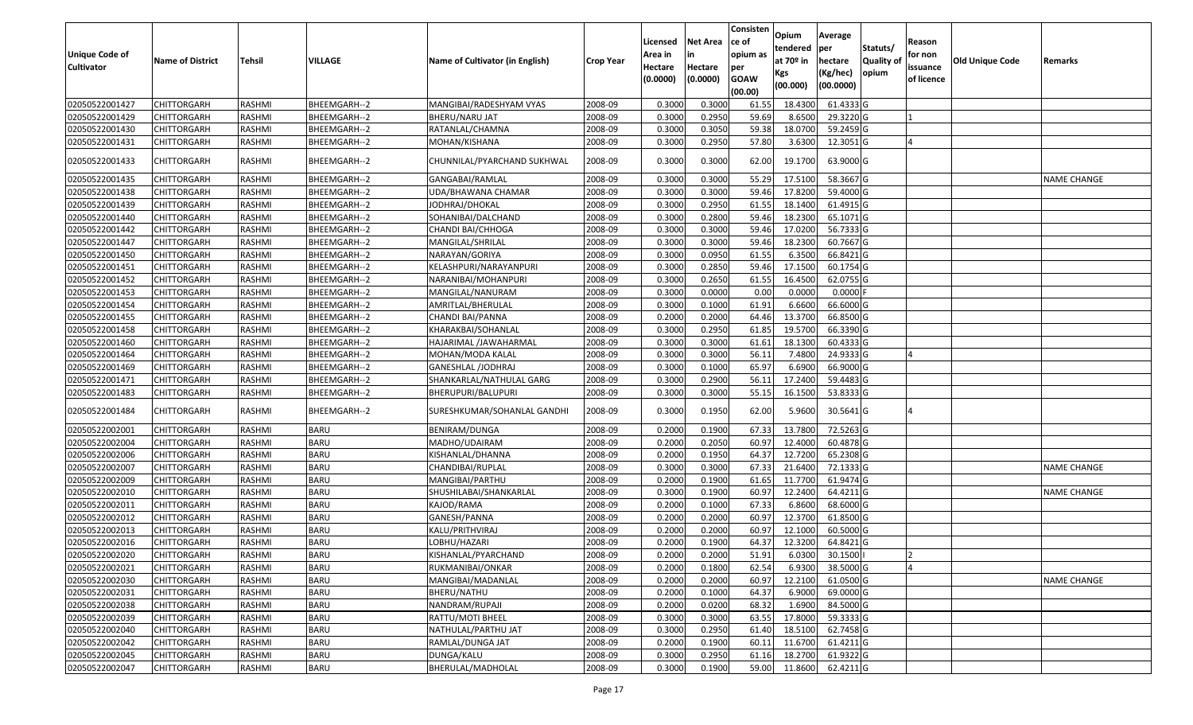| Unique Code of Cultivator | Name of District | Tehsil | VILLAGE | Name of Cultivator (in English) | Crop Year | Licensed Area in Hectare (0.0000) | Net Area in Hectare (0.0000) | Consisten ce of opium as per GOAW (00.00) | Opium tendered at 70º in Kgs (00.000) | Average per hectare (Kg/hec) (00.0000) | Statuts/ Quality of opium | Reason for non issuance of licence | Old Unique Code | Remarks |
|---|---|---|---|---|---|---|---|---|---|---|---|---|---|---|
| 02050522001427 | CHITTORGARH | RASHMI | BHEEMGARH--2 | MANGIBAI/RADESHYAM VYAS | 2008-09 | 0.3000 | 0.3000 | 61.55 | 18.4300 | 61.4333 | G | | | |
| 02050522001429 | CHITTORGARH | RASHMI | BHEEMGARH--2 | BHERU/NARU JAT | 2008-09 | 0.3000 | 0.2950 | 59.69 | 8.6500 | 29.3220 | G | 1 | | |
| 02050522001430 | CHITTORGARH | RASHMI | BHEEMGARH--2 | RATANLAL/CHAMNA | 2008-09 | 0.3000 | 0.3050 | 59.38 | 18.0700 | 59.2459 | G | | | |
| 02050522001431 | CHITTORGARH | RASHMI | BHEEMGARH--2 | MOHAN/KISHANA | 2008-09 | 0.3000 | 0.2950 | 57.80 | 3.6300 | 12.3051 | G | 4 | | |
| 02050522001433 | CHITTORGARH | RASHMI | BHEEMGARH--2 | CHUNNILAL/PYARCHAND SUKHWAL | 2008-09 | 0.3000 | 0.3000 | 62.00 | 19.1700 | 63.9000 | G | | | |
| 02050522001435 | CHITTORGARH | RASHMI | BHEEMGARH--2 | GANGABAI/RAMLAL | 2008-09 | 0.3000 | 0.3000 | 55.29 | 17.5100 | 58.3667 | G | | | NAME CHANGE |
| 02050522001438 | CHITTORGARH | RASHMI | BHEEMGARH--2 | UDA/BHAWANA CHAMAR | 2008-09 | 0.3000 | 0.3000 | 59.46 | 17.8200 | 59.4000 | G | | | |
| 02050522001439 | CHITTORGARH | RASHMI | BHEEMGARH--2 | JODHRAJ/DHOKAL | 2008-09 | 0.3000 | 0.2950 | 61.55 | 18.1400 | 61.4915 | G | | | |
| 02050522001440 | CHITTORGARH | RASHMI | BHEEMGARH--2 | SOHANIBAI/DALCHAND | 2008-09 | 0.3000 | 0.2800 | 59.46 | 18.2300 | 65.1071 | G | | | |
| 02050522001442 | CHITTORGARH | RASHMI | BHEEMGARH--2 | CHANDI BAI/CHHOGA | 2008-09 | 0.3000 | 0.3000 | 59.46 | 17.0200 | 56.7333 | G | | | |
| 02050522001447 | CHITTORGARH | RASHMI | BHEEMGARH--2 | MANGILAL/SHRILAL | 2008-09 | 0.3000 | 0.3000 | 59.46 | 18.2300 | 60.7667 | G | | | |
| 02050522001450 | CHITTORGARH | RASHMI | BHEEMGARH--2 | NARAYAN/GORIYA | 2008-09 | 0.3000 | 0.0950 | 61.55 | 6.3500 | 66.8421 | G | | | |
| 02050522001451 | CHITTORGARH | RASHMI | BHEEMGARH--2 | KELASHPURI/NARAYANPURI | 2008-09 | 0.3000 | 0.2850 | 59.46 | 17.1500 | 60.1754 | G | | | |
| 02050522001452 | CHITTORGARH | RASHMI | BHEEMGARH--2 | NARANIBAI/MOHANPURI | 2008-09 | 0.3000 | 0.2650 | 61.55 | 16.4500 | 62.0755 | G | | | |
| 02050522001453 | CHITTORGARH | RASHMI | BHEEMGARH--2 | MANGILAL/NANURAM | 2008-09 | 0.3000 | 0.0000 | 0.00 | 0.0000 | 0.0000 | F | | | |
| 02050522001454 | CHITTORGARH | RASHMI | BHEEMGARH--2 | AMRITLAL/BHERULAL | 2008-09 | 0.3000 | 0.1000 | 61.91 | 6.6600 | 66.6000 | G | | | |
| 02050522001455 | CHITTORGARH | RASHMI | BHEEMGARH--2 | CHANDI BAI/PANNA | 2008-09 | 0.2000 | 0.2000 | 64.46 | 13.3700 | 66.8500 | G | | | |
| 02050522001458 | CHITTORGARH | RASHMI | BHEEMGARH--2 | KHARAKBAI/SOHANLAL | 2008-09 | 0.3000 | 0.2950 | 61.85 | 19.5700 | 66.3390 | G | | | |
| 02050522001460 | CHITTORGARH | RASHMI | BHEEMGARH--2 | HAJARIMAL /JAWAHARMAL | 2008-09 | 0.3000 | 0.3000 | 61.61 | 18.1300 | 60.4333 | G | | | |
| 02050522001464 | CHITTORGARH | RASHMI | BHEEMGARH--2 | MOHAN/MODA KALAL | 2008-09 | 0.3000 | 0.3000 | 56.11 | 7.4800 | 24.9333 | G | 4 | | |
| 02050522001469 | CHITTORGARH | RASHMI | BHEEMGARH--2 | GANESHLAL /JODHRAJ | 2008-09 | 0.3000 | 0.1000 | 65.97 | 6.6900 | 66.9000 | G | | | |
| 02050522001471 | CHITTORGARH | RASHMI | BHEEMGARH--2 | SHANKARLAL/NATHULAL GARG | 2008-09 | 0.3000 | 0.2900 | 56.11 | 17.2400 | 59.4483 | G | | | |
| 02050522001483 | CHITTORGARH | RASHMI | BHEEMGARH--2 | BHERUPURI/BALUPURI | 2008-09 | 0.3000 | 0.3000 | 55.15 | 16.1500 | 53.8333 | G | | | |
| 02050522001484 | CHITTORGARH | RASHMI | BHEEMGARH--2 | SURESHKUMAR/SOHANLAL GANDHI | 2008-09 | 0.3000 | 0.1950 | 62.00 | 5.9600 | 30.5641 | G | 4 | | |
| 02050522002001 | CHITTORGARH | RASHMI | BARU | BENIRAM/DUNGA | 2008-09 | 0.2000 | 0.1900 | 67.33 | 13.7800 | 72.5263 | G | | | |
| 02050522002004 | CHITTORGARH | RASHMI | BARU | MADHO/UDAIRAM | 2008-09 | 0.2000 | 0.2050 | 60.97 | 12.4000 | 60.4878 | G | | | |
| 02050522002006 | CHITTORGARH | RASHMI | BARU | KISHANLAL/DHANNA | 2008-09 | 0.2000 | 0.1950 | 64.37 | 12.7200 | 65.2308 | G | | | |
| 02050522002007 | CHITTORGARH | RASHMI | BARU | CHANDIBAI/RUPLAL | 2008-09 | 0.3000 | 0.3000 | 67.33 | 21.6400 | 72.1333 | G | | | NAME CHANGE |
| 02050522002009 | CHITTORGARH | RASHMI | BARU | MANGIBAI/PARTHU | 2008-09 | 0.2000 | 0.1900 | 61.65 | 11.7700 | 61.9474 | G | | | |
| 02050522002010 | CHITTORGARH | RASHMI | BARU | SHUSHILABAI/SHANKARLAL | 2008-09 | 0.3000 | 0.1900 | 60.97 | 12.2400 | 64.4211 | G | | | NAME CHANGE |
| 02050522002011 | CHITTORGARH | RASHMI | BARU | KAJOD/RAMA | 2008-09 | 0.2000 | 0.1000 | 67.33 | 6.8600 | 68.6000 | G | | | |
| 02050522002012 | CHITTORGARH | RASHMI | BARU | GANESH/PANNA | 2008-09 | 0.2000 | 0.2000 | 60.97 | 12.3700 | 61.8500 | G | | | |
| 02050522002013 | CHITTORGARH | RASHMI | BARU | KALU/PRITHVIRAJ | 2008-09 | 0.2000 | 0.2000 | 60.97 | 12.1000 | 60.5000 | G | | | |
| 02050522002016 | CHITTORGARH | RASHMI | BARU | LOBHU/HAZARI | 2008-09 | 0.2000 | 0.1900 | 64.37 | 12.3200 | 64.8421 | G | | | |
| 02050522002020 | CHITTORGARH | RASHMI | BARU | KISHANLAL/PYARCHAND | 2008-09 | 0.2000 | 0.2000 | 51.91 | 6.0300 | 30.1500 | I | 2 | | |
| 02050522002021 | CHITTORGARH | RASHMI | BARU | RUKMANIBAI/ONKAR | 2008-09 | 0.2000 | 0.1800 | 62.54 | 6.9300 | 38.5000 | G | 4 | | |
| 02050522002030 | CHITTORGARH | RASHMI | BARU | MANGIBAI/MADANLAL | 2008-09 | 0.2000 | 0.2000 | 60.97 | 12.2100 | 61.0500 | G | | | NAME CHANGE |
| 02050522002031 | CHITTORGARH | RASHMI | BARU | BHERU/NATHU | 2008-09 | 0.2000 | 0.1000 | 64.37 | 6.9000 | 69.0000 | G | | | |
| 02050522002038 | CHITTORGARH | RASHMI | BARU | NANDRAM/RUPAJI | 2008-09 | 0.2000 | 0.0200 | 68.32 | 1.6900 | 84.5000 | G | | | |
| 02050522002039 | CHITTORGARH | RASHMI | BARU | RATTU/MOTI BHEEL | 2008-09 | 0.3000 | 0.3000 | 63.55 | 17.8000 | 59.3333 | G | | | |
| 02050522002040 | CHITTORGARH | RASHMI | BARU | NATHULAL/PARTHU JAT | 2008-09 | 0.3000 | 0.2950 | 61.40 | 18.5100 | 62.7458 | G | | | |
| 02050522002042 | CHITTORGARH | RASHMI | BARU | RAMLAL/DUNGA JAT | 2008-09 | 0.2000 | 0.1900 | 60.11 | 11.6700 | 61.4211 | G | | | |
| 02050522002045 | CHITTORGARH | RASHMI | BARU | DUNGA/KALU | 2008-09 | 0.3000 | 0.2950 | 61.16 | 18.2700 | 61.9322 | G | | | |
| 02050522002047 | CHITTORGARH | RASHMI | BARU | BHERULAL/MADHOLAL | 2008-09 | 0.3000 | 0.1900 | 59.00 | 11.8600 | 62.4211 | G | | | |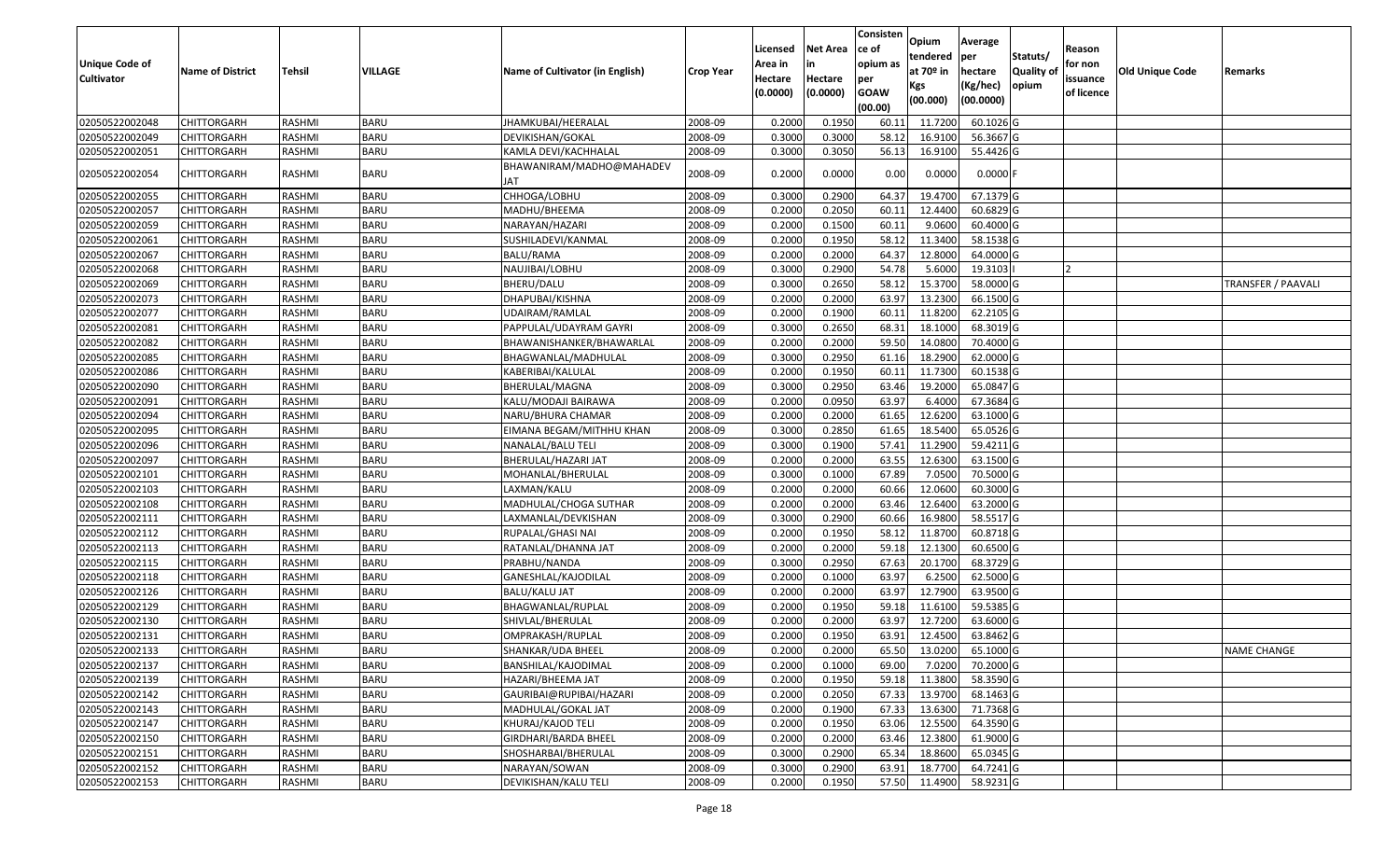| Unique Code of Cultivator | Name of District | Tehsil | VILLAGE | Name of Cultivator (in English) | Crop Year | Licensed Area in Hectare (0.0000) | Net Area in Hectare (0.0000) | Consistence of opium as per GOAW (00.00) | Opium tendered at 70º in Kgs (00.000) | Average per hectare (Kg/hec) (00.0000) | Statuts/ Quality of opium | Reason for non issuance of licence | Old Unique Code | Remarks |
|---|---|---|---|---|---|---|---|---|---|---|---|---|---|---|
| 02050522002048 | CHITTORGARH | RASHMI | BARU | JHAMKUBAI/HEERALAL | 2008-09 | 0.2000 | 0.1950 | 60.11 | 11.7200 | 60.1026 | G | | | |
| 02050522002049 | CHITTORGARH | RASHMI | BARU | DEVIKISHAN/GOKAL | 2008-09 | 0.3000 | 0.3000 | 58.12 | 16.9100 | 56.3667 | G | | | |
| 02050522002051 | CHITTORGARH | RASHMI | BARU | KAMLA DEVI/KACHHALAL | 2008-09 | 0.3000 | 0.3050 | 56.13 | 16.9100 | 55.4426 | G | | | |
| 02050522002054 | CHITTORGARH | RASHMI | BARU | BHAWANIRAM/MADHO@MAHADEV JAT | 2008-09 | 0.2000 | 0.0000 | 0.00 | 0.0000 | 0.0000 | F | | | |
| 02050522002055 | CHITTORGARH | RASHMI | BARU | CHHOGA/LOBHU | 2008-09 | 0.3000 | 0.2900 | 64.37 | 19.4700 | 67.1379 | G | | | |
| 02050522002057 | CHITTORGARH | RASHMI | BARU | MADHU/BHEEMA | 2008-09 | 0.2000 | 0.2050 | 60.11 | 12.4400 | 60.6829 | G | | | |
| 02050522002059 | CHITTORGARH | RASHMI | BARU | NARAYAN/HAZARI | 2008-09 | 0.2000 | 0.1500 | 60.11 | 9.0600 | 60.4000 | G | | | |
| 02050522002061 | CHITTORGARH | RASHMI | BARU | SUSHILADEVI/KANMAL | 2008-09 | 0.2000 | 0.1950 | 58.12 | 11.3400 | 58.1538 | G | | | |
| 02050522002067 | CHITTORGARH | RASHMI | BARU | BALU/RAMA | 2008-09 | 0.2000 | 0.2000 | 64.37 | 12.8000 | 64.0000 | G | | | |
| 02050522002068 | CHITTORGARH | RASHMI | BARU | NAUJIBAI/LOBHU | 2008-09 | 0.3000 | 0.2900 | 54.78 | 5.6000 | 19.3103 | I | 2 | | |
| 02050522002069 | CHITTORGARH | RASHMI | BARU | BHERU/DALU | 2008-09 | 0.3000 | 0.2650 | 58.12 | 15.3700 | 58.0000 | G | | | TRANSFER / PAAVALI |
| 02050522002073 | CHITTORGARH | RASHMI | BARU | DHAPUBAI/KISHNA | 2008-09 | 0.2000 | 0.2000 | 63.97 | 13.2300 | 66.1500 | G | | | |
| 02050522002077 | CHITTORGARH | RASHMI | BARU | UDAIRAM/RAMLAL | 2008-09 | 0.2000 | 0.1900 | 60.11 | 11.8200 | 62.2105 | G | | | |
| 02050522002081 | CHITTORGARH | RASHMI | BARU | PAPPULAL/UDAYRAM GAYRI | 2008-09 | 0.3000 | 0.2650 | 68.31 | 18.1000 | 68.3019 | G | | | |
| 02050522002082 | CHITTORGARH | RASHMI | BARU | BHAWANISHANKER/BHAWARLAL | 2008-09 | 0.2000 | 0.2000 | 59.50 | 14.0800 | 70.4000 | G | | | |
| 02050522002085 | CHITTORGARH | RASHMI | BARU | BHAGWANLAL/MADHULAL | 2008-09 | 0.3000 | 0.2950 | 61.16 | 18.2900 | 62.0000 | G | | | |
| 02050522002086 | CHITTORGARH | RASHMI | BARU | KABERIBAI/KALULAL | 2008-09 | 0.2000 | 0.1950 | 60.11 | 11.7300 | 60.1538 | G | | | |
| 02050522002090 | CHITTORGARH | RASHMI | BARU | BHERULAL/MAGNA | 2008-09 | 0.3000 | 0.2950 | 63.46 | 19.2000 | 65.0847 | G | | | |
| 02050522002091 | CHITTORGARH | RASHMI | BARU | KALU/MODAJI BAIRAWA | 2008-09 | 0.2000 | 0.0950 | 63.97 | 6.4000 | 67.3684 | G | | | |
| 02050522002094 | CHITTORGARH | RASHMI | BARU | NARU/BHURA CHAMAR | 2008-09 | 0.2000 | 0.2000 | 61.65 | 12.6200 | 63.1000 | G | | | |
| 02050522002095 | CHITTORGARH | RASHMI | BARU | EIMANA BEGAM/MITHHU KHAN | 2008-09 | 0.3000 | 0.2850 | 61.65 | 18.5400 | 65.0526 | G | | | |
| 02050522002096 | CHITTORGARH | RASHMI | BARU | NANALAL/BALU TELI | 2008-09 | 0.3000 | 0.1900 | 57.41 | 11.2900 | 59.4211 | G | | | |
| 02050522002097 | CHITTORGARH | RASHMI | BARU | BHERULAL/HAZARI JAT | 2008-09 | 0.2000 | 0.2000 | 63.55 | 12.6300 | 63.1500 | G | | | |
| 02050522002101 | CHITTORGARH | RASHMI | BARU | MOHANLAL/BHERULAL | 2008-09 | 0.3000 | 0.1000 | 67.89 | 7.0500 | 70.5000 | G | | | |
| 02050522002103 | CHITTORGARH | RASHMI | BARU | LAXMAN/KALU | 2008-09 | 0.2000 | 0.2000 | 60.66 | 12.0600 | 60.3000 | G | | | |
| 02050522002108 | CHITTORGARH | RASHMI | BARU | MADHULAL/CHOGA SUTHAR | 2008-09 | 0.2000 | 0.2000 | 63.46 | 12.6400 | 63.2000 | G | | | |
| 02050522002111 | CHITTORGARH | RASHMI | BARU | LAXMANLAL/DEVKISHAN | 2008-09 | 0.3000 | 0.2900 | 60.66 | 16.9800 | 58.5517 | G | | | |
| 02050522002112 | CHITTORGARH | RASHMI | BARU | RUPALAL/GHASI NAI | 2008-09 | 0.2000 | 0.1950 | 58.12 | 11.8700 | 60.8718 | G | | | |
| 02050522002113 | CHITTORGARH | RASHMI | BARU | RATANLAL/DHANNA JAT | 2008-09 | 0.2000 | 0.2000 | 59.18 | 12.1300 | 60.6500 | G | | | |
| 02050522002115 | CHITTORGARH | RASHMI | BARU | PRABHU/NANDA | 2008-09 | 0.3000 | 0.2950 | 67.63 | 20.1700 | 68.3729 | G | | | |
| 02050522002118 | CHITTORGARH | RASHMI | BARU | GANESHLAL/KAJODILAL | 2008-09 | 0.2000 | 0.1000 | 63.97 | 6.2500 | 62.5000 | G | | | |
| 02050522002126 | CHITTORGARH | RASHMI | BARU | BALU/KALU JAT | 2008-09 | 0.2000 | 0.2000 | 63.97 | 12.7900 | 63.9500 | G | | | |
| 02050522002129 | CHITTORGARH | RASHMI | BARU | BHAGWANLAL/RUPLAL | 2008-09 | 0.2000 | 0.1950 | 59.18 | 11.6100 | 59.5385 | G | | | |
| 02050522002130 | CHITTORGARH | RASHMI | BARU | SHIVLAL/BHERULAL | 2008-09 | 0.2000 | 0.2000 | 63.97 | 12.7200 | 63.6000 | G | | | |
| 02050522002131 | CHITTORGARH | RASHMI | BARU | OMPRAKASH/RUPLAL | 2008-09 | 0.2000 | 0.1950 | 63.91 | 12.4500 | 63.8462 | G | | | |
| 02050522002133 | CHITTORGARH | RASHMI | BARU | SHANKAR/UDA BHEEL | 2008-09 | 0.2000 | 0.2000 | 65.50 | 13.0200 | 65.1000 | G | | | NAME CHANGE |
| 02050522002137 | CHITTORGARH | RASHMI | BARU | BANSHILAL/KAJODIMAL | 2008-09 | 0.2000 | 0.1000 | 69.00 | 7.0200 | 70.2000 | G | | | |
| 02050522002139 | CHITTORGARH | RASHMI | BARU | HAZARI/BHEEMA JAT | 2008-09 | 0.2000 | 0.1950 | 59.18 | 11.3800 | 58.3590 | G | | | |
| 02050522002142 | CHITTORGARH | RASHMI | BARU | GAURIBAI@RUPIBAI/HAZARI | 2008-09 | 0.2000 | 0.2050 | 67.33 | 13.9700 | 68.1463 | G | | | |
| 02050522002143 | CHITTORGARH | RASHMI | BARU | MADHULAL/GOKAL JAT | 2008-09 | 0.2000 | 0.1900 | 67.33 | 13.6300 | 71.7368 | G | | | |
| 02050522002147 | CHITTORGARH | RASHMI | BARU | KHURAJ/KAJOD TELI | 2008-09 | 0.2000 | 0.1950 | 63.06 | 12.5500 | 64.3590 | G | | | |
| 02050522002150 | CHITTORGARH | RASHMI | BARU | GIRDHARI/BARDA BHEEL | 2008-09 | 0.2000 | 0.2000 | 63.46 | 12.3800 | 61.9000 | G | | | |
| 02050522002151 | CHITTORGARH | RASHMI | BARU | SHOSHARBAI/BHERULAL | 2008-09 | 0.3000 | 0.2900 | 65.34 | 18.8600 | 65.0345 | G | | | |
| 02050522002152 | CHITTORGARH | RASHMI | BARU | NARAYAN/SOWAN | 2008-09 | 0.3000 | 0.2900 | 63.91 | 18.7700 | 64.7241 | G | | | |
| 02050522002153 | CHITTORGARH | RASHMI | BARU | DEVIKISHAN/KALU TELI | 2008-09 | 0.2000 | 0.1950 | 57.50 | 11.4900 | 58.9231 | G | | | |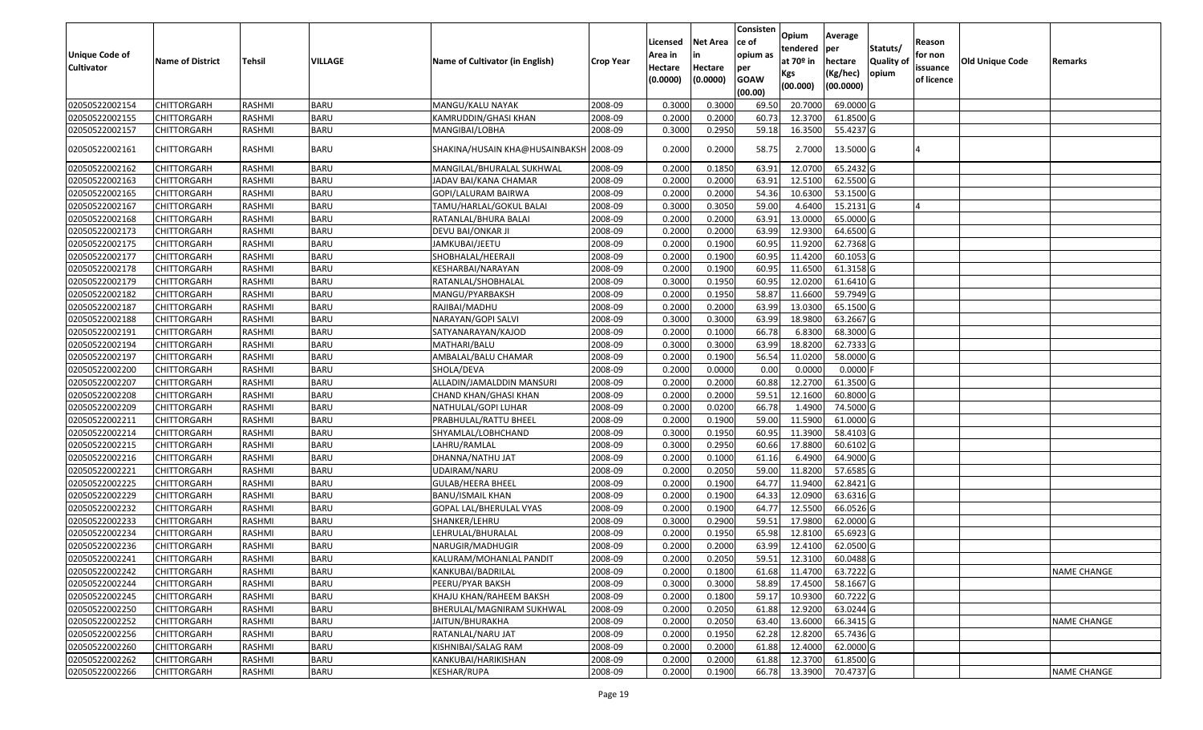| Unique Code of Cultivator | Name of District | Tehsil | VILLAGE | Name of Cultivator (in English) | Crop Year | Licensed Area in Hectare (0.0000) | Net Area in Hectare (0.0000) | Consistence of opium as per GOAW (00.00) | Opium tendered at 70º in Kgs (00.000) | Average per hectare (Kg/hec) (00.0000) | Statuts/ Quality of opium | Reason for non issuance of licence | Old Unique Code | Remarks |
|---|---|---|---|---|---|---|---|---|---|---|---|---|---|---|
| 02050522002154 | CHITTORGARH | RASHMI | BARU | MANGU/KALU NAYAK | 2008-09 | 0.3000 | 0.3000 | 69.50 | 20.7000 | 69.0000 | G | | | |
| 02050522002155 | CHITTORGARH | RASHMI | BARU | KAMRUDDIN/GHASI KHAN | 2008-09 | 0.2000 | 0.2000 | 60.73 | 12.3700 | 61.8500 | G | | | |
| 02050522002157 | CHITTORGARH | RASHMI | BARU | MANGIBAI/LOBHA | 2008-09 | 0.3000 | 0.2950 | 59.18 | 16.3500 | 55.4237 | G | | | |
| 02050522002161 | CHITTORGARH | RASHMI | BARU | SHAKINA/HUSAIN KHA@HUSAINBAKSH | 2008-09 | 0.2000 | 0.2000 | 58.75 | 2.7000 | 13.5000 | G | 4 | | |
| 02050522002162 | CHITTORGARH | RASHMI | BARU | MANGILAL/BHURALAL SUKHWAL | 2008-09 | 0.2000 | 0.1850 | 63.91 | 12.0700 | 65.2432 | G | | | |
| 02050522002163 | CHITTORGARH | RASHMI | BARU | JADAV BAI/KANA CHAMAR | 2008-09 | 0.2000 | 0.2000 | 63.91 | 12.5100 | 62.5500 | G | | | |
| 02050522002165 | CHITTORGARH | RASHMI | BARU | GOPI/LALURAM BAIRWA | 2008-09 | 0.2000 | 0.2000 | 54.36 | 10.6300 | 53.1500 | G | | | |
| 02050522002167 | CHITTORGARH | RASHMI | BARU | TAMU/HARLAL/GOKUL BALAI | 2008-09 | 0.3000 | 0.3050 | 59.00 | 4.6400 | 15.2131 | G | 4 | | |
| 02050522002168 | CHITTORGARH | RASHMI | BARU | RATANLAL/BHURA BALAI | 2008-09 | 0.2000 | 0.2000 | 63.91 | 13.0000 | 65.0000 | G | | | |
| 02050522002173 | CHITTORGARH | RASHMI | BARU | DEVU BAI/ONKAR JI | 2008-09 | 0.2000 | 0.2000 | 63.99 | 12.9300 | 64.6500 | G | | | |
| 02050522002175 | CHITTORGARH | RASHMI | BARU | JAMKUBAI/JEETU | 2008-09 | 0.2000 | 0.1900 | 60.95 | 11.9200 | 62.7368 | G | | | |
| 02050522002177 | CHITTORGARH | RASHMI | BARU | SHOBHALAL/HEERAJI | 2008-09 | 0.2000 | 0.1900 | 60.95 | 11.4200 | 60.1053 | G | | | |
| 02050522002178 | CHITTORGARH | RASHMI | BARU | KESHARBAI/NARAYAN | 2008-09 | 0.2000 | 0.1900 | 60.95 | 11.6500 | 61.3158 | G | | | |
| 02050522002179 | CHITTORGARH | RASHMI | BARU | RATANLAL/SHOBHALAL | 2008-09 | 0.3000 | 0.1950 | 60.95 | 12.0200 | 61.6410 | G | | | |
| 02050522002182 | CHITTORGARH | RASHMI | BARU | MANGU/PYARBAKSH | 2008-09 | 0.2000 | 0.1950 | 58.87 | 11.6600 | 59.7949 | G | | | |
| 02050522002187 | CHITTORGARH | RASHMI | BARU | RAJIBAI/MADHU | 2008-09 | 0.2000 | 0.2000 | 63.99 | 13.0300 | 65.1500 | G | | | |
| 02050522002188 | CHITTORGARH | RASHMI | BARU | NARAYAN/GOPI SALVI | 2008-09 | 0.3000 | 0.3000 | 63.99 | 18.9800 | 63.2667 | G | | | |
| 02050522002191 | CHITTORGARH | RASHMI | BARU | SATYANARAYAN/KAJOD | 2008-09 | 0.2000 | 0.1000 | 66.78 | 6.8300 | 68.3000 | G | | | |
| 02050522002194 | CHITTORGARH | RASHMI | BARU | MATHARI/BALU | 2008-09 | 0.3000 | 0.3000 | 63.99 | 18.8200 | 62.7333 | G | | | |
| 02050522002197 | CHITTORGARH | RASHMI | BARU | AMBALAL/BALU CHAMAR | 2008-09 | 0.2000 | 0.1900 | 56.54 | 11.0200 | 58.0000 | G | | | |
| 02050522002200 | CHITTORGARH | RASHMI | BARU | SHOLA/DEVA | 2008-09 | 0.2000 | 0.0000 | 0.00 | 0.0000 | 0.0000 | F | | | |
| 02050522002207 | CHITTORGARH | RASHMI | BARU | ALLADIN/JAMALDDIN MANSURI | 2008-09 | 0.2000 | 0.2000 | 60.88 | 12.2700 | 61.3500 | G | | | |
| 02050522002208 | CHITTORGARH | RASHMI | BARU | CHAND KHAN/GHASI KHAN | 2008-09 | 0.2000 | 0.2000 | 59.51 | 12.1600 | 60.8000 | G | | | |
| 02050522002209 | CHITTORGARH | RASHMI | BARU | NATHULAL/GOPI LUHAR | 2008-09 | 0.2000 | 0.0200 | 66.78 | 1.4900 | 74.5000 | G | | | |
| 02050522002211 | CHITTORGARH | RASHMI | BARU | PRABHULAL/RATTU BHEEL | 2008-09 | 0.2000 | 0.1900 | 59.00 | 11.5900 | 61.0000 | G | | | |
| 02050522002214 | CHITTORGARH | RASHMI | BARU | SHYAMLAL/LOBHCHAND | 2008-09 | 0.3000 | 0.1950 | 60.95 | 11.3900 | 58.4103 | G | | | |
| 02050522002215 | CHITTORGARH | RASHMI | BARU | LAHRU/RAMLAL | 2008-09 | 0.3000 | 0.2950 | 60.66 | 17.8800 | 60.6102 | G | | | |
| 02050522002216 | CHITTORGARH | RASHMI | BARU | DHANNA/NATHU JAT | 2008-09 | 0.2000 | 0.1000 | 61.16 | 6.4900 | 64.9000 | G | | | |
| 02050522002221 | CHITTORGARH | RASHMI | BARU | UDAIRAM/NARU | 2008-09 | 0.2000 | 0.2050 | 59.00 | 11.8200 | 57.6585 | G | | | |
| 02050522002225 | CHITTORGARH | RASHMI | BARU | GULAB/HEERA BHEEL | 2008-09 | 0.2000 | 0.1900 | 64.77 | 11.9400 | 62.8421 | G | | | |
| 02050522002229 | CHITTORGARH | RASHMI | BARU | BANU/ISMAIL KHAN | 2008-09 | 0.2000 | 0.1900 | 64.33 | 12.0900 | 63.6316 | G | | | |
| 02050522002232 | CHITTORGARH | RASHMI | BARU | GOPAL LAL/BHERULAL VYAS | 2008-09 | 0.2000 | 0.1900 | 64.77 | 12.5500 | 66.0526 | G | | | |
| 02050522002233 | CHITTORGARH | RASHMI | BARU | SHANKER/LEHRU | 2008-09 | 0.3000 | 0.2900 | 59.51 | 17.9800 | 62.0000 | G | | | |
| 02050522002234 | CHITTORGARH | RASHMI | BARU | LEHRULAL/BHURALAL | 2008-09 | 0.2000 | 0.1950 | 65.98 | 12.8100 | 65.6923 | G | | | |
| 02050522002236 | CHITTORGARH | RASHMI | BARU | NARUGIR/MADHUGIR | 2008-09 | 0.2000 | 0.2000 | 63.99 | 12.4100 | 62.0500 | G | | | |
| 02050522002241 | CHITTORGARH | RASHMI | BARU | KALURAM/MOHANLAL PANDIT | 2008-09 | 0.2000 | 0.2050 | 59.51 | 12.3100 | 60.0488 | G | | | |
| 02050522002242 | CHITTORGARH | RASHMI | BARU | KANKUBAI/BADRILAL | 2008-09 | 0.2000 | 0.1800 | 61.68 | 11.4700 | 63.7222 | G | | | NAME CHANGE |
| 02050522002244 | CHITTORGARH | RASHMI | BARU | PEERU/PYAR BAKSH | 2008-09 | 0.3000 | 0.3000 | 58.89 | 17.4500 | 58.1667 | G | | | |
| 02050522002245 | CHITTORGARH | RASHMI | BARU | KHAJU KHAN/RAHEEM BAKSH | 2008-09 | 0.2000 | 0.1800 | 59.17 | 10.9300 | 60.7222 | G | | | |
| 02050522002250 | CHITTORGARH | RASHMI | BARU | BHERULAL/MAGNIRAM SUKHWAL | 2008-09 | 0.2000 | 0.2050 | 61.88 | 12.9200 | 63.0244 | G | | | |
| 02050522002252 | CHITTORGARH | RASHMI | BARU | JAITUN/BHURAKHA | 2008-09 | 0.2000 | 0.2050 | 63.40 | 13.6000 | 66.3415 | G | | | NAME CHANGE |
| 02050522002256 | CHITTORGARH | RASHMI | BARU | RATANLAL/NARU JAT | 2008-09 | 0.2000 | 0.1950 | 62.28 | 12.8200 | 65.7436 | G | | | |
| 02050522002260 | CHITTORGARH | RASHMI | BARU | KISHNIBAI/SALAG RAM | 2008-09 | 0.2000 | 0.2000 | 61.88 | 12.4000 | 62.0000 | G | | | |
| 02050522002262 | CHITTORGARH | RASHMI | BARU | KANKUBAI/HARIKISHAN | 2008-09 | 0.2000 | 0.2000 | 61.88 | 12.3700 | 61.8500 | G | | | |
| 02050522002266 | CHITTORGARH | RASHMI | BARU | KESHAR/RUPA | 2008-09 | 0.2000 | 0.1900 | 66.78 | 13.3900 | 70.4737 | G | | | NAME CHANGE |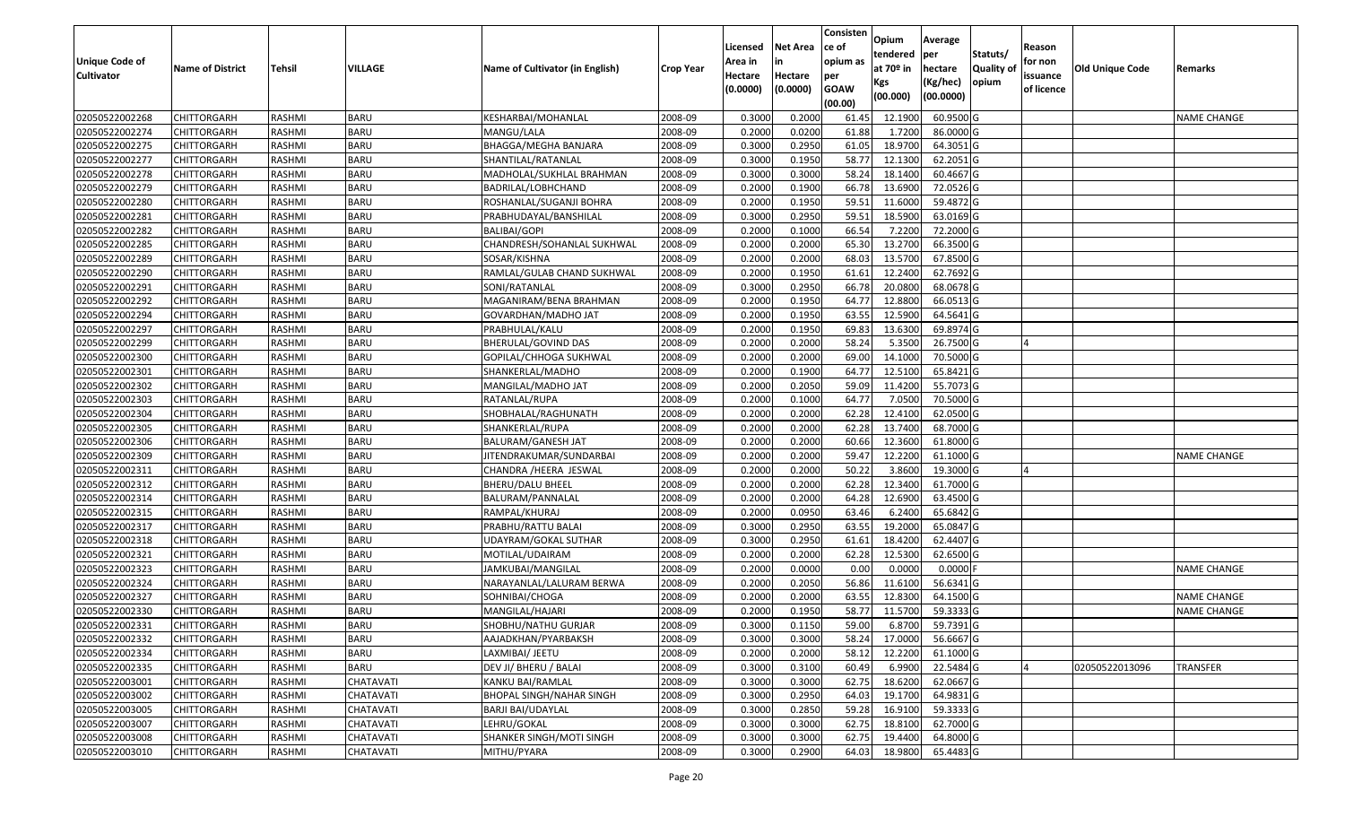| Unique Code of Cultivator | Name of District | Tehsil | VILLAGE | Name of Cultivator (in English) | Crop Year | Licensed Area in Hectare (0.0000) | Net Area in Hectare (0.0000) | Consistence of opium as per GOAW (00.00) | Opium tendered at 70º in Kgs (00.000) | Average per hectare (Kg/hec) (00.0000) | Statuts/ Quality of opium | Reason for non issuance of licence | Old Unique Code | Remarks |
|---|---|---|---|---|---|---|---|---|---|---|---|---|---|---|
| 02050522002268 | CHITTORGARH | RASHMI | BARU | KESHARBAI/MOHANLAL | 2008-09 | 0.3000 | 0.2000 | 61.45 | 12.1900 | 60.9500 | G | | | NAME CHANGE |
| 02050522002274 | CHITTORGARH | RASHMI | BARU | MANGU/LALA | 2008-09 | 0.2000 | 0.0200 | 61.88 | 1.7200 | 86.0000 | G | | | |
| 02050522002275 | CHITTORGARH | RASHMI | BARU | BHAGGA/MEGHA BANJARA | 2008-09 | 0.3000 | 0.2950 | 61.05 | 18.9700 | 64.3051 | G | | | |
| 02050522002277 | CHITTORGARH | RASHMI | BARU | SHANTILAL/RATANLAL | 2008-09 | 0.3000 | 0.1950 | 58.77 | 12.1300 | 62.2051 | G | | | |
| 02050522002278 | CHITTORGARH | RASHMI | BARU | MADHOLAL/SUKHLAL BRAHMAN | 2008-09 | 0.3000 | 0.3000 | 58.24 | 18.1400 | 60.4667 | G | | | |
| 02050522002279 | CHITTORGARH | RASHMI | BARU | BADRILAL/LOBHCHAND | 2008-09 | 0.2000 | 0.1900 | 66.78 | 13.6900 | 72.0526 | G | | | |
| 02050522002280 | CHITTORGARH | RASHMI | BARU | ROSHANLAL/SUGANJI BOHRA | 2008-09 | 0.2000 | 0.1950 | 59.51 | 11.6000 | 59.4872 | G | | | |
| 02050522002281 | CHITTORGARH | RASHMI | BARU | PRABHUDAYAL/BANSHILAL | 2008-09 | 0.3000 | 0.2950 | 59.51 | 18.5900 | 63.0169 | G | | | |
| 02050522002282 | CHITTORGARH | RASHMI | BARU | BALIBAI/GOPI | 2008-09 | 0.2000 | 0.1000 | 66.54 | 7.2200 | 72.2000 | G | | | |
| 02050522002285 | CHITTORGARH | RASHMI | BARU | CHANDRESH/SOHANLAL SUKHWAL | 2008-09 | 0.2000 | 0.2000 | 65.30 | 13.2700 | 66.3500 | G | | | |
| 02050522002289 | CHITTORGARH | RASHMI | BARU | SOSAR/KISHNA | 2008-09 | 0.2000 | 0.2000 | 68.03 | 13.5700 | 67.8500 | G | | | |
| 02050522002290 | CHITTORGARH | RASHMI | BARU | RAMLAL/GULAB CHAND SUKHWAL | 2008-09 | 0.2000 | 0.1950 | 61.61 | 12.2400 | 62.7692 | G | | | |
| 02050522002291 | CHITTORGARH | RASHMI | BARU | SONI/RATANLAL | 2008-09 | 0.3000 | 0.2950 | 66.78 | 20.0800 | 68.0678 | G | | | |
| 02050522002292 | CHITTORGARH | RASHMI | BARU | MAGANIRAM/BENA BRAHMAN | 2008-09 | 0.2000 | 0.1950 | 64.77 | 12.8800 | 66.0513 | G | | | |
| 02050522002294 | CHITTORGARH | RASHMI | BARU | GOVARDHAN/MADHO JAT | 2008-09 | 0.2000 | 0.1950 | 63.55 | 12.5900 | 64.5641 | G | | | |
| 02050522002297 | CHITTORGARH | RASHMI | BARU | PRABHULAL/KALU | 2008-09 | 0.2000 | 0.1950 | 69.83 | 13.6300 | 69.8974 | G | | | |
| 02050522002299 | CHITTORGARH | RASHMI | BARU | BHERULAL/GOVIND DAS | 2008-09 | 0.2000 | 0.2000 | 58.24 | 5.3500 | 26.7500 | G | 4 | | |
| 02050522002300 | CHITTORGARH | RASHMI | BARU | GOPILAL/CHHOGA SUKHWAL | 2008-09 | 0.2000 | 0.2000 | 69.00 | 14.1000 | 70.5000 | G | | | |
| 02050522002301 | CHITTORGARH | RASHMI | BARU | SHANKERLAL/MADHO | 2008-09 | 0.2000 | 0.1900 | 64.77 | 12.5100 | 65.8421 | G | | | |
| 02050522002302 | CHITTORGARH | RASHMI | BARU | MANGILAL/MADHO JAT | 2008-09 | 0.2000 | 0.2050 | 59.09 | 11.4200 | 55.7073 | G | | | |
| 02050522002303 | CHITTORGARH | RASHMI | BARU | RATANLAL/RUPA | 2008-09 | 0.2000 | 0.1000 | 64.77 | 7.0500 | 70.5000 | G | | | |
| 02050522002304 | CHITTORGARH | RASHMI | BARU | SHOBHALAL/RAGHUNATH | 2008-09 | 0.2000 | 0.2000 | 62.28 | 12.4100 | 62.0500 | G | | | |
| 02050522002305 | CHITTORGARH | RASHMI | BARU | SHANKERLAL/RUPA | 2008-09 | 0.2000 | 0.2000 | 62.28 | 13.7400 | 68.7000 | G | | | |
| 02050522002306 | CHITTORGARH | RASHMI | BARU | BALURAM/GANESH JAT | 2008-09 | 0.2000 | 0.2000 | 60.66 | 12.3600 | 61.8000 | G | | | |
| 02050522002309 | CHITTORGARH | RASHMI | BARU | JITENDRAKUMAR/SUNDARBAI | 2008-09 | 0.2000 | 0.2000 | 59.47 | 12.2200 | 61.1000 | G | | | NAME CHANGE |
| 02050522002311 | CHITTORGARH | RASHMI | BARU | CHANDRA /HEERA JESWAL | 2008-09 | 0.2000 | 0.2000 | 50.22 | 3.8600 | 19.3000 | G | 4 | | |
| 02050522002312 | CHITTORGARH | RASHMI | BARU | BHERU/DALU BHEEL | 2008-09 | 0.2000 | 0.2000 | 62.28 | 12.3400 | 61.7000 | G | | | |
| 02050522002314 | CHITTORGARH | RASHMI | BARU | BALURAM/PANNALAL | 2008-09 | 0.2000 | 0.2000 | 64.28 | 12.6900 | 63.4500 | G | | | |
| 02050522002315 | CHITTORGARH | RASHMI | BARU | RAMPAL/KHURAJ | 2008-09 | 0.2000 | 0.0950 | 63.46 | 6.2400 | 65.6842 | G | | | |
| 02050522002317 | CHITTORGARH | RASHMI | BARU | PRABHU/RATTU BALAI | 2008-09 | 0.3000 | 0.2950 | 63.55 | 19.2000 | 65.0847 | G | | | |
| 02050522002318 | CHITTORGARH | RASHMI | BARU | UDAYRAM/GOKAL SUTHAR | 2008-09 | 0.3000 | 0.2950 | 61.61 | 18.4200 | 62.4407 | G | | | |
| 02050522002321 | CHITTORGARH | RASHMI | BARU | MOTILAL/UDAIRAM | 2008-09 | 0.2000 | 0.2000 | 62.28 | 12.5300 | 62.6500 | G | | | |
| 02050522002323 | CHITTORGARH | RASHMI | BARU | JAMKUBAI/MANGILAL | 2008-09 | 0.2000 | 0.0000 | 0.00 | 0.0000 | 0.0000 | F | | | NAME CHANGE |
| 02050522002324 | CHITTORGARH | RASHMI | BARU | NARAYANLAL/LALURAM BERWA | 2008-09 | 0.2000 | 0.2050 | 56.86 | 11.6100 | 56.6341 | G | | | |
| 02050522002327 | CHITTORGARH | RASHMI | BARU | SOHNIBAI/CHOGA | 2008-09 | 0.2000 | 0.2000 | 63.55 | 12.8300 | 64.1500 | G | | | NAME CHANGE |
| 02050522002330 | CHITTORGARH | RASHMI | BARU | MANGILAL/HAJARI | 2008-09 | 0.2000 | 0.1950 | 58.77 | 11.5700 | 59.3333 | G | | | NAME CHANGE |
| 02050522002331 | CHITTORGARH | RASHMI | BARU | SHOBHU/NATHU GURJAR | 2008-09 | 0.3000 | 0.1150 | 59.00 | 6.8700 | 59.7391 | G | | | |
| 02050522002332 | CHITTORGARH | RASHMI | BARU | AAJADKHAN/PYARBAKSH | 2008-09 | 0.3000 | 0.3000 | 58.24 | 17.0000 | 56.6667 | G | | | |
| 02050522002334 | CHITTORGARH | RASHMI | BARU | LAXMIBAI/ JEETU | 2008-09 | 0.2000 | 0.2000 | 58.12 | 12.2200 | 61.1000 | G | | | |
| 02050522002335 | CHITTORGARH | RASHMI | BARU | DEV JI/ BHERU / BALAI | 2008-09 | 0.3000 | 0.3100 | 60.49 | 6.9900 | 22.5484 | G | 4 | 02050522013096 | TRANSFER |
| 02050522003001 | CHITTORGARH | RASHMI | CHATAVATI | KANKU BAI/RAMLAL | 2008-09 | 0.3000 | 0.3000 | 62.75 | 18.6200 | 62.0667 | G | | | |
| 02050522003002 | CHITTORGARH | RASHMI | CHATAVATI | BHOPAL SINGH/NAHAR SINGH | 2008-09 | 0.3000 | 0.2950 | 64.03 | 19.1700 | 64.9831 | G | | | |
| 02050522003005 | CHITTORGARH | RASHMI | CHATAVATI | BARJI BAI/UDAYLAL | 2008-09 | 0.3000 | 0.2850 | 59.28 | 16.9100 | 59.3333 | G | | | |
| 02050522003007 | CHITTORGARH | RASHMI | CHATAVATI | LEHRU/GOKAL | 2008-09 | 0.3000 | 0.3000 | 62.75 | 18.8100 | 62.7000 | G | | | |
| 02050522003008 | CHITTORGARH | RASHMI | CHATAVATI | SHANKER SINGH/MOTI SINGH | 2008-09 | 0.3000 | 0.3000 | 62.75 | 19.4400 | 64.8000 | G | | | |
| 02050522003010 | CHITTORGARH | RASHMI | CHATAVATI | MITHU/PYARA | 2008-09 | 0.3000 | 0.2900 | 64.03 | 18.9800 | 65.4483 | G | | | |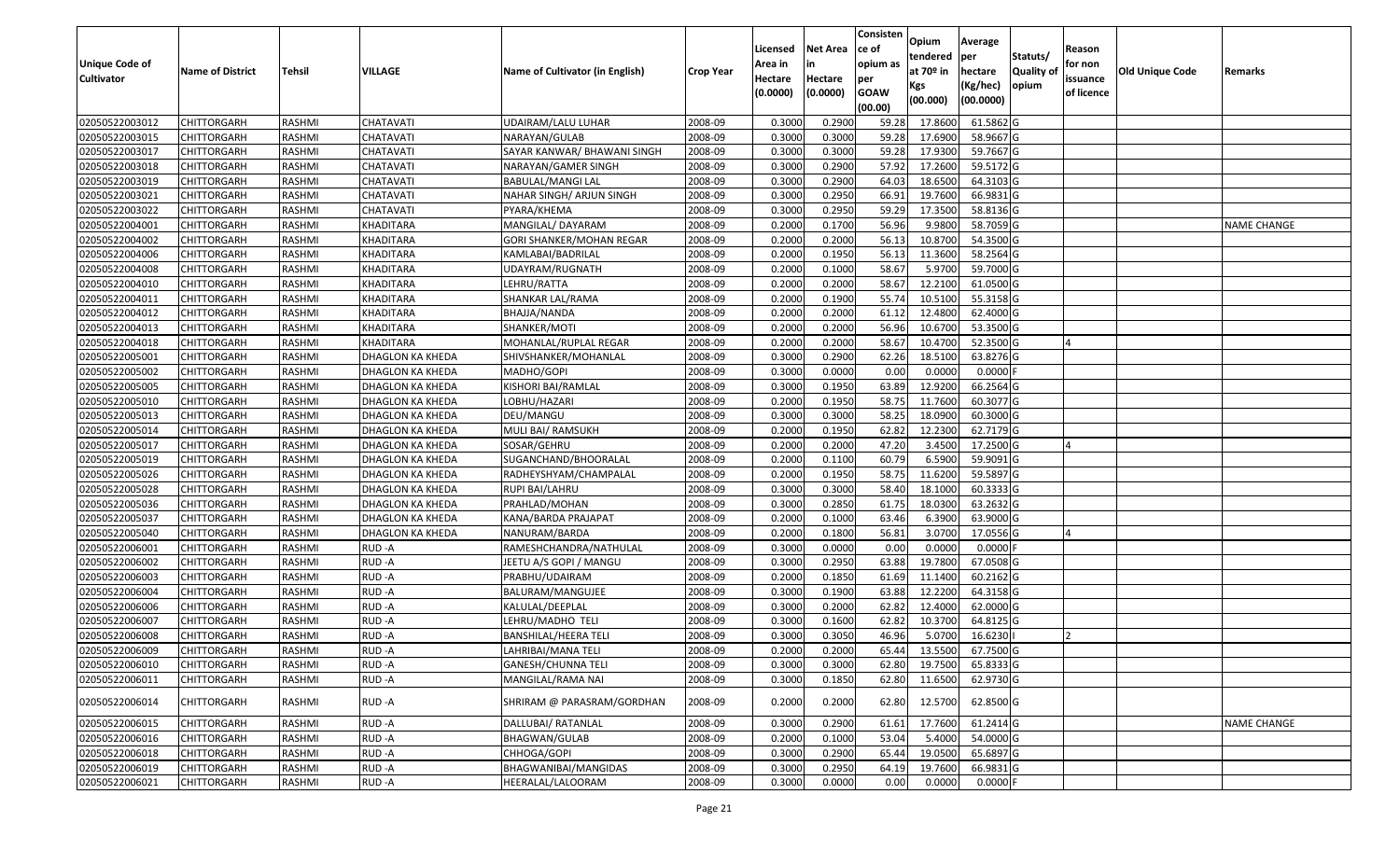| Unique Code of Cultivator | Name of District | Tehsil | VILLAGE | Name of Cultivator (in English) | Crop Year | Licensed Area in Hectare (0.0000) | Net Area in Hectare (0.0000) | Consistence of opium as per GOAW (00.00) | Opium tendered at 70º in Kgs (00.000) | Average per hectare (Kg/hec) (00.0000) | Statuts/ Quality of opium | Reason for non issuance of licence | Old Unique Code | Remarks |
|---|---|---|---|---|---|---|---|---|---|---|---|---|---|---|
| 02050522003012 | CHITTORGARH | RASHMI | CHATAVATI | UDAIRAM/LALU LUHAR | 2008-09 | 0.3000 | 0.2900 | 59.28 | 17.8600 | 61.5862 | G | | | |
| 02050522003015 | CHITTORGARH | RASHMI | CHATAVATI | NARAYAN/GULAB | 2008-09 | 0.3000 | 0.3000 | 59.28 | 17.6900 | 58.9667 | G | | | |
| 02050522003017 | CHITTORGARH | RASHMI | CHATAVATI | SAYAR KANWAR/ BHAWANI SINGH | 2008-09 | 0.3000 | 0.3000 | 59.28 | 17.9300 | 59.7667 | G | | | |
| 02050522003018 | CHITTORGARH | RASHMI | CHATAVATI | NARAYAN/GAMER SINGH | 2008-09 | 0.3000 | 0.2900 | 57.92 | 17.2600 | 59.5172 | G | | | |
| 02050522003019 | CHITTORGARH | RASHMI | CHATAVATI | BABULAL/MANGI LAL | 2008-09 | 0.3000 | 0.2900 | 64.03 | 18.6500 | 64.3103 | G | | | |
| 02050522003021 | CHITTORGARH | RASHMI | CHATAVATI | NAHAR SINGH/ ARJUN SINGH | 2008-09 | 0.3000 | 0.2950 | 66.91 | 19.7600 | 66.9831 | G | | | |
| 02050522003022 | CHITTORGARH | RASHMI | CHATAVATI | PYARA/KHEMA | 2008-09 | 0.3000 | 0.2950 | 59.29 | 17.3500 | 58.8136 | G | | | |
| 02050522004001 | CHITTORGARH | RASHMI | KHADITARA | MANGILAL/ DAYARAM | 2008-09 | 0.2000 | 0.1700 | 56.96 | 9.9800 | 58.7059 | G | | | NAME CHANGE |
| 02050522004002 | CHITTORGARH | RASHMI | KHADITARA | GORI SHANKER/MOHAN REGAR | 2008-09 | 0.2000 | 0.2000 | 56.13 | 10.8700 | 54.3500 | G | | | |
| 02050522004006 | CHITTORGARH | RASHMI | KHADITARA | KAMLABAI/BADRILAL | 2008-09 | 0.2000 | 0.1950 | 56.13 | 11.3600 | 58.2564 | G | | | |
| 02050522004008 | CHITTORGARH | RASHMI | KHADITARA | UDAYRAM/RUGNATH | 2008-09 | 0.2000 | 0.1000 | 58.67 | 5.9700 | 59.7000 | G | | | |
| 02050522004010 | CHITTORGARH | RASHMI | KHADITARA | LEHRU/RATTA | 2008-09 | 0.2000 | 0.2000 | 58.67 | 12.2100 | 61.0500 | G | | | |
| 02050522004011 | CHITTORGARH | RASHMI | KHADITARA | SHANKAR LAL/RAMA | 2008-09 | 0.2000 | 0.1900 | 55.74 | 10.5100 | 55.3158 | G | | | |
| 02050522004012 | CHITTORGARH | RASHMI | KHADITARA | BHAJJA/NANDA | 2008-09 | 0.2000 | 0.2000 | 61.12 | 12.4800 | 62.4000 | G | | | |
| 02050522004013 | CHITTORGARH | RASHMI | KHADITARA | SHANKER/MOTI | 2008-09 | 0.2000 | 0.2000 | 56.96 | 10.6700 | 53.3500 | G | | | |
| 02050522004018 | CHITTORGARH | RASHMI | KHADITARA | MOHANLAL/RUPLAL REGAR | 2008-09 | 0.2000 | 0.2000 | 58.67 | 10.4700 | 52.3500 | G | 4 | | |
| 02050522005001 | CHITTORGARH | RASHMI | DHAGLON KA KHEDA | SHIVSHANKER/MOHANLAL | 2008-09 | 0.3000 | 0.2900 | 62.26 | 18.5100 | 63.8276 | G | | | |
| 02050522005002 | CHITTORGARH | RASHMI | DHAGLON KA KHEDA | MADHO/GOPI | 2008-09 | 0.3000 | 0.0000 | 0.00 | 0.0000 | 0.0000 | F | | | |
| 02050522005005 | CHITTORGARH | RASHMI | DHAGLON KA KHEDA | KISHORI BAI/RAMLAL | 2008-09 | 0.3000 | 0.1950 | 63.89 | 12.9200 | 66.2564 | G | | | |
| 02050522005010 | CHITTORGARH | RASHMI | DHAGLON KA KHEDA | LOBHU/HAZARI | 2008-09 | 0.2000 | 0.1950 | 58.75 | 11.7600 | 60.3077 | G | | | |
| 02050522005013 | CHITTORGARH | RASHMI | DHAGLON KA KHEDA | DEU/MANGU | 2008-09 | 0.3000 | 0.3000 | 58.25 | 18.0900 | 60.3000 | G | | | |
| 02050522005014 | CHITTORGARH | RASHMI | DHAGLON KA KHEDA | MULI BAI/ RAMSUKH | 2008-09 | 0.2000 | 0.1950 | 62.82 | 12.2300 | 62.7179 | G | | | |
| 02050522005017 | CHITTORGARH | RASHMI | DHAGLON KA KHEDA | SOSAR/GEHRU | 2008-09 | 0.2000 | 0.2000 | 47.20 | 3.4500 | 17.2500 | G | 4 | | |
| 02050522005019 | CHITTORGARH | RASHMI | DHAGLON KA KHEDA | SUGANCHAND/BHOORALAL | 2008-09 | 0.2000 | 0.1100 | 60.79 | 6.5900 | 59.9091 | G | | | |
| 02050522005026 | CHITTORGARH | RASHMI | DHAGLON KA KHEDA | RADHEYSHYAM/CHAMPALAL | 2008-09 | 0.2000 | 0.1950 | 58.75 | 11.6200 | 59.5897 | G | | | |
| 02050522005028 | CHITTORGARH | RASHMI | DHAGLON KA KHEDA | RUPI BAI/LAHRU | 2008-09 | 0.3000 | 0.3000 | 58.40 | 18.1000 | 60.3333 | G | | | |
| 02050522005036 | CHITTORGARH | RASHMI | DHAGLON KA KHEDA | PRAHLAD/MOHAN | 2008-09 | 0.3000 | 0.2850 | 61.75 | 18.0300 | 63.2632 | G | | | |
| 02050522005037 | CHITTORGARH | RASHMI | DHAGLON KA KHEDA | KANA/BARDA PRAJAPAT | 2008-09 | 0.2000 | 0.1000 | 63.46 | 6.3900 | 63.9000 | G | | | |
| 02050522005040 | CHITTORGARH | RASHMI | DHAGLON KA KHEDA | NANURAM/BARDA | 2008-09 | 0.2000 | 0.1800 | 56.81 | 3.0700 | 17.0556 | G | 4 | | |
| 02050522006001 | CHITTORGARH | RASHMI | RUD -A | RAMESHCHANDRA/NATHULAL | 2008-09 | 0.3000 | 0.0000 | 0.00 | 0.0000 | 0.0000 | F | | | |
| 02050522006002 | CHITTORGARH | RASHMI | RUD -A | JEETU A/S GOPI / MANGU | 2008-09 | 0.3000 | 0.2950 | 63.88 | 19.7800 | 67.0508 | G | | | |
| 02050522006003 | CHITTORGARH | RASHMI | RUD -A | PRABHU/UDAIRAM | 2008-09 | 0.2000 | 0.1850 | 61.69 | 11.1400 | 60.2162 | G | | | |
| 02050522006004 | CHITTORGARH | RASHMI | RUD -A | BALURAM/MANGUJEE | 2008-09 | 0.3000 | 0.1900 | 63.88 | 12.2200 | 64.3158 | G | | | |
| 02050522006006 | CHITTORGARH | RASHMI | RUD -A | KALULAL/DEEPLAL | 2008-09 | 0.3000 | 0.2000 | 62.82 | 12.4000 | 62.0000 | G | | | |
| 02050522006007 | CHITTORGARH | RASHMI | RUD -A | LEHRU/MADHO TELI | 2008-09 | 0.3000 | 0.1600 | 62.82 | 10.3700 | 64.8125 | G | | | |
| 02050522006008 | CHITTORGARH | RASHMI | RUD -A | BANSHILAL/HEERA TELI | 2008-09 | 0.3000 | 0.3050 | 46.96 | 5.0700 | 16.6230 | I | 2 | | |
| 02050522006009 | CHITTORGARH | RASHMI | RUD -A | LAHRIBAI/MANA TELI | 2008-09 | 0.2000 | 0.2000 | 65.44 | 13.5500 | 67.7500 | G | | | |
| 02050522006010 | CHITTORGARH | RASHMI | RUD -A | GANESH/CHUNNA TELI | 2008-09 | 0.3000 | 0.3000 | 62.80 | 19.7500 | 65.8333 | G | | | |
| 02050522006011 | CHITTORGARH | RASHMI | RUD -A | MANGILAL/RAMA NAI | 2008-09 | 0.3000 | 0.1850 | 62.80 | 11.6500 | 62.9730 | G | | | |
| 02050522006014 | CHITTORGARH | RASHMI | RUD -A | SHRIRAM @ PARASRAM/GORDHAN | 2008-09 | 0.2000 | 0.2000 | 62.80 | 12.5700 | 62.8500 | G | | | |
| 02050522006015 | CHITTORGARH | RASHMI | RUD -A | DALLUBAI/ RATANLAL | 2008-09 | 0.3000 | 0.2900 | 61.61 | 17.7600 | 61.2414 | G | | | NAME CHANGE |
| 02050522006016 | CHITTORGARH | RASHMI | RUD -A | BHAGWAN/GULAB | 2008-09 | 0.2000 | 0.1000 | 53.04 | 5.4000 | 54.0000 | G | | | |
| 02050522006018 | CHITTORGARH | RASHMI | RUD -A | CHHOGA/GOPI | 2008-09 | 0.3000 | 0.2900 | 65.44 | 19.0500 | 65.6897 | G | | | |
| 02050522006019 | CHITTORGARH | RASHMI | RUD -A | BHAGWANIBAI/MANGIDAS | 2008-09 | 0.3000 | 0.2950 | 64.19 | 19.7600 | 66.9831 | G | | | |
| 02050522006021 | CHITTORGARH | RASHMI | RUD -A | HEERALAL/LALOORAM | 2008-09 | 0.3000 | 0.0000 | 0.00 | 0.0000 | 0.0000 | F | | | |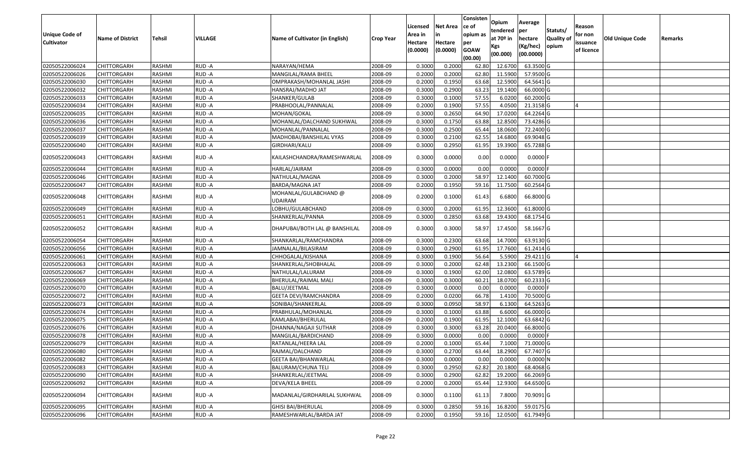| Unique Code of Cultivator | Name of District | Tehsil | VILLAGE | Name of Cultivator (in English) | Crop Year | Licensed Area in Hectare (0.0000) | Net Area in Hectare (0.0000) | Consistence of opium as per GOAW (00.00) | Opium tendered at 70º in Kgs (00.000) | Average per hectare (Kg/hec) (00.0000) | Statuts/ Quality of opium | Reason for non issuance of licence | Old Unique Code | Remarks |
|---|---|---|---|---|---|---|---|---|---|---|---|---|---|---|
| 02050522006024 | CHITTORGARH | RASHMI | RUD -A | NARAYAN/HEMA | 2008-09 | 0.3000 | 0.2000 | 62.80 | 12.6700 | 63.3500 | G | | | |
| 02050522006026 | CHITTORGARH | RASHMI | RUD -A | MANGILAL/RAMA BHEEL | 2008-09 | 0.2000 | 0.2000 | 62.80 | 11.5900 | 57.9500 | G | | | |
| 02050522006030 | CHITTORGARH | RASHMI | RUD -A | OMPRAKASH/MOHANLAL JASHI | 2008-09 | 0.2000 | 0.1950 | 63.68 | 12.5900 | 64.5641 | G | | | |
| 02050522006032 | CHITTORGARH | RASHMI | RUD -A | HANSRAJ/MADHO JAT | 2008-09 | 0.3000 | 0.2900 | 63.23 | 19.1400 | 66.0000 | G | | | |
| 02050522006033 | CHITTORGARH | RASHMI | RUD -A | SHANKER/GULAB | 2008-09 | 0.3000 | 0.1000 | 57.55 | 6.0200 | 60.2000 | G | | | |
| 02050522006034 | CHITTORGARH | RASHMI | RUD -A | PRABHOOLAL/PANNALAL | 2008-09 | 0.2000 | 0.1900 | 57.55 | 4.0500 | 21.3158 | G | 4 | | |
| 02050522006035 | CHITTORGARH | RASHMI | RUD -A | MOHAN/GOKAL | 2008-09 | 0.3000 | 0.2650 | 64.90 | 17.0200 | 64.2264 | G | | | |
| 02050522006036 | CHITTORGARH | RASHMI | RUD -A | MOHANLAL/DALCHAND SUKHWAL | 2008-09 | 0.3000 | 0.1750 | 63.88 | 12.8500 | 73.4286 | G | | | |
| 02050522006037 | CHITTORGARH | RASHMI | RUD -A | MOHANLAL/PANNALAL | 2008-09 | 0.3000 | 0.2500 | 65.44 | 18.0600 | 72.2400 | G | | | |
| 02050522006039 | CHITTORGARH | RASHMI | RUD -A | MADHOBAI/BANSHILAL VYAS | 2008-09 | 0.3000 | 0.2100 | 62.55 | 14.6800 | 69.9048 | G | | | |
| 02050522006040 | CHITTORGARH | RASHMI | RUD -A | GIRDHARI/KALU | 2008-09 | 0.3000 | 0.2950 | 61.95 | 19.3900 | 65.7288 | G | | | |
| 02050522006043 | CHITTORGARH | RASHMI | RUD -A | KAILASHCHANDRA/RAMESHWARLAL | 2008-09 | 0.3000 | 0.0000 | 0.00 | 0.0000 | 0.0000 | F | | | |
| 02050522006044 | CHITTORGARH | RASHMI | RUD -A | HARLAL/JAIRAM | 2008-09 | 0.3000 | 0.0000 | 0.00 | 0.0000 | 0.0000 | F | | | |
| 02050522006046 | CHITTORGARH | RASHMI | RUD -A | NATHULAL/MAGNA | 2008-09 | 0.3000 | 0.2000 | 58.97 | 12.1400 | 60.7000 | G | | | |
| 02050522006047 | CHITTORGARH | RASHMI | RUD -A | BARDA/MAGNA JAT | 2008-09 | 0.2000 | 0.1950 | 59.16 | 11.7500 | 60.2564 | G | | | |
| 02050522006048 | CHITTORGARH | RASHMI | RUD -A | MOHANLAL/GULABCHAND @ UDAIRAM | 2008-09 | 0.2000 | 0.1000 | 61.43 | 6.6800 | 66.8000 | G | | | |
| 02050522006049 | CHITTORGARH | RASHMI | RUD -A | LOBHU/GULABCHAND | 2008-09 | 0.3000 | 0.2000 | 61.95 | 12.3600 | 61.8000 | G | | | |
| 02050522006051 | CHITTORGARH | RASHMI | RUD -A | SHANKERLAL/PANNA | 2008-09 | 0.3000 | 0.2850 | 63.68 | 19.4300 | 68.1754 | G | | | |
| 02050522006052 | CHITTORGARH | RASHMI | RUD -A | DHAPUBAI/BOTH LAL @ BANSHILAL | 2008-09 | 0.3000 | 0.3000 | 58.97 | 17.4500 | 58.1667 | G | | | |
| 02050522006054 | CHITTORGARH | RASHMI | RUD -A | SHANKARLAL/RAMCHANDRA | 2008-09 | 0.3000 | 0.2300 | 63.68 | 14.7000 | 63.9130 | G | | | |
| 02050522006056 | CHITTORGARH | RASHMI | RUD -A | JAMNALAL/BILASIRAM | 2008-09 | 0.3000 | 0.2900 | 61.95 | 17.7600 | 61.2414 | G | | | |
| 02050522006061 | CHITTORGARH | RASHMI | RUD -A | CHHOGALAL/KISHANA | 2008-09 | 0.3000 | 0.1900 | 56.64 | 5.5900 | 29.4211 | G | 4 | | |
| 02050522006063 | CHITTORGARH | RASHMI | RUD -A | SHANKERLAL/SHOBHALAL | 2008-09 | 0.3000 | 0.2000 | 62.48 | 13.2300 | 66.1500 | G | | | |
| 02050522006067 | CHITTORGARH | RASHMI | RUD -A | NATHULAL/LALURAM | 2008-09 | 0.3000 | 0.1900 | 62.00 | 12.0800 | 63.5789 | G | | | |
| 02050522006069 | CHITTORGARH | RASHMI | RUD -A | BHERULAL/RAIMAL MALI | 2008-09 | 0.3000 | 0.3000 | 60.21 | 18.0700 | 60.2333 | G | | | |
| 02050522006070 | CHITTORGARH | RASHMI | RUD -A | BALU/JEETMAL | 2008-09 | 0.3000 | 0.0000 | 0.00 | 0.0000 | 0.0000 | F | | | |
| 02050522006072 | CHITTORGARH | RASHMI | RUD -A | GEETA DEVI/RAMCHANDRA | 2008-09 | 0.2000 | 0.0200 | 66.78 | 1.4100 | 70.5000 | G | | | |
| 02050522006073 | CHITTORGARH | RASHMI | RUD -A | SONIBAI/SHANKERLAL | 2008-09 | 0.3000 | 0.0950 | 58.97 | 6.1300 | 64.5263 | G | | | |
| 02050522006074 | CHITTORGARH | RASHMI | RUD -A | PRABHULAL/MOHANLAL | 2008-09 | 0.3000 | 0.1000 | 63.88 | 6.6000 | 66.0000 | G | | | |
| 02050522006075 | CHITTORGARH | RASHMI | RUD -A | KAMLABAI/BHERULAL | 2008-09 | 0.2000 | 0.1900 | 61.95 | 12.1000 | 63.6842 | G | | | |
| 02050522006076 | CHITTORGARH | RASHMI | RUD -A | DHANNA/NAGAJI SUTHAR | 2008-09 | 0.3000 | 0.3000 | 63.28 | 20.0400 | 66.8000 | G | | | |
| 02050522006078 | CHITTORGARH | RASHMI | RUD -A | MANGILAL/BARDICHAND | 2008-09 | 0.3000 | 0.0000 | 0.00 | 0.0000 | 0.0000 | F | | | |
| 02050522006079 | CHITTORGARH | RASHMI | RUD -A | RATANLAL/HEERA LAL | 2008-09 | 0.2000 | 0.1000 | 65.44 | 7.1000 | 71.0000 | G | | | |
| 02050522006080 | CHITTORGARH | RASHMI | RUD -A | RAJMAL/DALCHAND | 2008-09 | 0.3000 | 0.2700 | 63.44 | 18.2900 | 67.7407 | G | | | |
| 02050522006082 | CHITTORGARH | RASHMI | RUD -A | GEETA BAI/BHANWARLAL | 2008-09 | 0.3000 | 0.0000 | 0.00 | 0.0000 | 0.0000 | N | | | |
| 02050522006083 | CHITTORGARH | RASHMI | RUD -A | BALURAM/CHUNA TELI | 2008-09 | 0.3000 | 0.2950 | 62.82 | 20.1800 | 68.4068 | G | | | |
| 02050522006090 | CHITTORGARH | RASHMI | RUD -A | SHANKERLAL/JEETMAL | 2008-09 | 0.3000 | 0.2900 | 62.82 | 19.2000 | 66.2069 | G | | | |
| 02050522006092 | CHITTORGARH | RASHMI | RUD -A | DEVA/KELA BHEEL | 2008-09 | 0.2000 | 0.2000 | 65.44 | 12.9300 | 64.6500 | G | | | |
| 02050522006094 | CHITTORGARH | RASHMI | RUD -A | MADANLAL/GIRDHARILAL SUKHWAL | 2008-09 | 0.3000 | 0.1100 | 61.13 | 7.8000 | 70.9091 | G | | | |
| 02050522006095 | CHITTORGARH | RASHMI | RUD -A | GHISI BAI/BHERULAL | 2008-09 | 0.3000 | 0.2850 | 59.16 | 16.8200 | 59.0175 | G | | | |
| 02050522006096 | CHITTORGARH | RASHMI | RUD -A | RAMESHWARLAL/BARDA JAT | 2008-09 | 0.2000 | 0.1950 | 59.16 | 12.0500 | 61.7949 | G | | | |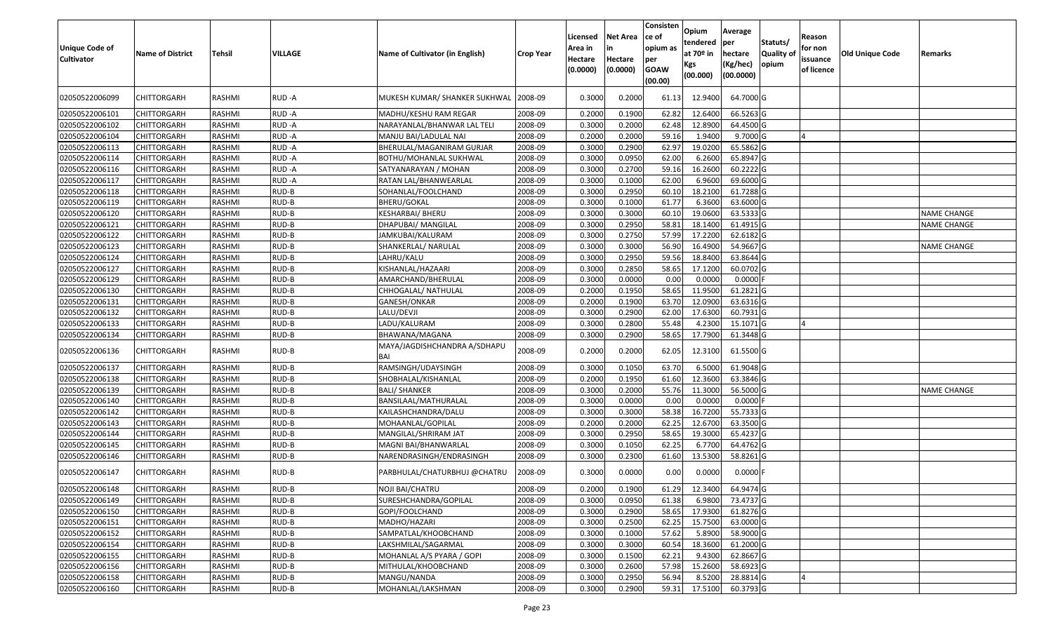| Unique Code of Cultivator | Name of District | Tehsil | VILLAGE | Name of Cultivator (in English) | Crop Year | Licensed Area in Hectare (0.0000) | Net Area in Hectare (0.0000) | Consisten ce of opium as per GOAW (00.00) | Opium tendered at 70º in Kgs (00.000) | Average per hectare (Kg/hec) (00.0000) | Statuts/ Quality of opium | Reason for non issuance of licence | Old Unique Code | Remarks |
|---|---|---|---|---|---|---|---|---|---|---|---|---|---|---|
| 02050522006099 | CHITTORGARH | RASHMI | RUD -A | MUKESH KUMAR/ SHANKER SUKHWAL | 2008-09 | 0.3000 | 0.2000 | 61.13 | 12.9400 | 64.7000 | G | | | |
| 02050522006101 | CHITTORGARH | RASHMI | RUD -A | MADHU/KESHU RAM REGAR | 2008-09 | 0.2000 | 0.1900 | 62.82 | 12.6400 | 66.5263 | G | | | |
| 02050522006102 | CHITTORGARH | RASHMI | RUD -A | NARAYANLAL/BHANWAR LAL TELI | 2008-09 | 0.3000 | 0.2000 | 62.48 | 12.8900 | 64.4500 | G | | | |
| 02050522006104 | CHITTORGARH | RASHMI | RUD -A | MANJU BAI/LADULAL NAI | 2008-09 | 0.2000 | 0.2000 | 59.16 | 1.9400 | 9.7000 | G | 4 | | |
| 02050522006113 | CHITTORGARH | RASHMI | RUD -A | BHERULAL/MAGANIRAM GURJAR | 2008-09 | 0.3000 | 0.2900 | 62.97 | 19.0200 | 65.5862 | G | | | |
| 02050522006114 | CHITTORGARH | RASHMI | RUD -A | BOTHU/MOHANLAL SUKHWAL | 2008-09 | 0.3000 | 0.0950 | 62.00 | 6.2600 | 65.8947 | G | | | |
| 02050522006116 | CHITTORGARH | RASHMI | RUD -A | SATYANARAYAN / MOHAN | 2008-09 | 0.3000 | 0.2700 | 59.16 | 16.2600 | 60.2222 | G | | | |
| 02050522006117 | CHITTORGARH | RASHMI | RUD -A | RATAN LAL/BHANWEARLAL | 2008-09 | 0.3000 | 0.1000 | 62.00 | 6.9600 | 69.6000 | G | | | |
| 02050522006118 | CHITTORGARH | RASHMI | RUD-B | SOHANLAL/FOOLCHAND | 2008-09 | 0.3000 | 0.2950 | 60.10 | 18.2100 | 61.7288 | G | | | |
| 02050522006119 | CHITTORGARH | RASHMI | RUD-B | BHERU/GOKAL | 2008-09 | 0.3000 | 0.1000 | 61.77 | 6.3600 | 63.6000 | G | | | |
| 02050522006120 | CHITTORGARH | RASHMI | RUD-B | KESHARBAI/ BHERU | 2008-09 | 0.3000 | 0.3000 | 60.10 | 19.0600 | 63.5333 | G | | | NAME CHANGE |
| 02050522006121 | CHITTORGARH | RASHMI | RUD-B | DHAPUBAI/ MANGILAL | 2008-09 | 0.3000 | 0.2950 | 58.81 | 18.1400 | 61.4915 | G | | | NAME CHANGE |
| 02050522006122 | CHITTORGARH | RASHMI | RUD-B | JAMKUBAI/KALURAM | 2008-09 | 0.3000 | 0.2750 | 57.99 | 17.2200 | 62.6182 | G | | | |
| 02050522006123 | CHITTORGARH | RASHMI | RUD-B | SHANKERLAL/ NARULAL | 2008-09 | 0.3000 | 0.3000 | 56.90 | 16.4900 | 54.9667 | G | | | NAME CHANGE |
| 02050522006124 | CHITTORGARH | RASHMI | RUD-B | LAHRU/KALU | 2008-09 | 0.3000 | 0.2950 | 59.56 | 18.8400 | 63.8644 | G | | | |
| 02050522006127 | CHITTORGARH | RASHMI | RUD-B | KISHANLAL/HAZAARI | 2008-09 | 0.3000 | 0.2850 | 58.65 | 17.1200 | 60.0702 | G | | | |
| 02050522006129 | CHITTORGARH | RASHMI | RUD-B | AMARCHAND/BHERULAL | 2008-09 | 0.3000 | 0.0000 | 0.00 | 0.0000 | 0.0000 | F | | | |
| 02050522006130 | CHITTORGARH | RASHMI | RUD-B | CHHOGALAL/ NATHULAL | 2008-09 | 0.2000 | 0.1950 | 58.65 | 11.9500 | 61.2821 | G | | | |
| 02050522006131 | CHITTORGARH | RASHMI | RUD-B | GANESH/ONKAR | 2008-09 | 0.2000 | 0.1900 | 63.70 | 12.0900 | 63.6316 | G | | | |
| 02050522006132 | CHITTORGARH | RASHMI | RUD-B | LALU/DEVJI | 2008-09 | 0.3000 | 0.2900 | 62.00 | 17.6300 | 60.7931 | G | | | |
| 02050522006133 | CHITTORGARH | RASHMI | RUD-B | LADU/KALURAM | 2008-09 | 0.3000 | 0.2800 | 55.48 | 4.2300 | 15.1071 | G | 4 | | |
| 02050522006134 | CHITTORGARH | RASHMI | RUD-B | BHAWANA/MAGANA | 2008-09 | 0.3000 | 0.2900 | 58.65 | 17.7900 | 61.3448 | G | | | |
| 02050522006136 | CHITTORGARH | RASHMI | RUD-B | MAYA/JAGDISHCHANDRA A/SDHAPU BAI | 2008-09 | 0.2000 | 0.2000 | 62.05 | 12.3100 | 61.5500 | G | | | |
| 02050522006137 | CHITTORGARH | RASHMI | RUD-B | RAMSINGH/UDAYSINGH | 2008-09 | 0.3000 | 0.1050 | 63.70 | 6.5000 | 61.9048 | G | | | |
| 02050522006138 | CHITTORGARH | RASHMI | RUD-B | SHOBHALAL/KISHANLAL | 2008-09 | 0.2000 | 0.1950 | 61.60 | 12.3600 | 63.3846 | G | | | |
| 02050522006139 | CHITTORGARH | RASHMI | RUD-B | BALI/ SHANKER | 2008-09 | 0.3000 | 0.2000 | 55.76 | 11.3000 | 56.5000 | G | | | NAME CHANGE |
| 02050522006140 | CHITTORGARH | RASHMI | RUD-B | BANSILAAL/MATHURALAL | 2008-09 | 0.3000 | 0.0000 | 0.00 | 0.0000 | 0.0000 | F | | | |
| 02050522006142 | CHITTORGARH | RASHMI | RUD-B | KAILASHCHANDRA/DALU | 2008-09 | 0.3000 | 0.3000 | 58.38 | 16.7200 | 55.7333 | G | | | |
| 02050522006143 | CHITTORGARH | RASHMI | RUD-B | MOHAANLAL/GOPILAL | 2008-09 | 0.2000 | 0.2000 | 62.25 | 12.6700 | 63.3500 | G | | | |
| 02050522006144 | CHITTORGARH | RASHMI | RUD-B | MANGILAL/SHRIRAM JAT | 2008-09 | 0.3000 | 0.2950 | 58.65 | 19.3000 | 65.4237 | G | | | |
| 02050522006145 | CHITTORGARH | RASHMI | RUD-B | MAGNI BAI/BHANWARLAL | 2008-09 | 0.3000 | 0.1050 | 62.25 | 6.7700 | 64.4762 | G | | | |
| 02050522006146 | CHITTORGARH | RASHMI | RUD-B | NARENDRASINGH/ENDRASINGH | 2008-09 | 0.3000 | 0.2300 | 61.60 | 13.5300 | 58.8261 | G | | | |
| 02050522006147 | CHITTORGARH | RASHMI | RUD-B | PARBHULAL/CHATURBHUJ @CHATRU | 2008-09 | 0.3000 | 0.0000 | 0.00 | 0.0000 | 0.0000 | F | | | |
| 02050522006148 | CHITTORGARH | RASHMI | RUD-B | NOJI BAI/CHATRU | 2008-09 | 0.2000 | 0.1900 | 61.29 | 12.3400 | 64.9474 | G | | | |
| 02050522006149 | CHITTORGARH | RASHMI | RUD-B | SURESHCHANDRA/GOPILAL | 2008-09 | 0.3000 | 0.0950 | 61.38 | 6.9800 | 73.4737 | G | | | |
| 02050522006150 | CHITTORGARH | RASHMI | RUD-B | GOPI/FOOLCHAND | 2008-09 | 0.3000 | 0.2900 | 58.65 | 17.9300 | 61.8276 | G | | | |
| 02050522006151 | CHITTORGARH | RASHMI | RUD-B | MADHO/HAZARI | 2008-09 | 0.3000 | 0.2500 | 62.25 | 15.7500 | 63.0000 | G | | | |
| 02050522006152 | CHITTORGARH | RASHMI | RUD-B | SAMPATLAL/KHOOBCHAND | 2008-09 | 0.3000 | 0.1000 | 57.62 | 5.8900 | 58.9000 | G | | | |
| 02050522006154 | CHITTORGARH | RASHMI | RUD-B | LAKSHMILAL/SAGARMAL | 2008-09 | 0.3000 | 0.3000 | 60.54 | 18.3600 | 61.2000 | G | | | |
| 02050522006155 | CHITTORGARH | RASHMI | RUD-B | MOHANLAL A/S PYARA / GOPI | 2008-09 | 0.3000 | 0.1500 | 62.21 | 9.4300 | 62.8667 | G | | | |
| 02050522006156 | CHITTORGARH | RASHMI | RUD-B | MITHULAL/KHOOBCHAND | 2008-09 | 0.3000 | 0.2600 | 57.98 | 15.2600 | 58.6923 | G | | | |
| 02050522006158 | CHITTORGARH | RASHMI | RUD-B | MANGU/NANDA | 2008-09 | 0.3000 | 0.2950 | 56.94 | 8.5200 | 28.8814 | G | 4 | | |
| 02050522006160 | CHITTORGARH | RASHMI | RUD-B | MOHANLAL/LAKSHMAN | 2008-09 | 0.3000 | 0.2900 | 59.31 | 17.5100 | 60.3793 | G | | | |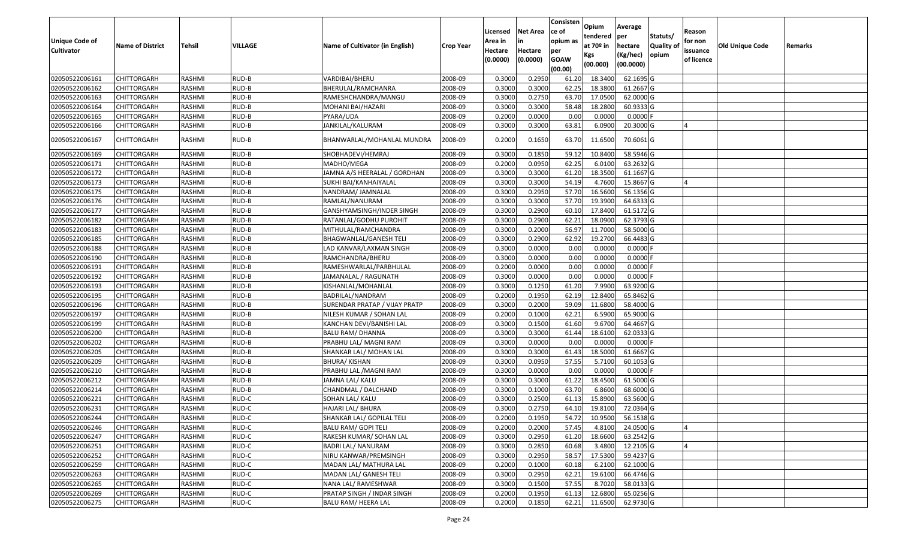| Unique Code of Cultivator | Name of District | Tehsil | VILLAGE | Name of Cultivator (in English) | Crop Year | Licensed Area in Hectare (0.0000) | Net Area in Hectare (0.0000) | Consistence of opium as per GOAW (00.00) | Opium tendered at 70º in Kgs (00.000) | Average per hectare (Kg/hec) (00.0000) | Statuts/ Quality of opium | Reason for non issuance of licence | Old Unique Code | Remarks |
|---|---|---|---|---|---|---|---|---|---|---|---|---|---|---|
| 02050522006161 | CHITTORGARH | RASHMI | RUD-B | VARDIBAI/BHERU | 2008-09 | 0.3000 | 0.2950 | 61.20 | 18.3400 | 62.1695 | G | | | |
| 02050522006162 | CHITTORGARH | RASHMI | RUD-B | BHERULAL/RAMCHANRA | 2008-09 | 0.3000 | 0.3000 | 62.25 | 18.3800 | 61.2667 | G | | | |
| 02050522006163 | CHITTORGARH | RASHMI | RUD-B | RAMESHCHANDRA/MANGU | 2008-09 | 0.3000 | 0.2750 | 63.70 | 17.0500 | 62.0000 | G | | | |
| 02050522006164 | CHITTORGARH | RASHMI | RUD-B | MOHANI BAI/HAZARI | 2008-09 | 0.3000 | 0.3000 | 58.48 | 18.2800 | 60.9333 | G | | | |
| 02050522006165 | CHITTORGARH | RASHMI | RUD-B | PYARA/UDA | 2008-09 | 0.2000 | 0.0000 | 0.00 | 0.0000 | 0.0000 | F | | | |
| 02050522006166 | CHITTORGARH | RASHMI | RUD-B | JANKILAL/KALURAM | 2008-09 | 0.3000 | 0.3000 | 63.81 | 6.0900 | 20.3000 | G | 4 | | |
| 02050522006167 | CHITTORGARH | RASHMI | RUD-B | BHANWARLAL/MOHANLAL MUNDRA | 2008-09 | 0.2000 | 0.1650 | 63.70 | 11.6500 | 70.6061 | G | | | |
| 02050522006169 | CHITTORGARH | RASHMI | RUD-B | SHOBHADEVI/HEMRAJ | 2008-09 | 0.3000 | 0.1850 | 59.12 | 10.8400 | 58.5946 | G | | | |
| 02050522006171 | CHITTORGARH | RASHMI | RUD-B | MADHO/MEGA | 2008-09 | 0.2000 | 0.0950 | 62.25 | 6.0100 | 63.2632 | G | | | |
| 02050522006172 | CHITTORGARH | RASHMI | RUD-B | JAMNA A/S HEERALAL / GORDHAN | 2008-09 | 0.3000 | 0.3000 | 61.20 | 18.3500 | 61.1667 | G | | | |
| 02050522006173 | CHITTORGARH | RASHMI | RUD-B | SUKHI BAI/KANHAIYALAL | 2008-09 | 0.3000 | 0.3000 | 54.19 | 4.7600 | 15.8667 | G | 4 | | |
| 02050522006175 | CHITTORGARH | RASHMI | RUD-B | NANDRAM/ JAMNALAL | 2008-09 | 0.3000 | 0.2950 | 57.70 | 16.5600 | 56.1356 | G | | | |
| 02050522006176 | CHITTORGARH | RASHMI | RUD-B | RAMLAL/NANURAM | 2008-09 | 0.3000 | 0.3000 | 57.70 | 19.3900 | 64.6333 | G | | | |
| 02050522006177 | CHITTORGARH | RASHMI | RUD-B | GANSHYAMSINGH/INDER SINGH | 2008-09 | 0.3000 | 0.2900 | 60.10 | 17.8400 | 61.5172 | G | | | |
| 02050522006182 | CHITTORGARH | RASHMI | RUD-B | RATANLAL/GODHU PUROHIT | 2008-09 | 0.3000 | 0.2900 | 62.21 | 18.0900 | 62.3793 | G | | | |
| 02050522006183 | CHITTORGARH | RASHMI | RUD-B | MITHULAL/RAMCHANDRA | 2008-09 | 0.3000 | 0.2000 | 56.97 | 11.7000 | 58.5000 | G | | | |
| 02050522006185 | CHITTORGARH | RASHMI | RUD-B | BHAGWANLAL/GANESH TELI | 2008-09 | 0.3000 | 0.2900 | 62.92 | 19.2700 | 66.4483 | G | | | |
| 02050522006188 | CHITTORGARH | RASHMI | RUD-B | LAD KANVAR/LAXMAN SINGH | 2008-09 | 0.3000 | 0.0000 | 0.00 | 0.0000 | 0.0000 | F | | | |
| 02050522006190 | CHITTORGARH | RASHMI | RUD-B | RAMCHANDRA/BHERU | 2008-09 | 0.3000 | 0.0000 | 0.00 | 0.0000 | 0.0000 | F | | | |
| 02050522006191 | CHITTORGARH | RASHMI | RUD-B | RAMESHWARLAL/PARBHULAL | 2008-09 | 0.2000 | 0.0000 | 0.00 | 0.0000 | 0.0000 | F | | | |
| 02050522006192 | CHITTORGARH | RASHMI | RUD-B | JAMANALAL / RAGUNATH | 2008-09 | 0.3000 | 0.0000 | 0.00 | 0.0000 | 0.0000 | F | | | |
| 02050522006193 | CHITTORGARH | RASHMI | RUD-B | KISHANLAL/MOHANLAL | 2008-09 | 0.3000 | 0.1250 | 61.20 | 7.9900 | 63.9200 | G | | | |
| 02050522006195 | CHITTORGARH | RASHMI | RUD-B | BADRILAL/NANDRAM | 2008-09 | 0.2000 | 0.1950 | 62.19 | 12.8400 | 65.8462 | G | | | |
| 02050522006196 | CHITTORGARH | RASHMI | RUD-B | SURENDAR PRATAP / VIJAY PRATP | 2008-09 | 0.3000 | 0.2000 | 59.09 | 11.6800 | 58.4000 | G | | | |
| 02050522006197 | CHITTORGARH | RASHMI | RUD-B | NILESH KUMAR / SOHAN LAL | 2008-09 | 0.2000 | 0.1000 | 62.21 | 6.5900 | 65.9000 | G | | | |
| 02050522006199 | CHITTORGARH | RASHMI | RUD-B | KANCHAN DEVI/BANISHI LAL | 2008-09 | 0.3000 | 0.1500 | 61.60 | 9.6700 | 64.4667 | G | | | |
| 02050522006200 | CHITTORGARH | RASHMI | RUD-B | BALU RAM/ DHANNA | 2008-09 | 0.3000 | 0.3000 | 61.44 | 18.6100 | 62.0333 | G | | | |
| 02050522006202 | CHITTORGARH | RASHMI | RUD-B | PRABHU LAL/ MAGNI RAM | 2008-09 | 0.3000 | 0.0000 | 0.00 | 0.0000 | 0.0000 | F | | | |
| 02050522006205 | CHITTORGARH | RASHMI | RUD-B | SHANKAR LAL/ MOHAN LAL | 2008-09 | 0.3000 | 0.3000 | 61.43 | 18.5000 | 61.6667 | G | | | |
| 02050522006209 | CHITTORGARH | RASHMI | RUD-B | BHURA/ KISHAN | 2008-09 | 0.3000 | 0.0950 | 57.55 | 5.7100 | 60.1053 | G | | | |
| 02050522006210 | CHITTORGARH | RASHMI | RUD-B | PRABHU LAL /MAGNI RAM | 2008-09 | 0.3000 | 0.0000 | 0.00 | 0.0000 | 0.0000 | F | | | |
| 02050522006212 | CHITTORGARH | RASHMI | RUD-B | JAMNA LAL/ KALU | 2008-09 | 0.3000 | 0.3000 | 61.22 | 18.4500 | 61.5000 | G | | | |
| 02050522006214 | CHITTORGARH | RASHMI | RUD-B | CHANDMAL / DALCHAND | 2008-09 | 0.3000 | 0.1000 | 63.70 | 6.8600 | 68.6000 | G | | | |
| 02050522006221 | CHITTORGARH | RASHMI | RUD-C | SOHAN LAL/ KALU | 2008-09 | 0.3000 | 0.2500 | 61.13 | 15.8900 | 63.5600 | G | | | |
| 02050522006231 | CHITTORGARH | RASHMI | RUD-C | HAJARI LAL/ BHURA | 2008-09 | 0.3000 | 0.2750 | 64.10 | 19.8100 | 72.0364 | G | | | |
| 02050522006244 | CHITTORGARH | RASHMI | RUD-C | SHANKAR LAL/ GOPILAL TELI | 2008-09 | 0.2000 | 0.1950 | 54.72 | 10.9500 | 56.1538 | G | | | |
| 02050522006246 | CHITTORGARH | RASHMI | RUD-C | BALU RAM/ GOPI TELI | 2008-09 | 0.2000 | 0.2000 | 57.45 | 4.8100 | 24.0500 | G | 4 | | |
| 02050522006247 | CHITTORGARH | RASHMI | RUD-C | RAKESH KUMAR/ SOHAN LAL | 2008-09 | 0.3000 | 0.2950 | 61.20 | 18.6600 | 63.2542 | G | | | |
| 02050522006251 | CHITTORGARH | RASHMI | RUD-C | BADRI LAL/ NANURAM | 2008-09 | 0.3000 | 0.2850 | 60.68 | 3.4800 | 12.2105 | G | 4 | | |
| 02050522006252 | CHITTORGARH | RASHMI | RUD-C | NIRU KANWAR/PREMSINGH | 2008-09 | 0.3000 | 0.2950 | 58.57 | 17.5300 | 59.4237 | G | | | |
| 02050522006259 | CHITTORGARH | RASHMI | RUD-C | MADAN LAL/ MATHURA LAL | 2008-09 | 0.2000 | 0.1000 | 60.18 | 6.2100 | 62.1000 | G | | | |
| 02050522006263 | CHITTORGARH | RASHMI | RUD-C | MADAN LAL/ GANESH TELI | 2008-09 | 0.3000 | 0.2950 | 62.21 | 19.6100 | 66.4746 | G | | | |
| 02050522006265 | CHITTORGARH | RASHMI | RUD-C | NANA LAL/ RAMESHWAR | 2008-09 | 0.3000 | 0.1500 | 57.55 | 8.7020 | 58.0133 | G | | | |
| 02050522006269 | CHITTORGARH | RASHMI | RUD-C | PRATAP SINGH / INDAR SINGH | 2008-09 | 0.2000 | 0.1950 | 61.13 | 12.6800 | 65.0256 | G | | | |
| 02050522006275 | CHITTORGARH | RASHMI | RUD-C | BALU RAM/ HEERA LAL | 2008-09 | 0.2000 | 0.1850 | 62.21 | 11.6500 | 62.9730 | G | | | |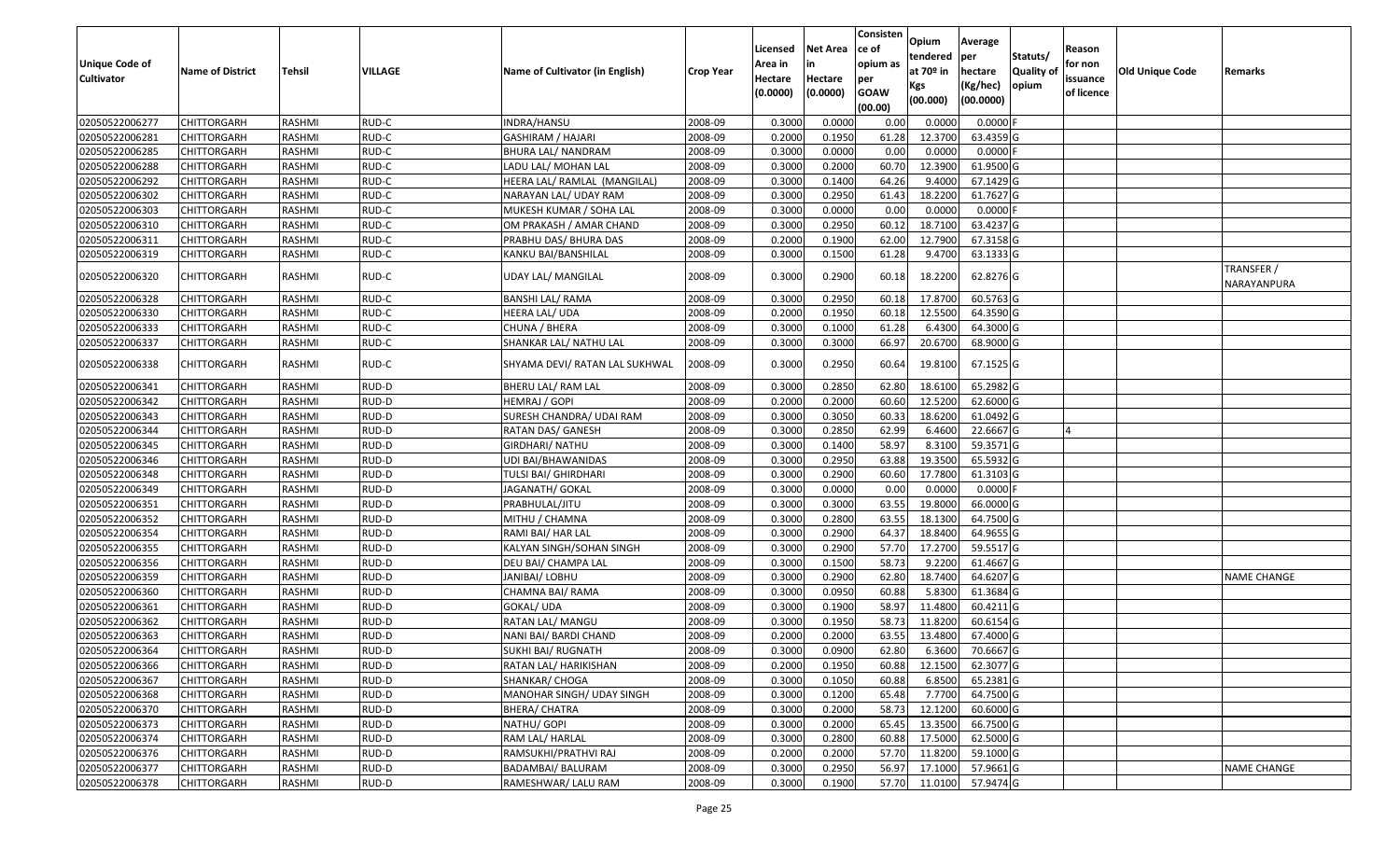| Unique Code of Cultivator | Name of District | Tehsil | VILLAGE | Name of Cultivator (in English) | Crop Year | Licensed Area in Hectare (0.0000) | Net Area in Hectare (0.0000) | Consistence of opium as per GOAW (00.00) | Opium tendered at 70º in Kgs (00.000) | Average per hectare (Kg/hec) (00.0000) | Statuts/ Quality of opium | Reason for non issuance of licence | Old Unique Code | Remarks |
|---|---|---|---|---|---|---|---|---|---|---|---|---|---|---|
| 02050522006277 | CHITTORGARH | RASHMI | RUD-C | INDRA/HANSU | 2008-09 | 0.3000 | 0.0000 | 0.00 | 0.0000 | 0.0000 | F | | | |
| 02050522006281 | CHITTORGARH | RASHMI | RUD-C | GASHIRAM / HAJARI | 2008-09 | 0.2000 | 0.1950 | 61.28 | 12.3700 | 63.4359 | G | | | |
| 02050522006285 | CHITTORGARH | RASHMI | RUD-C | BHURA LAL/ NANDRAM | 2008-09 | 0.3000 | 0.0000 | 0.00 | 0.0000 | 0.0000 | F | | | |
| 02050522006288 | CHITTORGARH | RASHMI | RUD-C | LADU LAL/ MOHAN LAL | 2008-09 | 0.3000 | 0.2000 | 60.70 | 12.3900 | 61.9500 | G | | | |
| 02050522006292 | CHITTORGARH | RASHMI | RUD-C | HEERA LAL/ RAMLAL (MANGILAL) | 2008-09 | 0.3000 | 0.1400 | 64.26 | 9.4000 | 67.1429 | G | | | |
| 02050522006302 | CHITTORGARH | RASHMI | RUD-C | NARAYAN LAL/ UDAY RAM | 2008-09 | 0.3000 | 0.2950 | 61.43 | 18.2200 | 61.7627 | G | | | |
| 02050522006303 | CHITTORGARH | RASHMI | RUD-C | MUKESH KUMAR / SOHA LAL | 2008-09 | 0.3000 | 0.0000 | 0.00 | 0.0000 | 0.0000 | F | | | |
| 02050522006310 | CHITTORGARH | RASHMI | RUD-C | OM PRAKASH / AMAR CHAND | 2008-09 | 0.3000 | 0.2950 | 60.12 | 18.7100 | 63.4237 | G | | | |
| 02050522006311 | CHITTORGARH | RASHMI | RUD-C | PRABHU DAS/ BHURA DAS | 2008-09 | 0.2000 | 0.1900 | 62.00 | 12.7900 | 67.3158 | G | | | |
| 02050522006319 | CHITTORGARH | RASHMI | RUD-C | KANKU BAI/BANSHILAL | 2008-09 | 0.3000 | 0.1500 | 61.28 | 9.4700 | 63.1333 | G | | | |
| 02050522006320 | CHITTORGARH | RASHMI | RUD-C | UDAY LAL/ MANGILAL | 2008-09 | 0.3000 | 0.2900 | 60.18 | 18.2200 | 62.8276 | G | | | TRANSFER / NARAYANPURA |
| 02050522006328 | CHITTORGARH | RASHMI | RUD-C | BANSHI LAL/ RAMA | 2008-09 | 0.3000 | 0.2950 | 60.18 | 17.8700 | 60.5763 | G | | | |
| 02050522006330 | CHITTORGARH | RASHMI | RUD-C | HEERA LAL/ UDA | 2008-09 | 0.2000 | 0.1950 | 60.18 | 12.5500 | 64.3590 | G | | | |
| 02050522006333 | CHITTORGARH | RASHMI | RUD-C | CHUNA / BHERA | 2008-09 | 0.3000 | 0.1000 | 61.28 | 6.4300 | 64.3000 | G | | | |
| 02050522006337 | CHITTORGARH | RASHMI | RUD-C | SHANKAR LAL/ NATHU LAL | 2008-09 | 0.3000 | 0.3000 | 66.97 | 20.6700 | 68.9000 | G | | | |
| 02050522006338 | CHITTORGARH | RASHMI | RUD-C | SHYAMA DEVI/ RATAN LAL SUKHWAL | 2008-09 | 0.3000 | 0.2950 | 60.64 | 19.8100 | 67.1525 | G | | | |
| 02050522006341 | CHITTORGARH | RASHMI | RUD-D | BHERU LAL/ RAM LAL | 2008-09 | 0.3000 | 0.2850 | 62.80 | 18.6100 | 65.2982 | G | | | |
| 02050522006342 | CHITTORGARH | RASHMI | RUD-D | HEMRAJ / GOPI | 2008-09 | 0.2000 | 0.2000 | 60.60 | 12.5200 | 62.6000 | G | | | |
| 02050522006343 | CHITTORGARH | RASHMI | RUD-D | SURESH CHANDRA/ UDAI RAM | 2008-09 | 0.3000 | 0.3050 | 60.33 | 18.6200 | 61.0492 | G | | | |
| 02050522006344 | CHITTORGARH | RASHMI | RUD-D | RATAN DAS/ GANESH | 2008-09 | 0.3000 | 0.2850 | 62.99 | 6.4600 | 22.6667 | G | 4 | | |
| 02050522006345 | CHITTORGARH | RASHMI | RUD-D | GIRDHARI/ NATHU | 2008-09 | 0.3000 | 0.1400 | 58.97 | 8.3100 | 59.3571 | G | | | |
| 02050522006346 | CHITTORGARH | RASHMI | RUD-D | UDI BAI/BHAWANIDAS | 2008-09 | 0.3000 | 0.2950 | 63.88 | 19.3500 | 65.5932 | G | | | |
| 02050522006348 | CHITTORGARH | RASHMI | RUD-D | TULSI BAI/ GHIRDHARI | 2008-09 | 0.3000 | 0.2900 | 60.60 | 17.7800 | 61.3103 | G | | | |
| 02050522006349 | CHITTORGARH | RASHMI | RUD-D | JAGANATH/ GOKAL | 2008-09 | 0.3000 | 0.0000 | 0.00 | 0.0000 | 0.0000 | F | | | |
| 02050522006351 | CHITTORGARH | RASHMI | RUD-D | PRABHULAL/JITU | 2008-09 | 0.3000 | 0.3000 | 63.55 | 19.8000 | 66.0000 | G | | | |
| 02050522006352 | CHITTORGARH | RASHMI | RUD-D | MITHU / CHAMNA | 2008-09 | 0.3000 | 0.2800 | 63.55 | 18.1300 | 64.7500 | G | | | |
| 02050522006354 | CHITTORGARH | RASHMI | RUD-D | RAMI BAI/ HAR LAL | 2008-09 | 0.3000 | 0.2900 | 64.37 | 18.8400 | 64.9655 | G | | | |
| 02050522006355 | CHITTORGARH | RASHMI | RUD-D | KALYAN SINGH/SOHAN SINGH | 2008-09 | 0.3000 | 0.2900 | 57.70 | 17.2700 | 59.5517 | G | | | |
| 02050522006356 | CHITTORGARH | RASHMI | RUD-D | DEU BAI/ CHAMPA LAL | 2008-09 | 0.3000 | 0.1500 | 58.73 | 9.2200 | 61.4667 | G | | | |
| 02050522006359 | CHITTORGARH | RASHMI | RUD-D | JANIBAI/ LOBHU | 2008-09 | 0.3000 | 0.2900 | 62.80 | 18.7400 | 64.6207 | G | | | NAME CHANGE |
| 02050522006360 | CHITTORGARH | RASHMI | RUD-D | CHAMNA BAI/ RAMA | 2008-09 | 0.3000 | 0.0950 | 60.88 | 5.8300 | 61.3684 | G | | | |
| 02050522006361 | CHITTORGARH | RASHMI | RUD-D | GOKAL/ UDA | 2008-09 | 0.3000 | 0.1900 | 58.97 | 11.4800 | 60.4211 | G | | | |
| 02050522006362 | CHITTORGARH | RASHMI | RUD-D | RATAN LAL/ MANGU | 2008-09 | 0.3000 | 0.1950 | 58.73 | 11.8200 | 60.6154 | G | | | |
| 02050522006363 | CHITTORGARH | RASHMI | RUD-D | NANI BAI/ BARDI CHAND | 2008-09 | 0.2000 | 0.2000 | 63.55 | 13.4800 | 67.4000 | G | | | |
| 02050522006364 | CHITTORGARH | RASHMI | RUD-D | SUKHI BAI/ RUGNATH | 2008-09 | 0.3000 | 0.0900 | 62.80 | 6.3600 | 70.6667 | G | | | |
| 02050522006366 | CHITTORGARH | RASHMI | RUD-D | RATAN LAL/ HARIKISHAN | 2008-09 | 0.2000 | 0.1950 | 60.88 | 12.1500 | 62.3077 | G | | | |
| 02050522006367 | CHITTORGARH | RASHMI | RUD-D | SHANKAR/ CHOGA | 2008-09 | 0.3000 | 0.1050 | 60.88 | 6.8500 | 65.2381 | G | | | |
| 02050522006368 | CHITTORGARH | RASHMI | RUD-D | MANOHAR SINGH/ UDAY SINGH | 2008-09 | 0.3000 | 0.1200 | 65.48 | 7.7700 | 64.7500 | G | | | |
| 02050522006370 | CHITTORGARH | RASHMI | RUD-D | BHERA/ CHATRA | 2008-09 | 0.3000 | 0.2000 | 58.73 | 12.1200 | 60.6000 | G | | | |
| 02050522006373 | CHITTORGARH | RASHMI | RUD-D | NATHU/ GOPI | 2008-09 | 0.3000 | 0.2000 | 65.45 | 13.3500 | 66.7500 | G | | | |
| 02050522006374 | CHITTORGARH | RASHMI | RUD-D | RAM LAL/ HARLAL | 2008-09 | 0.3000 | 0.2800 | 60.88 | 17.5000 | 62.5000 | G | | | |
| 02050522006376 | CHITTORGARH | RASHMI | RUD-D | RAMSUKHI/PRATHVI RAJ | 2008-09 | 0.2000 | 0.2000 | 57.70 | 11.8200 | 59.1000 | G | | | |
| 02050522006377 | CHITTORGARH | RASHMI | RUD-D | BADAMBAI/ BALURAM | 2008-09 | 0.3000 | 0.2950 | 56.97 | 17.1000 | 57.9661 | G | | | NAME CHANGE |
| 02050522006378 | CHITTORGARH | RASHMI | RUD-D | RAMESHWAR/ LALU RAM | 2008-09 | 0.3000 | 0.1900 | 57.70 | 11.0100 | 57.9474 | G | | | |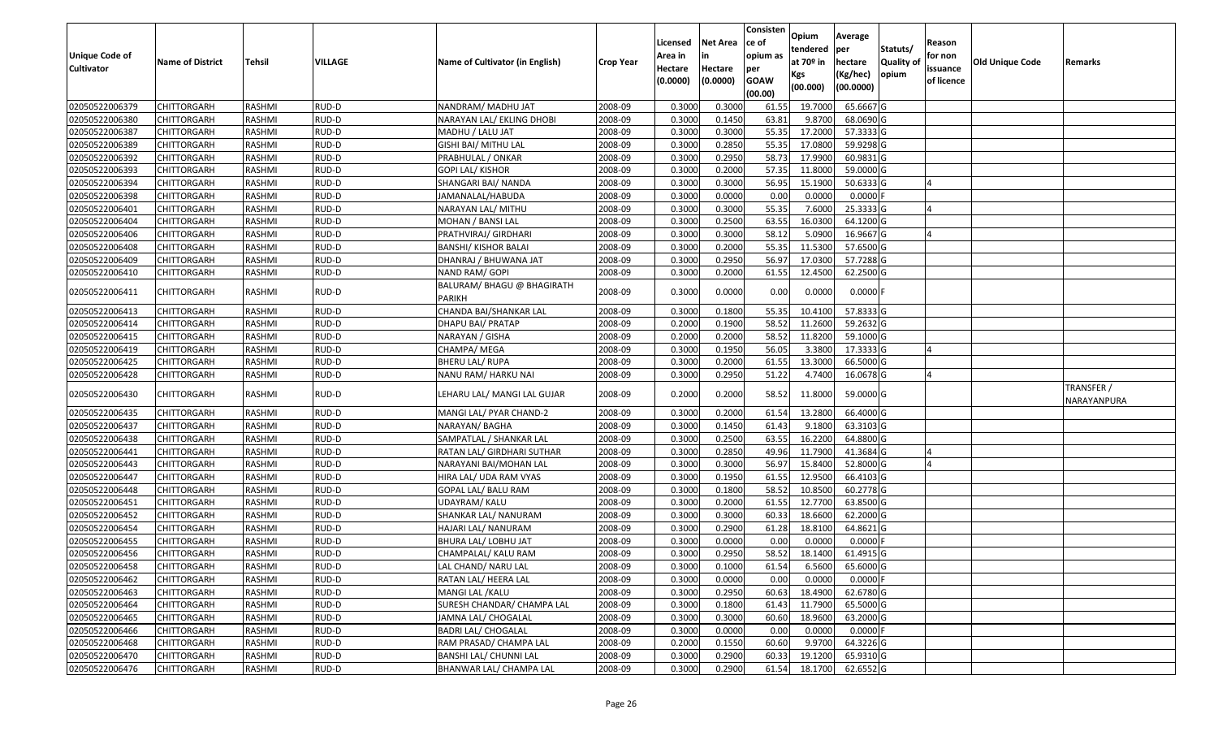| Unique Code of Cultivator | Name of District | Tehsil | VILLAGE | Name of Cultivator (in English) | Crop Year | Licensed Area in Hectare (0.0000) | Net Area in Hectare (0.0000) | Consistence of opium as per GOAW (00.00) | Opium tendered at 70º in Kgs (00.000) | Average per hectare (Kg/hec) (00.0000) | Statuts/ Quality of opium | Reason for non issuance of licence | Old Unique Code | Remarks |
|---|---|---|---|---|---|---|---|---|---|---|---|---|---|---|
| 02050522006379 | CHITTORGARH | RASHMI | RUD-D | NANDRAM/ MADHU JAT | 2008-09 | 0.3000 | 0.3000 | 61.55 | 19.7000 | 65.6667 | G | | | |
| 02050522006380 | CHITTORGARH | RASHMI | RUD-D | NARAYAN LAL/ EKLING DHOBI | 2008-09 | 0.3000 | 0.1450 | 63.81 | 9.8700 | 68.0690 | G | | | |
| 02050522006387 | CHITTORGARH | RASHMI | RUD-D | MADHU / LALU JAT | 2008-09 | 0.3000 | 0.3000 | 55.35 | 17.2000 | 57.3333 | G | | | |
| 02050522006389 | CHITTORGARH | RASHMI | RUD-D | GISHI BAI/ MITHU LAL | 2008-09 | 0.3000 | 0.2850 | 55.35 | 17.0800 | 59.9298 | G | | | |
| 02050522006392 | CHITTORGARH | RASHMI | RUD-D | PRABHULAL / ONKAR | 2008-09 | 0.3000 | 0.2950 | 58.73 | 17.9900 | 60.9831 | G | | | |
| 02050522006393 | CHITTORGARH | RASHMI | RUD-D | GOPI LAL/ KISHOR | 2008-09 | 0.3000 | 0.2000 | 57.35 | 11.8000 | 59.0000 | G | | | |
| 02050522006394 | CHITTORGARH | RASHMI | RUD-D | SHANGARI BAI/ NANDA | 2008-09 | 0.3000 | 0.3000 | 56.95 | 15.1900 | 50.6333 | G | 4 | | |
| 02050522006398 | CHITTORGARH | RASHMI | RUD-D | JAMANALAL/HABUDA | 2008-09 | 0.3000 | 0.0000 | 0.00 | 0.0000 | 0.0000 | F | | | |
| 02050522006401 | CHITTORGARH | RASHMI | RUD-D | NARAYAN LAL/ MITHU | 2008-09 | 0.3000 | 0.3000 | 55.35 | 7.6000 | 25.3333 | G | 4 | | |
| 02050522006404 | CHITTORGARH | RASHMI | RUD-D | MOHAN / BANSI LAL | 2008-09 | 0.3000 | 0.2500 | 63.55 | 16.0300 | 64.1200 | G | | | |
| 02050522006406 | CHITTORGARH | RASHMI | RUD-D | PRATHVIRAJ/ GIRDHARI | 2008-09 | 0.3000 | 0.3000 | 58.12 | 5.0900 | 16.9667 | G | 4 | | |
| 02050522006408 | CHITTORGARH | RASHMI | RUD-D | BANSHI/ KISHOR BALAI | 2008-09 | 0.3000 | 0.2000 | 55.35 | 11.5300 | 57.6500 | G | | | |
| 02050522006409 | CHITTORGARH | RASHMI | RUD-D | DHANRAJ / BHUWANA JAT | 2008-09 | 0.3000 | 0.2950 | 56.97 | 17.0300 | 57.7288 | G | | | |
| 02050522006410 | CHITTORGARH | RASHMI | RUD-D | NAND RAM/ GOPI | 2008-09 | 0.3000 | 0.2000 | 61.55 | 12.4500 | 62.2500 | G | | | |
| 02050522006411 | CHITTORGARH | RASHMI | RUD-D | BALURAM/ BHAGU @ BHAGIRATH PARIKH | 2008-09 | 0.3000 | 0.0000 | 0.00 | 0.0000 | 0.0000 | F | | | |
| 02050522006413 | CHITTORGARH | RASHMI | RUD-D | CHANDA BAI/SHANKAR LAL | 2008-09 | 0.3000 | 0.1800 | 55.35 | 10.4100 | 57.8333 | G | | | |
| 02050522006414 | CHITTORGARH | RASHMI | RUD-D | DHAPU BAI/ PRATAP | 2008-09 | 0.2000 | 0.1900 | 58.52 | 11.2600 | 59.2632 | G | | | |
| 02050522006415 | CHITTORGARH | RASHMI | RUD-D | NARAYAN / GISHA | 2008-09 | 0.2000 | 0.2000 | 58.52 | 11.8200 | 59.1000 | G | | | |
| 02050522006419 | CHITTORGARH | RASHMI | RUD-D | CHAMPA/ MEGA | 2008-09 | 0.3000 | 0.1950 | 56.05 | 3.3800 | 17.3333 | G | 4 | | |
| 02050522006425 | CHITTORGARH | RASHMI | RUD-D | BHERU LAL/ RUPA | 2008-09 | 0.3000 | 0.2000 | 61.55 | 13.3000 | 66.5000 | G | | | |
| 02050522006428 | CHITTORGARH | RASHMI | RUD-D | NANU RAM/ HARKU NAI | 2008-09 | 0.3000 | 0.2950 | 51.22 | 4.7400 | 16.0678 | G | 4 | | |
| 02050522006430 | CHITTORGARH | RASHMI | RUD-D | LEHARU LAL/ MANGI LAL GUJAR | 2008-09 | 0.2000 | 0.2000 | 58.52 | 11.8000 | 59.0000 | G | | | TRANSFER / NARAYANPURA |
| 02050522006435 | CHITTORGARH | RASHMI | RUD-D | MANGI LAL/ PYAR CHAND-2 | 2008-09 | 0.3000 | 0.2000 | 61.54 | 13.2800 | 66.4000 | G | | | |
| 02050522006437 | CHITTORGARH | RASHMI | RUD-D | NARAYAN/ BAGHA | 2008-09 | 0.3000 | 0.1450 | 61.43 | 9.1800 | 63.3103 | G | | | |
| 02050522006438 | CHITTORGARH | RASHMI | RUD-D | SAMPATLAL / SHANKAR LAL | 2008-09 | 0.3000 | 0.2500 | 63.55 | 16.2200 | 64.8800 | G | | | |
| 02050522006441 | CHITTORGARH | RASHMI | RUD-D | RATAN LAL/ GIRDHARI SUTHAR | 2008-09 | 0.3000 | 0.2850 | 49.96 | 11.7900 | 41.3684 | G | 4 | | |
| 02050522006443 | CHITTORGARH | RASHMI | RUD-D | NARAYANI BAI/MOHAN LAL | 2008-09 | 0.3000 | 0.3000 | 56.97 | 15.8400 | 52.8000 | G | 4 | | |
| 02050522006447 | CHITTORGARH | RASHMI | RUD-D | HIRA LAL/ UDA RAM VYAS | 2008-09 | 0.3000 | 0.1950 | 61.55 | 12.9500 | 66.4103 | G | | | |
| 02050522006448 | CHITTORGARH | RASHMI | RUD-D | GOPAL LAL/ BALU RAM | 2008-09 | 0.3000 | 0.1800 | 58.52 | 10.8500 | 60.2778 | G | | | |
| 02050522006451 | CHITTORGARH | RASHMI | RUD-D | UDAYRAM/ KALU | 2008-09 | 0.3000 | 0.2000 | 61.55 | 12.7700 | 63.8500 | G | | | |
| 02050522006452 | CHITTORGARH | RASHMI | RUD-D | SHANKAR LAL/ NANURAM | 2008-09 | 0.3000 | 0.3000 | 60.33 | 18.6600 | 62.2000 | G | | | |
| 02050522006454 | CHITTORGARH | RASHMI | RUD-D | HAJARI LAL/ NANURAM | 2008-09 | 0.3000 | 0.2900 | 61.28 | 18.8100 | 64.8621 | G | | | |
| 02050522006455 | CHITTORGARH | RASHMI | RUD-D | BHURA LAL/ LOBHU JAT | 2008-09 | 0.3000 | 0.0000 | 0.00 | 0.0000 | 0.0000 | F | | | |
| 02050522006456 | CHITTORGARH | RASHMI | RUD-D | CHAMPALAL/ KALU RAM | 2008-09 | 0.3000 | 0.2950 | 58.52 | 18.1400 | 61.4915 | G | | | |
| 02050522006458 | CHITTORGARH | RASHMI | RUD-D | LAL CHAND/ NARU LAL | 2008-09 | 0.3000 | 0.1000 | 61.54 | 6.5600 | 65.6000 | G | | | |
| 02050522006462 | CHITTORGARH | RASHMI | RUD-D | RATAN LAL/ HEERA LAL | 2008-09 | 0.3000 | 0.0000 | 0.00 | 0.0000 | 0.0000 | F | | | |
| 02050522006463 | CHITTORGARH | RASHMI | RUD-D | MANGI LAL /KALU | 2008-09 | 0.3000 | 0.2950 | 60.63 | 18.4900 | 62.6780 | G | | | |
| 02050522006464 | CHITTORGARH | RASHMI | RUD-D | SURESH CHANDAR/ CHAMPA LAL | 2008-09 | 0.3000 | 0.1800 | 61.43 | 11.7900 | 65.5000 | G | | | |
| 02050522006465 | CHITTORGARH | RASHMI | RUD-D | JAMNA LAL/ CHOGALAL | 2008-09 | 0.3000 | 0.3000 | 60.60 | 18.9600 | 63.2000 | G | | | |
| 02050522006466 | CHITTORGARH | RASHMI | RUD-D | BADRI LAL/ CHOGALAL | 2008-09 | 0.3000 | 0.0000 | 0.00 | 0.0000 | 0.0000 | F | | | |
| 02050522006468 | CHITTORGARH | RASHMI | RUD-D | RAM PRASAD/ CHAMPA LAL | 2008-09 | 0.2000 | 0.1550 | 60.60 | 9.9700 | 64.3226 | G | | | |
| 02050522006470 | CHITTORGARH | RASHMI | RUD-D | BANSHI LAL/ CHUNNI LAL | 2008-09 | 0.3000 | 0.2900 | 60.33 | 19.1200 | 65.9310 | G | | | |
| 02050522006476 | CHITTORGARH | RASHMI | RUD-D | BHANWAR LAL/ CHAMPA LAL | 2008-09 | 0.3000 | 0.2900 | 61.54 | 18.1700 | 62.6552 | G | | | |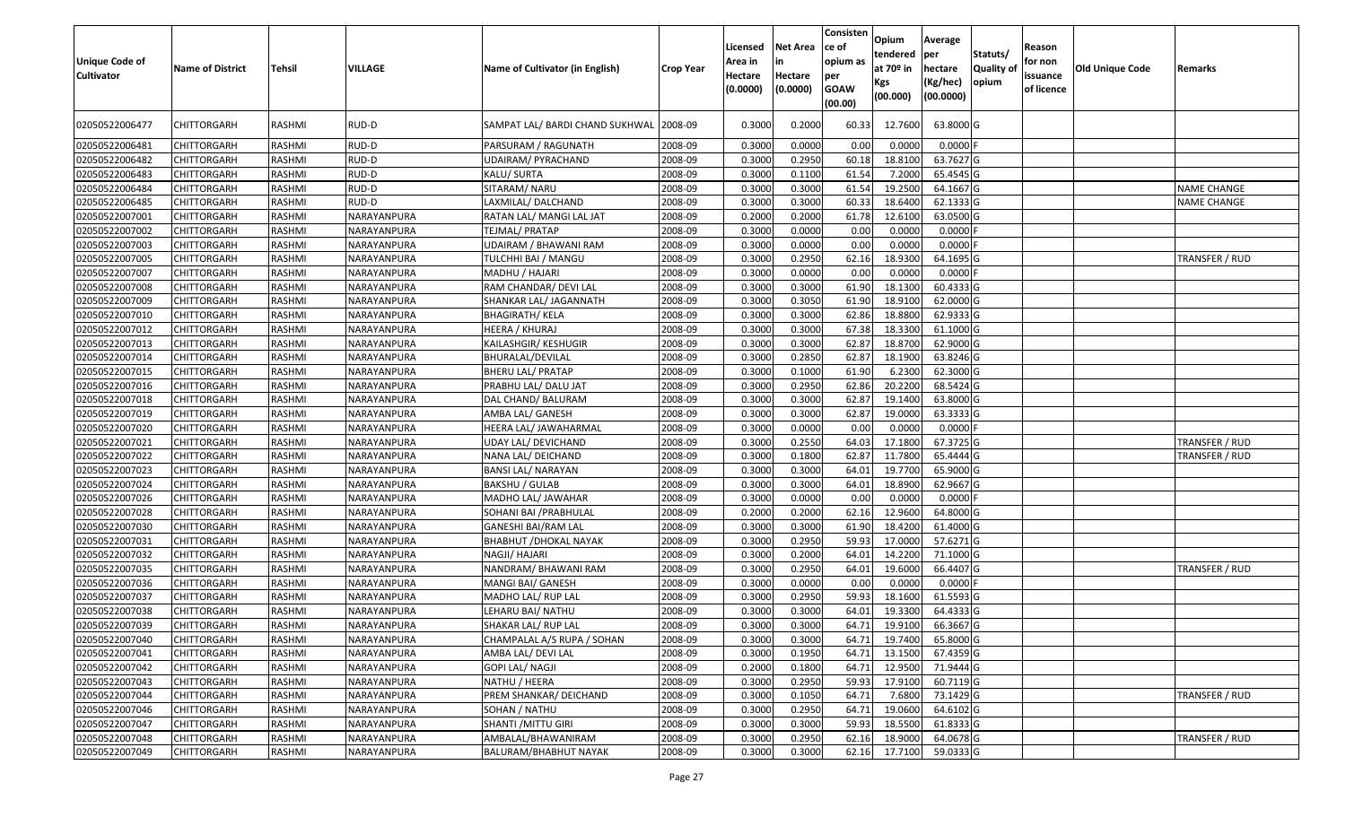| Unique Code of Cultivator | Name of District | Tehsil | VILLAGE | Name of Cultivator (in English) | Crop Year | Licensed Area in Hectare (0.0000) | Net Area in Hectare (0.0000) | Consisten ce of opium as per GOAW (00.00) | Opium tendered at 70º in Kgs (00.000) | Average per hectare (Kg/hec) (00.0000) | Statuts/ Quality of opium | Reason for non issuance of licence | Old Unique Code | Remarks |
|---|---|---|---|---|---|---|---|---|---|---|---|---|---|---|
| 02050522006477 | CHITTORGARH | RASHMI | RUD-D | SAMPAT LAL/ BARDI CHAND SUKHWAL | 2008-09 | 0.3000 | 0.2000 | 60.33 | 12.7600 | 63.8000 | G | | | |
| 02050522006481 | CHITTORGARH | RASHMI | RUD-D | PARSURAM / RAGUNATH | 2008-09 | 0.3000 | 0.0000 | 0.00 | 0.0000 | 0.0000 | F | | | |
| 02050522006482 | CHITTORGARH | RASHMI | RUD-D | UDAIRAM/ PYRACHAND | 2008-09 | 0.3000 | 0.2950 | 60.18 | 18.8100 | 63.7627 | G | | | |
| 02050522006483 | CHITTORGARH | RASHMI | RUD-D | KALU/ SURTA | 2008-09 | 0.3000 | 0.1100 | 61.54 | 7.2000 | 65.4545 | G | | | |
| 02050522006484 | CHITTORGARH | RASHMI | RUD-D | SITARAM/ NARU | 2008-09 | 0.3000 | 0.3000 | 61.54 | 19.2500 | 64.1667 | G | | | NAME CHANGE |
| 02050522006485 | CHITTORGARH | RASHMI | RUD-D | LAXMILAL/ DALCHAND | 2008-09 | 0.3000 | 0.3000 | 60.33 | 18.6400 | 62.1333 | G | | | NAME CHANGE |
| 02050522007001 | CHITTORGARH | RASHMI | NARAYANPURA | RATAN LAL/ MANGI LAL JAT | 2008-09 | 0.2000 | 0.2000 | 61.78 | 12.6100 | 63.0500 | G | | | |
| 02050522007002 | CHITTORGARH | RASHMI | NARAYANPURA | TEJMAL/ PRATAP | 2008-09 | 0.3000 | 0.0000 | 0.00 | 0.0000 | 0.0000 | F | | | |
| 02050522007003 | CHITTORGARH | RASHMI | NARAYANPURA | UDAIRAM / BHAWANI RAM | 2008-09 | 0.3000 | 0.0000 | 0.00 | 0.0000 | 0.0000 | F | | | |
| 02050522007005 | CHITTORGARH | RASHMI | NARAYANPURA | TULCHHI BAI / MANGU | 2008-09 | 0.3000 | 0.2950 | 62.16 | 18.9300 | 64.1695 | G | | | TRANSFER / RUD |
| 02050522007007 | CHITTORGARH | RASHMI | NARAYANPURA | MADHU / HAJARI | 2008-09 | 0.3000 | 0.0000 | 0.00 | 0.0000 | 0.0000 | F | | | |
| 02050522007008 | CHITTORGARH | RASHMI | NARAYANPURA | RAM CHANDAR/ DEVI LAL | 2008-09 | 0.3000 | 0.3000 | 61.90 | 18.1300 | 60.4333 | G | | | |
| 02050522007009 | CHITTORGARH | RASHMI | NARAYANPURA | SHANKAR LAL/ JAGANNATH | 2008-09 | 0.3000 | 0.3050 | 61.90 | 18.9100 | 62.0000 | G | | | |
| 02050522007010 | CHITTORGARH | RASHMI | NARAYANPURA | BHAGIRATH/ KELA | 2008-09 | 0.3000 | 0.3000 | 62.86 | 18.8800 | 62.9333 | G | | | |
| 02050522007012 | CHITTORGARH | RASHMI | NARAYANPURA | HEERA / KHURAJ | 2008-09 | 0.3000 | 0.3000 | 67.38 | 18.3300 | 61.1000 | G | | | |
| 02050522007013 | CHITTORGARH | RASHMI | NARAYANPURA | KAILASHGIR/ KESHUGIR | 2008-09 | 0.3000 | 0.3000 | 62.87 | 18.8700 | 62.9000 | G | | | |
| 02050522007014 | CHITTORGARH | RASHMI | NARAYANPURA | BHURALAL/DEVILAL | 2008-09 | 0.3000 | 0.2850 | 62.87 | 18.1900 | 63.8246 | G | | | |
| 02050522007015 | CHITTORGARH | RASHMI | NARAYANPURA | BHERU LAL/ PRATAP | 2008-09 | 0.3000 | 0.1000 | 61.90 | 6.2300 | 62.3000 | G | | | |
| 02050522007016 | CHITTORGARH | RASHMI | NARAYANPURA | PRABHU LAL/ DALU JAT | 2008-09 | 0.3000 | 0.2950 | 62.86 | 20.2200 | 68.5424 | G | | | |
| 02050522007018 | CHITTORGARH | RASHMI | NARAYANPURA | DAL CHAND/ BALURAM | 2008-09 | 0.3000 | 0.3000 | 62.87 | 19.1400 | 63.8000 | G | | | |
| 02050522007019 | CHITTORGARH | RASHMI | NARAYANPURA | AMBA LAL/ GANESH | 2008-09 | 0.3000 | 0.3000 | 62.87 | 19.0000 | 63.3333 | G | | | |
| 02050522007020 | CHITTORGARH | RASHMI | NARAYANPURA | HEERA LAL/ JAWAHARMAL | 2008-09 | 0.3000 | 0.0000 | 0.00 | 0.0000 | 0.0000 | F | | | |
| 02050522007021 | CHITTORGARH | RASHMI | NARAYANPURA | UDAY LAL/ DEVICHAND | 2008-09 | 0.3000 | 0.2550 | 64.03 | 17.1800 | 67.3725 | G | | | TRANSFER / RUD |
| 02050522007022 | CHITTORGARH | RASHMI | NARAYANPURA | NANA LAL/ DEICHAND | 2008-09 | 0.3000 | 0.1800 | 62.87 | 11.7800 | 65.4444 | G | | | TRANSFER / RUD |
| 02050522007023 | CHITTORGARH | RASHMI | NARAYANPURA | BANSI LAL/ NARAYAN | 2008-09 | 0.3000 | 0.3000 | 64.01 | 19.7700 | 65.9000 | G | | | |
| 02050522007024 | CHITTORGARH | RASHMI | NARAYANPURA | BAKSHU / GULAB | 2008-09 | 0.3000 | 0.3000 | 64.01 | 18.8900 | 62.9667 | G | | | |
| 02050522007026 | CHITTORGARH | RASHMI | NARAYANPURA | MADHO LAL/ JAWAHAR | 2008-09 | 0.3000 | 0.0000 | 0.00 | 0.0000 | 0.0000 | F | | | |
| 02050522007028 | CHITTORGARH | RASHMI | NARAYANPURA | SOHANI BAI /PRABHULAL | 2008-09 | 0.2000 | 0.2000 | 62.16 | 12.9600 | 64.8000 | G | | | |
| 02050522007030 | CHITTORGARH | RASHMI | NARAYANPURA | GANESHI BAI/RAM LAL | 2008-09 | 0.3000 | 0.3000 | 61.90 | 18.4200 | 61.4000 | G | | | |
| 02050522007031 | CHITTORGARH | RASHMI | NARAYANPURA | BHABHUT /DHOKAL NAYAK | 2008-09 | 0.3000 | 0.2950 | 59.93 | 17.0000 | 57.6271 | G | | | |
| 02050522007032 | CHITTORGARH | RASHMI | NARAYANPURA | NAGJI/ HAJARI | 2008-09 | 0.3000 | 0.2000 | 64.01 | 14.2200 | 71.1000 | G | | | |
| 02050522007035 | CHITTORGARH | RASHMI | NARAYANPURA | NANDRAM/ BHAWANI RAM | 2008-09 | 0.3000 | 0.2950 | 64.01 | 19.6000 | 66.4407 | G | | | TRANSFER / RUD |
| 02050522007036 | CHITTORGARH | RASHMI | NARAYANPURA | MANGI BAI/ GANESH | 2008-09 | 0.3000 | 0.0000 | 0.00 | 0.0000 | 0.0000 | F | | | |
| 02050522007037 | CHITTORGARH | RASHMI | NARAYANPURA | MADHO LAL/ RUP LAL | 2008-09 | 0.3000 | 0.2950 | 59.93 | 18.1600 | 61.5593 | G | | | |
| 02050522007038 | CHITTORGARH | RASHMI | NARAYANPURA | LEHARU BAI/ NATHU | 2008-09 | 0.3000 | 0.3000 | 64.01 | 19.3300 | 64.4333 | G | | | |
| 02050522007039 | CHITTORGARH | RASHMI | NARAYANPURA | SHAKAR LAL/ RUP LAL | 2008-09 | 0.3000 | 0.3000 | 64.71 | 19.9100 | 66.3667 | G | | | |
| 02050522007040 | CHITTORGARH | RASHMI | NARAYANPURA | CHAMPALAL A/S RUPA / SOHAN | 2008-09 | 0.3000 | 0.3000 | 64.71 | 19.7400 | 65.8000 | G | | | |
| 02050522007041 | CHITTORGARH | RASHMI | NARAYANPURA | AMBA LAL/ DEVI LAL | 2008-09 | 0.3000 | 0.1950 | 64.71 | 13.1500 | 67.4359 | G | | | |
| 02050522007042 | CHITTORGARH | RASHMI | NARAYANPURA | GOPI LAL/ NAGJI | 2008-09 | 0.2000 | 0.1800 | 64.71 | 12.9500 | 71.9444 | G | | | |
| 02050522007043 | CHITTORGARH | RASHMI | NARAYANPURA | NATHU / HEERA | 2008-09 | 0.3000 | 0.2950 | 59.93 | 17.9100 | 60.7119 | G | | | |
| 02050522007044 | CHITTORGARH | RASHMI | NARAYANPURA | PREM SHANKAR/ DEICHAND | 2008-09 | 0.3000 | 0.1050 | 64.71 | 7.6800 | 73.1429 | G | | | TRANSFER / RUD |
| 02050522007046 | CHITTORGARH | RASHMI | NARAYANPURA | SOHAN / NATHU | 2008-09 | 0.3000 | 0.2950 | 64.71 | 19.0600 | 64.6102 | G | | | |
| 02050522007047 | CHITTORGARH | RASHMI | NARAYANPURA | SHANTI /MITTU GIRI | 2008-09 | 0.3000 | 0.3000 | 59.93 | 18.5500 | 61.8333 | G | | | |
| 02050522007048 | CHITTORGARH | RASHMI | NARAYANPURA | AMBALAL/BHAWANIRAM | 2008-09 | 0.3000 | 0.2950 | 62.16 | 18.9000 | 64.0678 | G | | | TRANSFER / RUD |
| 02050522007049 | CHITTORGARH | RASHMI | NARAYANPURA | BALURAM/BHABHUT NAYAK | 2008-09 | 0.3000 | 0.3000 | 62.16 | 17.7100 | 59.0333 | G | | | |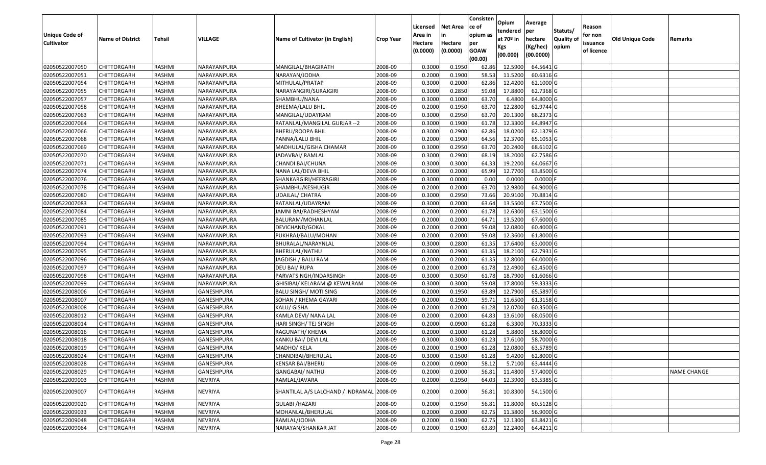| Unique Code of Cultivator | Name of District | Tehsil | VILLAGE | Name of Cultivator (in English) | Crop Year | Licensed Area in Hectare (0.0000) | Net Area in Hectare (0.0000) | Consistence of opium as per GOAW (00.00) | Opium tendered at 70º in Kgs (00.000) | Average per hectare (Kg/hec) (00.0000) | Statuts/ Quality of opium | Reason for non issuance of licence | Old Unique Code | Remarks |
|---|---|---|---|---|---|---|---|---|---|---|---|---|---|---|
| 02050522007050 | CHITTORGARH | RASHMI | NARAYANPURA | MANGILAL/BHAGIRATH | 2008-09 | 0.3000 | 0.1950 | 62.86 | 12.5900 | 64.5641 | G | | | |
| 02050522007051 | CHITTORGARH | RASHMI | NARAYANPURA | NARAYAN/JODHA | 2008-09 | 0.2000 | 0.1900 | 58.53 | 11.5200 | 60.6316 | G | | | |
| 02050522007054 | CHITTORGARH | RASHMI | NARAYANPURA | MITHULAL/PRATAP | 2008-09 | 0.3000 | 0.2000 | 62.86 | 12.4200 | 62.1000 | G | | | |
| 02050522007055 | CHITTORGARH | RASHMI | NARAYANPURA | NARAYANGIRI/SURAJGIRI | 2008-09 | 0.3000 | 0.2850 | 59.08 | 17.8800 | 62.7368 | G | | | |
| 02050522007057 | CHITTORGARH | RASHMI | NARAYANPURA | SHAMBHU/NANA | 2008-09 | 0.3000 | 0.1000 | 63.70 | 6.4800 | 64.8000 | G | | | |
| 02050522007058 | CHITTORGARH | RASHMI | NARAYANPURA | BHEEMA/LALU BHIL | 2008-09 | 0.2000 | 0.1950 | 63.70 | 12.2800 | 62.9744 | G | | | |
| 02050522007063 | CHITTORGARH | RASHMI | NARAYANPURA | MANGILAL/UDAYRAM | 2008-09 | 0.3000 | 0.2950 | 63.70 | 20.1300 | 68.2373 | G | | | |
| 02050522007064 | CHITTORGARH | RASHMI | NARAYANPURA | RATANLAL/MANGILAL GURJAR --2 | 2008-09 | 0.3000 | 0.1900 | 61.78 | 12.3300 | 64.8947 | G | | | |
| 02050522007066 | CHITTORGARH | RASHMI | NARAYANPURA | BHERU/ROOPA BHIL | 2008-09 | 0.3000 | 0.2900 | 62.86 | 18.0200 | 62.1379 | G | | | |
| 02050522007068 | CHITTORGARH | RASHMI | NARAYANPURA | PANNA/LALU BHIL | 2008-09 | 0.2000 | 0.1900 | 64.56 | 12.3700 | 65.1053 | G | | | |
| 02050522007069 | CHITTORGARH | RASHMI | NARAYANPURA | MADHULAL/GISHA CHAMAR | 2008-09 | 0.3000 | 0.2950 | 63.70 | 20.2400 | 68.6102 | G | | | |
| 02050522007070 | CHITTORGARH | RASHMI | NARAYANPURA | JADAVBAI/ RAMLAL | 2008-09 | 0.3000 | 0.2900 | 68.19 | 18.2000 | 62.7586 | G | | | |
| 02050522007071 | CHITTORGARH | RASHMI | NARAYANPURA | CHANDI BAI/CHUNA | 2008-09 | 0.3000 | 0.3000 | 64.33 | 19.2200 | 64.0667 | G | | | |
| 02050522007074 | CHITTORGARH | RASHMI | NARAYANPURA | NANA LAL/DEVA BHIL | 2008-09 | 0.2000 | 0.2000 | 65.99 | 12.7700 | 63.8500 | G | | | |
| 02050522007076 | CHITTORGARH | RASHMI | NARAYANPURA | SHANKARGIRI/HEERAGIRI | 2008-09 | 0.3000 | 0.0000 | 0.00 | 0.0000 | 0.0000 | F | | | |
| 02050522007078 | CHITTORGARH | RASHMI | NARAYANPURA | SHAMBHU/KESHUGIR | 2008-09 | 0.2000 | 0.2000 | 63.70 | 12.9800 | 64.9000 | G | | | |
| 02050522007080 | CHITTORGARH | RASHMI | NARAYANPURA | UDAILAL/ CHATRA | 2008-09 | 0.3000 | 0.2950 | 73.66 | 20.9100 | 70.8814 | G | | | |
| 02050522007083 | CHITTORGARH | RASHMI | NARAYANPURA | RATANLAL/UDAYRAM | 2008-09 | 0.3000 | 0.2000 | 63.64 | 13.5500 | 67.7500 | G | | | |
| 02050522007084 | CHITTORGARH | RASHMI | NARAYANPURA | JAMNI BAI/RADHESHYAM | 2008-09 | 0.2000 | 0.2000 | 61.78 | 12.6300 | 63.1500 | G | | | |
| 02050522007085 | CHITTORGARH | RASHMI | NARAYANPURA | BALURAM/MOHANLAL | 2008-09 | 0.2000 | 0.2000 | 64.71 | 13.5200 | 67.6000 | G | | | |
| 02050522007091 | CHITTORGARH | RASHMI | NARAYANPURA | DEVICHAND/GOKAL | 2008-09 | 0.2000 | 0.2000 | 59.08 | 12.0800 | 60.4000 | G | | | |
| 02050522007093 | CHITTORGARH | RASHMI | NARAYANPURA | PUKHRAJ/BALU/MOHAN | 2008-09 | 0.2000 | 0.2000 | 59.08 | 12.3600 | 61.8000 | G | | | |
| 02050522007094 | CHITTORGARH | RASHMI | NARAYANPURA | BHURALAL/NARAYNLAL | 2008-09 | 0.3000 | 0.2800 | 61.35 | 17.6400 | 63.0000 | G | | | |
| 02050522007095 | CHITTORGARH | RASHMI | NARAYANPURA | BHERULAL/NATHU | 2008-09 | 0.3000 | 0.2900 | 61.35 | 18.2100 | 62.7931 | G | | | |
| 02050522007096 | CHITTORGARH | RASHMI | NARAYANPURA | JAGDISH / BALU RAM | 2008-09 | 0.2000 | 0.2000 | 61.35 | 12.8000 | 64.0000 | G | | | |
| 02050522007097 | CHITTORGARH | RASHMI | NARAYANPURA | DEU BAI/ RUPA | 2008-09 | 0.2000 | 0.2000 | 61.78 | 12.4900 | 62.4500 | G | | | |
| 02050522007098 | CHITTORGARH | RASHMI | NARAYANPURA | PARVATSINGH/INDARSINGH | 2008-09 | 0.3000 | 0.3050 | 61.78 | 18.7900 | 61.6066 | G | | | |
| 02050522007099 | CHITTORGARH | RASHMI | NARAYANPURA | GHISIBAI/ KELARAM @ KEWALRAM | 2008-09 | 0.3000 | 0.3000 | 59.08 | 17.8000 | 59.3333 | G | | | |
| 02050522008006 | CHITTORGARH | RASHMI | GANESHPURA | BALU SINGH/ MOTI SING | 2008-09 | 0.2000 | 0.1950 | 63.89 | 12.7900 | 65.5897 | G | | | |
| 02050522008007 | CHITTORGARH | RASHMI | GANESHPURA | SOHAN / KHEMA GAYARI | 2008-09 | 0.2000 | 0.1900 | 59.71 | 11.6500 | 61.3158 | G | | | |
| 02050522008008 | CHITTORGARH | RASHMI | GANESHPURA | KALU/ GISHA | 2008-09 | 0.2000 | 0.2000 | 61.28 | 12.0700 | 60.3500 | G | | | |
| 02050522008012 | CHITTORGARH | RASHMI | GANESHPURA | KAMLA DEVI/ NANA LAL | 2008-09 | 0.2000 | 0.2000 | 64.83 | 13.6100 | 68.0500 | G | | | |
| 02050522008014 | CHITTORGARH | RASHMI | GANESHPURA | HARI SINGH/ TEJ SINGH | 2008-09 | 0.2000 | 0.0900 | 61.28 | 6.3300 | 70.3333 | G | | | |
| 02050522008016 | CHITTORGARH | RASHMI | GANESHPURA | RAGUNATH/ KHEMA | 2008-09 | 0.2000 | 0.1000 | 61.28 | 5.8800 | 58.8000 | G | | | |
| 02050522008018 | CHITTORGARH | RASHMI | GANESHPURA | KANKU BAI/ DEVI LAL | 2008-09 | 0.3000 | 0.3000 | 61.23 | 17.6100 | 58.7000 | G | | | |
| 02050522008019 | CHITTORGARH | RASHMI | GANESHPURA | MADHO/ KELA | 2008-09 | 0.2000 | 0.1900 | 61.28 | 12.0800 | 63.5789 | G | | | |
| 02050522008024 | CHITTORGARH | RASHMI | GANESHPURA | CHANDIBAI/BHERULAL | 2008-09 | 0.3000 | 0.1500 | 61.28 | 9.4200 | 62.8000 | G | | | |
| 02050522008028 | CHITTORGARH | RASHMI | GANESHPURA | KENSAR BAI/BHERU | 2008-09 | 0.2000 | 0.0900 | 58.12 | 5.7100 | 63.4444 | G | | | |
| 02050522008029 | CHITTORGARH | RASHMI | GANESHPURA | GANGABAI/ NATHU | 2008-09 | 0.2000 | 0.2000 | 56.81 | 11.4800 | 57.4000 | G | | | NAME CHANGE |
| 02050522009003 | CHITTORGARH | RASHMI | NEVRIYA | RAMLAL/JAVARA | 2008-09 | 0.2000 | 0.1950 | 64.03 | 12.3900 | 63.5385 | G | | | |
| 02050522009007 | CHITTORGARH | RASHMI | NEVRIYA | SHANTILAL A/S LALCHAND / INDRAMAL | 2008-09 | 0.2000 | 0.2000 | 56.81 | 10.8300 | 54.1500 | G | | | |
| 02050522009020 | CHITTORGARH | RASHMI | NEVRIYA | GULABI /HAZARI | 2008-09 | 0.2000 | 0.1950 | 56.81 | 11.8000 | 60.5128 | G | | | |
| 02050522009033 | CHITTORGARH | RASHMI | NEVRIYA | MOHANLAL/BHERULAL | 2008-09 | 0.2000 | 0.2000 | 62.75 | 11.3800 | 56.9000 | G | | | |
| 02050522009048 | CHITTORGARH | RASHMI | NEVRIYA | RAMLAL/JODHA | 2008-09 | 0.2000 | 0.1900 | 62.75 | 12.1300 | 63.8421 | G | | | |
| 02050522009064 | CHITTORGARH | RASHMI | NEVRIYA | NARAYAN/SHANKAR JAT | 2008-09 | 0.2000 | 0.1900 | 63.89 | 12.2400 | 64.4211 | G | | | |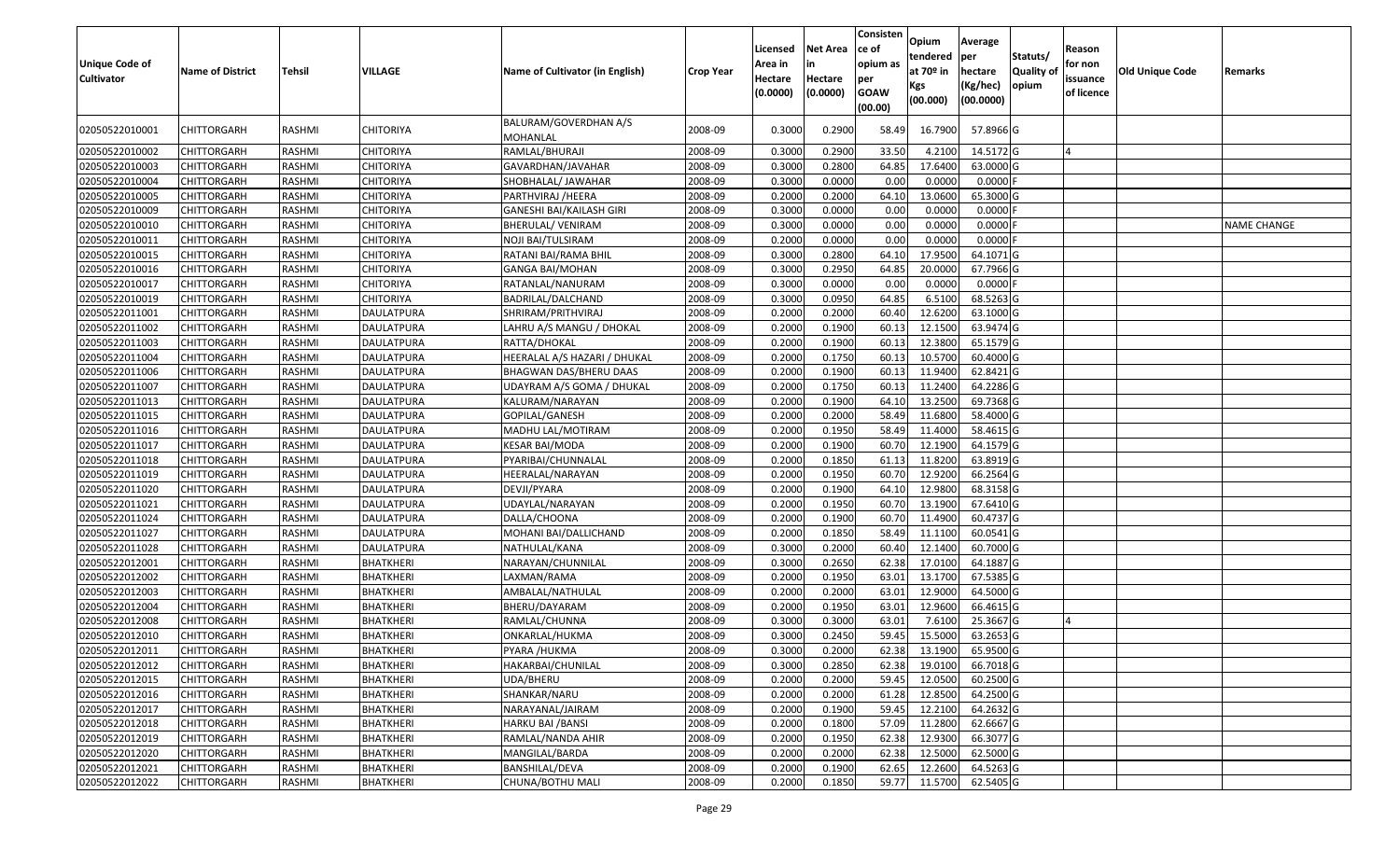| Unique Code of Cultivator | Name of District | Tehsil | VILLAGE | Name of Cultivator (in English) | Crop Year | Licensed Area in Hectare (0.0000) | Net Area in Hectare (0.0000) | Consistence of opium as per GOAW (00.00) | Opium tendered at 70º in Kgs (00.000) | Average per hectare (Kg/hec) (00.0000) | Statuts/ Quality of opium | Reason for non issuance of licence | Old Unique Code | Remarks |
|---|---|---|---|---|---|---|---|---|---|---|---|---|---|---|
| 02050522010001 | CHITTORGARH | RASHMI | CHITORIYA | BALURAM/GOVERDHAN A/S MOHANLAL | 2008-09 | 0.3000 | 0.2900 | 58.49 | 16.7900 | 57.8966 | G | | | |
| 02050522010002 | CHITTORGARH | RASHMI | CHITORIYA | RAMLAL/BHURAJI | 2008-09 | 0.3000 | 0.2900 | 33.50 | 4.2100 | 14.5172 | G | 4 | | |
| 02050522010003 | CHITTORGARH | RASHMI | CHITORIYA | GAVARDHAN/JAVAHAR | 2008-09 | 0.3000 | 0.2800 | 64.85 | 17.6400 | 63.0000 | G | | | |
| 02050522010004 | CHITTORGARH | RASHMI | CHITORIYA | SHOBHALAL/ JAWAHAR | 2008-09 | 0.3000 | 0.0000 | 0.00 | 0.0000 | 0.0000 | F | | | |
| 02050522010005 | CHITTORGARH | RASHMI | CHITORIYA | PARTHVIRAJ /HEERA | 2008-09 | 0.2000 | 0.2000 | 64.10 | 13.0600 | 65.3000 | G | | | |
| 02050522010009 | CHITTORGARH | RASHMI | CHITORIYA | GANESHI BAI/KAILASH GIRI | 2008-09 | 0.3000 | 0.0000 | 0.00 | 0.0000 | 0.0000 | F | | | |
| 02050522010010 | CHITTORGARH | RASHMI | CHITORIYA | BHERULAL/ VENIRAM | 2008-09 | 0.3000 | 0.0000 | 0.00 | 0.0000 | 0.0000 | F | | | NAME CHANGE |
| 02050522010011 | CHITTORGARH | RASHMI | CHITORIYA | NOJI BAI/TULSIRAM | 2008-09 | 0.2000 | 0.0000 | 0.00 | 0.0000 | 0.0000 | F | | | |
| 02050522010015 | CHITTORGARH | RASHMI | CHITORIYA | RATANI BAI/RAMA BHIL | 2008-09 | 0.3000 | 0.2800 | 64.10 | 17.9500 | 64.1071 | G | | | |
| 02050522010016 | CHITTORGARH | RASHMI | CHITORIYA | GANGA BAI/MOHAN | 2008-09 | 0.3000 | 0.2950 | 64.85 | 20.0000 | 67.7966 | G | | | |
| 02050522010017 | CHITTORGARH | RASHMI | CHITORIYA | RATANLAL/NANURAM | 2008-09 | 0.3000 | 0.0000 | 0.00 | 0.0000 | 0.0000 | F | | | |
| 02050522010019 | CHITTORGARH | RASHMI | CHITORIYA | BADRILAL/DALCHAND | 2008-09 | 0.3000 | 0.0950 | 64.85 | 6.5100 | 68.5263 | G | | | |
| 02050522011001 | CHITTORGARH | RASHMI | DAULATPURA | SHRIRAM/PRITHVIRAJ | 2008-09 | 0.2000 | 0.2000 | 60.40 | 12.6200 | 63.1000 | G | | | |
| 02050522011002 | CHITTORGARH | RASHMI | DAULATPURA | LAHRU A/S MANGU / DHOKAL | 2008-09 | 0.2000 | 0.1900 | 60.13 | 12.1500 | 63.9474 | G | | | |
| 02050522011003 | CHITTORGARH | RASHMI | DAULATPURA | RATTA/DHOKAL | 2008-09 | 0.2000 | 0.1900 | 60.13 | 12.3800 | 65.1579 | G | | | |
| 02050522011004 | CHITTORGARH | RASHMI | DAULATPURA | HEERALAL A/S HAZARI / DHUKAL | 2008-09 | 0.2000 | 0.1750 | 60.13 | 10.5700 | 60.4000 | G | | | |
| 02050522011006 | CHITTORGARH | RASHMI | DAULATPURA | BHAGWAN DAS/BHERU DAAS | 2008-09 | 0.2000 | 0.1900 | 60.13 | 11.9400 | 62.8421 | G | | | |
| 02050522011007 | CHITTORGARH | RASHMI | DAULATPURA | UDAYRAM A/S GOMA / DHUKAL | 2008-09 | 0.2000 | 0.1750 | 60.13 | 11.2400 | 64.2286 | G | | | |
| 02050522011013 | CHITTORGARH | RASHMI | DAULATPURA | KALURAM/NARAYAN | 2008-09 | 0.2000 | 0.1900 | 64.10 | 13.2500 | 69.7368 | G | | | |
| 02050522011015 | CHITTORGARH | RASHMI | DAULATPURA | GOPILAL/GANESH | 2008-09 | 0.2000 | 0.2000 | 58.49 | 11.6800 | 58.4000 | G | | | |
| 02050522011016 | CHITTORGARH | RASHMI | DAULATPURA | MADHU LAL/MOTIRAM | 2008-09 | 0.2000 | 0.1950 | 58.49 | 11.4000 | 58.4615 | G | | | |
| 02050522011017 | CHITTORGARH | RASHMI | DAULATPURA | KESAR BAI/MODA | 2008-09 | 0.2000 | 0.1900 | 60.70 | 12.1900 | 64.1579 | G | | | |
| 02050522011018 | CHITTORGARH | RASHMI | DAULATPURA | PYARIBAI/CHUNNALAL | 2008-09 | 0.2000 | 0.1850 | 61.13 | 11.8200 | 63.8919 | G | | | |
| 02050522011019 | CHITTORGARH | RASHMI | DAULATPURA | HEERALAL/NARAYAN | 2008-09 | 0.2000 | 0.1950 | 60.70 | 12.9200 | 66.2564 | G | | | |
| 02050522011020 | CHITTORGARH | RASHMI | DAULATPURA | DEVJI/PYARA | 2008-09 | 0.2000 | 0.1900 | 64.10 | 12.9800 | 68.3158 | G | | | |
| 02050522011021 | CHITTORGARH | RASHMI | DAULATPURA | UDAYLAL/NARAYAN | 2008-09 | 0.2000 | 0.1950 | 60.70 | 13.1900 | 67.6410 | G | | | |
| 02050522011024 | CHITTORGARH | RASHMI | DAULATPURA | DALLA/CHOONA | 2008-09 | 0.2000 | 0.1900 | 60.70 | 11.4900 | 60.4737 | G | | | |
| 02050522011027 | CHITTORGARH | RASHMI | DAULATPURA | MOHANI BAI/DALLICHAND | 2008-09 | 0.2000 | 0.1850 | 58.49 | 11.1100 | 60.0541 | G | | | |
| 02050522011028 | CHITTORGARH | RASHMI | DAULATPURA | NATHULAL/KANA | 2008-09 | 0.3000 | 0.2000 | 60.40 | 12.1400 | 60.7000 | G | | | |
| 02050522012001 | CHITTORGARH | RASHMI | BHATKHERI | NARAYAN/CHUNNILAL | 2008-09 | 0.3000 | 0.2650 | 62.38 | 17.0100 | 64.1887 | G | | | |
| 02050522012002 | CHITTORGARH | RASHMI | BHATKHERI | LAXMAN/RAMA | 2008-09 | 0.2000 | 0.1950 | 63.01 | 13.1700 | 67.5385 | G | | | |
| 02050522012003 | CHITTORGARH | RASHMI | BHATKHERI | AMBALAL/NATHULAL | 2008-09 | 0.2000 | 0.2000 | 63.01 | 12.9000 | 64.5000 | G | | | |
| 02050522012004 | CHITTORGARH | RASHMI | BHATKHERI | BHERU/DAYARAM | 2008-09 | 0.2000 | 0.1950 | 63.01 | 12.9600 | 66.4615 | G | | | |
| 02050522012008 | CHITTORGARH | RASHMI | BHATKHERI | RAMLAL/CHUNNA | 2008-09 | 0.3000 | 0.3000 | 63.01 | 7.6100 | 25.3667 | G | 4 | | |
| 02050522012010 | CHITTORGARH | RASHMI | BHATKHERI | ONKARLAL/HUKMA | 2008-09 | 0.3000 | 0.2450 | 59.45 | 15.5000 | 63.2653 | G | | | |
| 02050522012011 | CHITTORGARH | RASHMI | BHATKHERI | PYARA /HUKMA | 2008-09 | 0.3000 | 0.2000 | 62.38 | 13.1900 | 65.9500 | G | | | |
| 02050522012012 | CHITTORGARH | RASHMI | BHATKHERI | HAKARBAI/CHUNILAL | 2008-09 | 0.3000 | 0.2850 | 62.38 | 19.0100 | 66.7018 | G | | | |
| 02050522012015 | CHITTORGARH | RASHMI | BHATKHERI | UDA/BHERU | 2008-09 | 0.2000 | 0.2000 | 59.45 | 12.0500 | 60.2500 | G | | | |
| 02050522012016 | CHITTORGARH | RASHMI | BHATKHERI | SHANKAR/NARU | 2008-09 | 0.2000 | 0.2000 | 61.28 | 12.8500 | 64.2500 | G | | | |
| 02050522012017 | CHITTORGARH | RASHMI | BHATKHERI | NARAYANAL/JAIRAM | 2008-09 | 0.2000 | 0.1900 | 59.45 | 12.2100 | 64.2632 | G | | | |
| 02050522012018 | CHITTORGARH | RASHMI | BHATKHERI | HARKU BAI /BANSI | 2008-09 | 0.2000 | 0.1800 | 57.09 | 11.2800 | 62.6667 | G | | | |
| 02050522012019 | CHITTORGARH | RASHMI | BHATKHERI | RAMLAL/NANDA AHIR | 2008-09 | 0.2000 | 0.1950 | 62.38 | 12.9300 | 66.3077 | G | | | |
| 02050522012020 | CHITTORGARH | RASHMI | BHATKHERI | MANGILAL/BARDA | 2008-09 | 0.2000 | 0.2000 | 62.38 | 12.5000 | 62.5000 | G | | | |
| 02050522012021 | CHITTORGARH | RASHMI | BHATKHERI | BANSHILAL/DEVA | 2008-09 | 0.2000 | 0.1900 | 62.65 | 12.2600 | 64.5263 | G | | | |
| 02050522012022 | CHITTORGARH | RASHMI | BHATKHERI | CHUNA/BOTHU MALI | 2008-09 | 0.2000 | 0.1850 | 59.77 | 11.5700 | 62.5405 | G | | | |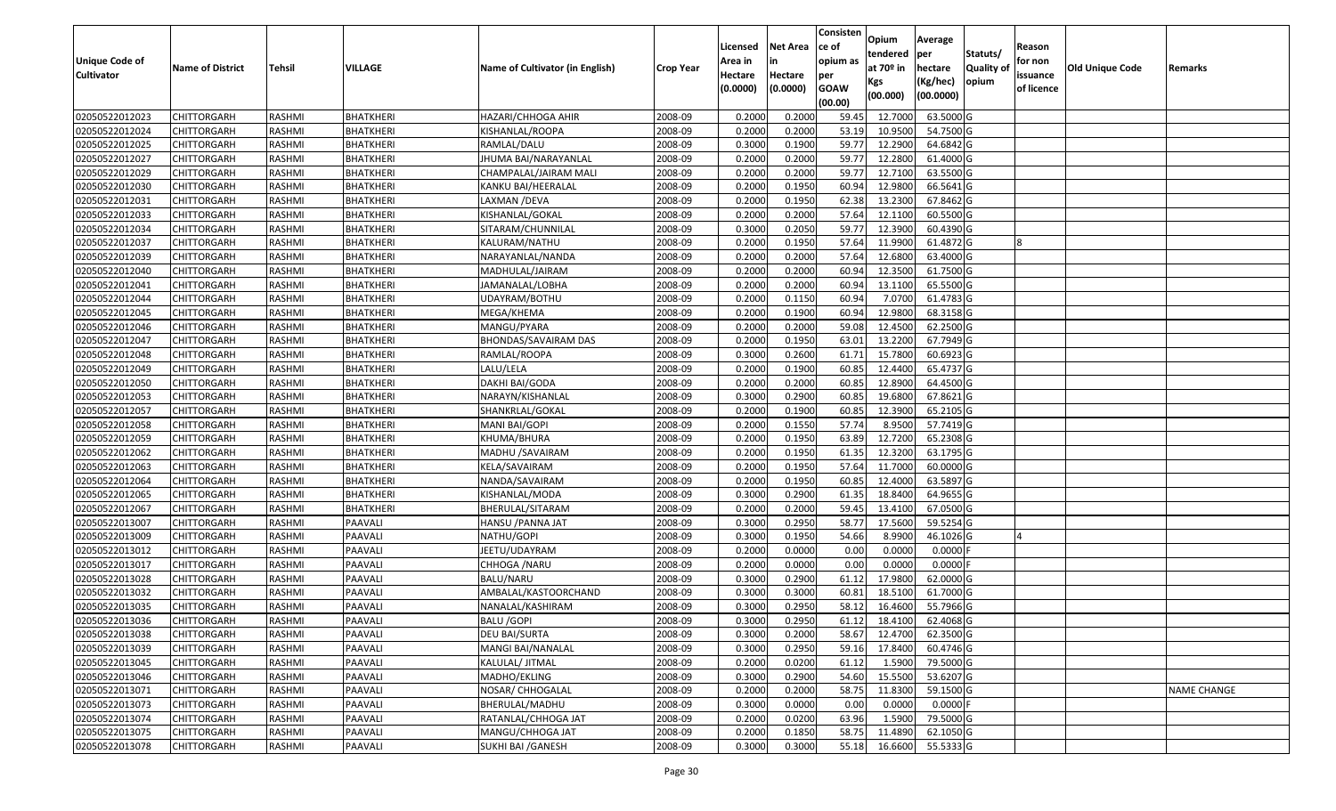| Unique Code of Cultivator | Name of District | Tehsil | VILLAGE | Name of Cultivator (in English) | Crop Year | Licensed Area in Hectare (0.0000) | Net Area in Hectare (0.0000) | Consisten ce of opium as per GOAW (00.00) | Opium tendered at 70º in Kgs (00.000) | Average per hectare (Kg/hec) (00.0000) | Statuts/ Quality of opium | Reason for non issuance of licence | Old Unique Code | Remarks |
|---|---|---|---|---|---|---|---|---|---|---|---|---|---|---|
| 02050522012023 | CHITTORGARH | RASHMI | BHATKHERI | HAZARI/CHHOGA AHIR | 2008-09 | 0.2000 | 0.2000 | 59.45 | 12.7000 | 63.5000 | G | | | |
| 02050522012024 | CHITTORGARH | RASHMI | BHATKHERI | KISHANLAL/ROOPA | 2008-09 | 0.2000 | 0.2000 | 53.19 | 10.9500 | 54.7500 | G | | | |
| 02050522012025 | CHITTORGARH | RASHMI | BHATKHERI | RAMLAL/DALU | 2008-09 | 0.3000 | 0.1900 | 59.77 | 12.2900 | 64.6842 | G | | | |
| 02050522012027 | CHITTORGARH | RASHMI | BHATKHERI | JHUMA BAI/NARAYANLAL | 2008-09 | 0.2000 | 0.2000 | 59.77 | 12.2800 | 61.4000 | G | | | |
| 02050522012029 | CHITTORGARH | RASHMI | BHATKHERI | CHAMPALAL/JAIRAM MALI | 2008-09 | 0.2000 | 0.2000 | 59.77 | 12.7100 | 63.5500 | G | | | |
| 02050522012030 | CHITTORGARH | RASHMI | BHATKHERI | KANKU BAI/HEERALAL | 2008-09 | 0.2000 | 0.1950 | 60.94 | 12.9800 | 66.5641 | G | | | |
| 02050522012031 | CHITTORGARH | RASHMI | BHATKHERI | LAXMAN /DEVA | 2008-09 | 0.2000 | 0.1950 | 62.38 | 13.2300 | 67.8462 | G | | | |
| 02050522012033 | CHITTORGARH | RASHMI | BHATKHERI | KISHANLAL/GOKAL | 2008-09 | 0.2000 | 0.2000 | 57.64 | 12.1100 | 60.5500 | G | | | |
| 02050522012034 | CHITTORGARH | RASHMI | BHATKHERI | SITARAM/CHUNNILAL | 2008-09 | 0.3000 | 0.2050 | 59.77 | 12.3900 | 60.4390 | G | | | |
| 02050522012037 | CHITTORGARH | RASHMI | BHATKHERI | KALURAM/NATHU | 2008-09 | 0.2000 | 0.1950 | 57.64 | 11.9900 | 61.4872 | G | 8 | | |
| 02050522012039 | CHITTORGARH | RASHMI | BHATKHERI | NARAYANLAL/NANDA | 2008-09 | 0.2000 | 0.2000 | 57.64 | 12.6800 | 63.4000 | G | | | |
| 02050522012040 | CHITTORGARH | RASHMI | BHATKHERI | MADHULAL/JAIRAM | 2008-09 | 0.2000 | 0.2000 | 60.94 | 12.3500 | 61.7500 | G | | | |
| 02050522012041 | CHITTORGARH | RASHMI | BHATKHERI | JAMANALAL/LOBHA | 2008-09 | 0.2000 | 0.2000 | 60.94 | 13.1100 | 65.5500 | G | | | |
| 02050522012044 | CHITTORGARH | RASHMI | BHATKHERI | UDAYRAM/BOTHU | 2008-09 | 0.2000 | 0.1150 | 60.94 | 7.0700 | 61.4783 | G | | | |
| 02050522012045 | CHITTORGARH | RASHMI | BHATKHERI | MEGA/KHEMA | 2008-09 | 0.2000 | 0.1900 | 60.94 | 12.9800 | 68.3158 | G | | | |
| 02050522012046 | CHITTORGARH | RASHMI | BHATKHERI | MANGU/PYARA | 2008-09 | 0.2000 | 0.2000 | 59.08 | 12.4500 | 62.2500 | G | | | |
| 02050522012047 | CHITTORGARH | RASHMI | BHATKHERI | BHONDAS/SAVAIRAM DAS | 2008-09 | 0.2000 | 0.1950 | 63.01 | 13.2200 | 67.7949 | G | | | |
| 02050522012048 | CHITTORGARH | RASHMI | BHATKHERI | RAMLAL/ROOPA | 2008-09 | 0.3000 | 0.2600 | 61.71 | 15.7800 | 60.6923 | G | | | |
| 02050522012049 | CHITTORGARH | RASHMI | BHATKHERI | LALU/LELA | 2008-09 | 0.2000 | 0.1900 | 60.85 | 12.4400 | 65.4737 | G | | | |
| 02050522012050 | CHITTORGARH | RASHMI | BHATKHERI | DAKHI BAI/GODA | 2008-09 | 0.2000 | 0.2000 | 60.85 | 12.8900 | 64.4500 | G | | | |
| 02050522012053 | CHITTORGARH | RASHMI | BHATKHERI | NARAYN/KISHANLAL | 2008-09 | 0.3000 | 0.2900 | 60.85 | 19.6800 | 67.8621 | G | | | |
| 02050522012057 | CHITTORGARH | RASHMI | BHATKHERI | SHANKRLAL/GOKAL | 2008-09 | 0.2000 | 0.1900 | 60.85 | 12.3900 | 65.2105 | G | | | |
| 02050522012058 | CHITTORGARH | RASHMI | BHATKHERI | MANI BAI/GOPI | 2008-09 | 0.2000 | 0.1550 | 57.74 | 8.9500 | 57.7419 | G | | | |
| 02050522012059 | CHITTORGARH | RASHMI | BHATKHERI | KHUMA/BHURA | 2008-09 | 0.2000 | 0.1950 | 63.89 | 12.7200 | 65.2308 | G | | | |
| 02050522012062 | CHITTORGARH | RASHMI | BHATKHERI | MADHU /SAVAIRAM | 2008-09 | 0.2000 | 0.1950 | 61.35 | 12.3200 | 63.1795 | G | | | |
| 02050522012063 | CHITTORGARH | RASHMI | BHATKHERI | KELA/SAVAIRAM | 2008-09 | 0.2000 | 0.1950 | 57.64 | 11.7000 | 60.0000 | G | | | |
| 02050522012064 | CHITTORGARH | RASHMI | BHATKHERI | NANDA/SAVAIRAM | 2008-09 | 0.2000 | 0.1950 | 60.85 | 12.4000 | 63.5897 | G | | | |
| 02050522012065 | CHITTORGARH | RASHMI | BHATKHERI | KISHANLAL/MODA | 2008-09 | 0.3000 | 0.2900 | 61.35 | 18.8400 | 64.9655 | G | | | |
| 02050522012067 | CHITTORGARH | RASHMI | BHATKHERI | BHERULAL/SITARAM | 2008-09 | 0.2000 | 0.2000 | 59.45 | 13.4100 | 67.0500 | G | | | |
| 02050522013007 | CHITTORGARH | RASHMI | PAAVALI | HANSU /PANNA JAT | 2008-09 | 0.3000 | 0.2950 | 58.77 | 17.5600 | 59.5254 | G | | | |
| 02050522013009 | CHITTORGARH | RASHMI | PAAVALI | NATHU/GOPI | 2008-09 | 0.3000 | 0.1950 | 54.66 | 8.9900 | 46.1026 | G | 4 | | |
| 02050522013012 | CHITTORGARH | RASHMI | PAAVALI | JEETU/UDAYRAM | 2008-09 | 0.2000 | 0.0000 | 0.00 | 0.0000 | 0.0000 | F | | | |
| 02050522013017 | CHITTORGARH | RASHMI | PAAVALI | CHHOGA /NARU | 2008-09 | 0.2000 | 0.0000 | 0.00 | 0.0000 | 0.0000 | F | | | |
| 02050522013028 | CHITTORGARH | RASHMI | PAAVALI | BALU/NARU | 2008-09 | 0.3000 | 0.2900 | 61.12 | 17.9800 | 62.0000 | G | | | |
| 02050522013032 | CHITTORGARH | RASHMI | PAAVALI | AMBALAL/KASTOORCHAND | 2008-09 | 0.3000 | 0.3000 | 60.81 | 18.5100 | 61.7000 | G | | | |
| 02050522013035 | CHITTORGARH | RASHMI | PAAVALI | NANALAL/KASHIRAM | 2008-09 | 0.3000 | 0.2950 | 58.12 | 16.4600 | 55.7966 | G | | | |
| 02050522013036 | CHITTORGARH | RASHMI | PAAVALI | BALU /GOPI | 2008-09 | 0.3000 | 0.2950 | 61.12 | 18.4100 | 62.4068 | G | | | |
| 02050522013038 | CHITTORGARH | RASHMI | PAAVALI | DEU BAI/SURTA | 2008-09 | 0.3000 | 0.2000 | 58.67 | 12.4700 | 62.3500 | G | | | |
| 02050522013039 | CHITTORGARH | RASHMI | PAAVALI | MANGI BAI/NANALAL | 2008-09 | 0.3000 | 0.2950 | 59.16 | 17.8400 | 60.4746 | G | | | |
| 02050522013045 | CHITTORGARH | RASHMI | PAAVALI | KALULAL/ JITMAL | 2008-09 | 0.2000 | 0.0200 | 61.12 | 1.5900 | 79.5000 | G | | | |
| 02050522013046 | CHITTORGARH | RASHMI | PAAVALI | MADHO/EKLING | 2008-09 | 0.3000 | 0.2900 | 54.60 | 15.5500 | 53.6207 | G | | | |
| 02050522013071 | CHITTORGARH | RASHMI | PAAVALI | NOSAR/ CHHOGALAL | 2008-09 | 0.2000 | 0.2000 | 58.75 | 11.8300 | 59.1500 | G | | | NAME CHANGE |
| 02050522013073 | CHITTORGARH | RASHMI | PAAVALI | BHERULAL/MADHU | 2008-09 | 0.3000 | 0.0000 | 0.00 | 0.0000 | 0.0000 | F | | | |
| 02050522013074 | CHITTORGARH | RASHMI | PAAVALI | RATANLAL/CHHOGA JAT | 2008-09 | 0.2000 | 0.0200 | 63.96 | 1.5900 | 79.5000 | G | | | |
| 02050522013075 | CHITTORGARH | RASHMI | PAAVALI | MANGU/CHHOGA JAT | 2008-09 | 0.2000 | 0.1850 | 58.75 | 11.4890 | 62.1050 | G | | | |
| 02050522013078 | CHITTORGARH | RASHMI | PAAVALI | SUKHI BAI /GANESH | 2008-09 | 0.3000 | 0.3000 | 55.18 | 16.6600 | 55.5333 | G | | | |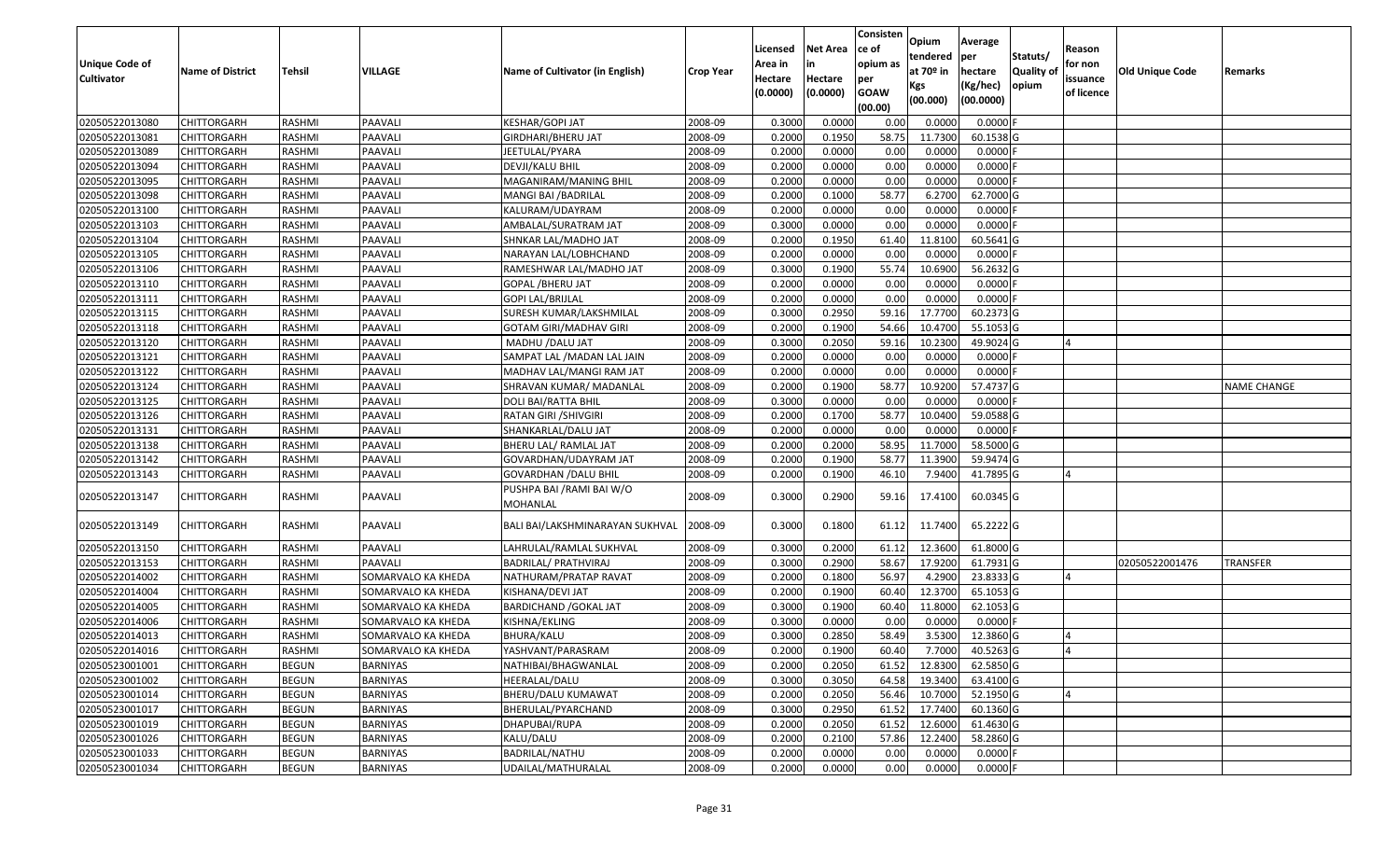| Unique Code of Cultivator | Name of District | Tehsil | VILLAGE | Name of Cultivator (in English) | Crop Year | Licensed Area in Hectare (0.0000) | Net Area in Hectare (0.0000) | Consistence of opium as per GOAW (00.00) | Opium tendered at 70º in Kgs (00.000) | Average per hectare (Kg/hec) (00.0000) | Statuts/ Quality of opium | Reason for non issuance of licence | Old Unique Code | Remarks |
|---|---|---|---|---|---|---|---|---|---|---|---|---|---|---|
| 02050522013080 | CHITTORGARH | RASHMI | PAAVALI | KESHAR/GOPI JAT | 2008-09 | 0.3000 | 0.0000 | 0.00 | 0.0000 | 0.0000 | F | | | |
| 02050522013081 | CHITTORGARH | RASHMI | PAAVALI | GIRDHARI/BHERU JAT | 2008-09 | 0.2000 | 0.1950 | 58.75 | 11.7300 | 60.1538 | G | | | |
| 02050522013089 | CHITTORGARH | RASHMI | PAAVALI | JEETULAL/PYARA | 2008-09 | 0.2000 | 0.0000 | 0.00 | 0.0000 | 0.0000 | F | | | |
| 02050522013094 | CHITTORGARH | RASHMI | PAAVALI | DEVJI/KALU BHIL | 2008-09 | 0.2000 | 0.0000 | 0.00 | 0.0000 | 0.0000 | F | | | |
| 02050522013095 | CHITTORGARH | RASHMI | PAAVALI | MAGANIRAM/MANING BHIL | 2008-09 | 0.2000 | 0.0000 | 0.00 | 0.0000 | 0.0000 | F | | | |
| 02050522013098 | CHITTORGARH | RASHMI | PAAVALI | MANGI BAI /BADRILAL | 2008-09 | 0.2000 | 0.1000 | 58.77 | 6.2700 | 62.7000 | G | | | |
| 02050522013100 | CHITTORGARH | RASHMI | PAAVALI | KALURAM/UDAYRAM | 2008-09 | 0.2000 | 0.0000 | 0.00 | 0.0000 | 0.0000 | F | | | |
| 02050522013103 | CHITTORGARH | RASHMI | PAAVALI | AMBALAL/SURATRAM JAT | 2008-09 | 0.3000 | 0.0000 | 0.00 | 0.0000 | 0.0000 | F | | | |
| 02050522013104 | CHITTORGARH | RASHMI | PAAVALI | SHNKAR LAL/MADHO JAT | 2008-09 | 0.2000 | 0.1950 | 61.40 | 11.8100 | 60.5641 | G | | | |
| 02050522013105 | CHITTORGARH | RASHMI | PAAVALI | NARAYAN LAL/LOBHCHAND | 2008-09 | 0.2000 | 0.0000 | 0.00 | 0.0000 | 0.0000 | F | | | |
| 02050522013106 | CHITTORGARH | RASHMI | PAAVALI | RAMESHWAR LAL/MADHO JAT | 2008-09 | 0.3000 | 0.1900 | 55.74 | 10.6900 | 56.2632 | G | | | |
| 02050522013110 | CHITTORGARH | RASHMI | PAAVALI | GOPAL /BHERU JAT | 2008-09 | 0.2000 | 0.0000 | 0.00 | 0.0000 | 0.0000 | F | | | |
| 02050522013111 | CHITTORGARH | RASHMI | PAAVALI | GOPI LAL/BRIJLAL | 2008-09 | 0.2000 | 0.0000 | 0.00 | 0.0000 | 0.0000 | F | | | |
| 02050522013115 | CHITTORGARH | RASHMI | PAAVALI | SURESH KUMAR/LAKSHMILAL | 2008-09 | 0.3000 | 0.2950 | 59.16 | 17.7700 | 60.2373 | G | | | |
| 02050522013118 | CHITTORGARH | RASHMI | PAAVALI | GOTAM GIRI/MADHAV GIRI | 2008-09 | 0.2000 | 0.1900 | 54.66 | 10.4700 | 55.1053 | G | | | |
| 02050522013120 | CHITTORGARH | RASHMI | PAAVALI | MADHU /DALU JAT | 2008-09 | 0.3000 | 0.2050 | 59.16 | 10.2300 | 49.9024 | G | 4 | | |
| 02050522013121 | CHITTORGARH | RASHMI | PAAVALI | SAMPAT LAL /MADAN LAL JAIN | 2008-09 | 0.2000 | 0.0000 | 0.00 | 0.0000 | 0.0000 | F | | | |
| 02050522013122 | CHITTORGARH | RASHMI | PAAVALI | MADHAV LAL/MANGI RAM JAT | 2008-09 | 0.2000 | 0.0000 | 0.00 | 0.0000 | 0.0000 | F | | | |
| 02050522013124 | CHITTORGARH | RASHMI | PAAVALI | SHRAVAN KUMAR/ MADANLAL | 2008-09 | 0.2000 | 0.1900 | 58.77 | 10.9200 | 57.4737 | G | | | NAME CHANGE |
| 02050522013125 | CHITTORGARH | RASHMI | PAAVALI | DOLI BAI/RATTA BHIL | 2008-09 | 0.3000 | 0.0000 | 0.00 | 0.0000 | 0.0000 | F | | | |
| 02050522013126 | CHITTORGARH | RASHMI | PAAVALI | RATAN GIRI /SHIVGIRI | 2008-09 | 0.2000 | 0.1700 | 58.77 | 10.0400 | 59.0588 | G | | | |
| 02050522013131 | CHITTORGARH | RASHMI | PAAVALI | SHANKARLAL/DALU JAT | 2008-09 | 0.2000 | 0.0000 | 0.00 | 0.0000 | 0.0000 | F | | | |
| 02050522013138 | CHITTORGARH | RASHMI | PAAVALI | BHERU LAL/ RAMLAL JAT | 2008-09 | 0.2000 | 0.2000 | 58.95 | 11.7000 | 58.5000 | G | | | |
| 02050522013142 | CHITTORGARH | RASHMI | PAAVALI | GOVARDHAN/UDAYRAM JAT | 2008-09 | 0.2000 | 0.1900 | 58.77 | 11.3900 | 59.9474 | G | | | |
| 02050522013143 | CHITTORGARH | RASHMI | PAAVALI | GOVARDHAN /DALU BHIL | 2008-09 | 0.2000 | 0.1900 | 46.10 | 7.9400 | 41.7895 | G | 4 | | |
| 02050522013147 | CHITTORGARH | RASHMI | PAAVALI | PUSHPA BAI /RAMI BAI W/O MOHANLAL | 2008-09 | 0.3000 | 0.2900 | 59.16 | 17.4100 | 60.0345 | G | | | |
| 02050522013149 | CHITTORGARH | RASHMI | PAAVALI | BALI BAI/LAKSHMINARAYAN SUKHVAL | 2008-09 | 0.3000 | 0.1800 | 61.12 | 11.7400 | 65.2222 | G | | | |
| 02050522013150 | CHITTORGARH | RASHMI | PAAVALI | LAHRULAL/RAMLAL SUKHVAL | 2008-09 | 0.3000 | 0.2000 | 61.12 | 12.3600 | 61.8000 | G | | | |
| 02050522013153 | CHITTORGARH | RASHMI | PAAVALI | BADRILAL/ PRATHVIRAJ | 2008-09 | 0.3000 | 0.2900 | 58.67 | 17.9200 | 61.7931 | G | | 02050522001476 | TRANSFER |
| 02050522014002 | CHITTORGARH | RASHMI | SOMARVALO KA KHEDA | NATHURAM/PRATAP RAVAT | 2008-09 | 0.2000 | 0.1800 | 56.97 | 4.2900 | 23.8333 | G | 4 | | |
| 02050522014004 | CHITTORGARH | RASHMI | SOMARVALO KA KHEDA | KISHANA/DEVI JAT | 2008-09 | 0.2000 | 0.1900 | 60.40 | 12.3700 | 65.1053 | G | | | |
| 02050522014005 | CHITTORGARH | RASHMI | SOMARVALO KA KHEDA | BARDICHAND /GOKAL JAT | 2008-09 | 0.3000 | 0.1900 | 60.40 | 11.8000 | 62.1053 | G | | | |
| 02050522014006 | CHITTORGARH | RASHMI | SOMARVALO KA KHEDA | KISHNA/EKLING | 2008-09 | 0.3000 | 0.0000 | 0.00 | 0.0000 | 0.0000 | F | | | |
| 02050522014013 | CHITTORGARH | RASHMI | SOMARVALO KA KHEDA | BHURA/KALU | 2008-09 | 0.3000 | 0.2850 | 58.49 | 3.5300 | 12.3860 | G | 4 | | |
| 02050522014016 | CHITTORGARH | RASHMI | SOMARVALO KA KHEDA | YASHVANT/PARASRAM | 2008-09 | 0.2000 | 0.1900 | 60.40 | 7.7000 | 40.5263 | G | 4 | | |
| 02050523001001 | CHITTORGARH | BEGUN | BARNIYAS | NATHIBAI/BHAGWANLAL | 2008-09 | 0.2000 | 0.2050 | 61.52 | 12.8300 | 62.5850 | G | | | |
| 02050523001002 | CHITTORGARH | BEGUN | BARNIYAS | HEERALAL/DALU | 2008-09 | 0.3000 | 0.3050 | 64.58 | 19.3400 | 63.4100 | G | | | |
| 02050523001014 | CHITTORGARH | BEGUN | BARNIYAS | BHERU/DALU KUMAWAT | 2008-09 | 0.2000 | 0.2050 | 56.46 | 10.7000 | 52.1950 | G | 4 | | |
| 02050523001017 | CHITTORGARH | BEGUN | BARNIYAS | BHERULAL/PYARCHAND | 2008-09 | 0.3000 | 0.2950 | 61.52 | 17.7400 | 60.1360 | G | | | |
| 02050523001019 | CHITTORGARH | BEGUN | BARNIYAS | DHAPUBAI/RUPA | 2008-09 | 0.2000 | 0.2050 | 61.52 | 12.6000 | 61.4630 | G | | | |
| 02050523001026 | CHITTORGARH | BEGUN | BARNIYAS | KALU/DALU | 2008-09 | 0.2000 | 0.2100 | 57.86 | 12.2400 | 58.2860 | G | | | |
| 02050523001033 | CHITTORGARH | BEGUN | BARNIYAS | BADRILAL/NATHU | 2008-09 | 0.2000 | 0.0000 | 0.00 | 0.0000 | 0.0000 | F | | | |
| 02050523001034 | CHITTORGARH | BEGUN | BARNIYAS | UDAILAL/MATHURALAL | 2008-09 | 0.2000 | 0.0000 | 0.00 | 0.0000 | 0.0000 | F | | | |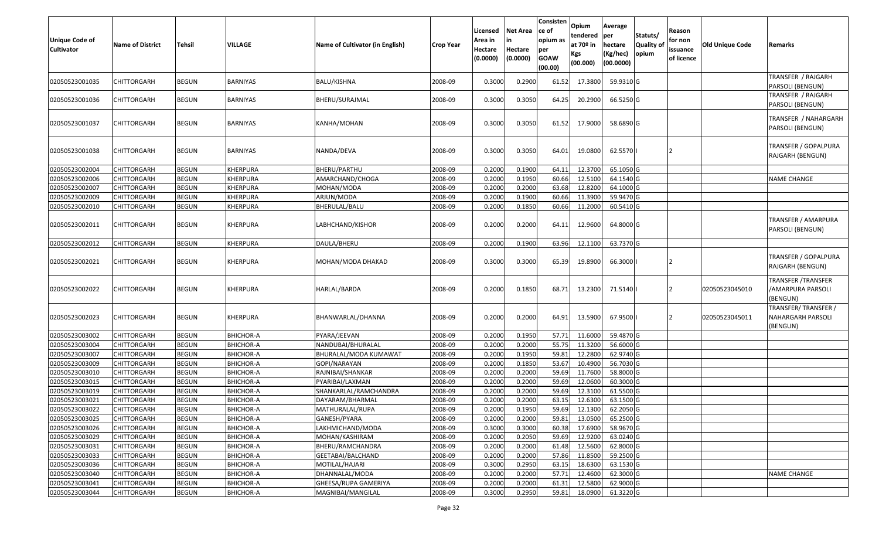| Unique Code of Cultivator | Name of District | Tehsil | VILLAGE | Name of Cultivator (in English) | Crop Year | Licensed Area in Hectare (0.0000) | Net Area in Hectare (0.0000) | Consistence of opium as per GOAW (00.00) | Opium tendered at 70º in Kgs (00.000) | Average per hectare (Kg/hec) (00.0000) | Statuts/ Quality of opium | Reason for non issuance of licence | Old Unique Code | Remarks |
|---|---|---|---|---|---|---|---|---|---|---|---|---|---|---|
| 02050523001035 | CHITTORGARH | BEGUN | BARNIYAS | BALU/KISHNA | 2008-09 | 0.3000 | 0.2900 | 61.52 | 17.3800 | 59.9310 | G | | | TRANSFER / RAJGARH PARSOLI (BENGUN) |
| 02050523001036 | CHITTORGARH | BEGUN | BARNIYAS | BHERU/SURAJMAL | 2008-09 | 0.3000 | 0.3050 | 64.25 | 20.2900 | 66.5250 | G | | | TRANSFER / RAJGARH PARSOLI (BENGUN) |
| 02050523001037 | CHITTORGARH | BEGUN | BARNIYAS | KANHA/MOHAN | 2008-09 | 0.3000 | 0.3050 | 61.52 | 17.9000 | 58.6890 | G | | | TRANSFER / NAHARGARH PARSOLI (BENGUN) |
| 02050523001038 | CHITTORGARH | BEGUN | BARNIYAS | NANDA/DEVA | 2008-09 | 0.3000 | 0.3050 | 64.01 | 19.0800 | 62.5570 | I | 2 | | TRANSFER / GOPALPURA RAJGARH (BENGUN) |
| 02050523002004 | CHITTORGARH | BEGUN | KHERPURA | BHERU/PARTHU | 2008-09 | 0.2000 | 0.1900 | 64.11 | 12.3700 | 65.1050 | G | | | |
| 02050523002006 | CHITTORGARH | BEGUN | KHERPURA | AMARCHAND/CHOGA | 2008-09 | 0.2000 | 0.1950 | 60.66 | 12.5100 | 64.1540 | G | | | NAME CHANGE |
| 02050523002007 | CHITTORGARH | BEGUN | KHERPURA | MOHAN/MODA | 2008-09 | 0.2000 | 0.2000 | 63.68 | 12.8200 | 64.1000 | G | | | |
| 02050523002009 | CHITTORGARH | BEGUN | KHERPURA | ARJUN/MODA | 2008-09 | 0.2000 | 0.1900 | 60.66 | 11.3900 | 59.9470 | G | | | |
| 02050523002010 | CHITTORGARH | BEGUN | KHERPURA | BHERULAL/BALU | 2008-09 | 0.2000 | 0.1850 | 60.66 | 11.2000 | 60.5410 | G | | | |
| 02050523002011 | CHITTORGARH | BEGUN | KHERPURA | LABHCHAND/KISHOR | 2008-09 | 0.2000 | 0.2000 | 64.11 | 12.9600 | 64.8000 | G | | | TRANSFER / AMARPURA PARSOLI (BENGUN) |
| 02050523002012 | CHITTORGARH | BEGUN | KHERPURA | DAULA/BHERU | 2008-09 | 0.2000 | 0.1900 | 63.96 | 12.1100 | 63.7370 | G | | | |
| 02050523002021 | CHITTORGARH | BEGUN | KHERPURA | MOHAN/MODA DHAKAD | 2008-09 | 0.3000 | 0.3000 | 65.39 | 19.8900 | 66.3000 | I | 2 | | TRANSFER / GOPALPURA RAJGARH (BENGUN) |
| 02050523002022 | CHITTORGARH | BEGUN | KHERPURA | HARLAL/BARDA | 2008-09 | 0.2000 | 0.1850 | 68.71 | 13.2300 | 71.5140 | I | 2 | 02050523045010 | TRANSFER /TRANSFER /AMARPURA PARSOLI (BENGUN) |
| 02050523002023 | CHITTORGARH | BEGUN | KHERPURA | BHANWARLAL/DHANNA | 2008-09 | 0.2000 | 0.2000 | 64.91 | 13.5900 | 67.9500 | I | 2 | 02050523045011 | TRANSFER/ TRANSFER / NAHARGARH PARSOLI (BENGUN) |
| 02050523003002 | CHITTORGARH | BEGUN | BHICHOR-A | PYARA/JEEVAN | 2008-09 | 0.2000 | 0.1950 | 57.71 | 11.6000 | 59.4870 | G | | | |
| 02050523003004 | CHITTORGARH | BEGUN | BHICHOR-A | NANDUBAI/BHURALAL | 2008-09 | 0.2000 | 0.2000 | 55.75 | 11.3200 | 56.6000 | G | | | |
| 02050523003007 | CHITTORGARH | BEGUN | BHICHOR-A | BHURALAL/MODA KUMAWAT | 2008-09 | 0.2000 | 0.1950 | 59.81 | 12.2800 | 62.9740 | G | | | |
| 02050523003009 | CHITTORGARH | BEGUN | BHICHOR-A | GOPI/NARAYAN | 2008-09 | 0.2000 | 0.1850 | 53.67 | 10.4900 | 56.7030 | G | | | |
| 02050523003010 | CHITTORGARH | BEGUN | BHICHOR-A | RAJNIBAI/SHANKAR | 2008-09 | 0.2000 | 0.2000 | 59.69 | 11.7600 | 58.8000 | G | | | |
| 02050523003015 | CHITTORGARH | BEGUN | BHICHOR-A | PYARIBAI/LAXMAN | 2008-09 | 0.2000 | 0.2000 | 59.69 | 12.0600 | 60.3000 | G | | | |
| 02050523003019 | CHITTORGARH | BEGUN | BHICHOR-A | SHANKARLAL/RAMCHANDRA | 2008-09 | 0.2000 | 0.2000 | 59.69 | 12.3100 | 61.5500 | G | | | |
| 02050523003021 | CHITTORGARH | BEGUN | BHICHOR-A | DAYARAM/BHARMAL | 2008-09 | 0.2000 | 0.2000 | 63.15 | 12.6300 | 63.1500 | G | | | |
| 02050523003022 | CHITTORGARH | BEGUN | BHICHOR-A | MATHURALAL/RUPA | 2008-09 | 0.2000 | 0.1950 | 59.69 | 12.1300 | 62.2050 | G | | | |
| 02050523003025 | CHITTORGARH | BEGUN | BHICHOR-A | GANESH/PYARA | 2008-09 | 0.2000 | 0.2000 | 59.81 | 13.0500 | 65.2500 | G | | | |
| 02050523003026 | CHITTORGARH | BEGUN | BHICHOR-A | LAKHMICHAND/MODA | 2008-09 | 0.3000 | 0.3000 | 60.38 | 17.6900 | 58.9670 | G | | | |
| 02050523003029 | CHITTORGARH | BEGUN | BHICHOR-A | MOHAN/KASHIRAM | 2008-09 | 0.2000 | 0.2050 | 59.69 | 12.9200 | 63.0240 | G | | | |
| 02050523003031 | CHITTORGARH | BEGUN | BHICHOR-A | BHERU/RAMCHANDRA | 2008-09 | 0.2000 | 0.2000 | 61.48 | 12.5600 | 62.8000 | G | | | |
| 02050523003033 | CHITTORGARH | BEGUN | BHICHOR-A | GEETABAI/BALCHAND | 2008-09 | 0.2000 | 0.2000 | 57.86 | 11.8500 | 59.2500 | G | | | |
| 02050523003036 | CHITTORGARH | BEGUN | BHICHOR-A | MOTILAL/HAJARI | 2008-09 | 0.3000 | 0.2950 | 63.15 | 18.6300 | 63.1530 | G | | | |
| 02050523003040 | CHITTORGARH | BEGUN | BHICHOR-A | DHANNALAL/MODA | 2008-09 | 0.2000 | 0.2000 | 57.71 | 12.4600 | 62.3000 | G | | | NAME CHANGE |
| 02050523003041 | CHITTORGARH | BEGUN | BHICHOR-A | GHEESA/RUPA GAMERIYA | 2008-09 | 0.2000 | 0.2000 | 61.31 | 12.5800 | 62.9000 | G | | | |
| 02050523003044 | CHITTORGARH | BEGUN | BHICHOR-A | MAGNIBAI/MANGILAL | 2008-09 | 0.3000 | 0.2950 | 59.81 | 18.0900 | 61.3220 | G | | | |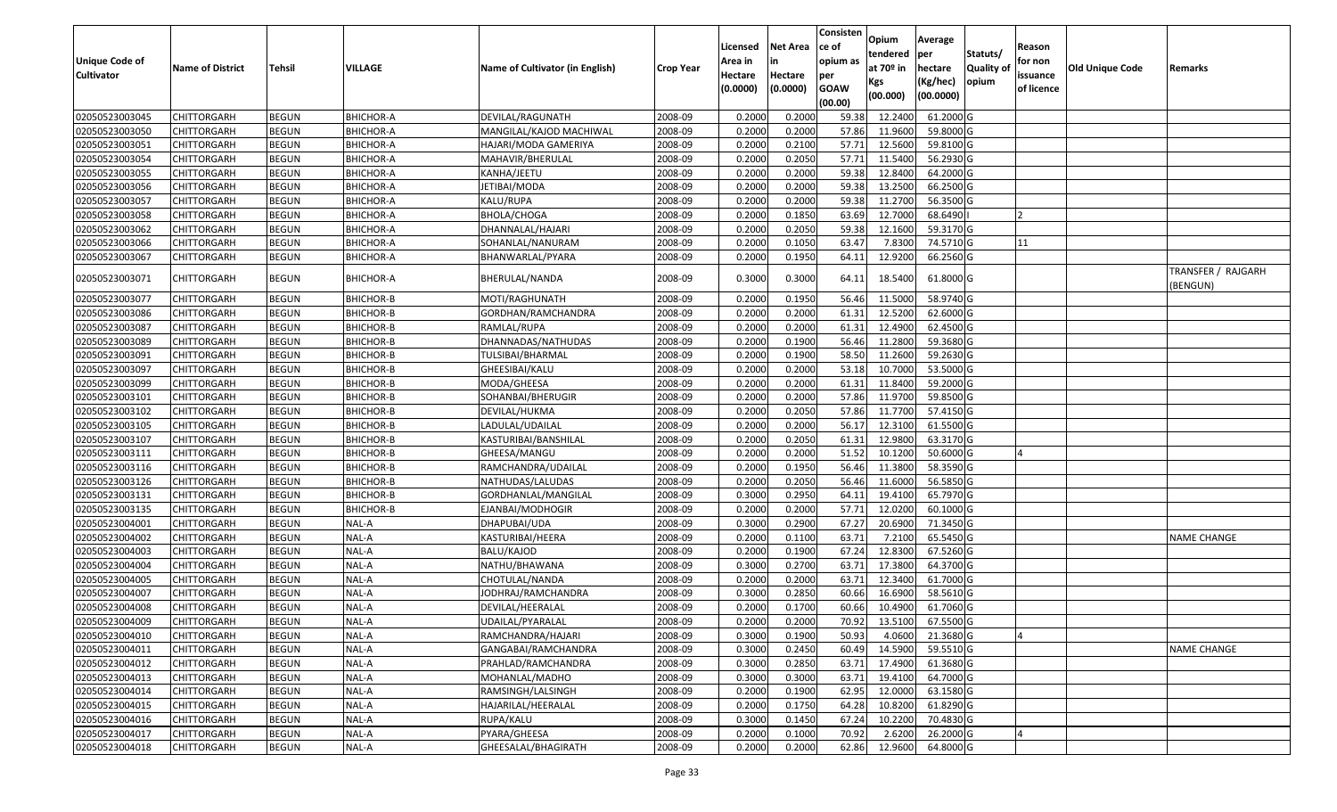| Unique Code of Cultivator | Name of District | Tehsil | VILLAGE | Name of Cultivator (in English) | Crop Year | Licensed Area in Hectare (0.0000) | Net Area in Hectare (0.0000) | Consisten ce of opium as per GOAW (00.00) | Opium tendered at 70º in Kgs (00.000) | Average per hectare (Kg/hec) (00.0000) | Statuts/ Quality of opium | Reason for non issuance of licence | Old Unique Code | Remarks |
|---|---|---|---|---|---|---|---|---|---|---|---|---|---|---|
| 02050523003045 | CHITTORGARH | BEGUN | BHICHOR-A | DEVILAL/RAGUNATH | 2008-09 | 0.2000 | 0.2000 | 59.38 | 12.2400 | 61.2000 | G | | | |
| 02050523003050 | CHITTORGARH | BEGUN | BHICHOR-A | MANGILAL/KAJOD MACHIWAL | 2008-09 | 0.2000 | 0.2000 | 57.86 | 11.9600 | 59.8000 | G | | | |
| 02050523003051 | CHITTORGARH | BEGUN | BHICHOR-A | HAJARI/MODA GAMERIYA | 2008-09 | 0.2000 | 0.2100 | 57.71 | 12.5600 | 59.8100 | G | | | |
| 02050523003054 | CHITTORGARH | BEGUN | BHICHOR-A | MAHAVIR/BHERULAL | 2008-09 | 0.2000 | 0.2050 | 57.71 | 11.5400 | 56.2930 | G | | | |
| 02050523003055 | CHITTORGARH | BEGUN | BHICHOR-A | KANHA/JEETU | 2008-09 | 0.2000 | 0.2000 | 59.38 | 12.8400 | 64.2000 | G | | | |
| 02050523003056 | CHITTORGARH | BEGUN | BHICHOR-A | JETIBAI/MODA | 2008-09 | 0.2000 | 0.2000 | 59.38 | 13.2500 | 66.2500 | G | | | |
| 02050523003057 | CHITTORGARH | BEGUN | BHICHOR-A | KALU/RUPA | 2008-09 | 0.2000 | 0.2000 | 59.38 | 11.2700 | 56.3500 | G | | | |
| 02050523003058 | CHITTORGARH | BEGUN | BHICHOR-A | BHOLA/CHOGA | 2008-09 | 0.2000 | 0.1850 | 63.69 | 12.7000 | 68.6490 | I | 2 | | |
| 02050523003062 | CHITTORGARH | BEGUN | BHICHOR-A | DHANNALAL/HAJARI | 2008-09 | 0.2000 | 0.2050 | 59.38 | 12.1600 | 59.3170 | G | | | |
| 02050523003066 | CHITTORGARH | BEGUN | BHICHOR-A | SOHANLAL/NANURAM | 2008-09 | 0.2000 | 0.1050 | 63.47 | 7.8300 | 74.5710 | G | 11 | | |
| 02050523003067 | CHITTORGARH | BEGUN | BHICHOR-A | BHANWARLAL/PYARA | 2008-09 | 0.2000 | 0.1950 | 64.11 | 12.9200 | 66.2560 | G | | | |
| 02050523003071 | CHITTORGARH | BEGUN | BHICHOR-A | BHERULAL/NANDA | 2008-09 | 0.3000 | 0.3000 | 64.11 | 18.5400 | 61.8000 | G | | | TRANSFER / RAJGARH (BENGUN) |
| 02050523003077 | CHITTORGARH | BEGUN | BHICHOR-B | MOTI/RAGHUNATH | 2008-09 | 0.2000 | 0.1950 | 56.46 | 11.5000 | 58.9740 | G | | | |
| 02050523003086 | CHITTORGARH | BEGUN | BHICHOR-B | GORDHAN/RAMCHANDRA | 2008-09 | 0.2000 | 0.2000 | 61.31 | 12.5200 | 62.6000 | G | | | |
| 02050523003087 | CHITTORGARH | BEGUN | BHICHOR-B | RAMLAL/RUPA | 2008-09 | 0.2000 | 0.2000 | 61.31 | 12.4900 | 62.4500 | G | | | |
| 02050523003089 | CHITTORGARH | BEGUN | BHICHOR-B | DHANNADAS/NATHUDAS | 2008-09 | 0.2000 | 0.1900 | 56.46 | 11.2800 | 59.3680 | G | | | |
| 02050523003091 | CHITTORGARH | BEGUN | BHICHOR-B | TULSIBAI/BHARMAL | 2008-09 | 0.2000 | 0.1900 | 58.50 | 11.2600 | 59.2630 | G | | | |
| 02050523003097 | CHITTORGARH | BEGUN | BHICHOR-B | GHEESIBAI/KALU | 2008-09 | 0.2000 | 0.2000 | 53.18 | 10.7000 | 53.5000 | G | | | |
| 02050523003099 | CHITTORGARH | BEGUN | BHICHOR-B | MODA/GHEESA | 2008-09 | 0.2000 | 0.2000 | 61.31 | 11.8400 | 59.2000 | G | | | |
| 02050523003101 | CHITTORGARH | BEGUN | BHICHOR-B | SOHANBAI/BHERUGIR | 2008-09 | 0.2000 | 0.2000 | 57.86 | 11.9700 | 59.8500 | G | | | |
| 02050523003102 | CHITTORGARH | BEGUN | BHICHOR-B | DEVILAL/HUKMA | 2008-09 | 0.2000 | 0.2050 | 57.86 | 11.7700 | 57.4150 | G | | | |
| 02050523003105 | CHITTORGARH | BEGUN | BHICHOR-B | LADULAL/UDAILAL | 2008-09 | 0.2000 | 0.2000 | 56.17 | 12.3100 | 61.5500 | G | | | |
| 02050523003107 | CHITTORGARH | BEGUN | BHICHOR-B | KASTURIBAI/BANSHILAL | 2008-09 | 0.2000 | 0.2050 | 61.31 | 12.9800 | 63.3170 | G | | | |
| 02050523003111 | CHITTORGARH | BEGUN | BHICHOR-B | GHEESA/MANGU | 2008-09 | 0.2000 | 0.2000 | 51.52 | 10.1200 | 50.6000 | G | 4 | | |
| 02050523003116 | CHITTORGARH | BEGUN | BHICHOR-B | RAMCHANDRA/UDAILAL | 2008-09 | 0.2000 | 0.1950 | 56.46 | 11.3800 | 58.3590 | G | | | |
| 02050523003126 | CHITTORGARH | BEGUN | BHICHOR-B | NATHUDAS/LALUDAS | 2008-09 | 0.2000 | 0.2050 | 56.46 | 11.6000 | 56.5850 | G | | | |
| 02050523003131 | CHITTORGARH | BEGUN | BHICHOR-B | GORDHANLAL/MANGILAL | 2008-09 | 0.3000 | 0.2950 | 64.11 | 19.4100 | 65.7970 | G | | | |
| 02050523003135 | CHITTORGARH | BEGUN | BHICHOR-B | EJANBAI/MODHOGIR | 2008-09 | 0.2000 | 0.2000 | 57.71 | 12.0200 | 60.1000 | G | | | |
| 02050523004001 | CHITTORGARH | BEGUN | NAL-A | DHAPUBAI/UDA | 2008-09 | 0.3000 | 0.2900 | 67.27 | 20.6900 | 71.3450 | G | | | |
| 02050523004002 | CHITTORGARH | BEGUN | NAL-A | KASTURIBAI/HEERA | 2008-09 | 0.2000 | 0.1100 | 63.71 | 7.2100 | 65.5450 | G | | | NAME CHANGE |
| 02050523004003 | CHITTORGARH | BEGUN | NAL-A | BALU/KAJOD | 2008-09 | 0.2000 | 0.1900 | 67.24 | 12.8300 | 67.5260 | G | | | |
| 02050523004004 | CHITTORGARH | BEGUN | NAL-A | NATHU/BHAWANA | 2008-09 | 0.3000 | 0.2700 | 63.71 | 17.3800 | 64.3700 | G | | | |
| 02050523004005 | CHITTORGARH | BEGUN | NAL-A | CHOTULAL/NANDA | 2008-09 | 0.2000 | 0.2000 | 63.71 | 12.3400 | 61.7000 | G | | | |
| 02050523004007 | CHITTORGARH | BEGUN | NAL-A | JODHRAJ/RAMCHANDRA | 2008-09 | 0.3000 | 0.2850 | 60.66 | 16.6900 | 58.5610 | G | | | |
| 02050523004008 | CHITTORGARH | BEGUN | NAL-A | DEVILAL/HEERALAL | 2008-09 | 0.2000 | 0.1700 | 60.66 | 10.4900 | 61.7060 | G | | | |
| 02050523004009 | CHITTORGARH | BEGUN | NAL-A | UDAILAL/PYARALAL | 2008-09 | 0.2000 | 0.2000 | 70.92 | 13.5100 | 67.5500 | G | | | |
| 02050523004010 | CHITTORGARH | BEGUN | NAL-A | RAMCHANDRA/HAJARI | 2008-09 | 0.3000 | 0.1900 | 50.93 | 4.0600 | 21.3680 | G | 4 | | |
| 02050523004011 | CHITTORGARH | BEGUN | NAL-A | GANGABAI/RAMCHANDRA | 2008-09 | 0.3000 | 0.2450 | 60.49 | 14.5900 | 59.5510 | G | | | NAME CHANGE |
| 02050523004012 | CHITTORGARH | BEGUN | NAL-A | PRAHLAD/RAMCHANDRA | 2008-09 | 0.3000 | 0.2850 | 63.71 | 17.4900 | 61.3680 | G | | | |
| 02050523004013 | CHITTORGARH | BEGUN | NAL-A | MOHANLAL/MADHO | 2008-09 | 0.3000 | 0.3000 | 63.71 | 19.4100 | 64.7000 | G | | | |
| 02050523004014 | CHITTORGARH | BEGUN | NAL-A | RAMSINGH/LALSINGH | 2008-09 | 0.2000 | 0.1900 | 62.95 | 12.0000 | 63.1580 | G | | | |
| 02050523004015 | CHITTORGARH | BEGUN | NAL-A | HAJARILAL/HEERALAL | 2008-09 | 0.2000 | 0.1750 | 64.28 | 10.8200 | 61.8290 | G | | | |
| 02050523004016 | CHITTORGARH | BEGUN | NAL-A | RUPA/KALU | 2008-09 | 0.3000 | 0.1450 | 67.24 | 10.2200 | 70.4830 | G | | | |
| 02050523004017 | CHITTORGARH | BEGUN | NAL-A | PYARA/GHEESA | 2008-09 | 0.2000 | 0.1000 | 70.92 | 2.6200 | 26.2000 | G | 4 | | |
| 02050523004018 | CHITTORGARH | BEGUN | NAL-A | GHEESALAL/BHAGIRATH | 2008-09 | 0.2000 | 0.2000 | 62.86 | 12.9600 | 64.8000 | G | | | |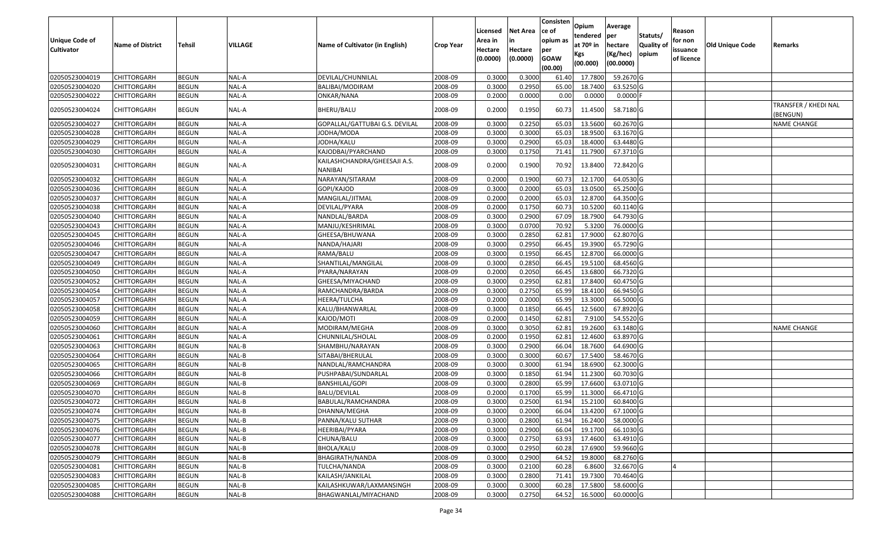| Unique Code of Cultivator | Name of District | Tehsil | VILLAGE | Name of Cultivator (in English) | Crop Year | Licensed Area in Hectare (0.0000) | Net Area in Hectare (0.0000) | Consistence of opium as per GOAW (00.00) | Opium tendered at 70º in Kgs (00.000) | Average per hectare (Kg/hec) (00.0000) | Statuts/ Quality of opium | Reason for non issuance of licence | Old Unique Code | Remarks |
|---|---|---|---|---|---|---|---|---|---|---|---|---|---|---|
| 02050523004019 | CHITTORGARH | BEGUN | NAL-A | DEVILAL/CHUNNILAL | 2008-09 | 0.3000 | 0.3000 | 61.40 | 17.7800 | 59.2670 | G | | | |
| 02050523004020 | CHITTORGARH | BEGUN | NAL-A | BALIBAI/MODIRAM | 2008-09 | 0.3000 | 0.2950 | 65.00 | 18.7400 | 63.5250 | G | | | |
| 02050523004022 | CHITTORGARH | BEGUN | NAL-A | ONKAR/NANA | 2008-09 | 0.2000 | 0.0000 | 0.00 | 0.0000 | 0.0000 | F | | | |
| 02050523004024 | CHITTORGARH | BEGUN | NAL-A | BHERU/BALU | 2008-09 | 0.2000 | 0.1950 | 60.73 | 11.4500 | 58.7180 | G | | | TRANSFER / KHEDI NAL (BENGUN) |
| 02050523004027 | CHITTORGARH | BEGUN | NAL-A | GOPALLAL/GATTUBAI G.S. DEVILAL | 2008-09 | 0.3000 | 0.2250 | 65.03 | 13.5600 | 60.2670 | G | | | NAME CHANGE |
| 02050523004028 | CHITTORGARH | BEGUN | NAL-A | JODHA/MODA | 2008-09 | 0.3000 | 0.3000 | 65.03 | 18.9500 | 63.1670 | G | | | |
| 02050523004029 | CHITTORGARH | BEGUN | NAL-A | JODHA/KALU | 2008-09 | 0.3000 | 0.2900 | 65.03 | 18.4000 | 63.4480 | G | | | |
| 02050523004030 | CHITTORGARH | BEGUN | NAL-A | KAJODBAI/PYARCHAND | 2008-09 | 0.3000 | 0.1750 | 71.41 | 11.7900 | 67.3710 | G | | | |
| 02050523004031 | CHITTORGARH | BEGUN | NAL-A | KAILASHCHANDRA/GHEESAJI A.S. NANIBAI | 2008-09 | 0.2000 | 0.1900 | 70.92 | 13.8400 | 72.8420 | G | | | |
| 02050523004032 | CHITTORGARH | BEGUN | NAL-A | NARAYAN/SITARAM | 2008-09 | 0.2000 | 0.1900 | 60.73 | 12.1700 | 64.0530 | G | | | |
| 02050523004036 | CHITTORGARH | BEGUN | NAL-A | GOPI/KAJOD | 2008-09 | 0.3000 | 0.2000 | 65.03 | 13.0500 | 65.2500 | G | | | |
| 02050523004037 | CHITTORGARH | BEGUN | NAL-A | MANGILAL/JITMAL | 2008-09 | 0.2000 | 0.2000 | 65.03 | 12.8700 | 64.3500 | G | | | |
| 02050523004038 | CHITTORGARH | BEGUN | NAL-A | DEVILAL/PYARA | 2008-09 | 0.2000 | 0.1750 | 60.73 | 10.5200 | 60.1140 | G | | | |
| 02050523004040 | CHITTORGARH | BEGUN | NAL-A | NANDLAL/BARDA | 2008-09 | 0.3000 | 0.2900 | 67.09 | 18.7900 | 64.7930 | G | | | |
| 02050523004043 | CHITTORGARH | BEGUN | NAL-A | MANJU/KESHRIMAL | 2008-09 | 0.3000 | 0.0700 | 70.92 | 5.3200 | 76.0000 | G | | | |
| 02050523004045 | CHITTORGARH | BEGUN | NAL-A | GHEESA/BHUWANA | 2008-09 | 0.3000 | 0.2850 | 62.81 | 17.9000 | 62.8070 | G | | | |
| 02050523004046 | CHITTORGARH | BEGUN | NAL-A | NANDA/HAJARI | 2008-09 | 0.3000 | 0.2950 | 66.45 | 19.3900 | 65.7290 | G | | | |
| 02050523004047 | CHITTORGARH | BEGUN | NAL-A | RAMA/BALU | 2008-09 | 0.3000 | 0.1950 | 66.45 | 12.8700 | 66.0000 | G | | | |
| 02050523004049 | CHITTORGARH | BEGUN | NAL-A | SHANTILAL/MANGILAL | 2008-09 | 0.3000 | 0.2850 | 66.45 | 19.5100 | 68.4560 | G | | | |
| 02050523004050 | CHITTORGARH | BEGUN | NAL-A | PYARA/NARAYAN | 2008-09 | 0.2000 | 0.2050 | 66.45 | 13.6800 | 66.7320 | G | | | |
| 02050523004052 | CHITTORGARH | BEGUN | NAL-A | GHEESA/MIYACHAND | 2008-09 | 0.3000 | 0.2950 | 62.81 | 17.8400 | 60.4750 | G | | | |
| 02050523004054 | CHITTORGARH | BEGUN | NAL-A | RAMCHANDRA/BARDA | 2008-09 | 0.3000 | 0.2750 | 65.99 | 18.4100 | 66.9450 | G | | | |
| 02050523004057 | CHITTORGARH | BEGUN | NAL-A | HEERA/TULCHA | 2008-09 | 0.2000 | 0.2000 | 65.99 | 13.3000 | 66.5000 | G | | | |
| 02050523004058 | CHITTORGARH | BEGUN | NAL-A | KALU/BHANWARLAL | 2008-09 | 0.3000 | 0.1850 | 66.45 | 12.5600 | 67.8920 | G | | | |
| 02050523004059 | CHITTORGARH | BEGUN | NAL-A | KAJOD/MOTI | 2008-09 | 0.2000 | 0.1450 | 62.81 | 7.9100 | 54.5520 | G | | | |
| 02050523004060 | CHITTORGARH | BEGUN | NAL-A | MODIRAM/MEGHA | 2008-09 | 0.3000 | 0.3050 | 62.81 | 19.2600 | 63.1480 | G | | | NAME CHANGE |
| 02050523004061 | CHITTORGARH | BEGUN | NAL-A | CHUNNILAL/SHOLAL | 2008-09 | 0.2000 | 0.1950 | 62.81 | 12.4600 | 63.8970 | G | | | |
| 02050523004063 | CHITTORGARH | BEGUN | NAL-B | SHAMBHU/NARAYAN | 2008-09 | 0.3000 | 0.2900 | 66.04 | 18.7600 | 64.6900 | G | | | |
| 02050523004064 | CHITTORGARH | BEGUN | NAL-B | SITABAI/BHERULAL | 2008-09 | 0.3000 | 0.3000 | 60.67 | 17.5400 | 58.4670 | G | | | |
| 02050523004065 | CHITTORGARH | BEGUN | NAL-B | NANDLAL/RAMCHANDRA | 2008-09 | 0.3000 | 0.3000 | 61.94 | 18.6900 | 62.3000 | G | | | |
| 02050523004066 | CHITTORGARH | BEGUN | NAL-B | PUSHPABAI/SUNDARLAL | 2008-09 | 0.3000 | 0.1850 | 61.94 | 11.2300 | 60.7030 | G | | | |
| 02050523004069 | CHITTORGARH | BEGUN | NAL-B | BANSHILAL/GOPI | 2008-09 | 0.3000 | 0.2800 | 65.99 | 17.6600 | 63.0710 | G | | | |
| 02050523004070 | CHITTORGARH | BEGUN | NAL-B | BALU/DEVILAL | 2008-09 | 0.2000 | 0.1700 | 65.99 | 11.3000 | 66.4710 | G | | | |
| 02050523004072 | CHITTORGARH | BEGUN | NAL-B | BABULAL/RAMCHANDRA | 2008-09 | 0.3000 | 0.2500 | 61.94 | 15.2100 | 60.8400 | G | | | |
| 02050523004074 | CHITTORGARH | BEGUN | NAL-B | DHANNA/MEGHA | 2008-09 | 0.3000 | 0.2000 | 66.04 | 13.4200 | 67.1000 | G | | | |
| 02050523004075 | CHITTORGARH | BEGUN | NAL-B | PANNA/KALU SUTHAR | 2008-09 | 0.3000 | 0.2800 | 61.94 | 16.2400 | 58.0000 | G | | | |
| 02050523004076 | CHITTORGARH | BEGUN | NAL-B | HEERIBAI/PYARA | 2008-09 | 0.3000 | 0.2900 | 66.04 | 19.1700 | 66.1030 | G | | | |
| 02050523004077 | CHITTORGARH | BEGUN | NAL-B | CHUNA/BALU | 2008-09 | 0.3000 | 0.2750 | 63.93 | 17.4600 | 63.4910 | G | | | |
| 02050523004078 | CHITTORGARH | BEGUN | NAL-B | BHOLA/KALU | 2008-09 | 0.3000 | 0.2950 | 60.28 | 17.6900 | 59.9660 | G | | | |
| 02050523004079 | CHITTORGARH | BEGUN | NAL-B | BHAGIRATH/NANDA | 2008-09 | 0.3000 | 0.2900 | 64.52 | 19.8000 | 68.2760 | G | | | |
| 02050523004081 | CHITTORGARH | BEGUN | NAL-B | TULCHA/NANDA | 2008-09 | 0.3000 | 0.2100 | 60.28 | 6.8600 | 32.6670 | G | 4 | | |
| 02050523004083 | CHITTORGARH | BEGUN | NAL-B | KAILASH/JANKILAL | 2008-09 | 0.3000 | 0.2800 | 71.41 | 19.7300 | 70.4640 | G | | | |
| 02050523004085 | CHITTORGARH | BEGUN | NAL-B | KAILASHKUWAR/LAXMANSINGH | 2008-09 | 0.3000 | 0.3000 | 60.28 | 17.5800 | 58.6000 | G | | | |
| 02050523004088 | CHITTORGARH | BEGUN | NAL-B | BHAGWANLAL/MIYACHAND | 2008-09 | 0.3000 | 0.2750 | 64.52 | 16.5000 | 60.0000 | G | | | |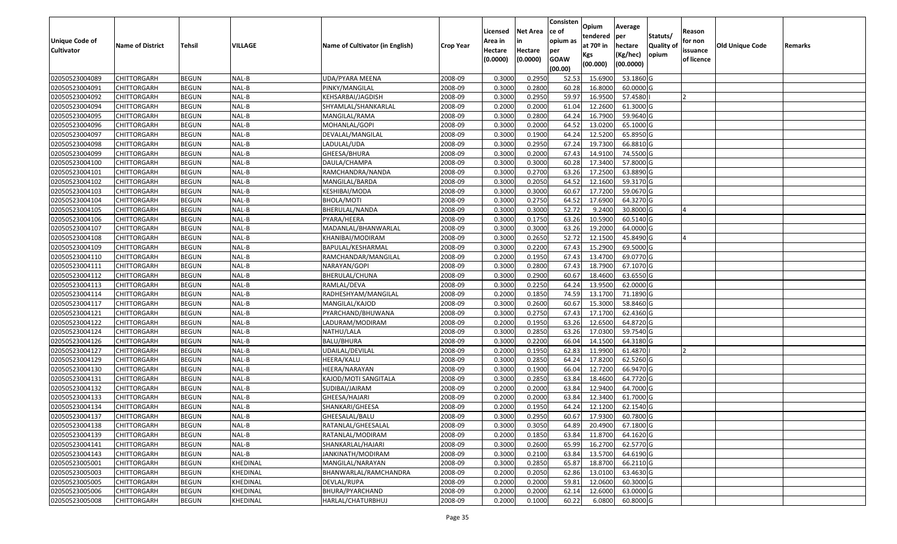| Unique Code of Cultivator | Name of District | Tehsil | VILLAGE | Name of Cultivator (in English) | Crop Year | Licensed Area in Hectare (0.0000) | Net Area in Hectare (0.0000) | Consistence of opium as per GOAW (00.00) | Opium tendered at 70º in Kgs (00.000) | Average per hectare (Kg/hec) (00.0000) | Statuts/ Quality of opium | Reason for non issuance of licence | Old Unique Code | Remarks |
|---|---|---|---|---|---|---|---|---|---|---|---|---|---|---|
| 02050523004089 | CHITTORGARH | BEGUN | NAL-B | UDA/PYARA MEENA | 2008-09 | 0.3000 | 0.2950 | 52.53 | 15.6900 | 53.1860 | G | | | |
| 02050523004091 | CHITTORGARH | BEGUN | NAL-B | PINKY/MANGILAL | 2008-09 | 0.3000 | 0.2800 | 60.28 | 16.8000 | 60.0000 | G | | | |
| 02050523004092 | CHITTORGARH | BEGUN | NAL-B | KEHSARBAI/JAGDISH | 2008-09 | 0.3000 | 0.2950 | 59.97 | 16.9500 | 57.4580 | I | 2 | | |
| 02050523004094 | CHITTORGARH | BEGUN | NAL-B | SHYAMLAL/SHANKARLAL | 2008-09 | 0.2000 | 0.2000 | 61.04 | 12.2600 | 61.3000 | G | | | |
| 02050523004095 | CHITTORGARH | BEGUN | NAL-B | MANGILAL/RAMA | 2008-09 | 0.3000 | 0.2800 | 64.24 | 16.7900 | 59.9640 | G | | | |
| 02050523004096 | CHITTORGARH | BEGUN | NAL-B | MOHANLAL/GOPI | 2008-09 | 0.3000 | 0.2000 | 64.52 | 13.0200 | 65.1000 | G | | | |
| 02050523004097 | CHITTORGARH | BEGUN | NAL-B | DEVALAL/MANGILAL | 2008-09 | 0.3000 | 0.1900 | 64.24 | 12.5200 | 65.8950 | G | | | |
| 02050523004098 | CHITTORGARH | BEGUN | NAL-B | LADULAL/UDA | 2008-09 | 0.3000 | 0.2950 | 67.24 | 19.7300 | 66.8810 | G | | | |
| 02050523004099 | CHITTORGARH | BEGUN | NAL-B | GHEESA/BHURA | 2008-09 | 0.3000 | 0.2000 | 67.43 | 14.9100 | 74.5500 | G | | | |
| 02050523004100 | CHITTORGARH | BEGUN | NAL-B | DAULA/CHAMPA | 2008-09 | 0.3000 | 0.3000 | 60.28 | 17.3400 | 57.8000 | G | | | |
| 02050523004101 | CHITTORGARH | BEGUN | NAL-B | RAMCHANDRA/NANDA | 2008-09 | 0.3000 | 0.2700 | 63.26 | 17.2500 | 63.8890 | G | | | |
| 02050523004102 | CHITTORGARH | BEGUN | NAL-B | MANGILAL/BARDA | 2008-09 | 0.3000 | 0.2050 | 64.52 | 12.1600 | 59.3170 | G | | | |
| 02050523004103 | CHITTORGARH | BEGUN | NAL-B | KESHIBAI/MODA | 2008-09 | 0.3000 | 0.3000 | 60.67 | 17.7200 | 59.0670 | G | | | |
| 02050523004104 | CHITTORGARH | BEGUN | NAL-B | BHOLA/MOTI | 2008-09 | 0.3000 | 0.2750 | 64.52 | 17.6900 | 64.3270 | G | | | |
| 02050523004105 | CHITTORGARH | BEGUN | NAL-B | BHERULAL/NANDA | 2008-09 | 0.3000 | 0.3000 | 52.72 | 9.2400 | 30.8000 | G | 4 | | |
| 02050523004106 | CHITTORGARH | BEGUN | NAL-B | PYARA/HEERA | 2008-09 | 0.3000 | 0.1750 | 63.26 | 10.5900 | 60.5140 | G | | | |
| 02050523004107 | CHITTORGARH | BEGUN | NAL-B | MADANLAL/BHANWARLAL | 2008-09 | 0.3000 | 0.3000 | 63.26 | 19.2000 | 64.0000 | G | | | |
| 02050523004108 | CHITTORGARH | BEGUN | NAL-B | KHANIBAI/MODIRAM | 2008-09 | 0.3000 | 0.2650 | 52.72 | 12.1500 | 45.8490 | G | 4 | | |
| 02050523004109 | CHITTORGARH | BEGUN | NAL-B | BAPULAL/KESHARMAL | 2008-09 | 0.3000 | 0.2200 | 67.43 | 15.2900 | 69.5000 | G | | | |
| 02050523004110 | CHITTORGARH | BEGUN | NAL-B | RAMCHANDAR/MANGILAL | 2008-09 | 0.2000 | 0.1950 | 67.43 | 13.4700 | 69.0770 | G | | | |
| 02050523004111 | CHITTORGARH | BEGUN | NAL-B | NARAYAN/GOPI | 2008-09 | 0.3000 | 0.2800 | 67.43 | 18.7900 | 67.1070 | G | | | |
| 02050523004112 | CHITTORGARH | BEGUN | NAL-B | BHERULAL/CHUNA | 2008-09 | 0.3000 | 0.2900 | 60.67 | 18.4600 | 63.6550 | G | | | |
| 02050523004113 | CHITTORGARH | BEGUN | NAL-B | RAMLAL/DEVA | 2008-09 | 0.3000 | 0.2250 | 64.24 | 13.9500 | 62.0000 | G | | | |
| 02050523004114 | CHITTORGARH | BEGUN | NAL-B | RADHESHYAM/MANGILAL | 2008-09 | 0.2000 | 0.1850 | 74.59 | 13.1700 | 71.1890 | G | | | |
| 02050523004117 | CHITTORGARH | BEGUN | NAL-B | MANGILAL/KAJOD | 2008-09 | 0.3000 | 0.2600 | 60.67 | 15.3000 | 58.8460 | G | | | |
| 02050523004121 | CHITTORGARH | BEGUN | NAL-B | PYARCHAND/BHUWANA | 2008-09 | 0.3000 | 0.2750 | 67.43 | 17.1700 | 62.4360 | G | | | |
| 02050523004122 | CHITTORGARH | BEGUN | NAL-B | LADURAM/MODIRAM | 2008-09 | 0.2000 | 0.1950 | 63.26 | 12.6500 | 64.8720 | G | | | |
| 02050523004124 | CHITTORGARH | BEGUN | NAL-B | NATHU/LALA | 2008-09 | 0.3000 | 0.2850 | 63.26 | 17.0300 | 59.7540 | G | | | |
| 02050523004126 | CHITTORGARH | BEGUN | NAL-B | BALU/BHURA | 2008-09 | 0.3000 | 0.2200 | 66.04 | 14.1500 | 64.3180 | G | | | |
| 02050523004127 | CHITTORGARH | BEGUN | NAL-B | UDAILAL/DEVILAL | 2008-09 | 0.2000 | 0.1950 | 62.83 | 11.9900 | 61.4870 | I | 2 | | |
| 02050523004129 | CHITTORGARH | BEGUN | NAL-B | HEERA/KALU | 2008-09 | 0.3000 | 0.2850 | 64.24 | 17.8200 | 62.5260 | G | | | |
| 02050523004130 | CHITTORGARH | BEGUN | NAL-B | HEERA/NARAYAN | 2008-09 | 0.3000 | 0.1900 | 66.04 | 12.7200 | 66.9470 | G | | | |
| 02050523004131 | CHITTORGARH | BEGUN | NAL-B | KAJOD/MOTI SANGITALA | 2008-09 | 0.3000 | 0.2850 | 63.84 | 18.4600 | 64.7720 | G | | | |
| 02050523004132 | CHITTORGARH | BEGUN | NAL-B | SUDIBAI/JAIRAM | 2008-09 | 0.2000 | 0.2000 | 63.84 | 12.9400 | 64.7000 | G | | | |
| 02050523004133 | CHITTORGARH | BEGUN | NAL-B | GHEESA/HAJARI | 2008-09 | 0.2000 | 0.2000 | 63.84 | 12.3400 | 61.7000 | G | | | |
| 02050523004134 | CHITTORGARH | BEGUN | NAL-B | SHANKARI/GHEESA | 2008-09 | 0.2000 | 0.1950 | 64.24 | 12.1200 | 62.1540 | G | | | |
| 02050523004137 | CHITTORGARH | BEGUN | NAL-B | GHEESALAL/BALU | 2008-09 | 0.3000 | 0.2950 | 60.67 | 17.9300 | 60.7800 | G | | | |
| 02050523004138 | CHITTORGARH | BEGUN | NAL-B | RATANLAL/GHEESALAL | 2008-09 | 0.3000 | 0.3050 | 64.89 | 20.4900 | 67.1800 | G | | | |
| 02050523004139 | CHITTORGARH | BEGUN | NAL-B | RATANLAL/MODIRAM | 2008-09 | 0.2000 | 0.1850 | 63.84 | 11.8700 | 64.1620 | G | | | |
| 02050523004141 | CHITTORGARH | BEGUN | NAL-B | SHANKARLAL/HAJARI | 2008-09 | 0.3000 | 0.2600 | 65.99 | 16.2700 | 62.5770 | G | | | |
| 02050523004143 | CHITTORGARH | BEGUN | NAL-B | JANKINATH/MODIRAM | 2008-09 | 0.3000 | 0.2100 | 63.84 | 13.5700 | 64.6190 | G | | | |
| 02050523005001 | CHITTORGARH | BEGUN | KHEDINAL | MANGILAL/NARAYAN | 2008-09 | 0.3000 | 0.2850 | 65.87 | 18.8700 | 66.2110 | G | | | |
| 02050523005003 | CHITTORGARH | BEGUN | KHEDINAL | BHANWARLAL/RAMCHANDRA | 2008-09 | 0.2000 | 0.2050 | 62.86 | 13.0100 | 63.4630 | G | | | |
| 02050523005005 | CHITTORGARH | BEGUN | KHEDINAL | DEVLAL/RUPA | 2008-09 | 0.2000 | 0.2000 | 59.81 | 12.0600 | 60.3000 | G | | | |
| 02050523005006 | CHITTORGARH | BEGUN | KHEDINAL | BHURA/PYARCHAND | 2008-09 | 0.2000 | 0.2000 | 62.14 | 12.6000 | 63.0000 | G | | | |
| 02050523005008 | CHITTORGARH | BEGUN | KHEDINAL | HARLAL/CHATURBHUJ | 2008-09 | 0.2000 | 0.1000 | 60.22 | 6.0800 | 60.8000 | G | | | |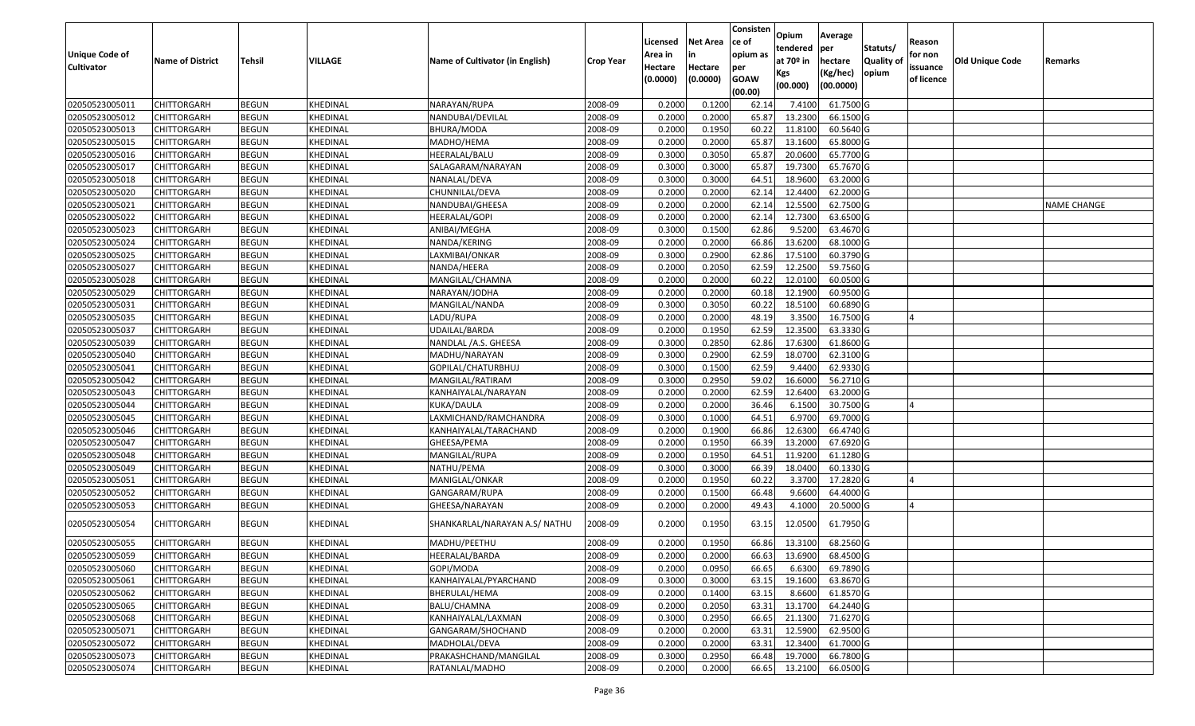| Unique Code of Cultivator | Name of District | Tehsil | VILLAGE | Name of Cultivator (in English) | Crop Year | Licensed Area in Hectare (0.0000) | Net Area in Hectare (0.0000) | Consistence of opium as per GOAW (00.00) | Opium tendered at 70º in Kgs (00.000) | Average per hectare (Kg/hec) (00.0000) | Statuts/ Quality of opium | Reason for non issuance of licence | Old Unique Code | Remarks |
|---|---|---|---|---|---|---|---|---|---|---|---|---|---|---|
| 02050523005011 | CHITTORGARH | BEGUN | KHEDINAL | NARAYAN/RUPA | 2008-09 | 0.2000 | 0.1200 | 62.14 | 7.4100 | 61.7500 | G | | | |
| 02050523005012 | CHITTORGARH | BEGUN | KHEDINAL | NANDUBAI/DEVILAL | 2008-09 | 0.2000 | 0.2000 | 65.87 | 13.2300 | 66.1500 | G | | | |
| 02050523005013 | CHITTORGARH | BEGUN | KHEDINAL | BHURA/MODA | 2008-09 | 0.2000 | 0.1950 | 60.22 | 11.8100 | 60.5640 | G | | | |
| 02050523005015 | CHITTORGARH | BEGUN | KHEDINAL | MADHO/HEMA | 2008-09 | 0.2000 | 0.2000 | 65.87 | 13.1600 | 65.8000 | G | | | |
| 02050523005016 | CHITTORGARH | BEGUN | KHEDINAL | HEERALAL/BALU | 2008-09 | 0.3000 | 0.3050 | 65.87 | 20.0600 | 65.7700 | G | | | |
| 02050523005017 | CHITTORGARH | BEGUN | KHEDINAL | SALAGARAM/NARAYAN | 2008-09 | 0.3000 | 0.3000 | 65.87 | 19.7300 | 65.7670 | G | | | |
| 02050523005018 | CHITTORGARH | BEGUN | KHEDINAL | NANALAL/DEVA | 2008-09 | 0.3000 | 0.3000 | 64.51 | 18.9600 | 63.2000 | G | | | |
| 02050523005020 | CHITTORGARH | BEGUN | KHEDINAL | CHUNNILAL/DEVA | 2008-09 | 0.2000 | 0.2000 | 62.14 | 12.4400 | 62.2000 | G | | | |
| 02050523005021 | CHITTORGARH | BEGUN | KHEDINAL | NANDUBAI/GHEESA | 2008-09 | 0.2000 | 0.2000 | 62.14 | 12.5500 | 62.7500 | G | | | NAME CHANGE |
| 02050523005022 | CHITTORGARH | BEGUN | KHEDINAL | HEERALAL/GOPI | 2008-09 | 0.2000 | 0.2000 | 62.14 | 12.7300 | 63.6500 | G | | | |
| 02050523005023 | CHITTORGARH | BEGUN | KHEDINAL | ANIBAI/MEGHA | 2008-09 | 0.3000 | 0.1500 | 62.86 | 9.5200 | 63.4670 | G | | | |
| 02050523005024 | CHITTORGARH | BEGUN | KHEDINAL | NANDA/KERING | 2008-09 | 0.2000 | 0.2000 | 66.86 | 13.6200 | 68.1000 | G | | | |
| 02050523005025 | CHITTORGARH | BEGUN | KHEDINAL | LAXMIBAI/ONKAR | 2008-09 | 0.3000 | 0.2900 | 62.86 | 17.5100 | 60.3790 | G | | | |
| 02050523005027 | CHITTORGARH | BEGUN | KHEDINAL | NANDA/HEERA | 2008-09 | 0.2000 | 0.2050 | 62.59 | 12.2500 | 59.7560 | G | | | |
| 02050523005028 | CHITTORGARH | BEGUN | KHEDINAL | MANGILAL/CHAMNA | 2008-09 | 0.2000 | 0.2000 | 60.22 | 12.0100 | 60.0500 | G | | | |
| 02050523005029 | CHITTORGARH | BEGUN | KHEDINAL | NARAYAN/JODHA | 2008-09 | 0.2000 | 0.2000 | 60.18 | 12.1900 | 60.9500 | G | | | |
| 02050523005031 | CHITTORGARH | BEGUN | KHEDINAL | MANGILAL/NANDA | 2008-09 | 0.3000 | 0.3050 | 60.22 | 18.5100 | 60.6890 | G | | | |
| 02050523005035 | CHITTORGARH | BEGUN | KHEDINAL | LADU/RUPA | 2008-09 | 0.2000 | 0.2000 | 48.19 | 3.3500 | 16.7500 | G | 4 | | |
| 02050523005037 | CHITTORGARH | BEGUN | KHEDINAL | UDAILAL/BARDA | 2008-09 | 0.2000 | 0.1950 | 62.59 | 12.3500 | 63.3330 | G | | | |
| 02050523005039 | CHITTORGARH | BEGUN | KHEDINAL | NANDLAL /A.S. GHEESA | 2008-09 | 0.3000 | 0.2850 | 62.86 | 17.6300 | 61.8600 | G | | | |
| 02050523005040 | CHITTORGARH | BEGUN | KHEDINAL | MADHU/NARAYAN | 2008-09 | 0.3000 | 0.2900 | 62.59 | 18.0700 | 62.3100 | G | | | |
| 02050523005041 | CHITTORGARH | BEGUN | KHEDINAL | GOPILAL/CHATURBHUJ | 2008-09 | 0.3000 | 0.1500 | 62.59 | 9.4400 | 62.9330 | G | | | |
| 02050523005042 | CHITTORGARH | BEGUN | KHEDINAL | MANGILAL/RATIRAM | 2008-09 | 0.3000 | 0.2950 | 59.02 | 16.6000 | 56.2710 | G | | | |
| 02050523005043 | CHITTORGARH | BEGUN | KHEDINAL | KANHAIYALAL/NARAYAN | 2008-09 | 0.2000 | 0.2000 | 62.59 | 12.6400 | 63.2000 | G | | | |
| 02050523005044 | CHITTORGARH | BEGUN | KHEDINAL | KUKA/DAULA | 2008-09 | 0.2000 | 0.2000 | 36.46 | 6.1500 | 30.7500 | G | 4 | | |
| 02050523005045 | CHITTORGARH | BEGUN | KHEDINAL | LAXMICHAND/RAMCHANDRA | 2008-09 | 0.3000 | 0.1000 | 64.51 | 6.9700 | 69.7000 | G | | | |
| 02050523005046 | CHITTORGARH | BEGUN | KHEDINAL | KANHAIYALAL/TARACHAND | 2008-09 | 0.2000 | 0.1900 | 66.86 | 12.6300 | 66.4740 | G | | | |
| 02050523005047 | CHITTORGARH | BEGUN | KHEDINAL | GHEESA/PEMA | 2008-09 | 0.2000 | 0.1950 | 66.39 | 13.2000 | 67.6920 | G | | | |
| 02050523005048 | CHITTORGARH | BEGUN | KHEDINAL | MANGILAL/RUPA | 2008-09 | 0.2000 | 0.1950 | 64.51 | 11.9200 | 61.1280 | G | | | |
| 02050523005049 | CHITTORGARH | BEGUN | KHEDINAL | NATHU/PEMA | 2008-09 | 0.3000 | 0.3000 | 66.39 | 18.0400 | 60.1330 | G | | | |
| 02050523005051 | CHITTORGARH | BEGUN | KHEDINAL | MANIGLAL/ONKAR | 2008-09 | 0.2000 | 0.1950 | 60.22 | 3.3700 | 17.2820 | G | 4 | | |
| 02050523005052 | CHITTORGARH | BEGUN | KHEDINAL | GANGARAM/RUPA | 2008-09 | 0.2000 | 0.1500 | 66.48 | 9.6600 | 64.4000 | G | | | |
| 02050523005053 | CHITTORGARH | BEGUN | KHEDINAL | GHEESA/NARAYAN | 2008-09 | 0.2000 | 0.2000 | 49.43 | 4.1000 | 20.5000 | G | 4 | | |
| 02050523005054 | CHITTORGARH | BEGUN | KHEDINAL | SHANKARLAL/NARAYAN A.S/ NATHU | 2008-09 | 0.2000 | 0.1950 | 63.15 | 12.0500 | 61.7950 | G | | | |
| 02050523005055 | CHITTORGARH | BEGUN | KHEDINAL | MADHU/PEETHU | 2008-09 | 0.2000 | 0.1950 | 66.86 | 13.3100 | 68.2560 | G | | | |
| 02050523005059 | CHITTORGARH | BEGUN | KHEDINAL | HEERALAL/BARDA | 2008-09 | 0.2000 | 0.2000 | 66.63 | 13.6900 | 68.4500 | G | | | |
| 02050523005060 | CHITTORGARH | BEGUN | KHEDINAL | GOPI/MODA | 2008-09 | 0.2000 | 0.0950 | 66.65 | 6.6300 | 69.7890 | G | | | |
| 02050523005061 | CHITTORGARH | BEGUN | KHEDINAL | KANHAIYALAL/PYARCHAND | 2008-09 | 0.3000 | 0.3000 | 63.15 | 19.1600 | 63.8670 | G | | | |
| 02050523005062 | CHITTORGARH | BEGUN | KHEDINAL | BHERULAL/HEMA | 2008-09 | 0.2000 | 0.1400 | 63.15 | 8.6600 | 61.8570 | G | | | |
| 02050523005065 | CHITTORGARH | BEGUN | KHEDINAL | BALU/CHAMNA | 2008-09 | 0.2000 | 0.2050 | 63.31 | 13.1700 | 64.2440 | G | | | |
| 02050523005068 | CHITTORGARH | BEGUN | KHEDINAL | KANHAIYALAL/LAXMAN | 2008-09 | 0.3000 | 0.2950 | 66.65 | 21.1300 | 71.6270 | G | | | |
| 02050523005071 | CHITTORGARH | BEGUN | KHEDINAL | GANGARAM/SHOCHAND | 2008-09 | 0.2000 | 0.2000 | 63.31 | 12.5900 | 62.9500 | G | | | |
| 02050523005072 | CHITTORGARH | BEGUN | KHEDINAL | MADHOLAL/DEVA | 2008-09 | 0.2000 | 0.2000 | 63.31 | 12.3400 | 61.7000 | G | | | |
| 02050523005073 | CHITTORGARH | BEGUN | KHEDINAL | PRAKASHCHAND/MANGILAL | 2008-09 | 0.3000 | 0.2950 | 66.48 | 19.7000 | 66.7800 | G | | | |
| 02050523005074 | CHITTORGARH | BEGUN | KHEDINAL | RATANLAL/MADHO | 2008-09 | 0.2000 | 0.2000 | 66.65 | 13.2100 | 66.0500 | G | | | |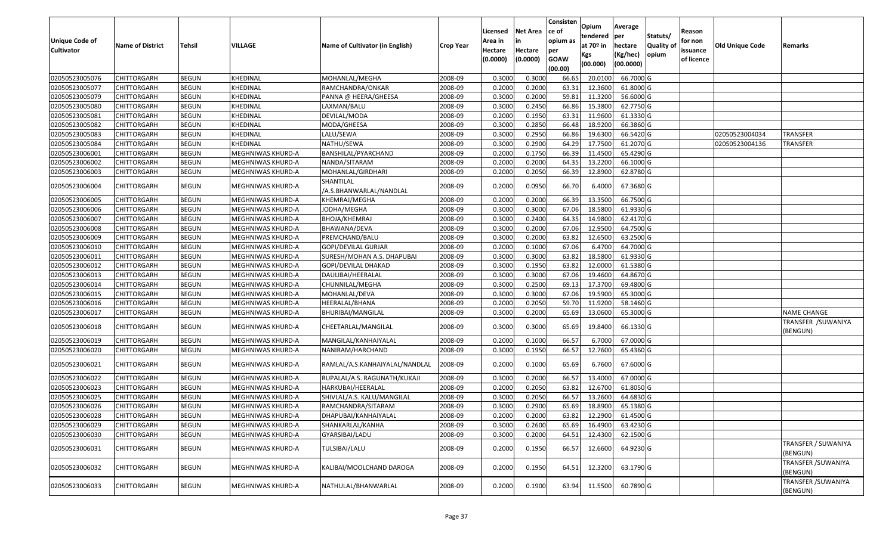| Unique Code of Cultivator | Name of District | Tehsil | VILLAGE | Name of Cultivator (in English) | Crop Year | Licensed Area in Hectare (0.0000) | Net Area in Hectare (0.0000) | Consisten ce of opium as per GOAW (00.00) | Opium tendered at 70º in Kgs (00.000) | Average per hectare (Kg/hec) (00.0000) | Statuts/ Quality of opium | Reason for non issuance of licence | Old Unique Code | Remarks |
|---|---|---|---|---|---|---|---|---|---|---|---|---|---|---|
| 02050523005076 | CHITTORGARH | BEGUN | KHEDINAL | MOHANLAL/MEGHA | 2008-09 | 0.3000 | 0.3000 | 66.65 | 20.0100 | 66.7000 | G | | | |
| 02050523005077 | CHITTORGARH | BEGUN | KHEDINAL | RAMCHANDRA/ONKAR | 2008-09 | 0.2000 | 0.2000 | 63.31 | 12.3600 | 61.8000 | G | | | |
| 02050523005079 | CHITTORGARH | BEGUN | KHEDINAL | PANNA @ HEERA/GHEESA | 2008-09 | 0.3000 | 0.2000 | 59.81 | 11.3200 | 56.6000 | G | | | |
| 02050523005080 | CHITTORGARH | BEGUN | KHEDINAL | LAXMAN/BALU | 2008-09 | 0.3000 | 0.2450 | 66.86 | 15.3800 | 62.7750 | G | | | |
| 02050523005081 | CHITTORGARH | BEGUN | KHEDINAL | DEVILAL/MODA | 2008-09 | 0.2000 | 0.1950 | 63.31 | 11.9600 | 61.3330 | G | | | |
| 02050523005082 | CHITTORGARH | BEGUN | KHEDINAL | MODA/GHEESA | 2008-09 | 0.3000 | 0.2850 | 66.48 | 18.9200 | 66.3860 | G | | | |
| 02050523005083 | CHITTORGARH | BEGUN | KHEDINAL | LALU/SEWA | 2008-09 | 0.3000 | 0.2950 | 66.86 | 19.6300 | 66.5420 | G | | 02050523004034 | TRANSFER |
| 02050523005084 | CHITTORGARH | BEGUN | KHEDINAL | NATHU/SEWA | 2008-09 | 0.3000 | 0.2900 | 64.29 | 17.7500 | 61.2070 | G | | 02050523004136 | TRANSFER |
| 02050523006001 | CHITTORGARH | BEGUN | MEGHNIWAS KHURD-A | BANSHILAL/PYARCHAND | 2008-09 | 0.2000 | 0.1750 | 66.39 | 11.4500 | 65.4290 | G | | | |
| 02050523006002 | CHITTORGARH | BEGUN | MEGHNIWAS KHURD-A | NANDA/SITARAM | 2008-09 | 0.2000 | 0.2000 | 64.35 | 13.2200 | 66.1000 | G | | | |
| 02050523006003 | CHITTORGARH | BEGUN | MEGHNIWAS KHURD-A | MOHANLAL/GIRDHARI | 2008-09 | 0.2000 | 0.2050 | 66.39 | 12.8900 | 62.8780 | G | | | |
| 02050523006004 | CHITTORGARH | BEGUN | MEGHNIWAS KHURD-A | SHANTILAL /A.S.BHANWARLAL/NANDLAL | 2008-09 | 0.2000 | 0.0950 | 66.70 | 6.4000 | 67.3680 | G | | | |
| 02050523006005 | CHITTORGARH | BEGUN | MEGHNIWAS KHURD-A | KHEMRAJ/MEGHA | 2008-09 | 0.2000 | 0.2000 | 66.39 | 13.3500 | 66.7500 | G | | | |
| 02050523006006 | CHITTORGARH | BEGUN | MEGHNIWAS KHURD-A | JODHA/MEGHA | 2008-09 | 0.3000 | 0.3000 | 67.06 | 18.5800 | 61.9330 | G | | | |
| 02050523006007 | CHITTORGARH | BEGUN | MEGHNIWAS KHURD-A | BHOJA/KHEMRAJ | 2008-09 | 0.3000 | 0.2400 | 64.35 | 14.9800 | 62.4170 | G | | | |
| 02050523006008 | CHITTORGARH | BEGUN | MEGHNIWAS KHURD-A | BHAWANA/DEVA | 2008-09 | 0.3000 | 0.2000 | 67.06 | 12.9500 | 64.7500 | G | | | |
| 02050523006009 | CHITTORGARH | BEGUN | MEGHNIWAS KHURD-A | PREMCHAND/BALU | 2008-09 | 0.3000 | 0.2000 | 63.82 | 12.6500 | 63.2500 | G | | | |
| 02050523006010 | CHITTORGARH | BEGUN | MEGHNIWAS KHURD-A | GOPI/DEVILAL GURJAR | 2008-09 | 0.2000 | 0.1000 | 67.06 | 6.4700 | 64.7000 | G | | | |
| 02050523006011 | CHITTORGARH | BEGUN | MEGHNIWAS KHURD-A | SURESH/MOHAN A.S. DHAPUBAI | 2008-09 | 0.3000 | 0.3000 | 63.82 | 18.5800 | 61.9330 | G | | | |
| 02050523006012 | CHITTORGARH | BEGUN | MEGHNIWAS KHURD-A | GOPI/DEVILAL DHAKAD | 2008-09 | 0.3000 | 0.1950 | 63.82 | 12.0000 | 61.5380 | G | | | |
| 02050523006013 | CHITTORGARH | BEGUN | MEGHNIWAS KHURD-A | DAULIBAI/HEERALAL | 2008-09 | 0.3000 | 0.3000 | 67.06 | 19.4600 | 64.8670 | G | | | |
| 02050523006014 | CHITTORGARH | BEGUN | MEGHNIWAS KHURD-A | CHUNNILAL/MEGHA | 2008-09 | 0.3000 | 0.2500 | 69.13 | 17.3700 | 69.4800 | G | | | |
| 02050523006015 | CHITTORGARH | BEGUN | MEGHNIWAS KHURD-A | MOHANLAL/DEVA | 2008-09 | 0.3000 | 0.3000 | 67.06 | 19.5900 | 65.3000 | G | | | |
| 02050523006016 | CHITTORGARH | BEGUN | MEGHNIWAS KHURD-A | HEERALAL/BHANA | 2008-09 | 0.2000 | 0.2050 | 59.70 | 11.9200 | 58.1460 | G | | | |
| 02050523006017 | CHITTORGARH | BEGUN | MEGHNIWAS KHURD-A | BHURIBAI/MANGILAL | 2008-09 | 0.3000 | 0.2000 | 65.69 | 13.0600 | 65.3000 | G | | | NAME CHANGE |
| 02050523006018 | CHITTORGARH | BEGUN | MEGHNIWAS KHURD-A | CHEETARLAL/MANGILAL | 2008-09 | 0.3000 | 0.3000 | 65.69 | 19.8400 | 66.1330 | G | | | TRANSFER /SUWANIYA (BENGUN) |
| 02050523006019 | CHITTORGARH | BEGUN | MEGHNIWAS KHURD-A | MANGILAL/KANHAIYALAL | 2008-09 | 0.2000 | 0.1000 | 66.57 | 6.7000 | 67.0000 | G | | | |
| 02050523006020 | CHITTORGARH | BEGUN | MEGHNIWAS KHURD-A | NANIRAM/HARCHAND | 2008-09 | 0.3000 | 0.1950 | 66.57 | 12.7600 | 65.4360 | G | | | |
| 02050523006021 | CHITTORGARH | BEGUN | MEGHNIWAS KHURD-A | RAMLAL/A.S.KANHAIYALAL/NANDLAL | 2008-09 | 0.2000 | 0.1000 | 65.69 | 6.7600 | 67.6000 | G | | | |
| 02050523006022 | CHITTORGARH | BEGUN | MEGHNIWAS KHURD-A | RUPALAL/A.S. RAGUNATH/KUKAJI | 2008-09 | 0.3000 | 0.2000 | 66.57 | 13.4000 | 67.0000 | G | | | |
| 02050523006023 | CHITTORGARH | BEGUN | MEGHNIWAS KHURD-A | HARKUBAI/HEERALAL | 2008-09 | 0.2000 | 0.2050 | 63.82 | 12.6700 | 61.8050 | G | | | |
| 02050523006025 | CHITTORGARH | BEGUN | MEGHNIWAS KHURD-A | SHIVLAL/A.S. KALU/MANGILAL | 2008-09 | 0.3000 | 0.2050 | 66.57 | 13.2600 | 64.6830 | G | | | |
| 02050523006026 | CHITTORGARH | BEGUN | MEGHNIWAS KHURD-A | RAMCHANDRA/SITARAM | 2008-09 | 0.3000 | 0.2900 | 65.69 | 18.8900 | 65.1380 | G | | | |
| 02050523006028 | CHITTORGARH | BEGUN | MEGHNIWAS KHURD-A | DHAPUBAI/KANHAIYALAL | 2008-09 | 0.2000 | 0.2000 | 63.82 | 12.2900 | 61.4500 | G | | | |
| 02050523006029 | CHITTORGARH | BEGUN | MEGHNIWAS KHURD-A | SHANKARLAL/KANHA | 2008-09 | 0.3000 | 0.2600 | 65.69 | 16.4900 | 63.4230 | G | | | |
| 02050523006030 | CHITTORGARH | BEGUN | MEGHNIWAS KHURD-A | GYARSIBAI/LADU | 2008-09 | 0.3000 | 0.2000 | 64.51 | 12.4300 | 62.1500 | G | | | |
| 02050523006031 | CHITTORGARH | BEGUN | MEGHNIWAS KHURD-A | TULSIBAI/LALU | 2008-09 | 0.2000 | 0.1950 | 66.57 | 12.6600 | 64.9230 | G | | | TRANSFER / SUWANIYA (BENGUN) |
| 02050523006032 | CHITTORGARH | BEGUN | MEGHNIWAS KHURD-A | KALIBAI/MOOLCHAND DAROGA | 2008-09 | 0.2000 | 0.1950 | 64.51 | 12.3200 | 63.1790 | G | | | TRANSFER /SUWANIYA (BENGUN) |
| 02050523006033 | CHITTORGARH | BEGUN | MEGHNIWAS KHURD-A | NATHULAL/BHANWARLAL | 2008-09 | 0.2000 | 0.1900 | 63.94 | 11.5500 | 60.7890 | G | | | TRANSFER /SUWANIYA (BENGUN) |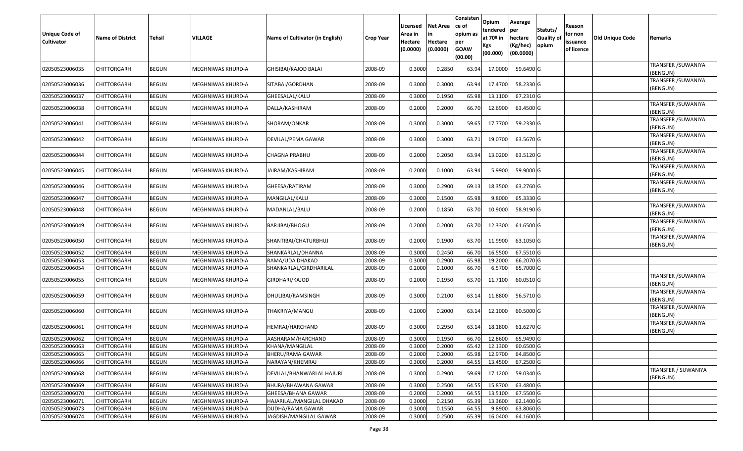| Unique Code of Cultivator | Name of District | Tehsil | VILLAGE | Name of Cultivator (in English) | Crop Year | Licensed Area in Hectare (0.0000) | Net Area in Hectare (0.0000) | Consistence of opium as per GOAW (00.00) | Opium tendered at 70º in Kgs (00.000) | Average per hectare (Kg/hec) (00.0000) | Statuts/ Quality of opium | Reason for non issuance of licence | Old Unique Code | Remarks |
|---|---|---|---|---|---|---|---|---|---|---|---|---|---|---|
| 02050523006035 | CHITTORGARH | BEGUN | MEGHNIWAS KHURD-A | GHISIBAI/KAJOD BALAI | 2008-09 | 0.3000 | 0.2850 | 63.94 | 17.0000 | 59.6490 | G | | | TRANSFER /SUWANIYA (BENGUN) |
| 02050523006036 | CHITTORGARH | BEGUN | MEGHNIWAS KHURD-A | SITABAI/GORDHAN | 2008-09 | 0.3000 | 0.3000 | 63.94 | 17.4700 | 58.2330 | G | | | TRANSFER /SUWANIYA (BENGUN) |
| 02050523006037 | CHITTORGARH | BEGUN | MEGHNIWAS KHURD-A | GHEESALAL/KALU | 2008-09 | 0.3000 | 0.1950 | 65.98 | 13.1100 | 67.2310 | G | | | |
| 02050523006038 | CHITTORGARH | BEGUN | MEGHNIWAS KHURD-A | DALLA/KASHIRAM | 2008-09 | 0.2000 | 0.2000 | 66.70 | 12.6900 | 63.4500 | G | | | TRANSFER /SUWANIYA (BENGUN) |
| 02050523006041 | CHITTORGARH | BEGUN | MEGHNIWAS KHURD-A | SHORAM/ONKAR | 2008-09 | 0.3000 | 0.3000 | 59.65 | 17.7700 | 59.2330 | G | | | TRANSFER /SUWANIYA (BENGUN) |
| 02050523006042 | CHITTORGARH | BEGUN | MEGHNIWAS KHURD-A | DEVILAL/PEMA GAWAR | 2008-09 | 0.3000 | 0.3000 | 63.71 | 19.0700 | 63.5670 | G | | | TRANSFER /SUWANIYA (BENGUN) |
| 02050523006044 | CHITTORGARH | BEGUN | MEGHNIWAS KHURD-A | CHAGNA PRABHU | 2008-09 | 0.2000 | 0.2050 | 63.94 | 13.0200 | 63.5120 | G | | | TRANSFER /SUWANIYA (BENGUN) |
| 02050523006045 | CHITTORGARH | BEGUN | MEGHNIWAS KHURD-A | JAIRAM/KASHIRAM | 2008-09 | 0.2000 | 0.1000 | 63.94 | 5.9900 | 59.9000 | G | | | TRANSFER /SUWANIYA (BENGUN) |
| 02050523006046 | CHITTORGARH | BEGUN | MEGHNIWAS KHURD-A | GHEESA/RATIRAM | 2008-09 | 0.3000 | 0.2900 | 69.13 | 18.3500 | 63.2760 | G | | | TRANSFER /SUWANIYA (BENGUN) |
| 02050523006047 | CHITTORGARH | BEGUN | MEGHNIWAS KHURD-A | MANGILAL/KALU | 2008-09 | 0.3000 | 0.1500 | 65.98 | 9.8000 | 65.3330 | G | | | |
| 02050523006048 | CHITTORGARH | BEGUN | MEGHNIWAS KHURD-A | MADANLAL/BALU | 2008-09 | 0.2000 | 0.1850 | 63.70 | 10.9000 | 58.9190 | G | | | TRANSFER /SUWANIYA (BENGUN) |
| 02050523006049 | CHITTORGARH | BEGUN | MEGHNIWAS KHURD-A | BARJIBAI/BHOGU | 2008-09 | 0.2000 | 0.2000 | 63.70 | 12.3300 | 61.6500 | G | | | TRANSFER /SUWANIYA (BENGUN) |
| 02050523006050 | CHITTORGARH | BEGUN | MEGHNIWAS KHURD-A | SHANTIBAI/CHATURBHUJ | 2008-09 | 0.2000 | 0.1900 | 63.70 | 11.9900 | 63.1050 | G | | | TRANSFER /SUWANIYA (BENGUN) |
| 02050523006052 | CHITTORGARH | BEGUN | MEGHNIWAS KHURD-A | SHANKARLAL/DHANNA | 2008-09 | 0.3000 | 0.2450 | 66.70 | 16.5500 | 67.5510 | G | | | |
| 02050523006053 | CHITTORGARH | BEGUN | MEGHNIWAS KHURD-A | RAMA/UDA DHAKAD | 2008-09 | 0.3000 | 0.2900 | 65.98 | 19.2000 | 66.2070 | G | | | |
| 02050523006054 | CHITTORGARH | BEGUN | MEGHNIWAS KHURD-A | SHANKARLAL/GIRDHARILAL | 2008-09 | 0.2000 | 0.1000 | 66.70 | 6.5700 | 65.7000 | G | | | |
| 02050523006055 | CHITTORGARH | BEGUN | MEGHNIWAS KHURD-A | GIRDHARI/KAJOD | 2008-09 | 0.2000 | 0.1950 | 63.70 | 11.7100 | 60.0510 | G | | | TRANSFER /SUWANIYA (BENGUN) |
| 02050523006059 | CHITTORGARH | BEGUN | MEGHNIWAS KHURD-A | DHULIBAI/RAMSINGH | 2008-09 | 0.3000 | 0.2100 | 63.14 | 11.8800 | 56.5710 | G | | | TRANSFER /SUWANIYA (BENGUN) |
| 02050523006060 | CHITTORGARH | BEGUN | MEGHNIWAS KHURD-A | THAKRIYA/MANGU | 2008-09 | 0.2000 | 0.2000 | 63.14 | 12.1000 | 60.5000 | G | | | TRANSFER /SUWANIYA (BENGUN) |
| 02050523006061 | CHITTORGARH | BEGUN | MEGHNIWAS KHURD-A | HEMRAJ/HARCHAND | 2008-09 | 0.3000 | 0.2950 | 63.14 | 18.1800 | 61.6270 | G | | | TRANSFER /SUWANIYA (BENGUN) |
| 02050523006062 | CHITTORGARH | BEGUN | MEGHNIWAS KHURD-A | AASHARAM/HARCHAND | 2008-09 | 0.3000 | 0.1950 | 66.70 | 12.8600 | 65.9490 | G | | | |
| 02050523006063 | CHITTORGARH | BEGUN | MEGHNIWAS KHURD-A | KHANA/MANGILAL | 2008-09 | 0.3000 | 0.2000 | 65.42 | 12.1300 | 60.6500 | G | | | |
| 02050523006065 | CHITTORGARH | BEGUN | MEGHNIWAS KHURD-A | BHERU/RAMA GAWAR | 2008-09 | 0.2000 | 0.2000 | 65.98 | 12.9700 | 64.8500 | G | | | |
| 02050523006066 | CHITTORGARH | BEGUN | MEGHNIWAS KHURD-A | NARAYAN/KHEMRAJ | 2008-09 | 0.3000 | 0.2000 | 64.55 | 13.4500 | 67.2500 | G | | | |
| 02050523006068 | CHITTORGARH | BEGUN | MEGHNIWAS KHURD-A | DEVILAL/BHANWARLAL HAJURI | 2008-09 | 0.3000 | 0.2900 | 59.69 | 17.1200 | 59.0340 | G | | | TRANSFER / SUWANIYA (BENGUN) |
| 02050523006069 | CHITTORGARH | BEGUN | MEGHNIWAS KHURD-A | BHURA/BHAWANA GAWAR | 2008-09 | 0.3000 | 0.2500 | 64.55 | 15.8700 | 63.4800 | G | | | |
| 02050523006070 | CHITTORGARH | BEGUN | MEGHNIWAS KHURD-A | GHEESA/BHANA GAWAR | 2008-09 | 0.2000 | 0.2000 | 64.55 | 13.5100 | 67.5500 | G | | | |
| 02050523006071 | CHITTORGARH | BEGUN | MEGHNIWAS KHURD-A | HAJARILAL/MANGILAL DHAKAD | 2008-09 | 0.3000 | 0.2150 | 65.39 | 13.3600 | 62.1400 | G | | | |
| 02050523006073 | CHITTORGARH | BEGUN | MEGHNIWAS KHURD-A | DUDHA/RAMA GAWAR | 2008-09 | 0.3000 | 0.1550 | 64.55 | 9.8900 | 63.8060 | G | | | |
| 02050523006074 | CHITTORGARH | BEGUN | MEGHNIWAS KHURD-A | JAGDISH/MANGILAL GAWAR | 2008-09 | 0.3000 | 0.2500 | 65.39 | 16.0400 | 64.1600 | G | | | |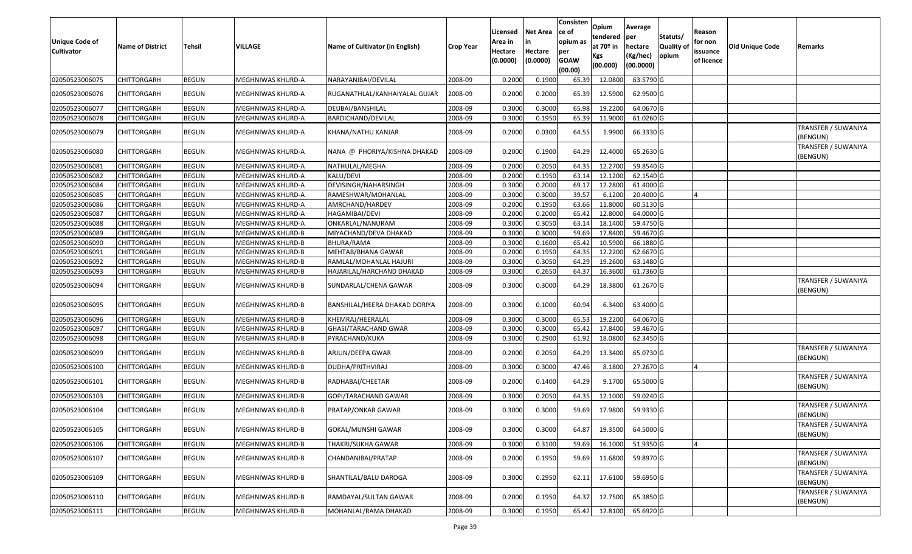| Unique Code of Cultivator | Name of District | Tehsil | VILLAGE | Name of Cultivator (in English) | Crop Year | Licensed Area in Hectare (0.0000) | Net Area in Hectare (0.0000) | Consistence of opium as per GOAW (00.00) | Opium tendered at 70º in Kgs (00.000) | Average per hectare (Kg/hec) (00.0000) | Statuts/ Quality of opium | Reason for non issuance of licence | Old Unique Code | Remarks |
|---|---|---|---|---|---|---|---|---|---|---|---|---|---|---|
| 02050523006075 | CHITTORGARH | BEGUN | MEGHNIWAS KHURD-A | NARAYANIBAI/DEVILAL | 2008-09 | 0.2000 | 0.1900 | 65.39 | 12.0800 | 63.5790 | G | | | |
| 02050523006076 | CHITTORGARH | BEGUN | MEGHNIWAS KHURD-A | RUGANATHLAL/KANHAIYALAL GUJAR | 2008-09 | 0.2000 | 0.2000 | 65.39 | 12.5900 | 62.9500 | G | | | |
| 02050523006077 | CHITTORGARH | BEGUN | MEGHNIWAS KHURD-A | DEUBAI/BANSHILAL | 2008-09 | 0.3000 | 0.3000 | 65.98 | 19.2200 | 64.0670 | G | | | |
| 02050523006078 | CHITTORGARH | BEGUN | MEGHNIWAS KHURD-A | BARDICHAND/DEVILAL | 2008-09 | 0.3000 | 0.1950 | 65.39 | 11.9000 | 61.0260 | G | | | |
| 02050523006079 | CHITTORGARH | BEGUN | MEGHNIWAS KHURD-A | KHANA/NATHU KANJAR | 2008-09 | 0.2000 | 0.0300 | 64.55 | 1.9900 | 66.3330 | G | | | TRANSFER / SUWANIYA (BENGUN) |
| 02050523006080 | CHITTORGARH | BEGUN | MEGHNIWAS KHURD-A | NANA @ PHORIYA/KISHNA DHAKAD | 2008-09 | 0.2000 | 0.1900 | 64.29 | 12.4000 | 65.2630 | G | | | TRANSFER / SUWANIYA (BENGUN) |
| 02050523006081 | CHITTORGARH | BEGUN | MEGHNIWAS KHURD-A | NATHULAL/MEGHA | 2008-09 | 0.2000 | 0.2050 | 64.35 | 12.2700 | 59.8540 | G | | | |
| 02050523006082 | CHITTORGARH | BEGUN | MEGHNIWAS KHURD-A | KALU/DEVI | 2008-09 | 0.2000 | 0.1950 | 63.14 | 12.1200 | 62.1540 | G | | | |
| 02050523006084 | CHITTORGARH | BEGUN | MEGHNIWAS KHURD-A | DEVISINGH/NAHARSINGH | 2008-09 | 0.3000 | 0.2000 | 69.17 | 12.2800 | 61.4000 | G | | | |
| 02050523006085 | CHITTORGARH | BEGUN | MEGHNIWAS KHURD-A | RAMESHWAR/MOHANLAL | 2008-09 | 0.3000 | 0.3000 | 39.57 | 6.1200 | 20.4000 | G | 4 | | |
| 02050523006086 | CHITTORGARH | BEGUN | MEGHNIWAS KHURD-A | AMRCHAND/HARDEV | 2008-09 | 0.2000 | 0.1950 | 63.66 | 11.8000 | 60.5130 | G | | | |
| 02050523006087 | CHITTORGARH | BEGUN | MEGHNIWAS KHURD-A | HAGAMIBAI/DEVI | 2008-09 | 0.2000 | 0.2000 | 65.42 | 12.8000 | 64.0000 | G | | | |
| 02050523006088 | CHITTORGARH | BEGUN | MEGHNIWAS KHURD-A | ONKARLAL/NANURAM | 2008-09 | 0.3000 | 0.3050 | 63.14 | 18.1400 | 59.4750 | G | | | |
| 02050523006089 | CHITTORGARH | BEGUN | MEGHNIWAS KHURD-B | MIYACHAND/DEVA DHAKAD | 2008-09 | 0.3000 | 0.3000 | 59.69 | 17.8400 | 59.4670 | G | | | |
| 02050523006090 | CHITTORGARH | BEGUN | MEGHNIWAS KHURD-B | BHURA/RAMA | 2008-09 | 0.3000 | 0.1600 | 65.42 | 10.5900 | 66.1880 | G | | | |
| 02050523006091 | CHITTORGARH | BEGUN | MEGHNIWAS KHURD-B | MEHTAB/BHANA GAWAR | 2008-09 | 0.2000 | 0.1950 | 64.35 | 12.2200 | 62.6670 | G | | | |
| 02050523006092 | CHITTORGARH | BEGUN | MEGHNIWAS KHURD-B | RAMLAL/MOHANLAL HAJURI | 2008-09 | 0.3000 | 0.3050 | 64.29 | 19.2600 | 63.1480 | G | | | |
| 02050523006093 | CHITTORGARH | BEGUN | MEGHNIWAS KHURD-B | HAJARILAL/HARCHAND DHAKAD | 2008-09 | 0.3000 | 0.2650 | 64.37 | 16.3600 | 61.7360 | G | | | |
| 02050523006094 | CHITTORGARH | BEGUN | MEGHNIWAS KHURD-B | SUNDARLAL/CHENA GAWAR | 2008-09 | 0.3000 | 0.3000 | 64.29 | 18.3800 | 61.2670 | G | | | TRANSFER / SUWANIYA (BENGUN) |
| 02050523006095 | CHITTORGARH | BEGUN | MEGHNIWAS KHURD-B | BANSHILAL/HEERA DHAKAD DORIYA | 2008-09 | 0.3000 | 0.1000 | 60.94 | 6.3400 | 63.4000 | G | | | |
| 02050523006096 | CHITTORGARH | BEGUN | MEGHNIWAS KHURD-B | KHEMRAJ/HEERALAL | 2008-09 | 0.3000 | 0.3000 | 65.53 | 19.2200 | 64.0670 | G | | | |
| 02050523006097 | CHITTORGARH | BEGUN | MEGHNIWAS KHURD-B | GHASI/TARACHAND GWAR | 2008-09 | 0.3000 | 0.3000 | 65.42 | 17.8400 | 59.4670 | G | | | |
| 02050523006098 | CHITTORGARH | BEGUN | MEGHNIWAS KHURD-B | PYRACHAND/KUKA | 2008-09 | 0.3000 | 0.2900 | 61.92 | 18.0800 | 62.3450 | G | | | |
| 02050523006099 | CHITTORGARH | BEGUN | MEGHNIWAS KHURD-B | ARJUN/DEEPA GWAR | 2008-09 | 0.2000 | 0.2050 | 64.29 | 13.3400 | 65.0730 | G | | | TRANSFER / SUWANIYA (BENGUN) |
| 02050523006100 | CHITTORGARH | BEGUN | MEGHNIWAS KHURD-B | DUDHA/PRITHVIRAJ | 2008-09 | 0.3000 | 0.3000 | 47.46 | 8.1800 | 27.2670 | G | 4 | | |
| 02050523006101 | CHITTORGARH | BEGUN | MEGHNIWAS KHURD-B | RADHABAI/CHEETAR | 2008-09 | 0.2000 | 0.1400 | 64.29 | 9.1700 | 65.5000 | G | | | TRANSFER / SUWANIYA (BENGUN) |
| 02050523006103 | CHITTORGARH | BEGUN | MEGHNIWAS KHURD-B | GOPI/TARACHAND GAWAR | 2008-09 | 0.3000 | 0.2050 | 64.35 | 12.1000 | 59.0240 | G | | | |
| 02050523006104 | CHITTORGARH | BEGUN | MEGHNIWAS KHURD-B | PRATAP/ONKAR GAWAR | 2008-09 | 0.3000 | 0.3000 | 59.69 | 17.9800 | 59.9330 | G | | | TRANSFER / SUWANIYA (BENGUN) |
| 02050523006105 | CHITTORGARH | BEGUN | MEGHNIWAS KHURD-B | GOKAL/MUNSHI GAWAR | 2008-09 | 0.3000 | 0.3000 | 64.87 | 19.3500 | 64.5000 | G | | | TRANSFER / SUWANIYA (BENGUN) |
| 02050523006106 | CHITTORGARH | BEGUN | MEGHNIWAS KHURD-B | THAKRI/SUKHA GAWAR | 2008-09 | 0.3000 | 0.3100 | 59.69 | 16.1000 | 51.9350 | G | 4 | | |
| 02050523006107 | CHITTORGARH | BEGUN | MEGHNIWAS KHURD-B | CHANDANIBAI/PRATAP | 2008-09 | 0.2000 | 0.1950 | 59.69 | 11.6800 | 59.8970 | G | | | TRANSFER / SUWANIYA (BENGUN) |
| 02050523006109 | CHITTORGARH | BEGUN | MEGHNIWAS KHURD-B | SHANTILAL/BALU DAROGA | 2008-09 | 0.3000 | 0.2950 | 62.11 | 17.6100 | 59.6950 | G | | | TRANSFER / SUWANIYA (BENGUN) |
| 02050523006110 | CHITTORGARH | BEGUN | MEGHNIWAS KHURD-B | RAMDAYAL/SULTAN GAWAR | 2008-09 | 0.2000 | 0.1950 | 64.37 | 12.7500 | 65.3850 | G | | | TRANSFER / SUWANIYA (BENGUN) |
| 02050523006111 | CHITTORGARH | BEGUN | MEGHNIWAS KHURD-B | MOHANLAL/RAMA DHAKAD | 2008-09 | 0.3000 | 0.1950 | 65.42 | 12.8100 | 65.6920 | G | | | |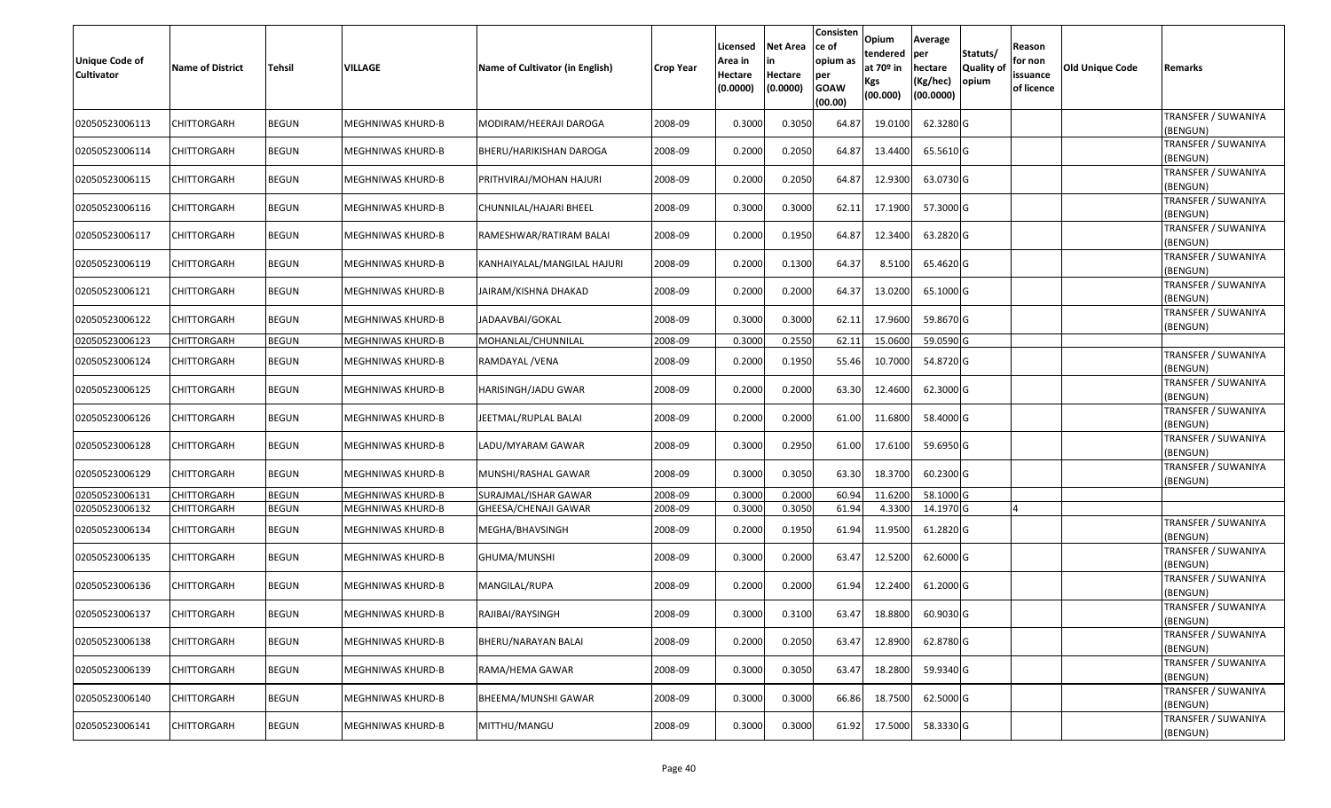| Unique Code of Cultivator | Name of District | Tehsil | VILLAGE | Name of Cultivator (in English) | Crop Year | Licensed Area in Hectare (0.0000) | Net Area in Hectare (0.0000) | Consisten ce of opium as per GOAW (00.00) | Opium tendered at 70º in Kgs (00.000) | Average per hectare (Kg/hec) (00.0000) | Statuts/ Quality of opium | Reason for non issuance of licence | Old Unique Code | Remarks |
|---|---|---|---|---|---|---|---|---|---|---|---|---|---|---|
| 02050523006113 | CHITTORGARH | BEGUN | MEGHNIWAS KHURD-B | MODIRAM/HEERAJI DAROGA | 2008-09 | 0.3000 | 0.3050 | 64.87 | 19.0100 | 62.3280 | G | | | TRANSFER / SUWANIYA (BENGUN) |
| 02050523006114 | CHITTORGARH | BEGUN | MEGHNIWAS KHURD-B | BHERU/HARIKISHAN DAROGA | 2008-09 | 0.2000 | 0.2050 | 64.87 | 13.4400 | 65.5610 | G | | | TRANSFER / SUWANIYA (BENGUN) |
| 02050523006115 | CHITTORGARH | BEGUN | MEGHNIWAS KHURD-B | PRITHVIRAJ/MOHAN HAJURI | 2008-09 | 0.2000 | 0.2050 | 64.87 | 12.9300 | 63.0730 | G | | | TRANSFER / SUWANIYA (BENGUN) |
| 02050523006116 | CHITTORGARH | BEGUN | MEGHNIWAS KHURD-B | CHUNNILAL/HAJARI BHEEL | 2008-09 | 0.3000 | 0.3000 | 62.11 | 17.1900 | 57.3000 | G | | | TRANSFER / SUWANIYA (BENGUN) |
| 02050523006117 | CHITTORGARH | BEGUN | MEGHNIWAS KHURD-B | RAMESHWAR/RATIRAM BALAI | 2008-09 | 0.2000 | 0.1950 | 64.87 | 12.3400 | 63.2820 | G | | | TRANSFER / SUWANIYA (BENGUN) |
| 02050523006119 | CHITTORGARH | BEGUN | MEGHNIWAS KHURD-B | KANHAIYALAL/MANGILAL HAJURI | 2008-09 | 0.2000 | 0.1300 | 64.37 | 8.5100 | 65.4620 | G | | | TRANSFER / SUWANIYA (BENGUN) |
| 02050523006121 | CHITTORGARH | BEGUN | MEGHNIWAS KHURD-B | JAIRAM/KISHNA DHAKAD | 2008-09 | 0.2000 | 0.2000 | 64.37 | 13.0200 | 65.1000 | G | | | TRANSFER / SUWANIYA (BENGUN) |
| 02050523006122 | CHITTORGARH | BEGUN | MEGHNIWAS KHURD-B | JADAAVBAI/GOKAL | 2008-09 | 0.3000 | 0.3000 | 62.11 | 17.9600 | 59.8670 | G | | | TRANSFER / SUWANIYA (BENGUN) |
| 02050523006123 | CHITTORGARH | BEGUN | MEGHNIWAS KHURD-B | MOHANLAL/CHUNNILAL | 2008-09 | 0.3000 | 0.2550 | 62.11 | 15.0600 | 59.0590 | G | | | |
| 02050523006124 | CHITTORGARH | BEGUN | MEGHNIWAS KHURD-B | RAMDAYAL /VENA | 2008-09 | 0.2000 | 0.1950 | 55.46 | 10.7000 | 54.8720 | G | | | TRANSFER / SUWANIYA (BENGUN) |
| 02050523006125 | CHITTORGARH | BEGUN | MEGHNIWAS KHURD-B | HARISINGH/JADU GWAR | 2008-09 | 0.2000 | 0.2000 | 63.30 | 12.4600 | 62.3000 | G | | | TRANSFER / SUWANIYA (BENGUN) |
| 02050523006126 | CHITTORGARH | BEGUN | MEGHNIWAS KHURD-B | JEETMAL/RUPLAL BALAI | 2008-09 | 0.2000 | 0.2000 | 61.00 | 11.6800 | 58.4000 | G | | | TRANSFER / SUWANIYA (BENGUN) |
| 02050523006128 | CHITTORGARH | BEGUN | MEGHNIWAS KHURD-B | LADU/MYARAM GAWAR | 2008-09 | 0.3000 | 0.2950 | 61.00 | 17.6100 | 59.6950 | G | | | TRANSFER / SUWANIYA (BENGUN) |
| 02050523006129 | CHITTORGARH | BEGUN | MEGHNIWAS KHURD-B | MUNSHI/RASHAL GAWAR | 2008-09 | 0.3000 | 0.3050 | 63.30 | 18.3700 | 60.2300 | G | | | TRANSFER / SUWANIYA (BENGUN) |
| 02050523006131 | CHITTORGARH | BEGUN | MEGHNIWAS KHURD-B | SURAJMAL/ISHAR GAWAR | 2008-09 | 0.3000 | 0.2000 | 60.94 | 11.6200 | 58.1000 | G | | | |
| 02050523006132 | CHITTORGARH | BEGUN | MEGHNIWAS KHURD-B | GHEESA/CHENAJI GAWAR | 2008-09 | 0.3000 | 0.3050 | 61.94 | 4.3300 | 14.1970 | G | 4 | | |
| 02050523006134 | CHITTORGARH | BEGUN | MEGHNIWAS KHURD-B | MEGHA/BHAVSINGH | 2008-09 | 0.2000 | 0.1950 | 61.94 | 11.9500 | 61.2820 | G | | | TRANSFER / SUWANIYA (BENGUN) |
| 02050523006135 | CHITTORGARH | BEGUN | MEGHNIWAS KHURD-B | GHUMA/MUNSHI | 2008-09 | 0.3000 | 0.2000 | 63.47 | 12.5200 | 62.6000 | G | | | TRANSFER / SUWANIYA (BENGUN) |
| 02050523006136 | CHITTORGARH | BEGUN | MEGHNIWAS KHURD-B | MANGILAL/RUPA | 2008-09 | 0.2000 | 0.2000 | 61.94 | 12.2400 | 61.2000 | G | | | TRANSFER / SUWANIYA (BENGUN) |
| 02050523006137 | CHITTORGARH | BEGUN | MEGHNIWAS KHURD-B | RAJIBAI/RAYSINGH | 2008-09 | 0.3000 | 0.3100 | 63.47 | 18.8800 | 60.9030 | G | | | TRANSFER / SUWANIYA (BENGUN) |
| 02050523006138 | CHITTORGARH | BEGUN | MEGHNIWAS KHURD-B | BHERU/NARAYAN BALAI | 2008-09 | 0.2000 | 0.2050 | 63.47 | 12.8900 | 62.8780 | G | | | TRANSFER / SUWANIYA (BENGUN) |
| 02050523006139 | CHITTORGARH | BEGUN | MEGHNIWAS KHURD-B | RAMA/HEMA GAWAR | 2008-09 | 0.3000 | 0.3050 | 63.47 | 18.2800 | 59.9340 | G | | | TRANSFER / SUWANIYA (BENGUN) |
| 02050523006140 | CHITTORGARH | BEGUN | MEGHNIWAS KHURD-B | BHEEMA/MUNSHI GAWAR | 2008-09 | 0.3000 | 0.3000 | 66.86 | 18.7500 | 62.5000 | G | | | TRANSFER / SUWANIYA (BENGUN) |
| 02050523006141 | CHITTORGARH | BEGUN | MEGHNIWAS KHURD-B | MITTHU/MANGU | 2008-09 | 0.3000 | 0.3000 | 61.92 | 17.5000 | 58.3330 | G | | | TRANSFER / SUWANIYA (BENGUN) |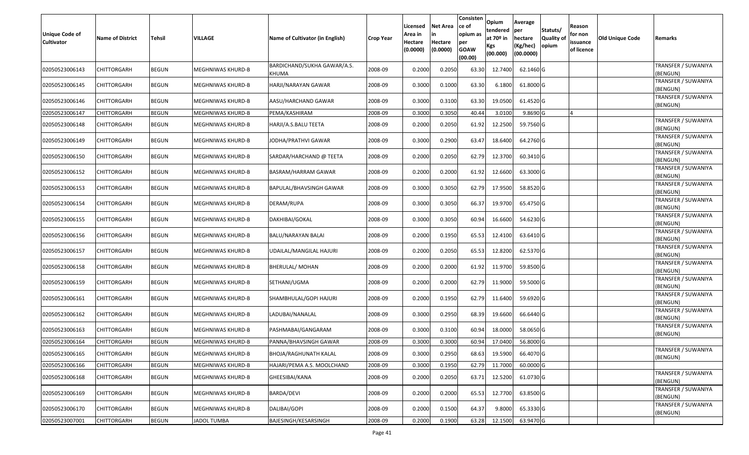| Unique Code of Cultivator | Name of District | Tehsil | VILLAGE | Name of Cultivator (in English) | Crop Year | Licensed Area in Hectare (0.0000) | Net Area in Hectare (0.0000) | Consistence of opium as per GOAW (00.00) | Opium tendered at 70º in Kgs (00.000) | Average per hectare (Kg/hec) (00.0000) | Statuts/ Quality of opium | Reason for non issuance of licence | Old Unique Code | Remarks |
|---|---|---|---|---|---|---|---|---|---|---|---|---|---|---|
| 02050523006143 | CHITTORGARH | BEGUN | MEGHNIWAS KHURD-B | BARDICHAND/SUKHA GAWAR/A.S. KHUMA | 2008-09 | 0.2000 | 0.2050 | 63.30 | 12.7400 | 62.1460 | G | | | TRANSFER / SUWANIYA (BENGUN) |
| 02050523006145 | CHITTORGARH | BEGUN | MEGHNIWAS KHURD-B | HARJI/NARAYAN GAWAR | 2008-09 | 0.3000 | 0.1000 | 63.30 | 6.1800 | 61.8000 | G | | | TRANSFER / SUWANIYA (BENGUN) |
| 02050523006146 | CHITTORGARH | BEGUN | MEGHNIWAS KHURD-B | AASU/HARCHAND GAWAR | 2008-09 | 0.3000 | 0.3100 | 63.30 | 19.0500 | 61.4520 | G | | | TRANSFER / SUWANIYA (BENGUN) |
| 02050523006147 | CHITTORGARH | BEGUN | MEGHNIWAS KHURD-B | PEMA/KASHIRAM | 2008-09 | 0.3000 | 0.3050 | 40.44 | 3.0100 | 9.8690 | G | 4 | | |
| 02050523006148 | CHITTORGARH | BEGUN | MEGHNIWAS KHURD-B | HARJI/A.S.BALU TEETA | 2008-09 | 0.2000 | 0.2050 | 61.92 | 12.2500 | 59.7560 | G | | | TRANSFER / SUWANIYA (BENGUN) |
| 02050523006149 | CHITTORGARH | BEGUN | MEGHNIWAS KHURD-B | JODHA/PRATHVI GAWAR | 2008-09 | 0.3000 | 0.2900 | 63.47 | 18.6400 | 64.2760 | G | | | TRANSFER / SUWANIYA (BENGUN) |
| 02050523006150 | CHITTORGARH | BEGUN | MEGHNIWAS KHURD-B | SARDAR/HARCHAND @ TEETA | 2008-09 | 0.2000 | 0.2050 | 62.79 | 12.3700 | 60.3410 | G | | | TRANSFER / SUWANIYA (BENGUN) |
| 02050523006152 | CHITTORGARH | BEGUN | MEGHNIWAS KHURD-B | BASRAM/HARRAM GAWAR | 2008-09 | 0.2000 | 0.2000 | 61.92 | 12.6600 | 63.3000 | G | | | TRANSFER / SUWANIYA (BENGUN) |
| 02050523006153 | CHITTORGARH | BEGUN | MEGHNIWAS KHURD-B | BAPULAL/BHAVSINGH GAWAR | 2008-09 | 0.3000 | 0.3050 | 62.79 | 17.9500 | 58.8520 | G | | | TRANSFER / SUWANIYA (BENGUN) |
| 02050523006154 | CHITTORGARH | BEGUN | MEGHNIWAS KHURD-B | DERAM/RUPA | 2008-09 | 0.3000 | 0.3050 | 66.37 | 19.9700 | 65.4750 | G | | | TRANSFER / SUWANIYA (BENGUN) |
| 02050523006155 | CHITTORGARH | BEGUN | MEGHNIWAS KHURD-B | DAKHIBAI/GOKAL | 2008-09 | 0.3000 | 0.3050 | 60.94 | 16.6600 | 54.6230 | G | | | TRANSFER / SUWANIYA (BENGUN) |
| 02050523006156 | CHITTORGARH | BEGUN | MEGHNIWAS KHURD-B | BALU/NARAYAN BALAI | 2008-09 | 0.2000 | 0.1950 | 65.53 | 12.4100 | 63.6410 | G | | | TRANSFER / SUWANIYA (BENGUN) |
| 02050523006157 | CHITTORGARH | BEGUN | MEGHNIWAS KHURD-B | UDAILAL/MANGILAL HAJURI | 2008-09 | 0.2000 | 0.2050 | 65.53 | 12.8200 | 62.5370 | G | | | TRANSFER / SUWANIYA (BENGUN) |
| 02050523006158 | CHITTORGARH | BEGUN | MEGHNIWAS KHURD-B | BHERULAL/ MOHAN | 2008-09 | 0.2000 | 0.2000 | 61.92 | 11.9700 | 59.8500 | G | | | TRANSFER / SUWANIYA (BENGUN) |
| 02050523006159 | CHITTORGARH | BEGUN | MEGHNIWAS KHURD-B | SETHANI/UGMA | 2008-09 | 0.2000 | 0.2000 | 62.79 | 11.9000 | 59.5000 | G | | | TRANSFER / SUWANIYA (BENGUN) |
| 02050523006161 | CHITTORGARH | BEGUN | MEGHNIWAS KHURD-B | SHAMBHULAL/GOPI HAJURI | 2008-09 | 0.2000 | 0.1950 | 62.79 | 11.6400 | 59.6920 | G | | | TRANSFER / SUWANIYA (BENGUN) |
| 02050523006162 | CHITTORGARH | BEGUN | MEGHNIWAS KHURD-B | LADUBAI/NANALAL | 2008-09 | 0.3000 | 0.2950 | 68.39 | 19.6600 | 66.6440 | G | | | TRANSFER / SUWANIYA (BENGUN) |
| 02050523006163 | CHITTORGARH | BEGUN | MEGHNIWAS KHURD-B | PASHMABAI/GANGARAM | 2008-09 | 0.3000 | 0.3100 | 60.94 | 18.0000 | 58.0650 | G | | | TRANSFER / SUWANIYA (BENGUN) |
| 02050523006164 | CHITTORGARH | BEGUN | MEGHNIWAS KHURD-B | PANNA/BHAVSINGH GAWAR | 2008-09 | 0.3000 | 0.3000 | 60.94 | 17.0400 | 56.8000 | G | | | |
| 02050523006165 | CHITTORGARH | BEGUN | MEGHNIWAS KHURD-B | BHOJA/RAGHUNATH KALAL | 2008-09 | 0.3000 | 0.2950 | 68.63 | 19.5900 | 66.4070 | G | | | TRANSFER / SUWANIYA (BENGUN) |
| 02050523006166 | CHITTORGARH | BEGUN | MEGHNIWAS KHURD-B | HAJARI/PEMA A.S. MOOLCHAND | 2008-09 | 0.3000 | 0.1950 | 62.79 | 11.7000 | 60.0000 | G | | | |
| 02050523006168 | CHITTORGARH | BEGUN | MEGHNIWAS KHURD-B | GHEESIBAI/KANA | 2008-09 | 0.2000 | 0.2050 | 63.71 | 12.5200 | 61.0730 | G | | | TRANSFER / SUWANIYA (BENGUN) |
| 02050523006169 | CHITTORGARH | BEGUN | MEGHNIWAS KHURD-B | BARDA/DEVI | 2008-09 | 0.2000 | 0.2000 | 65.53 | 12.7700 | 63.8500 | G | | | TRANSFER / SUWANIYA (BENGUN) |
| 02050523006170 | CHITTORGARH | BEGUN | MEGHNIWAS KHURD-B | DALIBAI/GOPI | 2008-09 | 0.2000 | 0.1500 | 64.37 | 9.8000 | 65.3330 | G | | | TRANSFER / SUWANIYA (BENGUN) |
| 02050523007001 | CHITTORGARH | BEGUN | JADOL TUMBA | BAJESINGH/KESARSINGH | 2008-09 | 0.2000 | 0.1900 | 63.28 | 12.1500 | 63.9470 | G | | | |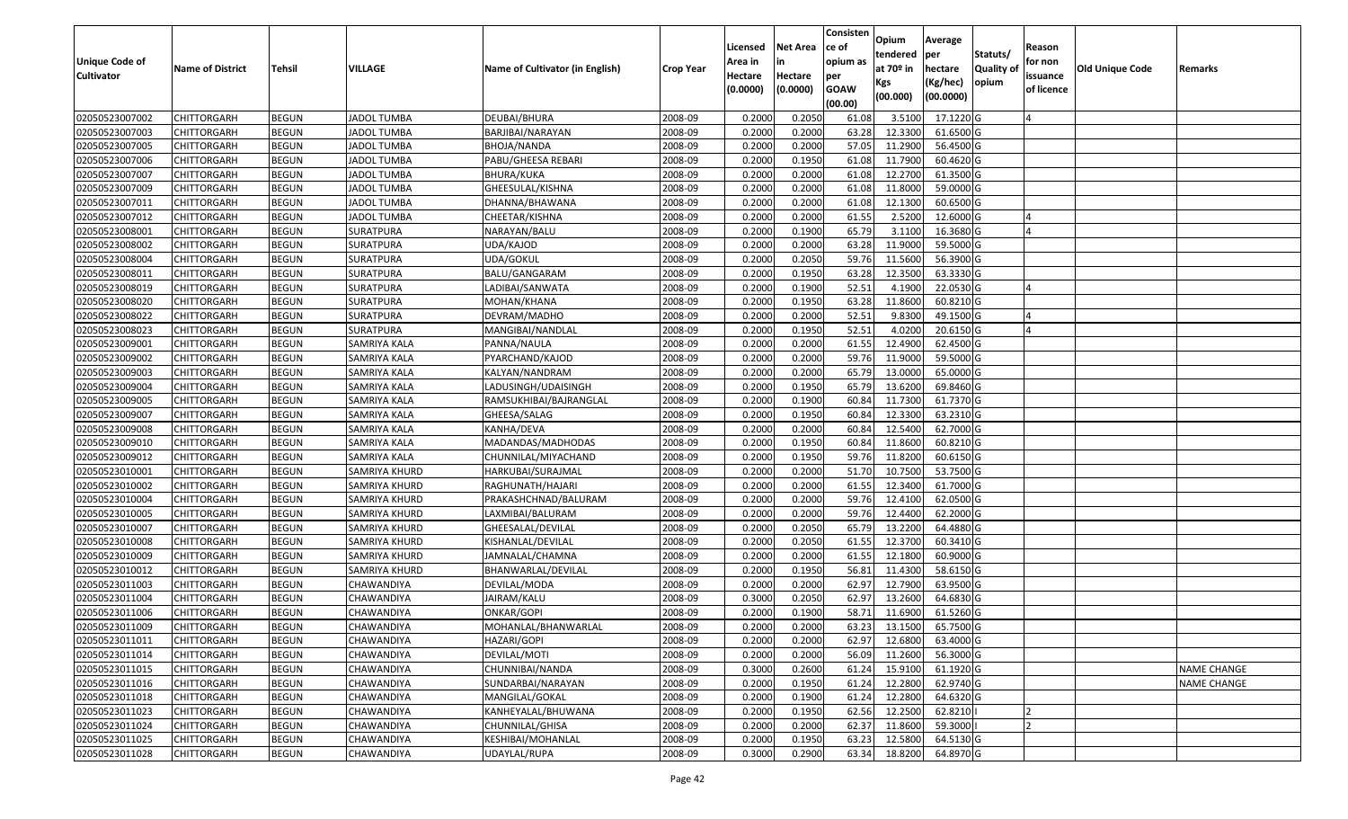| Unique Code of Cultivator | Name of District | Tehsil | VILLAGE | Name of Cultivator (in English) | Crop Year | Licensed Area in Hectare (0.0000) | Net Area in Hectare (0.0000) | Consistence of opium as per GOAW (00.00) | Opium tendered at 70º in Kgs (00.000) | Average per hectare (Kg/hec) (00.0000) | Statuts/ Quality of opium | Reason for non issuance of licence | Old Unique Code | Remarks |
|---|---|---|---|---|---|---|---|---|---|---|---|---|---|---|
| 02050523007002 | CHITTORGARH | BEGUN | JADOL TUMBA | DEUBAI/BHURA | 2008-09 | 0.2000 | 0.2050 | 61.08 | 3.5100 | 17.1220 | G | 4 | | |
| 02050523007003 | CHITTORGARH | BEGUN | JADOL TUMBA | BARJIBAI/NARAYAN | 2008-09 | 0.2000 | 0.2000 | 63.28 | 12.3300 | 61.6500 | G | | | |
| 02050523007005 | CHITTORGARH | BEGUN | JADOL TUMBA | BHOJA/NANDA | 2008-09 | 0.2000 | 0.2000 | 57.05 | 11.2900 | 56.4500 | G | | | |
| 02050523007006 | CHITTORGARH | BEGUN | JADOL TUMBA | PABU/GHEESA REBARI | 2008-09 | 0.2000 | 0.1950 | 61.08 | 11.7900 | 60.4620 | G | | | |
| 02050523007007 | CHITTORGARH | BEGUN | JADOL TUMBA | BHURA/KUKA | 2008-09 | 0.2000 | 0.2000 | 61.08 | 12.2700 | 61.3500 | G | | | |
| 02050523007009 | CHITTORGARH | BEGUN | JADOL TUMBA | GHEESULAL/KISHNA | 2008-09 | 0.2000 | 0.2000 | 61.08 | 11.8000 | 59.0000 | G | | | |
| 02050523007011 | CHITTORGARH | BEGUN | JADOL TUMBA | DHANNA/BHAWANA | 2008-09 | 0.2000 | 0.2000 | 61.08 | 12.1300 | 60.6500 | G | | | |
| 02050523007012 | CHITTORGARH | BEGUN | JADOL TUMBA | CHEETAR/KISHNA | 2008-09 | 0.2000 | 0.2000 | 61.55 | 2.5200 | 12.6000 | G | 4 | | |
| 02050523008001 | CHITTORGARH | BEGUN | SURATPURA | NARAYAN/BALU | 2008-09 | 0.2000 | 0.1900 | 65.79 | 3.1100 | 16.3680 | G | 4 | | |
| 02050523008002 | CHITTORGARH | BEGUN | SURATPURA | UDA/KAJOD | 2008-09 | 0.2000 | 0.2000 | 63.28 | 11.9000 | 59.5000 | G | | | |
| 02050523008004 | CHITTORGARH | BEGUN | SURATPURA | UDA/GOKUL | 2008-09 | 0.2000 | 0.2050 | 59.76 | 11.5600 | 56.3900 | G | | | |
| 02050523008011 | CHITTORGARH | BEGUN | SURATPURA | BALU/GANGARAM | 2008-09 | 0.2000 | 0.1950 | 63.28 | 12.3500 | 63.3330 | G | | | |
| 02050523008019 | CHITTORGARH | BEGUN | SURATPURA | LADIBAI/SANWATA | 2008-09 | 0.2000 | 0.1900 | 52.51 | 4.1900 | 22.0530 | G | 4 | | |
| 02050523008020 | CHITTORGARH | BEGUN | SURATPURA | MOHAN/KHANA | 2008-09 | 0.2000 | 0.1950 | 63.28 | 11.8600 | 60.8210 | G | | | |
| 02050523008022 | CHITTORGARH | BEGUN | SURATPURA | DEVRAM/MADHO | 2008-09 | 0.2000 | 0.2000 | 52.51 | 9.8300 | 49.1500 | G | 4 | | |
| 02050523008023 | CHITTORGARH | BEGUN | SURATPURA | MANGIBAI/NANDLAL | 2008-09 | 0.2000 | 0.1950 | 52.51 | 4.0200 | 20.6150 | G | 4 | | |
| 02050523009001 | CHITTORGARH | BEGUN | SAMRIYA KALA | PANNA/NAULA | 2008-09 | 0.2000 | 0.2000 | 61.55 | 12.4900 | 62.4500 | G | | | |
| 02050523009002 | CHITTORGARH | BEGUN | SAMRIYA KALA | PYARCHAND/KAJOD | 2008-09 | 0.2000 | 0.2000 | 59.76 | 11.9000 | 59.5000 | G | | | |
| 02050523009003 | CHITTORGARH | BEGUN | SAMRIYA KALA | KALYAN/NANDRAM | 2008-09 | 0.2000 | 0.2000 | 65.79 | 13.0000 | 65.0000 | G | | | |
| 02050523009004 | CHITTORGARH | BEGUN | SAMRIYA KALA | LADUSINGH/UDAISINGH | 2008-09 | 0.2000 | 0.1950 | 65.79 | 13.6200 | 69.8460 | G | | | |
| 02050523009005 | CHITTORGARH | BEGUN | SAMRIYA KALA | RAMSUKHIBAI/BAJRANGLAL | 2008-09 | 0.2000 | 0.1900 | 60.84 | 11.7300 | 61.7370 | G | | | |
| 02050523009007 | CHITTORGARH | BEGUN | SAMRIYA KALA | GHEESA/SALAG | 2008-09 | 0.2000 | 0.1950 | 60.84 | 12.3300 | 63.2310 | G | | | |
| 02050523009008 | CHITTORGARH | BEGUN | SAMRIYA KALA | KANHA/DEVA | 2008-09 | 0.2000 | 0.2000 | 60.84 | 12.5400 | 62.7000 | G | | | |
| 02050523009010 | CHITTORGARH | BEGUN | SAMRIYA KALA | MADANDAS/MADHODAS | 2008-09 | 0.2000 | 0.1950 | 60.84 | 11.8600 | 60.8210 | G | | | |
| 02050523009012 | CHITTORGARH | BEGUN | SAMRIYA KALA | CHUNNILAL/MIYACHAND | 2008-09 | 0.2000 | 0.1950 | 59.76 | 11.8200 | 60.6150 | G | | | |
| 02050523010001 | CHITTORGARH | BEGUN | SAMRIYA KHURD | HARKUBAI/SURAJMAL | 2008-09 | 0.2000 | 0.2000 | 51.70 | 10.7500 | 53.7500 | G | | | |
| 02050523010002 | CHITTORGARH | BEGUN | SAMRIYA KHURD | RAGHUNATH/HAJARI | 2008-09 | 0.2000 | 0.2000 | 61.55 | 12.3400 | 61.7000 | G | | | |
| 02050523010004 | CHITTORGARH | BEGUN | SAMRIYA KHURD | PRAKASHCHNAD/BALURAM | 2008-09 | 0.2000 | 0.2000 | 59.76 | 12.4100 | 62.0500 | G | | | |
| 02050523010005 | CHITTORGARH | BEGUN | SAMRIYA KHURD | LAXMIBAI/BALURAM | 2008-09 | 0.2000 | 0.2000 | 59.76 | 12.4400 | 62.2000 | G | | | |
| 02050523010007 | CHITTORGARH | BEGUN | SAMRIYA KHURD | GHEESALAL/DEVILAL | 2008-09 | 0.2000 | 0.2050 | 65.79 | 13.2200 | 64.4880 | G | | | |
| 02050523010008 | CHITTORGARH | BEGUN | SAMRIYA KHURD | KISHANLAL/DEVILAL | 2008-09 | 0.2000 | 0.2050 | 61.55 | 12.3700 | 60.3410 | G | | | |
| 02050523010009 | CHITTORGARH | BEGUN | SAMRIYA KHURD | JAMNALAL/CHAMNA | 2008-09 | 0.2000 | 0.2000 | 61.55 | 12.1800 | 60.9000 | G | | | |
| 02050523010012 | CHITTORGARH | BEGUN | SAMRIYA KHURD | BHANWARLAL/DEVILAL | 2008-09 | 0.2000 | 0.1950 | 56.81 | 11.4300 | 58.6150 | G | | | |
| 02050523011003 | CHITTORGARH | BEGUN | CHAWANDIYA | DEVILAL/MODA | 2008-09 | 0.2000 | 0.2000 | 62.97 | 12.7900 | 63.9500 | G | | | |
| 02050523011004 | CHITTORGARH | BEGUN | CHAWANDIYA | JAIRAM/KALU | 2008-09 | 0.3000 | 0.2050 | 62.97 | 13.2600 | 64.6830 | G | | | |
| 02050523011006 | CHITTORGARH | BEGUN | CHAWANDIYA | ONKAR/GOPI | 2008-09 | 0.2000 | 0.1900 | 58.71 | 11.6900 | 61.5260 | G | | | |
| 02050523011009 | CHITTORGARH | BEGUN | CHAWANDIYA | MOHANLAL/BHANWARLAL | 2008-09 | 0.2000 | 0.2000 | 63.23 | 13.1500 | 65.7500 | G | | | |
| 02050523011011 | CHITTORGARH | BEGUN | CHAWANDIYA | HAZARI/GOPI | 2008-09 | 0.2000 | 0.2000 | 62.97 | 12.6800 | 63.4000 | G | | | |
| 02050523011014 | CHITTORGARH | BEGUN | CHAWANDIYA | DEVILAL/MOTI | 2008-09 | 0.2000 | 0.2000 | 56.09 | 11.2600 | 56.3000 | G | | | |
| 02050523011015 | CHITTORGARH | BEGUN | CHAWANDIYA | CHUNNIBAI/NANDA | 2008-09 | 0.3000 | 0.2600 | 61.24 | 15.9100 | 61.1920 | G | | | NAME CHANGE |
| 02050523011016 | CHITTORGARH | BEGUN | CHAWANDIYA | SUNDARBAI/NARAYAN | 2008-09 | 0.2000 | 0.1950 | 61.24 | 12.2800 | 62.9740 | G | | | NAME CHANGE |
| 02050523011018 | CHITTORGARH | BEGUN | CHAWANDIYA | MANGILAL/GOKAL | 2008-09 | 0.2000 | 0.1900 | 61.24 | 12.2800 | 64.6320 | G | | | |
| 02050523011023 | CHITTORGARH | BEGUN | CHAWANDIYA | KANHEYALAL/BHUWANA | 2008-09 | 0.2000 | 0.1950 | 62.56 | 12.2500 | 62.8210 | I | 2 | | |
| 02050523011024 | CHITTORGARH | BEGUN | CHAWANDIYA | CHUNNILAL/GHISA | 2008-09 | 0.2000 | 0.2000 | 62.37 | 11.8600 | 59.3000 | I | 2 | | |
| 02050523011025 | CHITTORGARH | BEGUN | CHAWANDIYA | KESHIBAI/MOHANLAL | 2008-09 | 0.2000 | 0.1950 | 63.23 | 12.5800 | 64.5130 | G | | | |
| 02050523011028 | CHITTORGARH | BEGUN | CHAWANDIYA | UDAYLAL/RUPA | 2008-09 | 0.3000 | 0.2900 | 63.34 | 18.8200 | 64.8970 | G | | | |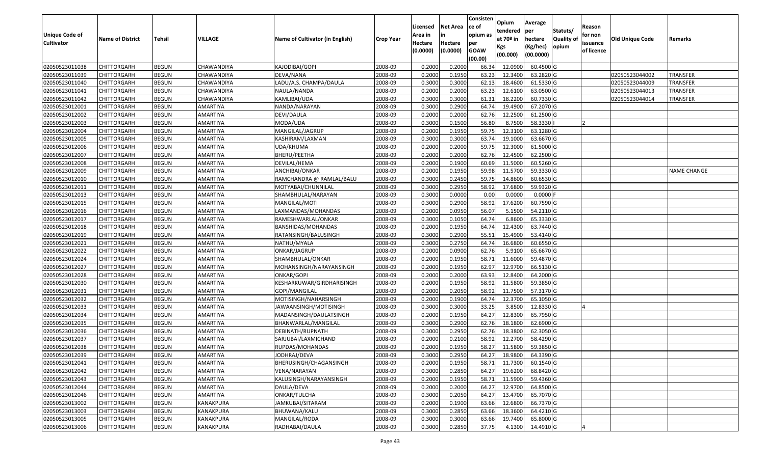| Unique Code of Cultivator | Name of District | Tehsil | VILLAGE | Name of Cultivator (in English) | Crop Year | Licensed Area in Hectare (0.0000) | Net Area in Hectare (0.0000) | Consistence of opium as per GOAW (00.00) | Opium tendered at 70º in Kgs (00.000) | Average per hectare (Kg/hec) (00.0000) | Statuts/ Quality of opium | Reason for non issuance of licence | Old Unique Code | Remarks |
|---|---|---|---|---|---|---|---|---|---|---|---|---|---|---|
| 02050523011038 | CHITTORGARH | BEGUN | CHAWANDIYA | KAJODIBAI/GOPI | 2008-09 | 0.2000 | 0.2000 | 66.34 | 12.0900 | 60.4500 | G | | | |
| 02050523011039 | CHITTORGARH | BEGUN | CHAWANDIYA | DEVA/NANA | 2008-09 | 0.2000 | 0.1950 | 63.23 | 12.3400 | 63.2820 | G | | 02050523044002 | TRANSFER |
| 02050523011040 | CHITTORGARH | BEGUN | CHAWANDIYA | LADU/A.S. CHAMPA/DAULA | 2008-09 | 0.3000 | 0.3000 | 62.13 | 18.4600 | 61.5330 | G | | 02050523044009 | TRANSFER |
| 02050523011041 | CHITTORGARH | BEGUN | CHAWANDIYA | NAULA/NANDA | 2008-09 | 0.2000 | 0.2000 | 63.23 | 12.6100 | 63.0500 | G | | 02050523044013 | TRANSFER |
| 02050523011042 | CHITTORGARH | BEGUN | CHAWANDIYA | KAMLIBAI/UDA | 2008-09 | 0.3000 | 0.3000 | 61.31 | 18.2200 | 60.7330 | G | | 02050523044014 | TRANSFER |
| 02050523012001 | CHITTORGARH | BEGUN | AMARTIYA | NANDA/NARAYAN | 2008-09 | 0.3000 | 0.2900 | 64.74 | 19.4900 | 67.2070 | G | | | |
| 02050523012002 | CHITTORGARH | BEGUN | AMARTIYA | DEVI/DAULA | 2008-09 | 0.2000 | 0.2000 | 62.76 | 12.2500 | 61.2500 | G | | | |
| 02050523012003 | CHITTORGARH | BEGUN | AMARTIYA | MODA/UDA | 2008-09 | 0.3000 | 0.1500 | 56.80 | 8.7500 | 58.3330 | I | 2 | | |
| 02050523012004 | CHITTORGARH | BEGUN | AMARTIYA | MANGILAL/JAGRUP | 2008-09 | 0.2000 | 0.1950 | 59.75 | 12.3100 | 63.1280 | G | | | |
| 02050523012005 | CHITTORGARH | BEGUN | AMARTIYA | KASHIRAM/LAXMAN | 2008-09 | 0.3000 | 0.3000 | 63.74 | 19.1000 | 63.6670 | G | | | |
| 02050523012006 | CHITTORGARH | BEGUN | AMARTIYA | UDA/KHUMA | 2008-09 | 0.2000 | 0.2000 | 59.75 | 12.3000 | 61.5000 | G | | | |
| 02050523012007 | CHITTORGARH | BEGUN | AMARTIYA | BHERU/PEETHA | 2008-09 | 0.2000 | 0.2000 | 62.76 | 12.4500 | 62.2500 | G | | | |
| 02050523012008 | CHITTORGARH | BEGUN | AMARTIYA | DEVILAL/HEMA | 2008-09 | 0.2000 | 0.1900 | 60.69 | 11.5000 | 60.5260 | G | | | |
| 02050523012009 | CHITTORGARH | BEGUN | AMARTIYA | ANCHIBAI/ONKAR | 2008-09 | 0.2000 | 0.1950 | 59.98 | 11.5700 | 59.3330 | G | | | NAME CHANGE |
| 02050523012010 | CHITTORGARH | BEGUN | AMARTIYA | RAMCHANDRA @ RAMLAL/BALU | 2008-09 | 0.3000 | 0.2450 | 59.75 | 14.8600 | 60.6530 | G | | | |
| 02050523012011 | CHITTORGARH | BEGUN | AMARTIYA | MOTYABAI/CHUNNILAL | 2008-09 | 0.3000 | 0.2950 | 58.92 | 17.6800 | 59.9320 | G | | | |
| 02050523012013 | CHITTORGARH | BEGUN | AMARTIYA | SHAMBHULAL/NARAYAN | 2008-09 | 0.3000 | 0.0000 | 0.00 | 0.0000 | 0.0000 | F | | | |
| 02050523012015 | CHITTORGARH | BEGUN | AMARTIYA | MANGILAL/MOTI | 2008-09 | 0.3000 | 0.2900 | 58.92 | 17.6200 | 60.7590 | G | | | |
| 02050523012016 | CHITTORGARH | BEGUN | AMARTIYA | LAXMANDAS/MOHANDAS | 2008-09 | 0.2000 | 0.0950 | 56.07 | 5.1500 | 54.2110 | G | | | |
| 02050523012017 | CHITTORGARH | BEGUN | AMARTIYA | RAMESHWARLAL/ONKAR | 2008-09 | 0.3000 | 0.1050 | 64.74 | 6.8600 | 65.3330 | G | | | |
| 02050523012018 | CHITTORGARH | BEGUN | AMARTIYA | BANSHIDAS/MOHANDAS | 2008-09 | 0.2000 | 0.1950 | 64.74 | 12.4300 | 63.7440 | G | | | |
| 02050523012019 | CHITTORGARH | BEGUN | AMARTIYA | RATANSINGH/BALUSINGH | 2008-09 | 0.3000 | 0.2900 | 55.51 | 15.4900 | 53.4140 | G | | | |
| 02050523012021 | CHITTORGARH | BEGUN | AMARTIYA | NATHU/MYALA | 2008-09 | 0.3000 | 0.2750 | 64.74 | 16.6800 | 60.6550 | G | | | |
| 02050523012022 | CHITTORGARH | BEGUN | AMARTIYA | ONKAR/JAGRUP | 2008-09 | 0.2000 | 0.0900 | 62.76 | 5.9100 | 65.6670 | G | | | |
| 02050523012024 | CHITTORGARH | BEGUN | AMARTIYA | SHAMBHULAL/ONKAR | 2008-09 | 0.2000 | 0.1950 | 58.71 | 11.6000 | 59.4870 | G | | | |
| 02050523012027 | CHITTORGARH | BEGUN | AMARTIYA | MOHANSINGH/NARAYANSINGH | 2008-09 | 0.2000 | 0.1950 | 62.97 | 12.9700 | 66.5130 | G | | | |
| 02050523012028 | CHITTORGARH | BEGUN | AMARTIYA | ONKAR/GOPI | 2008-09 | 0.2000 | 0.2000 | 63.93 | 12.8400 | 64.2000 | G | | | |
| 02050523012030 | CHITTORGARH | BEGUN | AMARTIYA | KESHARKUWAR/GIRDHARISINGH | 2008-09 | 0.2000 | 0.1950 | 58.92 | 11.5800 | 59.3850 | G | | | |
| 02050523012031 | CHITTORGARH | BEGUN | AMARTIYA | GOPI/MANGILAL | 2008-09 | 0.2000 | 0.2050 | 58.92 | 11.7500 | 57.3170 | G | | | |
| 02050523012032 | CHITTORGARH | BEGUN | AMARTIYA | MOTISINGH/NAHARSINGH | 2008-09 | 0.2000 | 0.1900 | 64.74 | 12.3700 | 65.1050 | G | | | |
| 02050523012033 | CHITTORGARH | BEGUN | AMARTIYA | JAWAANSINGH/MOTISINGH | 2008-09 | 0.3000 | 0.3000 | 33.25 | 3.8500 | 12.8330 | G | 4 | | |
| 02050523012034 | CHITTORGARH | BEGUN | AMARTIYA | MADANSINGH/DAULATSINGH | 2008-09 | 0.2000 | 0.1950 | 64.27 | 12.8300 | 65.7950 | G | | | |
| 02050523012035 | CHITTORGARH | BEGUN | AMARTIYA | BHANWARLAL/MANGILAL | 2008-09 | 0.3000 | 0.2900 | 62.76 | 18.1800 | 62.6900 | G | | | |
| 02050523012036 | CHITTORGARH | BEGUN | AMARTIYA | DEBINATH/RUPNATH | 2008-09 | 0.3000 | 0.2950 | 62.76 | 18.3800 | 62.3050 | G | | | |
| 02050523012037 | CHITTORGARH | BEGUN | AMARTIYA | SARJUBAI/LAXMICHAND | 2008-09 | 0.2000 | 0.2100 | 58.92 | 12.2700 | 58.4290 | G | | | |
| 02050523012038 | CHITTORGARH | BEGUN | AMARTIYA | RUPDAS/MOHANDAS | 2008-09 | 0.2000 | 0.1950 | 58.27 | 11.5800 | 59.3850 | G | | | |
| 02050523012039 | CHITTORGARH | BEGUN | AMARTIYA | JODHRAJ/DEVA | 2008-09 | 0.3000 | 0.2950 | 64.27 | 18.9800 | 64.3390 | G | | | |
| 02050523012041 | CHITTORGARH | BEGUN | AMARTIYA | BHERUSINGH/CHAGANSINGH | 2008-09 | 0.2000 | 0.1950 | 58.71 | 11.7300 | 60.1540 | G | | | |
| 02050523012042 | CHITTORGARH | BEGUN | AMARTIYA | VENA/NARAYAN | 2008-09 | 0.3000 | 0.2850 | 64.27 | 19.6200 | 68.8420 | G | | | |
| 02050523012043 | CHITTORGARH | BEGUN | AMARTIYA | KALUSINGH/NARAYANSINGH | 2008-09 | 0.2000 | 0.1950 | 58.71 | 11.5900 | 59.4360 | G | | | |
| 02050523012044 | CHITTORGARH | BEGUN | AMARTIYA | DAULA/DEVA | 2008-09 | 0.2000 | 0.2000 | 64.27 | 12.9700 | 64.8500 | G | | | |
| 02050523012046 | CHITTORGARH | BEGUN | AMARTIYA | ONKAR/TULCHA | 2008-09 | 0.3000 | 0.2050 | 64.27 | 13.4700 | 65.7070 | G | | | |
| 02050523013002 | CHITTORGARH | BEGUN | KANAKPURA | JAMKUBAI/SITARAM | 2008-09 | 0.2000 | 0.1900 | 63.66 | 12.6800 | 66.7370 | G | | | |
| 02050523013003 | CHITTORGARH | BEGUN | KANAKPURA | BHUWANA/KALU | 2008-09 | 0.3000 | 0.2850 | 63.66 | 18.3600 | 64.4210 | G | | | |
| 02050523013005 | CHITTORGARH | BEGUN | KANAKPURA | MANGILAL/RODA | 2008-09 | 0.3000 | 0.3000 | 63.66 | 19.7400 | 65.8000 | G | | | |
| 02050523013006 | CHITTORGARH | BEGUN | KANAKPURA | RADHABAI/DAULA | 2008-09 | 0.3000 | 0.2850 | 37.75 | 4.1300 | 14.4910 | G | 4 | | |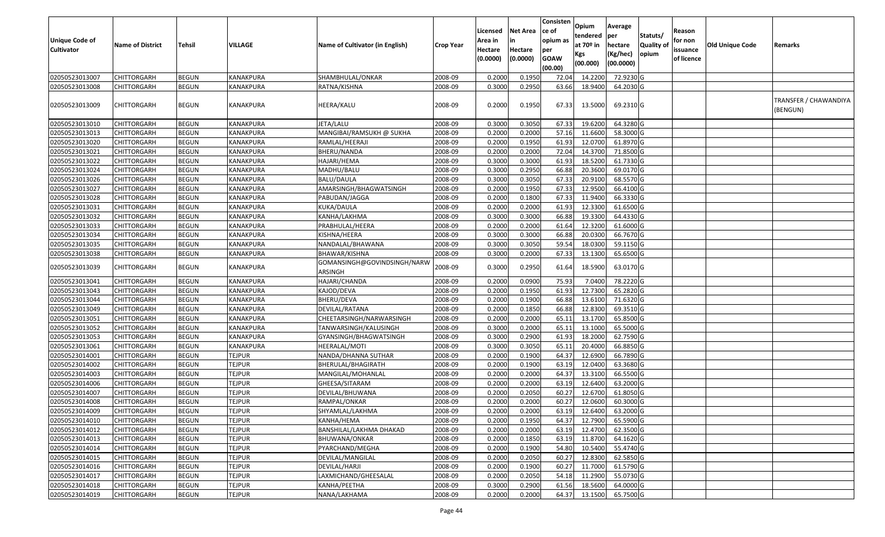| Unique Code of Cultivator | Name of District | Tehsil | VILLAGE | Name of Cultivator (in English) | Crop Year | Licensed Area in Hectare (0.0000) | Net Area in Hectare (0.0000) | Consistence of opium as per GOAW (00.00) | Opium tendered at 70º in Kgs (00.000) | Average per hectare (Kg/hec) (00.0000) | Statuts/ Quality of opium | Reason for non issuance of licence | Old Unique Code | Remarks |
|---|---|---|---|---|---|---|---|---|---|---|---|---|---|---|
| 02050523013007 | CHITTORGARH | BEGUN | KANAKPURA | SHAMBHULAL/ONKAR | 2008-09 | 0.2000 | 0.1950 | 72.04 | 14.2200 | 72.9230 | G | | | |
| 02050523013008 | CHITTORGARH | BEGUN | KANAKPURA | RATNA/KISHNA | 2008-09 | 0.3000 | 0.2950 | 63.66 | 18.9400 | 64.2030 | G | | | |
| 02050523013009 | CHITTORGARH | BEGUN | KANAKPURA | HEERA/KALU | 2008-09 | 0.2000 | 0.1950 | 67.33 | 13.5000 | 69.2310 | G | | | TRANSFER / CHAWANDIYA (BENGUN) |
| 02050523013010 | CHITTORGARH | BEGUN | KANAKPURA | JETA/LALU | 2008-09 | 0.3000 | 0.3050 | 67.33 | 19.6200 | 64.3280 | G | | | |
| 02050523013013 | CHITTORGARH | BEGUN | KANAKPURA | MANGIBAI/RAMSUKH @ SUKHA | 2008-09 | 0.2000 | 0.2000 | 57.16 | 11.6600 | 58.3000 | G | | | |
| 02050523013020 | CHITTORGARH | BEGUN | KANAKPURA | RAMLAL/HEERAJI | 2008-09 | 0.2000 | 0.1950 | 61.93 | 12.0700 | 61.8970 | G | | | |
| 02050523013021 | CHITTORGARH | BEGUN | KANAKPURA | BHERU/NANDA | 2008-09 | 0.2000 | 0.2000 | 72.04 | 14.3700 | 71.8500 | G | | | |
| 02050523013022 | CHITTORGARH | BEGUN | KANAKPURA | HAJARI/HEMA | 2008-09 | 0.3000 | 0.3000 | 61.93 | 18.5200 | 61.7330 | G | | | |
| 02050523013024 | CHITTORGARH | BEGUN | KANAKPURA | MADHU/BALU | 2008-09 | 0.3000 | 0.2950 | 66.88 | 20.3600 | 69.0170 | G | | | |
| 02050523013026 | CHITTORGARH | BEGUN | KANAKPURA | BALU/DAULA | 2008-09 | 0.3000 | 0.3050 | 67.33 | 20.9100 | 68.5570 | G | | | |
| 02050523013027 | CHITTORGARH | BEGUN | KANAKPURA | AMARSINGH/BHAGWATSINGH | 2008-09 | 0.2000 | 0.1950 | 67.33 | 12.9500 | 66.4100 | G | | | |
| 02050523013028 | CHITTORGARH | BEGUN | KANAKPURA | PABUDAN/JAGGA | 2008-09 | 0.2000 | 0.1800 | 67.33 | 11.9400 | 66.3330 | G | | | |
| 02050523013031 | CHITTORGARH | BEGUN | KANAKPURA | KUKA/DAULA | 2008-09 | 0.2000 | 0.2000 | 61.93 | 12.3300 | 61.6500 | G | | | |
| 02050523013032 | CHITTORGARH | BEGUN | KANAKPURA | KANHA/LAKHMA | 2008-09 | 0.3000 | 0.3000 | 66.88 | 19.3300 | 64.4330 | G | | | |
| 02050523013033 | CHITTORGARH | BEGUN | KANAKPURA | PRABHULAL/HEERA | 2008-09 | 0.2000 | 0.2000 | 61.64 | 12.3200 | 61.6000 | G | | | |
| 02050523013034 | CHITTORGARH | BEGUN | KANAKPURA | KISHNA/HEERA | 2008-09 | 0.3000 | 0.3000 | 66.88 | 20.0300 | 66.7670 | G | | | |
| 02050523013035 | CHITTORGARH | BEGUN | KANAKPURA | NANDALAL/BHAWANA | 2008-09 | 0.3000 | 0.3050 | 59.54 | 18.0300 | 59.1150 | G | | | |
| 02050523013038 | CHITTORGARH | BEGUN | KANAKPURA | BHAWAR/KISHNA | 2008-09 | 0.3000 | 0.2000 | 67.33 | 13.1300 | 65.6500 | G | | | |
| 02050523013039 | CHITTORGARH | BEGUN | KANAKPURA | GOMANSINGH@GOVINDSINGH/NARWARSINGH | 2008-09 | 0.3000 | 0.2950 | 61.64 | 18.5900 | 63.0170 | G | | | |
| 02050523013041 | CHITTORGARH | BEGUN | KANAKPURA | HAJARI/CHANDA | 2008-09 | 0.2000 | 0.0900 | 75.93 | 7.0400 | 78.2220 | G | | | |
| 02050523013043 | CHITTORGARH | BEGUN | KANAKPURA | KAJOD/DEVA | 2008-09 | 0.2000 | 0.1950 | 61.93 | 12.7300 | 65.2820 | G | | | |
| 02050523013044 | CHITTORGARH | BEGUN | KANAKPURA | BHERU/DEVA | 2008-09 | 0.2000 | 0.1900 | 66.88 | 13.6100 | 71.6320 | G | | | |
| 02050523013049 | CHITTORGARH | BEGUN | KANAKPURA | DEVILAL/RATANA | 2008-09 | 0.2000 | 0.1850 | 66.88 | 12.8300 | 69.3510 | G | | | |
| 02050523013051 | CHITTORGARH | BEGUN | KANAKPURA | CHEETARSINGH/NARWARSINGH | 2008-09 | 0.2000 | 0.2000 | 65.11 | 13.1700 | 65.8500 | G | | | |
| 02050523013052 | CHITTORGARH | BEGUN | KANAKPURA | TANWARSINGH/KALUSINGH | 2008-09 | 0.3000 | 0.2000 | 65.11 | 13.1000 | 65.5000 | G | | | |
| 02050523013053 | CHITTORGARH | BEGUN | KANAKPURA | GYANSINGH/BHAGWATSINGH | 2008-09 | 0.3000 | 0.2900 | 61.93 | 18.2000 | 62.7590 | G | | | |
| 02050523013061 | CHITTORGARH | BEGUN | KANAKPURA | HEERALAL/MOTI | 2008-09 | 0.3000 | 0.3050 | 65.11 | 20.4000 | 66.8850 | G | | | |
| 02050523014001 | CHITTORGARH | BEGUN | TEJPUR | NANDA/DHANNA SUTHAR | 2008-09 | 0.2000 | 0.1900 | 64.37 | 12.6900 | 66.7890 | G | | | |
| 02050523014002 | CHITTORGARH | BEGUN | TEJPUR | BHERULAL/BHAGIRATH | 2008-09 | 0.2000 | 0.1900 | 63.19 | 12.0400 | 63.3680 | G | | | |
| 02050523014003 | CHITTORGARH | BEGUN | TEJPUR | MANGILAL/MOHANLAL | 2008-09 | 0.2000 | 0.2000 | 64.37 | 13.3100 | 66.5500 | G | | | |
| 02050523014006 | CHITTORGARH | BEGUN | TEJPUR | GHEESA/SITARAM | 2008-09 | 0.2000 | 0.2000 | 63.19 | 12.6400 | 63.2000 | G | | | |
| 02050523014007 | CHITTORGARH | BEGUN | TEJPUR | DEVILAL/BHUWANA | 2008-09 | 0.2000 | 0.2050 | 60.27 | 12.6700 | 61.8050 | G | | | |
| 02050523014008 | CHITTORGARH | BEGUN | TEJPUR | RAMPAL/ONKAR | 2008-09 | 0.2000 | 0.2000 | 60.27 | 12.0600 | 60.3000 | G | | | |
| 02050523014009 | CHITTORGARH | BEGUN | TEJPUR | SHYAMLAL/LAKHMA | 2008-09 | 0.2000 | 0.2000 | 63.19 | 12.6400 | 63.2000 | G | | | |
| 02050523014010 | CHITTORGARH | BEGUN | TEJPUR | KANHA/HEMA | 2008-09 | 0.2000 | 0.1950 | 64.37 | 12.7900 | 65.5900 | G | | | |
| 02050523014012 | CHITTORGARH | BEGUN | TEJPUR | BANSHILAL/LAKHMA DHAKAD | 2008-09 | 0.2000 | 0.2000 | 63.19 | 12.4700 | 62.3500 | G | | | |
| 02050523014013 | CHITTORGARH | BEGUN | TEJPUR | BHUWANA/ONKAR | 2008-09 | 0.2000 | 0.1850 | 63.19 | 11.8700 | 64.1620 | G | | | |
| 02050523014014 | CHITTORGARH | BEGUN | TEJPUR | PYARCHAND/MEGHA | 2008-09 | 0.2000 | 0.1900 | 54.80 | 10.5400 | 55.4740 | G | | | |
| 02050523014015 | CHITTORGARH | BEGUN | TEJPUR | DEVILAL/MANGILAL | 2008-09 | 0.2000 | 0.2050 | 60.27 | 12.8300 | 62.5850 | G | | | |
| 02050523014016 | CHITTORGARH | BEGUN | TEJPUR | DEVILAL/HARJI | 2008-09 | 0.2000 | 0.1900 | 60.27 | 11.7000 | 61.5790 | G | | | |
| 02050523014017 | CHITTORGARH | BEGUN | TEJPUR | LAXMICHAND/GHEESALAL | 2008-09 | 0.2000 | 0.2050 | 54.18 | 11.2900 | 55.0730 | G | | | |
| 02050523014018 | CHITTORGARH | BEGUN | TEJPUR | KANHA/PEETHA | 2008-09 | 0.3000 | 0.2900 | 61.56 | 18.5600 | 64.0000 | G | | | |
| 02050523014019 | CHITTORGARH | BEGUN | TEJPUR | NANA/LAKHAMA | 2008-09 | 0.2000 | 0.2000 | 64.37 | 13.1500 | 65.7500 | G | | | |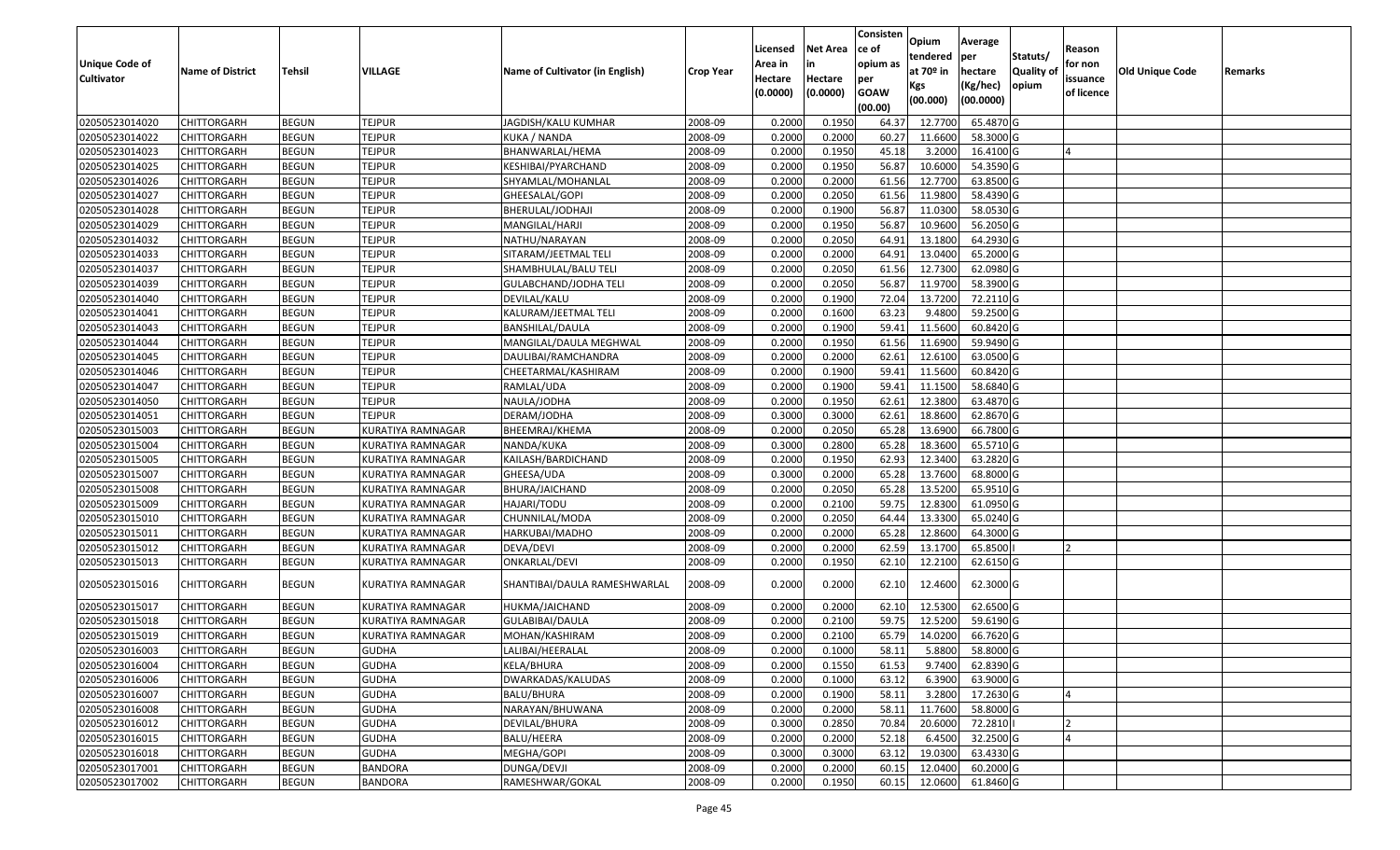| Unique Code of Cultivator | Name of District | Tehsil | VILLAGE | Name of Cultivator (in English) | Crop Year | Licensed Area in Hectare (0.0000) | Net Area in Hectare (0.0000) | Consistence of opium as per GOAW (00.00) | Opium tendered at 70º in Kgs (00.000) | Average per hectare (Kg/hec) (00.0000) | Statuts/ Quality of opium | Reason for non issuance of licence | Old Unique Code | Remarks |
|---|---|---|---|---|---|---|---|---|---|---|---|---|---|---|
| 02050523014020 | CHITTORGARH | BEGUN | TEJPUR | JAGDISH/KALU KUMHAR | 2008-09 | 0.2000 | 0.1950 | 64.37 | 12.7700 | 65.4870 | G | | | |
| 02050523014022 | CHITTORGARH | BEGUN | TEJPUR | KUKA / NANDA | 2008-09 | 0.2000 | 0.2000 | 60.27 | 11.6600 | 58.3000 | G | | | |
| 02050523014023 | CHITTORGARH | BEGUN | TEJPUR | BHANWARLAL/HEMA | 2008-09 | 0.2000 | 0.1950 | 45.18 | 3.2000 | 16.4100 | G | 4 | | |
| 02050523014025 | CHITTORGARH | BEGUN | TEJPUR | KESHIBAI/PYARCHAND | 2008-09 | 0.2000 | 0.1950 | 56.87 | 10.6000 | 54.3590 | G | | | |
| 02050523014026 | CHITTORGARH | BEGUN | TEJPUR | SHYAMLAL/MOHANLAL | 2008-09 | 0.2000 | 0.2000 | 61.56 | 12.7700 | 63.8500 | G | | | |
| 02050523014027 | CHITTORGARH | BEGUN | TEJPUR | GHEESALAL/GOPI | 2008-09 | 0.2000 | 0.2050 | 61.56 | 11.9800 | 58.4390 | G | | | |
| 02050523014028 | CHITTORGARH | BEGUN | TEJPUR | BHERULAL/JODHAJI | 2008-09 | 0.2000 | 0.1900 | 56.87 | 11.0300 | 58.0530 | G | | | |
| 02050523014029 | CHITTORGARH | BEGUN | TEJPUR | MANGILAL/HARJI | 2008-09 | 0.2000 | 0.1950 | 56.87 | 10.9600 | 56.2050 | G | | | |
| 02050523014032 | CHITTORGARH | BEGUN | TEJPUR | NATHU/NARAYAN | 2008-09 | 0.2000 | 0.2050 | 64.91 | 13.1800 | 64.2930 | G | | | |
| 02050523014033 | CHITTORGARH | BEGUN | TEJPUR | SITARAM/JEETMAL TELI | 2008-09 | 0.2000 | 0.2000 | 64.91 | 13.0400 | 65.2000 | G | | | |
| 02050523014037 | CHITTORGARH | BEGUN | TEJPUR | SHAMBHULAL/BALU TELI | 2008-09 | 0.2000 | 0.2050 | 61.56 | 12.7300 | 62.0980 | G | | | |
| 02050523014039 | CHITTORGARH | BEGUN | TEJPUR | GULABCHAND/JODHA TELI | 2008-09 | 0.2000 | 0.2050 | 56.87 | 11.9700 | 58.3900 | G | | | |
| 02050523014040 | CHITTORGARH | BEGUN | TEJPUR | DEVILAL/KALU | 2008-09 | 0.2000 | 0.1900 | 72.04 | 13.7200 | 72.2110 | G | | | |
| 02050523014041 | CHITTORGARH | BEGUN | TEJPUR | KALURAM/JEETMAL TELI | 2008-09 | 0.2000 | 0.1600 | 63.23 | 9.4800 | 59.2500 | G | | | |
| 02050523014043 | CHITTORGARH | BEGUN | TEJPUR | BANSHILAL/DAULA | 2008-09 | 0.2000 | 0.1900 | 59.41 | 11.5600 | 60.8420 | G | | | |
| 02050523014044 | CHITTORGARH | BEGUN | TEJPUR | MANGILAL/DAULA MEGHWAL | 2008-09 | 0.2000 | 0.1950 | 61.56 | 11.6900 | 59.9490 | G | | | |
| 02050523014045 | CHITTORGARH | BEGUN | TEJPUR | DAULIBAI/RAMCHANDRA | 2008-09 | 0.2000 | 0.2000 | 62.61 | 12.6100 | 63.0500 | G | | | |
| 02050523014046 | CHITTORGARH | BEGUN | TEJPUR | CHEETARMAL/KASHIRAM | 2008-09 | 0.2000 | 0.1900 | 59.41 | 11.5600 | 60.8420 | G | | | |
| 02050523014047 | CHITTORGARH | BEGUN | TEJPUR | RAMLAL/UDA | 2008-09 | 0.2000 | 0.1900 | 59.41 | 11.1500 | 58.6840 | G | | | |
| 02050523014050 | CHITTORGARH | BEGUN | TEJPUR | NAULA/JODHA | 2008-09 | 0.2000 | 0.1950 | 62.61 | 12.3800 | 63.4870 | G | | | |
| 02050523014051 | CHITTORGARH | BEGUN | TEJPUR | DERAM/JODHA | 2008-09 | 0.3000 | 0.3000 | 62.61 | 18.8600 | 62.8670 | G | | | |
| 02050523015003 | CHITTORGARH | BEGUN | KURATIYA RAMNAGAR | BHEEMRAJ/KHEMA | 2008-09 | 0.2000 | 0.2050 | 65.28 | 13.6900 | 66.7800 | G | | | |
| 02050523015004 | CHITTORGARH | BEGUN | KURATIYA RAMNAGAR | NANDA/KUKA | 2008-09 | 0.3000 | 0.2800 | 65.28 | 18.3600 | 65.5710 | G | | | |
| 02050523015005 | CHITTORGARH | BEGUN | KURATIYA RAMNAGAR | KAILASH/BARDICHAND | 2008-09 | 0.2000 | 0.1950 | 62.93 | 12.3400 | 63.2820 | G | | | |
| 02050523015007 | CHITTORGARH | BEGUN | KURATIYA RAMNAGAR | GHEESA/UDA | 2008-09 | 0.3000 | 0.2000 | 65.28 | 13.7600 | 68.8000 | G | | | |
| 02050523015008 | CHITTORGARH | BEGUN | KURATIYA RAMNAGAR | BHURA/JAICHAND | 2008-09 | 0.2000 | 0.2050 | 65.28 | 13.5200 | 65.9510 | G | | | |
| 02050523015009 | CHITTORGARH | BEGUN | KURATIYA RAMNAGAR | HAJARI/TODU | 2008-09 | 0.2000 | 0.2100 | 59.75 | 12.8300 | 61.0950 | G | | | |
| 02050523015010 | CHITTORGARH | BEGUN | KURATIYA RAMNAGAR | CHUNNILAL/MODA | 2008-09 | 0.2000 | 0.2050 | 64.44 | 13.3300 | 65.0240 | G | | | |
| 02050523015011 | CHITTORGARH | BEGUN | KURATIYA RAMNAGAR | HARKUBAI/MADHO | 2008-09 | 0.2000 | 0.2000 | 65.28 | 12.8600 | 64.3000 | G | | | |
| 02050523015012 | CHITTORGARH | BEGUN | KURATIYA RAMNAGAR | DEVA/DEVI | 2008-09 | 0.2000 | 0.2000 | 62.59 | 13.1700 | 65.8500 | I | 2 | | |
| 02050523015013 | CHITTORGARH | BEGUN | KURATIYA RAMNAGAR | ONKARLAL/DEVI | 2008-09 | 0.2000 | 0.1950 | 62.10 | 12.2100 | 62.6150 | G | | | |
| 02050523015016 | CHITTORGARH | BEGUN | KURATIYA RAMNAGAR | SHANTIBAI/DAULA RAMESHWARLAL | 2008-09 | 0.2000 | 0.2000 | 62.10 | 12.4600 | 62.3000 | G | | | |
| 02050523015017 | CHITTORGARH | BEGUN | KURATIYA RAMNAGAR | HUKMA/JAICHAND | 2008-09 | 0.2000 | 0.2000 | 62.10 | 12.5300 | 62.6500 | G | | | |
| 02050523015018 | CHITTORGARH | BEGUN | KURATIYA RAMNAGAR | GULABIBAI/DAULA | 2008-09 | 0.2000 | 0.2100 | 59.75 | 12.5200 | 59.6190 | G | | | |
| 02050523015019 | CHITTORGARH | BEGUN | KURATIYA RAMNAGAR | MOHAN/KASHIRAM | 2008-09 | 0.2000 | 0.2100 | 65.79 | 14.0200 | 66.7620 | G | | | |
| 02050523016003 | CHITTORGARH | BEGUN | GUDHA | LALIBAI/HEERALAL | 2008-09 | 0.2000 | 0.1000 | 58.11 | 5.8800 | 58.8000 | G | | | |
| 02050523016004 | CHITTORGARH | BEGUN | GUDHA | KELA/BHURA | 2008-09 | 0.2000 | 0.1550 | 61.53 | 9.7400 | 62.8390 | G | | | |
| 02050523016006 | CHITTORGARH | BEGUN | GUDHA | DWARKADAS/KALUDAS | 2008-09 | 0.2000 | 0.1000 | 63.12 | 6.3900 | 63.9000 | G | | | |
| 02050523016007 | CHITTORGARH | BEGUN | GUDHA | BALU/BHURA | 2008-09 | 0.2000 | 0.1900 | 58.11 | 3.2800 | 17.2630 | G | 4 | | |
| 02050523016008 | CHITTORGARH | BEGUN | GUDHA | NARAYAN/BHUWANA | 2008-09 | 0.2000 | 0.2000 | 58.11 | 11.7600 | 58.8000 | G | | | |
| 02050523016012 | CHITTORGARH | BEGUN | GUDHA | DEVILAL/BHURA | 2008-09 | 0.3000 | 0.2850 | 70.84 | 20.6000 | 72.2810 | I | 2 | | |
| 02050523016015 | CHITTORGARH | BEGUN | GUDHA | BALU/HEERA | 2008-09 | 0.2000 | 0.2000 | 52.18 | 6.4500 | 32.2500 | G | 4 | | |
| 02050523016018 | CHITTORGARH | BEGUN | GUDHA | MEGHA/GOPI | 2008-09 | 0.3000 | 0.3000 | 63.12 | 19.0300 | 63.4330 | G | | | |
| 02050523017001 | CHITTORGARH | BEGUN | BANDORA | DUNGA/DEVJI | 2008-09 | 0.2000 | 0.2000 | 60.15 | 12.0400 | 60.2000 | G | | | |
| 02050523017002 | CHITTORGARH | BEGUN | BANDORA | RAMESHWAR/GOKAL | 2008-09 | 0.2000 | 0.1950 | 60.15 | 12.0600 | 61.8460 | G | | | |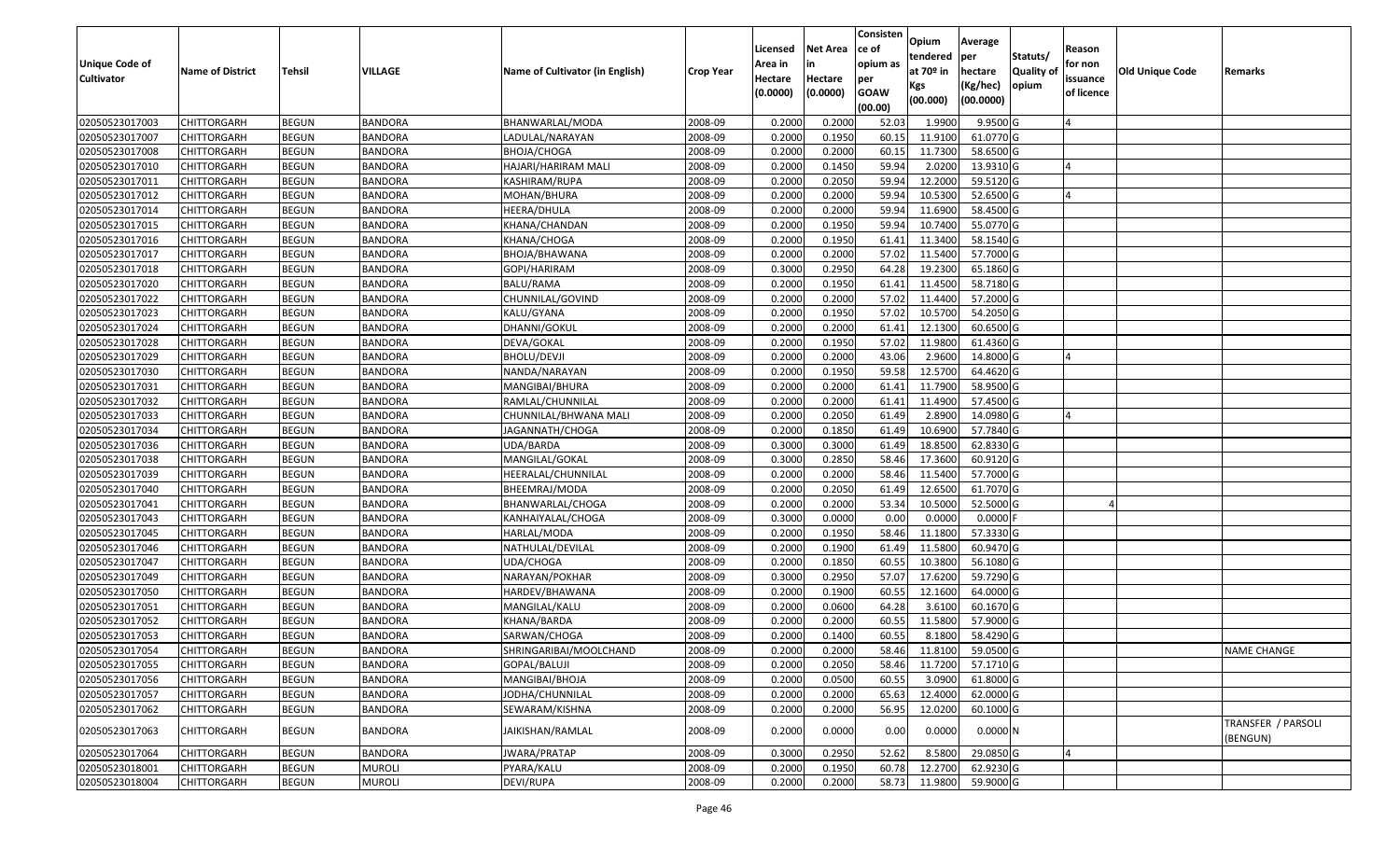| Unique Code of Cultivator | Name of District | Tehsil | VILLAGE | Name of Cultivator (in English) | Crop Year | Licensed Area in Hectare (0.0000) | Net Area in Hectare (0.0000) | Consistence of opium as per GOAW (00.00) | Opium tendered at 70º in Kgs (00.000) | Average per hectare (Kg/hec) (00.0000) | Statuts/ Quality of opium | Reason for non issuance of licence | Old Unique Code | Remarks |
|---|---|---|---|---|---|---|---|---|---|---|---|---|---|---|
| 02050523017003 | CHITTORGARH | BEGUN | BANDORA | BHANWARLAL/MODA | 2008-09 | 0.2000 | 0.2000 | 52.03 | 1.9900 | 9.9500 | G | 4 | | |
| 02050523017007 | CHITTORGARH | BEGUN | BANDORA | LADULAL/NARAYAN | 2008-09 | 0.2000 | 0.1950 | 60.15 | 11.9100 | 61.0770 | G | | | |
| 02050523017008 | CHITTORGARH | BEGUN | BANDORA | BHOJA/CHOGA | 2008-09 | 0.2000 | 0.2000 | 60.15 | 11.7300 | 58.6500 | G | | | |
| 02050523017010 | CHITTORGARH | BEGUN | BANDORA | HAJARI/HARIRAM MALI | 2008-09 | 0.2000 | 0.1450 | 59.94 | 2.0200 | 13.9310 | G | 4 | | |
| 02050523017011 | CHITTORGARH | BEGUN | BANDORA | KASHIRAM/RUPA | 2008-09 | 0.2000 | 0.2050 | 59.94 | 12.2000 | 59.5120 | G | | | |
| 02050523017012 | CHITTORGARH | BEGUN | BANDORA | MOHAN/BHURA | 2008-09 | 0.2000 | 0.2000 | 59.94 | 10.5300 | 52.6500 | G | 4 | | |
| 02050523017014 | CHITTORGARH | BEGUN | BANDORA | HEERA/DHULA | 2008-09 | 0.2000 | 0.2000 | 59.94 | 11.6900 | 58.4500 | G | | | |
| 02050523017015 | CHITTORGARH | BEGUN | BANDORA | KHANA/CHANDAN | 2008-09 | 0.2000 | 0.1950 | 59.94 | 10.7400 | 55.0770 | G | | | |
| 02050523017016 | CHITTORGARH | BEGUN | BANDORA | KHANA/CHOGA | 2008-09 | 0.2000 | 0.1950 | 61.41 | 11.3400 | 58.1540 | G | | | |
| 02050523017017 | CHITTORGARH | BEGUN | BANDORA | BHOJA/BHAWANA | 2008-09 | 0.2000 | 0.2000 | 57.02 | 11.5400 | 57.7000 | G | | | |
| 02050523017018 | CHITTORGARH | BEGUN | BANDORA | GOPI/HARIRAM | 2008-09 | 0.3000 | 0.2950 | 64.28 | 19.2300 | 65.1860 | G | | | |
| 02050523017020 | CHITTORGARH | BEGUN | BANDORA | BALU/RAMA | 2008-09 | 0.2000 | 0.1950 | 61.41 | 11.4500 | 58.7180 | G | | | |
| 02050523017022 | CHITTORGARH | BEGUN | BANDORA | CHUNNILAL/GOVIND | 2008-09 | 0.2000 | 0.2000 | 57.02 | 11.4400 | 57.2000 | G | | | |
| 02050523017023 | CHITTORGARH | BEGUN | BANDORA | KALU/GYANA | 2008-09 | 0.2000 | 0.1950 | 57.02 | 10.5700 | 54.2050 | G | | | |
| 02050523017024 | CHITTORGARH | BEGUN | BANDORA | DHANNI/GOKUL | 2008-09 | 0.2000 | 0.2000 | 61.41 | 12.1300 | 60.6500 | G | | | |
| 02050523017028 | CHITTORGARH | BEGUN | BANDORA | DEVA/GOKAL | 2008-09 | 0.2000 | 0.1950 | 57.02 | 11.9800 | 61.4360 | G | | | |
| 02050523017029 | CHITTORGARH | BEGUN | BANDORA | BHOLU/DEVJI | 2008-09 | 0.2000 | 0.2000 | 43.06 | 2.9600 | 14.8000 | G | 4 | | |
| 02050523017030 | CHITTORGARH | BEGUN | BANDORA | NANDA/NARAYAN | 2008-09 | 0.2000 | 0.1950 | 59.58 | 12.5700 | 64.4620 | G | | | |
| 02050523017031 | CHITTORGARH | BEGUN | BANDORA | MANGIBAI/BHURA | 2008-09 | 0.2000 | 0.2000 | 61.41 | 11.7900 | 58.9500 | G | | | |
| 02050523017032 | CHITTORGARH | BEGUN | BANDORA | RAMLAL/CHUNNILAL | 2008-09 | 0.2000 | 0.2000 | 61.41 | 11.4900 | 57.4500 | G | | | |
| 02050523017033 | CHITTORGARH | BEGUN | BANDORA | CHUNNILAL/BHWANA MALI | 2008-09 | 0.2000 | 0.2050 | 61.49 | 2.8900 | 14.0980 | G | 4 | | |
| 02050523017034 | CHITTORGARH | BEGUN | BANDORA | JAGANNATH/CHOGA | 2008-09 | 0.2000 | 0.1850 | 61.49 | 10.6900 | 57.7840 | G | | | |
| 02050523017036 | CHITTORGARH | BEGUN | BANDORA | UDA/BARDA | 2008-09 | 0.3000 | 0.3000 | 61.49 | 18.8500 | 62.8330 | G | | | |
| 02050523017038 | CHITTORGARH | BEGUN | BANDORA | MANGILAL/GOKAL | 2008-09 | 0.3000 | 0.2850 | 58.46 | 17.3600 | 60.9120 | G | | | |
| 02050523017039 | CHITTORGARH | BEGUN | BANDORA | HEERALAL/CHUNNILAL | 2008-09 | 0.2000 | 0.2000 | 58.46 | 11.5400 | 57.7000 | G | | | |
| 02050523017040 | CHITTORGARH | BEGUN | BANDORA | BHEEMRAJ/MODA | 2008-09 | 0.2000 | 0.2050 | 61.49 | 12.6500 | 61.7070 | G | | | |
| 02050523017041 | CHITTORGARH | BEGUN | BANDORA | BHANWARLAL/CHOGA | 2008-09 | 0.2000 | 0.2000 | 53.34 | 10.5000 | 52.5000 | G | 4 | | |
| 02050523017043 | CHITTORGARH | BEGUN | BANDORA | KANHAIYALAL/CHOGA | 2008-09 | 0.3000 | 0.0000 | 0.00 | 0.0000 | 0.0000 | F | | | |
| 02050523017045 | CHITTORGARH | BEGUN | BANDORA | HARLAL/MODA | 2008-09 | 0.2000 | 0.1950 | 58.46 | 11.1800 | 57.3330 | G | | | |
| 02050523017046 | CHITTORGARH | BEGUN | BANDORA | NATHULAL/DEVILAL | 2008-09 | 0.2000 | 0.1900 | 61.49 | 11.5800 | 60.9470 | G | | | |
| 02050523017047 | CHITTORGARH | BEGUN | BANDORA | UDA/CHOGA | 2008-09 | 0.2000 | 0.1850 | 60.55 | 10.3800 | 56.1080 | G | | | |
| 02050523017049 | CHITTORGARH | BEGUN | BANDORA | NARAYAN/POKHAR | 2008-09 | 0.3000 | 0.2950 | 57.07 | 17.6200 | 59.7290 | G | | | |
| 02050523017050 | CHITTORGARH | BEGUN | BANDORA | HARDEV/BHAWANA | 2008-09 | 0.2000 | 0.1900 | 60.55 | 12.1600 | 64.0000 | G | | | |
| 02050523017051 | CHITTORGARH | BEGUN | BANDORA | MANGILAL/KALU | 2008-09 | 0.2000 | 0.0600 | 64.28 | 3.6100 | 60.1670 | G | | | |
| 02050523017052 | CHITTORGARH | BEGUN | BANDORA | KHANA/BARDA | 2008-09 | 0.2000 | 0.2000 | 60.55 | 11.5800 | 57.9000 | G | | | |
| 02050523017053 | CHITTORGARH | BEGUN | BANDORA | SARWAN/CHOGA | 2008-09 | 0.2000 | 0.1400 | 60.55 | 8.1800 | 58.4290 | G | | | |
| 02050523017054 | CHITTORGARH | BEGUN | BANDORA | SHRINGARIBAI/MOOLCHAND | 2008-09 | 0.2000 | 0.2000 | 58.46 | 11.8100 | 59.0500 | G | | | NAME CHANGE |
| 02050523017055 | CHITTORGARH | BEGUN | BANDORA | GOPAL/BALUJI | 2008-09 | 0.2000 | 0.2050 | 58.46 | 11.7200 | 57.1710 | G | | | |
| 02050523017056 | CHITTORGARH | BEGUN | BANDORA | MANGIBAI/BHOJA | 2008-09 | 0.2000 | 0.0500 | 60.55 | 3.0900 | 61.8000 | G | | | |
| 02050523017057 | CHITTORGARH | BEGUN | BANDORA | JODHA/CHUNNILAL | 2008-09 | 0.2000 | 0.2000 | 65.63 | 12.4000 | 62.0000 | G | | | |
| 02050523017062 | CHITTORGARH | BEGUN | BANDORA | SEWARAM/KISHNA | 2008-09 | 0.2000 | 0.2000 | 56.95 | 12.0200 | 60.1000 | G | | | |
| 02050523017063 | CHITTORGARH | BEGUN | BANDORA | JAIKISHAN/RAMLAL | 2008-09 | 0.2000 | 0.0000 | 0.00 | 0.0000 | 0.0000 | N | | | TRANSFER / PARSOLI (BENGUN) |
| 02050523017064 | CHITTORGARH | BEGUN | BANDORA | JWARA/PRATAP | 2008-09 | 0.3000 | 0.2950 | 52.62 | 8.5800 | 29.0850 | G | 4 | | |
| 02050523018001 | CHITTORGARH | BEGUN | MUROLI | PYARA/KALU | 2008-09 | 0.2000 | 0.1950 | 60.78 | 12.2700 | 62.9230 | G | | | |
| 02050523018004 | CHITTORGARH | BEGUN | MUROLI | DEVI/RUPA | 2008-09 | 0.2000 | 0.2000 | 58.73 | 11.9800 | 59.9000 | G | | | |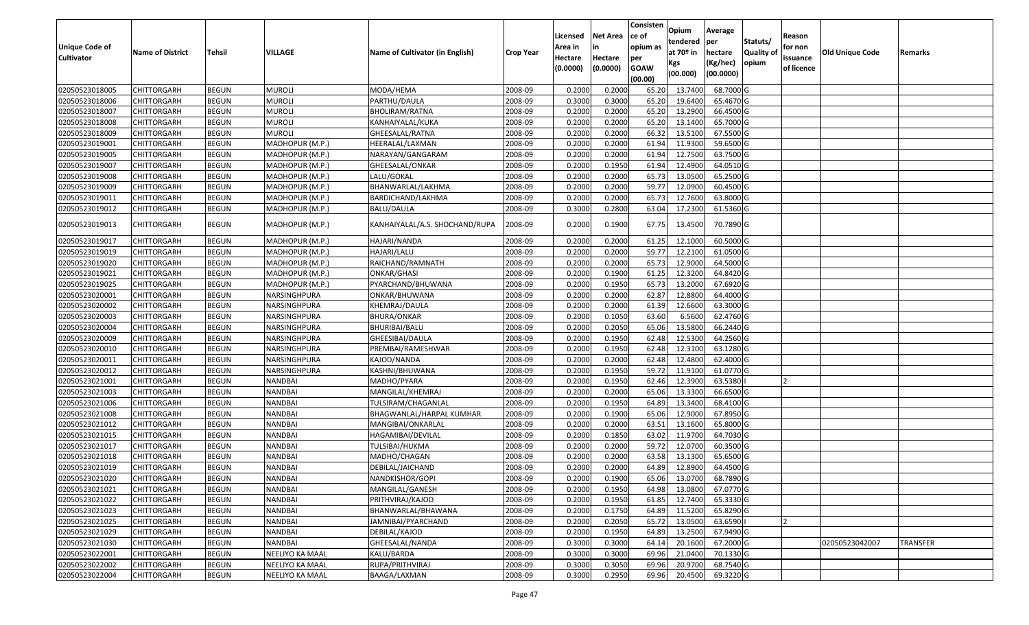| Unique Code of Cultivator | Name of District | Tehsil | VILLAGE | Name of Cultivator (in English) | Crop Year | Licensed Area in Hectare (0.0000) | Net Area in Hectare (0.0000) | Consistence of opium as per GOAW (00.00) | Opium tendered at 70º in Kgs (00.000) | Average per hectare (Kg/hec) (00.0000) | Statuts/ Quality of opium | Reason for non issuance of licence | Old Unique Code | Remarks |
|---|---|---|---|---|---|---|---|---|---|---|---|---|---|---|
| 02050523018005 | CHITTORGARH | BEGUN | MUROLI | MODA/HEMA | 2008-09 | 0.2000 | 0.2000 | 65.20 | 13.7400 | 68.7000 | G | | | |
| 02050523018006 | CHITTORGARH | BEGUN | MUROLI | PARTHU/DAULA | 2008-09 | 0.3000 | 0.3000 | 65.20 | 19.6400 | 65.4670 | G | | | |
| 02050523018007 | CHITTORGARH | BEGUN | MUROLI | BHOLIRAM/RATNA | 2008-09 | 0.2000 | 0.2000 | 65.20 | 13.2900 | 66.4500 | G | | | |
| 02050523018008 | CHITTORGARH | BEGUN | MUROLI | KANHAIYALAL/KUKA | 2008-09 | 0.2000 | 0.2000 | 65.20 | 13.1400 | 65.7000 | G | | | |
| 02050523018009 | CHITTORGARH | BEGUN | MUROLI | GHEESALAL/RATNA | 2008-09 | 0.2000 | 0.2000 | 66.32 | 13.5100 | 67.5500 | G | | | |
| 02050523019001 | CHITTORGARH | BEGUN | MADHOPUR (M.P.) | HEERALAL/LAXMAN | 2008-09 | 0.2000 | 0.2000 | 61.94 | 11.9300 | 59.6500 | G | | | |
| 02050523019005 | CHITTORGARH | BEGUN | MADHOPUR (M.P.) | NARAYAN/GANGARAM | 2008-09 | 0.2000 | 0.2000 | 61.94 | 12.7500 | 63.7500 | G | | | |
| 02050523019007 | CHITTORGARH | BEGUN | MADHOPUR (M.P.) | GHEESALAL/ONKAR | 2008-09 | 0.2000 | 0.1950 | 61.94 | 12.4900 | 64.0510 | G | | | |
| 02050523019008 | CHITTORGARH | BEGUN | MADHOPUR (M.P.) | LALU/GOKAL | 2008-09 | 0.2000 | 0.2000 | 65.73 | 13.0500 | 65.2500 | G | | | |
| 02050523019009 | CHITTORGARH | BEGUN | MADHOPUR (M.P.) | BHANWARLAL/LAKHMA | 2008-09 | 0.2000 | 0.2000 | 59.77 | 12.0900 | 60.4500 | G | | | |
| 02050523019011 | CHITTORGARH | BEGUN | MADHOPUR (M.P.) | BARDICHAND/LAKHMA | 2008-09 | 0.2000 | 0.2000 | 65.73 | 12.7600 | 63.8000 | G | | | |
| 02050523019012 | CHITTORGARH | BEGUN | MADHOPUR (M.P.) | BALU/DAULA | 2008-09 | 0.3000 | 0.2800 | 63.04 | 17.2300 | 61.5360 | G | | | |
| 02050523019013 | CHITTORGARH | BEGUN | MADHOPUR (M.P.) | KANHAIYALAL/A.S. SHOCHAND/RUPA | 2008-09 | 0.2000 | 0.1900 | 67.75 | 13.4500 | 70.7890 | G | | | |
| 02050523019017 | CHITTORGARH | BEGUN | MADHOPUR (M.P.) | HAJARI/NANDA | 2008-09 | 0.2000 | 0.2000 | 61.25 | 12.1000 | 60.5000 | G | | | |
| 02050523019019 | CHITTORGARH | BEGUN | MADHOPUR (M.P.) | HAJARI/LALU | 2008-09 | 0.2000 | 0.2000 | 59.77 | 12.2100 | 61.0500 | G | | | |
| 02050523019020 | CHITTORGARH | BEGUN | MADHOPUR (M.P.) | RAICHAND/RAMNATH | 2008-09 | 0.2000 | 0.2000 | 65.73 | 12.9000 | 64.5000 | G | | | |
| 02050523019021 | CHITTORGARH | BEGUN | MADHOPUR (M.P.) | ONKAR/GHASI | 2008-09 | 0.2000 | 0.1900 | 61.25 | 12.3200 | 64.8420 | G | | | |
| 02050523019025 | CHITTORGARH | BEGUN | MADHOPUR (M.P.) | PYARCHAND/BHUWANA | 2008-09 | 0.2000 | 0.1950 | 65.73 | 13.2000 | 67.6920 | G | | | |
| 02050523020001 | CHITTORGARH | BEGUN | NARSINGHPURA | ONKAR/BHUWANA | 2008-09 | 0.2000 | 0.2000 | 62.87 | 12.8800 | 64.4000 | G | | | |
| 02050523020002 | CHITTORGARH | BEGUN | NARSINGHPURA | KHEMRAJ/DAULA | 2008-09 | 0.2000 | 0.2000 | 61.39 | 12.6600 | 63.3000 | G | | | |
| 02050523020003 | CHITTORGARH | BEGUN | NARSINGHPURA | BHURA/ONKAR | 2008-09 | 0.2000 | 0.1050 | 63.60 | 6.5600 | 62.4760 | G | | | |
| 02050523020004 | CHITTORGARH | BEGUN | NARSINGHPURA | BHURIBAI/BALU | 2008-09 | 0.2000 | 0.2050 | 65.06 | 13.5800 | 66.2440 | G | | | |
| 02050523020009 | CHITTORGARH | BEGUN | NARSINGHPURA | GHEESIBAI/DAULA | 2008-09 | 0.2000 | 0.1950 | 62.48 | 12.5300 | 64.2560 | G | | | |
| 02050523020010 | CHITTORGARH | BEGUN | NARSINGHPURA | PREMBAI/RAMESHWAR | 2008-09 | 0.2000 | 0.1950 | 62.48 | 12.3100 | 63.1280 | G | | | |
| 02050523020011 | CHITTORGARH | BEGUN | NARSINGHPURA | KAJOD/NANDA | 2008-09 | 0.2000 | 0.2000 | 62.48 | 12.4800 | 62.4000 | G | | | |
| 02050523020012 | CHITTORGARH | BEGUN | NARSINGHPURA | KASHNI/BHUWANA | 2008-09 | 0.2000 | 0.1950 | 59.72 | 11.9100 | 61.0770 | G | | | |
| 02050523021001 | CHITTORGARH | BEGUN | NANDBAI | MADHO/PYARA | 2008-09 | 0.2000 | 0.1950 | 62.46 | 12.3900 | 63.5380 | I | 2 | | |
| 02050523021003 | CHITTORGARH | BEGUN | NANDBAI | MANGILAL/KHEMRAJ | 2008-09 | 0.2000 | 0.2000 | 65.06 | 13.3300 | 66.6500 | G | | | |
| 02050523021006 | CHITTORGARH | BEGUN | NANDBAI | TULSIRAM/CHAGANLAL | 2008-09 | 0.2000 | 0.1950 | 64.89 | 13.3400 | 68.4100 | G | | | |
| 02050523021008 | CHITTORGARH | BEGUN | NANDBAI | BHAGWANLAL/HARPAL KUMHAR | 2008-09 | 0.2000 | 0.1900 | 65.06 | 12.9000 | 67.8950 | G | | | |
| 02050523021012 | CHITTORGARH | BEGUN | NANDBAI | MANGIBAI/ONKARLAL | 2008-09 | 0.2000 | 0.2000 | 63.51 | 13.1600 | 65.8000 | G | | | |
| 02050523021015 | CHITTORGARH | BEGUN | NANDBAI | HAGAMIBAI/DEVILAL | 2008-09 | 0.2000 | 0.1850 | 63.02 | 11.9700 | 64.7030 | G | | | |
| 02050523021017 | CHITTORGARH | BEGUN | NANDBAI | TULSIBAI/HUKMA | 2008-09 | 0.2000 | 0.2000 | 59.72 | 12.0700 | 60.3500 | G | | | |
| 02050523021018 | CHITTORGARH | BEGUN | NANDBAI | MADHO/CHAGAN | 2008-09 | 0.2000 | 0.2000 | 63.58 | 13.1300 | 65.6500 | G | | | |
| 02050523021019 | CHITTORGARH | BEGUN | NANDBAI | DEBILAL/JAICHAND | 2008-09 | 0.2000 | 0.2000 | 64.89 | 12.8900 | 64.4500 | G | | | |
| 02050523021020 | CHITTORGARH | BEGUN | NANDBAI | NANDKISHOR/GOPI | 2008-09 | 0.2000 | 0.1900 | 65.06 | 13.0700 | 68.7890 | G | | | |
| 02050523021021 | CHITTORGARH | BEGUN | NANDBAI | MANGILAL/GANESH | 2008-09 | 0.2000 | 0.1950 | 64.98 | 13.0800 | 67.0770 | G | | | |
| 02050523021022 | CHITTORGARH | BEGUN | NANDBAI | PRITHVIRAJ/KAJOD | 2008-09 | 0.2000 | 0.1950 | 61.85 | 12.7400 | 65.3330 | G | | | |
| 02050523021023 | CHITTORGARH | BEGUN | NANDBAI | BHANWARLAL/BHAWANA | 2008-09 | 0.2000 | 0.1750 | 64.89 | 11.5200 | 65.8290 | G | | | |
| 02050523021025 | CHITTORGARH | BEGUN | NANDBAI | JAMNIBAI/PYARCHAND | 2008-09 | 0.2000 | 0.2050 | 65.72 | 13.0500 | 63.6590 | I | 2 | | |
| 02050523021029 | CHITTORGARH | BEGUN | NANDBAI | DEBILAL/KAJOD | 2008-09 | 0.2000 | 0.1950 | 64.89 | 13.2500 | 67.9490 | G | | | |
| 02050523021030 | CHITTORGARH | BEGUN | NANDBAI | GHEESALAL/NANDA | 2008-09 | 0.3000 | 0.3000 | 64.14 | 20.1600 | 67.2000 | G | | 02050523042007 | TRANSFER |
| 02050523022001 | CHITTORGARH | BEGUN | NEELIYO KA MAAL | KALU/BARDA | 2008-09 | 0.3000 | 0.3000 | 69.96 | 21.0400 | 70.1330 | G | | | |
| 02050523022002 | CHITTORGARH | BEGUN | NEELIYO KA MAAL | RUPA/PRITHVIRAJ | 2008-09 | 0.3000 | 0.3050 | 69.96 | 20.9700 | 68.7540 | G | | | |
| 02050523022004 | CHITTORGARH | BEGUN | NEELIYO KA MAAL | BAAGA/LAXMAN | 2008-09 | 0.3000 | 0.2950 | 69.96 | 20.4500 | 69.3220 | G | | | |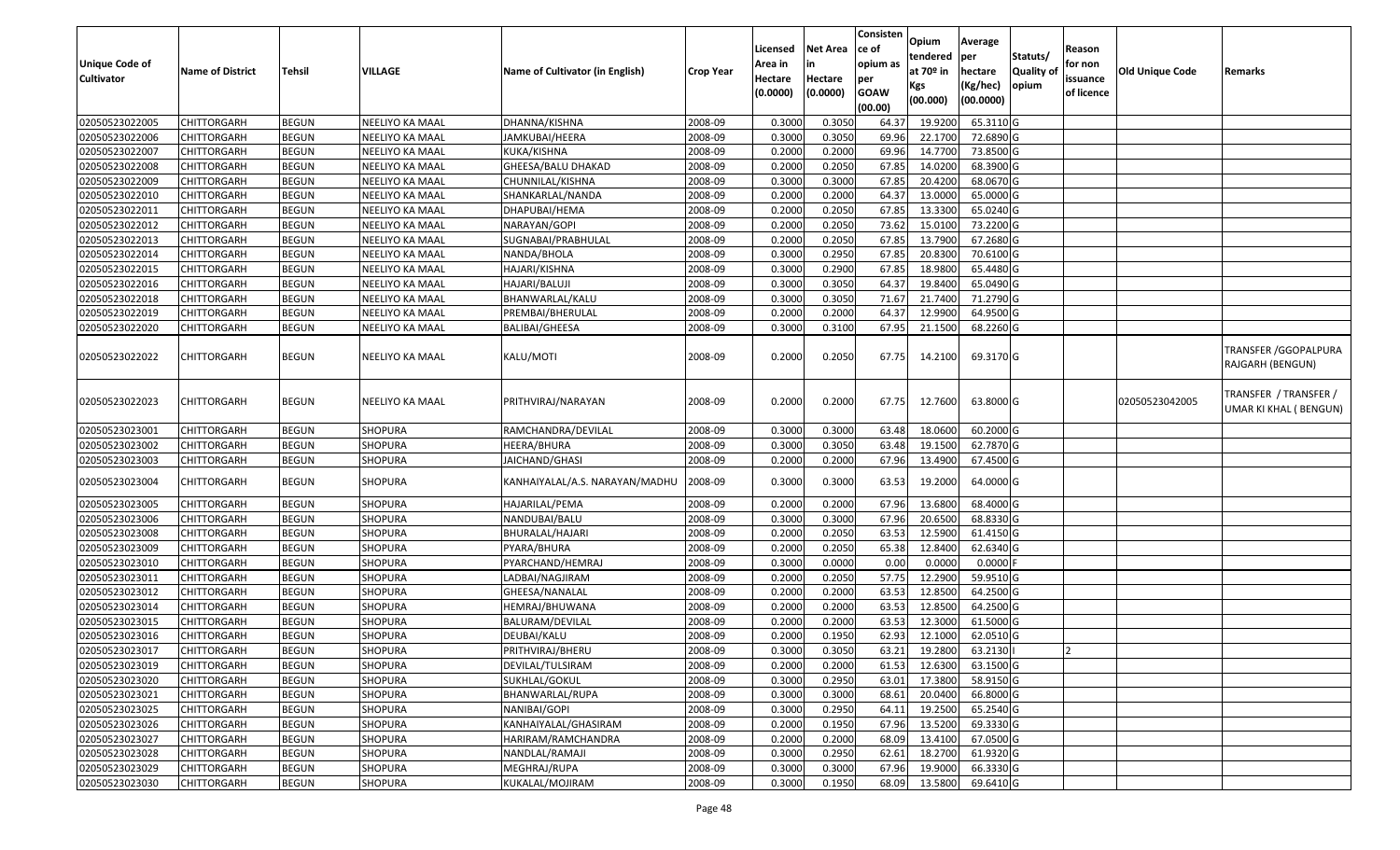| Unique Code of Cultivator | Name of District | Tehsil | VILLAGE | Name of Cultivator (in English) | Crop Year | Licensed Area in Hectare (0.0000) | Net Area in Hectare (0.0000) | Consisten ce of opium as per GOAW (00.00) | Opium tendered at 70º in Kgs (00.000) | Average per hectare (Kg/hec) (00.0000) | Statuts/ Quality of opium | Reason for non issuance of licence | Old Unique Code | Remarks |
|---|---|---|---|---|---|---|---|---|---|---|---|---|---|---|
| 02050523022005 | CHITTORGARH | BEGUN | NEELIYO KA MAAL | DHANNA/KISHNA | 2008-09 | 0.3000 | 0.3050 | 64.37 | 19.9200 | 65.3110 | G | | | |
| 02050523022006 | CHITTORGARH | BEGUN | NEELIYO KA MAAL | JAMKUBAI/HEERA | 2008-09 | 0.3000 | 0.3050 | 69.96 | 22.1700 | 72.6890 | G | | | |
| 02050523022007 | CHITTORGARH | BEGUN | NEELIYO KA MAAL | KUKA/KISHNA | 2008-09 | 0.2000 | 0.2000 | 69.96 | 14.7700 | 73.8500 | G | | | |
| 02050523022008 | CHITTORGARH | BEGUN | NEELIYO KA MAAL | GHEESA/BALU DHAKAD | 2008-09 | 0.2000 | 0.2050 | 67.85 | 14.0200 | 68.3900 | G | | | |
| 02050523022009 | CHITTORGARH | BEGUN | NEELIYO KA MAAL | CHUNNILAL/KISHNA | 2008-09 | 0.3000 | 0.3000 | 67.85 | 20.4200 | 68.0670 | G | | | |
| 02050523022010 | CHITTORGARH | BEGUN | NEELIYO KA MAAL | SHANKARLAL/NANDA | 2008-09 | 0.2000 | 0.2000 | 64.37 | 13.0000 | 65.0000 | G | | | |
| 02050523022011 | CHITTORGARH | BEGUN | NEELIYO KA MAAL | DHAPUBAI/HEMA | 2008-09 | 0.2000 | 0.2050 | 67.85 | 13.3300 | 65.0240 | G | | | |
| 02050523022012 | CHITTORGARH | BEGUN | NEELIYO KA MAAL | NARAYAN/GOPI | 2008-09 | 0.2000 | 0.2050 | 73.62 | 15.0100 | 73.2200 | G | | | |
| 02050523022013 | CHITTORGARH | BEGUN | NEELIYO KA MAAL | SUGNABAI/PRABHULAL | 2008-09 | 0.2000 | 0.2050 | 67.85 | 13.7900 | 67.2680 | G | | | |
| 02050523022014 | CHITTORGARH | BEGUN | NEELIYO KA MAAL | NANDA/BHOLA | 2008-09 | 0.3000 | 0.2950 | 67.85 | 20.8300 | 70.6100 | G | | | |
| 02050523022015 | CHITTORGARH | BEGUN | NEELIYO KA MAAL | HAJARI/KISHNA | 2008-09 | 0.3000 | 0.2900 | 67.85 | 18.9800 | 65.4480 | G | | | |
| 02050523022016 | CHITTORGARH | BEGUN | NEELIYO KA MAAL | HAJARI/BALUJI | 2008-09 | 0.3000 | 0.3050 | 64.37 | 19.8400 | 65.0490 | G | | | |
| 02050523022018 | CHITTORGARH | BEGUN | NEELIYO KA MAAL | BHANWARLAL/KALU | 2008-09 | 0.3000 | 0.3050 | 71.67 | 21.7400 | 71.2790 | G | | | |
| 02050523022019 | CHITTORGARH | BEGUN | NEELIYO KA MAAL | PREMBAI/BHERULAL | 2008-09 | 0.2000 | 0.2000 | 64.37 | 12.9900 | 64.9500 | G | | | |
| 02050523022020 | CHITTORGARH | BEGUN | NEELIYO KA MAAL | BALIBAI/GHEESA | 2008-09 | 0.3000 | 0.3100 | 67.95 | 21.1500 | 68.2260 | G | | | |
| 02050523022022 | CHITTORGARH | BEGUN | NEELIYO KA MAAL | KALU/MOTI | 2008-09 | 0.2000 | 0.2050 | 67.75 | 14.2100 | 69.3170 | G | | | TRANSFER /GGOPALPURA RAJGARH (BENGUN) |
| 02050523022023 | CHITTORGARH | BEGUN | NEELIYO KA MAAL | PRITHVIRAJ/NARAYAN | 2008-09 | 0.2000 | 0.2000 | 67.75 | 12.7600 | 63.8000 | G | | 02050523042005 | TRANSFER / TRANSFER / UMAR KI KHAL ( BENGUN) |
| 02050523023001 | CHITTORGARH | BEGUN | SHOPURA | RAMCHANDRA/DEVILAL | 2008-09 | 0.3000 | 0.3000 | 63.48 | 18.0600 | 60.2000 | G | | | |
| 02050523023002 | CHITTORGARH | BEGUN | SHOPURA | HEERA/BHURA | 2008-09 | 0.3000 | 0.3050 | 63.48 | 19.1500 | 62.7870 | G | | | |
| 02050523023003 | CHITTORGARH | BEGUN | SHOPURA | JAICHAND/GHASI | 2008-09 | 0.2000 | 0.2000 | 67.96 | 13.4900 | 67.4500 | G | | | |
| 02050523023004 | CHITTORGARH | BEGUN | SHOPURA | KANHAIYALAL/A.S. NARAYAN/MADHU | 2008-09 | 0.3000 | 0.3000 | 63.53 | 19.2000 | 64.0000 | G | | | |
| 02050523023005 | CHITTORGARH | BEGUN | SHOPURA | HAJARILAL/PEMA | 2008-09 | 0.2000 | 0.2000 | 67.96 | 13.6800 | 68.4000 | G | | | |
| 02050523023006 | CHITTORGARH | BEGUN | SHOPURA | NANDUBAI/BALU | 2008-09 | 0.3000 | 0.3000 | 67.96 | 20.6500 | 68.8330 | G | | | |
| 02050523023008 | CHITTORGARH | BEGUN | SHOPURA | BHURALAL/HAJARI | 2008-09 | 0.2000 | 0.2050 | 63.53 | 12.5900 | 61.4150 | G | | | |
| 02050523023009 | CHITTORGARH | BEGUN | SHOPURA | PYARA/BHURA | 2008-09 | 0.2000 | 0.2050 | 65.38 | 12.8400 | 62.6340 | G | | | |
| 02050523023010 | CHITTORGARH | BEGUN | SHOPURA | PYARCHAND/HEMRAJ | 2008-09 | 0.3000 | 0.0000 | 0.00 | 0.0000 | 0.0000 | F | | | |
| 02050523023011 | CHITTORGARH | BEGUN | SHOPURA | LADBAI/NAGJIRAM | 2008-09 | 0.2000 | 0.2050 | 57.75 | 12.2900 | 59.9510 | G | | | |
| 02050523023012 | CHITTORGARH | BEGUN | SHOPURA | GHEESA/NANALAL | 2008-09 | 0.2000 | 0.2000 | 63.53 | 12.8500 | 64.2500 | G | | | |
| 02050523023014 | CHITTORGARH | BEGUN | SHOPURA | HEMRAJ/BHUWANA | 2008-09 | 0.2000 | 0.2000 | 63.53 | 12.8500 | 64.2500 | G | | | |
| 02050523023015 | CHITTORGARH | BEGUN | SHOPURA | BALURAM/DEVILAL | 2008-09 | 0.2000 | 0.2000 | 63.53 | 12.3000 | 61.5000 | G | | | |
| 02050523023016 | CHITTORGARH | BEGUN | SHOPURA | DEUBAI/KALU | 2008-09 | 0.2000 | 0.1950 | 62.93 | 12.1000 | 62.0510 | G | | | |
| 02050523023017 | CHITTORGARH | BEGUN | SHOPURA | PRITHVIRAJ/BHERU | 2008-09 | 0.3000 | 0.3050 | 63.21 | 19.2800 | 63.2130 | I | 2 | | |
| 02050523023019 | CHITTORGARH | BEGUN | SHOPURA | DEVILAL/TULSIRAM | 2008-09 | 0.2000 | 0.2000 | 61.53 | 12.6300 | 63.1500 | G | | | |
| 02050523023020 | CHITTORGARH | BEGUN | SHOPURA | SUKHLAL/GOKUL | 2008-09 | 0.3000 | 0.2950 | 63.01 | 17.3800 | 58.9150 | G | | | |
| 02050523023021 | CHITTORGARH | BEGUN | SHOPURA | BHANWARLAL/RUPA | 2008-09 | 0.3000 | 0.3000 | 68.61 | 20.0400 | 66.8000 | G | | | |
| 02050523023025 | CHITTORGARH | BEGUN | SHOPURA | NANIBAI/GOPI | 2008-09 | 0.3000 | 0.2950 | 64.11 | 19.2500 | 65.2540 | G | | | |
| 02050523023026 | CHITTORGARH | BEGUN | SHOPURA | KANHAIYALAL/GHASIRAM | 2008-09 | 0.2000 | 0.1950 | 67.96 | 13.5200 | 69.3330 | G | | | |
| 02050523023027 | CHITTORGARH | BEGUN | SHOPURA | HARIRAM/RAMCHANDRA | 2008-09 | 0.2000 | 0.2000 | 68.09 | 13.4100 | 67.0500 | G | | | |
| 02050523023028 | CHITTORGARH | BEGUN | SHOPURA | NANDLAL/RAMAJI | 2008-09 | 0.3000 | 0.2950 | 62.61 | 18.2700 | 61.9320 | G | | | |
| 02050523023029 | CHITTORGARH | BEGUN | SHOPURA | MEGHRAJ/RUPA | 2008-09 | 0.3000 | 0.3000 | 67.96 | 19.9000 | 66.3330 | G | | | |
| 02050523023030 | CHITTORGARH | BEGUN | SHOPURA | KUKALAL/MOJIRAM | 2008-09 | 0.3000 | 0.1950 | 68.09 | 13.5800 | 69.6410 | G | | | |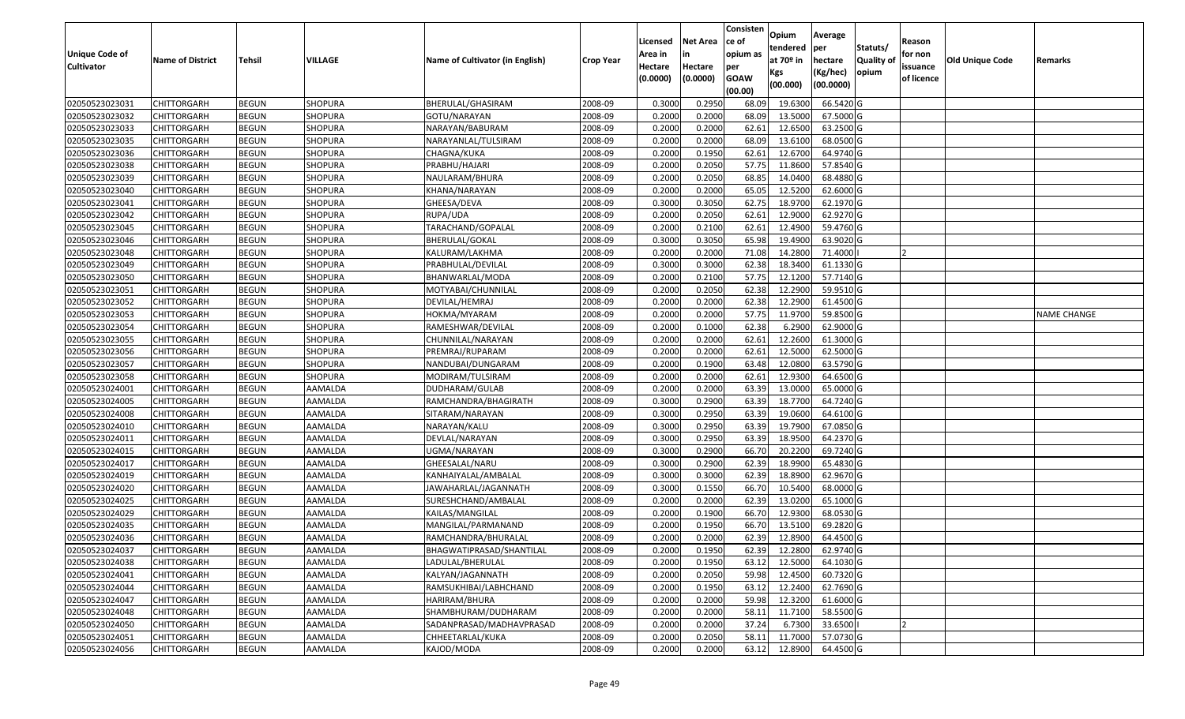| Unique Code of Cultivator | Name of District | Tehsil | VILLAGE | Name of Cultivator (in English) | Crop Year | Licensed Area in Hectare (0.0000) | Net Area in Hectare (0.0000) | Consistence of opium as per GOAW (00.00) | Opium tendered at 70º in Kgs (00.000) | Average per hectare (Kg/hec) (00.0000) | Statuts/ Quality of opium | Reason for non issuance of licence | Old Unique Code | Remarks |
|---|---|---|---|---|---|---|---|---|---|---|---|---|---|---|
| 02050523023031 | CHITTORGARH | BEGUN | SHOPURA | BHERULAL/GHASIRAM | 2008-09 | 0.3000 | 0.2950 | 68.09 | 19.6300 | 66.5420 | G | | | |
| 02050523023032 | CHITTORGARH | BEGUN | SHOPURA | GOTU/NARAYAN | 2008-09 | 0.2000 | 0.2000 | 68.09 | 13.5000 | 67.5000 | G | | | |
| 02050523023033 | CHITTORGARH | BEGUN | SHOPURA | NARAYAN/BABURAM | 2008-09 | 0.2000 | 0.2000 | 62.61 | 12.6500 | 63.2500 | G | | | |
| 02050523023035 | CHITTORGARH | BEGUN | SHOPURA | NARAYANLAL/TULSIRAM | 2008-09 | 0.2000 | 0.2000 | 68.09 | 13.6100 | 68.0500 | G | | | |
| 02050523023036 | CHITTORGARH | BEGUN | SHOPURA | CHAGNA/KUKA | 2008-09 | 0.2000 | 0.1950 | 62.61 | 12.6700 | 64.9740 | G | | | |
| 02050523023038 | CHITTORGARH | BEGUN | SHOPURA | PRABHU/HAJARI | 2008-09 | 0.2000 | 0.2050 | 57.75 | 11.8600 | 57.8540 | G | | | |
| 02050523023039 | CHITTORGARH | BEGUN | SHOPURA | NAULARAM/BHURA | 2008-09 | 0.2000 | 0.2050 | 68.85 | 14.0400 | 68.4880 | G | | | |
| 02050523023040 | CHITTORGARH | BEGUN | SHOPURA | KHANA/NARAYAN | 2008-09 | 0.2000 | 0.2000 | 65.05 | 12.5200 | 62.6000 | G | | | |
| 02050523023041 | CHITTORGARH | BEGUN | SHOPURA | GHEESA/DEVA | 2008-09 | 0.3000 | 0.3050 | 62.75 | 18.9700 | 62.1970 | G | | | |
| 02050523023042 | CHITTORGARH | BEGUN | SHOPURA | RUPA/UDA | 2008-09 | 0.2000 | 0.2050 | 62.61 | 12.9000 | 62.9270 | G | | | |
| 02050523023045 | CHITTORGARH | BEGUN | SHOPURA | TARACHAND/GOPALAL | 2008-09 | 0.2000 | 0.2100 | 62.61 | 12.4900 | 59.4760 | G | | | |
| 02050523023046 | CHITTORGARH | BEGUN | SHOPURA | BHERULAL/GOKAL | 2008-09 | 0.3000 | 0.3050 | 65.98 | 19.4900 | 63.9020 | G | | | |
| 02050523023048 | CHITTORGARH | BEGUN | SHOPURA | KALURAM/LAKHMA | 2008-09 | 0.2000 | 0.2000 | 71.08 | 14.2800 | 71.4000 | I | 2 | | |
| 02050523023049 | CHITTORGARH | BEGUN | SHOPURA | PRABHULAL/DEVILAL | 2008-09 | 0.3000 | 0.3000 | 62.38 | 18.3400 | 61.1330 | G | | | |
| 02050523023050 | CHITTORGARH | BEGUN | SHOPURA | BHANWARLAL/MODA | 2008-09 | 0.2000 | 0.2100 | 57.75 | 12.1200 | 57.7140 | G | | | |
| 02050523023051 | CHITTORGARH | BEGUN | SHOPURA | MOTYABAI/CHUNNILAL | 2008-09 | 0.2000 | 0.2050 | 62.38 | 12.2900 | 59.9510 | G | | | |
| 02050523023052 | CHITTORGARH | BEGUN | SHOPURA | DEVILAL/HEMRAJ | 2008-09 | 0.2000 | 0.2000 | 62.38 | 12.2900 | 61.4500 | G | | | |
| 02050523023053 | CHITTORGARH | BEGUN | SHOPURA | HOKMA/MYARAM | 2008-09 | 0.2000 | 0.2000 | 57.75 | 11.9700 | 59.8500 | G | | | NAME CHANGE |
| 02050523023054 | CHITTORGARH | BEGUN | SHOPURA | RAMESHWAR/DEVILAL | 2008-09 | 0.2000 | 0.1000 | 62.38 | 6.2900 | 62.9000 | G | | | |
| 02050523023055 | CHITTORGARH | BEGUN | SHOPURA | CHUNNILAL/NARAYAN | 2008-09 | 0.2000 | 0.2000 | 62.61 | 12.2600 | 61.3000 | G | | | |
| 02050523023056 | CHITTORGARH | BEGUN | SHOPURA | PREMRAJ/RUPARAM | 2008-09 | 0.2000 | 0.2000 | 62.61 | 12.5000 | 62.5000 | G | | | |
| 02050523023057 | CHITTORGARH | BEGUN | SHOPURA | NANDUBAI/DUNGARAM | 2008-09 | 0.2000 | 0.1900 | 63.48 | 12.0800 | 63.5790 | G | | | |
| 02050523023058 | CHITTORGARH | BEGUN | SHOPURA | MODIRAM/TULSIRAM | 2008-09 | 0.2000 | 0.2000 | 62.61 | 12.9300 | 64.6500 | G | | | |
| 02050523024001 | CHITTORGARH | BEGUN | AAMALDA | DUDHARAM/GULAB | 2008-09 | 0.2000 | 0.2000 | 63.39 | 13.0000 | 65.0000 | G | | | |
| 02050523024005 | CHITTORGARH | BEGUN | AAMALDA | RAMCHANDRA/BHAGIRATH | 2008-09 | 0.3000 | 0.2900 | 63.39 | 18.7700 | 64.7240 | G | | | |
| 02050523024008 | CHITTORGARH | BEGUN | AAMALDA | SITARAM/NARAYAN | 2008-09 | 0.3000 | 0.2950 | 63.39 | 19.0600 | 64.6100 | G | | | |
| 02050523024010 | CHITTORGARH | BEGUN | AAMALDA | NARAYAN/KALU | 2008-09 | 0.3000 | 0.2950 | 63.39 | 19.7900 | 67.0850 | G | | | |
| 02050523024011 | CHITTORGARH | BEGUN | AAMALDA | DEVLAL/NARAYAN | 2008-09 | 0.3000 | 0.2950 | 63.39 | 18.9500 | 64.2370 | G | | | |
| 02050523024015 | CHITTORGARH | BEGUN | AAMALDA | UGMA/NARAYAN | 2008-09 | 0.3000 | 0.2900 | 66.70 | 20.2200 | 69.7240 | G | | | |
| 02050523024017 | CHITTORGARH | BEGUN | AAMALDA | GHEESALAL/NARU | 2008-09 | 0.3000 | 0.2900 | 62.39 | 18.9900 | 65.4830 | G | | | |
| 02050523024019 | CHITTORGARH | BEGUN | AAMALDA | KANHAIYALAL/AMBALAL | 2008-09 | 0.3000 | 0.3000 | 62.39 | 18.8900 | 62.9670 | G | | | |
| 02050523024020 | CHITTORGARH | BEGUN | AAMALDA | JAWAHARLAL/JAGANNATH | 2008-09 | 0.3000 | 0.1550 | 66.70 | 10.5400 | 68.0000 | G | | | |
| 02050523024025 | CHITTORGARH | BEGUN | AAMALDA | SURESHCHAND/AMBALAL | 2008-09 | 0.2000 | 0.2000 | 62.39 | 13.0200 | 65.1000 | G | | | |
| 02050523024029 | CHITTORGARH | BEGUN | AAMALDA | KAILAS/MANGILAL | 2008-09 | 0.2000 | 0.1900 | 66.70 | 12.9300 | 68.0530 | G | | | |
| 02050523024035 | CHITTORGARH | BEGUN | AAMALDA | MANGILAL/PARMANAND | 2008-09 | 0.2000 | 0.1950 | 66.70 | 13.5100 | 69.2820 | G | | | |
| 02050523024036 | CHITTORGARH | BEGUN | AAMALDA | RAMCHANDRA/BHURALAL | 2008-09 | 0.2000 | 0.2000 | 62.39 | 12.8900 | 64.4500 | G | | | |
| 02050523024037 | CHITTORGARH | BEGUN | AAMALDA | BHAGWATIPRASAD/SHANTILAL | 2008-09 | 0.2000 | 0.1950 | 62.39 | 12.2800 | 62.9740 | G | | | |
| 02050523024038 | CHITTORGARH | BEGUN | AAMALDA | LADULAL/BHERULAL | 2008-09 | 0.2000 | 0.1950 | 63.12 | 12.5000 | 64.1030 | G | | | |
| 02050523024041 | CHITTORGARH | BEGUN | AAMALDA | KALYAN/JAGANNATH | 2008-09 | 0.2000 | 0.2050 | 59.98 | 12.4500 | 60.7320 | G | | | |
| 02050523024044 | CHITTORGARH | BEGUN | AAMALDA | RAMSUKHIBAI/LABHCHAND | 2008-09 | 0.2000 | 0.1950 | 63.12 | 12.2400 | 62.7690 | G | | | |
| 02050523024047 | CHITTORGARH | BEGUN | AAMALDA | HARIRAM/BHURA | 2008-09 | 0.2000 | 0.2000 | 59.98 | 12.3200 | 61.6000 | G | | | |
| 02050523024048 | CHITTORGARH | BEGUN | AAMALDA | SHAMBHURAM/DUDHARAM | 2008-09 | 0.2000 | 0.2000 | 58.11 | 11.7100 | 58.5500 | G | | | |
| 02050523024050 | CHITTORGARH | BEGUN | AAMALDA | SADANPRASAD/MADHAVPRASAD | 2008-09 | 0.2000 | 0.2000 | 37.24 | 6.7300 | 33.6500 | I | 2 | | |
| 02050523024051 | CHITTORGARH | BEGUN | AAMALDA | CHHEETARLAL/KUKA | 2008-09 | 0.2000 | 0.2050 | 58.11 | 11.7000 | 57.0730 | G | | | |
| 02050523024056 | CHITTORGARH | BEGUN | AAMALDA | KAJOD/MODA | 2008-09 | 0.2000 | 0.2000 | 63.12 | 12.8900 | 64.4500 | G | | | |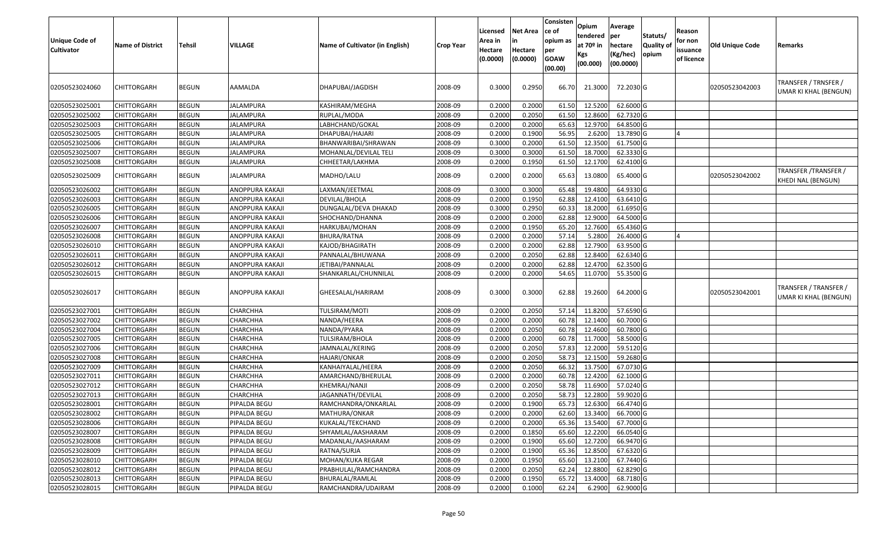| Unique Code of Cultivator | Name of District | Tehsil | VILLAGE | Name of Cultivator (in English) | Crop Year | Licensed Area in Hectare (0.0000) | Net Area in Hectare (0.0000) | Consistence of opium as per GOAW (00.00) | Opium tendered at 70º in Kgs (00.000) | Average per hectare (Kg/hec) (00.0000) | Statuts/ Quality of opium | Reason for non issuance of licence | Old Unique Code | Remarks |
|---|---|---|---|---|---|---|---|---|---|---|---|---|---|---|
| 02050523024060 | CHITTORGARH | BEGUN | AAMALDA | DHAPUBAI/JAGDISH | 2008-09 | 0.3000 | 0.2950 | 66.70 | 21.3000 | 72.2030 | G | | 02050523042003 | TRANSFER / TRNSFER / UMAR KI KHAL (BENGUN) |
| 02050523025001 | CHITTORGARH | BEGUN | JALAMPURA | KASHIRAM/MEGHA | 2008-09 | 0.2000 | 0.2000 | 61.50 | 12.5200 | 62.6000 | G | | | |
| 02050523025002 | CHITTORGARH | BEGUN | JALAMPURA | RUPLAL/MODA | 2008-09 | 0.2000 | 0.2050 | 61.50 | 12.8600 | 62.7320 | G | | | |
| 02050523025003 | CHITTORGARH | BEGUN | JALAMPURA | LABHCHAND/GOKAL | 2008-09 | 0.2000 | 0.2000 | 65.63 | 12.9700 | 64.8500 | G | | | |
| 02050523025005 | CHITTORGARH | BEGUN | JALAMPURA | DHAPUBAI/HAJARI | 2008-09 | 0.2000 | 0.1900 | 56.95 | 2.6200 | 13.7890 | G | 4 | | |
| 02050523025006 | CHITTORGARH | BEGUN | JALAMPURA | BHANWARIBAI/SHRAWAN | 2008-09 | 0.3000 | 0.2000 | 61.50 | 12.3500 | 61.7500 | G | | | |
| 02050523025007 | CHITTORGARH | BEGUN | JALAMPURA | MOHANLAL/DEVILAL TELI | 2008-09 | 0.3000 | 0.3000 | 61.50 | 18.7000 | 62.3330 | G | | | |
| 02050523025008 | CHITTORGARH | BEGUN | JALAMPURA | CHHEETAR/LAKHMA | 2008-09 | 0.2000 | 0.1950 | 61.50 | 12.1700 | 62.4100 | G | | | |
| 02050523025009 | CHITTORGARH | BEGUN | JALAMPURA | MADHO/LALU | 2008-09 | 0.2000 | 0.2000 | 65.63 | 13.0800 | 65.4000 | G | | 02050523042002 | TRANSFER /TRANSFER / KHEDI NAL (BENGUN) |
| 02050523026002 | CHITTORGARH | BEGUN | ANOPPURA KAKAJI | LAXMAN/JEETMAL | 2008-09 | 0.3000 | 0.3000 | 65.48 | 19.4800 | 64.9330 | G | | | |
| 02050523026003 | CHITTORGARH | BEGUN | ANOPPURA KAKAJI | DEVILAL/BHOLA | 2008-09 | 0.2000 | 0.1950 | 62.88 | 12.4100 | 63.6410 | G | | | |
| 02050523026005 | CHITTORGARH | BEGUN | ANOPPURA KAKAJI | DUNGALAL/DEVA DHAKAD | 2008-09 | 0.3000 | 0.2950 | 60.33 | 18.2000 | 61.6950 | G | | | |
| 02050523026006 | CHITTORGARH | BEGUN | ANOPPURA KAKAJI | SHOCHAND/DHANNA | 2008-09 | 0.2000 | 0.2000 | 62.88 | 12.9000 | 64.5000 | G | | | |
| 02050523026007 | CHITTORGARH | BEGUN | ANOPPURA KAKAJI | HARKUBAI/MOHAN | 2008-09 | 0.2000 | 0.1950 | 65.20 | 12.7600 | 65.4360 | G | | | |
| 02050523026008 | CHITTORGARH | BEGUN | ANOPPURA KAKAJI | BHURA/RATNA | 2008-09 | 0.2000 | 0.2000 | 57.14 | 5.2800 | 26.4000 | G | 4 | | |
| 02050523026010 | CHITTORGARH | BEGUN | ANOPPURA KAKAJI | KAJOD/BHAGIRATH | 2008-09 | 0.2000 | 0.2000 | 62.88 | 12.7900 | 63.9500 | G | | | |
| 02050523026011 | CHITTORGARH | BEGUN | ANOPPURA KAKAJI | PANNALAL/BHUWANA | 2008-09 | 0.2000 | 0.2050 | 62.88 | 12.8400 | 62.6340 | G | | | |
| 02050523026012 | CHITTORGARH | BEGUN | ANOPPURA KAKAJI | JETIBAI/PANNALAL | 2008-09 | 0.2000 | 0.2000 | 62.88 | 12.4700 | 62.3500 | G | | | |
| 02050523026015 | CHITTORGARH | BEGUN | ANOPPURA KAKAJI | SHANKARLAL/CHUNNILAL | 2008-09 | 0.2000 | 0.2000 | 54.65 | 11.0700 | 55.3500 | G | | | |
| 02050523026017 | CHITTORGARH | BEGUN | ANOPPURA KAKAJI | GHEESALAL/HARIRAM | 2008-09 | 0.3000 | 0.3000 | 62.88 | 19.2600 | 64.2000 | G | | 02050523042001 | TRANSFER / TRANSFER / UMAR KI KHAL (BENGUN) |
| 02050523027001 | CHITTORGARH | BEGUN | CHARCHHA | TULSIRAM/MOTI | 2008-09 | 0.2000 | 0.2050 | 57.14 | 11.8200 | 57.6590 | G | | | |
| 02050523027002 | CHITTORGARH | BEGUN | CHARCHHA | NANDA/HEERA | 2008-09 | 0.2000 | 0.2000 | 60.78 | 12.1400 | 60.7000 | G | | | |
| 02050523027004 | CHITTORGARH | BEGUN | CHARCHHA | NANDA/PYARA | 2008-09 | 0.2000 | 0.2050 | 60.78 | 12.4600 | 60.7800 | G | | | |
| 02050523027005 | CHITTORGARH | BEGUN | CHARCHHA | TULSIRAM/BHOLA | 2008-09 | 0.2000 | 0.2000 | 60.78 | 11.7000 | 58.5000 | G | | | |
| 02050523027006 | CHITTORGARH | BEGUN | CHARCHHA | JAMNALAL/KERING | 2008-09 | 0.2000 | 0.2050 | 57.83 | 12.2000 | 59.5120 | G | | | |
| 02050523027008 | CHITTORGARH | BEGUN | CHARCHHA | HAJARI/ONKAR | 2008-09 | 0.2000 | 0.2050 | 58.73 | 12.1500 | 59.2680 | G | | | |
| 02050523027009 | CHITTORGARH | BEGUN | CHARCHHA | KANHAIYALAL/HEERA | 2008-09 | 0.2000 | 0.2050 | 66.32 | 13.7500 | 67.0730 | G | | | |
| 02050523027011 | CHITTORGARH | BEGUN | CHARCHHA | AMARCHAND/BHERULAL | 2008-09 | 0.2000 | 0.2000 | 60.78 | 12.4200 | 62.1000 | G | | | |
| 02050523027012 | CHITTORGARH | BEGUN | CHARCHHA | KHEMRAJ/NANJI | 2008-09 | 0.2000 | 0.2050 | 58.78 | 11.6900 | 57.0240 | G | | | |
| 02050523027013 | CHITTORGARH | BEGUN | CHARCHHA | JAGANNATH/DEVILAL | 2008-09 | 0.2000 | 0.2050 | 58.73 | 12.2800 | 59.9020 | G | | | |
| 02050523028001 | CHITTORGARH | BEGUN | PIPALDA BEGU | RAMCHANDRA/ONKARLAL | 2008-09 | 0.2000 | 0.1900 | 65.73 | 12.6300 | 66.4740 | G | | | |
| 02050523028002 | CHITTORGARH | BEGUN | PIPALDA BEGU | MATHURA/ONKAR | 2008-09 | 0.2000 | 0.2000 | 62.60 | 13.3400 | 66.7000 | G | | | |
| 02050523028006 | CHITTORGARH | BEGUN | PIPALDA BEGU | KUKALAL/TEKCHAND | 2008-09 | 0.2000 | 0.2000 | 65.36 | 13.5400 | 67.7000 | G | | | |
| 02050523028007 | CHITTORGARH | BEGUN | PIPALDA BEGU | SHYAMLAL/AASHARAM | 2008-09 | 0.2000 | 0.1850 | 65.60 | 12.2200 | 66.0540 | G | | | |
| 02050523028008 | CHITTORGARH | BEGUN | PIPALDA BEGU | MADANLAL/AASHARAM | 2008-09 | 0.2000 | 0.1900 | 65.60 | 12.7200 | 66.9470 | G | | | |
| 02050523028009 | CHITTORGARH | BEGUN | PIPALDA BEGU | RATNA/SURJA | 2008-09 | 0.2000 | 0.1900 | 65.36 | 12.8500 | 67.6320 | G | | | |
| 02050523028010 | CHITTORGARH | BEGUN | PIPALDA BEGU | MOHAN/KUKA REGAR | 2008-09 | 0.2000 | 0.1950 | 65.60 | 13.2100 | 67.7440 | G | | | |
| 02050523028012 | CHITTORGARH | BEGUN | PIPALDA BEGU | PRABHULAL/RAMCHANDRA | 2008-09 | 0.2000 | 0.2050 | 62.24 | 12.8800 | 62.8290 | G | | | |
| 02050523028013 | CHITTORGARH | BEGUN | PIPALDA BEGU | BHURALAL/RAMLAL | 2008-09 | 0.2000 | 0.1950 | 65.72 | 13.4000 | 68.7180 | G | | | |
| 02050523028015 | CHITTORGARH | BEGUN | PIPALDA BEGU | RAMCHANDRA/UDAIRAM | 2008-09 | 0.2000 | 0.1000 | 62.24 | 6.2900 | 62.9000 | G | | | |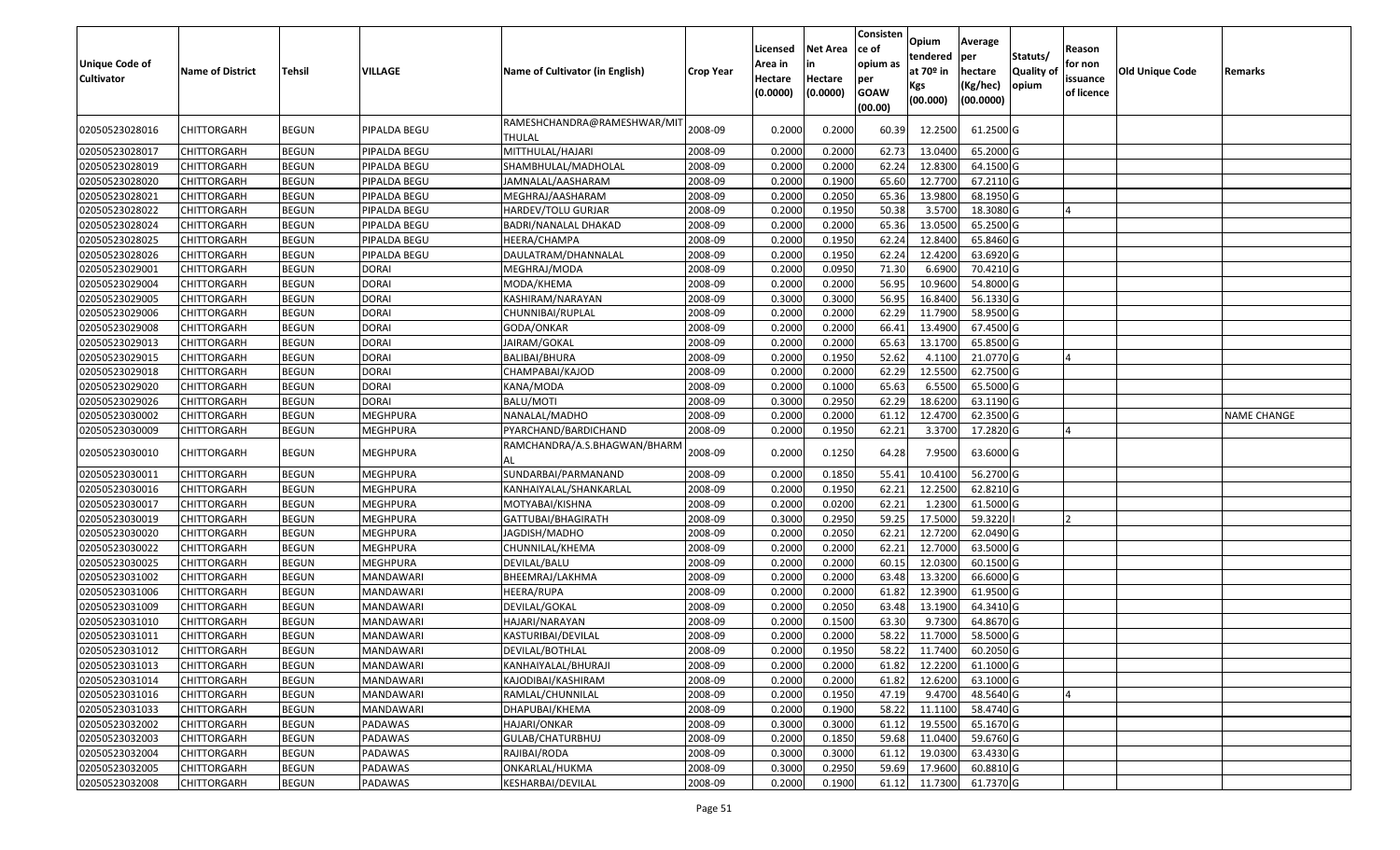| Unique Code of Cultivator | Name of District | Tehsil | VILLAGE | Name of Cultivator (in English) | Crop Year | Licensed Area in Hectare (0.0000) | Net Area in Hectare (0.0000) | Consistence of opium as per GOAW (00.00) | Opium tendered at 70º in Kgs (00.000) | Average per hectare (Kg/hec) (00.0000) | Statuts/ Quality of opium | Reason for non issuance of licence | Old Unique Code | Remarks |
|---|---|---|---|---|---|---|---|---|---|---|---|---|---|---|
| 02050523028016 | CHITTORGARH | BEGUN | PIPALDA BEGU | RAMESHCHANDRA@RAMESHWAR/MIT THULAL | 2008-09 | 0.2000 | 0.2000 | 60.39 | 12.2500 | 61.2500 | G | | | |
| 02050523028017 | CHITTORGARH | BEGUN | PIPALDA BEGU | MITTHULAL/HAJARI | 2008-09 | 0.2000 | 0.2000 | 62.73 | 13.0400 | 65.2000 | G | | | |
| 02050523028019 | CHITTORGARH | BEGUN | PIPALDA BEGU | SHAMBHULAL/MADHOLAL | 2008-09 | 0.2000 | 0.2000 | 62.24 | 12.8300 | 64.1500 | G | | | |
| 02050523028020 | CHITTORGARH | BEGUN | PIPALDA BEGU | JAMNALAL/AASHARAM | 2008-09 | 0.2000 | 0.1900 | 65.60 | 12.7700 | 67.2110 | G | | | |
| 02050523028021 | CHITTORGARH | BEGUN | PIPALDA BEGU | MEGHRAJ/AASHARAM | 2008-09 | 0.2000 | 0.2050 | 65.36 | 13.9800 | 68.1950 | G | | | |
| 02050523028022 | CHITTORGARH | BEGUN | PIPALDA BEGU | HARDEV/TOLU GURJAR | 2008-09 | 0.2000 | 0.1950 | 50.38 | 3.5700 | 18.3080 | G | 4 | | |
| 02050523028024 | CHITTORGARH | BEGUN | PIPALDA BEGU | BADRI/NANALAL DHAKAD | 2008-09 | 0.2000 | 0.2000 | 65.36 | 13.0500 | 65.2500 | G | | | |
| 02050523028025 | CHITTORGARH | BEGUN | PIPALDA BEGU | HEERA/CHAMPA | 2008-09 | 0.2000 | 0.1950 | 62.24 | 12.8400 | 65.8460 | G | | | |
| 02050523028026 | CHITTORGARH | BEGUN | PIPALDA BEGU | DAULATRAM/DHANNALAL | 2008-09 | 0.2000 | 0.1950 | 62.24 | 12.4200 | 63.6920 | G | | | |
| 02050523029001 | CHITTORGARH | BEGUN | DORAI | MEGHRAJ/MODA | 2008-09 | 0.2000 | 0.0950 | 71.30 | 6.6900 | 70.4210 | G | | | |
| 02050523029004 | CHITTORGARH | BEGUN | DORAI | MODA/KHEMA | 2008-09 | 0.2000 | 0.2000 | 56.95 | 10.9600 | 54.8000 | G | | | |
| 02050523029005 | CHITTORGARH | BEGUN | DORAI | KASHIRAM/NARAYAN | 2008-09 | 0.3000 | 0.3000 | 56.95 | 16.8400 | 56.1330 | G | | | |
| 02050523029006 | CHITTORGARH | BEGUN | DORAI | CHUNNIBAI/RUPLAL | 2008-09 | 0.2000 | 0.2000 | 62.29 | 11.7900 | 58.9500 | G | | | |
| 02050523029008 | CHITTORGARH | BEGUN | DORAI | GODA/ONKAR | 2008-09 | 0.2000 | 0.2000 | 66.41 | 13.4900 | 67.4500 | G | | | |
| 02050523029013 | CHITTORGARH | BEGUN | DORAI | JAIRAM/GOKAL | 2008-09 | 0.2000 | 0.2000 | 65.63 | 13.1700 | 65.8500 | G | | | |
| 02050523029015 | CHITTORGARH | BEGUN | DORAI | BALIBAI/BHURA | 2008-09 | 0.2000 | 0.1950 | 52.62 | 4.1100 | 21.0770 | G | 4 | | |
| 02050523029018 | CHITTORGARH | BEGUN | DORAI | CHAMPABAI/KAJOD | 2008-09 | 0.2000 | 0.2000 | 62.29 | 12.5500 | 62.7500 | G | | | |
| 02050523029020 | CHITTORGARH | BEGUN | DORAI | KANA/MODA | 2008-09 | 0.2000 | 0.1000 | 65.63 | 6.5500 | 65.5000 | G | | | |
| 02050523029026 | CHITTORGARH | BEGUN | DORAI | BALU/MOTI | 2008-09 | 0.3000 | 0.2950 | 62.29 | 18.6200 | 63.1190 | G | | | |
| 02050523030002 | CHITTORGARH | BEGUN | MEGHPURA | NANALAL/MADHO | 2008-09 | 0.2000 | 0.2000 | 61.12 | 12.4700 | 62.3500 | G | | | NAME CHANGE |
| 02050523030009 | CHITTORGARH | BEGUN | MEGHPURA | PYARCHAND/BARDICHAND | 2008-09 | 0.2000 | 0.1950 | 62.21 | 3.3700 | 17.2820 | G | 4 | | |
| 02050523030010 | CHITTORGARH | BEGUN | MEGHPURA | RAMCHANDRA/A.S.BHAGWAN/BHARM AL | 2008-09 | 0.2000 | 0.1250 | 64.28 | 7.9500 | 63.6000 | G | | | |
| 02050523030011 | CHITTORGARH | BEGUN | MEGHPURA | SUNDARBAI/PARMANAND | 2008-09 | 0.2000 | 0.1850 | 55.41 | 10.4100 | 56.2700 | G | | | |
| 02050523030016 | CHITTORGARH | BEGUN | MEGHPURA | KANHAIYALAL/SHANKARLAL | 2008-09 | 0.2000 | 0.1950 | 62.21 | 12.2500 | 62.8210 | G | | | |
| 02050523030017 | CHITTORGARH | BEGUN | MEGHPURA | MOTYABAI/KISHNA | 2008-09 | 0.2000 | 0.0200 | 62.21 | 1.2300 | 61.5000 | G | | | |
| 02050523030019 | CHITTORGARH | BEGUN | MEGHPURA | GATTUBAI/BHAGIRATH | 2008-09 | 0.3000 | 0.2950 | 59.25 | 17.5000 | 59.3220 | I | 2 | | |
| 02050523030020 | CHITTORGARH | BEGUN | MEGHPURA | JAGDISH/MADHO | 2008-09 | 0.2000 | 0.2050 | 62.21 | 12.7200 | 62.0490 | G | | | |
| 02050523030022 | CHITTORGARH | BEGUN | MEGHPURA | CHUNNILAL/KHEMA | 2008-09 | 0.2000 | 0.2000 | 62.21 | 12.7000 | 63.5000 | G | | | |
| 02050523030025 | CHITTORGARH | BEGUN | MEGHPURA | DEVILAL/BALU | 2008-09 | 0.2000 | 0.2000 | 60.15 | 12.0300 | 60.1500 | G | | | |
| 02050523031002 | CHITTORGARH | BEGUN | MANDAWARI | BHEEMRAJ/LAKHMA | 2008-09 | 0.2000 | 0.2000 | 63.48 | 13.3200 | 66.6000 | G | | | |
| 02050523031006 | CHITTORGARH | BEGUN | MANDAWARI | HEERA/RUPA | 2008-09 | 0.2000 | 0.2000 | 61.82 | 12.3900 | 61.9500 | G | | | |
| 02050523031009 | CHITTORGARH | BEGUN | MANDAWARI | DEVILAL/GOKAL | 2008-09 | 0.2000 | 0.2050 | 63.48 | 13.1900 | 64.3410 | G | | | |
| 02050523031010 | CHITTORGARH | BEGUN | MANDAWARI | HAJARI/NARAYAN | 2008-09 | 0.2000 | 0.1500 | 63.30 | 9.7300 | 64.8670 | G | | | |
| 02050523031011 | CHITTORGARH | BEGUN | MANDAWARI | KASTURIBAI/DEVILAL | 2008-09 | 0.2000 | 0.2000 | 58.22 | 11.7000 | 58.5000 | G | | | |
| 02050523031012 | CHITTORGARH | BEGUN | MANDAWARI | DEVILAL/BOTHLAL | 2008-09 | 0.2000 | 0.1950 | 58.22 | 11.7400 | 60.2050 | G | | | |
| 02050523031013 | CHITTORGARH | BEGUN | MANDAWARI | KANHAIYALAL/BHURAJI | 2008-09 | 0.2000 | 0.2000 | 61.82 | 12.2200 | 61.1000 | G | | | |
| 02050523031014 | CHITTORGARH | BEGUN | MANDAWARI | KAJODIBAI/KASHIRAM | 2008-09 | 0.2000 | 0.2000 | 61.82 | 12.6200 | 63.1000 | G | | | |
| 02050523031016 | CHITTORGARH | BEGUN | MANDAWARI | RAMLAL/CHUNNILAL | 2008-09 | 0.2000 | 0.1950 | 47.19 | 9.4700 | 48.5640 | G | 4 | | |
| 02050523031033 | CHITTORGARH | BEGUN | MANDAWARI | DHAPUBAI/KHEMA | 2008-09 | 0.2000 | 0.1900 | 58.22 | 11.1100 | 58.4740 | G | | | |
| 02050523032002 | CHITTORGARH | BEGUN | PADAWAS | HAJARI/ONKAR | 2008-09 | 0.3000 | 0.3000 | 61.12 | 19.5500 | 65.1670 | G | | | |
| 02050523032003 | CHITTORGARH | BEGUN | PADAWAS | GULAB/CHATURBHUJ | 2008-09 | 0.2000 | 0.1850 | 59.68 | 11.0400 | 59.6760 | G | | | |
| 02050523032004 | CHITTORGARH | BEGUN | PADAWAS | RAJIBAI/RODA | 2008-09 | 0.3000 | 0.3000 | 61.12 | 19.0300 | 63.4330 | G | | | |
| 02050523032005 | CHITTORGARH | BEGUN | PADAWAS | ONKARLAL/HUKMA | 2008-09 | 0.3000 | 0.2950 | 59.69 | 17.9600 | 60.8810 | G | | | |
| 02050523032008 | CHITTORGARH | BEGUN | PADAWAS | KESHARBAI/DEVILAL | 2008-09 | 0.2000 | 0.1900 | 61.12 | 11.7300 | 61.7370 | G | | | |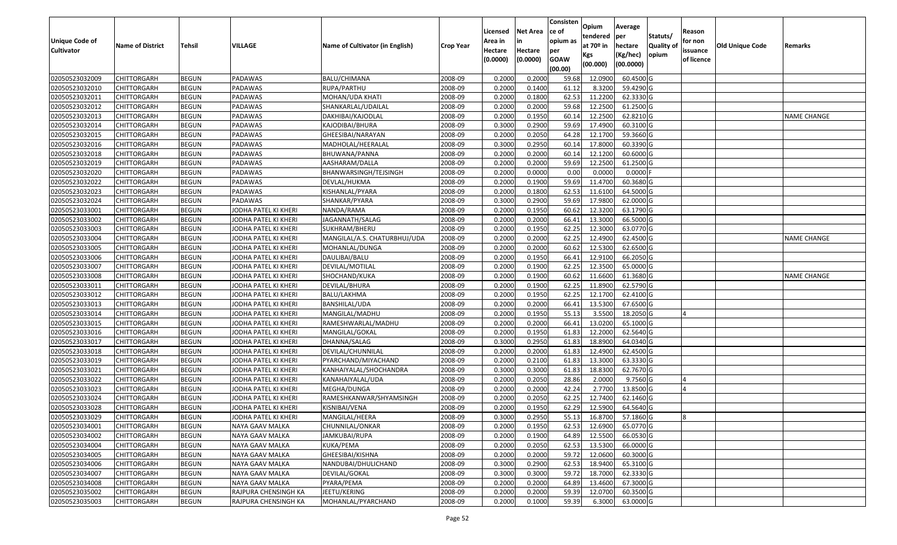| Unique Code of Cultivator | Name of District | Tehsil | VILLAGE | Name of Cultivator (in English) | Crop Year | Licensed Area in Hectare (0.0000) | Net Area in Hectare (0.0000) | Consistence of opium as per GOAW (00.00) | Opium tendered at 70º in Kgs (00.000) | Average per hectare (Kg/hec) (00.0000) | Statuts/ Quality of opium | Reason for non issuance of licence | Old Unique Code | Remarks |
|---|---|---|---|---|---|---|---|---|---|---|---|---|---|---|
| 02050523032009 | CHITTORGARH | BEGUN | PADAWAS | BALU/CHIMANA | 2008-09 | 0.2000 | 0.2000 | 59.68 | 12.0900 | 60.4500 | G | | | |
| 02050523032010 | CHITTORGARH | BEGUN | PADAWAS | RUPA/PARTHU | 2008-09 | 0.2000 | 0.1400 | 61.12 | 8.3200 | 59.4290 | G | | | |
| 02050523032011 | CHITTORGARH | BEGUN | PADAWAS | MOHAN/UDA KHATI | 2008-09 | 0.2000 | 0.1800 | 62.53 | 11.2200 | 62.3330 | G | | | |
| 02050523032012 | CHITTORGARH | BEGUN | PADAWAS | SHANKARLAL/UDAILAL | 2008-09 | 0.2000 | 0.2000 | 59.68 | 12.2500 | 61.2500 | G | | | |
| 02050523032013 | CHITTORGARH | BEGUN | PADAWAS | DAKHIBAI/KAJODLAL | 2008-09 | 0.2000 | 0.1950 | 60.14 | 12.2500 | 62.8210 | G | | | NAME CHANGE |
| 02050523032014 | CHITTORGARH | BEGUN | PADAWAS | KAJODIBAI/BHURA | 2008-09 | 0.3000 | 0.2900 | 59.69 | 17.4900 | 60.3100 | G | | | |
| 02050523032015 | CHITTORGARH | BEGUN | PADAWAS | GHEESIBAI/NARAYAN | 2008-09 | 0.2000 | 0.2050 | 64.28 | 12.1700 | 59.3660 | G | | | |
| 02050523032016 | CHITTORGARH | BEGUN | PADAWAS | MADHOLAL/HEERALAL | 2008-09 | 0.3000 | 0.2950 | 60.14 | 17.8000 | 60.3390 | G | | | |
| 02050523032018 | CHITTORGARH | BEGUN | PADAWAS | BHUWANA/PANNA | 2008-09 | 0.2000 | 0.2000 | 60.14 | 12.1200 | 60.6000 | G | | | |
| 02050523032019 | CHITTORGARH | BEGUN | PADAWAS | AASHARAM/DALLA | 2008-09 | 0.2000 | 0.2000 | 59.69 | 12.2500 | 61.2500 | G | | | |
| 02050523032020 | CHITTORGARH | BEGUN | PADAWAS | BHANWARSINGH/TEJSINGH | 2008-09 | 0.2000 | 0.0000 | 0.00 | 0.0000 | 0.0000 | F | | | |
| 02050523032022 | CHITTORGARH | BEGUN | PADAWAS | DEVLAL/HUKMA | 2008-09 | 0.2000 | 0.1900 | 59.69 | 11.4700 | 60.3680 | G | | | |
| 02050523032023 | CHITTORGARH | BEGUN | PADAWAS | KISHANLAL/PYARA | 2008-09 | 0.2000 | 0.1800 | 62.53 | 11.6100 | 64.5000 | G | | | |
| 02050523032024 | CHITTORGARH | BEGUN | PADAWAS | SHANKAR/PYARA | 2008-09 | 0.3000 | 0.2900 | 59.69 | 17.9800 | 62.0000 | G | | | |
| 02050523033001 | CHITTORGARH | BEGUN | JODHA PATEL KI KHERI | NANDA/RAMA | 2008-09 | 0.2000 | 0.1950 | 60.62 | 12.3200 | 63.1790 | G | | | |
| 02050523033002 | CHITTORGARH | BEGUN | JODHA PATEL KI KHERI | JAGANNATH/SALAG | 2008-09 | 0.2000 | 0.2000 | 66.41 | 13.3000 | 66.5000 | G | | | |
| 02050523033003 | CHITTORGARH | BEGUN | JODHA PATEL KI KHERI | SUKHRAM/BHERU | 2008-09 | 0.2000 | 0.1950 | 62.25 | 12.3000 | 63.0770 | G | | | |
| 02050523033004 | CHITTORGARH | BEGUN | JODHA PATEL KI KHERI | MANGILAL/A.S. CHATURBHUJ/UDA | 2008-09 | 0.2000 | 0.2000 | 62.25 | 12.4900 | 62.4500 | G | | | NAME CHANGE |
| 02050523033005 | CHITTORGARH | BEGUN | JODHA PATEL KI KHERI | MOHANLAL/DUNGA | 2008-09 | 0.2000 | 0.2000 | 60.62 | 12.5300 | 62.6500 | G | | | |
| 02050523033006 | CHITTORGARH | BEGUN | JODHA PATEL KI KHERI | DAULIBAI/BALU | 2008-09 | 0.2000 | 0.1950 | 66.41 | 12.9100 | 66.2050 | G | | | |
| 02050523033007 | CHITTORGARH | BEGUN | JODHA PATEL KI KHERI | DEVILAL/MOTILAL | 2008-09 | 0.2000 | 0.1900 | 62.25 | 12.3500 | 65.0000 | G | | | |
| 02050523033008 | CHITTORGARH | BEGUN | JODHA PATEL KI KHERI | SHOCHAND/KUKA | 2008-09 | 0.2000 | 0.1900 | 60.62 | 11.6600 | 61.3680 | G | | | NAME CHANGE |
| 02050523033011 | CHITTORGARH | BEGUN | JODHA PATEL KI KHERI | DEVILAL/BHURA | 2008-09 | 0.2000 | 0.1900 | 62.25 | 11.8900 | 62.5790 | G | | | |
| 02050523033012 | CHITTORGARH | BEGUN | JODHA PATEL KI KHERI | BALU/LAKHMA | 2008-09 | 0.2000 | 0.1950 | 62.25 | 12.1700 | 62.4100 | G | | | |
| 02050523033013 | CHITTORGARH | BEGUN | JODHA PATEL KI KHERI | BANSHILAL/UDA | 2008-09 | 0.2000 | 0.2000 | 66.41 | 13.5300 | 67.6500 | G | | | |
| 02050523033014 | CHITTORGARH | BEGUN | JODHA PATEL KI KHERI | MANGILAL/MADHU | 2008-09 | 0.2000 | 0.1950 | 55.13 | 3.5500 | 18.2050 | G | 4 | | |
| 02050523033015 | CHITTORGARH | BEGUN | JODHA PATEL KI KHERI | RAMESHWARLAL/MADHU | 2008-09 | 0.2000 | 0.2000 | 66.41 | 13.0200 | 65.1000 | G | | | |
| 02050523033016 | CHITTORGARH | BEGUN | JODHA PATEL KI KHERI | MANGILAL/GOKAL | 2008-09 | 0.2000 | 0.1950 | 61.83 | 12.2000 | 62.5640 | G | | | |
| 02050523033017 | CHITTORGARH | BEGUN | JODHA PATEL KI KHERI | DHANNA/SALAG | 2008-09 | 0.3000 | 0.2950 | 61.83 | 18.8900 | 64.0340 | G | | | |
| 02050523033018 | CHITTORGARH | BEGUN | JODHA PATEL KI KHERI | DEVILAL/CHUNNILAL | 2008-09 | 0.2000 | 0.2000 | 61.83 | 12.4900 | 62.4500 | G | | | |
| 02050523033019 | CHITTORGARH | BEGUN | JODHA PATEL KI KHERI | PYARCHAND/MIYACHAND | 2008-09 | 0.2000 | 0.2100 | 61.83 | 13.3000 | 63.3330 | G | | | |
| 02050523033021 | CHITTORGARH | BEGUN | JODHA PATEL KI KHERI | KANHAIYALAL/SHOCHANDRA | 2008-09 | 0.3000 | 0.3000 | 61.83 | 18.8300 | 62.7670 | G | | | |
| 02050523033022 | CHITTORGARH | BEGUN | JODHA PATEL KI KHERI | KANAHAIYALAL/UDA | 2008-09 | 0.2000 | 0.2050 | 28.86 | 2.0000 | 9.7560 | G | 4 | | |
| 02050523033023 | CHITTORGARH | BEGUN | JODHA PATEL KI KHERI | MEGHA/DUNGA | 2008-09 | 0.2000 | 0.2000 | 42.24 | 2.7700 | 13.8500 | G | 4 | | |
| 02050523033024 | CHITTORGARH | BEGUN | JODHA PATEL KI KHERI | RAMESHKANWAR/SHYAMSINGH | 2008-09 | 0.2000 | 0.2050 | 62.25 | 12.7400 | 62.1460 | G | | | |
| 02050523033028 | CHITTORGARH | BEGUN | JODHA PATEL KI KHERI | KISNIBAI/VENA | 2008-09 | 0.2000 | 0.1950 | 62.29 | 12.5900 | 64.5640 | G | | | |
| 02050523033029 | CHITTORGARH | BEGUN | JODHA PATEL KI KHERI | MANGILAL/HEERA | 2008-09 | 0.3000 | 0.2950 | 55.13 | 16.8700 | 57.1860 | G | 8 | | |
| 02050523034001 | CHITTORGARH | BEGUN | NAYA GAAV MALKA | CHUNNILAL/ONKAR | 2008-09 | 0.2000 | 0.1950 | 62.53 | 12.6900 | 65.0770 | G | | | |
| 02050523034002 | CHITTORGARH | BEGUN | NAYA GAAV MALKA | JAMKUBAI/RUPA | 2008-09 | 0.2000 | 0.1900 | 64.89 | 12.5500 | 66.0530 | G | | | |
| 02050523034004 | CHITTORGARH | BEGUN | NAYA GAAV MALKA | KUKA/PEMA | 2008-09 | 0.2000 | 0.2050 | 62.53 | 13.5300 | 66.0000 | G | | | |
| 02050523034005 | CHITTORGARH | BEGUN | NAYA GAAV MALKA | GHEESIBAI/KISHNA | 2008-09 | 0.2000 | 0.2000 | 59.72 | 12.0600 | 60.3000 | G | | | |
| 02050523034006 | CHITTORGARH | BEGUN | NAYA GAAV MALKA | NANDUBAI/DHULICHAND | 2008-09 | 0.3000 | 0.2900 | 62.53 | 18.9400 | 65.3100 | G | | | |
| 02050523034007 | CHITTORGARH | BEGUN | NAYA GAAV MALKA | DEVILAL/GOKAL | 2008-09 | 0.3000 | 0.3000 | 59.72 | 18.7000 | 62.3330 | G | | | |
| 02050523034008 | CHITTORGARH | BEGUN | NAYA GAAV MALKA | PYARA/PEMA | 2008-09 | 0.2000 | 0.2000 | 64.89 | 13.4600 | 67.3000 | G | | | |
| 02050523035002 | CHITTORGARH | BEGUN | RAJPURA CHENSINGH KA | JEETU/KERING | 2008-09 | 0.2000 | 0.2000 | 59.39 | 12.0700 | 60.3500 | G | | | |
| 02050523035003 | CHITTORGARH | BEGUN | RAJPURA CHENSINGH KA | MOHANLAL/PYARCHAND | 2008-09 | 0.2000 | 0.1000 | 59.39 | 6.3000 | 63.0000 | G | | | |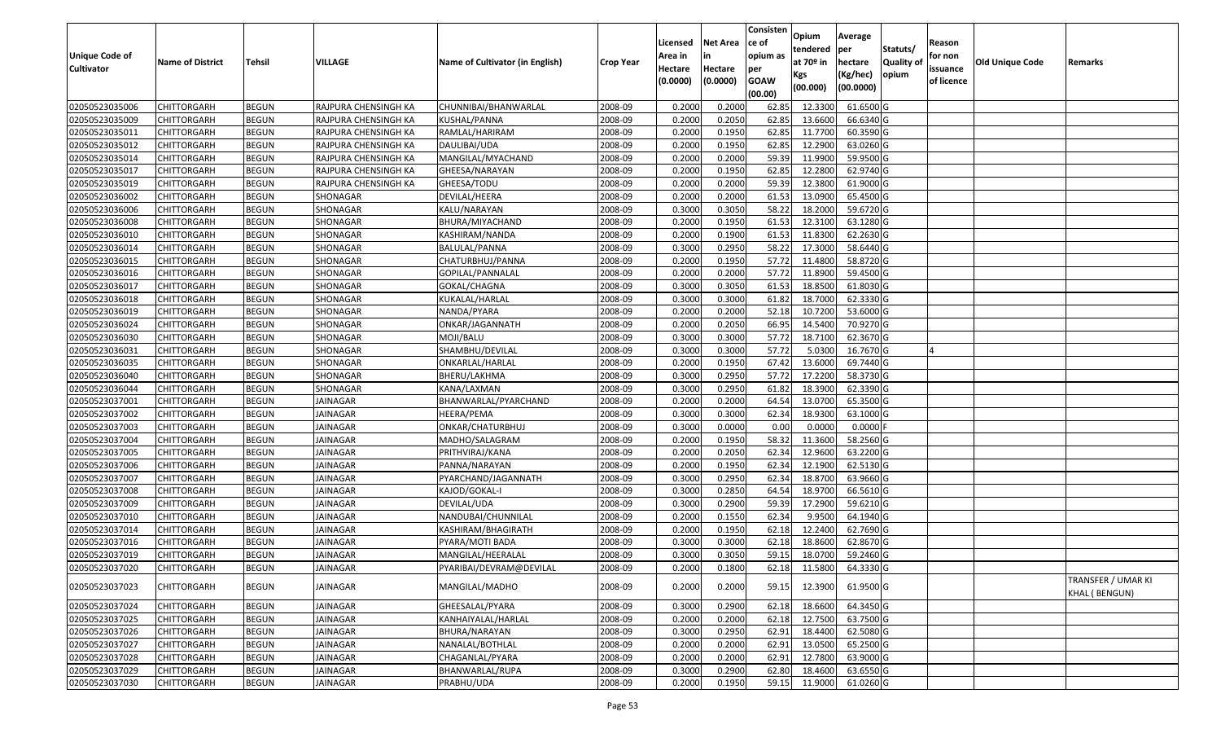| Unique Code of Cultivator | Name of District | Tehsil | VILLAGE | Name of Cultivator (in English) | Crop Year | Licensed Area in Hectare (0.0000) | Net Area in Hectare (0.0000) | Consistence of opium as per GOAW (00.00) | Opium tendered at 70º in Kgs (00.000) | Average per hectare (Kg/hec) (00.0000) | Statuts/ Quality of opium | Reason for non issuance of licence | Old Unique Code | Remarks |
|---|---|---|---|---|---|---|---|---|---|---|---|---|---|---|
| 02050523035006 | CHITTORGARH | BEGUN | RAJPURA CHENSINGH KA | CHUNNIBAI/BHANWARLAL | 2008-09 | 0.2000 | 0.2000 | 62.85 | 12.3300 | 61.6500 | G | | | |
| 02050523035009 | CHITTORGARH | BEGUN | RAJPURA CHENSINGH KA | KUSHAL/PANNA | 2008-09 | 0.2000 | 0.2050 | 62.85 | 13.6600 | 66.6340 | G | | | |
| 02050523035011 | CHITTORGARH | BEGUN | RAJPURA CHENSINGH KA | RAMLAL/HARIRAM | 2008-09 | 0.2000 | 0.1950 | 62.85 | 11.7700 | 60.3590 | G | | | |
| 02050523035012 | CHITTORGARH | BEGUN | RAJPURA CHENSINGH KA | DAULIBAI/UDA | 2008-09 | 0.2000 | 0.1950 | 62.85 | 12.2900 | 63.0260 | G | | | |
| 02050523035014 | CHITTORGARH | BEGUN | RAJPURA CHENSINGH KA | MANGILAL/MYACHAND | 2008-09 | 0.2000 | 0.2000 | 59.39 | 11.9900 | 59.9500 | G | | | |
| 02050523035017 | CHITTORGARH | BEGUN | RAJPURA CHENSINGH KA | GHEESA/NARAYAN | 2008-09 | 0.2000 | 0.1950 | 62.85 | 12.2800 | 62.9740 | G | | | |
| 02050523035019 | CHITTORGARH | BEGUN | RAJPURA CHENSINGH KA | GHEESA/TODU | 2008-09 | 0.2000 | 0.2000 | 59.39 | 12.3800 | 61.9000 | G | | | |
| 02050523036002 | CHITTORGARH | BEGUN | SHONAGAR | DEVILAL/HEERA | 2008-09 | 0.2000 | 0.2000 | 61.53 | 13.0900 | 65.4500 | G | | | |
| 02050523036006 | CHITTORGARH | BEGUN | SHONAGAR | KALU/NARAYAN | 2008-09 | 0.3000 | 0.3050 | 58.22 | 18.2000 | 59.6720 | G | | | |
| 02050523036008 | CHITTORGARH | BEGUN | SHONAGAR | BHURA/MIYACHAND | 2008-09 | 0.2000 | 0.1950 | 61.53 | 12.3100 | 63.1280 | G | | | |
| 02050523036010 | CHITTORGARH | BEGUN | SHONAGAR | KASHIRAM/NANDA | 2008-09 | 0.2000 | 0.1900 | 61.53 | 11.8300 | 62.2630 | G | | | |
| 02050523036014 | CHITTORGARH | BEGUN | SHONAGAR | BALULAL/PANNA | 2008-09 | 0.3000 | 0.2950 | 58.22 | 17.3000 | 58.6440 | G | | | |
| 02050523036015 | CHITTORGARH | BEGUN | SHONAGAR | CHATURBHUJ/PANNA | 2008-09 | 0.2000 | 0.1950 | 57.72 | 11.4800 | 58.8720 | G | | | |
| 02050523036016 | CHITTORGARH | BEGUN | SHONAGAR | GOPILAL/PANNALAL | 2008-09 | 0.2000 | 0.2000 | 57.72 | 11.8900 | 59.4500 | G | | | |
| 02050523036017 | CHITTORGARH | BEGUN | SHONAGAR | GOKAL/CHAGNA | 2008-09 | 0.3000 | 0.3050 | 61.53 | 18.8500 | 61.8030 | G | | | |
| 02050523036018 | CHITTORGARH | BEGUN | SHONAGAR | KUKALAL/HARLAL | 2008-09 | 0.3000 | 0.3000 | 61.82 | 18.7000 | 62.3330 | G | | | |
| 02050523036019 | CHITTORGARH | BEGUN | SHONAGAR | NANDA/PYARA | 2008-09 | 0.2000 | 0.2000 | 52.18 | 10.7200 | 53.6000 | G | | | |
| 02050523036024 | CHITTORGARH | BEGUN | SHONAGAR | ONKAR/JAGANNATH | 2008-09 | 0.2000 | 0.2050 | 66.95 | 14.5400 | 70.9270 | G | | | |
| 02050523036030 | CHITTORGARH | BEGUN | SHONAGAR | MOJI/BALU | 2008-09 | 0.3000 | 0.3000 | 57.72 | 18.7100 | 62.3670 | G | | | |
| 02050523036031 | CHITTORGARH | BEGUN | SHONAGAR | SHAMBHU/DEVILAL | 2008-09 | 0.3000 | 0.3000 | 57.72 | 5.0300 | 16.7670 | G | 4 | | |
| 02050523036035 | CHITTORGARH | BEGUN | SHONAGAR | ONKARLAL/HARLAL | 2008-09 | 0.2000 | 0.1950 | 67.42 | 13.6000 | 69.7440 | G | | | |
| 02050523036040 | CHITTORGARH | BEGUN | SHONAGAR | BHERU/LAKHMA | 2008-09 | 0.3000 | 0.2950 | 57.72 | 17.2200 | 58.3730 | G | | | |
| 02050523036044 | CHITTORGARH | BEGUN | SHONAGAR | KANA/LAXMAN | 2008-09 | 0.3000 | 0.2950 | 61.82 | 18.3900 | 62.3390 | G | | | |
| 02050523037001 | CHITTORGARH | BEGUN | JAINAGAR | BHANWARLAL/PYARCHAND | 2008-09 | 0.2000 | 0.2000 | 64.54 | 13.0700 | 65.3500 | G | | | |
| 02050523037002 | CHITTORGARH | BEGUN | JAINAGAR | HEERA/PEMA | 2008-09 | 0.3000 | 0.3000 | 62.34 | 18.9300 | 63.1000 | G | | | |
| 02050523037003 | CHITTORGARH | BEGUN | JAINAGAR | ONKAR/CHATURBHUJ | 2008-09 | 0.3000 | 0.0000 | 0.00 | 0.0000 | 0.0000 | F | | | |
| 02050523037004 | CHITTORGARH | BEGUN | JAINAGAR | MADHO/SALAGRAM | 2008-09 | 0.2000 | 0.1950 | 58.32 | 11.3600 | 58.2560 | G | | | |
| 02050523037005 | CHITTORGARH | BEGUN | JAINAGAR | PRITHVIRAJ/KANA | 2008-09 | 0.2000 | 0.2050 | 62.34 | 12.9600 | 63.2200 | G | | | |
| 02050523037006 | CHITTORGARH | BEGUN | JAINAGAR | PANNA/NARAYAN | 2008-09 | 0.2000 | 0.1950 | 62.34 | 12.1900 | 62.5130 | G | | | |
| 02050523037007 | CHITTORGARH | BEGUN | JAINAGAR | PYARCHAND/JAGANNATH | 2008-09 | 0.3000 | 0.2950 | 62.34 | 18.8700 | 63.9660 | G | | | |
| 02050523037008 | CHITTORGARH | BEGUN | JAINAGAR | KAJOD/GOKAL-I | 2008-09 | 0.3000 | 0.2850 | 64.54 | 18.9700 | 66.5610 | G | | | |
| 02050523037009 | CHITTORGARH | BEGUN | JAINAGAR | DEVILAL/UDA | 2008-09 | 0.3000 | 0.2900 | 59.39 | 17.2900 | 59.6210 | G | | | |
| 02050523037010 | CHITTORGARH | BEGUN | JAINAGAR | NANDUBAI/CHUNNILAL | 2008-09 | 0.2000 | 0.1550 | 62.34 | 9.9500 | 64.1940 | G | | | |
| 02050523037014 | CHITTORGARH | BEGUN | JAINAGAR | KASHIRAM/BHAGIRATH | 2008-09 | 0.2000 | 0.1950 | 62.18 | 12.2400 | 62.7690 | G | | | |
| 02050523037016 | CHITTORGARH | BEGUN | JAINAGAR | PYARA/MOTI BADA | 2008-09 | 0.3000 | 0.3000 | 62.18 | 18.8600 | 62.8670 | G | | | |
| 02050523037019 | CHITTORGARH | BEGUN | JAINAGAR | MANGILAL/HEERALAL | 2008-09 | 0.3000 | 0.3050 | 59.15 | 18.0700 | 59.2460 | G | | | |
| 02050523037020 | CHITTORGARH | BEGUN | JAINAGAR | PYARIBAI/DEVRAM@DEVILAL | 2008-09 | 0.2000 | 0.1800 | 62.18 | 11.5800 | 64.3330 | G | | | |
| 02050523037023 | CHITTORGARH | BEGUN | JAINAGAR | MANGILAL/MADHO | 2008-09 | 0.2000 | 0.2000 | 59.15 | 12.3900 | 61.9500 | G | | | TRANSFER / UMAR KI KHAL ( BENGUN) |
| 02050523037024 | CHITTORGARH | BEGUN | JAINAGAR | GHEESALAL/PYARA | 2008-09 | 0.3000 | 0.2900 | 62.18 | 18.6600 | 64.3450 | G | | | |
| 02050523037025 | CHITTORGARH | BEGUN | JAINAGAR | KANHAIYALAL/HARLAL | 2008-09 | 0.2000 | 0.2000 | 62.18 | 12.7500 | 63.7500 | G | | | |
| 02050523037026 | CHITTORGARH | BEGUN | JAINAGAR | BHURA/NARAYAN | 2008-09 | 0.3000 | 0.2950 | 62.91 | 18.4400 | 62.5080 | G | | | |
| 02050523037027 | CHITTORGARH | BEGUN | JAINAGAR | NANALAL/BOTHLAL | 2008-09 | 0.2000 | 0.2000 | 62.91 | 13.0500 | 65.2500 | G | | | |
| 02050523037028 | CHITTORGARH | BEGUN | JAINAGAR | CHAGANLAL/PYARA | 2008-09 | 0.2000 | 0.2000 | 62.91 | 12.7800 | 63.9000 | G | | | |
| 02050523037029 | CHITTORGARH | BEGUN | JAINAGAR | BHANWARLAL/RUPA | 2008-09 | 0.3000 | 0.2900 | 62.80 | 18.4600 | 63.6550 | G | | | |
| 02050523037030 | CHITTORGARH | BEGUN | JAINAGAR | PRABHU/UDA | 2008-09 | 0.2000 | 0.1950 | 59.15 | 11.9000 | 61.0260 | G | | | |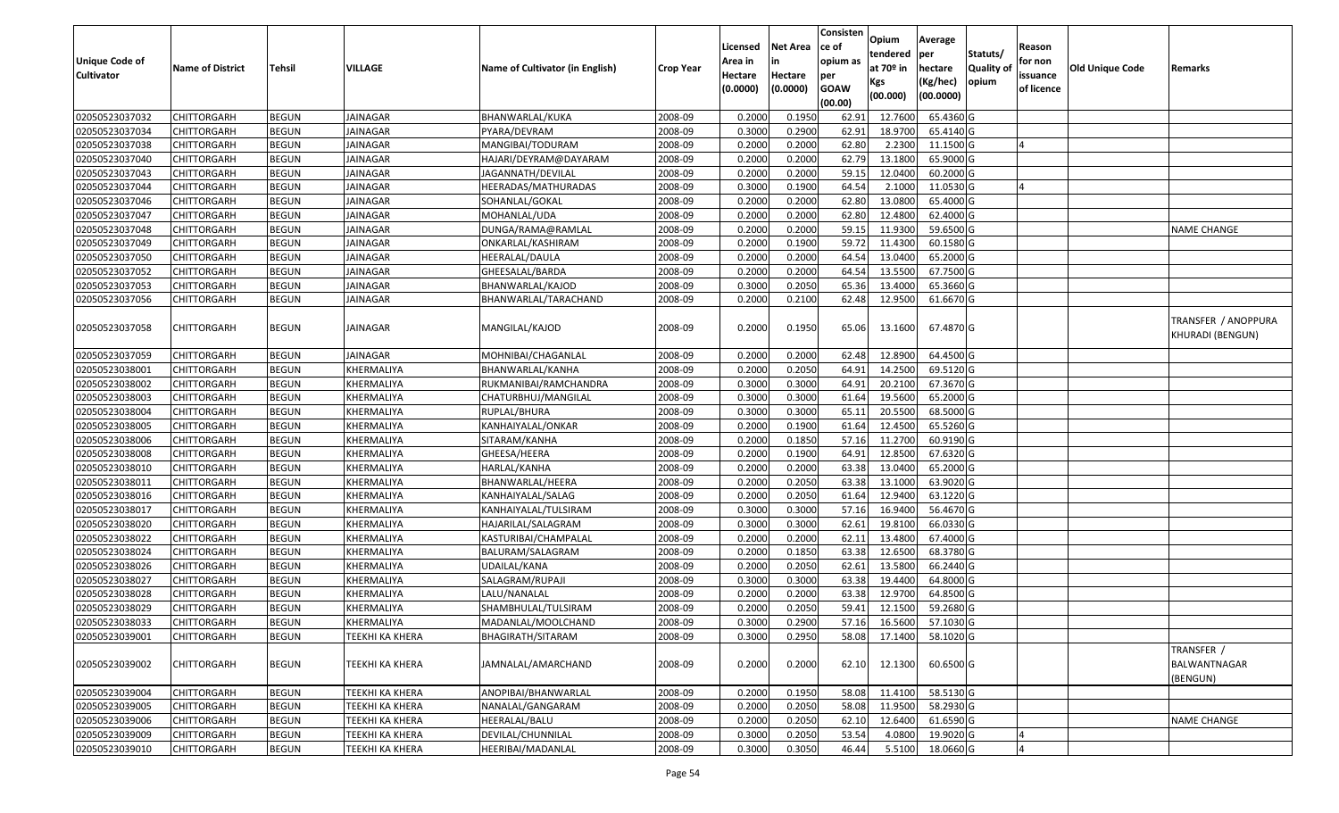| Unique Code of Cultivator | Name of District | Tehsil | VILLAGE | Name of Cultivator (in English) | Crop Year | Licensed Area in Hectare (0.0000) | Net Area in Hectare (0.0000) | Consistence of opium as per GOAW (00.00) | Opium tendered at 70º in Kgs (00.000) | Average per hectare (Kg/hec) (00.0000) | Statuts/ Quality of opium | Reason for non issuance of licence | Old Unique Code | Remarks |
|---|---|---|---|---|---|---|---|---|---|---|---|---|---|---|
| 02050523037032 | CHITTORGARH | BEGUN | JAINAGAR | BHANWARLAL/KUKA | 2008-09 | 0.2000 | 0.1950 | 62.91 | 12.7600 | 65.4360 | G | | | |
| 02050523037034 | CHITTORGARH | BEGUN | JAINAGAR | PYARA/DEVRAM | 2008-09 | 0.3000 | 0.2900 | 62.91 | 18.9700 | 65.4140 | G | | | |
| 02050523037038 | CHITTORGARH | BEGUN | JAINAGAR | MANGIBAI/TODURAM | 2008-09 | 0.2000 | 0.2000 | 62.80 | 2.2300 | 11.1500 | G | 4 | | |
| 02050523037040 | CHITTORGARH | BEGUN | JAINAGAR | HAJARI/DEYRAM@DAYARAM | 2008-09 | 0.2000 | 0.2000 | 62.79 | 13.1800 | 65.9000 | G | | | |
| 02050523037043 | CHITTORGARH | BEGUN | JAINAGAR | JAGANNATH/DEVILAL | 2008-09 | 0.2000 | 0.2000 | 59.15 | 12.0400 | 60.2000 | G | | | |
| 02050523037044 | CHITTORGARH | BEGUN | JAINAGAR | HEERADAS/MATHURADAS | 2008-09 | 0.3000 | 0.1900 | 64.54 | 2.1000 | 11.0530 | G | 4 | | |
| 02050523037046 | CHITTORGARH | BEGUN | JAINAGAR | SOHANLAL/GOKAL | 2008-09 | 0.2000 | 0.2000 | 62.80 | 13.0800 | 65.4000 | G | | | |
| 02050523037047 | CHITTORGARH | BEGUN | JAINAGAR | MOHANLAL/UDA | 2008-09 | 0.2000 | 0.2000 | 62.80 | 12.4800 | 62.4000 | G | | | |
| 02050523037048 | CHITTORGARH | BEGUN | JAINAGAR | DUNGA/RAMA@RAMLAL | 2008-09 | 0.2000 | 0.2000 | 59.15 | 11.9300 | 59.6500 | G | | | NAME CHANGE |
| 02050523037049 | CHITTORGARH | BEGUN | JAINAGAR | ONKARLAL/KASHIRAM | 2008-09 | 0.2000 | 0.1900 | 59.72 | 11.4300 | 60.1580 | G | | | |
| 02050523037050 | CHITTORGARH | BEGUN | JAINAGAR | HEERALAL/DAULA | 2008-09 | 0.2000 | 0.2000 | 64.54 | 13.0400 | 65.2000 | G | | | |
| 02050523037052 | CHITTORGARH | BEGUN | JAINAGAR | GHEESALAL/BARDA | 2008-09 | 0.2000 | 0.2000 | 64.54 | 13.5500 | 67.7500 | G | | | |
| 02050523037053 | CHITTORGARH | BEGUN | JAINAGAR | BHANWARLAL/KAJOD | 2008-09 | 0.3000 | 0.2050 | 65.36 | 13.4000 | 65.3660 | G | | | |
| 02050523037056 | CHITTORGARH | BEGUN | JAINAGAR | BHANWARLAL/TARACHAND | 2008-09 | 0.2000 | 0.2100 | 62.48 | 12.9500 | 61.6670 | G | | | |
| 02050523037058 | CHITTORGARH | BEGUN | JAINAGAR | MANGILAL/KAJOD | 2008-09 | 0.2000 | 0.1950 | 65.06 | 13.1600 | 67.4870 | G | | | TRANSFER / ANOPPURA KHURADI (BENGUN) |
| 02050523037059 | CHITTORGARH | BEGUN | JAINAGAR | MOHNIBAI/CHAGANLAL | 2008-09 | 0.2000 | 0.2000 | 62.48 | 12.8900 | 64.4500 | G | | | |
| 02050523038001 | CHITTORGARH | BEGUN | KHERMALIYA | BHANWARLAL/KANHA | 2008-09 | 0.2000 | 0.2050 | 64.91 | 14.2500 | 69.5120 | G | | | |
| 02050523038002 | CHITTORGARH | BEGUN | KHERMALIYA | RUKMANIBAI/RAMCHANDRA | 2008-09 | 0.3000 | 0.3000 | 64.91 | 20.2100 | 67.3670 | G | | | |
| 02050523038003 | CHITTORGARH | BEGUN | KHERMALIYA | CHATURBHUJ/MANGILAL | 2008-09 | 0.3000 | 0.3000 | 61.64 | 19.5600 | 65.2000 | G | | | |
| 02050523038004 | CHITTORGARH | BEGUN | KHERMALIYA | RUPLAL/BHURA | 2008-09 | 0.3000 | 0.3000 | 65.11 | 20.5500 | 68.5000 | G | | | |
| 02050523038005 | CHITTORGARH | BEGUN | KHERMALIYA | KANHAIYALAL/ONKAR | 2008-09 | 0.2000 | 0.1900 | 61.64 | 12.4500 | 65.5260 | G | | | |
| 02050523038006 | CHITTORGARH | BEGUN | KHERMALIYA | SITARAM/KANHA | 2008-09 | 0.2000 | 0.1850 | 57.16 | 11.2700 | 60.9190 | G | | | |
| 02050523038008 | CHITTORGARH | BEGUN | KHERMALIYA | GHEESA/HEERA | 2008-09 | 0.2000 | 0.1900 | 64.91 | 12.8500 | 67.6320 | G | | | |
| 02050523038010 | CHITTORGARH | BEGUN | KHERMALIYA | HARLAL/KANHA | 2008-09 | 0.2000 | 0.2000 | 63.38 | 13.0400 | 65.2000 | G | | | |
| 02050523038011 | CHITTORGARH | BEGUN | KHERMALIYA | BHANWARLAL/HEERA | 2008-09 | 0.2000 | 0.2050 | 63.38 | 13.1000 | 63.9020 | G | | | |
| 02050523038016 | CHITTORGARH | BEGUN | KHERMALIYA | KANHAIYALAL/SALAG | 2008-09 | 0.2000 | 0.2050 | 61.64 | 12.9400 | 63.1220 | G | | | |
| 02050523038017 | CHITTORGARH | BEGUN | KHERMALIYA | KANHAIYALAL/TULSIRAM | 2008-09 | 0.3000 | 0.3000 | 57.16 | 16.9400 | 56.4670 | G | | | |
| 02050523038020 | CHITTORGARH | BEGUN | KHERMALIYA | HAJARILAL/SALAGRAM | 2008-09 | 0.3000 | 0.3000 | 62.61 | 19.8100 | 66.0330 | G | | | |
| 02050523038022 | CHITTORGARH | BEGUN | KHERMALIYA | KASTURIBAI/CHAMPALAL | 2008-09 | 0.2000 | 0.2000 | 62.11 | 13.4800 | 67.4000 | G | | | |
| 02050523038024 | CHITTORGARH | BEGUN | KHERMALIYA | BALURAM/SALAGRAM | 2008-09 | 0.2000 | 0.1850 | 63.38 | 12.6500 | 68.3780 | G | | | |
| 02050523038026 | CHITTORGARH | BEGUN | KHERMALIYA | UDAILAL/KANA | 2008-09 | 0.2000 | 0.2050 | 62.61 | 13.5800 | 66.2440 | G | | | |
| 02050523038027 | CHITTORGARH | BEGUN | KHERMALIYA | SALAGRAM/RUPAJI | 2008-09 | 0.3000 | 0.3000 | 63.38 | 19.4400 | 64.8000 | G | | | |
| 02050523038028 | CHITTORGARH | BEGUN | KHERMALIYA | LALU/NANALAL | 2008-09 | 0.2000 | 0.2000 | 63.38 | 12.9700 | 64.8500 | G | | | |
| 02050523038029 | CHITTORGARH | BEGUN | KHERMALIYA | SHAMBHULAL/TULSIRAM | 2008-09 | 0.2000 | 0.2050 | 59.41 | 12.1500 | 59.2680 | G | | | |
| 02050523038033 | CHITTORGARH | BEGUN | KHERMALIYA | MADANLAL/MOOLCHAND | 2008-09 | 0.3000 | 0.2900 | 57.16 | 16.5600 | 57.1030 | G | | | |
| 02050523039001 | CHITTORGARH | BEGUN | TEEKHI KA KHERA | BHAGIRATH/SITARAM | 2008-09 | 0.3000 | 0.2950 | 58.08 | 17.1400 | 58.1020 | G | | | |
| 02050523039002 | CHITTORGARH | BEGUN | TEEKHI KA KHERA | JAMNALAL/AMARCHAND | 2008-09 | 0.2000 | 0.2000 | 62.10 | 12.1300 | 60.6500 | G | | | TRANSFER / BALWANTNAGAR (BENGUN) |
| 02050523039004 | CHITTORGARH | BEGUN | TEEKHI KA KHERA | ANOPIBAI/BHANWARLAL | 2008-09 | 0.2000 | 0.1950 | 58.08 | 11.4100 | 58.5130 | G | | | |
| 02050523039005 | CHITTORGARH | BEGUN | TEEKHI KA KHERA | NANALAL/GANGARAM | 2008-09 | 0.2000 | 0.2050 | 58.08 | 11.9500 | 58.2930 | G | | | |
| 02050523039006 | CHITTORGARH | BEGUN | TEEKHI KA KHERA | HEERALAL/BALU | 2008-09 | 0.2000 | 0.2050 | 62.10 | 12.6400 | 61.6590 | G | | | NAME CHANGE |
| 02050523039009 | CHITTORGARH | BEGUN | TEEKHI KA KHERA | DEVILAL/CHUNNILAL | 2008-09 | 0.3000 | 0.2050 | 53.54 | 4.0800 | 19.9020 | G | 4 | | |
| 02050523039010 | CHITTORGARH | BEGUN | TEEKHI KA KHERA | HEERIBAI/MADANLAL | 2008-09 | 0.3000 | 0.3050 | 46.44 | 5.5100 | 18.0660 | G | 4 | | |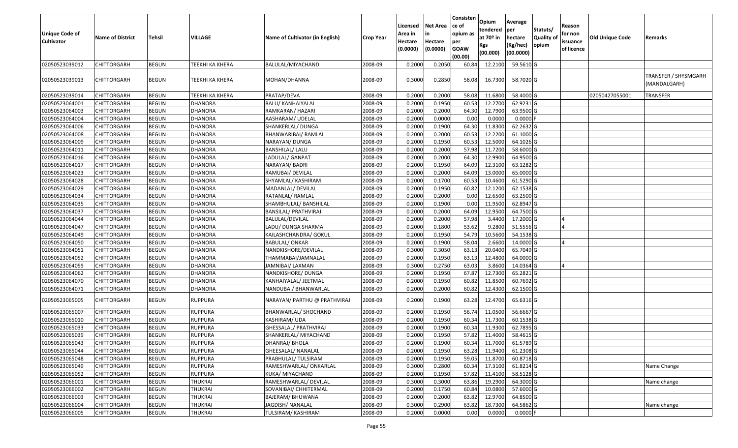| Unique Code of Cultivator | Name of District | Tehsil | VILLAGE | Name of Cultivator (in English) | Crop Year | Licensed Area in Hectare (0.0000) | Net Area in Hectare (0.0000) | Consistence of opium as per GOAW (00.00) | Opium tendered at 70º in Kgs (00.000) | Average per hectare (Kg/hec) (00.0000) | Statuts/ Quality of opium | Reason for non issuance of licence | Old Unique Code | Remarks |
|---|---|---|---|---|---|---|---|---|---|---|---|---|---|---|
| 02050523039012 | CHITTORGARH | BEGUN | TEEKHI KA KHERA | BALULAL/MIYACHAND | 2008-09 | 0.2000 | 0.2050 | 60.84 | 12.2100 | 59.5610 | G | | | |
| 02050523039013 | CHITTORGARH | BEGUN | TEEKHI KA KHERA | MOHAN/DHANNA | 2008-09 | 0.3000 | 0.2850 | 58.08 | 16.7300 | 58.7020 | G | | | TRANSFER / SHYSMGARH (MANDALGARH) |
| 02050523039014 | CHITTORGARH | BEGUN | TEEKHI KA KHERA | PRATAP/DEVA | 2008-09 | 0.2000 | 0.2000 | 58.08 | 11.6800 | 58.4000 | G | | 02050427055001 | TRANSFER |
| 02050523064001 | CHITTORGARH | BEGUN | DHANORA | BALU/ KANHAIYALAL | 2008-09 | 0.2000 | 0.1950 | 60.53 | 12.2700 | 62.9231 | G | | | |
| 02050523064003 | CHITTORGARH | BEGUN | DHANORA | RAMKARAN/ HAZARI | 2008-09 | 0.2000 | 0.2000 | 64.30 | 12.7900 | 63.9500 | G | | | |
| 02050523064004 | CHITTORGARH | BEGUN | DHANORA | AASHARAM/ UDELAL | 2008-09 | 0.2000 | 0.0000 | 0.00 | 0.0000 | 0.0000 | F | | | |
| 02050523064006 | CHITTORGARH | BEGUN | DHANORA | SHANKERLAL/ DUNGA | 2008-09 | 0.2000 | 0.1900 | 64.30 | 11.8300 | 62.2632 | G | | | |
| 02050523064008 | CHITTORGARH | BEGUN | DHANORA | BHANWARIBAI/ RAMLAL | 2008-09 | 0.2000 | 0.2000 | 60.53 | 12.2200 | 61.1000 | G | | | |
| 02050523064009 | CHITTORGARH | BEGUN | DHANORA | NARAYAN/ DUNGA | 2008-09 | 0.2000 | 0.1950 | 60.53 | 12.5000 | 64.1026 | G | | | |
| 02050523064011 | CHITTORGARH | BEGUN | DHANORA | BANSHILAL/ LALU | 2008-09 | 0.2000 | 0.2000 | 57.98 | 11.7200 | 58.6000 | G | | | |
| 02050523064016 | CHITTORGARH | BEGUN | DHANORA | LADULAL/ GANPAT | 2008-09 | 0.2000 | 0.2000 | 64.30 | 12.9900 | 64.9500 | G | | | |
| 02050523064017 | CHITTORGARH | BEGUN | DHANORA | NARAYAN/ BADRI | 2008-09 | 0.2000 | 0.1950 | 64.09 | 12.3100 | 63.1282 | G | | | |
| 02050523064023 | CHITTORGARH | BEGUN | DHANORA | RAMUBAI/ DEVILAL | 2008-09 | 0.2000 | 0.2000 | 64.09 | 13.0000 | 65.0000 | G | | | |
| 02050523064028 | CHITTORGARH | BEGUN | DHANORA | SHYAMLAL/ KASHIRAM | 2008-09 | 0.2000 | 0.1700 | 60.53 | 10.4600 | 61.5290 | G | | | |
| 02050523064029 | CHITTORGARH | BEGUN | DHANORA | MADANLAL/ DEVILAL | 2008-09 | 0.2000 | 0.1950 | 60.82 | 12.1200 | 62.1538 | G | | | |
| 02050523064034 | CHITTORGARH | BEGUN | DHANORA | RATANLAL/ RAMLAL | 2008-09 | 0.2000 | 0.2000 | 0.00 | 12.6500 | 63.2500 | G | | | |
| 02050523064035 | CHITTORGARH | BEGUN | DHANORA | SHAMBHULAL/ BANSHILAL | 2008-09 | 0.2000 | 0.1900 | 0.00 | 11.9500 | 62.8947 | G | | | |
| 02050523064037 | CHITTORGARH | BEGUN | DHANORA | BANSILAL/ PRATHVIRAJ | 2008-09 | 0.2000 | 0.2000 | 64.09 | 12.9500 | 64.7500 | G | | | |
| 02050523064044 | CHITTORGARH | BEGUN | DHANORA | BALULAL/DEVILAL | 2008-09 | 0.2000 | 0.2000 | 57.98 | 3.4400 | 17.2000 | G | 4 | | |
| 02050523064047 | CHITTORGARH | BEGUN | DHANORA | LADU/ DUNGA SHARMA | 2008-09 | 0.2000 | 0.1800 | 53.62 | 9.2800 | 51.5556 | G | 4 | | |
| 02050523064049 | CHITTORGARH | BEGUN | DHANORA | KAILASHCHANDRA/ GOKUL | 2008-09 | 0.2000 | 0.1950 | 54.79 | 10.5600 | 54.1538 | G | | | |
| 02050523064050 | CHITTORGARH | BEGUN | DHANORA | BABULAL/ ONKAR | 2008-09 | 0.2000 | 0.1900 | 58.04 | 2.6600 | 14.0000 | G | 4 | | |
| 02050523064051 | CHITTORGARH | BEGUN | DHANORA | NANDKISHORE/DEVILAL | 2008-09 | 0.3000 | 0.3050 | 63.13 | 20.0400 | 65.7049 | G | | | |
| 02050523064052 | CHITTORGARH | BEGUN | DHANORA | THAMMABAI/JAMNALAL | 2008-09 | 0.2000 | 0.1950 | 63.13 | 12.4800 | 64.0000 | G | | | |
| 02050523064059 | CHITTORGARH | BEGUN | DHANORA | JAMNIBAI/ LAXMAN | 2008-09 | 0.3000 | 0.2750 | 63.03 | 3.8600 | 14.0364 | G | 4 | | |
| 02050523064062 | CHITTORGARH | BEGUN | DHANORA | NANDKISHORE/ DUNGA | 2008-09 | 0.2000 | 0.1950 | 67.87 | 12.7300 | 65.2821 | G | | | |
| 02050523064070 | CHITTORGARH | BEGUN | DHANORA | KANHAIYALAL/ JEETMAL | 2008-09 | 0.2000 | 0.1950 | 60.82 | 11.8500 | 60.7692 | G | | | |
| 02050523064071 | CHITTORGARH | BEGUN | DHANORA | NANDUBAI/ BHANWARLAL | 2008-09 | 0.2000 | 0.2000 | 60.82 | 12.4300 | 62.1500 | G | | | |
| 02050523065005 | CHITTORGARH | BEGUN | RUPPURA | NARAYAN/ PARTHU @ PRATHVIRAJ | 2008-09 | 0.2000 | 0.1900 | 63.28 | 12.4700 | 65.6316 | G | | | |
| 02050523065007 | CHITTORGARH | BEGUN | RUPPURA | BHANWARLAL/ SHOCHAND | 2008-09 | 0.2000 | 0.1950 | 56.74 | 11.0500 | 56.6667 | G | | | |
| 02050523065010 | CHITTORGARH | BEGUN | RUPPURA | KASHIRAM/ UDA | 2008-09 | 0.2000 | 0.1950 | 60.34 | 11.7300 | 60.1538 | G | | | |
| 02050523065033 | CHITTORGARH | BEGUN | RUPPURA | GHESSALAL/ PRATHVIRAJ | 2008-09 | 0.2000 | 0.1900 | 60.34 | 11.9300 | 62.7895 | G | | | |
| 02050523065039 | CHITTORGARH | BEGUN | RUPPURA | SHANKERLAL/ MIYACHAND | 2008-09 | 0.2000 | 0.1950 | 57.82 | 11.4000 | 58.4615 | G | | | |
| 02050523065043 | CHITTORGARH | BEGUN | RUPPURA | DHANRAJ/ BHOLA | 2008-09 | 0.2000 | 0.1900 | 60.34 | 11.7000 | 61.5789 | G | | | |
| 02050523065044 | CHITTORGARH | BEGUN | RUPPURA | GHEESALAL/ NANALAL | 2008-09 | 0.2000 | 0.1950 | 63.28 | 11.9400 | 61.2308 | G | | | |
| 02050523065048 | CHITTORGARH | BEGUN | RUPPURA | PRABHULAL/ TULSIRAM | 2008-09 | 0.2000 | 0.1950 | 59.05 | 11.8700 | 60.8718 | G | | | |
| 02050523065049 | CHITTORGARH | BEGUN | RUPPURA | RAMESHWARLAL/ ONKARLAL | 2008-09 | 0.3000 | 0.2800 | 60.34 | 17.3100 | 61.8214 | G | | | Name Change |
| 02050523065052 | CHITTORGARH | BEGUN | RUPPURA | KUKA/ MIYACHAND | 2008-09 | 0.2000 | 0.1950 | 57.82 | 11.4100 | 58.5128 | G | | | |
| 02050523066001 | CHITTORGARH | BEGUN | THUKRAI | RAMESHWARLAL/ DEVILAL | 2008-09 | 0.3000 | 0.3000 | 63.86 | 19.2900 | 64.3000 | G | | | Name change |
| 02050523066002 | CHITTORGARH | BEGUN | THUKRAI | SOVANIBAI/ CHHITERMAL | 2008-09 | 0.2000 | 0.1750 | 60.84 | 10.0800 | 57.6000 | G | | | |
| 02050523066003 | CHITTORGARH | BEGUN | THUKRAI | BAJERAM/ BHUWANA | 2008-09 | 0.2000 | 0.2000 | 63.82 | 12.9700 | 64.8500 | G | | | |
| 02050523066004 | CHITTORGARH | BEGUN | THUKRAI | JAGDISH/ NANALAL | 2008-09 | 0.3000 | 0.2900 | 63.82 | 18.7300 | 64.5862 | G | | | Name change |
| 02050523066005 | CHITTORGARH | BEGUN | THUKRAI | TULSIRAM/ KASHIRAM | 2008-09 | 0.2000 | 0.0000 | 0.00 | 0.0000 | 0.0000 | F | | | |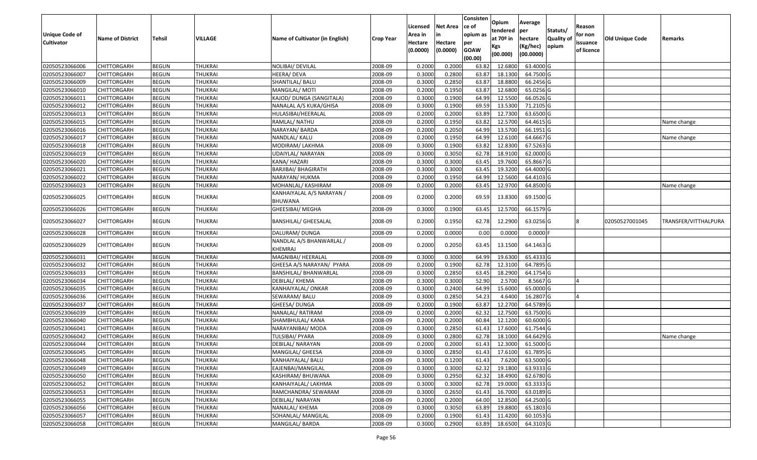| Unique Code of Cultivator | Name of District | Tehsil | VILLAGE | Name of Cultivator (in English) | Crop Year | Licensed Area in Hectare (0.0000) | Net Area in Hectare (0.0000) | Consistence of opium as per GOAW (00.00) | Opium tendered at 70º in Kgs (00.000) | Average per hectare (Kg/hec) (00.0000) | Statuts/ Quality of opium | Reason for non issuance of licence | Old Unique Code | Remarks |
|---|---|---|---|---|---|---|---|---|---|---|---|---|---|---|
| 02050523066006 | CHITTORGARH | BEGUN | THUKRAI | NOLIBAI/ DEVILAL | 2008-09 | 0.2000 | 0.2000 | 63.82 | 12.6800 | 63.4000 | G | | | |
| 02050523066007 | CHITTORGARH | BEGUN | THUKRAI | HEERA/ DEVA | 2008-09 | 0.3000 | 0.2800 | 63.87 | 18.1300 | 64.7500 | G | | | |
| 02050523066009 | CHITTORGARH | BEGUN | THUKRAI | SHANTILAL/ BALU | 2008-09 | 0.3000 | 0.2850 | 63.87 | 18.8800 | 66.2456 | G | | | |
| 02050523066010 | CHITTORGARH | BEGUN | THUKRAI | MANGILAL/ MOTI | 2008-09 | 0.2000 | 0.1950 | 63.87 | 12.6800 | 65.0256 | G | | | |
| 02050523066011 | CHITTORGARH | BEGUN | THUKRAI | KAJOD/ DUNGA (SANGITALA) | 2008-09 | 0.3000 | 0.1900 | 64.99 | 12.5500 | 66.0526 | G | | | |
| 02050523066012 | CHITTORGARH | BEGUN | THUKRAI | NANALAL A/S KUKA/GHISA | 2008-09 | 0.3000 | 0.1900 | 69.59 | 13.5300 | 71.2105 | G | | | |
| 02050523066013 | CHITTORGARH | BEGUN | THUKRAI | HULASIBAI/HEERALAL | 2008-09 | 0.2000 | 0.2000 | 63.89 | 12.7300 | 63.6500 | G | | | |
| 02050523066015 | CHITTORGARH | BEGUN | THUKRAI | RAMLAL/ NATHU | 2008-09 | 0.2000 | 0.1950 | 63.82 | 12.5700 | 64.4615 | G | | | Name change |
| 02050523066016 | CHITTORGARH | BEGUN | THUKRAI | NARAYAN/ BARDA | 2008-09 | 0.2000 | 0.2050 | 64.99 | 13.5700 | 66.1951 | G | | | |
| 02050523066017 | CHITTORGARH | BEGUN | THUKRAI | NANDLAL/ KALU | 2008-09 | 0.2000 | 0.1950 | 64.99 | 12.6100 | 64.6667 | G | | | Name change |
| 02050523066018 | CHITTORGARH | BEGUN | THUKRAI | MODIRAM/ LAKHMA | 2008-09 | 0.3000 | 0.1900 | 63.82 | 12.8300 | 67.5263 | G | | | |
| 02050523066019 | CHITTORGARH | BEGUN | THUKRAI | UDAIYLAL/ NARAYAN | 2008-09 | 0.3000 | 0.3050 | 62.78 | 18.9100 | 62.0000 | G | | | |
| 02050523066020 | CHITTORGARH | BEGUN | THUKRAI | KANA/ HAZARI | 2008-09 | 0.3000 | 0.3000 | 63.45 | 19.7600 | 65.8667 | G | | | |
| 02050523066021 | CHITTORGARH | BEGUN | THUKRAI | BARJIBAI/ BHAGIRATH | 2008-09 | 0.3000 | 0.3000 | 63.45 | 19.3200 | 64.4000 | G | | | |
| 02050523066022 | CHITTORGARH | BEGUN | THUKRAI | NARAYAN/ HUKMA | 2008-09 | 0.2000 | 0.1950 | 64.99 | 12.5600 | 64.4103 | G | | | |
| 02050523066023 | CHITTORGARH | BEGUN | THUKRAI | MOHANLAL/ KASHIRAM | 2008-09 | 0.2000 | 0.2000 | 63.45 | 12.9700 | 64.8500 | G | | | Name change |
| 02050523066025 | CHITTORGARH | BEGUN | THUKRAI | KANHAIYALAL A/S NARAYAN / BHUWANA | 2008-09 | 0.2000 | 0.2000 | 69.59 | 13.8300 | 69.1500 | G | | | |
| 02050523066026 | CHITTORGARH | BEGUN | THUKRAI | GHEESIBAI/ MEGHA | 2008-09 | 0.3000 | 0.1900 | 63.45 | 12.5700 | 66.1579 | G | | | |
| 02050523066027 | CHITTORGARH | BEGUN | THUKRAI | BANSHILAL/ GHEESALAL | 2008-09 | 0.2000 | 0.1950 | 62.78 | 12.2900 | 63.0256 | G | 8 | 02050527001045 | TRANSFER/VITTHALPURA |
| 02050523066028 | CHITTORGARH | BEGUN | THUKRAI | DALURAM/ DUNGA | 2008-09 | 0.2000 | 0.0000 | 0.00 | 0.0000 | 0.0000 | F | | | |
| 02050523066029 | CHITTORGARH | BEGUN | THUKRAI | NANDLAL A/S BHANWARLAL / KHEMRAJ | 2008-09 | 0.2000 | 0.2050 | 63.45 | 13.1500 | 64.1463 | G | | | |
| 02050523066031 | CHITTORGARH | BEGUN | THUKRAI | MAGNIBAI/ HEERALAL | 2008-09 | 0.3000 | 0.3000 | 64.99 | 19.6300 | 65.4333 | G | | | |
| 02050523066032 | CHITTORGARH | BEGUN | THUKRAI | GHEESA A/S NARAYAN/ PYARA | 2008-09 | 0.2000 | 0.1900 | 62.78 | 12.3100 | 64.7895 | G | | | |
| 02050523066033 | CHITTORGARH | BEGUN | THUKRAI | BANSHILAL/ BHANWARLAL | 2008-09 | 0.3000 | 0.2850 | 63.45 | 18.2900 | 64.1754 | G | | | |
| 02050523066034 | CHITTORGARH | BEGUN | THUKRAI | DEBILAL/ KHEMA | 2008-09 | 0.3000 | 0.3000 | 52.90 | 2.5700 | 8.5667 | G | 4 | | |
| 02050523066035 | CHITTORGARH | BEGUN | THUKRAI | KANHAIYALAL/ ONKAR | 2008-09 | 0.3000 | 0.2400 | 64.99 | 15.6000 | 65.0000 | G | | | |
| 02050523066036 | CHITTORGARH | BEGUN | THUKRAI | SEWARAM/ BALU | 2008-09 | 0.3000 | 0.2850 | 54.23 | 4.6400 | 16.2807 | G | 4 | | |
| 02050523066037 | CHITTORGARH | BEGUN | THUKRAI | GHEESA/ DUNGA | 2008-09 | 0.2000 | 0.1900 | 63.87 | 12.2700 | 64.5789 | G | | | |
| 02050523066039 | CHITTORGARH | BEGUN | THUKRAI | NANALAL/ RATIRAM | 2008-09 | 0.2000 | 0.2000 | 62.32 | 12.7500 | 63.7500 | G | | | |
| 02050523066040 | CHITTORGARH | BEGUN | THUKRAI | SHAMBHULAL/ KANA | 2008-09 | 0.2000 | 0.2000 | 60.84 | 12.1200 | 60.6000 | G | | | |
| 02050523066041 | CHITTORGARH | BEGUN | THUKRAI | NARAYANIBAI/ MODA | 2008-09 | 0.3000 | 0.2850 | 61.43 | 17.6000 | 61.7544 | G | | | |
| 02050523066042 | CHITTORGARH | BEGUN | THUKRAI | TULSIBAI/ PYARA | 2008-09 | 0.3000 | 0.2800 | 62.78 | 18.1000 | 64.6429 | G | | | Name change |
| 02050523066044 | CHITTORGARH | BEGUN | THUKRAI | DEBILAL/ NARAYAN | 2008-09 | 0.2000 | 0.2000 | 61.43 | 12.3000 | 61.5000 | G | | | |
| 02050523066045 | CHITTORGARH | BEGUN | THUKRAI | MANGILAL/ GHEESA | 2008-09 | 0.3000 | 0.2850 | 61.43 | 17.6100 | 61.7895 | G | | | |
| 02050523066048 | CHITTORGARH | BEGUN | THUKRAI | KANHAIYALAL/ BALU | 2008-09 | 0.3000 | 0.1200 | 61.43 | 7.6200 | 63.5000 | G | | | |
| 02050523066049 | CHITTORGARH | BEGUN | THUKRAI | EAJENBAI/MANGILAL | 2008-09 | 0.3000 | 0.3000 | 62.32 | 19.1800 | 63.9333 | G | | | |
| 02050523066050 | CHITTORGARH | BEGUN | THUKRAI | KASHIRAM/ BHUWANA | 2008-09 | 0.3000 | 0.2950 | 62.32 | 18.4900 | 62.6780 | G | | | |
| 02050523066052 | CHITTORGARH | BEGUN | THUKRAI | KANHAIYALAL/ LAKHMA | 2008-09 | 0.3000 | 0.3000 | 62.78 | 19.0000 | 63.3333 | G | | | |
| 02050523066053 | CHITTORGARH | BEGUN | THUKRAI | RAMCHANDRA/ SEWARAM | 2008-09 | 0.3000 | 0.2650 | 61.43 | 16.7000 | 63.0189 | G | | | |
| 02050523066055 | CHITTORGARH | BEGUN | THUKRAI | DEBILAL/ NARAYAN | 2008-09 | 0.2000 | 0.2000 | 64.00 | 12.8500 | 64.2500 | G | | | |
| 02050523066056 | CHITTORGARH | BEGUN | THUKRAI | NANALAL/ KHEMA | 2008-09 | 0.3000 | 0.3050 | 63.89 | 19.8800 | 65.1803 | G | | | |
| 02050523066057 | CHITTORGARH | BEGUN | THUKRAI | SOHANLAL/ MANGILAL | 2008-09 | 0.2000 | 0.1900 | 61.43 | 11.4200 | 60.1053 | G | | | |
| 02050523066058 | CHITTORGARH | BEGUN | THUKRAI | MANGILAL/ BARDA | 2008-09 | 0.3000 | 0.2900 | 63.89 | 18.6500 | 64.3103 | G | | | |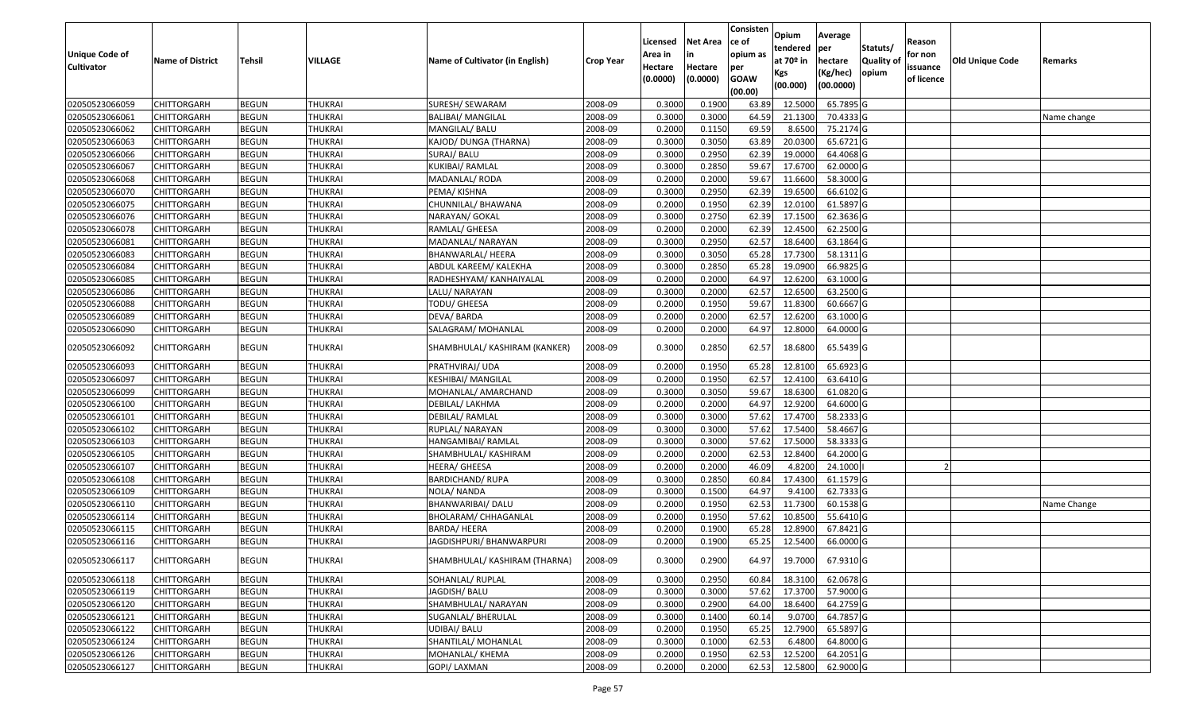| Unique Code of Cultivator | Name of District | Tehsil | VILLAGE | Name of Cultivator (in English) | Crop Year | Licensed Area in Hectare (0.0000) | Net Area in Hectare (0.0000) | Consistence of opium as per GOAW (00.00) | Opium tendered at 70º in Kgs (00.000) | Average per hectare (Kg/hec) (00.0000) | Statuts/ Quality of opium | Reason for non issuance of licence | Old Unique Code | Remarks |
|---|---|---|---|---|---|---|---|---|---|---|---|---|---|---|
| 02050523066059 | CHITTORGARH | BEGUN | THUKRAI | SURESH/ SEWARAM | 2008-09 | 0.3000 | 0.1900 | 63.89 | 12.5000 | 65.7895 | G | | | |
| 02050523066061 | CHITTORGARH | BEGUN | THUKRAI | BALIBAI/ MANGILAL | 2008-09 | 0.3000 | 0.3000 | 64.59 | 21.1300 | 70.4333 | G | | | Name change |
| 02050523066062 | CHITTORGARH | BEGUN | THUKRAI | MANGILAL/ BALU | 2008-09 | 0.2000 | 0.1150 | 69.59 | 8.6500 | 75.2174 | G | | | |
| 02050523066063 | CHITTORGARH | BEGUN | THUKRAI | KAJOD/ DUNGA (THARNA) | 2008-09 | 0.3000 | 0.3050 | 63.89 | 20.0300 | 65.6721 | G | | | |
| 02050523066066 | CHITTORGARH | BEGUN | THUKRAI | SURAJ/ BALU | 2008-09 | 0.3000 | 0.2950 | 62.39 | 19.0000 | 64.4068 | G | | | |
| 02050523066067 | CHITTORGARH | BEGUN | THUKRAI | KUKIBAI/ RAMLAL | 2008-09 | 0.3000 | 0.2850 | 59.67 | 17.6700 | 62.0000 | G | | | |
| 02050523066068 | CHITTORGARH | BEGUN | THUKRAI | MADANLAL/ RODA | 2008-09 | 0.2000 | 0.2000 | 59.67 | 11.6600 | 58.3000 | G | | | |
| 02050523066070 | CHITTORGARH | BEGUN | THUKRAI | PEMA/ KISHNA | 2008-09 | 0.3000 | 0.2950 | 62.39 | 19.6500 | 66.6102 | G | | | |
| 02050523066075 | CHITTORGARH | BEGUN | THUKRAI | CHUNNILAL/ BHAWANA | 2008-09 | 0.2000 | 0.1950 | 62.39 | 12.0100 | 61.5897 | G | | | |
| 02050523066076 | CHITTORGARH | BEGUN | THUKRAI | NARAYAN/ GOKAL | 2008-09 | 0.3000 | 0.2750 | 62.39 | 17.1500 | 62.3636 | G | | | |
| 02050523066078 | CHITTORGARH | BEGUN | THUKRAI | RAMLAL/ GHEESA | 2008-09 | 0.2000 | 0.2000 | 62.39 | 12.4500 | 62.2500 | G | | | |
| 02050523066081 | CHITTORGARH | BEGUN | THUKRAI | MADANLAL/ NARAYAN | 2008-09 | 0.3000 | 0.2950 | 62.57 | 18.6400 | 63.1864 | G | | | |
| 02050523066083 | CHITTORGARH | BEGUN | THUKRAI | BHANWARLAL/ HEERA | 2008-09 | 0.3000 | 0.3050 | 65.28 | 17.7300 | 58.1311 | G | | | |
| 02050523066084 | CHITTORGARH | BEGUN | THUKRAI | ABDUL KAREEM/ KALEKHA | 2008-09 | 0.3000 | 0.2850 | 65.28 | 19.0900 | 66.9825 | G | | | |
| 02050523066085 | CHITTORGARH | BEGUN | THUKRAI | RADHESHYAM/ KANHAIYALAL | 2008-09 | 0.2000 | 0.2000 | 64.97 | 12.6200 | 63.1000 | G | | | |
| 02050523066086 | CHITTORGARH | BEGUN | THUKRAI | LALU/ NARAYAN | 2008-09 | 0.3000 | 0.2000 | 62.57 | 12.6500 | 63.2500 | G | | | |
| 02050523066088 | CHITTORGARH | BEGUN | THUKRAI | TODU/ GHEESA | 2008-09 | 0.2000 | 0.1950 | 59.67 | 11.8300 | 60.6667 | G | | | |
| 02050523066089 | CHITTORGARH | BEGUN | THUKRAI | DEVA/ BARDA | 2008-09 | 0.2000 | 0.2000 | 62.57 | 12.6200 | 63.1000 | G | | | |
| 02050523066090 | CHITTORGARH | BEGUN | THUKRAI | SALAGRAM/ MOHANLAL | 2008-09 | 0.2000 | 0.2000 | 64.97 | 12.8000 | 64.0000 | G | | | |
| 02050523066092 | CHITTORGARH | BEGUN | THUKRAI | SHAMBHULAL/ KASHIRAM (KANKER) | 2008-09 | 0.3000 | 0.2850 | 62.57 | 18.6800 | 65.5439 | G | | | |
| 02050523066093 | CHITTORGARH | BEGUN | THUKRAI | PRATHVIRAJ/ UDA | 2008-09 | 0.2000 | 0.1950 | 65.28 | 12.8100 | 65.6923 | G | | | |
| 02050523066097 | CHITTORGARH | BEGUN | THUKRAI | KESHIBAI/ MANGILAL | 2008-09 | 0.2000 | 0.1950 | 62.57 | 12.4100 | 63.6410 | G | | | |
| 02050523066099 | CHITTORGARH | BEGUN | THUKRAI | MOHANLAL/ AMARCHAND | 2008-09 | 0.3000 | 0.3050 | 59.67 | 18.6300 | 61.0820 | G | | | |
| 02050523066100 | CHITTORGARH | BEGUN | THUKRAI | DEBILAL/ LAKHMA | 2008-09 | 0.2000 | 0.2000 | 64.97 | 12.9200 | 64.6000 | G | | | |
| 02050523066101 | CHITTORGARH | BEGUN | THUKRAI | DEBILAL/ RAMLAL | 2008-09 | 0.3000 | 0.3000 | 57.62 | 17.4700 | 58.2333 | G | | | |
| 02050523066102 | CHITTORGARH | BEGUN | THUKRAI | RUPLAL/ NARAYAN | 2008-09 | 0.3000 | 0.3000 | 57.62 | 17.5400 | 58.4667 | G | | | |
| 02050523066103 | CHITTORGARH | BEGUN | THUKRAI | HANGAMIBAI/ RAMLAL | 2008-09 | 0.3000 | 0.3000 | 57.62 | 17.5000 | 58.3333 | G | | | |
| 02050523066105 | CHITTORGARH | BEGUN | THUKRAI | SHAMBHULAL/ KASHIRAM | 2008-09 | 0.2000 | 0.2000 | 62.53 | 12.8400 | 64.2000 | G | | | |
| 02050523066107 | CHITTORGARH | BEGUN | THUKRAI | HEERA/ GHEESA | 2008-09 | 0.2000 | 0.2000 | 46.09 | 4.8200 | 24.1000 | I | 2 | | |
| 02050523066108 | CHITTORGARH | BEGUN | THUKRAI | BARDICHAND/ RUPA | 2008-09 | 0.3000 | 0.2850 | 60.84 | 17.4300 | 61.1579 | G | | | |
| 02050523066109 | CHITTORGARH | BEGUN | THUKRAI | NOLA/ NANDA | 2008-09 | 0.3000 | 0.1500 | 64.97 | 9.4100 | 62.7333 | G | | | |
| 02050523066110 | CHITTORGARH | BEGUN | THUKRAI | BHANWARIBAI/ DALU | 2008-09 | 0.2000 | 0.1950 | 62.53 | 11.7300 | 60.1538 | G | | | Name Change |
| 02050523066114 | CHITTORGARH | BEGUN | THUKRAI | BHOLARAM/ CHHAGANLAL | 2008-09 | 0.2000 | 0.1950 | 57.62 | 10.8500 | 55.6410 | G | | | |
| 02050523066115 | CHITTORGARH | BEGUN | THUKRAI | BARDA/ HEERA | 2008-09 | 0.2000 | 0.1900 | 65.28 | 12.8900 | 67.8421 | G | | | |
| 02050523066116 | CHITTORGARH | BEGUN | THUKRAI | JAGDISHPURI/ BHANWARPURI | 2008-09 | 0.2000 | 0.1900 | 65.25 | 12.5400 | 66.0000 | G | | | |
| 02050523066117 | CHITTORGARH | BEGUN | THUKRAI | SHAMBHULAL/ KASHIRAM (THARNA) | 2008-09 | 0.3000 | 0.2900 | 64.97 | 19.7000 | 67.9310 | G | | | |
| 02050523066118 | CHITTORGARH | BEGUN | THUKRAI | SOHANLAL/ RUPLAL | 2008-09 | 0.3000 | 0.2950 | 60.84 | 18.3100 | 62.0678 | G | | | |
| 02050523066119 | CHITTORGARH | BEGUN | THUKRAI | JAGDISH/ BALU | 2008-09 | 0.3000 | 0.3000 | 57.62 | 17.3700 | 57.9000 | G | | | |
| 02050523066120 | CHITTORGARH | BEGUN | THUKRAI | SHAMBHULAL/ NARAYAN | 2008-09 | 0.3000 | 0.2900 | 64.00 | 18.6400 | 64.2759 | G | | | |
| 02050523066121 | CHITTORGARH | BEGUN | THUKRAI | SUGANLAL/ BHERULAL | 2008-09 | 0.3000 | 0.1400 | 60.14 | 9.0700 | 64.7857 | G | | | |
| 02050523066122 | CHITTORGARH | BEGUN | THUKRAI | UDIBAI/ BALU | 2008-09 | 0.2000 | 0.1950 | 65.25 | 12.7900 | 65.5897 | G | | | |
| 02050523066124 | CHITTORGARH | BEGUN | THUKRAI | SHANTILAL/ MOHANLAL | 2008-09 | 0.3000 | 0.1000 | 62.53 | 6.4800 | 64.8000 | G | | | |
| 02050523066126 | CHITTORGARH | BEGUN | THUKRAI | MOHANLAL/ KHEMA | 2008-09 | 0.2000 | 0.1950 | 62.53 | 12.5200 | 64.2051 | G | | | |
| 02050523066127 | CHITTORGARH | BEGUN | THUKRAI | GOPI/ LAXMAN | 2008-09 | 0.2000 | 0.2000 | 62.53 | 12.5800 | 62.9000 | G | | | |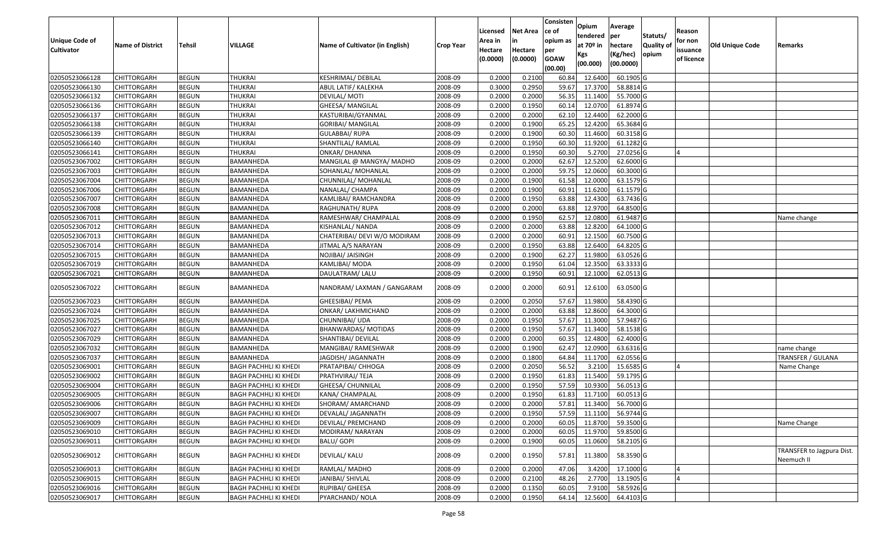| Unique Code of Cultivator | Name of District | Tehsil | VILLAGE | Name of Cultivator (in English) | Crop Year | Licensed Area in Hectare (0.0000) | Net Area in Hectare (0.0000) | Consistence of opium as per GOAW (00.00) | Opium tendered at 70º in Kgs (00.000) | Average per hectare (Kg/hec) (00.0000) | Statuts/ Quality of opium | Reason for non issuance of licence | Old Unique Code | Remarks |
|---|---|---|---|---|---|---|---|---|---|---|---|---|---|---|
| 02050523066128 | CHITTORGARH | BEGUN | THUKRAI | KESHRIMAL/ DEBILAL | 2008-09 | 0.2000 | 0.2100 | 60.84 | 12.6400 | 60.1905 | G | | | |
| 02050523066130 | CHITTORGARH | BEGUN | THUKRAI | ABUL LATIF/ KALEKHA | 2008-09 | 0.3000 | 0.2950 | 59.67 | 17.3700 | 58.8814 | G | | | |
| 02050523066132 | CHITTORGARH | BEGUN | THUKRAI | DEVILAL/ MOTI | 2008-09 | 0.2000 | 0.2000 | 56.35 | 11.1400 | 55.7000 | G | | | |
| 02050523066136 | CHITTORGARH | BEGUN | THUKRAI | GHEESA/ MANGILAL | 2008-09 | 0.2000 | 0.1950 | 60.14 | 12.0700 | 61.8974 | G | | | |
| 02050523066137 | CHITTORGARH | BEGUN | THUKRAI | KASTURIBAI/GYANMAL | 2008-09 | 0.2000 | 0.2000 | 62.10 | 12.4400 | 62.2000 | G | | | |
| 02050523066138 | CHITTORGARH | BEGUN | THUKRAI | GORIBAI/ MANGILAL | 2008-09 | 0.2000 | 0.1900 | 65.25 | 12.4200 | 65.3684 | G | | | |
| 02050523066139 | CHITTORGARH | BEGUN | THUKRAI | GULABBAI/ RUPA | 2008-09 | 0.2000 | 0.1900 | 60.30 | 11.4600 | 60.3158 | G | | | |
| 02050523066140 | CHITTORGARH | BEGUN | THUKRAI | SHANTILAL/ RAMLAL | 2008-09 | 0.2000 | 0.1950 | 60.30 | 11.9200 | 61.1282 | G | | | |
| 02050523066141 | CHITTORGARH | BEGUN | THUKRAI | ONKAR/ DHANNA | 2008-09 | 0.2000 | 0.1950 | 60.30 | 5.2700 | 27.0256 | G | 4 | | |
| 02050523067002 | CHITTORGARH | BEGUN | BAMANHEDA | MANGILAL @ MANGYA/ MADHO | 2008-09 | 0.2000 | 0.2000 | 62.67 | 12.5200 | 62.6000 | G | | | |
| 02050523067003 | CHITTORGARH | BEGUN | BAMANHEDA | SOHANLAL/ MOHANLAL | 2008-09 | 0.2000 | 0.2000 | 59.75 | 12.0600 | 60.3000 | G | | | |
| 02050523067004 | CHITTORGARH | BEGUN | BAMANHEDA | CHUNNILAL/ MOHANLAL | 2008-09 | 0.2000 | 0.1900 | 61.58 | 12.0000 | 63.1579 | G | | | |
| 02050523067006 | CHITTORGARH | BEGUN | BAMANHEDA | NANALAL/ CHAMPA | 2008-09 | 0.2000 | 0.1900 | 60.91 | 11.6200 | 61.1579 | G | | | |
| 02050523067007 | CHITTORGARH | BEGUN | BAMANHEDA | KAMLIBAI/ RAMCHANDRA | 2008-09 | 0.2000 | 0.1950 | 63.88 | 12.4300 | 63.7436 | G | | | |
| 02050523067008 | CHITTORGARH | BEGUN | BAMANHEDA | RAGHUNATH/ RUPA | 2008-09 | 0.2000 | 0.2000 | 63.88 | 12.9700 | 64.8500 | G | | | |
| 02050523067011 | CHITTORGARH | BEGUN | BAMANHEDA | RAMESHWAR/ CHAMPALAL | 2008-09 | 0.2000 | 0.1950 | 62.57 | 12.0800 | 61.9487 | G | | | Name change |
| 02050523067012 | CHITTORGARH | BEGUN | BAMANHEDA | KISHANLAL/ NANDA | 2008-09 | 0.2000 | 0.2000 | 63.88 | 12.8200 | 64.1000 | G | | | |
| 02050523067013 | CHITTORGARH | BEGUN | BAMANHEDA | CHATERIBAI/ DEVI W/O MODIRAM | 2008-09 | 0.2000 | 0.2000 | 60.91 | 12.1500 | 60.7500 | G | | | |
| 02050523067014 | CHITTORGARH | BEGUN | BAMANHEDA | JITMAL A/S NARAYAN | 2008-09 | 0.2000 | 0.1950 | 63.88 | 12.6400 | 64.8205 | G | | | |
| 02050523067015 | CHITTORGARH | BEGUN | BAMANHEDA | NOJIBAI/ JAISINGH | 2008-09 | 0.2000 | 0.1900 | 62.27 | 11.9800 | 63.0526 | G | | | |
| 02050523067019 | CHITTORGARH | BEGUN | BAMANHEDA | KAMLIBAI/ MODA | 2008-09 | 0.2000 | 0.1950 | 61.04 | 12.3500 | 63.3333 | G | | | |
| 02050523067021 | CHITTORGARH | BEGUN | BAMANHEDA | DAULATRAM/ LALU | 2008-09 | 0.2000 | 0.1950 | 60.91 | 12.1000 | 62.0513 | G | | | |
| 02050523067022 | CHITTORGARH | BEGUN | BAMANHEDA | NANDRAM/ LAXMAN / GANGARAM | 2008-09 | 0.2000 | 0.2000 | 60.91 | 12.6100 | 63.0500 | G | | | |
| 02050523067023 | CHITTORGARH | BEGUN | BAMANHEDA | GHEESIBAI/ PEMA | 2008-09 | 0.2000 | 0.2050 | 57.67 | 11.9800 | 58.4390 | G | | | |
| 02050523067024 | CHITTORGARH | BEGUN | BAMANHEDA | ONKAR/ LAKHMICHAND | 2008-09 | 0.2000 | 0.2000 | 63.88 | 12.8600 | 64.3000 | G | | | |
| 02050523067025 | CHITTORGARH | BEGUN | BAMANHEDA | CHUNNIBAI/ UDA | 2008-09 | 0.2000 | 0.1950 | 57.67 | 11.3000 | 57.9487 | G | | | |
| 02050523067027 | CHITTORGARH | BEGUN | BAMANHEDA | BHANWARDAS/ MOTIDAS | 2008-09 | 0.2000 | 0.1950 | 57.67 | 11.3400 | 58.1538 | G | | | |
| 02050523067029 | CHITTORGARH | BEGUN | BAMANHEDA | SHANTIBAI/ DEVILAL | 2008-09 | 0.2000 | 0.2000 | 60.35 | 12.4800 | 62.4000 | G | | | |
| 02050523067032 | CHITTORGARH | BEGUN | BAMANHEDA | MANGIBAI/ RAMESHWAR | 2008-09 | 0.2000 | 0.1900 | 62.47 | 12.0900 | 63.6316 | G | | | name change |
| 02050523067037 | CHITTORGARH | BEGUN | BAMANHEDA | JAGDISH/ JAGANNATH | 2008-09 | 0.2000 | 0.1800 | 64.84 | 11.1700 | 62.0556 | G | | | TRANSFER / GULANA |
| 02050523069001 | CHITTORGARH | BEGUN | BAGH PACHHLI KI KHEDI | PRATAPIBAI/ CHHOGA | 2008-09 | 0.2000 | 0.2050 | 56.52 | 3.2100 | 15.6585 | G | 4 | | Name Change |
| 02050523069002 | CHITTORGARH | BEGUN | BAGH PACHHLI KI KHEDI | PRATHVIRAJ/ TEJA | 2008-09 | 0.2000 | 0.1950 | 61.83 | 11.5400 | 59.1795 | G | | | |
| 02050523069004 | CHITTORGARH | BEGUN | BAGH PACHHLI KI KHEDI | GHEESA/ CHUNNILAL | 2008-09 | 0.2000 | 0.1950 | 57.59 | 10.9300 | 56.0513 | G | | | |
| 02050523069005 | CHITTORGARH | BEGUN | BAGH PACHHLI KI KHEDI | KANA/ CHAMPALAL | 2008-09 | 0.2000 | 0.1950 | 61.83 | 11.7100 | 60.0513 | G | | | |
| 02050523069006 | CHITTORGARH | BEGUN | BAGH PACHHLI KI KHEDI | SHORAM/ AMARCHAND | 2008-09 | 0.2000 | 0.2000 | 57.81 | 11.3400 | 56.7000 | G | | | |
| 02050523069007 | CHITTORGARH | BEGUN | BAGH PACHHLI KI KHEDI | DEVALAL/ JAGANNATH | 2008-09 | 0.2000 | 0.1950 | 57.59 | 11.1100 | 56.9744 | G | | | |
| 02050523069009 | CHITTORGARH | BEGUN | BAGH PACHHLI KI KHEDI | DEVILAL/ PREMCHAND | 2008-09 | 0.2000 | 0.2000 | 60.05 | 11.8700 | 59.3500 | G | | | Name Change |
| 02050523069010 | CHITTORGARH | BEGUN | BAGH PACHHLI KI KHEDI | MODIRAM/ NARAYAN | 2008-09 | 0.2000 | 0.2000 | 60.05 | 11.9700 | 59.8500 | G | | | |
| 02050523069011 | CHITTORGARH | BEGUN | BAGH PACHHLI KI KHEDI | BALU/ GOPI | 2008-09 | 0.2000 | 0.1900 | 60.05 | 11.0600 | 58.2105 | G | | | |
| 02050523069012 | CHITTORGARH | BEGUN | BAGH PACHHLI KI KHEDI | DEVILAL/ KALU | 2008-09 | 0.2000 | 0.1950 | 57.81 | 11.3800 | 58.3590 | G | | | TRANSFER to Jagpura Dist. Neemuch II |
| 02050523069013 | CHITTORGARH | BEGUN | BAGH PACHHLI KI KHEDI | RAMLAL/ MADHO | 2008-09 | 0.2000 | 0.2000 | 47.06 | 3.4200 | 17.1000 | G | 4 | | |
| 02050523069015 | CHITTORGARH | BEGUN | BAGH PACHHLI KI KHEDI | JANIBAI/ SHIVLAL | 2008-09 | 0.2000 | 0.2100 | 48.26 | 2.7700 | 13.1905 | G | 4 | | |
| 02050523069016 | CHITTORGARH | BEGUN | BAGH PACHHLI KI KHEDI | RUPIBAI/ GHEESA | 2008-09 | 0.2000 | 0.1350 | 60.05 | 7.9100 | 58.5926 | G | | | |
| 02050523069017 | CHITTORGARH | BEGUN | BAGH PACHHLI KI KHEDI | PYARCHAND/ NOLA | 2008-09 | 0.2000 | 0.1950 | 64.14 | 12.5600 | 64.4103 | G | | | |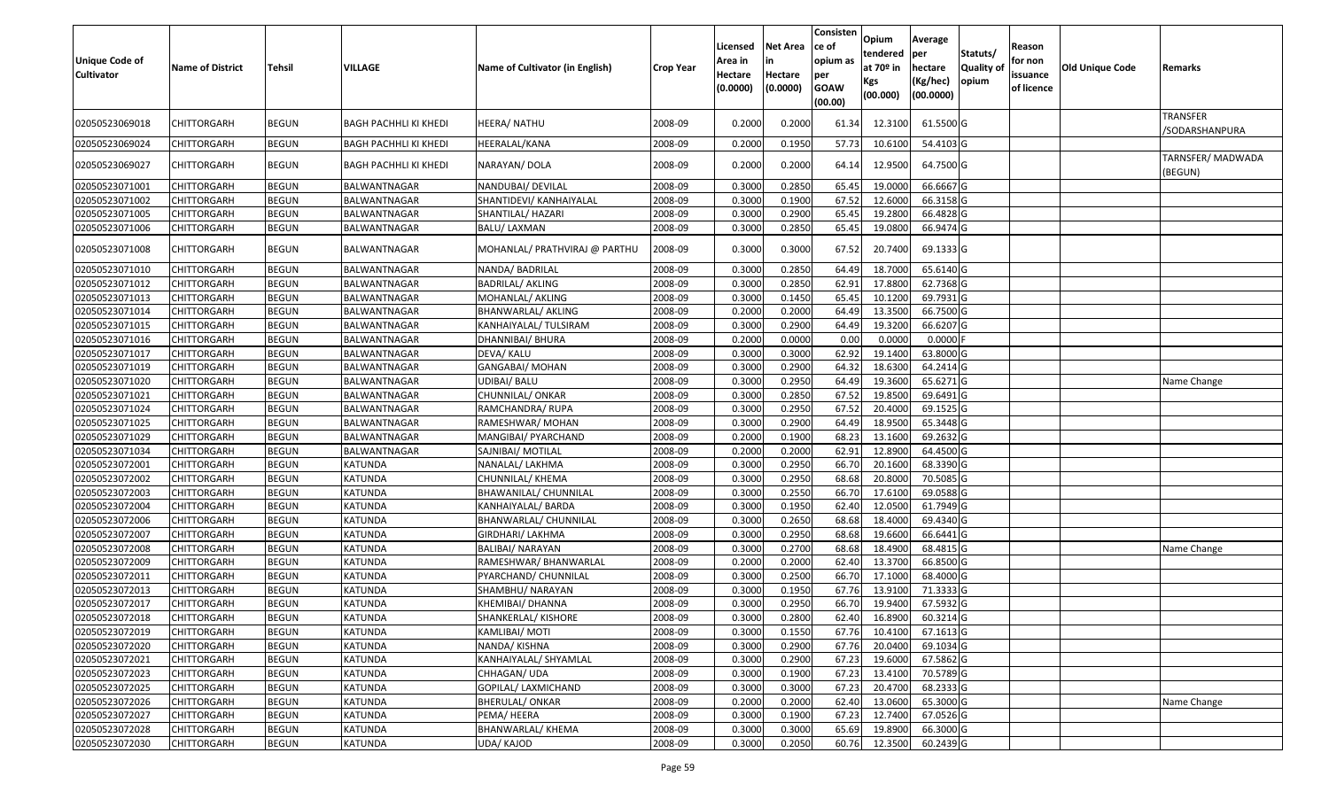| Unique Code of Cultivator | Name of District | Tehsil | VILLAGE | Name of Cultivator (in English) | Crop Year | Licensed Area in Hectare (0.0000) | Net Area in Hectare (0.0000) | Consistence of opium as per GOAW (00.00) | Opium tendered at 70º in Kgs (00.000) | Average per hectare (Kg/hec) (00.0000) | Statuts/ Quality of opium | Reason for non issuance of licence | Old Unique Code | Remarks |
|---|---|---|---|---|---|---|---|---|---|---|---|---|---|---|
| 02050523069018 | CHITTORGARH | BEGUN | BAGH PACHHLI KI KHEDI | HEERA/ NATHU | 2008-09 | 0.2000 | 0.2000 | 61.34 | 12.3100 | 61.5500 | G | | | TRANSFER /SODARSHANPURA |
| 02050523069024 | CHITTORGARH | BEGUN | BAGH PACHHLI KI KHEDI | HEERALAL/KANA | 2008-09 | 0.2000 | 0.1950 | 57.73 | 10.6100 | 54.4103 | G | | | |
| 02050523069027 | CHITTORGARH | BEGUN | BAGH PACHHLI KI KHEDI | NARAYAN/ DOLA | 2008-09 | 0.2000 | 0.2000 | 64.14 | 12.9500 | 64.7500 | G | | | TARNSFER/ MADWADA (BEGUN) |
| 02050523071001 | CHITTORGARH | BEGUN | BALWANTNAGAR | NANDUBAI/ DEVILAL | 2008-09 | 0.3000 | 0.2850 | 65.45 | 19.0000 | 66.6667 | G | | | |
| 02050523071002 | CHITTORGARH | BEGUN | BALWANTNAGAR | SHANTIDEVI/ KANHAIYALAL | 2008-09 | 0.3000 | 0.1900 | 67.52 | 12.6000 | 66.3158 | G | | | |
| 02050523071005 | CHITTORGARH | BEGUN | BALWANTNAGAR | SHANTILAL/ HAZARI | 2008-09 | 0.3000 | 0.2900 | 65.45 | 19.2800 | 66.4828 | G | | | |
| 02050523071006 | CHITTORGARH | BEGUN | BALWANTNAGAR | BALU/ LAXMAN | 2008-09 | 0.3000 | 0.2850 | 65.45 | 19.0800 | 66.9474 | G | | | |
| 02050523071008 | CHITTORGARH | BEGUN | BALWANTNAGAR | MOHANLAL/ PRATHVIRAJ @ PARTHU | 2008-09 | 0.3000 | 0.3000 | 67.52 | 20.7400 | 69.1333 | G | | | |
| 02050523071010 | CHITTORGARH | BEGUN | BALWANTNAGAR | NANDA/ BADRILAL | 2008-09 | 0.3000 | 0.2850 | 64.49 | 18.7000 | 65.6140 | G | | | |
| 02050523071012 | CHITTORGARH | BEGUN | BALWANTNAGAR | BADRILAL/ AKLING | 2008-09 | 0.3000 | 0.2850 | 62.91 | 17.8800 | 62.7368 | G | | | |
| 02050523071013 | CHITTORGARH | BEGUN | BALWANTNAGAR | MOHANLAL/ AKLING | 2008-09 | 0.3000 | 0.1450 | 65.45 | 10.1200 | 69.7931 | G | | | |
| 02050523071014 | CHITTORGARH | BEGUN | BALWANTNAGAR | BHANWARLAL/ AKLING | 2008-09 | 0.2000 | 0.2000 | 64.49 | 13.3500 | 66.7500 | G | | | |
| 02050523071015 | CHITTORGARH | BEGUN | BALWANTNAGAR | KANHAIYALAL/ TULSIRAM | 2008-09 | 0.3000 | 0.2900 | 64.49 | 19.3200 | 66.6207 | G | | | |
| 02050523071016 | CHITTORGARH | BEGUN | BALWANTNAGAR | DHANNIBAI/ BHURA | 2008-09 | 0.2000 | 0.0000 | 0.00 | 0.0000 | 0.0000 | F | | | |
| 02050523071017 | CHITTORGARH | BEGUN | BALWANTNAGAR | DEVA/ KALU | 2008-09 | 0.3000 | 0.3000 | 62.92 | 19.1400 | 63.8000 | G | | | |
| 02050523071019 | CHITTORGARH | BEGUN | BALWANTNAGAR | GANGABAI/ MOHAN | 2008-09 | 0.3000 | 0.2900 | 64.32 | 18.6300 | 64.2414 | G | | | |
| 02050523071020 | CHITTORGARH | BEGUN | BALWANTNAGAR | UDIBAI/ BALU | 2008-09 | 0.3000 | 0.2950 | 64.49 | 19.3600 | 65.6271 | G | | | Name Change |
| 02050523071021 | CHITTORGARH | BEGUN | BALWANTNAGAR | CHUNNILAL/ ONKAR | 2008-09 | 0.3000 | 0.2850 | 67.52 | 19.8500 | 69.6491 | G | | | |
| 02050523071024 | CHITTORGARH | BEGUN | BALWANTNAGAR | RAMCHANDRA/ RUPA | 2008-09 | 0.3000 | 0.2950 | 67.52 | 20.4000 | 69.1525 | G | | | |
| 02050523071025 | CHITTORGARH | BEGUN | BALWANTNAGAR | RAMESHWAR/ MOHAN | 2008-09 | 0.3000 | 0.2900 | 64.49 | 18.9500 | 65.3448 | G | | | |
| 02050523071029 | CHITTORGARH | BEGUN | BALWANTNAGAR | MANGIBAI/ PYARCHAND | 2008-09 | 0.2000 | 0.1900 | 68.23 | 13.1600 | 69.2632 | G | | | |
| 02050523071034 | CHITTORGARH | BEGUN | BALWANTNAGAR | SAJNIBAI/ MOTILAL | 2008-09 | 0.2000 | 0.2000 | 62.91 | 12.8900 | 64.4500 | G | | | |
| 02050523072001 | CHITTORGARH | BEGUN | KATUNDA | NANALAL/ LAKHMA | 2008-09 | 0.3000 | 0.2950 | 66.70 | 20.1600 | 68.3390 | G | | | |
| 02050523072002 | CHITTORGARH | BEGUN | KATUNDA | CHUNNILAL/ KHEMA | 2008-09 | 0.3000 | 0.2950 | 68.68 | 20.8000 | 70.5085 | G | | | |
| 02050523072003 | CHITTORGARH | BEGUN | KATUNDA | BHAWANILAL/ CHUNNILAL | 2008-09 | 0.3000 | 0.2550 | 66.70 | 17.6100 | 69.0588 | G | | | |
| 02050523072004 | CHITTORGARH | BEGUN | KATUNDA | KANHAIYALAL/ BARDA | 2008-09 | 0.3000 | 0.1950 | 62.40 | 12.0500 | 61.7949 | G | | | |
| 02050523072006 | CHITTORGARH | BEGUN | KATUNDA | BHANWARLAL/ CHUNNILAL | 2008-09 | 0.3000 | 0.2650 | 68.68 | 18.4000 | 69.4340 | G | | | |
| 02050523072007 | CHITTORGARH | BEGUN | KATUNDA | GIRDHARI/ LAKHMA | 2008-09 | 0.3000 | 0.2950 | 68.68 | 19.6600 | 66.6441 | G | | | |
| 02050523072008 | CHITTORGARH | BEGUN | KATUNDA | BALIBAI/ NARAYAN | 2008-09 | 0.3000 | 0.2700 | 68.68 | 18.4900 | 68.4815 | G | | | Name Change |
| 02050523072009 | CHITTORGARH | BEGUN | KATUNDA | RAMESHWAR/ BHANWARLAL | 2008-09 | 0.2000 | 0.2000 | 62.40 | 13.3700 | 66.8500 | G | | | |
| 02050523072011 | CHITTORGARH | BEGUN | KATUNDA | PYARCHAND/ CHUNNILAL | 2008-09 | 0.3000 | 0.2500 | 66.70 | 17.1000 | 68.4000 | G | | | |
| 02050523072013 | CHITTORGARH | BEGUN | KATUNDA | SHAMBHU/ NARAYAN | 2008-09 | 0.3000 | 0.1950 | 67.76 | 13.9100 | 71.3333 | G | | | |
| 02050523072017 | CHITTORGARH | BEGUN | KATUNDA | KHEMIBAI/ DHANNA | 2008-09 | 0.3000 | 0.2950 | 66.70 | 19.9400 | 67.5932 | G | | | |
| 02050523072018 | CHITTORGARH | BEGUN | KATUNDA | SHANKERLAL/ KISHORE | 2008-09 | 0.3000 | 0.2800 | 62.40 | 16.8900 | 60.3214 | G | | | |
| 02050523072019 | CHITTORGARH | BEGUN | KATUNDA | KAMLIBAI/ MOTI | 2008-09 | 0.3000 | 0.1550 | 67.76 | 10.4100 | 67.1613 | G | | | |
| 02050523072020 | CHITTORGARH | BEGUN | KATUNDA | NANDA/ KISHNA | 2008-09 | 0.3000 | 0.2900 | 67.76 | 20.0400 | 69.1034 | G | | | |
| 02050523072021 | CHITTORGARH | BEGUN | KATUNDA | KANHAIYALAL/ SHYAMLAL | 2008-09 | 0.3000 | 0.2900 | 67.23 | 19.6000 | 67.5862 | G | | | |
| 02050523072023 | CHITTORGARH | BEGUN | KATUNDA | CHHAGAN/ UDA | 2008-09 | 0.3000 | 0.1900 | 67.23 | 13.4100 | 70.5789 | G | | | |
| 02050523072025 | CHITTORGARH | BEGUN | KATUNDA | GOPILAL/ LAXMICHAND | 2008-09 | 0.3000 | 0.3000 | 67.23 | 20.4700 | 68.2333 | G | | | |
| 02050523072026 | CHITTORGARH | BEGUN | KATUNDA | BHERULAL/ ONKAR | 2008-09 | 0.2000 | 0.2000 | 62.40 | 13.0600 | 65.3000 | G | | | Name Change |
| 02050523072027 | CHITTORGARH | BEGUN | KATUNDA | PEMA/ HEERA | 2008-09 | 0.3000 | 0.1900 | 67.23 | 12.7400 | 67.0526 | G | | | |
| 02050523072028 | CHITTORGARH | BEGUN | KATUNDA | BHANWARLAL/ KHEMA | 2008-09 | 0.3000 | 0.3000 | 65.69 | 19.8900 | 66.3000 | G | | | |
| 02050523072030 | CHITTORGARH | BEGUN | KATUNDA | UDA/ KAJOD | 2008-09 | 0.3000 | 0.2050 | 60.76 | 12.3500 | 60.2439 | G | | | |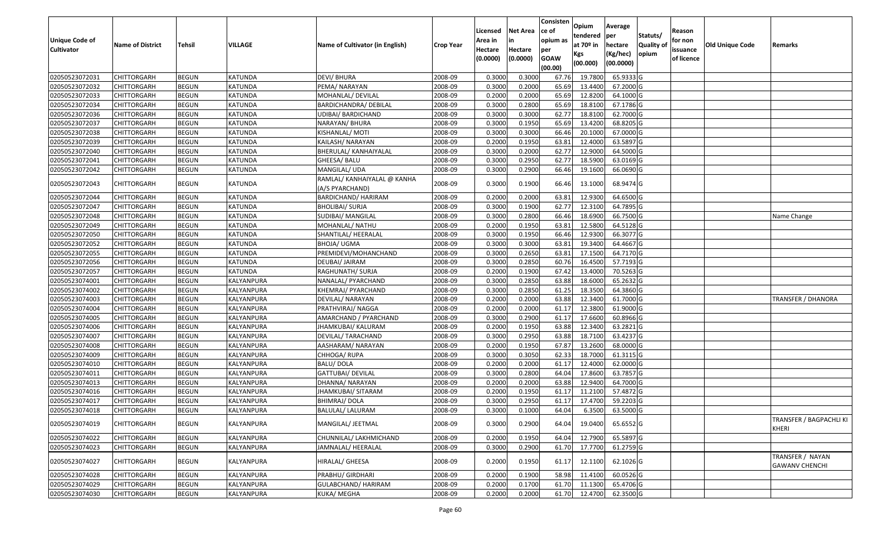| Unique Code of Cultivator | Name of District | Tehsil | VILLAGE | Name of Cultivator (in English) | Crop Year | Licensed Area in Hectare (0.0000) | Net Area in Hectare (0.0000) | Consistence of opium as per GOAW (00.00) | Opium tendered at 70º in Kgs (00.000) | Average per hectare (Kg/hec) (00.0000) | Statuts/ Quality of opium | Reason for non issuance of licence | Old Unique Code | Remarks |
|---|---|---|---|---|---|---|---|---|---|---|---|---|---|---|
| 02050523072031 | CHITTORGARH | BEGUN | KATUNDA | DEVI/ BHURA | 2008-09 | 0.3000 | 0.3000 | 67.76 | 19.7800 | 65.9333 | G | | | |
| 02050523072032 | CHITTORGARH | BEGUN | KATUNDA | PEMA/ NARAYAN | 2008-09 | 0.3000 | 0.2000 | 65.69 | 13.4400 | 67.2000 | G | | | |
| 02050523072033 | CHITTORGARH | BEGUN | KATUNDA | MOHANLAL/ DEVILAL | 2008-09 | 0.2000 | 0.2000 | 65.69 | 12.8200 | 64.1000 | G | | | |
| 02050523072034 | CHITTORGARH | BEGUN | KATUNDA | BARDICHANDRA/ DEBILAL | 2008-09 | 0.3000 | 0.2800 | 65.69 | 18.8100 | 67.1786 | G | | | |
| 02050523072036 | CHITTORGARH | BEGUN | KATUNDA | UDIBAI/ BARDICHAND | 2008-09 | 0.3000 | 0.3000 | 62.77 | 18.8100 | 62.7000 | G | | | |
| 02050523072037 | CHITTORGARH | BEGUN | KATUNDA | NARAYAN/ BHURA | 2008-09 | 0.3000 | 0.1950 | 65.69 | 13.4200 | 68.8205 | G | | | |
| 02050523072038 | CHITTORGARH | BEGUN | KATUNDA | KISHANLAL/ MOTI | 2008-09 | 0.3000 | 0.3000 | 66.46 | 20.1000 | 67.0000 | G | | | |
| 02050523072039 | CHITTORGARH | BEGUN | KATUNDA | KAILASH/ NARAYAN | 2008-09 | 0.2000 | 0.1950 | 63.81 | 12.4000 | 63.5897 | G | | | |
| 02050523072040 | CHITTORGARH | BEGUN | KATUNDA | BHERULAL/ KANHAIYALAL | 2008-09 | 0.3000 | 0.2000 | 62.77 | 12.9000 | 64.5000 | G | | | |
| 02050523072041 | CHITTORGARH | BEGUN | KATUNDA | GHEESA/ BALU | 2008-09 | 0.3000 | 0.2950 | 62.77 | 18.5900 | 63.0169 | G | | | |
| 02050523072042 | CHITTORGARH | BEGUN | KATUNDA | MANGILAL/ UDA | 2008-09 | 0.3000 | 0.2900 | 66.46 | 19.1600 | 66.0690 | G | | | |
| 02050523072043 | CHITTORGARH | BEGUN | KATUNDA | RAMLAL/ KANHAIYALAL @ KANHA (A/S PYARCHAND) | 2008-09 | 0.3000 | 0.1900 | 66.46 | 13.1000 | 68.9474 | G | | | |
| 02050523072044 | CHITTORGARH | BEGUN | KATUNDA | BARDICHAND/ HARIRAM | 2008-09 | 0.2000 | 0.2000 | 63.81 | 12.9300 | 64.6500 | G | | | |
| 02050523072047 | CHITTORGARH | BEGUN | KATUNDA | BHOLIBAI/ SURJA | 2008-09 | 0.3000 | 0.1900 | 62.77 | 12.3100 | 64.7895 | G | | | |
| 02050523072048 | CHITTORGARH | BEGUN | KATUNDA | SUDIBAI/ MANGILAL | 2008-09 | 0.3000 | 0.2800 | 66.46 | 18.6900 | 66.7500 | G | | | Name Change |
| 02050523072049 | CHITTORGARH | BEGUN | KATUNDA | MOHANLAL/ NATHU | 2008-09 | 0.2000 | 0.1950 | 63.81 | 12.5800 | 64.5128 | G | | | |
| 02050523072050 | CHITTORGARH | BEGUN | KATUNDA | SHANTILAL/ HEERALAL | 2008-09 | 0.3000 | 0.1950 | 66.46 | 12.9300 | 66.3077 | G | | | |
| 02050523072052 | CHITTORGARH | BEGUN | KATUNDA | BHOJA/ UGMA | 2008-09 | 0.3000 | 0.3000 | 63.81 | 19.3400 | 64.4667 | G | | | |
| 02050523072055 | CHITTORGARH | BEGUN | KATUNDA | PREMIDEVI/MOHANCHAND | 2008-09 | 0.3000 | 0.2650 | 63.81 | 17.1500 | 64.7170 | G | | | |
| 02050523072056 | CHITTORGARH | BEGUN | KATUNDA | DEUBAI/ JAIRAM | 2008-09 | 0.3000 | 0.2850 | 60.76 | 16.4500 | 57.7193 | G | | | |
| 02050523072057 | CHITTORGARH | BEGUN | KATUNDA | RAGHUNATH/ SURJA | 2008-09 | 0.2000 | 0.1900 | 67.42 | 13.4000 | 70.5263 | G | | | |
| 02050523074001 | CHITTORGARH | BEGUN | KALYANPURA | NANALAL/ PYARCHAND | 2008-09 | 0.3000 | 0.2850 | 63.88 | 18.6000 | 65.2632 | G | | | |
| 02050523074002 | CHITTORGARH | BEGUN | KALYANPURA | KHEMRAJ/ PYARCHAND | 2008-09 | 0.3000 | 0.2850 | 61.25 | 18.3500 | 64.3860 | G | | | |
| 02050523074003 | CHITTORGARH | BEGUN | KALYANPURA | DEVILAL/ NARAYAN | 2008-09 | 0.2000 | 0.2000 | 63.88 | 12.3400 | 61.7000 | G | | | TRANSFER / DHANORA |
| 02050523074004 | CHITTORGARH | BEGUN | KALYANPURA | PRATHVIRAJ/ NAGGA | 2008-09 | 0.2000 | 0.2000 | 61.17 | 12.3800 | 61.9000 | G | | | |
| 02050523074005 | CHITTORGARH | BEGUN | KALYANPURA | AMARCHAND / PYARCHAND | 2008-09 | 0.3000 | 0.2900 | 61.17 | 17.6600 | 60.8966 | G | | | |
| 02050523074006 | CHITTORGARH | BEGUN | KALYANPURA | JHAMKUBAI/ KALURAM | 2008-09 | 0.2000 | 0.1950 | 63.88 | 12.3400 | 63.2821 | G | | | |
| 02050523074007 | CHITTORGARH | BEGUN | KALYANPURA | DEVILAL/ TARACHAND | 2008-09 | 0.3000 | 0.2950 | 63.88 | 18.7100 | 63.4237 | G | | | |
| 02050523074008 | CHITTORGARH | BEGUN | KALYANPURA | AASHARAM/ NARAYAN | 2008-09 | 0.2000 | 0.1950 | 67.87 | 13.2600 | 68.0000 | G | | | |
| 02050523074009 | CHITTORGARH | BEGUN | KALYANPURA | CHHOGA/ RUPA | 2008-09 | 0.3000 | 0.3050 | 62.33 | 18.7000 | 61.3115 | G | | | |
| 02050523074010 | CHITTORGARH | BEGUN | KALYANPURA | BALU/ DOLA | 2008-09 | 0.2000 | 0.2000 | 61.17 | 12.4000 | 62.0000 | G | | | |
| 02050523074011 | CHITTORGARH | BEGUN | KALYANPURA | GATTUBAI/ DEVILAL | 2008-09 | 0.3000 | 0.2800 | 64.04 | 17.8600 | 63.7857 | G | | | |
| 02050523074013 | CHITTORGARH | BEGUN | KALYANPURA | DHANNA/ NARAYAN | 2008-09 | 0.2000 | 0.2000 | 63.88 | 12.9400 | 64.7000 | G | | | |
| 02050523074016 | CHITTORGARH | BEGUN | KALYANPURA | JHAMKUBAI/ SITARAM | 2008-09 | 0.2000 | 0.1950 | 61.17 | 11.2100 | 57.4872 | G | | | |
| 02050523074017 | CHITTORGARH | BEGUN | KALYANPURA | BHIMRAJ/ DOLA | 2008-09 | 0.3000 | 0.2950 | 61.17 | 17.4700 | 59.2203 | G | | | |
| 02050523074018 | CHITTORGARH | BEGUN | KALYANPURA | BALULAL/ LALURAM | 2008-09 | 0.3000 | 0.1000 | 64.04 | 6.3500 | 63.5000 | G | | | |
| 02050523074019 | CHITTORGARH | BEGUN | KALYANPURA | MANGILAL/ JEETMAL | 2008-09 | 0.3000 | 0.2900 | 64.04 | 19.0400 | 65.6552 | G | | | TRANSFER / BAGPACHLI KI KHERI |
| 02050523074022 | CHITTORGARH | BEGUN | KALYANPURA | CHUNNILAL/ LAKHMICHAND | 2008-09 | 0.2000 | 0.1950 | 64.04 | 12.7900 | 65.5897 | G | | | |
| 02050523074023 | CHITTORGARH | BEGUN | KALYANPURA | JAMNALAL/ HEERALAL | 2008-09 | 0.3000 | 0.2900 | 61.70 | 17.7700 | 61.2759 | G | | | |
| 02050523074027 | CHITTORGARH | BEGUN | KALYANPURA | HIRALAL/ GHEESA | 2008-09 | 0.2000 | 0.1950 | 61.17 | 12.1100 | 62.1026 | G | | | TRANSFER / NAYAN GAWANV CHENCHI |
| 02050523074028 | CHITTORGARH | BEGUN | KALYANPURA | PRABHU/ GIRDHARI | 2008-09 | 0.2000 | 0.1900 | 58.98 | 11.4100 | 60.0526 | G | | | |
| 02050523074029 | CHITTORGARH | BEGUN | KALYANPURA | GULABCHAND/ HARIRAM | 2008-09 | 0.2000 | 0.1700 | 61.70 | 11.1300 | 65.4706 | G | | | |
| 02050523074030 | CHITTORGARH | BEGUN | KALYANPURA | KUKA/ MEGHA | 2008-09 | 0.2000 | 0.2000 | 61.70 | 12.4700 | 62.3500 | G | | | |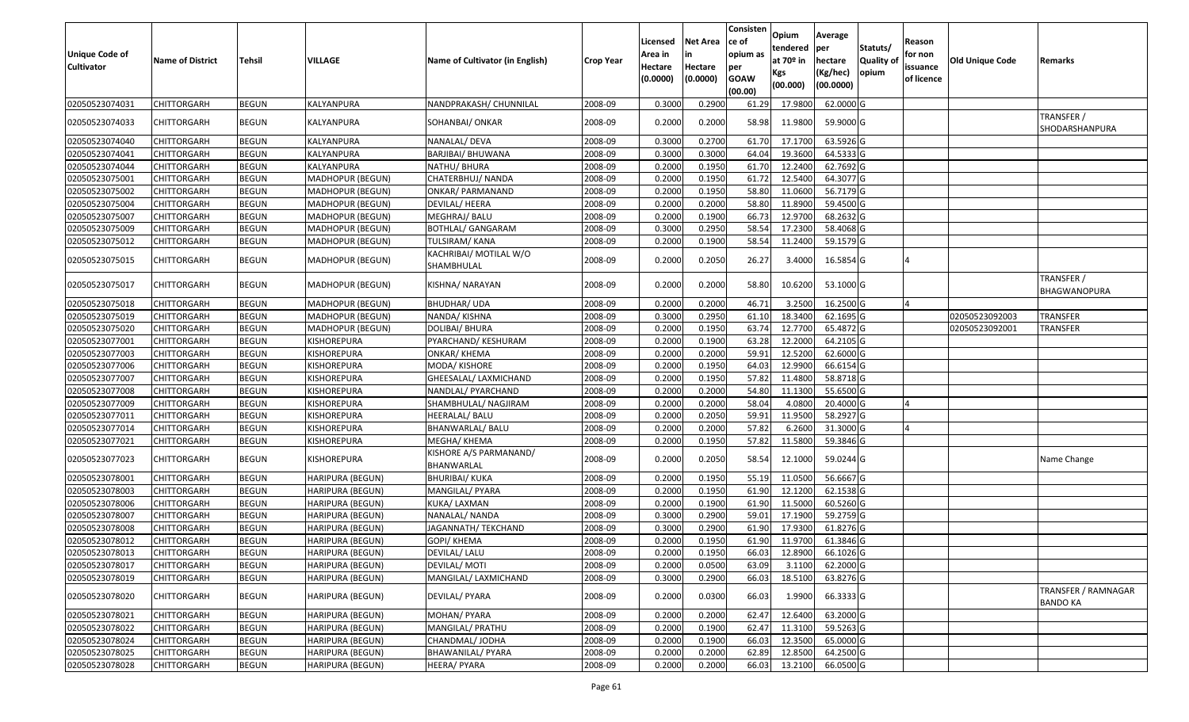| Unique Code of Cultivator | Name of District | Tehsil | VILLAGE | Name of Cultivator (in English) | Crop Year | Licensed Area in Hectare (0.0000) | Net Area in Hectare (0.0000) | Consistence of opium as per GOAW (00.00) | Opium tendered at 70º in Kgs (00.000) | Average per hectare (Kg/hec) (00.0000) | Statuts/ Quality of opium | Reason for non issuance of licence | Old Unique Code | Remarks |
|---|---|---|---|---|---|---|---|---|---|---|---|---|---|---|
| 02050523074031 | CHITTORGARH | BEGUN | KALYANPURA | NANDPRAKASH/ CHUNNILAL | 2008-09 | 0.3000 | 0.2900 | 61.29 | 17.9800 | 62.0000 | G | | | |
| 02050523074033 | CHITTORGARH | BEGUN | KALYANPURA | SOHANBAI/ ONKAR | 2008-09 | 0.2000 | 0.2000 | 58.98 | 11.9800 | 59.9000 | G | | | TRANSFER / SHODARSHANPURA |
| 02050523074040 | CHITTORGARH | BEGUN | KALYANPURA | NANALAL/ DEVA | 2008-09 | 0.3000 | 0.2700 | 61.70 | 17.1700 | 63.5926 | G | | | |
| 02050523074041 | CHITTORGARH | BEGUN | KALYANPURA | BARJIBAI/ BHUWANA | 2008-09 | 0.3000 | 0.3000 | 64.04 | 19.3600 | 64.5333 | G | | | |
| 02050523074044 | CHITTORGARH | BEGUN | KALYANPURA | NATHU/ BHURA | 2008-09 | 0.2000 | 0.1950 | 61.70 | 12.2400 | 62.7692 | G | | | |
| 02050523075001 | CHITTORGARH | BEGUN | MADHOPUR (BEGUN) | CHATERBHUJ/ NANDA | 2008-09 | 0.2000 | 0.1950 | 61.72 | 12.5400 | 64.3077 | G | | | |
| 02050523075002 | CHITTORGARH | BEGUN | MADHOPUR (BEGUN) | ONKAR/ PARMANAND | 2008-09 | 0.2000 | 0.1950 | 58.80 | 11.0600 | 56.7179 | G | | | |
| 02050523075004 | CHITTORGARH | BEGUN | MADHOPUR (BEGUN) | DEVILAL/ HEERA | 2008-09 | 0.2000 | 0.2000 | 58.80 | 11.8900 | 59.4500 | G | | | |
| 02050523075007 | CHITTORGARH | BEGUN | MADHOPUR (BEGUN) | MEGHRAJ/ BALU | 2008-09 | 0.2000 | 0.1900 | 66.73 | 12.9700 | 68.2632 | G | | | |
| 02050523075009 | CHITTORGARH | BEGUN | MADHOPUR (BEGUN) | BOTHLAL/ GANGARAM | 2008-09 | 0.3000 | 0.2950 | 58.54 | 17.2300 | 58.4068 | G | | | |
| 02050523075012 | CHITTORGARH | BEGUN | MADHOPUR (BEGUN) | TULSIRAM/ KANA | 2008-09 | 0.2000 | 0.1900 | 58.54 | 11.2400 | 59.1579 | G | | | |
| 02050523075015 | CHITTORGARH | BEGUN | MADHOPUR (BEGUN) | KACHRIBAI/ MOTILAL W/O SHAMBHULAL | 2008-09 | 0.2000 | 0.2050 | 26.27 | 3.4000 | 16.5854 | G | 4 | | |
| 02050523075017 | CHITTORGARH | BEGUN | MADHOPUR (BEGUN) | KISHNA/ NARAYAN | 2008-09 | 0.2000 | 0.2000 | 58.80 | 10.6200 | 53.1000 | G | | | TRANSFER / BHAGWANOPURA |
| 02050523075018 | CHITTORGARH | BEGUN | MADHOPUR (BEGUN) | BHUDHAR/ UDA | 2008-09 | 0.2000 | 0.2000 | 46.71 | 3.2500 | 16.2500 | G | 4 | | |
| 02050523075019 | CHITTORGARH | BEGUN | MADHOPUR (BEGUN) | NANDA/ KISHNA | 2008-09 | 0.3000 | 0.2950 | 61.10 | 18.3400 | 62.1695 | G | | 02050523092003 | TRANSFER |
| 02050523075020 | CHITTORGARH | BEGUN | MADHOPUR (BEGUN) | DOLIBAI/ BHURA | 2008-09 | 0.2000 | 0.1950 | 63.74 | 12.7700 | 65.4872 | G | | 02050523092001 | TRANSFER |
| 02050523077001 | CHITTORGARH | BEGUN | KISHOREPURA | PYARCHAND/ KESHURAM | 2008-09 | 0.2000 | 0.1900 | 63.28 | 12.2000 | 64.2105 | G | | | |
| 02050523077003 | CHITTORGARH | BEGUN | KISHOREPURA | ONKAR/ KHEMA | 2008-09 | 0.2000 | 0.2000 | 59.91 | 12.5200 | 62.6000 | G | | | |
| 02050523077006 | CHITTORGARH | BEGUN | KISHOREPURA | MODA/ KISHORE | 2008-09 | 0.2000 | 0.1950 | 64.03 | 12.9900 | 66.6154 | G | | | |
| 02050523077007 | CHITTORGARH | BEGUN | KISHOREPURA | GHEESALAL/ LAXMICHAND | 2008-09 | 0.2000 | 0.1950 | 57.82 | 11.4800 | 58.8718 | G | | | |
| 02050523077008 | CHITTORGARH | BEGUN | KISHOREPURA | NANDLAL/ PYARCHAND | 2008-09 | 0.2000 | 0.2000 | 54.80 | 11.1300 | 55.6500 | G | | | |
| 02050523077009 | CHITTORGARH | BEGUN | KISHOREPURA | SHAMBHULAL/ NAGJIRAM | 2008-09 | 0.2000 | 0.2000 | 58.04 | 4.0800 | 20.4000 | G | 4 | | |
| 02050523077011 | CHITTORGARH | BEGUN | KISHOREPURA | HEERALAL/ BALU | 2008-09 | 0.2000 | 0.2050 | 59.91 | 11.9500 | 58.2927 | G | | | |
| 02050523077014 | CHITTORGARH | BEGUN | KISHOREPURA | BHANWARLAL/ BALU | 2008-09 | 0.2000 | 0.2000 | 57.82 | 6.2600 | 31.3000 | G | 4 | | |
| 02050523077021 | CHITTORGARH | BEGUN | KISHOREPURA | MEGHA/ KHEMA | 2008-09 | 0.2000 | 0.1950 | 57.82 | 11.5800 | 59.3846 | G | | | |
| 02050523077023 | CHITTORGARH | BEGUN | KISHOREPURA | KISHORE A/S PARMANAND/ BHANWARLAL | 2008-09 | 0.2000 | 0.2050 | 58.54 | 12.1000 | 59.0244 | G | | | Name Change |
| 02050523078001 | CHITTORGARH | BEGUN | HARIPURA (BEGUN) | BHURIBAI/ KUKA | 2008-09 | 0.2000 | 0.1950 | 55.19 | 11.0500 | 56.6667 | G | | | |
| 02050523078003 | CHITTORGARH | BEGUN | HARIPURA (BEGUN) | MANGILAL/ PYARA | 2008-09 | 0.2000 | 0.1950 | 61.90 | 12.1200 | 62.1538 | G | | | |
| 02050523078006 | CHITTORGARH | BEGUN | HARIPURA (BEGUN) | KUKA/ LAXMAN | 2008-09 | 0.2000 | 0.1900 | 61.90 | 11.5000 | 60.5260 | G | | | |
| 02050523078007 | CHITTORGARH | BEGUN | HARIPURA (BEGUN) | NANALAL/ NANDA | 2008-09 | 0.3000 | 0.2900 | 59.01 | 17.1900 | 59.2759 | G | | | |
| 02050523078008 | CHITTORGARH | BEGUN | HARIPURA (BEGUN) | JAGANNATH/ TEKCHAND | 2008-09 | 0.3000 | 0.2900 | 61.90 | 17.9300 | 61.8276 | G | | | |
| 02050523078012 | CHITTORGARH | BEGUN | HARIPURA (BEGUN) | GOPI/ KHEMA | 2008-09 | 0.2000 | 0.1950 | 61.90 | 11.9700 | 61.3846 | G | | | |
| 02050523078013 | CHITTORGARH | BEGUN | HARIPURA (BEGUN) | DEVILAL/ LALU | 2008-09 | 0.2000 | 0.1950 | 66.03 | 12.8900 | 66.1026 | G | | | |
| 02050523078017 | CHITTORGARH | BEGUN | HARIPURA (BEGUN) | DEVILAL/ MOTI | 2008-09 | 0.2000 | 0.0500 | 63.09 | 3.1100 | 62.2000 | G | | | |
| 02050523078019 | CHITTORGARH | BEGUN | HARIPURA (BEGUN) | MANGILAL/ LAXMICHAND | 2008-09 | 0.3000 | 0.2900 | 66.03 | 18.5100 | 63.8276 | G | | | |
| 02050523078020 | CHITTORGARH | BEGUN | HARIPURA (BEGUN) | DEVILAL/ PYARA | 2008-09 | 0.2000 | 0.0300 | 66.03 | 1.9900 | 66.3333 | G | | | TRANSFER / RAMNAGAR BANDO KA |
| 02050523078021 | CHITTORGARH | BEGUN | HARIPURA (BEGUN) | MOHAN/ PYARA | 2008-09 | 0.2000 | 0.2000 | 62.47 | 12.6400 | 63.2000 | G | | | |
| 02050523078022 | CHITTORGARH | BEGUN | HARIPURA (BEGUN) | MANGILAL/ PRATHU | 2008-09 | 0.2000 | 0.1900 | 62.47 | 11.3100 | 59.5263 | G | | | |
| 02050523078024 | CHITTORGARH | BEGUN | HARIPURA (BEGUN) | CHANDMAL/ JODHA | 2008-09 | 0.2000 | 0.1900 | 66.03 | 12.3500 | 65.0000 | G | | | |
| 02050523078025 | CHITTORGARH | BEGUN | HARIPURA (BEGUN) | BHAWANILAL/ PYARA | 2008-09 | 0.2000 | 0.2000 | 62.89 | 12.8500 | 64.2500 | G | | | |
| 02050523078028 | CHITTORGARH | BEGUN | HARIPURA (BEGUN) | HEERA/ PYARA | 2008-09 | 0.2000 | 0.2000 | 66.03 | 13.2100 | 66.0500 | G | | | |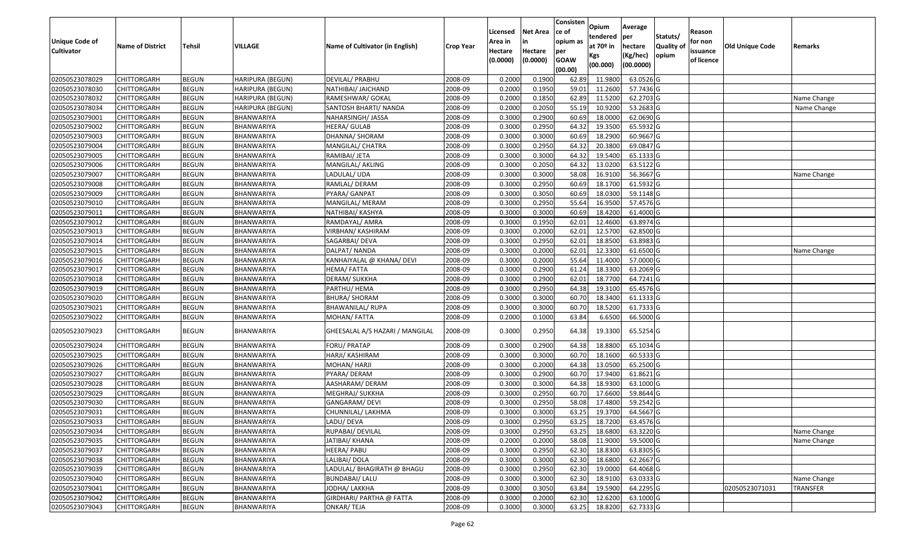| Unique Code of Cultivator | Name of District | Tehsil | VILLAGE | Name of Cultivator (in English) | Crop Year | Licensed Area in Hectare (0.0000) | Net Area in Hectare (0.0000) | Consisten ce of opium as per GOAW (00.00) | Opium tendered at 70º in Kgs (00.000) | Average per hectare (Kg/hec) (00.0000) | Statuts/ Quality of opium | Reason for non issuance of licence | Old Unique Code | Remarks |
|---|---|---|---|---|---|---|---|---|---|---|---|---|---|---|
| 02050523078029 | CHITTORGARH | BEGUN | HARIPURA (BEGUN) | DEVILAL/ PRABHU | 2008-09 | 0.2000 | 0.1900 | 62.89 | 11.9800 | 63.0526 | G | | | |
| 02050523078030 | CHITTORGARH | BEGUN | HARIPURA (BEGUN) | NATHIBAI/ JAICHAND | 2008-09 | 0.2000 | 0.1950 | 59.01 | 11.2600 | 57.7436 | G | | | |
| 02050523078032 | CHITTORGARH | BEGUN | HARIPURA (BEGUN) | RAMESHWAR/ GOKAL | 2008-09 | 0.2000 | 0.1850 | 62.89 | 11.5200 | 62.2703 | G | | | Name Change |
| 02050523078034 | CHITTORGARH | BEGUN | HARIPURA (BEGUN) | SANTOSH BHARTI/ NANDA | 2008-09 | 0.2000 | 0.2050 | 55.19 | 10.9200 | 53.2683 | G | | | Name Change |
| 02050523079001 | CHITTORGARH | BEGUN | BHANWARIYA | NAHARSINGH/ JASSA | 2008-09 | 0.3000 | 0.2900 | 60.69 | 18.0000 | 62.0690 | G | | | |
| 02050523079002 | CHITTORGARH | BEGUN | BHANWARIYA | HEERA/ GULAB | 2008-09 | 0.3000 | 0.2950 | 64.32 | 19.3500 | 65.5932 | G | | | |
| 02050523079003 | CHITTORGARH | BEGUN | BHANWARIYA | DHANNA/ SHORAM | 2008-09 | 0.3000 | 0.3000 | 60.69 | 18.2900 | 60.9667 | G | | | |
| 02050523079004 | CHITTORGARH | BEGUN | BHANWARIYA | MANGILAL/ CHATRA | 2008-09 | 0.3000 | 0.2950 | 64.32 | 20.3800 | 69.0847 | G | | | |
| 02050523079005 | CHITTORGARH | BEGUN | BHANWARIYA | RAMIBAI/ JETA | 2008-09 | 0.3000 | 0.3000 | 64.32 | 19.5400 | 65.1333 | G | | | |
| 02050523079006 | CHITTORGARH | BEGUN | BHANWARIYA | MANGILAL/ AKLING | 2008-09 | 0.3000 | 0.2050 | 64.32 | 13.0200 | 63.5122 | G | | | |
| 02050523079007 | CHITTORGARH | BEGUN | BHANWARIYA | LADULAL/ UDA | 2008-09 | 0.3000 | 0.3000 | 58.08 | 16.9100 | 56.3667 | G | | | Name Change |
| 02050523079008 | CHITTORGARH | BEGUN | BHANWARIYA | RAMLAL/ DERAM | 2008-09 | 0.3000 | 0.2950 | 60.69 | 18.1700 | 61.5932 | G | | | |
| 02050523079009 | CHITTORGARH | BEGUN | BHANWARIYA | PYARA/ GANPAT | 2008-09 | 0.3000 | 0.3050 | 60.69 | 18.0300 | 59.1148 | G | | | |
| 02050523079010 | CHITTORGARH | BEGUN | BHANWARIYA | MANGILAL/ MERAM | 2008-09 | 0.3000 | 0.2950 | 55.64 | 16.9500 | 57.4576 | G | | | |
| 02050523079011 | CHITTORGARH | BEGUN | BHANWARIYA | NATHIBAI/ KASHYA | 2008-09 | 0.3000 | 0.3000 | 60.69 | 18.4200 | 61.4000 | G | | | |
| 02050523079012 | CHITTORGARH | BEGUN | BHANWARIYA | RAMDAYAL/ AMRA | 2008-09 | 0.3000 | 0.1950 | 62.01 | 12.4600 | 63.8974 | G | | | |
| 02050523079013 | CHITTORGARH | BEGUN | BHANWARIYA | VIRBHAN/ KASHIRAM | 2008-09 | 0.3000 | 0.2000 | 62.01 | 12.5700 | 62.8500 | G | | | |
| 02050523079014 | CHITTORGARH | BEGUN | BHANWARIYA | SAGARBAI/ DEVA | 2008-09 | 0.3000 | 0.2950 | 62.01 | 18.8500 | 63.8983 | G | | | |
| 02050523079015 | CHITTORGARH | BEGUN | BHANWARIYA | DALPAT/ NANDA | 2008-09 | 0.3000 | 0.2000 | 62.01 | 12.3300 | 61.6500 | G | | | Name Change |
| 02050523079016 | CHITTORGARH | BEGUN | BHANWARIYA | KANHAIYALAL @ KHANA/ DEVI | 2008-09 | 0.3000 | 0.2000 | 55.64 | 11.4000 | 57.0000 | G | | | |
| 02050523079017 | CHITTORGARH | BEGUN | BHANWARIYA | HEMA/ FATTA | 2008-09 | 0.3000 | 0.2900 | 61.24 | 18.3300 | 63.2069 | G | | | |
| 02050523079018 | CHITTORGARH | BEGUN | BHANWARIYA | DERAM/ SUKKHA | 2008-09 | 0.3000 | 0.2900 | 62.01 | 18.7700 | 64.7241 | G | | | |
| 02050523079019 | CHITTORGARH | BEGUN | BHANWARIYA | PARTHU/ HEMA | 2008-09 | 0.3000 | 0.2950 | 64.38 | 19.3100 | 65.4576 | G | | | |
| 02050523079020 | CHITTORGARH | BEGUN | BHANWARIYA | BHURA/ SHORAM | 2008-09 | 0.3000 | 0.3000 | 60.70 | 18.3400 | 61.1333 | G | | | |
| 02050523079021 | CHITTORGARH | BEGUN | BHANWARIYA | BHAWANILAL/ RUPA | 2008-09 | 0.3000 | 0.3000 | 60.70 | 18.5200 | 61.7333 | G | | | |
| 02050523079022 | CHITTORGARH | BEGUN | BHANWARIYA | MOHAN/ FATTA | 2008-09 | 0.2000 | 0.1000 | 63.84 | 6.6500 | 66.5000 | G | | | |
| 02050523079023 | CHITTORGARH | BEGUN | BHANWARIYA | GHEESALAL A/S HAZARI / MANGILAL | 2008-09 | 0.3000 | 0.2950 | 64.38 | 19.3300 | 65.5254 | G | | | |
| 02050523079024 | CHITTORGARH | BEGUN | BHANWARIYA | FORU/ PRATAP | 2008-09 | 0.3000 | 0.2900 | 64.38 | 18.8800 | 65.1034 | G | | | |
| 02050523079025 | CHITTORGARH | BEGUN | BHANWARIYA | HARJI/ KASHIRAM | 2008-09 | 0.3000 | 0.3000 | 60.70 | 18.1600 | 60.5333 | G | | | |
| 02050523079026 | CHITTORGARH | BEGUN | BHANWARIYA | MOHAN/ HARJI | 2008-09 | 0.3000 | 0.2000 | 64.38 | 13.0500 | 65.2500 | G | | | |
| 02050523079027 | CHITTORGARH | BEGUN | BHANWARIYA | PYARA/ DERAM | 2008-09 | 0.3000 | 0.2900 | 60.70 | 17.9400 | 61.8621 | G | | | |
| 02050523079028 | CHITTORGARH | BEGUN | BHANWARIYA | AASHARAM/ DERAM | 2008-09 | 0.3000 | 0.3000 | 64.38 | 18.9300 | 63.1000 | G | | | |
| 02050523079029 | CHITTORGARH | BEGUN | BHANWARIYA | MEGHRAJ/ SUKKHA | 2008-09 | 0.3000 | 0.2950 | 60.70 | 17.6600 | 59.8644 | G | | | |
| 02050523079030 | CHITTORGARH | BEGUN | BHANWARIYA | GANGARAM/ DEVI | 2008-09 | 0.3000 | 0.2950 | 58.08 | 17.4800 | 59.2542 | G | | | |
| 02050523079031 | CHITTORGARH | BEGUN | BHANWARIYA | CHUNNILAL/ LAKHMA | 2008-09 | 0.3000 | 0.3000 | 63.25 | 19.3700 | 64.5667 | G | | | |
| 02050523079033 | CHITTORGARH | BEGUN | BHANWARIYA | LADU/ DEVA | 2008-09 | 0.3000 | 0.2950 | 63.25 | 18.7200 | 63.4576 | G | | | |
| 02050523079034 | CHITTORGARH | BEGUN | BHANWARIYA | RUPABAI/ DEVILAL | 2008-09 | 0.3000 | 0.2950 | 63.25 | 18.6800 | 63.3220 | G | | | Name Change |
| 02050523079035 | CHITTORGARH | BEGUN | BHANWARIYA | JATIBAI/ KHANA | 2008-09 | 0.2000 | 0.2000 | 58.08 | 11.9000 | 59.5000 | G | | | Name Change |
| 02050523079037 | CHITTORGARH | BEGUN | BHANWARIYA | HEERA/ PABU | 2008-09 | 0.3000 | 0.2950 | 62.30 | 18.8300 | 63.8305 | G | | | |
| 02050523079038 | CHITTORGARH | BEGUN | BHANWARIYA | LALIBAI/ DOLA | 2008-09 | 0.3000 | 0.3000 | 62.30 | 18.6800 | 62.2667 | G | | | |
| 02050523079039 | CHITTORGARH | BEGUN | BHANWARIYA | LADULAL/ BHAGIRATH @ BHAGU | 2008-09 | 0.3000 | 0.2950 | 62.30 | 19.0000 | 64.4068 | G | | | |
| 02050523079040 | CHITTORGARH | BEGUN | BHANWARIYA | BUNDABAI/ LALU | 2008-09 | 0.3000 | 0.3000 | 62.30 | 18.9100 | 63.0333 | G | | | Name Change |
| 02050523079041 | CHITTORGARH | BEGUN | BHANWARIYA | JODHA/ LAKKHA | 2008-09 | 0.3000 | 0.3050 | 63.84 | 19.5900 | 64.2295 | G | | 02050523071031 | TRANSFER |
| 02050523079042 | CHITTORGARH | BEGUN | BHANWARIYA | GIRDHARI/ PARTHA @ FATTA | 2008-09 | 0.3000 | 0.2000 | 62.30 | 12.6200 | 63.1000 | G | | | |
| 02050523079043 | CHITTORGARH | BEGUN | BHANWARIYA | ONKAR/ TEJA | 2008-09 | 0.3000 | 0.3000 | 63.25 | 18.8200 | 62.7333 | G | | | |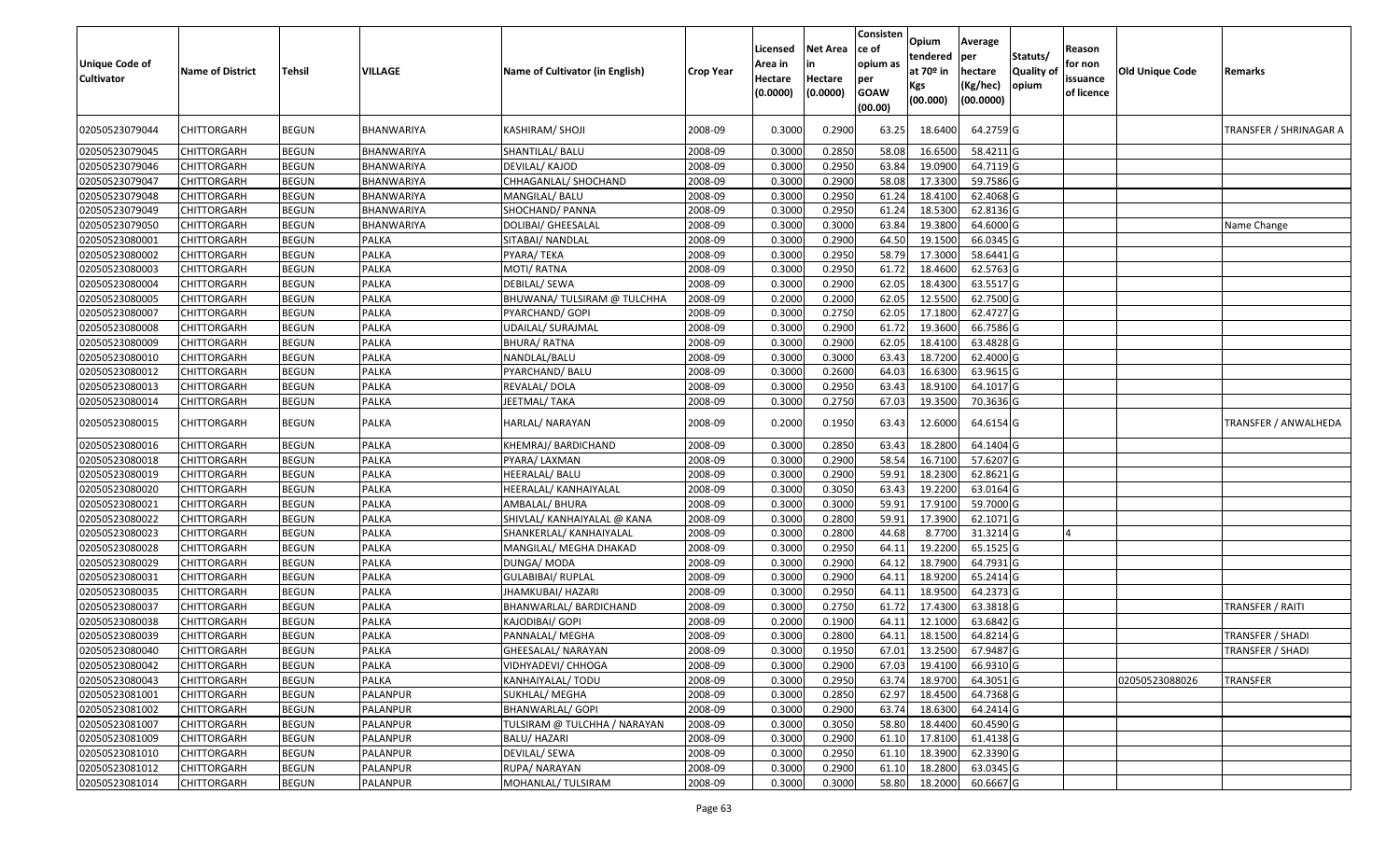| Unique Code of Cultivator | Name of District | Tehsil | VILLAGE | Name of Cultivator (in English) | Crop Year | Licensed Area in Hectare (0.0000) | Net Area in Hectare (0.0000) | Consistence of opium as per GOAW (00.00) | Opium tendered at 70º in Kgs (00.000) | Average per hectare (Kg/hec) (00.0000) | Statuts/ Quality of opium | Reason for non issuance of licence | Old Unique Code | Remarks |
|---|---|---|---|---|---|---|---|---|---|---|---|---|---|---|
| 02050523079044 | CHITTORGARH | BEGUN | BHANWARIYA | KASHIRAM/ SHOJI | 2008-09 | 0.3000 | 0.2900 | 63.25 | 18.6400 | 64.2759 G | | | | TRANSFER / SHRINAGAR A |
| 02050523079045 | CHITTORGARH | BEGUN | BHANWARIYA | SHANTILAL/ BALU | 2008-09 | 0.3000 | 0.2850 | 58.08 | 16.6500 | 58.4211 G | | | | |
| 02050523079046 | CHITTORGARH | BEGUN | BHANWARIYA | DEVILAL/ KAJOD | 2008-09 | 0.3000 | 0.2950 | 63.84 | 19.0900 | 64.7119 G | | | | |
| 02050523079047 | CHITTORGARH | BEGUN | BHANWARIYA | CHHAGANLAL/ SHOCHAND | 2008-09 | 0.3000 | 0.2900 | 58.08 | 17.3300 | 59.7586 G | | | | |
| 02050523079048 | CHITTORGARH | BEGUN | BHANWARIYA | MANGILAL/ BALU | 2008-09 | 0.3000 | 0.2950 | 61.24 | 18.4100 | 62.4068 G | | | | |
| 02050523079049 | CHITTORGARH | BEGUN | BHANWARIYA | SHOCHAND/ PANNA | 2008-09 | 0.3000 | 0.2950 | 61.24 | 18.5300 | 62.8136 G | | | | |
| 02050523079050 | CHITTORGARH | BEGUN | BHANWARIYA | DOLIBAI/ GHEESALAL | 2008-09 | 0.3000 | 0.3000 | 63.84 | 19.3800 | 64.6000 G | | | | Name Change |
| 02050523080001 | CHITTORGARH | BEGUN | PALKA | SITABAI/ NANDLAL | 2008-09 | 0.3000 | 0.2900 | 64.50 | 19.1500 | 66.0345 G | | | | |
| 02050523080002 | CHITTORGARH | BEGUN | PALKA | PYARA/ TEKA | 2008-09 | 0.3000 | 0.2950 | 58.79 | 17.3000 | 58.6441 G | | | | |
| 02050523080003 | CHITTORGARH | BEGUN | PALKA | MOTI/ RATNA | 2008-09 | 0.3000 | 0.2950 | 61.72 | 18.4600 | 62.5763 G | | | | |
| 02050523080004 | CHITTORGARH | BEGUN | PALKA | DEBILAL/ SEWA | 2008-09 | 0.3000 | 0.2900 | 62.05 | 18.4300 | 63.5517 G | | | | |
| 02050523080005 | CHITTORGARH | BEGUN | PALKA | BHUWANA/ TULSIRAM @ TULCHHA | 2008-09 | 0.2000 | 0.2000 | 62.05 | 12.5500 | 62.7500 G | | | | |
| 02050523080007 | CHITTORGARH | BEGUN | PALKA | PYARCHAND/ GOPI | 2008-09 | 0.3000 | 0.2750 | 62.05 | 17.1800 | 62.4727 G | | | | |
| 02050523080008 | CHITTORGARH | BEGUN | PALKA | UDAILAL/ SURAJMAL | 2008-09 | 0.3000 | 0.2900 | 61.72 | 19.3600 | 66.7586 G | | | | |
| 02050523080009 | CHITTORGARH | BEGUN | PALKA | BHURA/ RATNA | 2008-09 | 0.3000 | 0.2900 | 62.05 | 18.4100 | 63.4828 G | | | | |
| 02050523080010 | CHITTORGARH | BEGUN | PALKA | NANDLAL/BALU | 2008-09 | 0.3000 | 0.3000 | 63.43 | 18.7200 | 62.4000 G | | | | |
| 02050523080012 | CHITTORGARH | BEGUN | PALKA | PYARCHAND/ BALU | 2008-09 | 0.3000 | 0.2600 | 64.03 | 16.6300 | 63.9615 G | | | | |
| 02050523080013 | CHITTORGARH | BEGUN | PALKA | REVALAL/ DOLA | 2008-09 | 0.3000 | 0.2950 | 63.43 | 18.9100 | 64.1017 G | | | | |
| 02050523080014 | CHITTORGARH | BEGUN | PALKA | JEETMAL/ TAKA | 2008-09 | 0.3000 | 0.2750 | 67.03 | 19.3500 | 70.3636 G | | | | |
| 02050523080015 | CHITTORGARH | BEGUN | PALKA | HARLAL/ NARAYAN | 2008-09 | 0.2000 | 0.1950 | 63.43 | 12.6000 | 64.6154 G | | | | TRANSFER / ANWALHEDA |
| 02050523080016 | CHITTORGARH | BEGUN | PALKA | KHEMRAJ/ BARDICHAND | 2008-09 | 0.3000 | 0.2850 | 63.43 | 18.2800 | 64.1404 G | | | | |
| 02050523080018 | CHITTORGARH | BEGUN | PALKA | PYARA/ LAXMAN | 2008-09 | 0.3000 | 0.2900 | 58.54 | 16.7100 | 57.6207 G | | | | |
| 02050523080019 | CHITTORGARH | BEGUN | PALKA | HEERALAL/ BALU | 2008-09 | 0.3000 | 0.2900 | 59.91 | 18.2300 | 62.8621 G | | | | |
| 02050523080020 | CHITTORGARH | BEGUN | PALKA | HEERALAL/ KANHAIYALAL | 2008-09 | 0.3000 | 0.3050 | 63.43 | 19.2200 | 63.0164 G | | | | |
| 02050523080021 | CHITTORGARH | BEGUN | PALKA | AMBALAL/ BHURA | 2008-09 | 0.3000 | 0.3000 | 59.91 | 17.9100 | 59.7000 G | | | | |
| 02050523080022 | CHITTORGARH | BEGUN | PALKA | SHIVLAL/ KANHAIYALAL @ KANA | 2008-09 | 0.3000 | 0.2800 | 59.91 | 17.3900 | 62.1071 G | | | | |
| 02050523080023 | CHITTORGARH | BEGUN | PALKA | SHANKERLAL/ KANHAIYALAL | 2008-09 | 0.3000 | 0.2800 | 44.68 | 8.7700 | 31.3214 G | | 4 | | |
| 02050523080028 | CHITTORGARH | BEGUN | PALKA | MANGILAL/ MEGHA DHAKAD | 2008-09 | 0.3000 | 0.2950 | 64.11 | 19.2200 | 65.1525 G | | | | |
| 02050523080029 | CHITTORGARH | BEGUN | PALKA | DUNGA/ MODA | 2008-09 | 0.3000 | 0.2900 | 64.12 | 18.7900 | 64.7931 G | | | | |
| 02050523080031 | CHITTORGARH | BEGUN | PALKA | GULABIBAI/ RUPLAL | 2008-09 | 0.3000 | 0.2900 | 64.11 | 18.9200 | 65.2414 G | | | | |
| 02050523080035 | CHITTORGARH | BEGUN | PALKA | JHAMKUBAI/ HAZARI | 2008-09 | 0.3000 | 0.2950 | 64.11 | 18.9500 | 64.2373 G | | | | |
| 02050523080037 | CHITTORGARH | BEGUN | PALKA | BHANWARLAL/ BARDICHAND | 2008-09 | 0.3000 | 0.2750 | 61.72 | 17.4300 | 63.3818 G | | | | TRANSFER / RAITI |
| 02050523080038 | CHITTORGARH | BEGUN | PALKA | KAJODIBAI/ GOPI | 2008-09 | 0.2000 | 0.1900 | 64.11 | 12.1000 | 63.6842 G | | | | |
| 02050523080039 | CHITTORGARH | BEGUN | PALKA | PANNALAL/ MEGHA | 2008-09 | 0.3000 | 0.2800 | 64.11 | 18.1500 | 64.8214 G | | | | TRANSFER / SHADI |
| 02050523080040 | CHITTORGARH | BEGUN | PALKA | GHEESALAL/ NARAYAN | 2008-09 | 0.3000 | 0.1950 | 67.01 | 13.2500 | 67.9487 G | | | | TRANSFER / SHADI |
| 02050523080042 | CHITTORGARH | BEGUN | PALKA | VIDHYADEVI/ CHHOGA | 2008-09 | 0.3000 | 0.2900 | 67.03 | 19.4100 | 66.9310 G | | | | |
| 02050523080043 | CHITTORGARH | BEGUN | PALKA | KANHAIYALAL/ TODU | 2008-09 | 0.3000 | 0.2950 | 63.74 | 18.9700 | 64.3051 G | | | 02050523088026 | TRANSFER |
| 02050523081001 | CHITTORGARH | BEGUN | PALANPUR | SUKHLAL/ MEGHA | 2008-09 | 0.3000 | 0.2850 | 62.97 | 18.4500 | 64.7368 G | | | | |
| 02050523081002 | CHITTORGARH | BEGUN | PALANPUR | BHANWARLAL/ GOPI | 2008-09 | 0.3000 | 0.2900 | 63.74 | 18.6300 | 64.2414 G | | | | |
| 02050523081007 | CHITTORGARH | BEGUN | PALANPUR | TULSIRAM @ TULCHHA / NARAYAN | 2008-09 | 0.3000 | 0.3050 | 58.80 | 18.4400 | 60.4590 G | | | | |
| 02050523081009 | CHITTORGARH | BEGUN | PALANPUR | BALU/ HAZARI | 2008-09 | 0.3000 | 0.2900 | 61.10 | 17.8100 | 61.4138 G | | | | |
| 02050523081010 | CHITTORGARH | BEGUN | PALANPUR | DEVILAL/ SEWA | 2008-09 | 0.3000 | 0.2950 | 61.10 | 18.3900 | 62.3390 G | | | | |
| 02050523081012 | CHITTORGARH | BEGUN | PALANPUR | RUPA/ NARAYAN | 2008-09 | 0.3000 | 0.2900 | 61.10 | 18.2800 | 63.0345 G | | | | |
| 02050523081014 | CHITTORGARH | BEGUN | PALANPUR | MOHANLAL/ TULSIRAM | 2008-09 | 0.3000 | 0.3000 | 58.80 | 18.2000 | 60.6667 G | | | | |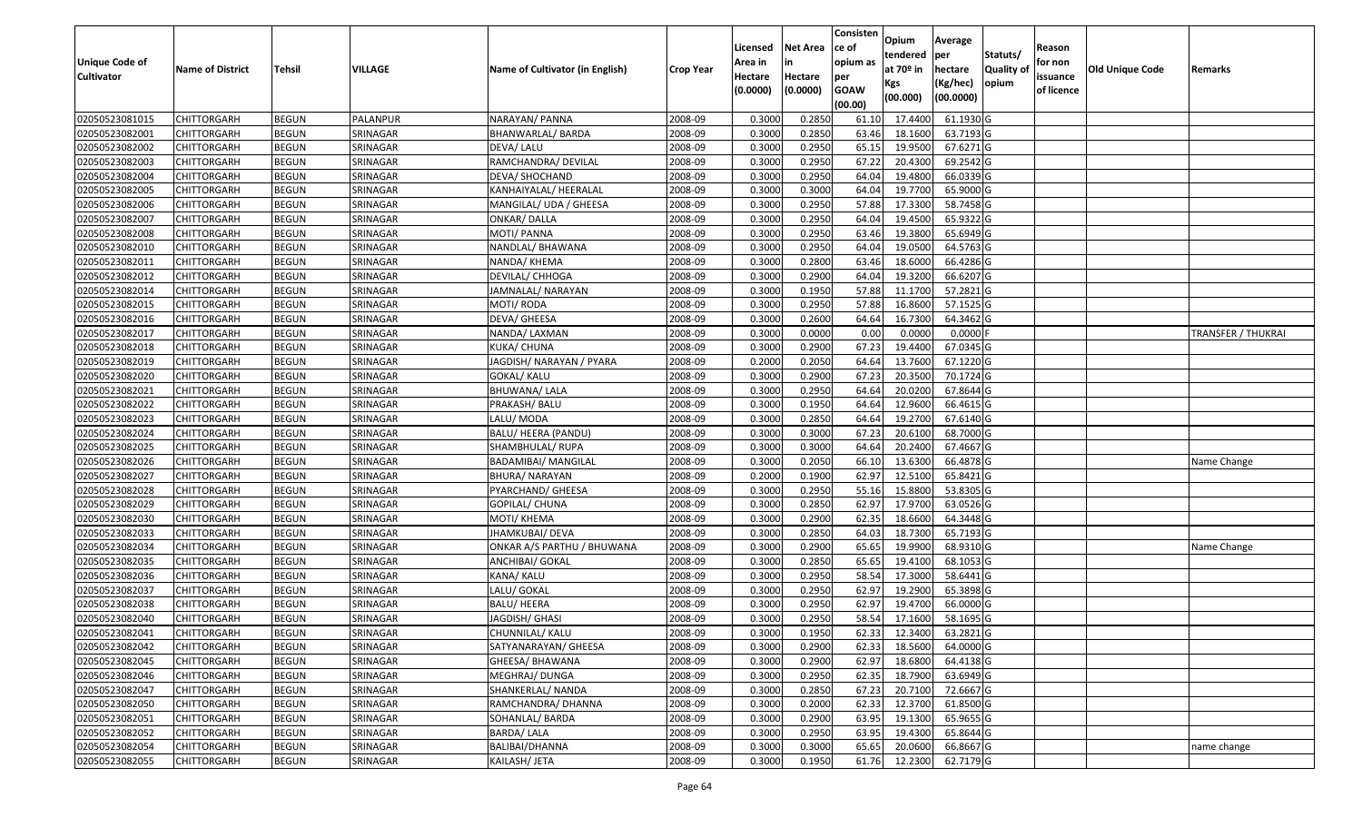| Unique Code of Cultivator | Name of District | Tehsil | VILLAGE | Name of Cultivator (in English) | Crop Year | Licensed Area in Hectare (0.0000) | Net Area in Hectare (0.0000) | Consistence of opium as per GOAW (00.00) | Opium tendered at 70º in Kgs (00.000) | Average per hectare (Kg/hec) (00.0000) | Statuts/ Quality of opium | Reason for non issuance of licence | Old Unique Code | Remarks |
|---|---|---|---|---|---|---|---|---|---|---|---|---|---|---|
| 02050523081015 | CHITTORGARH | BEGUN | PALANPUR | NARAYAN/ PANNA | 2008-09 | 0.3000 | 0.2850 | 61.10 | 17.4400 | 61.1930 | G | | | |
| 02050523082001 | CHITTORGARH | BEGUN | SRINAGAR | BHANWARLAL/ BARDA | 2008-09 | 0.3000 | 0.2850 | 63.46 | 18.1600 | 63.7193 | G | | | |
| 02050523082002 | CHITTORGARH | BEGUN | SRINAGAR | DEVA/ LALU | 2008-09 | 0.3000 | 0.2950 | 65.15 | 19.9500 | 67.6271 | G | | | |
| 02050523082003 | CHITTORGARH | BEGUN | SRINAGAR | RAMCHANDRA/ DEVILAL | 2008-09 | 0.3000 | 0.2950 | 67.22 | 20.4300 | 69.2542 | G | | | |
| 02050523082004 | CHITTORGARH | BEGUN | SRINAGAR | DEVA/ SHOCHAND | 2008-09 | 0.3000 | 0.2950 | 64.04 | 19.4800 | 66.0339 | G | | | |
| 02050523082005 | CHITTORGARH | BEGUN | SRINAGAR | KANHAIYALAL/ HEERALAL | 2008-09 | 0.3000 | 0.3000 | 64.04 | 19.7700 | 65.9000 | G | | | |
| 02050523082006 | CHITTORGARH | BEGUN | SRINAGAR | MANGILAL/ UDA / GHEESA | 2008-09 | 0.3000 | 0.2950 | 57.88 | 17.3300 | 58.7458 | G | | | |
| 02050523082007 | CHITTORGARH | BEGUN | SRINAGAR | ONKAR/ DALLA | 2008-09 | 0.3000 | 0.2950 | 64.04 | 19.4500 | 65.9322 | G | | | |
| 02050523082008 | CHITTORGARH | BEGUN | SRINAGAR | MOTI/ PANNA | 2008-09 | 0.3000 | 0.2950 | 63.46 | 19.3800 | 65.6949 | G | | | |
| 02050523082010 | CHITTORGARH | BEGUN | SRINAGAR | NANDLAL/ BHAWANA | 2008-09 | 0.3000 | 0.2950 | 64.04 | 19.0500 | 64.5763 | G | | | |
| 02050523082011 | CHITTORGARH | BEGUN | SRINAGAR | NANDA/ KHEMA | 2008-09 | 0.3000 | 0.2800 | 63.46 | 18.6000 | 66.4286 | G | | | |
| 02050523082012 | CHITTORGARH | BEGUN | SRINAGAR | DEVILAL/ CHHOGA | 2008-09 | 0.3000 | 0.2900 | 64.04 | 19.3200 | 66.6207 | G | | | |
| 02050523082014 | CHITTORGARH | BEGUN | SRINAGAR | JAMNALAL/ NARAYAN | 2008-09 | 0.3000 | 0.1950 | 57.88 | 11.1700 | 57.2821 | G | | | |
| 02050523082015 | CHITTORGARH | BEGUN | SRINAGAR | MOTI/ RODA | 2008-09 | 0.3000 | 0.2950 | 57.88 | 16.8600 | 57.1525 | G | | | |
| 02050523082016 | CHITTORGARH | BEGUN | SRINAGAR | DEVA/ GHEESA | 2008-09 | 0.3000 | 0.2600 | 64.64 | 16.7300 | 64.3462 | G | | | |
| 02050523082017 | CHITTORGARH | BEGUN | SRINAGAR | NANDA/ LAXMAN | 2008-09 | 0.3000 | 0.0000 | 0.00 | 0.0000 | 0.0000 | F | | | TRANSFER / THUKRAI |
| 02050523082018 | CHITTORGARH | BEGUN | SRINAGAR | KUKA/ CHUNA | 2008-09 | 0.3000 | 0.2900 | 67.23 | 19.4400 | 67.0345 | G | | | |
| 02050523082019 | CHITTORGARH | BEGUN | SRINAGAR | JAGDISH/ NARAYAN / PYARA | 2008-09 | 0.2000 | 0.2050 | 64.64 | 13.7600 | 67.1220 | G | | | |
| 02050523082020 | CHITTORGARH | BEGUN | SRINAGAR | GOKAL/ KALU | 2008-09 | 0.3000 | 0.2900 | 67.23 | 20.3500 | 70.1724 | G | | | |
| 02050523082021 | CHITTORGARH | BEGUN | SRINAGAR | BHUWANA/ LALA | 2008-09 | 0.3000 | 0.2950 | 64.64 | 20.0200 | 67.8644 | G | | | |
| 02050523082022 | CHITTORGARH | BEGUN | SRINAGAR | PRAKASH/ BALU | 2008-09 | 0.3000 | 0.1950 | 64.64 | 12.9600 | 66.4615 | G | | | |
| 02050523082023 | CHITTORGARH | BEGUN | SRINAGAR | LALU/ MODA | 2008-09 | 0.3000 | 0.2850 | 64.64 | 19.2700 | 67.6140 | G | | | |
| 02050523082024 | CHITTORGARH | BEGUN | SRINAGAR | BALU/ HEERA (PANDU) | 2008-09 | 0.3000 | 0.3000 | 67.23 | 20.6100 | 68.7000 | G | | | |
| 02050523082025 | CHITTORGARH | BEGUN | SRINAGAR | SHAMBHULAL/ RUPA | 2008-09 | 0.3000 | 0.3000 | 64.64 | 20.2400 | 67.4667 | G | | | |
| 02050523082026 | CHITTORGARH | BEGUN | SRINAGAR | BADAMIBAI/ MANGILAL | 2008-09 | 0.3000 | 0.2050 | 66.10 | 13.6300 | 66.4878 | G | | | Name Change |
| 02050523082027 | CHITTORGARH | BEGUN | SRINAGAR | BHURA/ NARAYAN | 2008-09 | 0.2000 | 0.1900 | 62.97 | 12.5100 | 65.8421 | G | | | |
| 02050523082028 | CHITTORGARH | BEGUN | SRINAGAR | PYARCHAND/ GHEESA | 2008-09 | 0.3000 | 0.2950 | 55.16 | 15.8800 | 53.8305 | G | | | |
| 02050523082029 | CHITTORGARH | BEGUN | SRINAGAR | GOPILAL/ CHUNA | 2008-09 | 0.3000 | 0.2850 | 62.97 | 17.9700 | 63.0526 | G | | | |
| 02050523082030 | CHITTORGARH | BEGUN | SRINAGAR | MOTI/ KHEMA | 2008-09 | 0.3000 | 0.2900 | 62.35 | 18.6600 | 64.3448 | G | | | |
| 02050523082033 | CHITTORGARH | BEGUN | SRINAGAR | JHAMKUBAI/ DEVA | 2008-09 | 0.3000 | 0.2850 | 64.03 | 18.7300 | 65.7193 | G | | | |
| 02050523082034 | CHITTORGARH | BEGUN | SRINAGAR | ONKAR A/S PARTHU / BHUWANA | 2008-09 | 0.3000 | 0.2900 | 65.65 | 19.9900 | 68.9310 | G | | | Name Change |
| 02050523082035 | CHITTORGARH | BEGUN | SRINAGAR | ANCHIBAI/ GOKAL | 2008-09 | 0.3000 | 0.2850 | 65.65 | 19.4100 | 68.1053 | G | | | |
| 02050523082036 | CHITTORGARH | BEGUN | SRINAGAR | KANA/ KALU | 2008-09 | 0.3000 | 0.2950 | 58.54 | 17.3000 | 58.6441 | G | | | |
| 02050523082037 | CHITTORGARH | BEGUN | SRINAGAR | LALU/ GOKAL | 2008-09 | 0.3000 | 0.2950 | 62.97 | 19.2900 | 65.3898 | G | | | |
| 02050523082038 | CHITTORGARH | BEGUN | SRINAGAR | BALU/ HEERA | 2008-09 | 0.3000 | 0.2950 | 62.97 | 19.4700 | 66.0000 | G | | | |
| 02050523082040 | CHITTORGARH | BEGUN | SRINAGAR | JAGDISH/ GHASI | 2008-09 | 0.3000 | 0.2950 | 58.54 | 17.1600 | 58.1695 | G | | | |
| 02050523082041 | CHITTORGARH | BEGUN | SRINAGAR | CHUNNILAL/ KALU | 2008-09 | 0.3000 | 0.1950 | 62.33 | 12.3400 | 63.2821 | G | | | |
| 02050523082042 | CHITTORGARH | BEGUN | SRINAGAR | SATYANARAYAN/ GHEESA | 2008-09 | 0.3000 | 0.2900 | 62.33 | 18.5600 | 64.0000 | G | | | |
| 02050523082045 | CHITTORGARH | BEGUN | SRINAGAR | GHEESA/ BHAWANA | 2008-09 | 0.3000 | 0.2900 | 62.97 | 18.6800 | 64.4138 | G | | | |
| 02050523082046 | CHITTORGARH | BEGUN | SRINAGAR | MEGHRAJ/ DUNGA | 2008-09 | 0.3000 | 0.2950 | 62.35 | 18.7900 | 63.6949 | G | | | |
| 02050523082047 | CHITTORGARH | BEGUN | SRINAGAR | SHANKERLAL/ NANDA | 2008-09 | 0.3000 | 0.2850 | 67.23 | 20.7100 | 72.6667 | G | | | |
| 02050523082050 | CHITTORGARH | BEGUN | SRINAGAR | RAMCHANDRA/ DHANNA | 2008-09 | 0.3000 | 0.2000 | 62.33 | 12.3700 | 61.8500 | G | | | |
| 02050523082051 | CHITTORGARH | BEGUN | SRINAGAR | SOHANLAL/ BARDA | 2008-09 | 0.3000 | 0.2900 | 63.95 | 19.1300 | 65.9655 | G | | | |
| 02050523082052 | CHITTORGARH | BEGUN | SRINAGAR | BARDA/ LALA | 2008-09 | 0.3000 | 0.2950 | 63.95 | 19.4300 | 65.8644 | G | | | |
| 02050523082054 | CHITTORGARH | BEGUN | SRINAGAR | BALIBAI/DHANNA | 2008-09 | 0.3000 | 0.3000 | 65.65 | 20.0600 | 66.8667 | G | | | name change |
| 02050523082055 | CHITTORGARH | BEGUN | SRINAGAR | KAILASH/ JETA | 2008-09 | 0.3000 | 0.1950 | 61.76 | 12.2300 | 62.7179 | G | | | |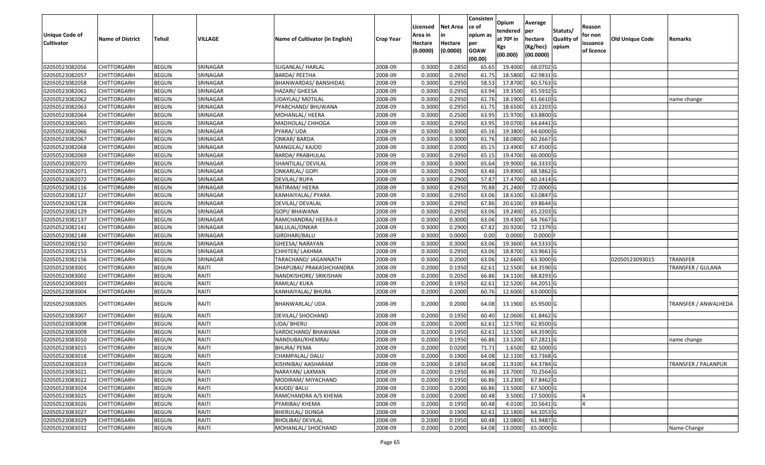| Unique Code of Cultivator | Name of District | Tehsil | VILLAGE | Name of Cultivator (in English) | Crop Year | Licensed Area in Hectare (0.0000) | Net Area in Hectare (0.0000) | Consistence of opium as per GOAW (00.00) | Opium tendered at 70º in Kgs (00.000) | Average per hectare (Kg/hec) (00.0000) | Statuts/ Quality of opium | Reason for non issuance of licence | Old Unique Code | Remarks |
|---|---|---|---|---|---|---|---|---|---|---|---|---|---|---|
| 02050523082056 | CHITTORGARH | BEGUN | SRINAGAR | SUGANLAL/ HARLAL | 2008-09 | 0.3000 | 0.2850 | 65.65 | 19.4000 | 68.0702 | G | | | |
| 02050523082057 | CHITTORGARH | BEGUN | SRINAGAR | BARDA/ PEETHA | 2008-09 | 0.3000 | 0.2950 | 61.75 | 18.5800 | 62.9831 | G | | | |
| 02050523082058 | CHITTORGARH | BEGUN | SRINAGAR | BHANWARDAS/ BANSHIDAS | 2008-09 | 0.3000 | 0.2950 | 58.53 | 17.8700 | 60.5763 | G | | | |
| 02050523082061 | CHITTORGARH | BEGUN | SRINAGAR | HAZARI/ GHEESA | 2008-09 | 0.3000 | 0.2950 | 63.94 | 19.3500 | 65.5932 | G | | | |
| 02050523082062 | CHITTORGARH | BEGUN | SRINAGAR | UDAYLAL/ MOTILAL | 2008-09 | 0.3000 | 0.2950 | 61.76 | 18.1900 | 61.6610 | G | | | name change |
| 02050523082063 | CHITTORGARH | BEGUN | SRINAGAR | PYARCHAND/ BHUWANA | 2008-09 | 0.3000 | 0.2950 | 61.75 | 18.6500 | 63.2203 | G | | | |
| 02050523082064 | CHITTORGARH | BEGUN | SRINAGAR | MOHANLAL/ HEERA | 2008-09 | 0.3000 | 0.2500 | 63.95 | 15.9700 | 63.8800 | G | | | |
| 02050523082065 | CHITTORGARH | BEGUN | SRINAGAR | MADHOLAL/ CHHOGA | 2008-09 | 0.3000 | 0.2950 | 63.95 | 19.0700 | 64.6441 | G | | | |
| 02050523082066 | CHITTORGARH | BEGUN | SRINAGAR | PYARA/ UDA | 2008-09 | 0.3000 | 0.3000 | 65.16 | 19.3800 | 64.6000 | G | | | |
| 02050523082067 | CHITTORGARH | BEGUN | SRINAGAR | ONKAR/ BARDA | 2008-09 | 0.3000 | 0.3000 | 61.76 | 18.0800 | 60.2667 | G | | | |
| 02050523082068 | CHITTORGARH | BEGUN | SRINAGAR | MANGILAL/ KAJOD | 2008-09 | 0.3000 | 0.2000 | 65.15 | 13.4900 | 67.4500 | G | | | |
| 02050523082069 | CHITTORGARH | BEGUN | SRINAGAR | BARDA/ PRABHULAL | 2008-09 | 0.3000 | 0.2950 | 65.15 | 19.4700 | 66.0000 | G | | | |
| 02050523082070 | CHITTORGARH | BEGUN | SRINAGAR | SHANTILAL/ DEVILAL | 2008-09 | 0.3000 | 0.3000 | 65.64 | 19.9000 | 66.3333 | G | | | |
| 02050523082071 | CHITTORGARH | BEGUN | SRINAGAR | ONKARLAL/ GOPI | 2008-09 | 0.3000 | 0.2900 | 63.46 | 19.8900 | 68.5862 | G | | | |
| 02050523082072 | CHITTORGARH | BEGUN | SRINAGAR | DEVILAL/ RUPA | 2008-09 | 0.3000 | 0.2900 | 57.87 | 17.4700 | 60.2414 | G | | | |
| 02050523082116 | CHITTORGARH | BEGUN | SRINAGAR | RATIRAM/ HEERA | 2008-09 | 0.3000 | 0.2950 | 70.88 | 21.2400 | 72.0000 | G | | | |
| 02050523082127 | CHITTORGARH | BEGUN | SRINAGAR | KANHAIYALAL/ PYARA | 2008-09 | 0.3000 | 0.2950 | 63.06 | 18.6100 | 63.0847 | G | | | |
| 02050523082128 | CHITTORGARH | BEGUN | SRINAGAR | DEVILAL/ DEVALAL | 2008-09 | 0.3000 | 0.2950 | 67.86 | 20.6100 | 69.8644 | G | | | |
| 02050523082129 | CHITTORGARH | BEGUN | SRINAGAR | GOPI/ BHAWANA | 2008-09 | 0.3000 | 0.2950 | 63.06 | 19.2400 | 65.2203 | G | | | |
| 02050523082137 | CHITTORGARH | BEGUN | SRINAGAR | RAMCHANDRA/ HEERA-II | 2008-09 | 0.3000 | 0.3000 | 63.06 | 19.4300 | 64.7667 | G | | | |
| 02050523082141 | CHITTORGARH | BEGUN | SRINAGAR | BALULAL/ONKAR | 2008-09 | 0.3000 | 0.2900 | 67.82 | 20.9200 | 72.1379 | G | | | |
| 02050523082148 | CHITTORGARH | BEGUN | SRINAGAR | GIRDHARI/BALU | 2008-09 | 0.3000 | 0.0000 | 0.00 | 0.0000 | 0.0000 | F | | | |
| 02050523082150 | CHITTORGARH | BEGUN | SRINAGAR | GHEESA/ NARAYAN | 2008-09 | 0.3000 | 0.3000 | 63.06 | 19.3600 | 64.5333 | G | | | |
| 02050523082153 | CHITTORGARH | BEGUN | SRINAGAR | CHHITER/ LAKHMA | 2008-09 | 0.3000 | 0.2950 | 63.06 | 18.8700 | 63.9661 | G | | | |
| 02050523082156 | CHITTORGARH | BEGUN | SRINAGAR | TARACHAND/ JAGANNATH | 2008-09 | 0.3000 | 0.2000 | 63.06 | 12.6600 | 63.3000 | G | | 02050523093015 | TRANSFER |
| 02050523083001 | CHITTORGARH | BEGUN | RAITI | DHAPUBAI/ PRAKASHCHANDRA | 2008-09 | 0.2000 | 0.1950 | 62.61 | 12.5500 | 64.3590 | G | | | TRANSFER / GULANA |
| 02050523083002 | CHITTORGARH | BEGUN | RAITI | NANDKISHORE/ SRIKISHAN | 2008-09 | 0.2000 | 0.2050 | 66.86 | 14.1100 | 68.8293 | G | | | |
| 02050523083003 | CHITTORGARH | BEGUN | RAITI | RAMLAL/ KUKA | 2008-09 | 0.2000 | 0.1950 | 62.61 | 12.5200 | 64.2051 | G | | | |
| 02050523083004 | CHITTORGARH | BEGUN | RAITI | KANHAIYALAL/ BHURA | 2008-09 | 0.2000 | 0.2000 | 60.76 | 12.6000 | 63.0000 | G | | | |
| 02050523083005 | CHITTORGARH | BEGUN | RAITI | BHANWARLAL/ UDA | 2008-09 | 0.2000 | 0.2000 | 64.08 | 13.1900 | 65.9500 | G | | | TRANSFER / ANWALHEDA |
| 02050523083007 | CHITTORGARH | BEGUN | RAITI | DEVILAL/ SHOCHAND | 2008-09 | 0.2000 | 0.1950 | 60.40 | 12.0600 | 61.8462 | G | | | |
| 02050523083008 | CHITTORGARH | BEGUN | RAITI | UDA/ BHERU | 2008-09 | 0.2000 | 0.2000 | 62.61 | 12.5700 | 62.8500 | G | | | |
| 02050523083009 | CHITTORGARH | BEGUN | RAITI | VARDICHAND/ BHAWANA | 2008-09 | 0.2000 | 0.1950 | 62.61 | 12.5500 | 64.3590 | G | | | |
| 02050523083010 | CHITTORGARH | BEGUN | RAITI | NANDUBAI/KHEMRAJ | 2008-09 | 0.2000 | 0.1950 | 66.86 | 13.1200 | 67.2821 | G | | | name change |
| 02050523083015 | CHITTORGARH | BEGUN | RAITI | BHURA/ PEMA | 2008-09 | 0.2000 | 0.0200 | 71.71 | 1.6500 | 82.5000 | G | | | |
| 02050523083018 | CHITTORGARH | BEGUN | RAITI | CHAMPALAL/ DALU | 2008-09 | 0.2000 | 0.1900 | 64.08 | 12.1100 | 63.7368 | G | | | |
| 02050523083019 | CHITTORGARH | BEGUN | RAITI | KISHNIBAI/ AASHARAM | 2008-09 | 0.2000 | 0.1850 | 64.08 | 11.9100 | 64.3784 | G | | | TRANSFER / PALANPUR |
| 02050523083021 | CHITTORGARH | BEGUN | RAITI | NARAYAN/ LAXMAN | 2008-09 | 0.2000 | 0.1950 | 66.86 | 13.7000 | 70.2564 | G | | | |
| 02050523083022 | CHITTORGARH | BEGUN | RAITI | MODIRAM/ MIYACHAND | 2008-09 | 0.2000 | 0.1950 | 66.86 | 13.2300 | 67.8462 | G | | | |
| 02050523083024 | CHITTORGARH | BEGUN | RAITI | KAJOD/ BALU | 2008-09 | 0.2000 | 0.2000 | 66.86 | 13.5000 | 67.5000 | G | | | |
| 02050523083025 | CHITTORGARH | BEGUN | RAITI | RAMCHANDRA A/S KHEMA | 2008-09 | 0.2000 | 0.2000 | 60.48 | 3.5000 | 17.5000 | G | 4 | | |
| 02050523083026 | CHITTORGARH | BEGUN | RAITI | PYARIBAI/ KHEMA | 2008-09 | 0.2000 | 0.1950 | 60.48 | 4.0100 | 20.5641 | G | 4 | | |
| 02050523083027 | CHITTORGARH | BEGUN | RAITI | BHERULAL/ DUNGA | 2008-09 | 0.2000 | 0.1900 | 62.61 | 12.1800 | 64.1053 | G | | | |
| 02050523083029 | CHITTORGARH | BEGUN | RAITI | BHOLIBAI/ DEVILAL | 2008-09 | 0.2000 | 0.1950 | 60.48 | 12.0800 | 61.9487 | G | | | |
| 02050523083032 | CHITTORGARH | BEGUN | RAITI | MOHANLAL/ SHOCHAND | 2008-09 | 0.2000 | 0.2000 | 64.08 | 13.0000 | 65.0000 | G | | | Name Change |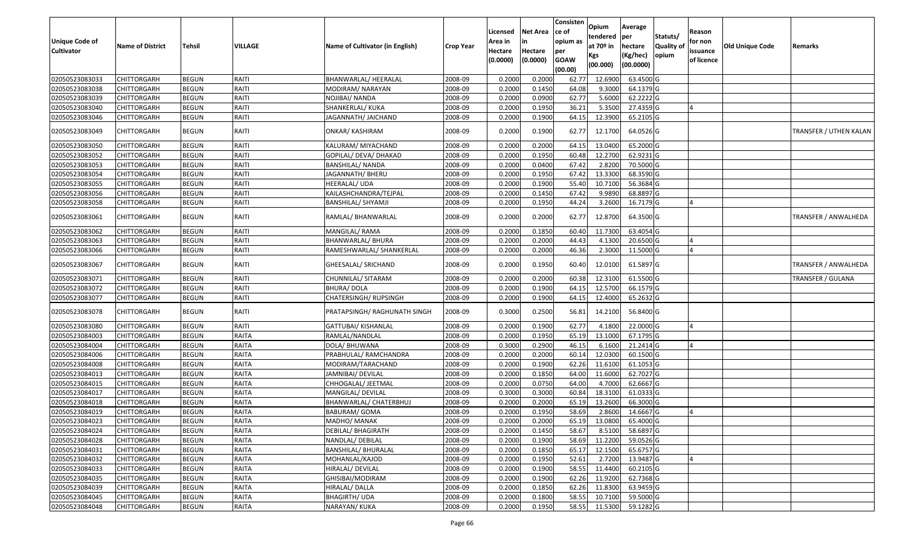| Unique Code of Cultivator | Name of District | Tehsil | VILLAGE | Name of Cultivator (in English) | Crop Year | Licensed Area in Hectare (0.0000) | Net Area in Hectare (0.0000) | Consisten ce of opium as per GOAW (00.00) | Opium tendered at 70º in Kgs (00.000) | Average per hectare (Kg/hec) (00.0000) | Statuts/ Quality of opium | Reason for non issuance of licence | Old Unique Code | Remarks |
|---|---|---|---|---|---|---|---|---|---|---|---|---|---|---|
| 02050523083033 | CHITTORGARH | BEGUN | RAITI | BHANWARLAL/ HEERALAL | 2008-09 | 0.2000 | 0.2000 | 62.77 | 12.6900 | 63.4500 | G | | | |
| 02050523083038 | CHITTORGARH | BEGUN | RAITI | MODIRAM/ NARAYAN | 2008-09 | 0.2000 | 0.1450 | 64.08 | 9.3000 | 64.1379 | G | | | |
| 02050523083039 | CHITTORGARH | BEGUN | RAITI | NOJIBAI/ NANDA | 2008-09 | 0.2000 | 0.0900 | 62.77 | 5.6000 | 62.2222 | G | | | |
| 02050523083040 | CHITTORGARH | BEGUN | RAITI | SHANKERLAL/ KUKA | 2008-09 | 0.2000 | 0.1950 | 36.21 | 5.3500 | 27.4359 | G | 4 | | |
| 02050523083046 | CHITTORGARH | BEGUN | RAITI | JAGANNATH/ JAICHAND | 2008-09 | 0.2000 | 0.1900 | 64.15 | 12.3900 | 65.2105 | G | | | |
| 02050523083049 | CHITTORGARH | BEGUN | RAITI | ONKAR/ KASHIRAM | 2008-09 | 0.2000 | 0.1900 | 62.77 | 12.1700 | 64.0526 | G | | | TRANSFER / UTHEN KALAN |
| 02050523083050 | CHITTORGARH | BEGUN | RAITI | KALURAM/ MIYACHAND | 2008-09 | 0.2000 | 0.2000 | 64.15 | 13.0400 | 65.2000 | G | | | |
| 02050523083052 | CHITTORGARH | BEGUN | RAITI | GOPILAL/ DEVA/ DHAKAD | 2008-09 | 0.2000 | 0.1950 | 60.48 | 12.2700 | 62.9231 | G | | | |
| 02050523083053 | CHITTORGARH | BEGUN | RAITI | BANSHILAL/ NANDA | 2008-09 | 0.2000 | 0.0400 | 67.42 | 2.8200 | 70.5000 | G | | | |
| 02050523083054 | CHITTORGARH | BEGUN | RAITI | JAGANNATH/ BHERU | 2008-09 | 0.2000 | 0.1950 | 67.42 | 13.3300 | 68.3590 | G | | | |
| 02050523083055 | CHITTORGARH | BEGUN | RAITI | HEERALAL/ UDA | 2008-09 | 0.2000 | 0.1900 | 55.40 | 10.7100 | 56.3684 | G | | | |
| 02050523083056 | CHITTORGARH | BEGUN | RAITI | KAILASHCHANDRA/TEJPAL | 2008-09 | 0.2000 | 0.1450 | 67.42 | 9.9890 | 68.8897 | G | | | |
| 02050523083058 | CHITTORGARH | BEGUN | RAITI | BANSHILAL/ SHYAMJI | 2008-09 | 0.2000 | 0.1950 | 44.24 | 3.2600 | 16.7179 | G | 4 | | |
| 02050523083061 | CHITTORGARH | BEGUN | RAITI | RAMLAL/ BHANWARLAL | 2008-09 | 0.2000 | 0.2000 | 62.77 | 12.8700 | 64.3500 | G | | | TRANSFER / ANWALHEDA |
| 02050523083062 | CHITTORGARH | BEGUN | RAITI | MANGILAL/ RAMA | 2008-09 | 0.2000 | 0.1850 | 60.40 | 11.7300 | 63.4054 | G | | | |
| 02050523083063 | CHITTORGARH | BEGUN | RAITI | BHANWARLAL/ BHURA | 2008-09 | 0.2000 | 0.2000 | 44.43 | 4.1300 | 20.6500 | G | 4 | | |
| 02050523083066 | CHITTORGARH | BEGUN | RAITI | RAMESHWARLAL/ SHANKERLAL | 2008-09 | 0.2000 | 0.2000 | 46.36 | 2.3000 | 11.5000 | G | 4 | | |
| 02050523083067 | CHITTORGARH | BEGUN | RAITI | GHEESALAL/ SRICHAND | 2008-09 | 0.2000 | 0.1950 | 60.40 | 12.0100 | 61.5897 | G | | | TRANSFER / ANWALHEDA |
| 02050523083071 | CHITTORGARH | BEGUN | RAITI | CHUNNILAL/ SITARAM | 2008-09 | 0.2000 | 0.2000 | 60.38 | 12.3100 | 61.5500 | G | | | TRANSFER / GULANA |
| 02050523083072 | CHITTORGARH | BEGUN | RAITI | BHURA/ DOLA | 2008-09 | 0.2000 | 0.1900 | 64.15 | 12.5700 | 66.1579 | G | | | |
| 02050523083077 | CHITTORGARH | BEGUN | RAITI | CHATERSINGH/ RUPSINGH | 2008-09 | 0.2000 | 0.1900 | 64.15 | 12.4000 | 65.2632 | G | | | |
| 02050523083078 | CHITTORGARH | BEGUN | RAITI | PRATAPSINGH/ RAGHUNATH SINGH | 2008-09 | 0.3000 | 0.2500 | 56.81 | 14.2100 | 56.8400 | G | | | |
| 02050523083080 | CHITTORGARH | BEGUN | RAITI | GATTUBAI/ KISHANLAL | 2008-09 | 0.2000 | 0.1900 | 62.77 | 4.1800 | 22.0000 | G | 4 | | |
| 02050523084003 | CHITTORGARH | BEGUN | RAITA | RAMLAL/NANDLAL | 2008-09 | 0.2000 | 0.1950 | 65.19 | 13.1000 | 67.1795 | G | | | |
| 02050523084004 | CHITTORGARH | BEGUN | RAITA | DOLA/ BHUWANA | 2008-09 | 0.3000 | 0.2900 | 46.15 | 6.1600 | 21.2414 | G | 4 | | |
| 02050523084006 | CHITTORGARH | BEGUN | RAITA | PRABHULAL/ RAMCHANDRA | 2008-09 | 0.2000 | 0.2000 | 60.14 | 12.0300 | 60.1500 | G | | | |
| 02050523084008 | CHITTORGARH | BEGUN | RAITA | MODIRAM/TARACHAND | 2008-09 | 0.2000 | 0.1900 | 62.26 | 11.6100 | 61.1053 | G | | | |
| 02050523084013 | CHITTORGARH | BEGUN | RAITA | JAMNIBAI/ DEVILAL | 2008-09 | 0.2000 | 0.1850 | 64.00 | 11.6000 | 62.7027 | G | | | |
| 02050523084015 | CHITTORGARH | BEGUN | RAITA | CHHOGALAL/ JEETMAL | 2008-09 | 0.2000 | 0.0750 | 64.00 | 4.7000 | 62.6667 | G | | | |
| 02050523084017 | CHITTORGARH | BEGUN | RAITA | MANGILAL/ DEVILAL | 2008-09 | 0.3000 | 0.3000 | 60.84 | 18.3100 | 61.0333 | G | | | |
| 02050523084018 | CHITTORGARH | BEGUN | RAITA | BHANWARLAL/ CHATERBHUJ | 2008-09 | 0.2000 | 0.2000 | 65.19 | 13.2600 | 66.3000 | G | | | |
| 02050523084019 | CHITTORGARH | BEGUN | RAITA | BABURAM/ GOMA | 2008-09 | 0.2000 | 0.1950 | 58.69 | 2.8600 | 14.6667 | G | 4 | | |
| 02050523084023 | CHITTORGARH | BEGUN | RAITA | MADHO/ MANAK | 2008-09 | 0.2000 | 0.2000 | 65.19 | 13.0800 | 65.4000 | G | | | |
| 02050523084024 | CHITTORGARH | BEGUN | RAITA | DEBILAL/ BHAGIRATH | 2008-09 | 0.2000 | 0.1450 | 58.67 | 8.5100 | 58.6897 | G | | | |
| 02050523084028 | CHITTORGARH | BEGUN | RAITA | NANDLAL/ DEBILAL | 2008-09 | 0.2000 | 0.1900 | 58.69 | 11.2200 | 59.0526 | G | | | |
| 02050523084031 | CHITTORGARH | BEGUN | RAITA | BANSHILAL/ BHURALAL | 2008-09 | 0.2000 | 0.1850 | 65.17 | 12.1500 | 65.6757 | G | | | |
| 02050523084032 | CHITTORGARH | BEGUN | RAITA | MOHANLAL/KAJOD | 2008-09 | 0.2000 | 0.1950 | 52.61 | 2.7200 | 13.9487 | G | 4 | | |
| 02050523084033 | CHITTORGARH | BEGUN | RAITA | HIRALAL/ DEVILAL | 2008-09 | 0.2000 | 0.1900 | 58.55 | 11.4400 | 60.2105 | G | | | |
| 02050523084035 | CHITTORGARH | BEGUN | RAITA | GHISIBAI/MODIRAM | 2008-09 | 0.2000 | 0.1900 | 62.26 | 11.9200 | 62.7368 | G | | | |
| 02050523084039 | CHITTORGARH | BEGUN | RAITA | HIRALAL/ DALLA | 2008-09 | 0.2000 | 0.1850 | 62.26 | 11.8300 | 63.9459 | G | | | |
| 02050523084045 | CHITTORGARH | BEGUN | RAITA | BHAGIRTH/ UDA | 2008-09 | 0.2000 | 0.1800 | 58.55 | 10.7100 | 59.5000 | G | | | |
| 02050523084048 | CHITTORGARH | BEGUN | RAITA | NARAYAN/ KUKA | 2008-09 | 0.2000 | 0.1950 | 58.55 | 11.5300 | 59.1282 | G | | | |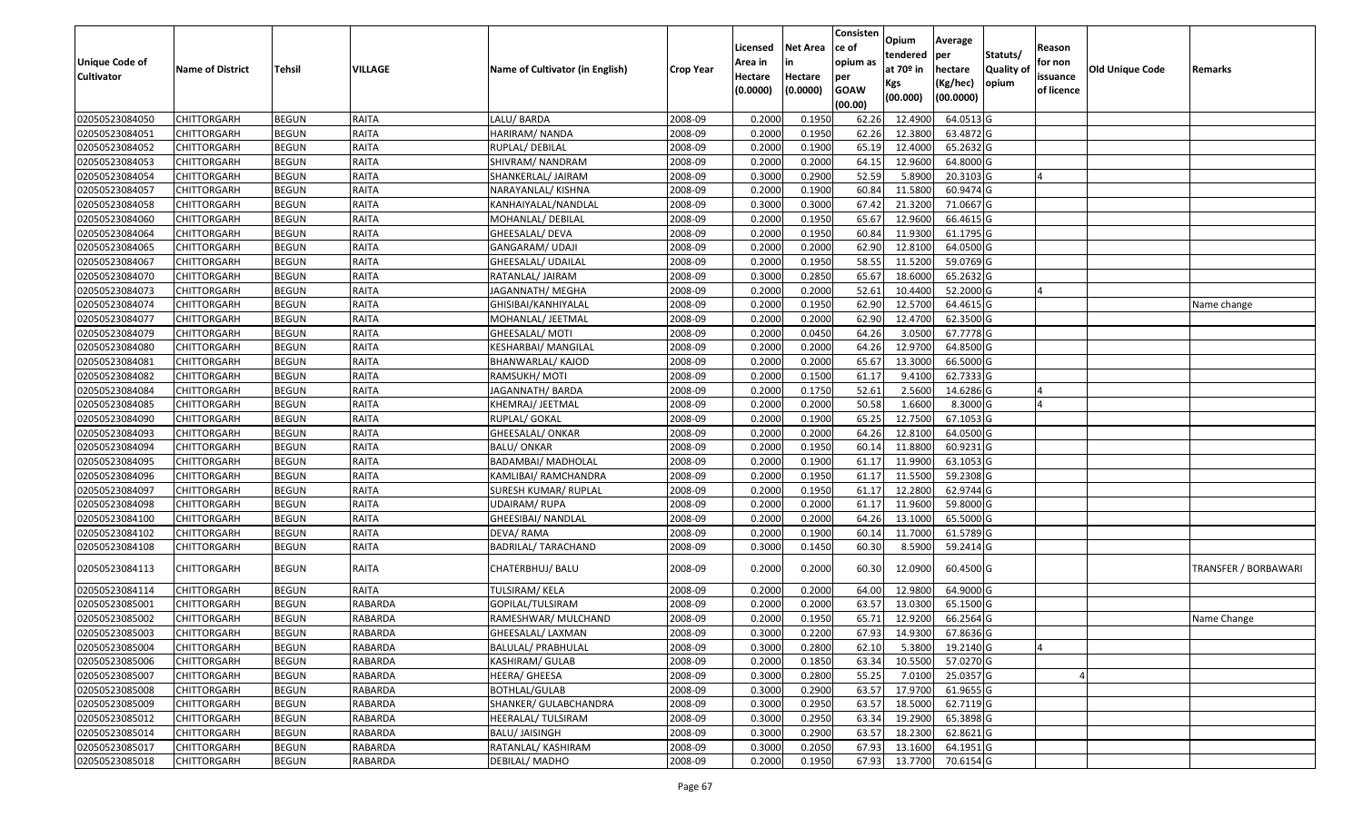| Unique Code of Cultivator | Name of District | Tehsil | VILLAGE | Name of Cultivator (in English) | Crop Year | Licensed Area in Hectare (0.0000) | Net Area in Hectare (0.0000) | Consisten ce of opium as per GOAW (00.00) | Opium tendered at 70º in Kgs (00.000) | Average per hectare (Kg/hec) (00.0000) | Statuts/ Quality of opium | Reason for non issuance of licence | Old Unique Code | Remarks |
|---|---|---|---|---|---|---|---|---|---|---|---|---|---|---|
| 02050523084050 | CHITTORGARH | BEGUN | RAITA | LALU/ BARDA | 2008-09 | 0.2000 | 0.1950 | 62.26 | 12.4900 | 64.0513 | G | | | |
| 02050523084051 | CHITTORGARH | BEGUN | RAITA | HARIRAM/ NANDA | 2008-09 | 0.2000 | 0.1950 | 62.26 | 12.3800 | 63.4872 | G | | | |
| 02050523084052 | CHITTORGARH | BEGUN | RAITA | RUPLAL/ DEBILAL | 2008-09 | 0.2000 | 0.1900 | 65.19 | 12.4000 | 65.2632 | G | | | |
| 02050523084053 | CHITTORGARH | BEGUN | RAITA | SHIVRAM/ NANDRAM | 2008-09 | 0.2000 | 0.2000 | 64.15 | 12.9600 | 64.8000 | G | | | |
| 02050523084054 | CHITTORGARH | BEGUN | RAITA | SHANKERLAL/ JAIRAM | 2008-09 | 0.3000 | 0.2900 | 52.59 | 5.8900 | 20.3103 | G | 4 | | |
| 02050523084057 | CHITTORGARH | BEGUN | RAITA | NARAYANLAL/ KISHNA | 2008-09 | 0.2000 | 0.1900 | 60.84 | 11.5800 | 60.9474 | G | | | |
| 02050523084058 | CHITTORGARH | BEGUN | RAITA | KANHAIYALAL/NANDLAL | 2008-09 | 0.3000 | 0.3000 | 67.42 | 21.3200 | 71.0667 | G | | | |
| 02050523084060 | CHITTORGARH | BEGUN | RAITA | MOHANLAL/ DEBILAL | 2008-09 | 0.2000 | 0.1950 | 65.67 | 12.9600 | 66.4615 | G | | | |
| 02050523084064 | CHITTORGARH | BEGUN | RAITA | GHEESALAL/ DEVA | 2008-09 | 0.2000 | 0.1950 | 60.84 | 11.9300 | 61.1795 | G | | | |
| 02050523084065 | CHITTORGARH | BEGUN | RAITA | GANGARAM/ UDAJI | 2008-09 | 0.2000 | 0.2000 | 62.90 | 12.8100 | 64.0500 | G | | | |
| 02050523084067 | CHITTORGARH | BEGUN | RAITA | GHEESALAL/ UDAILAL | 2008-09 | 0.2000 | 0.1950 | 58.55 | 11.5200 | 59.0769 | G | | | |
| 02050523084070 | CHITTORGARH | BEGUN | RAITA | RATANLAL/ JAIRAM | 2008-09 | 0.3000 | 0.2850 | 65.67 | 18.6000 | 65.2632 | G | | | |
| 02050523084073 | CHITTORGARH | BEGUN | RAITA | JAGANNATH/ MEGHA | 2008-09 | 0.2000 | 0.2000 | 52.61 | 10.4400 | 52.2000 | G | 4 | | |
| 02050523084074 | CHITTORGARH | BEGUN | RAITA | GHISIBAI/KANHIYALAL | 2008-09 | 0.2000 | 0.1950 | 62.90 | 12.5700 | 64.4615 | G | | | Name change |
| 02050523084077 | CHITTORGARH | BEGUN | RAITA | MOHANLAL/ JEETMAL | 2008-09 | 0.2000 | 0.2000 | 62.90 | 12.4700 | 62.3500 | G | | | |
| 02050523084079 | CHITTORGARH | BEGUN | RAITA | GHEESALAL/ MOTI | 2008-09 | 0.2000 | 0.0450 | 64.26 | 3.0500 | 67.7778 | G | | | |
| 02050523084080 | CHITTORGARH | BEGUN | RAITA | KESHARBAI/ MANGILAL | 2008-09 | 0.2000 | 0.2000 | 64.26 | 12.9700 | 64.8500 | G | | | |
| 02050523084081 | CHITTORGARH | BEGUN | RAITA | BHANWARLAL/ KAJOD | 2008-09 | 0.2000 | 0.2000 | 65.67 | 13.3000 | 66.5000 | G | | | |
| 02050523084082 | CHITTORGARH | BEGUN | RAITA | RAMSUKH/ MOTI | 2008-09 | 0.2000 | 0.1500 | 61.17 | 9.4100 | 62.7333 | G | | | |
| 02050523084084 | CHITTORGARH | BEGUN | RAITA | JAGANNATH/ BARDA | 2008-09 | 0.2000 | 0.1750 | 52.61 | 2.5600 | 14.6286 | G | 4 | | |
| 02050523084085 | CHITTORGARH | BEGUN | RAITA | KHEMRAJ/ JEETMAL | 2008-09 | 0.2000 | 0.2000 | 50.58 | 1.6600 | 8.3000 | G | 4 | | |
| 02050523084090 | CHITTORGARH | BEGUN | RAITA | RUPLAL/ GOKAL | 2008-09 | 0.2000 | 0.1900 | 65.25 | 12.7500 | 67.1053 | G | | | |
| 02050523084093 | CHITTORGARH | BEGUN | RAITA | GHEESALAL/ ONKAR | 2008-09 | 0.2000 | 0.2000 | 64.26 | 12.8100 | 64.0500 | G | | | |
| 02050523084094 | CHITTORGARH | BEGUN | RAITA | BALU/ ONKAR | 2008-09 | 0.2000 | 0.1950 | 60.14 | 11.8800 | 60.9231 | G | | | |
| 02050523084095 | CHITTORGARH | BEGUN | RAITA | BADAMBAI/ MADHOLAL | 2008-09 | 0.2000 | 0.1900 | 61.17 | 11.9900 | 63.1053 | G | | | |
| 02050523084096 | CHITTORGARH | BEGUN | RAITA | KAMLIBAI/ RAMCHANDRA | 2008-09 | 0.2000 | 0.1950 | 61.17 | 11.5500 | 59.2308 | G | | | |
| 02050523084097 | CHITTORGARH | BEGUN | RAITA | SURESH KUMAR/ RUPLAL | 2008-09 | 0.2000 | 0.1950 | 61.17 | 12.2800 | 62.9744 | G | | | |
| 02050523084098 | CHITTORGARH | BEGUN | RAITA | UDAIRAM/ RUPA | 2008-09 | 0.2000 | 0.2000 | 61.17 | 11.9600 | 59.8000 | G | | | |
| 02050523084100 | CHITTORGARH | BEGUN | RAITA | GHEESIBAI/ NANDLAL | 2008-09 | 0.2000 | 0.2000 | 64.26 | 13.1000 | 65.5000 | G | | | |
| 02050523084102 | CHITTORGARH | BEGUN | RAITA | DEVA/ RAMA | 2008-09 | 0.2000 | 0.1900 | 60.14 | 11.7000 | 61.5789 | G | | | |
| 02050523084108 | CHITTORGARH | BEGUN | RAITA | BADRILAL/ TARACHAND | 2008-09 | 0.3000 | 0.1450 | 60.30 | 8.5900 | 59.2414 | G | | | |
| 02050523084113 | CHITTORGARH | BEGUN | RAITA | CHATERBHUJ/ BALU | 2008-09 | 0.2000 | 0.2000 | 60.30 | 12.0900 | 60.4500 | G | | | TRANSFER / BORBAWARI |
| 02050523084114 | CHITTORGARH | BEGUN | RAITA | TULSIRAM/ KELA | 2008-09 | 0.2000 | 0.2000 | 64.00 | 12.9800 | 64.9000 | G | | | |
| 02050523085001 | CHITTORGARH | BEGUN | RABARDA | GOPILAL/TULSIRAM | 2008-09 | 0.2000 | 0.2000 | 63.57 | 13.0300 | 65.1500 | G | | | |
| 02050523085002 | CHITTORGARH | BEGUN | RABARDA | RAMESHWAR/ MULCHAND | 2008-09 | 0.2000 | 0.1950 | 65.71 | 12.9200 | 66.2564 | G | | | Name Change |
| 02050523085003 | CHITTORGARH | BEGUN | RABARDA | GHEESALAL/ LAXMAN | 2008-09 | 0.3000 | 0.2200 | 67.93 | 14.9300 | 67.8636 | G | | | |
| 02050523085004 | CHITTORGARH | BEGUN | RABARDA | BALULAL/ PRABHULAL | 2008-09 | 0.3000 | 0.2800 | 62.10 | 5.3800 | 19.2140 | G | 4 | | |
| 02050523085006 | CHITTORGARH | BEGUN | RABARDA | KASHIRAM/ GULAB | 2008-09 | 0.2000 | 0.1850 | 63.34 | 10.5500 | 57.0270 | G | | | |
| 02050523085007 | CHITTORGARH | BEGUN | RABARDA | HEERA/ GHEESA | 2008-09 | 0.3000 | 0.2800 | 55.25 | 7.0100 | 25.0357 | G | 4 | | |
| 02050523085008 | CHITTORGARH | BEGUN | RABARDA | BOTHLAL/GULAB | 2008-09 | 0.3000 | 0.2900 | 63.57 | 17.9700 | 61.9655 | G | | | |
| 02050523085009 | CHITTORGARH | BEGUN | RABARDA | SHANKER/ GULABCHANDRA | 2008-09 | 0.3000 | 0.2950 | 63.57 | 18.5000 | 62.7119 | G | | | |
| 02050523085012 | CHITTORGARH | BEGUN | RABARDA | HEERALAL/ TULSIRAM | 2008-09 | 0.3000 | 0.2950 | 63.34 | 19.2900 | 65.3898 | G | | | |
| 02050523085014 | CHITTORGARH | BEGUN | RABARDA | BALU/ JAISINGH | 2008-09 | 0.3000 | 0.2900 | 63.57 | 18.2300 | 62.8621 | G | | | |
| 02050523085017 | CHITTORGARH | BEGUN | RABARDA | RATANLAL/ KASHIRAM | 2008-09 | 0.3000 | 0.2050 | 67.93 | 13.1600 | 64.1951 | G | | | |
| 02050523085018 | CHITTORGARH | BEGUN | RABARDA | DEBILAL/ MADHO | 2008-09 | 0.2000 | 0.1950 | 67.93 | 13.7700 | 70.6154 | G | | | |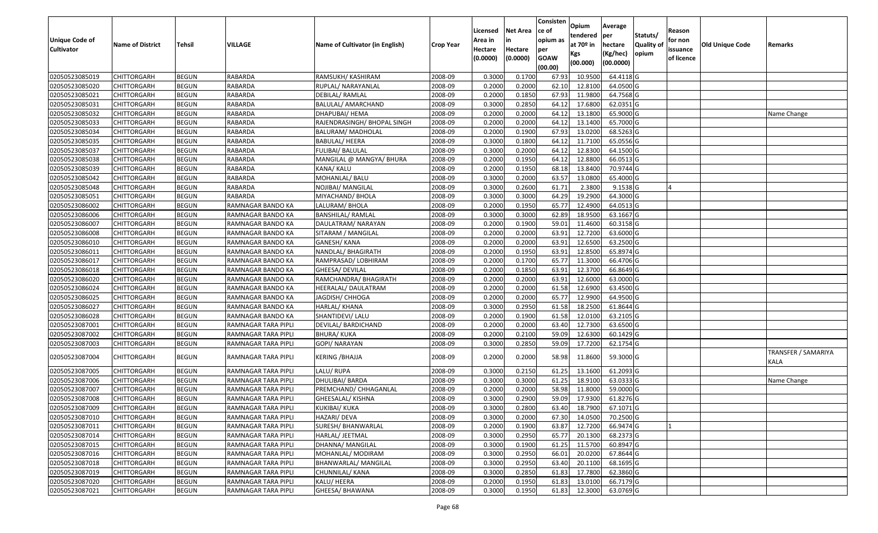| Unique Code of Cultivator | Name of District | Tehsil | VILLAGE | Name of Cultivator (in English) | Crop Year | Licensed Area in Hectare (0.0000) | Net Area in Hectare (0.0000) | Consistence of opium as per GOAW (00.00) | Opium tendered at 70º in Kgs (00.000) | Average per hectare (Kg/hec) (00.0000) | Statuts/ Quality of opium | Reason for non issuance of licence | Old Unique Code | Remarks |
|---|---|---|---|---|---|---|---|---|---|---|---|---|---|---|
| 02050523085019 | CHITTORGARH | BEGUN | RABARDA | RAMSUKH/ KASHIRAM | 2008-09 | 0.3000 | 0.1700 | 67.93 | 10.9500 | 64.4118 | G | | | |
| 02050523085020 | CHITTORGARH | BEGUN | RABARDA | RUPLAL/ NARAYANLAL | 2008-09 | 0.2000 | 0.2000 | 62.10 | 12.8100 | 64.0500 | G | | | |
| 02050523085021 | CHITTORGARH | BEGUN | RABARDA | DEBILAL/ RAMLAL | 2008-09 | 0.2000 | 0.1850 | 67.93 | 11.9800 | 64.7568 | G | | | |
| 02050523085031 | CHITTORGARH | BEGUN | RABARDA | BALULAL/ AMARCHAND | 2008-09 | 0.3000 | 0.2850 | 64.12 | 17.6800 | 62.0351 | G | | | |
| 02050523085032 | CHITTORGARH | BEGUN | RABARDA | DHAPUBAI/ HEMA | 2008-09 | 0.2000 | 0.2000 | 64.12 | 13.1800 | 65.9000 | G | | | Name Change |
| 02050523085033 | CHITTORGARH | BEGUN | RABARDA | RAJENDRASINGH/ BHOPAL SINGH | 2008-09 | 0.2000 | 0.2000 | 64.12 | 13.1400 | 65.7000 | G | | | |
| 02050523085034 | CHITTORGARH | BEGUN | RABARDA | BALURAM/ MADHOLAL | 2008-09 | 0.2000 | 0.1900 | 67.93 | 13.0200 | 68.5263 | G | | | |
| 02050523085035 | CHITTORGARH | BEGUN | RABARDA | BABULAL/ HEERA | 2008-09 | 0.3000 | 0.1800 | 64.12 | 11.7100 | 65.0556 | G | | | |
| 02050523085037 | CHITTORGARH | BEGUN | RABARDA | FULIBAI/ BALULAL | 2008-09 | 0.3000 | 0.2000 | 64.12 | 12.8300 | 64.1500 | G | | | |
| 02050523085038 | CHITTORGARH | BEGUN | RABARDA | MANGILAL @ MANGYA/ BHURA | 2008-09 | 0.2000 | 0.1950 | 64.12 | 12.8800 | 66.0513 | G | | | |
| 02050523085039 | CHITTORGARH | BEGUN | RABARDA | KANA/ KALU | 2008-09 | 0.2000 | 0.1950 | 68.18 | 13.8400 | 70.9744 | G | | | |
| 02050523085042 | CHITTORGARH | BEGUN | RABARDA | MOHANLAL/ BALU | 2008-09 | 0.3000 | 0.2000 | 63.57 | 13.0800 | 65.4000 | G | | | |
| 02050523085048 | CHITTORGARH | BEGUN | RABARDA | NOJIBAI/ MANGILAL | 2008-09 | 0.3000 | 0.2600 | 61.71 | 2.3800 | 9.1538 | G | 4 | | |
| 02050523085051 | CHITTORGARH | BEGUN | RABARDA | MIYACHAND/ BHOLA | 2008-09 | 0.3000 | 0.3000 | 64.29 | 19.2900 | 64.3000 | G | | | |
| 02050523086002 | CHITTORGARH | BEGUN | RAMNAGAR BANDO KA | LALURAM/ BHOLA | 2008-09 | 0.2000 | 0.1950 | 65.77 | 12.4900 | 64.0513 | G | | | |
| 02050523086006 | CHITTORGARH | BEGUN | RAMNAGAR BANDO KA | BANSHILAL/ RAMLAL | 2008-09 | 0.3000 | 0.3000 | 62.89 | 18.9500 | 63.1667 | G | | | |
| 02050523086007 | CHITTORGARH | BEGUN | RAMNAGAR BANDO KA | DAULATRAM/ NARAYAN | 2008-09 | 0.2000 | 0.1900 | 59.01 | 11.4600 | 60.3158 | G | | | |
| 02050523086008 | CHITTORGARH | BEGUN | RAMNAGAR BANDO KA | SITARAM / MANGILAL | 2008-09 | 0.2000 | 0.2000 | 63.91 | 12.7200 | 63.6000 | G | | | |
| 02050523086010 | CHITTORGARH | BEGUN | RAMNAGAR BANDO KA | GANESH/ KANA | 2008-09 | 0.2000 | 0.2000 | 63.91 | 12.6500 | 63.2500 | G | | | |
| 02050523086011 | CHITTORGARH | BEGUN | RAMNAGAR BANDO KA | NANDLAL/ BHAGIRATH | 2008-09 | 0.2000 | 0.1950 | 63.91 | 12.8500 | 65.8974 | G | | | |
| 02050523086017 | CHITTORGARH | BEGUN | RAMNAGAR BANDO KA | RAMPRASAD/ LOBHIRAM | 2008-09 | 0.2000 | 0.1700 | 65.77 | 11.3000 | 66.4706 | G | | | |
| 02050523086018 | CHITTORGARH | BEGUN | RAMNAGAR BANDO KA | GHEESA/ DEVILAL | 2008-09 | 0.2000 | 0.1850 | 63.91 | 12.3700 | 66.8649 | G | | | |
| 02050523086020 | CHITTORGARH | BEGUN | RAMNAGAR BANDO KA | RAMCHANDRA/ BHAGIRATH | 2008-09 | 0.2000 | 0.2000 | 63.91 | 12.6000 | 63.0000 | G | | | |
| 02050523086024 | CHITTORGARH | BEGUN | RAMNAGAR BANDO KA | HEERALAL/ DAULATRAM | 2008-09 | 0.2000 | 0.2000 | 61.58 | 12.6900 | 63.4500 | G | | | |
| 02050523086025 | CHITTORGARH | BEGUN | RAMNAGAR BANDO KA | JAGDISH/ CHHOGA | 2008-09 | 0.2000 | 0.2000 | 65.77 | 12.9900 | 64.9500 | G | | | |
| 02050523086027 | CHITTORGARH | BEGUN | RAMNAGAR BANDO KA | HARLAL/ KHANA | 2008-09 | 0.3000 | 0.2950 | 61.58 | 18.2500 | 61.8644 | G | | | |
| 02050523086028 | CHITTORGARH | BEGUN | RAMNAGAR BANDO KA | SHANTIDEVI/ LALU | 2008-09 | 0.2000 | 0.1900 | 61.58 | 12.0100 | 63.2105 | G | | | |
| 02050523087001 | CHITTORGARH | BEGUN | RAMNAGAR TARA PIPLI | DEVILAL/ BARDICHAND | 2008-09 | 0.2000 | 0.2000 | 63.40 | 12.7300 | 63.6500 | G | | | |
| 02050523087002 | CHITTORGARH | BEGUN | RAMNAGAR TARA PIPLI | BHURA/ KUKA | 2008-09 | 0.2000 | 0.2100 | 59.09 | 12.6300 | 60.1429 | G | | | |
| 02050523087003 | CHITTORGARH | BEGUN | RAMNAGAR TARA PIPLI | GOPI/ NARAYAN | 2008-09 | 0.3000 | 0.2850 | 59.09 | 17.7200 | 62.1754 | G | | | |
| 02050523087004 | CHITTORGARH | BEGUN | RAMNAGAR TARA PIPLI | KERING /BHAJJA | 2008-09 | 0.2000 | 0.2000 | 58.98 | 11.8600 | 59.3000 | G | | | TRANSFER / SAMARIYA KALA |
| 02050523087005 | CHITTORGARH | BEGUN | RAMNAGAR TARA PIPLI | LALU/ RUPA | 2008-09 | 0.3000 | 0.2150 | 61.25 | 13.1600 | 61.2093 | G | | | |
| 02050523087006 | CHITTORGARH | BEGUN | RAMNAGAR TARA PIPLI | DHULIBAI/ BARDA | 2008-09 | 0.3000 | 0.3000 | 61.25 | 18.9100 | 63.0333 | G | | | Name Change |
| 02050523087007 | CHITTORGARH | BEGUN | RAMNAGAR TARA PIPLI | PREMCHAND/ CHHAGANLAL | 2008-09 | 0.2000 | 0.2000 | 58.98 | 11.8000 | 59.0000 | G | | | |
| 02050523087008 | CHITTORGARH | BEGUN | RAMNAGAR TARA PIPLI | GHEESALAL/ KISHNA | 2008-09 | 0.3000 | 0.2900 | 59.09 | 17.9300 | 61.8276 | G | | | |
| 02050523087009 | CHITTORGARH | BEGUN | RAMNAGAR TARA PIPLI | KUKIBAI/ KUKA | 2008-09 | 0.3000 | 0.2800 | 63.40 | 18.7900 | 67.1071 | G | | | |
| 02050523087010 | CHITTORGARH | BEGUN | RAMNAGAR TARA PIPLI | HAZARI/ DEVA | 2008-09 | 0.3000 | 0.2000 | 67.30 | 14.0500 | 70.2500 | G | | | |
| 02050523087011 | CHITTORGARH | BEGUN | RAMNAGAR TARA PIPLI | SURESH/ BHANWARLAL | 2008-09 | 0.2000 | 0.1900 | 63.87 | 12.7200 | 66.9474 | G | 1 | | |
| 02050523087014 | CHITTORGARH | BEGUN | RAMNAGAR TARA PIPLI | HARLAL/ JEETMAL | 2008-09 | 0.3000 | 0.2950 | 65.77 | 20.1300 | 68.2373 | G | | | |
| 02050523087015 | CHITTORGARH | BEGUN | RAMNAGAR TARA PIPLI | DHANNA/ MANGILAL | 2008-09 | 0.3000 | 0.1900 | 61.25 | 11.5700 | 60.8947 | G | | | |
| 02050523087016 | CHITTORGARH | BEGUN | RAMNAGAR TARA PIPLI | MOHANLAL/ MODIRAM | 2008-09 | 0.3000 | 0.2950 | 66.01 | 20.0200 | 67.8644 | G | | | |
| 02050523087018 | CHITTORGARH | BEGUN | RAMNAGAR TARA PIPLI | BHANWARLAL/ MANGILAL | 2008-09 | 0.3000 | 0.2950 | 63.40 | 20.1100 | 68.1695 | G | | | |
| 02050523087019 | CHITTORGARH | BEGUN | RAMNAGAR TARA PIPLI | CHUNNILAL/ KANA | 2008-09 | 0.3000 | 0.2850 | 61.83 | 17.7800 | 62.3860 | G | | | |
| 02050523087020 | CHITTORGARH | BEGUN | RAMNAGAR TARA PIPLI | KALU/ HEERA | 2008-09 | 0.2000 | 0.1950 | 61.83 | 13.0100 | 66.7179 | G | | | |
| 02050523087021 | CHITTORGARH | BEGUN | RAMNAGAR TARA PIPLI | GHEESA/ BHAWANA | 2008-09 | 0.3000 | 0.1950 | 61.83 | 12.3000 | 63.0769 | G | | | |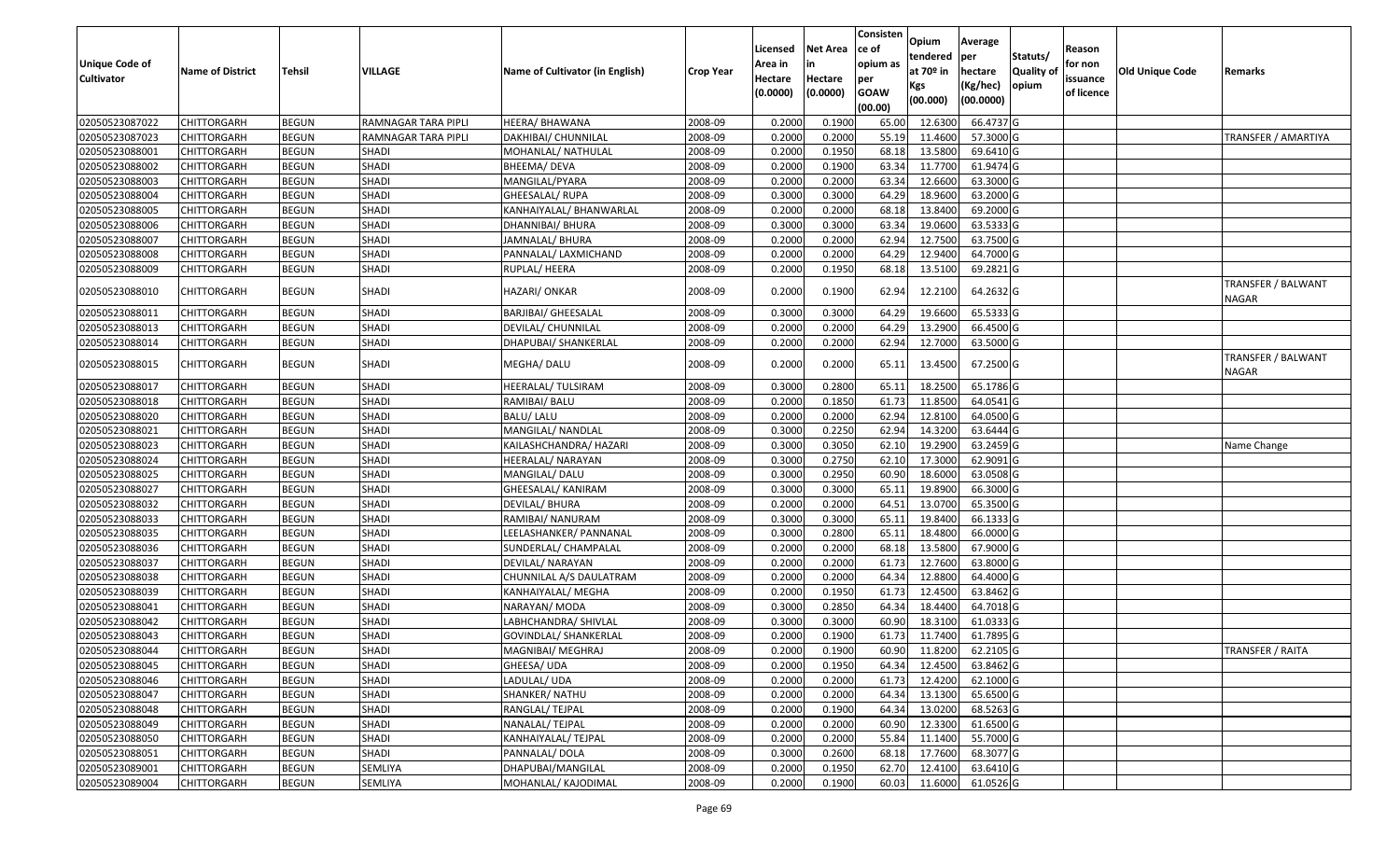| Unique Code of Cultivator | Name of District | Tehsil | VILLAGE | Name of Cultivator (in English) | Crop Year | Licensed Area in Hectare (0.0000) | Net Area in Hectare (0.0000) | Consistence of opium as per GOAW (00.00) | Opium tendered at 70º in Kgs (00.000) | Average per hectare (Kg/hec) (00.0000) | Statuts/ Quality of opium | Reason for non issuance of licence | Old Unique Code | Remarks |
|---|---|---|---|---|---|---|---|---|---|---|---|---|---|---|
| 02050523087022 | CHITTORGARH | BEGUN | RAMNAGAR TARA PIPLI | HEERA/ BHAWANA | 2008-09 | 0.2000 | 0.1900 | 65.00 | 12.6300 | 66.4737 | G | | | |
| 02050523087023 | CHITTORGARH | BEGUN | RAMNAGAR TARA PIPLI | DAKHIBAI/ CHUNNILAL | 2008-09 | 0.2000 | 0.2000 | 55.19 | 11.4600 | 57.3000 | G | | | TRANSFER / AMARTIYA |
| 02050523088001 | CHITTORGARH | BEGUN | SHADI | MOHANLAL/ NATHULAL | 2008-09 | 0.2000 | 0.1950 | 68.18 | 13.5800 | 69.6410 | G | | | |
| 02050523088002 | CHITTORGARH | BEGUN | SHADI | BHEEMA/ DEVA | 2008-09 | 0.2000 | 0.1900 | 63.34 | 11.7700 | 61.9474 | G | | | |
| 02050523088003 | CHITTORGARH | BEGUN | SHADI | MANGILAL/PYARA | 2008-09 | 0.2000 | 0.2000 | 63.34 | 12.6600 | 63.3000 | G | | | |
| 02050523088004 | CHITTORGARH | BEGUN | SHADI | GHEESALAL/ RUPA | 2008-09 | 0.3000 | 0.3000 | 64.29 | 18.9600 | 63.2000 | G | | | |
| 02050523088005 | CHITTORGARH | BEGUN | SHADI | KANHAIYALAL/ BHANWARLAL | 2008-09 | 0.2000 | 0.2000 | 68.18 | 13.8400 | 69.2000 | G | | | |
| 02050523088006 | CHITTORGARH | BEGUN | SHADI | DHANNIBAI/ BHURA | 2008-09 | 0.3000 | 0.3000 | 63.34 | 19.0600 | 63.5333 | G | | | |
| 02050523088007 | CHITTORGARH | BEGUN | SHADI | JAMNALAL/ BHURA | 2008-09 | 0.2000 | 0.2000 | 62.94 | 12.7500 | 63.7500 | G | | | |
| 02050523088008 | CHITTORGARH | BEGUN | SHADI | PANNALAL/ LAXMICHAND | 2008-09 | 0.2000 | 0.2000 | 64.29 | 12.9400 | 64.7000 | G | | | |
| 02050523088009 | CHITTORGARH | BEGUN | SHADI | RUPLAL/ HEERA | 2008-09 | 0.2000 | 0.1950 | 68.18 | 13.5100 | 69.2821 | G | | | |
| 02050523088010 | CHITTORGARH | BEGUN | SHADI | HAZARI/ ONKAR | 2008-09 | 0.2000 | 0.1900 | 62.94 | 12.2100 | 64.2632 | G | | | TRANSFER / BALWANT NAGAR |
| 02050523088011 | CHITTORGARH | BEGUN | SHADI | BARJIBAI/ GHEESALAL | 2008-09 | 0.3000 | 0.3000 | 64.29 | 19.6600 | 65.5333 | G | | | |
| 02050523088013 | CHITTORGARH | BEGUN | SHADI | DEVILAL/ CHUNNILAL | 2008-09 | 0.2000 | 0.2000 | 64.29 | 13.2900 | 66.4500 | G | | | |
| 02050523088014 | CHITTORGARH | BEGUN | SHADI | DHAPUBAI/ SHANKERLAL | 2008-09 | 0.2000 | 0.2000 | 62.94 | 12.7000 | 63.5000 | G | | | |
| 02050523088015 | CHITTORGARH | BEGUN | SHADI | MEGHA/ DALU | 2008-09 | 0.2000 | 0.2000 | 65.11 | 13.4500 | 67.2500 | G | | | TRANSFER / BALWANT NAGAR |
| 02050523088017 | CHITTORGARH | BEGUN | SHADI | HEERALAL/ TULSIRAM | 2008-09 | 0.3000 | 0.2800 | 65.11 | 18.2500 | 65.1786 | G | | | |
| 02050523088018 | CHITTORGARH | BEGUN | SHADI | RAMIBAI/ BALU | 2008-09 | 0.2000 | 0.1850 | 61.73 | 11.8500 | 64.0541 | G | | | |
| 02050523088020 | CHITTORGARH | BEGUN | SHADI | BALU/ LALU | 2008-09 | 0.2000 | 0.2000 | 62.94 | 12.8100 | 64.0500 | G | | | |
| 02050523088021 | CHITTORGARH | BEGUN | SHADI | MANGILAL/ NANDLAL | 2008-09 | 0.3000 | 0.2250 | 62.94 | 14.3200 | 63.6444 | G | | | |
| 02050523088023 | CHITTORGARH | BEGUN | SHADI | KAILASHCHANDRA/ HAZARI | 2008-09 | 0.3000 | 0.3050 | 62.10 | 19.2900 | 63.2459 | G | | | Name Change |
| 02050523088024 | CHITTORGARH | BEGUN | SHADI | HEERALAL/ NARAYAN | 2008-09 | 0.3000 | 0.2750 | 62.10 | 17.3000 | 62.9091 | G | | | |
| 02050523088025 | CHITTORGARH | BEGUN | SHADI | MANGILAL/ DALU | 2008-09 | 0.3000 | 0.2950 | 60.90 | 18.6000 | 63.0508 | G | | | |
| 02050523088027 | CHITTORGARH | BEGUN | SHADI | GHEESALAL/ KANIRAM | 2008-09 | 0.3000 | 0.3000 | 65.11 | 19.8900 | 66.3000 | G | | | |
| 02050523088032 | CHITTORGARH | BEGUN | SHADI | DEVILAL/ BHURA | 2008-09 | 0.2000 | 0.2000 | 64.51 | 13.0700 | 65.3500 | G | | | |
| 02050523088033 | CHITTORGARH | BEGUN | SHADI | RAMIBAI/ NANURAM | 2008-09 | 0.3000 | 0.3000 | 65.11 | 19.8400 | 66.1333 | G | | | |
| 02050523088035 | CHITTORGARH | BEGUN | SHADI | LEELASHANKER/ PANNANAL | 2008-09 | 0.3000 | 0.2800 | 65.11 | 18.4800 | 66.0000 | G | | | |
| 02050523088036 | CHITTORGARH | BEGUN | SHADI | SUNDERLAL/ CHAMPALAL | 2008-09 | 0.2000 | 0.2000 | 68.18 | 13.5800 | 67.9000 | G | | | |
| 02050523088037 | CHITTORGARH | BEGUN | SHADI | DEVILAL/ NARAYAN | 2008-09 | 0.2000 | 0.2000 | 61.73 | 12.7600 | 63.8000 | G | | | |
| 02050523088038 | CHITTORGARH | BEGUN | SHADI | CHUNNILAL A/S DAULATRAM | 2008-09 | 0.2000 | 0.2000 | 64.34 | 12.8800 | 64.4000 | G | | | |
| 02050523088039 | CHITTORGARH | BEGUN | SHADI | KANHAIYALAL/ MEGHA | 2008-09 | 0.2000 | 0.1950 | 61.73 | 12.4500 | 63.8462 | G | | | |
| 02050523088041 | CHITTORGARH | BEGUN | SHADI | NARAYAN/ MODA | 2008-09 | 0.3000 | 0.2850 | 64.34 | 18.4400 | 64.7018 | G | | | |
| 02050523088042 | CHITTORGARH | BEGUN | SHADI | LABHCHANDRA/ SHIVLAL | 2008-09 | 0.3000 | 0.3000 | 60.90 | 18.3100 | 61.0333 | G | | | |
| 02050523088043 | CHITTORGARH | BEGUN | SHADI | GOVINDLAL/ SHANKERLAL | 2008-09 | 0.2000 | 0.1900 | 61.73 | 11.7400 | 61.7895 | G | | | |
| 02050523088044 | CHITTORGARH | BEGUN | SHADI | MAGNIBAI/ MEGHRAJ | 2008-09 | 0.2000 | 0.1900 | 60.90 | 11.8200 | 62.2105 | G | | | TRANSFER / RAITA |
| 02050523088045 | CHITTORGARH | BEGUN | SHADI | GHEESA/ UDA | 2008-09 | 0.2000 | 0.1950 | 64.34 | 12.4500 | 63.8462 | G | | | |
| 02050523088046 | CHITTORGARH | BEGUN | SHADI | LADULAL/ UDA | 2008-09 | 0.2000 | 0.2000 | 61.73 | 12.4200 | 62.1000 | G | | | |
| 02050523088047 | CHITTORGARH | BEGUN | SHADI | SHANKER/ NATHU | 2008-09 | 0.2000 | 0.2000 | 64.34 | 13.1300 | 65.6500 | G | | | |
| 02050523088048 | CHITTORGARH | BEGUN | SHADI | RANGLAL/ TEJPAL | 2008-09 | 0.2000 | 0.1900 | 64.34 | 13.0200 | 68.5263 | G | | | |
| 02050523088049 | CHITTORGARH | BEGUN | SHADI | NANALAL/ TEJPAL | 2008-09 | 0.2000 | 0.2000 | 60.90 | 12.3300 | 61.6500 | G | | | |
| 02050523088050 | CHITTORGARH | BEGUN | SHADI | KANHAIYALAL/ TEJPAL | 2008-09 | 0.2000 | 0.2000 | 55.84 | 11.1400 | 55.7000 | G | | | |
| 02050523088051 | CHITTORGARH | BEGUN | SHADI | PANNALAL/ DOLA | 2008-09 | 0.3000 | 0.2600 | 68.18 | 17.7600 | 68.3077 | G | | | |
| 02050523089001 | CHITTORGARH | BEGUN | SEMLIYA | DHAPUBAI/MANGILAL | 2008-09 | 0.2000 | 0.1950 | 62.70 | 12.4100 | 63.6410 | G | | | |
| 02050523089004 | CHITTORGARH | BEGUN | SEMLIYA | MOHANLAL/ KAJODIMAL | 2008-09 | 0.2000 | 0.1900 | 60.03 | 11.6000 | 61.0526 | G | | | |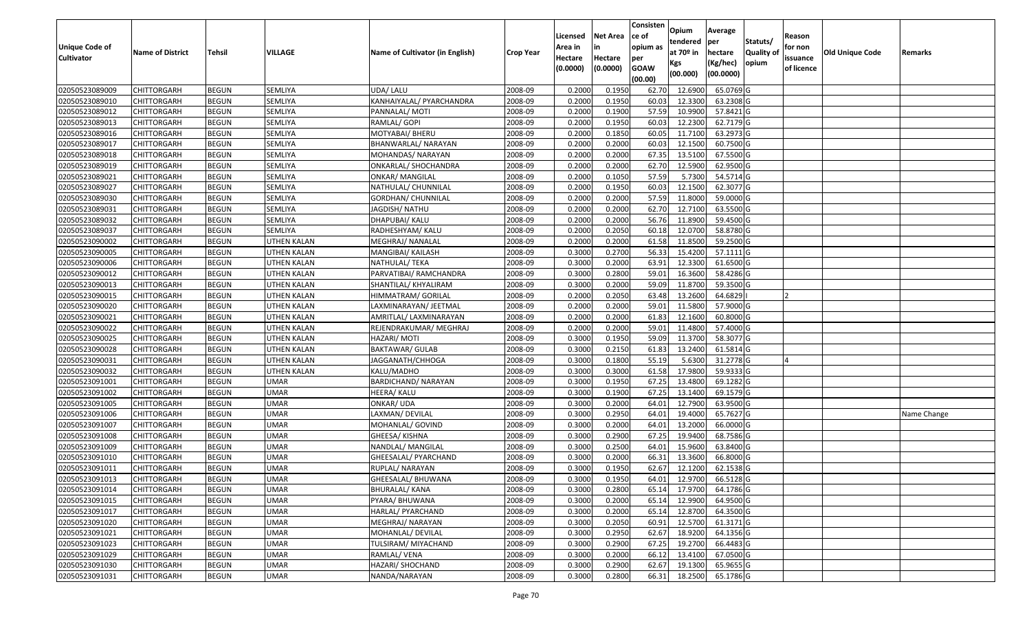| Unique Code of Cultivator | Name of District | Tehsil | VILLAGE | Name of Cultivator (in English) | Crop Year | Licensed Area in Hectare (0.0000) | Net Area in Hectare (0.0000) | Consistence of opium as per GOAW (00.00) | Opium tendered at 70º in Kgs (00.000) | Average per hectare (Kg/hec) (00.0000) | Statuts/ Quality of opium | Reason for non issuance of licence | Old Unique Code | Remarks |
|---|---|---|---|---|---|---|---|---|---|---|---|---|---|---|
| 02050523089009 | CHITTORGARH | BEGUN | SEMLIYA | UDA/ LALU | 2008-09 | 0.2000 | 0.1950 | 62.70 | 12.6900 | 65.0769 | G | | | |
| 02050523089010 | CHITTORGARH | BEGUN | SEMLIYA | KANHAIYALAL/ PYARCHANDRA | 2008-09 | 0.2000 | 0.1950 | 60.03 | 12.3300 | 63.2308 | G | | | |
| 02050523089012 | CHITTORGARH | BEGUN | SEMLIYA | PANNALAL/ MOTI | 2008-09 | 0.2000 | 0.1900 | 57.59 | 10.9900 | 57.8421 | G | | | |
| 02050523089013 | CHITTORGARH | BEGUN | SEMLIYA | RAMLAL/ GOPI | 2008-09 | 0.2000 | 0.1950 | 60.03 | 12.2300 | 62.7179 | G | | | |
| 02050523089016 | CHITTORGARH | BEGUN | SEMLIYA | MOTYABAI/ BHERU | 2008-09 | 0.2000 | 0.1850 | 60.05 | 11.7100 | 63.2973 | G | | | |
| 02050523089017 | CHITTORGARH | BEGUN | SEMLIYA | BHANWARLAL/ NARAYAN | 2008-09 | 0.2000 | 0.2000 | 60.03 | 12.1500 | 60.7500 | G | | | |
| 02050523089018 | CHITTORGARH | BEGUN | SEMLIYA | MOHANDAS/ NARAYAN | 2008-09 | 0.2000 | 0.2000 | 67.35 | 13.5100 | 67.5500 | G | | | |
| 02050523089019 | CHITTORGARH | BEGUN | SEMLIYA | ONKARLAL/ SHOCHANDRA | 2008-09 | 0.2000 | 0.2000 | 62.70 | 12.5900 | 62.9500 | G | | | |
| 02050523089021 | CHITTORGARH | BEGUN | SEMLIYA | ONKAR/ MANGILAL | 2008-09 | 0.2000 | 0.1050 | 57.59 | 5.7300 | 54.5714 | G | | | |
| 02050523089027 | CHITTORGARH | BEGUN | SEMLIYA | NATHULAL/ CHUNNILAL | 2008-09 | 0.2000 | 0.1950 | 60.03 | 12.1500 | 62.3077 | G | | | |
| 02050523089030 | CHITTORGARH | BEGUN | SEMLIYA | GORDHAN/ CHUNNILAL | 2008-09 | 0.2000 | 0.2000 | 57.59 | 11.8000 | 59.0000 | G | | | |
| 02050523089031 | CHITTORGARH | BEGUN | SEMLIYA | JAGDISH/ NATHU | 2008-09 | 0.2000 | 0.2000 | 62.70 | 12.7100 | 63.5500 | G | | | |
| 02050523089032 | CHITTORGARH | BEGUN | SEMLIYA | DHAPUBAI/ KALU | 2008-09 | 0.2000 | 0.2000 | 56.76 | 11.8900 | 59.4500 | G | | | |
| 02050523089037 | CHITTORGARH | BEGUN | SEMLIYA | RADHESHYAM/ KALU | 2008-09 | 0.2000 | 0.2050 | 60.18 | 12.0700 | 58.8780 | G | | | |
| 02050523090002 | CHITTORGARH | BEGUN | UTHEN KALAN | MEGHRAJ/ NANALAL | 2008-09 | 0.2000 | 0.2000 | 61.58 | 11.8500 | 59.2500 | G | | | |
| 02050523090005 | CHITTORGARH | BEGUN | UTHEN KALAN | MANGIBAI/ KAILASH | 2008-09 | 0.3000 | 0.2700 | 56.33 | 15.4200 | 57.1111 | G | | | |
| 02050523090006 | CHITTORGARH | BEGUN | UTHEN KALAN | NATHULAL/ TEKA | 2008-09 | 0.3000 | 0.2000 | 63.91 | 12.3300 | 61.6500 | G | | | |
| 02050523090012 | CHITTORGARH | BEGUN | UTHEN KALAN | PARVATIBAI/ RAMCHANDRA | 2008-09 | 0.3000 | 0.2800 | 59.01 | 16.3600 | 58.4286 | G | | | |
| 02050523090013 | CHITTORGARH | BEGUN | UTHEN KALAN | SHANTILAL/ KHYALIRAM | 2008-09 | 0.3000 | 0.2000 | 59.09 | 11.8700 | 59.3500 | G | | | |
| 02050523090015 | CHITTORGARH | BEGUN | UTHEN KALAN | HIMMATRAM/ GORILAL | 2008-09 | 0.2000 | 0.2050 | 63.48 | 13.2600 | 64.6829 | I | 2 | | |
| 02050523090020 | CHITTORGARH | BEGUN | UTHEN KALAN | LAXMINARAYAN/ JEETMAL | 2008-09 | 0.2000 | 0.2000 | 59.01 | 11.5800 | 57.9000 | G | | | |
| 02050523090021 | CHITTORGARH | BEGUN | UTHEN KALAN | AMRITLAL/ LAXMINARAYAN | 2008-09 | 0.2000 | 0.2000 | 61.83 | 12.1600 | 60.8000 | G | | | |
| 02050523090022 | CHITTORGARH | BEGUN | UTHEN KALAN | REJENDRAKUMAR/ MEGHRAJ | 2008-09 | 0.2000 | 0.2000 | 59.01 | 11.4800 | 57.4000 | G | | | |
| 02050523090025 | CHITTORGARH | BEGUN | UTHEN KALAN | HAZARI/ MOTI | 2008-09 | 0.3000 | 0.1950 | 59.09 | 11.3700 | 58.3077 | G | | | |
| 02050523090028 | CHITTORGARH | BEGUN | UTHEN KALAN | BAKTAWAR/ GULAB | 2008-09 | 0.3000 | 0.2150 | 61.83 | 13.2400 | 61.5814 | G | | | |
| 02050523090031 | CHITTORGARH | BEGUN | UTHEN KALAN | JAGGANATH/CHHOGA | 2008-09 | 0.3000 | 0.1800 | 55.19 | 5.6300 | 31.2778 | G | 4 | | |
| 02050523090032 | CHITTORGARH | BEGUN | UTHEN KALAN | KALU/MADHO | 2008-09 | 0.3000 | 0.3000 | 61.58 | 17.9800 | 59.9333 | G | | | |
| 02050523091001 | CHITTORGARH | BEGUN | UMAR | BARDICHAND/ NARAYAN | 2008-09 | 0.3000 | 0.1950 | 67.25 | 13.4800 | 69.1282 | G | | | |
| 02050523091002 | CHITTORGARH | BEGUN | UMAR | HEERA/ KALU | 2008-09 | 0.3000 | 0.1900 | 67.25 | 13.1400 | 69.1579 | G | | | |
| 02050523091005 | CHITTORGARH | BEGUN | UMAR | ONKAR/ UDA | 2008-09 | 0.3000 | 0.2000 | 64.01 | 12.7900 | 63.9500 | G | | | |
| 02050523091006 | CHITTORGARH | BEGUN | UMAR | LAXMAN/ DEVILAL | 2008-09 | 0.3000 | 0.2950 | 64.01 | 19.4000 | 65.7627 | G | | | Name Change |
| 02050523091007 | CHITTORGARH | BEGUN | UMAR | MOHANLAL/ GOVIND | 2008-09 | 0.3000 | 0.2000 | 64.01 | 13.2000 | 66.0000 | G | | | |
| 02050523091008 | CHITTORGARH | BEGUN | UMAR | GHEESA/ KISHNA | 2008-09 | 0.3000 | 0.2900 | 67.25 | 19.9400 | 68.7586 | G | | | |
| 02050523091009 | CHITTORGARH | BEGUN | UMAR | NANDLAL/ MANGILAL | 2008-09 | 0.3000 | 0.2500 | 64.01 | 15.9600 | 63.8400 | G | | | |
| 02050523091010 | CHITTORGARH | BEGUN | UMAR | GHEESALAL/ PYARCHAND | 2008-09 | 0.3000 | 0.2000 | 66.31 | 13.3600 | 66.8000 | G | | | |
| 02050523091011 | CHITTORGARH | BEGUN | UMAR | RUPLAL/ NARAYAN | 2008-09 | 0.3000 | 0.1950 | 62.67 | 12.1200 | 62.1538 | G | | | |
| 02050523091013 | CHITTORGARH | BEGUN | UMAR | GHEESALAL/ BHUWANA | 2008-09 | 0.3000 | 0.1950 | 64.01 | 12.9700 | 66.5128 | G | | | |
| 02050523091014 | CHITTORGARH | BEGUN | UMAR | BHURALAL/ KANA | 2008-09 | 0.3000 | 0.2800 | 65.14 | 17.9700 | 64.1786 | G | | | |
| 02050523091015 | CHITTORGARH | BEGUN | UMAR | PYARA/ BHUWANA | 2008-09 | 0.3000 | 0.2000 | 65.14 | 12.9900 | 64.9500 | G | | | |
| 02050523091017 | CHITTORGARH | BEGUN | UMAR | HARLAL/ PYARCHAND | 2008-09 | 0.3000 | 0.2000 | 65.14 | 12.8700 | 64.3500 | G | | | |
| 02050523091020 | CHITTORGARH | BEGUN | UMAR | MEGHRAJ/ NARAYAN | 2008-09 | 0.3000 | 0.2050 | 60.91 | 12.5700 | 61.3171 | G | | | |
| 02050523091021 | CHITTORGARH | BEGUN | UMAR | MOHANLAL/ DEVILAL | 2008-09 | 0.3000 | 0.2950 | 62.67 | 18.9200 | 64.1356 | G | | | |
| 02050523091023 | CHITTORGARH | BEGUN | UMAR | TULSIRAM/ MIYACHAND | 2008-09 | 0.3000 | 0.2900 | 67.25 | 19.2700 | 66.4483 | G | | | |
| 02050523091029 | CHITTORGARH | BEGUN | UMAR | RAMLAL/ VENA | 2008-09 | 0.3000 | 0.2000 | 66.12 | 13.4100 | 67.0500 | G | | | |
| 02050523091030 | CHITTORGARH | BEGUN | UMAR | HAZARI/ SHOCHAND | 2008-09 | 0.3000 | 0.2900 | 62.67 | 19.1300 | 65.9655 | G | | | |
| 02050523091031 | CHITTORGARH | BEGUN | UMAR | NANDA/NARAYAN | 2008-09 | 0.3000 | 0.2800 | 66.31 | 18.2500 | 65.1786 | G | | | |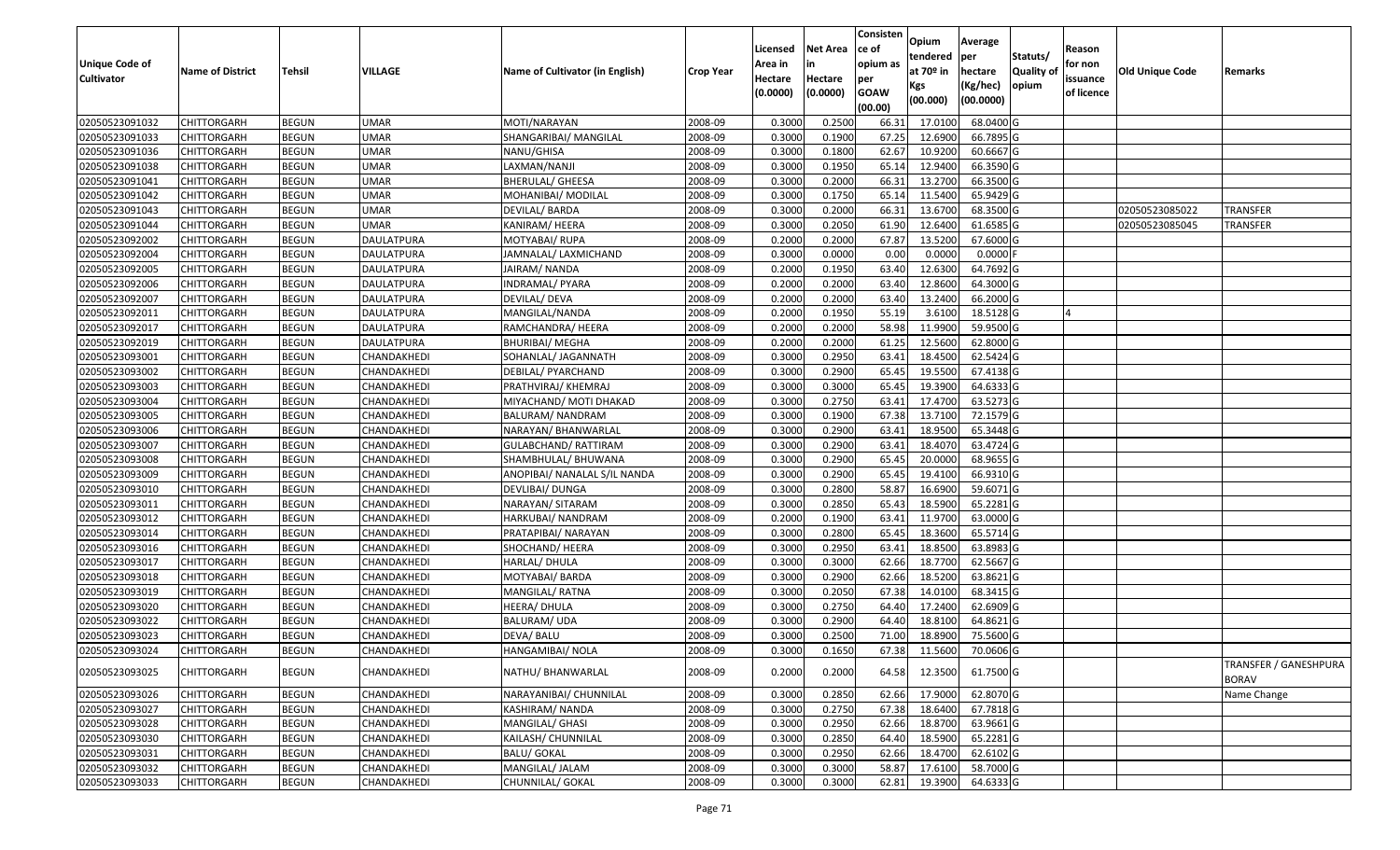| Unique Code of Cultivator | Name of District | Tehsil | VILLAGE | Name of Cultivator (in English) | Crop Year | Licensed Area in Hectare (0.0000) | Net Area in Hectare (0.0000) | Consistence of opium as per GOAW (00.00) | Opium tendered at 70º in Kgs (00.000) | Average per hectare (Kg/hec) (00.0000) | Statuts/ Quality of opium | Reason for non issuance of licence | Old Unique Code | Remarks |
|---|---|---|---|---|---|---|---|---|---|---|---|---|---|---|
| 02050523091032 | CHITTORGARH | BEGUN | UMAR | MOTI/NARAYAN | 2008-09 | 0.3000 | 0.2500 | 66.31 | 17.0100 | 68.0400 | G | | | |
| 02050523091033 | CHITTORGARH | BEGUN | UMAR | SHANGARIBAI/ MANGILAL | 2008-09 | 0.3000 | 0.1900 | 67.25 | 12.6900 | 66.7895 | G | | | |
| 02050523091036 | CHITTORGARH | BEGUN | UMAR | NANU/GHISA | 2008-09 | 0.3000 | 0.1800 | 62.67 | 10.9200 | 60.6667 | G | | | |
| 02050523091038 | CHITTORGARH | BEGUN | UMAR | LAXMAN/NANJI | 2008-09 | 0.3000 | 0.1950 | 65.14 | 12.9400 | 66.3590 | G | | | |
| 02050523091041 | CHITTORGARH | BEGUN | UMAR | BHERULAL/ GHEESA | 2008-09 | 0.3000 | 0.2000 | 66.31 | 13.2700 | 66.3500 | G | | | |
| 02050523091042 | CHITTORGARH | BEGUN | UMAR | MOHANIBAI/ MODILAL | 2008-09 | 0.3000 | 0.1750 | 65.14 | 11.5400 | 65.9429 | G | | | |
| 02050523091043 | CHITTORGARH | BEGUN | UMAR | DEVILAL/ BARDA | 2008-09 | 0.3000 | 0.2000 | 66.31 | 13.6700 | 68.3500 | G | | 02050523085022 | TRANSFER |
| 02050523091044 | CHITTORGARH | BEGUN | UMAR | KANIRAM/ HEERA | 2008-09 | 0.3000 | 0.2050 | 61.90 | 12.6400 | 61.6585 | G | | 02050523085045 | TRANSFER |
| 02050523092002 | CHITTORGARH | BEGUN | DAULATPURA | MOTYABAI/ RUPA | 2008-09 | 0.2000 | 0.2000 | 67.87 | 13.5200 | 67.6000 | G | | | |
| 02050523092004 | CHITTORGARH | BEGUN | DAULATPURA | JAMNALAL/ LAXMICHAND | 2008-09 | 0.3000 | 0.0000 | 0.00 | 0.0000 | 0.0000 | F | | | |
| 02050523092005 | CHITTORGARH | BEGUN | DAULATPURA | JAIRAM/ NANDA | 2008-09 | 0.2000 | 0.1950 | 63.40 | 12.6300 | 64.7692 | G | | | |
| 02050523092006 | CHITTORGARH | BEGUN | DAULATPURA | INDRAMAL/ PYARA | 2008-09 | 0.2000 | 0.2000 | 63.40 | 12.8600 | 64.3000 | G | | | |
| 02050523092007 | CHITTORGARH | BEGUN | DAULATPURA | DEVILAL/ DEVA | 2008-09 | 0.2000 | 0.2000 | 63.40 | 13.2400 | 66.2000 | G | | | |
| 02050523092011 | CHITTORGARH | BEGUN | DAULATPURA | MANGILAL/NANDA | 2008-09 | 0.2000 | 0.1950 | 55.19 | 3.6100 | 18.5128 | G | 4 | | |
| 02050523092017 | CHITTORGARH | BEGUN | DAULATPURA | RAMCHANDRA/ HEERA | 2008-09 | 0.2000 | 0.2000 | 58.98 | 11.9900 | 59.9500 | G | | | |
| 02050523092019 | CHITTORGARH | BEGUN | DAULATPURA | BHURIBAI/ MEGHA | 2008-09 | 0.2000 | 0.2000 | 61.25 | 12.5600 | 62.8000 | G | | | |
| 02050523093001 | CHITTORGARH | BEGUN | CHANDAKHEDI | SOHANLAL/ JAGANNATH | 2008-09 | 0.3000 | 0.2950 | 63.41 | 18.4500 | 62.5424 | G | | | |
| 02050523093002 | CHITTORGARH | BEGUN | CHANDAKHEDI | DEBILAL/ PYARCHAND | 2008-09 | 0.3000 | 0.2900 | 65.45 | 19.5500 | 67.4138 | G | | | |
| 02050523093003 | CHITTORGARH | BEGUN | CHANDAKHEDI | PRATHVIRAJ/ KHEMRAJ | 2008-09 | 0.3000 | 0.3000 | 65.45 | 19.3900 | 64.6333 | G | | | |
| 02050523093004 | CHITTORGARH | BEGUN | CHANDAKHEDI | MIYACHAND/ MOTI DHAKAD | 2008-09 | 0.3000 | 0.2750 | 63.41 | 17.4700 | 63.5273 | G | | | |
| 02050523093005 | CHITTORGARH | BEGUN | CHANDAKHEDI | BALURAM/ NANDRAM | 2008-09 | 0.3000 | 0.1900 | 67.38 | 13.7100 | 72.1579 | G | | | |
| 02050523093006 | CHITTORGARH | BEGUN | CHANDAKHEDI | NARAYAN/ BHANWARLAL | 2008-09 | 0.3000 | 0.2900 | 63.41 | 18.9500 | 65.3448 | G | | | |
| 02050523093007 | CHITTORGARH | BEGUN | CHANDAKHEDI | GULABCHAND/ RATTIRAM | 2008-09 | 0.3000 | 0.2900 | 63.41 | 18.4070 | 63.4724 | G | | | |
| 02050523093008 | CHITTORGARH | BEGUN | CHANDAKHEDI | SHAMBHULAL/ BHUWANA | 2008-09 | 0.3000 | 0.2900 | 65.45 | 20.0000 | 68.9655 | G | | | |
| 02050523093009 | CHITTORGARH | BEGUN | CHANDAKHEDI | ANOPIBAI/ NANALAL S/IL NANDA | 2008-09 | 0.3000 | 0.2900 | 65.45 | 19.4100 | 66.9310 | G | | | |
| 02050523093010 | CHITTORGARH | BEGUN | CHANDAKHEDI | DEVLIBAI/ DUNGA | 2008-09 | 0.3000 | 0.2800 | 58.87 | 16.6900 | 59.6071 | G | | | |
| 02050523093011 | CHITTORGARH | BEGUN | CHANDAKHEDI | NARAYAN/ SITARAM | 2008-09 | 0.3000 | 0.2850 | 65.43 | 18.5900 | 65.2281 | G | | | |
| 02050523093012 | CHITTORGARH | BEGUN | CHANDAKHEDI | HARKUBAI/ NANDRAM | 2008-09 | 0.2000 | 0.1900 | 63.41 | 11.9700 | 63.0000 | G | | | |
| 02050523093014 | CHITTORGARH | BEGUN | CHANDAKHEDI | PRATAPIBAI/ NARAYAN | 2008-09 | 0.3000 | 0.2800 | 65.45 | 18.3600 | 65.5714 | G | | | |
| 02050523093016 | CHITTORGARH | BEGUN | CHANDAKHEDI | SHOCHAND/ HEERA | 2008-09 | 0.3000 | 0.2950 | 63.41 | 18.8500 | 63.8983 | G | | | |
| 02050523093017 | CHITTORGARH | BEGUN | CHANDAKHEDI | HARLAL/ DHULA | 2008-09 | 0.3000 | 0.3000 | 62.66 | 18.7700 | 62.5667 | G | | | |
| 02050523093018 | CHITTORGARH | BEGUN | CHANDAKHEDI | MOTYABAI/ BARDA | 2008-09 | 0.3000 | 0.2900 | 62.66 | 18.5200 | 63.8621 | G | | | |
| 02050523093019 | CHITTORGARH | BEGUN | CHANDAKHEDI | MANGILAL/ RATNA | 2008-09 | 0.3000 | 0.2050 | 67.38 | 14.0100 | 68.3415 | G | | | |
| 02050523093020 | CHITTORGARH | BEGUN | CHANDAKHEDI | HEERA/ DHULA | 2008-09 | 0.3000 | 0.2750 | 64.40 | 17.2400 | 62.6909 | G | | | |
| 02050523093022 | CHITTORGARH | BEGUN | CHANDAKHEDI | BALURAM/ UDA | 2008-09 | 0.3000 | 0.2900 | 64.40 | 18.8100 | 64.8621 | G | | | |
| 02050523093023 | CHITTORGARH | BEGUN | CHANDAKHEDI | DEVA/ BALU | 2008-09 | 0.3000 | 0.2500 | 71.00 | 18.8900 | 75.5600 | G | | | |
| 02050523093024 | CHITTORGARH | BEGUN | CHANDAKHEDI | HANGAMIBAI/ NOLA | 2008-09 | 0.3000 | 0.1650 | 67.38 | 11.5600 | 70.0606 | G | | | |
| 02050523093025 | CHITTORGARH | BEGUN | CHANDAKHEDI | NATHU/ BHANWARLAL | 2008-09 | 0.2000 | 0.2000 | 64.58 | 12.3500 | 61.7500 | G | | | TRANSFER / GANESHPURA BORAV |
| 02050523093026 | CHITTORGARH | BEGUN | CHANDAKHEDI | NARAYANIBAI/ CHUNNILAL | 2008-09 | 0.3000 | 0.2850 | 62.66 | 17.9000 | 62.8070 | G | | | Name Change |
| 02050523093027 | CHITTORGARH | BEGUN | CHANDAKHEDI | KASHIRAM/ NANDA | 2008-09 | 0.3000 | 0.2750 | 67.38 | 18.6400 | 67.7818 | G | | | |
| 02050523093028 | CHITTORGARH | BEGUN | CHANDAKHEDI | MANGILAL/ GHASI | 2008-09 | 0.3000 | 0.2950 | 62.66 | 18.8700 | 63.9661 | G | | | |
| 02050523093030 | CHITTORGARH | BEGUN | CHANDAKHEDI | KAILASH/ CHUNNILAL | 2008-09 | 0.3000 | 0.2850 | 64.40 | 18.5900 | 65.2281 | G | | | |
| 02050523093031 | CHITTORGARH | BEGUN | CHANDAKHEDI | BALU/ GOKAL | 2008-09 | 0.3000 | 0.2950 | 62.66 | 18.4700 | 62.6102 | G | | | |
| 02050523093032 | CHITTORGARH | BEGUN | CHANDAKHEDI | MANGILAL/ JALAM | 2008-09 | 0.3000 | 0.3000 | 58.87 | 17.6100 | 58.7000 | G | | | |
| 02050523093033 | CHITTORGARH | BEGUN | CHANDAKHEDI | CHUNNILAL/ GOKAL | 2008-09 | 0.3000 | 0.3000 | 62.81 | 19.3900 | 64.6333 | G | | | |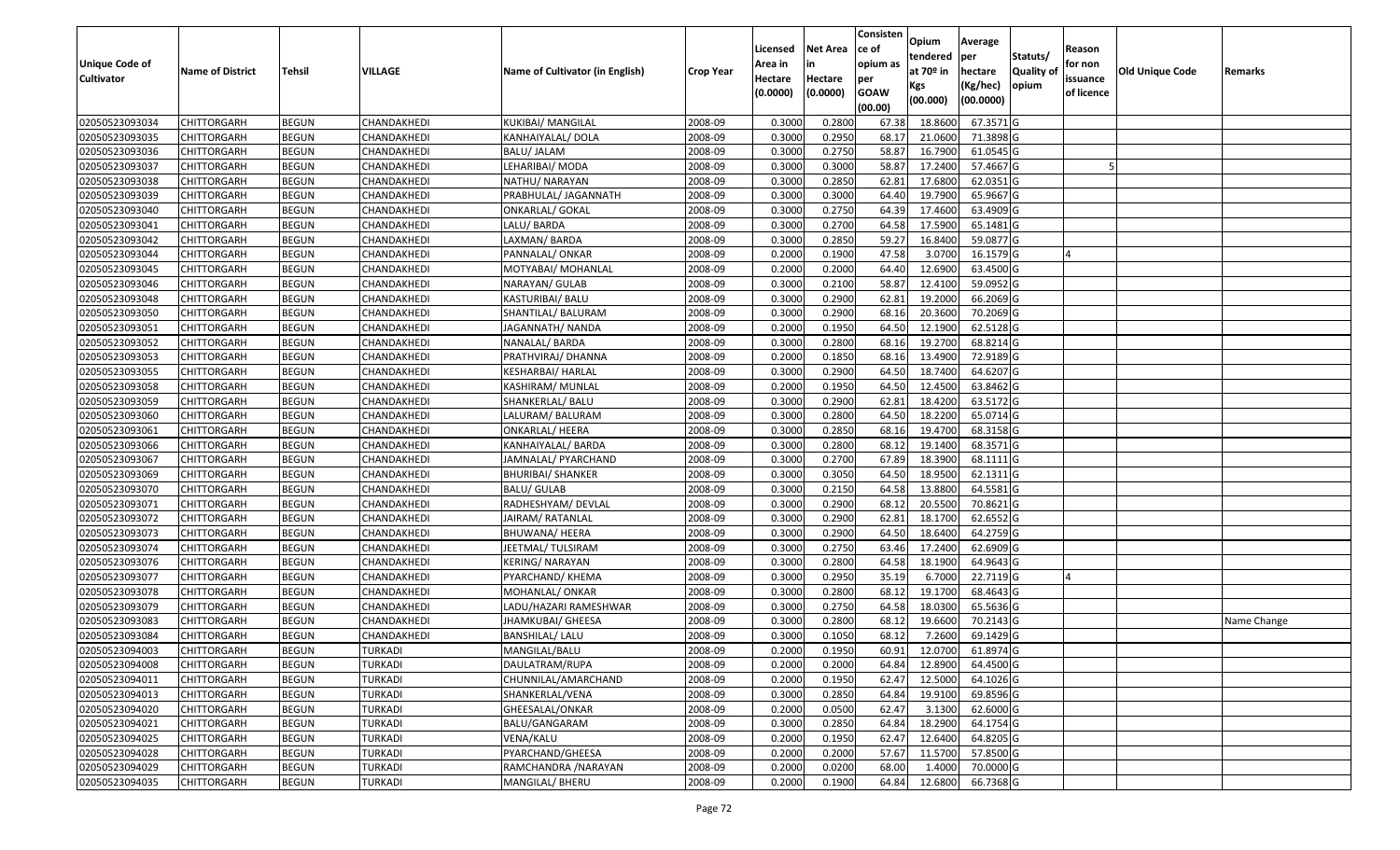| Unique Code of Cultivator | Name of District | Tehsil | VILLAGE | Name of Cultivator (in English) | Crop Year | Licensed Area in Hectare (0.0000) | Net Area in Hectare (0.0000) | Consistence of opium as per GOAW (00.00) | Opium tendered at 70º in Kgs (00.000) | Average per hectare (Kg/hec) (00.0000) | Statuts/ Quality of opium | Reason for non issuance of licence | Old Unique Code | Remarks |
|---|---|---|---|---|---|---|---|---|---|---|---|---|---|---|
| 02050523093034 | CHITTORGARH | BEGUN | CHANDAKHEDI | KUKIBAI/ MANGILAL | 2008-09 | 0.3000 | 0.2800 | 67.38 | 18.8600 | 67.3571 | G | | | |
| 02050523093035 | CHITTORGARH | BEGUN | CHANDAKHEDI | KANHAIYALAL/ DOLA | 2008-09 | 0.3000 | 0.2950 | 68.17 | 21.0600 | 71.3898 | G | | | |
| 02050523093036 | CHITTORGARH | BEGUN | CHANDAKHEDI | BALU/ JALAM | 2008-09 | 0.3000 | 0.2750 | 58.87 | 16.7900 | 61.0545 | G | | | |
| 02050523093037 | CHITTORGARH | BEGUN | CHANDAKHEDI | LEHARIBAI/ MODA | 2008-09 | 0.3000 | 0.3000 | 58.87 | 17.2400 | 57.4667 | G | 5 | | |
| 02050523093038 | CHITTORGARH | BEGUN | CHANDAKHEDI | NATHU/ NARAYAN | 2008-09 | 0.3000 | 0.2850 | 62.81 | 17.6800 | 62.0351 | G | | | |
| 02050523093039 | CHITTORGARH | BEGUN | CHANDAKHEDI | PRABHULAL/ JAGANNATH | 2008-09 | 0.3000 | 0.3000 | 64.40 | 19.7900 | 65.9667 | G | | | |
| 02050523093040 | CHITTORGARH | BEGUN | CHANDAKHEDI | ONKARLAL/ GOKAL | 2008-09 | 0.3000 | 0.2750 | 64.39 | 17.4600 | 63.4909 | G | | | |
| 02050523093041 | CHITTORGARH | BEGUN | CHANDAKHEDI | LALU/ BARDA | 2008-09 | 0.3000 | 0.2700 | 64.58 | 17.5900 | 65.1481 | G | | | |
| 02050523093042 | CHITTORGARH | BEGUN | CHANDAKHEDI | LAXMAN/ BARDA | 2008-09 | 0.3000 | 0.2850 | 59.27 | 16.8400 | 59.0877 | G | | | |
| 02050523093044 | CHITTORGARH | BEGUN | CHANDAKHEDI | PANNALAL/ ONKAR | 2008-09 | 0.2000 | 0.1900 | 47.58 | 3.0700 | 16.1579 | G | 4 | | |
| 02050523093045 | CHITTORGARH | BEGUN | CHANDAKHEDI | MOTYABAI/ MOHANLAL | 2008-09 | 0.2000 | 0.2000 | 64.40 | 12.6900 | 63.4500 | G | | | |
| 02050523093046 | CHITTORGARH | BEGUN | CHANDAKHEDI | NARAYAN/ GULAB | 2008-09 | 0.3000 | 0.2100 | 58.87 | 12.4100 | 59.0952 | G | | | |
| 02050523093048 | CHITTORGARH | BEGUN | CHANDAKHEDI | KASTURIBAI/ BALU | 2008-09 | 0.3000 | 0.2900 | 62.81 | 19.2000 | 66.2069 | G | | | |
| 02050523093050 | CHITTORGARH | BEGUN | CHANDAKHEDI | SHANTILAL/ BALURAM | 2008-09 | 0.3000 | 0.2900 | 68.16 | 20.3600 | 70.2069 | G | | | |
| 02050523093051 | CHITTORGARH | BEGUN | CHANDAKHEDI | JAGANNATH/ NANDA | 2008-09 | 0.2000 | 0.1950 | 64.50 | 12.1900 | 62.5128 | G | | | |
| 02050523093052 | CHITTORGARH | BEGUN | CHANDAKHEDI | NANALAL/ BARDA | 2008-09 | 0.3000 | 0.2800 | 68.16 | 19.2700 | 68.8214 | G | | | |
| 02050523093053 | CHITTORGARH | BEGUN | CHANDAKHEDI | PRATHVIRAJ/ DHANNA | 2008-09 | 0.2000 | 0.1850 | 68.16 | 13.4900 | 72.9189 | G | | | |
| 02050523093055 | CHITTORGARH | BEGUN | CHANDAKHEDI | KESHARBAI/ HARLAL | 2008-09 | 0.3000 | 0.2900 | 64.50 | 18.7400 | 64.6207 | G | | | |
| 02050523093058 | CHITTORGARH | BEGUN | CHANDAKHEDI | KASHIRAM/ MUNLAL | 2008-09 | 0.2000 | 0.1950 | 64.50 | 12.4500 | 63.8462 | G | | | |
| 02050523093059 | CHITTORGARH | BEGUN | CHANDAKHEDI | SHANKERLAL/ BALU | 2008-09 | 0.3000 | 0.2900 | 62.81 | 18.4200 | 63.5172 | G | | | |
| 02050523093060 | CHITTORGARH | BEGUN | CHANDAKHEDI | LALURAM/ BALURAM | 2008-09 | 0.3000 | 0.2800 | 64.50 | 18.2200 | 65.0714 | G | | | |
| 02050523093061 | CHITTORGARH | BEGUN | CHANDAKHEDI | ONKARLAL/ HEERA | 2008-09 | 0.3000 | 0.2850 | 68.16 | 19.4700 | 68.3158 | G | | | |
| 02050523093066 | CHITTORGARH | BEGUN | CHANDAKHEDI | KANHAIYALAL/ BARDA | 2008-09 | 0.3000 | 0.2800 | 68.12 | 19.1400 | 68.3571 | G | | | |
| 02050523093067 | CHITTORGARH | BEGUN | CHANDAKHEDI | JAMNALAL/ PYARCHAND | 2008-09 | 0.3000 | 0.2700 | 67.89 | 18.3900 | 68.1111 | G | | | |
| 02050523093069 | CHITTORGARH | BEGUN | CHANDAKHEDI | BHURIBAI/ SHANKER | 2008-09 | 0.3000 | 0.3050 | 64.50 | 18.9500 | 62.1311 | G | | | |
| 02050523093070 | CHITTORGARH | BEGUN | CHANDAKHEDI | BALU/ GULAB | 2008-09 | 0.3000 | 0.2150 | 64.58 | 13.8800 | 64.5581 | G | | | |
| 02050523093071 | CHITTORGARH | BEGUN | CHANDAKHEDI | RADHESHYAM/ DEVLAL | 2008-09 | 0.3000 | 0.2900 | 68.12 | 20.5500 | 70.8621 | G | | | |
| 02050523093072 | CHITTORGARH | BEGUN | CHANDAKHEDI | JAIRAM/ RATANLAL | 2008-09 | 0.3000 | 0.2900 | 62.81 | 18.1700 | 62.6552 | G | | | |
| 02050523093073 | CHITTORGARH | BEGUN | CHANDAKHEDI | BHUWANA/ HEERA | 2008-09 | 0.3000 | 0.2900 | 64.50 | 18.6400 | 64.2759 | G | | | |
| 02050523093074 | CHITTORGARH | BEGUN | CHANDAKHEDI | JEETMAL/ TULSIRAM | 2008-09 | 0.3000 | 0.2750 | 63.46 | 17.2400 | 62.6909 | G | | | |
| 02050523093076 | CHITTORGARH | BEGUN | CHANDAKHEDI | KERING/ NARAYAN | 2008-09 | 0.3000 | 0.2800 | 64.58 | 18.1900 | 64.9643 | G | | | |
| 02050523093077 | CHITTORGARH | BEGUN | CHANDAKHEDI | PYARCHAND/ KHEMA | 2008-09 | 0.3000 | 0.2950 | 35.19 | 6.7000 | 22.7119 | G | 4 | | |
| 02050523093078 | CHITTORGARH | BEGUN | CHANDAKHEDI | MOHANLAL/ ONKAR | 2008-09 | 0.3000 | 0.2800 | 68.12 | 19.1700 | 68.4643 | G | | | |
| 02050523093079 | CHITTORGARH | BEGUN | CHANDAKHEDI | LADU/HAZARI RAMESHWAR | 2008-09 | 0.3000 | 0.2750 | 64.58 | 18.0300 | 65.5636 | G | | | |
| 02050523093083 | CHITTORGARH | BEGUN | CHANDAKHEDI | JHAMKUBAI/ GHEESA | 2008-09 | 0.3000 | 0.2800 | 68.12 | 19.6600 | 70.2143 | G | | | Name Change |
| 02050523093084 | CHITTORGARH | BEGUN | CHANDAKHEDI | BANSHILAL/ LALU | 2008-09 | 0.3000 | 0.1050 | 68.12 | 7.2600 | 69.1429 | G | | | |
| 02050523094003 | CHITTORGARH | BEGUN | TURKADI | MANGILAL/BALU | 2008-09 | 0.2000 | 0.1950 | 60.91 | 12.0700 | 61.8974 | G | | | |
| 02050523094008 | CHITTORGARH | BEGUN | TURKADI | DAULATRAM/RUPA | 2008-09 | 0.2000 | 0.2000 | 64.84 | 12.8900 | 64.4500 | G | | | |
| 02050523094011 | CHITTORGARH | BEGUN | TURKADI | CHUNNILAL/AMARCHAND | 2008-09 | 0.2000 | 0.1950 | 62.47 | 12.5000 | 64.1026 | G | | | |
| 02050523094013 | CHITTORGARH | BEGUN | TURKADI | SHANKERLAL/VENA | 2008-09 | 0.3000 | 0.2850 | 64.84 | 19.9100 | 69.8596 | G | | | |
| 02050523094020 | CHITTORGARH | BEGUN | TURKADI | GHEESALAL/ONKAR | 2008-09 | 0.2000 | 0.0500 | 62.47 | 3.1300 | 62.6000 | G | | | |
| 02050523094021 | CHITTORGARH | BEGUN | TURKADI | BALU/GANGARAM | 2008-09 | 0.3000 | 0.2850 | 64.84 | 18.2900 | 64.1754 | G | | | |
| 02050523094025 | CHITTORGARH | BEGUN | TURKADI | VENA/KALU | 2008-09 | 0.2000 | 0.1950 | 62.47 | 12.6400 | 64.8205 | G | | | |
| 02050523094028 | CHITTORGARH | BEGUN | TURKADI | PYARCHAND/GHEESA | 2008-09 | 0.2000 | 0.2000 | 57.67 | 11.5700 | 57.8500 | G | | | |
| 02050523094029 | CHITTORGARH | BEGUN | TURKADI | RAMCHANDRA /NARAYAN | 2008-09 | 0.2000 | 0.0200 | 68.00 | 1.4000 | 70.0000 | G | | | |
| 02050523094035 | CHITTORGARH | BEGUN | TURKADI | MANGILAL/ BHERU | 2008-09 | 0.2000 | 0.1900 | 64.84 | 12.6800 | 66.7368 | G | | | |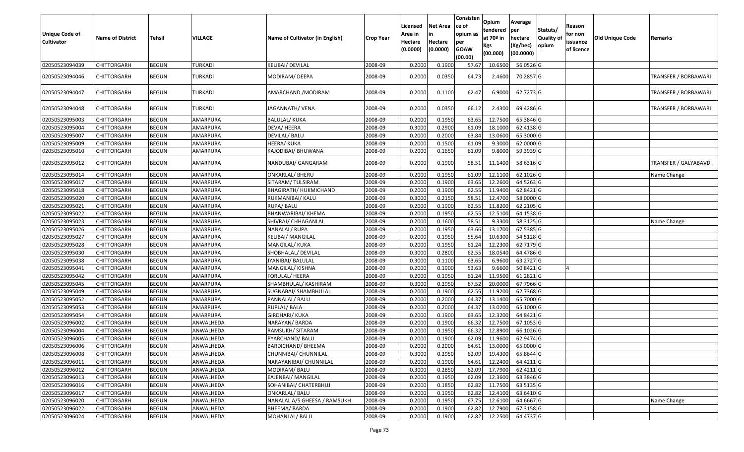| Unique Code of Cultivator | Name of District | Tehsil | VILLAGE | Name of Cultivator (in English) | Crop Year | Licensed Area in Hectare (0.0000) | Net Area in Hectare (0.0000) | Consistence of opium as per GOAW (00.00) | Opium tendered at 70º in Kgs (00.000) | Average per hectare (Kg/hec) (00.0000) | Statuts/ Quality of opium | Reason for non issuance of licence | Old Unique Code | Remarks |
|---|---|---|---|---|---|---|---|---|---|---|---|---|---|---|
| 02050523094039 | CHITTORGARH | BEGUN | TURKADI | KELIBAI/ DEVILAL | 2008-09 | 0.2000 | 0.1900 | 57.67 | 10.6500 | 56.0526 | G | | | |
| 02050523094046 | CHITTORGARH | BEGUN | TURKADI | MODIRAM/ DEEPA | 2008-09 | 0.2000 | 0.0350 | 64.73 | 2.4600 | 70.2857 | G | | | TRANSFER / BORBAWARI |
| 02050523094047 | CHITTORGARH | BEGUN | TURKADI | AMARCHAND /MODIRAM | 2008-09 | 0.2000 | 0.1100 | 62.47 | 6.9000 | 62.7273 | G | | | TRANSFER / BORBAWARI |
| 02050523094048 | CHITTORGARH | BEGUN | TURKADI | JAGANNATH/ VENA | 2008-09 | 0.2000 | 0.0350 | 66.12 | 2.4300 | 69.4286 | G | | | TRANSFER / BORBAWARI |
| 02050523095003 | CHITTORGARH | BEGUN | AMARPURA | BALULAL/ KUKA | 2008-09 | 0.2000 | 0.1950 | 63.65 | 12.7500 | 65.3846 | G | | | |
| 02050523095004 | CHITTORGARH | BEGUN | AMARPURA | DEVA/ HEERA | 2008-09 | 0.3000 | 0.2900 | 61.09 | 18.1000 | 62.4138 | G | | | |
| 02050523095007 | CHITTORGARH | BEGUN | AMARPURA | DEVILAL/ BALU | 2008-09 | 0.2000 | 0.2000 | 63.84 | 13.0600 | 65.3000 | G | | | |
| 02050523095009 | CHITTORGARH | BEGUN | AMARPURA | HEERA/ KUKA | 2008-09 | 0.2000 | 0.1500 | 61.09 | 9.3000 | 62.0000 | G | | | |
| 02050523095010 | CHITTORGARH | BEGUN | AMARPURA | KAJODIBAI/ BHUWANA | 2008-09 | 0.2000 | 0.1650 | 61.09 | 9.8000 | 59.3939 | G | | | |
| 02050523095012 | CHITTORGARH | BEGUN | AMARPURA | NANDUBAI/ GANGARAM | 2008-09 | 0.2000 | 0.1900 | 58.51 | 11.1400 | 58.6316 | G | | | TRANSFER / GALYABAVDI |
| 02050523095014 | CHITTORGARH | BEGUN | AMARPURA | ONKARLAL/ BHERU | 2008-09 | 0.2000 | 0.1950 | 61.09 | 12.1100 | 62.1026 | G | | | Name Change |
| 02050523095017 | CHITTORGARH | BEGUN | AMARPURA | SITARAM/ TULSIRAM | 2008-09 | 0.2000 | 0.1900 | 63.65 | 12.2600 | 64.5263 | G | | | |
| 02050523095018 | CHITTORGARH | BEGUN | AMARPURA | BHAGIRATH/ HUKMICHAND | 2008-09 | 0.2000 | 0.1900 | 62.55 | 11.9400 | 62.8421 | G | | | |
| 02050523095020 | CHITTORGARH | BEGUN | AMARPURA | RUKMANIBAI/ KALU | 2008-09 | 0.3000 | 0.2150 | 58.51 | 12.4700 | 58.0000 | G | | | |
| 02050523095021 | CHITTORGARH | BEGUN | AMARPURA | RUPA/ BALU | 2008-09 | 0.2000 | 0.1900 | 62.55 | 11.8200 | 62.2105 | G | | | |
| 02050523095022 | CHITTORGARH | BEGUN | AMARPURA | BHANWARIBAI/ KHEMA | 2008-09 | 0.2000 | 0.1950 | 62.55 | 12.5100 | 64.1538 | G | | | |
| 02050523095023 | CHITTORGARH | BEGUN | AMARPURA | SHIVRAJ/ CHHAGANLAL | 2008-09 | 0.2000 | 0.1600 | 58.51 | 9.3300 | 58.3125 | G | | | Name Change |
| 02050523095026 | CHITTORGARH | BEGUN | AMARPURA | NANALAL/ RUPA | 2008-09 | 0.2000 | 0.1950 | 63.66 | 13.1700 | 67.5385 | G | | | |
| 02050523095027 | CHITTORGARH | BEGUN | AMARPURA | KELIBAI/ MANGILAL | 2008-09 | 0.2000 | 0.1950 | 55.64 | 10.6300 | 54.5128 | G | | | |
| 02050523095028 | CHITTORGARH | BEGUN | AMARPURA | MANGILAL/ KUKA | 2008-09 | 0.2000 | 0.1950 | 61.24 | 12.2300 | 62.7179 | G | | | |
| 02050523095030 | CHITTORGARH | BEGUN | AMARPURA | SHOBHALAL/ DEVILAL | 2008-09 | 0.3000 | 0.2800 | 62.55 | 18.0540 | 64.4786 | G | | | |
| 02050523095038 | CHITTORGARH | BEGUN | AMARPURA | JYANIBAI/ BALULAL | 2008-09 | 0.3000 | 0.1100 | 63.65 | 6.9600 | 63.2727 | G | | | |
| 02050523095041 | CHITTORGARH | BEGUN | AMARPURA | MANGILAL/ KISHNA | 2008-09 | 0.2000 | 0.1900 | 53.63 | 9.6600 | 50.8421 | G | 4 | | |
| 02050523095042 | CHITTORGARH | BEGUN | AMARPURA | FORULAL/ HEERA | 2008-09 | 0.2000 | 0.1950 | 61.24 | 11.9500 | 61.2821 | G | | | |
| 02050523095045 | CHITTORGARH | BEGUN | AMARPURA | SHAMBHULAL/ KASHIRAM | 2008-09 | 0.3000 | 0.2950 | 67.52 | 20.0000 | 67.7966 | G | | | |
| 02050523095049 | CHITTORGARH | BEGUN | AMARPURA | SUGNABAI/ SHAMBHULAL | 2008-09 | 0.2000 | 0.1900 | 62.55 | 11.9200 | 62.7368 | G | | | |
| 02050523095052 | CHITTORGARH | BEGUN | AMARPURA | PANNALAL/ BALU | 2008-09 | 0.2000 | 0.2000 | 64.37 | 13.1400 | 65.7000 | G | | | |
| 02050523095053 | CHITTORGARH | BEGUN | AMARPURA | RUPLAL/ BALA | 2008-09 | 0.2000 | 0.2000 | 64.37 | 13.0200 | 65.1000 | G | | | |
| 02050523095054 | CHITTORGARH | BEGUN | AMARPURA | GIRDHARI/ KUKA | 2008-09 | 0.2000 | 0.1900 | 63.65 | 12.3200 | 64.8421 | G | | | |
| 02050523096002 | CHITTORGARH | BEGUN | ANWALHEDA | NARAYAN/ BARDA | 2008-09 | 0.2000 | 0.1900 | 66.32 | 12.7500 | 67.1053 | G | | | |
| 02050523096004 | CHITTORGARH | BEGUN | ANWALHEDA | RAMSUKH/ SITARAM | 2008-09 | 0.2000 | 0.1950 | 66.32 | 12.8900 | 66.1026 | G | | | |
| 02050523096005 | CHITTORGARH | BEGUN | ANWALHEDA | PYARCHAND/ BALU | 2008-09 | 0.2000 | 0.1900 | 62.09 | 11.9600 | 62.9474 | G | | | |
| 02050523096006 | CHITTORGARH | BEGUN | ANWALHEDA | BARDICHAND/ BHEEMA | 2008-09 | 0.2000 | 0.2000 | 64.61 | 13.0000 | 65.0000 | G | | | |
| 02050523096008 | CHITTORGARH | BEGUN | ANWALHEDA | CHUNNIBAI/ CHUNNILAL | 2008-09 | 0.3000 | 0.2950 | 62.09 | 19.4300 | 65.8644 | G | | | |
| 02050523096011 | CHITTORGARH | BEGUN | ANWALHEDA | NARAYANIBAI/ CHUNNILAL | 2008-09 | 0.2000 | 0.1900 | 64.61 | 12.2400 | 64.4211 | G | | | |
| 02050523096012 | CHITTORGARH | BEGUN | ANWALHEDA | MODIRAM/ BALU | 2008-09 | 0.3000 | 0.2850 | 62.09 | 17.7900 | 62.4211 | G | | | |
| 02050523096013 | CHITTORGARH | BEGUN | ANWALHEDA | EAJENBAI/ MANGILAL | 2008-09 | 0.2000 | 0.1950 | 62.09 | 12.3600 | 63.3846 | G | | | |
| 02050523096016 | CHITTORGARH | BEGUN | ANWALHEDA | SOHANIBAI/ CHATERBHUJ | 2008-09 | 0.2000 | 0.1850 | 62.82 | 11.7500 | 63.5135 | G | | | |
| 02050523096017 | CHITTORGARH | BEGUN | ANWALHEDA | ONKARLAL/ BALU | 2008-09 | 0.2000 | 0.1950 | 62.82 | 12.4100 | 63.6410 | G | | | |
| 02050523096020 | CHITTORGARH | BEGUN | ANWALHEDA | NANALAL A/S GHEESA / RAMSUKH | 2008-09 | 0.2000 | 0.1950 | 67.75 | 12.6100 | 64.6667 | G | | | Name Change |
| 02050523096022 | CHITTORGARH | BEGUN | ANWALHEDA | BHEEMA/ BARDA | 2008-09 | 0.2000 | 0.1900 | 62.82 | 12.7900 | 67.3158 | G | | | |
| 02050523096024 | CHITTORGARH | BEGUN | ANWALHEDA | MOHANLAL/ BALU | 2008-09 | 0.2000 | 0.1900 | 62.82 | 12.2500 | 64.4737 | G | | | |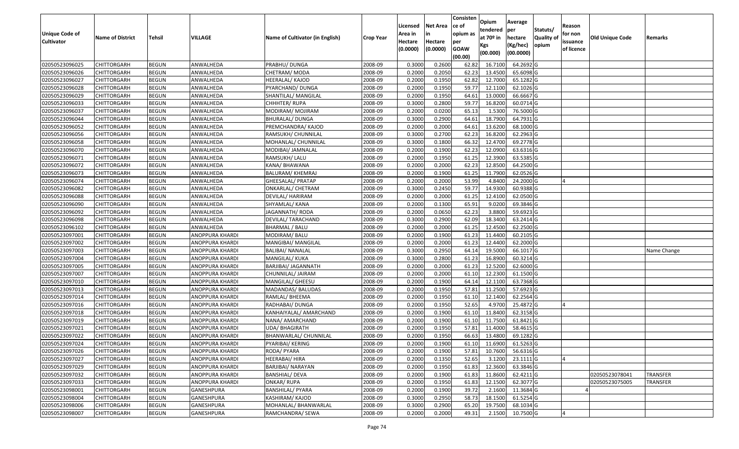| Unique Code of Cultivator | Name of District | Tehsil | VILLAGE | Name of Cultivator (in English) | Crop Year | Licensed Area in Hectare (0.0000) | Net Area in Hectare (0.0000) | Consistence of opium as per GOAW (00.00) | Opium tendered at 70º in Kgs (00.000) | Average per hectare (Kg/hec) (00.0000) | Statuts/ Quality of opium | Reason for non issuance of licence | Old Unique Code | Remarks |
|---|---|---|---|---|---|---|---|---|---|---|---|---|---|---|
| 02050523096025 | CHITTORGARH | BEGUN | ANWALHEDA | PRABHU/ DUNGA | 2008-09 | 0.3000 | 0.2600 | 62.82 | 16.7100 | 64.2692 | G | | | |
| 02050523096026 | CHITTORGARH | BEGUN | ANWALHEDA | CHETRAM/ MODA | 2008-09 | 0.2000 | 0.2050 | 62.23 | 13.4500 | 65.6098 | G | | | |
| 02050523096027 | CHITTORGARH | BEGUN | ANWALHEDA | HEERALAL/ KAJOD | 2008-09 | 0.2000 | 0.1950 | 62.82 | 12.7000 | 65.1282 | G | | | |
| 02050523096028 | CHITTORGARH | BEGUN | ANWALHEDA | PYARCHAND/ DUNGA | 2008-09 | 0.2000 | 0.1950 | 59.77 | 12.1100 | 62.1026 | G | | | |
| 02050523096029 | CHITTORGARH | BEGUN | ANWALHEDA | SHANTILAL/ MANGILAL | 2008-09 | 0.2000 | 0.1950 | 64.61 | 13.0000 | 66.6667 | G | | | |
| 02050523096033 | CHITTORGARH | BEGUN | ANWALHEDA | CHHHTER/ RUPA | 2008-09 | 0.3000 | 0.2800 | 59.77 | 16.8200 | 60.0714 | G | | | |
| 02050523096037 | CHITTORGARH | BEGUN | ANWALHEDA | MODIRAM/ MOJIRAM | 2008-09 | 0.2000 | 0.0200 | 65.13 | 1.5300 | 76.5000 | G | | | |
| 02050523096044 | CHITTORGARH | BEGUN | ANWALHEDA | BHURALAL/ DUNGA | 2008-09 | 0.3000 | 0.2900 | 64.61 | 18.7900 | 64.7931 | G | | | |
| 02050523096052 | CHITTORGARH | BEGUN | ANWALHEDA | PREMCHANDRA/ KAJOD | 2008-09 | 0.2000 | 0.2000 | 64.61 | 13.6200 | 68.1000 | G | | | |
| 02050523096056 | CHITTORGARH | BEGUN | ANWALHEDA | RAMSUKH/ CHUNNILAL | 2008-09 | 0.3000 | 0.2700 | 62.23 | 16.8200 | 62.2963 | G | | | |
| 02050523096058 | CHITTORGARH | BEGUN | ANWALHEDA | MOHANLAL/ CHUNNILAL | 2008-09 | 0.3000 | 0.1800 | 66.32 | 12.4700 | 69.2778 | G | | | |
| 02050523096070 | CHITTORGARH | BEGUN | ANWALHEDA | MODIBAI/ JAMNALAL | 2008-09 | 0.2000 | 0.1900 | 62.23 | 12.0900 | 63.6316 | G | | | |
| 02050523096071 | CHITTORGARH | BEGUN | ANWALHEDA | RAMSUKH/ LALU | 2008-09 | 0.2000 | 0.1950 | 61.25 | 12.3900 | 63.5385 | G | | | |
| 02050523096072 | CHITTORGARH | BEGUN | ANWALHEDA | KANA/ BHAWANA | 2008-09 | 0.2000 | 0.2000 | 62.23 | 12.8500 | 64.2500 | G | | | |
| 02050523096073 | CHITTORGARH | BEGUN | ANWALHEDA | BALURAM/ KHEMRAJ | 2008-09 | 0.2000 | 0.1900 | 61.25 | 11.7900 | 62.0526 | G | | | |
| 02050523096074 | CHITTORGARH | BEGUN | ANWALHEDA | GHEESALAL/ PRATAP | 2008-09 | 0.2000 | 0.2000 | 53.99 | 4.8400 | 24.2000 | G | 4 | | |
| 02050523096082 | CHITTORGARH | BEGUN | ANWALHEDA | ONKARLAL/ CHETRAM | 2008-09 | 0.3000 | 0.2450 | 59.77 | 14.9300 | 60.9388 | G | | | |
| 02050523096088 | CHITTORGARH | BEGUN | ANWALHEDA | DEVILAL/ HARIRAM | 2008-09 | 0.2000 | 0.2000 | 61.25 | 12.4100 | 62.0500 | G | | | |
| 02050523096090 | CHITTORGARH | BEGUN | ANWALHEDA | SHYAMLAL/ KANA | 2008-09 | 0.2000 | 0.1300 | 65.91 | 9.0200 | 69.3846 | G | | | |
| 02050523096092 | CHITTORGARH | BEGUN | ANWALHEDA | JAGANNATH/ RODA | 2008-09 | 0.2000 | 0.0650 | 62.23 | 3.8800 | 59.6923 | G | | | |
| 02050523096098 | CHITTORGARH | BEGUN | ANWALHEDA | DEVILAL/ TARACHAND | 2008-09 | 0.3000 | 0.2900 | 62.09 | 18.3400 | 63.2414 | G | | | |
| 02050523096102 | CHITTORGARH | BEGUN | ANWALHEDA | BHARMAL / BALU | 2008-09 | 0.2000 | 0.2000 | 61.25 | 12.4500 | 62.2500 | G | | | |
| 02050523097001 | CHITTORGARH | BEGUN | ANOPPURA KHARDI | MODIRAM/ BALU | 2008-09 | 0.2000 | 0.1900 | 61.23 | 11.4400 | 60.2105 | G | | | |
| 02050523097002 | CHITTORGARH | BEGUN | ANOPPURA KHARDI | MANGIBAI/ MANGILAL | 2008-09 | 0.2000 | 0.2000 | 61.23 | 12.4400 | 62.2000 | G | | | |
| 02050523097003 | CHITTORGARH | BEGUN | ANOPPURA KHARDI | BALIBAI/ NANALAL | 2008-09 | 0.3000 | 0.2950 | 64.14 | 19.5000 | 66.1017 | G | | | Name Change |
| 02050523097004 | CHITTORGARH | BEGUN | ANOPPURA KHARDI | MANGILAL/ KUKA | 2008-09 | 0.3000 | 0.2800 | 61.23 | 16.8900 | 60.3214 | G | | | |
| 02050523097005 | CHITTORGARH | BEGUN | ANOPPURA KHARDI | BARJIBAI/ JAGANNATH | 2008-09 | 0.2000 | 0.2000 | 61.23 | 12.5200 | 62.6000 | G | | | |
| 02050523097007 | CHITTORGARH | BEGUN | ANOPPURA KHARDI | CHUNNILAL/ JAIRAM | 2008-09 | 0.2000 | 0.2000 | 61.10 | 12.2300 | 61.1500 | G | | | |
| 02050523097010 | CHITTORGARH | BEGUN | ANOPPURA KHARDI | MANGILAL/ GHEESU | 2008-09 | 0.2000 | 0.1900 | 64.14 | 12.1100 | 63.7368 | G | | | |
| 02050523097013 | CHITTORGARH | BEGUN | ANOPPURA KHARDI | MADANDAS/ BALUDAS | 2008-09 | 0.2000 | 0.1950 | 57.81 | 11.2500 | 57.6923 | G | | | |
| 02050523097014 | CHITTORGARH | BEGUN | ANOPPURA KHARDI | RAMLAL/ BHEEMA | 2008-09 | 0.2000 | 0.1950 | 61.10 | 12.1400 | 62.2564 | G | | | |
| 02050523097016 | CHITTORGARH | BEGUN | ANOPPURA KHARDI | RADHABAI/ DUNGA | 2008-09 | 0.2000 | 0.1950 | 52.65 | 4.9700 | 25.4872 | G | 4 | | |
| 02050523097018 | CHITTORGARH | BEGUN | ANOPPURA KHARDI | KANHAIYALAL/ AMARCHAND | 2008-09 | 0.2000 | 0.1900 | 61.10 | 11.8400 | 62.3158 | G | | | |
| 02050523097019 | CHITTORGARH | BEGUN | ANOPPURA KHARDI | NANA/ AMARCHAND | 2008-09 | 0.2000 | 0.1900 | 61.10 | 11.7500 | 61.8421 | G | | | |
| 02050523097021 | CHITTORGARH | BEGUN | ANOPPURA KHARDI | UDA/ BHAGIRATH | 2008-09 | 0.2000 | 0.1950 | 57.81 | 11.4000 | 58.4615 | G | | | |
| 02050523097022 | CHITTORGARH | BEGUN | ANOPPURA KHARDI | BHANWARLAL/ CHUNNILAL | 2008-09 | 0.2000 | 0.1950 | 66.63 | 13.4800 | 69.1282 | G | | | |
| 02050523097024 | CHITTORGARH | BEGUN | ANOPPURA KHARDI | PYARIBAI/ KERING | 2008-09 | 0.2000 | 0.1900 | 61.10 | 11.6900 | 61.5263 | G | | | |
| 02050523097026 | CHITTORGARH | BEGUN | ANOPPURA KHARDI | RODA/ PYARA | 2008-09 | 0.2000 | 0.1900 | 57.81 | 10.7600 | 56.6316 | G | | | |
| 02050523097027 | CHITTORGARH | BEGUN | ANOPPURA KHARDI | HEERABAI/ HIRA | 2008-09 | 0.2000 | 0.1350 | 52.65 | 3.1200 | 23.1111 | G | 4 | | |
| 02050523097029 | CHITTORGARH | BEGUN | ANOPPURA KHARDI | BARJIBAI/ NARAYAN | 2008-09 | 0.2000 | 0.1950 | 61.83 | 12.3600 | 63.3846 | G | | | |
| 02050523097032 | CHITTORGARH | BEGUN | ANOPPURA KHARDI | BANSHIAL/ DEVA | 2008-09 | 0.2000 | 0.1900 | 61.83 | 11.8600 | 62.4211 | G | | 02050523078041 | TRANSFER |
| 02050523097033 | CHITTORGARH | BEGUN | ANOPPURA KHARDI | ONKAR/ RUPA | 2008-09 | 0.2000 | 0.1950 | 61.83 | 12.1500 | 62.3077 | G | | 02050523075005 | TRANSFER |
| 02050523098001 | CHITTORGARH | BEGUN | GANESHPURA | BANSHILAL/ PYARA | 2008-09 | 0.2000 | 0.1900 | 39.72 | 2.1600 | 11.3684 | G | 4 | | |
| 02050523098004 | CHITTORGARH | BEGUN | GANESHPURA | KASHIRAM/ KAJOD | 2008-09 | 0.3000 | 0.2950 | 58.73 | 18.1500 | 61.5254 | G | | | |
| 02050523098006 | CHITTORGARH | BEGUN | GANESHPURA | MOHANLAL/ BHANWARLAL | 2008-09 | 0.3000 | 0.2900 | 65.20 | 19.7500 | 68.1034 | G | | | |
| 02050523098007 | CHITTORGARH | BEGUN | GANESHPURA | RAMCHANDRA/ SEWA | 2008-09 | 0.2000 | 0.2000 | 49.31 | 2.1500 | 10.7500 | G | 4 | | |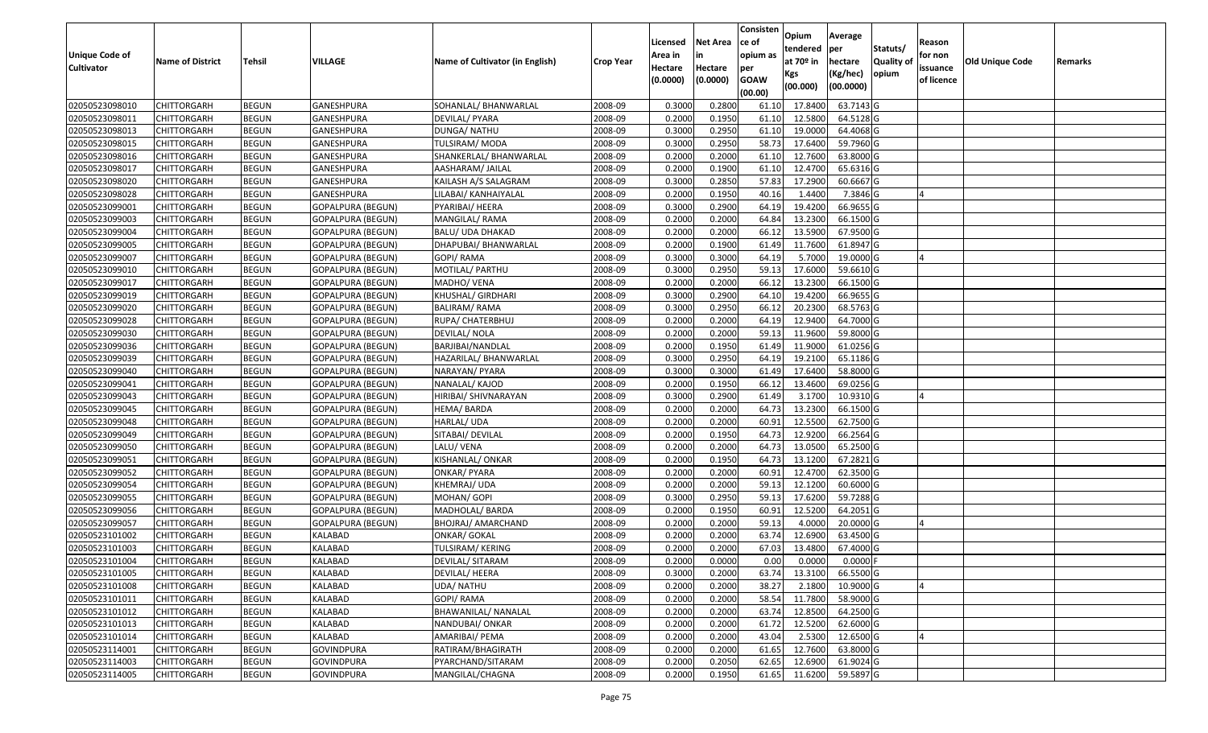| Unique Code of Cultivator | Name of District | Tehsil | VILLAGE | Name of Cultivator (in English) | Crop Year | Licensed Area in Hectare (0.0000) | Net Area in Hectare (0.0000) | Consisten ce of opium as per GOAW (00.00) | Opium tendered at 70º in Kgs (00.000) | Average per hectare (Kg/hec) (00.0000) | Statuts/ Quality of opium | Reason for non issuance of licence | Old Unique Code | Remarks |
|---|---|---|---|---|---|---|---|---|---|---|---|---|---|---|
| 02050523098010 | CHITTORGARH | BEGUN | GANESHPURA | SOHANLAL/ BHANWARLAL | 2008-09 | 0.3000 | 0.2800 | 61.10 | 17.8400 | 63.7143 | G | | | |
| 02050523098011 | CHITTORGARH | BEGUN | GANESHPURA | DEVILAL/ PYARA | 2008-09 | 0.2000 | 0.1950 | 61.10 | 12.5800 | 64.5128 | G | | | |
| 02050523098013 | CHITTORGARH | BEGUN | GANESHPURA | DUNGA/ NATHU | 2008-09 | 0.3000 | 0.2950 | 61.10 | 19.0000 | 64.4068 | G | | | |
| 02050523098015 | CHITTORGARH | BEGUN | GANESHPURA | TULSIRAM/ MODA | 2008-09 | 0.3000 | 0.2950 | 58.73 | 17.6400 | 59.7960 | G | | | |
| 02050523098016 | CHITTORGARH | BEGUN | GANESHPURA | SHANKERLAL/ BHANWARLAL | 2008-09 | 0.2000 | 0.2000 | 61.10 | 12.7600 | 63.8000 | G | | | |
| 02050523098017 | CHITTORGARH | BEGUN | GANESHPURA | AASHARAM/ JAILAL | 2008-09 | 0.2000 | 0.1900 | 61.10 | 12.4700 | 65.6316 | G | | | |
| 02050523098020 | CHITTORGARH | BEGUN | GANESHPURA | KAILASH A/S SALAGRAM | 2008-09 | 0.3000 | 0.2850 | 57.83 | 17.2900 | 60.6667 | G | | | |
| 02050523098028 | CHITTORGARH | BEGUN | GANESHPURA | LILABAI/ KANHAIYALAL | 2008-09 | 0.2000 | 0.1950 | 40.16 | 1.4400 | 7.3846 | G | 4 | | |
| 02050523099001 | CHITTORGARH | BEGUN | GOPALPURA (BEGUN) | PYARIBAI/ HEERA | 2008-09 | 0.3000 | 0.2900 | 64.19 | 19.4200 | 66.9655 | G | | | |
| 02050523099003 | CHITTORGARH | BEGUN | GOPALPURA (BEGUN) | MANGILAL/ RAMA | 2008-09 | 0.2000 | 0.2000 | 64.84 | 13.2300 | 66.1500 | G | | | |
| 02050523099004 | CHITTORGARH | BEGUN | GOPALPURA (BEGUN) | BALU/ UDA DHAKAD | 2008-09 | 0.2000 | 0.2000 | 66.12 | 13.5900 | 67.9500 | G | | | |
| 02050523099005 | CHITTORGARH | BEGUN | GOPALPURA (BEGUN) | DHAPUBAI/ BHANWARLAL | 2008-09 | 0.2000 | 0.1900 | 61.49 | 11.7600 | 61.8947 | G | | | |
| 02050523099007 | CHITTORGARH | BEGUN | GOPALPURA (BEGUN) | GOPI/ RAMA | 2008-09 | 0.3000 | 0.3000 | 64.19 | 5.7000 | 19.0000 | G | 4 | | |
| 02050523099010 | CHITTORGARH | BEGUN | GOPALPURA (BEGUN) | MOTILAL/ PARTHU | 2008-09 | 0.3000 | 0.2950 | 59.13 | 17.6000 | 59.6610 | G | | | |
| 02050523099017 | CHITTORGARH | BEGUN | GOPALPURA (BEGUN) | MADHO/ VENA | 2008-09 | 0.2000 | 0.2000 | 66.12 | 13.2300 | 66.1500 | G | | | |
| 02050523099019 | CHITTORGARH | BEGUN | GOPALPURA (BEGUN) | KHUSHAL/ GIRDHARI | 2008-09 | 0.3000 | 0.2900 | 64.10 | 19.4200 | 66.9655 | G | | | |
| 02050523099020 | CHITTORGARH | BEGUN | GOPALPURA (BEGUN) | BALIRAM/ RAMA | 2008-09 | 0.3000 | 0.2950 | 66.12 | 20.2300 | 68.5763 | G | | | |
| 02050523099028 | CHITTORGARH | BEGUN | GOPALPURA (BEGUN) | RUPA/ CHATERBHUJ | 2008-09 | 0.2000 | 0.2000 | 64.19 | 12.9400 | 64.7000 | G | | | |
| 02050523099030 | CHITTORGARH | BEGUN | GOPALPURA (BEGUN) | DEVILAL/ NOLA | 2008-09 | 0.2000 | 0.2000 | 59.13 | 11.9600 | 59.8000 | G | | | |
| 02050523099036 | CHITTORGARH | BEGUN | GOPALPURA (BEGUN) | BARJIBAI/NANDLAL | 2008-09 | 0.2000 | 0.1950 | 61.49 | 11.9000 | 61.0256 | G | | | |
| 02050523099039 | CHITTORGARH | BEGUN | GOPALPURA (BEGUN) | HAZARILAL/ BHANWARLAL | 2008-09 | 0.3000 | 0.2950 | 64.19 | 19.2100 | 65.1186 | G | | | |
| 02050523099040 | CHITTORGARH | BEGUN | GOPALPURA (BEGUN) | NARAYAN/ PYARA | 2008-09 | 0.3000 | 0.3000 | 61.49 | 17.6400 | 58.8000 | G | | | |
| 02050523099041 | CHITTORGARH | BEGUN | GOPALPURA (BEGUN) | NANALAL/ KAJOD | 2008-09 | 0.2000 | 0.1950 | 66.12 | 13.4600 | 69.0256 | G | | | |
| 02050523099043 | CHITTORGARH | BEGUN | GOPALPURA (BEGUN) | HIRIBAI/ SHIVNARAYAN | 2008-09 | 0.3000 | 0.2900 | 61.49 | 3.1700 | 10.9310 | G | 4 | | |
| 02050523099045 | CHITTORGARH | BEGUN | GOPALPURA (BEGUN) | HEMA/ BARDA | 2008-09 | 0.2000 | 0.2000 | 64.73 | 13.2300 | 66.1500 | G | | | |
| 02050523099048 | CHITTORGARH | BEGUN | GOPALPURA (BEGUN) | HARLAL/ UDA | 2008-09 | 0.2000 | 0.2000 | 60.91 | 12.5500 | 62.7500 | G | | | |
| 02050523099049 | CHITTORGARH | BEGUN | GOPALPURA (BEGUN) | SITABAI/ DEVILAL | 2008-09 | 0.2000 | 0.1950 | 64.73 | 12.9200 | 66.2564 | G | | | |
| 02050523099050 | CHITTORGARH | BEGUN | GOPALPURA (BEGUN) | LALU/ VENA | 2008-09 | 0.2000 | 0.2000 | 64.73 | 13.0500 | 65.2500 | G | | | |
| 02050523099051 | CHITTORGARH | BEGUN | GOPALPURA (BEGUN) | KISHANLAL/ ONKAR | 2008-09 | 0.2000 | 0.1950 | 64.73 | 13.1200 | 67.2821 | G | | | |
| 02050523099052 | CHITTORGARH | BEGUN | GOPALPURA (BEGUN) | ONKAR/ PYARA | 2008-09 | 0.2000 | 0.2000 | 60.91 | 12.4700 | 62.3500 | G | | | |
| 02050523099054 | CHITTORGARH | BEGUN | GOPALPURA (BEGUN) | KHEMRAJ/ UDA | 2008-09 | 0.2000 | 0.2000 | 59.13 | 12.1200 | 60.6000 | G | | | |
| 02050523099055 | CHITTORGARH | BEGUN | GOPALPURA (BEGUN) | MOHAN/ GOPI | 2008-09 | 0.3000 | 0.2950 | 59.13 | 17.6200 | 59.7288 | G | | | |
| 02050523099056 | CHITTORGARH | BEGUN | GOPALPURA (BEGUN) | MADHOLAL/ BARDA | 2008-09 | 0.2000 | 0.1950 | 60.91 | 12.5200 | 64.2051 | G | | | |
| 02050523099057 | CHITTORGARH | BEGUN | GOPALPURA (BEGUN) | BHOJRAJ/ AMARCHAND | 2008-09 | 0.2000 | 0.2000 | 59.13 | 4.0000 | 20.0000 | G | 4 | | |
| 02050523101002 | CHITTORGARH | BEGUN | KALABAD | ONKAR/ GOKAL | 2008-09 | 0.2000 | 0.2000 | 63.74 | 12.6900 | 63.4500 | G | | | |
| 02050523101003 | CHITTORGARH | BEGUN | KALABAD | TULSIRAM/ KERING | 2008-09 | 0.2000 | 0.2000 | 67.03 | 13.4800 | 67.4000 | G | | | |
| 02050523101004 | CHITTORGARH | BEGUN | KALABAD | DEVILAL/ SITARAM | 2008-09 | 0.2000 | 0.0000 | 0.00 | 0.0000 | 0.0000 | F | | | |
| 02050523101005 | CHITTORGARH | BEGUN | KALABAD | DEVILAL/ HEERA | 2008-09 | 0.3000 | 0.2000 | 63.74 | 13.3100 | 66.5500 | G | | | |
| 02050523101008 | CHITTORGARH | BEGUN | KALABAD | UDA/ NATHU | 2008-09 | 0.2000 | 0.2000 | 38.27 | 2.1800 | 10.9000 | G | 4 | | |
| 02050523101011 | CHITTORGARH | BEGUN | KALABAD | GOPI/ RAMA | 2008-09 | 0.2000 | 0.2000 | 58.54 | 11.7800 | 58.9000 | G | | | |
| 02050523101012 | CHITTORGARH | BEGUN | KALABAD | BHAWANILAL/ NANALAL | 2008-09 | 0.2000 | 0.2000 | 63.74 | 12.8500 | 64.2500 | G | | | |
| 02050523101013 | CHITTORGARH | BEGUN | KALABAD | NANDUBAI/ ONKAR | 2008-09 | 0.2000 | 0.2000 | 61.72 | 12.5200 | 62.6000 | G | | | |
| 02050523101014 | CHITTORGARH | BEGUN | KALABAD | AMARIBAI/ PEMA | 2008-09 | 0.2000 | 0.2000 | 43.04 | 2.5300 | 12.6500 | G | 4 | | |
| 02050523114001 | CHITTORGARH | BEGUN | GOVINDPURA | RATIRAM/BHAGIRATH | 2008-09 | 0.2000 | 0.2000 | 61.65 | 12.7600 | 63.8000 | G | | | |
| 02050523114003 | CHITTORGARH | BEGUN | GOVINDPURA | PYARCHAND/SITARAM | 2008-09 | 0.2000 | 0.2050 | 62.65 | 12.6900 | 61.9024 | G | | | |
| 02050523114005 | CHITTORGARH | BEGUN | GOVINDPURA | MANGILAL/CHAGNA | 2008-09 | 0.2000 | 0.1950 | 61.65 | 11.6200 | 59.5897 | G | | | |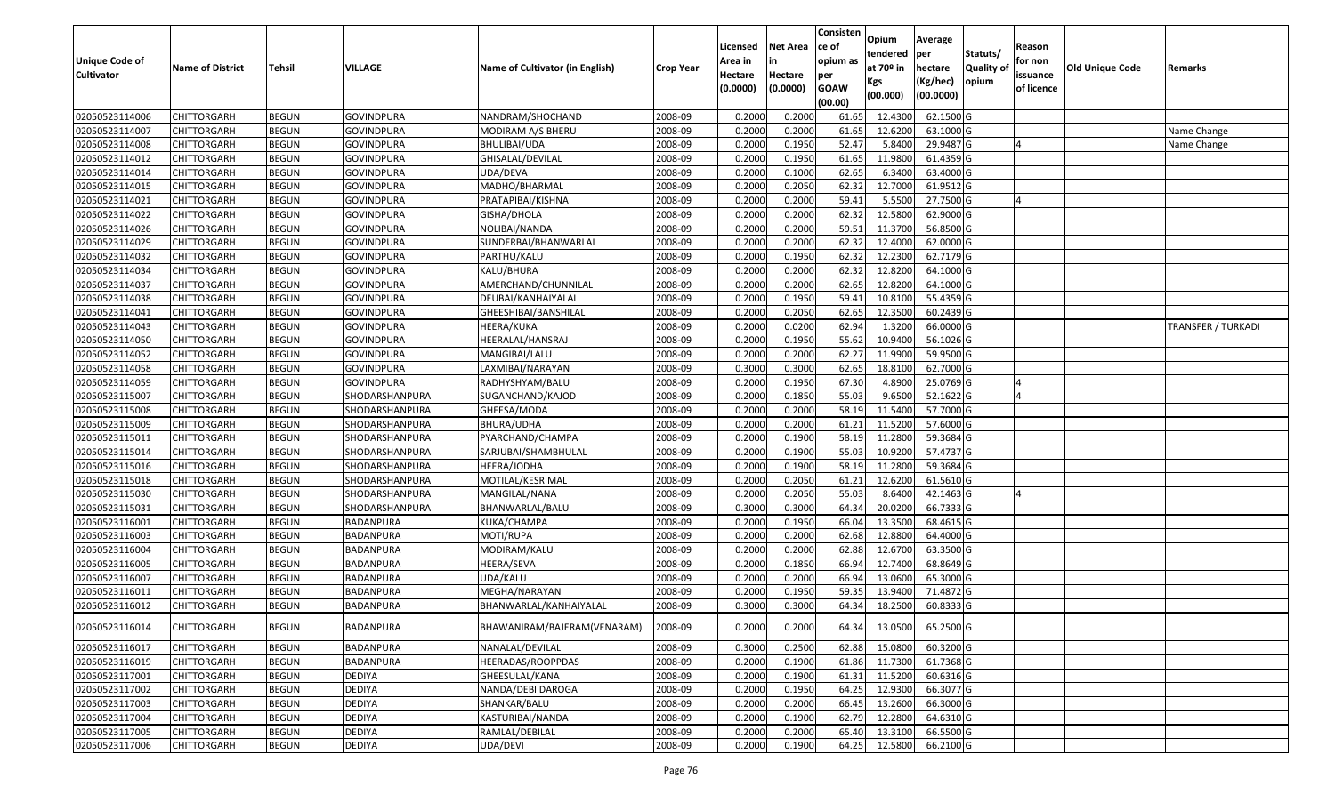| Unique Code of Cultivator | Name of District | Tehsil | VILLAGE | Name of Cultivator (in English) | Crop Year | Licensed Area in Hectare (0.0000) | Net Area in Hectare (0.0000) | Consisten ce of opium as per GOAW (00.00) | Opium tendered at 70º in Kgs (00.000) | Average per hectare (Kg/hec) (00.0000) | Statuts/ Quality of opium | Reason for non issuance of licence | Old Unique Code | Remarks |
|---|---|---|---|---|---|---|---|---|---|---|---|---|---|---|
| 02050523114006 | CHITTORGARH | BEGUN | GOVINDPURA | NANDRAM/SHOCHAND | 2008-09 | 0.2000 | 0.2000 | 61.65 | 12.4300 | 62.1500 | G | | | |
| 02050523114007 | CHITTORGARH | BEGUN | GOVINDPURA | MODIRAM A/S BHERU | 2008-09 | 0.2000 | 0.2000 | 61.65 | 12.6200 | 63.1000 | G | | | Name Change |
| 02050523114008 | CHITTORGARH | BEGUN | GOVINDPURA | BHULIBAI/UDA | 2008-09 | 0.2000 | 0.1950 | 52.47 | 5.8400 | 29.9487 | G | 4 | | Name Change |
| 02050523114012 | CHITTORGARH | BEGUN | GOVINDPURA | GHISALAL/DEVILAL | 2008-09 | 0.2000 | 0.1950 | 61.65 | 11.9800 | 61.4359 | G | | | |
| 02050523114014 | CHITTORGARH | BEGUN | GOVINDPURA | UDA/DEVA | 2008-09 | 0.2000 | 0.1000 | 62.65 | 6.3400 | 63.4000 | G | | | |
| 02050523114015 | CHITTORGARH | BEGUN | GOVINDPURA | MADHO/BHARMAL | 2008-09 | 0.2000 | 0.2050 | 62.32 | 12.7000 | 61.9512 | G | | | |
| 02050523114021 | CHITTORGARH | BEGUN | GOVINDPURA | PRATAPIBAI/KISHNA | 2008-09 | 0.2000 | 0.2000 | 59.41 | 5.5500 | 27.7500 | G | 4 | | |
| 02050523114022 | CHITTORGARH | BEGUN | GOVINDPURA | GISHA/DHOLA | 2008-09 | 0.2000 | 0.2000 | 62.32 | 12.5800 | 62.9000 | G | | | |
| 02050523114026 | CHITTORGARH | BEGUN | GOVINDPURA | NOLIBAI/NANDA | 2008-09 | 0.2000 | 0.2000 | 59.51 | 11.3700 | 56.8500 | G | | | |
| 02050523114029 | CHITTORGARH | BEGUN | GOVINDPURA | SUNDERBAI/BHANWARLAL | 2008-09 | 0.2000 | 0.2000 | 62.32 | 12.4000 | 62.0000 | G | | | |
| 02050523114032 | CHITTORGARH | BEGUN | GOVINDPURA | PARTHU/KALU | 2008-09 | 0.2000 | 0.1950 | 62.32 | 12.2300 | 62.7179 | G | | | |
| 02050523114034 | CHITTORGARH | BEGUN | GOVINDPURA | KALU/BHURA | 2008-09 | 0.2000 | 0.2000 | 62.32 | 12.8200 | 64.1000 | G | | | |
| 02050523114037 | CHITTORGARH | BEGUN | GOVINDPURA | AMERCHAND/CHUNNILAL | 2008-09 | 0.2000 | 0.2000 | 62.65 | 12.8200 | 64.1000 | G | | | |
| 02050523114038 | CHITTORGARH | BEGUN | GOVINDPURA | DEUBAI/KANHAIYALAL | 2008-09 | 0.2000 | 0.1950 | 59.41 | 10.8100 | 55.4359 | G | | | |
| 02050523114041 | CHITTORGARH | BEGUN | GOVINDPURA | GHEESHIBAI/BANSHILAL | 2008-09 | 0.2000 | 0.2050 | 62.65 | 12.3500 | 60.2439 | G | | | |
| 02050523114043 | CHITTORGARH | BEGUN | GOVINDPURA | HEERA/KUKA | 2008-09 | 0.2000 | 0.0200 | 62.94 | 1.3200 | 66.0000 | G | | | TRANSFER / TURKADI |
| 02050523114050 | CHITTORGARH | BEGUN | GOVINDPURA | HEERALAL/HANSRAJ | 2008-09 | 0.2000 | 0.1950 | 55.62 | 10.9400 | 56.1026 | G | | | |
| 02050523114052 | CHITTORGARH | BEGUN | GOVINDPURA | MANGIBAI/LALU | 2008-09 | 0.2000 | 0.2000 | 62.27 | 11.9900 | 59.9500 | G | | | |
| 02050523114058 | CHITTORGARH | BEGUN | GOVINDPURA | LAXMIBAI/NARAYAN | 2008-09 | 0.3000 | 0.3000 | 62.65 | 18.8100 | 62.7000 | G | | | |
| 02050523114059 | CHITTORGARH | BEGUN | GOVINDPURA | RADHYSHYAM/BALU | 2008-09 | 0.2000 | 0.1950 | 67.30 | 4.8900 | 25.0769 | G | 4 | | |
| 02050523115007 | CHITTORGARH | BEGUN | SHODARSHANPURA | SUGANCHAND/KAJOD | 2008-09 | 0.2000 | 0.1850 | 55.03 | 9.6500 | 52.1622 | G | 4 | | |
| 02050523115008 | CHITTORGARH | BEGUN | SHODARSHANPURA | GHEESA/MODA | 2008-09 | 0.2000 | 0.2000 | 58.19 | 11.5400 | 57.7000 | G | | | |
| 02050523115009 | CHITTORGARH | BEGUN | SHODARSHANPURA | BHURA/UDHA | 2008-09 | 0.2000 | 0.2000 | 61.21 | 11.5200 | 57.6000 | G | | | |
| 02050523115011 | CHITTORGARH | BEGUN | SHODARSHANPURA | PYARCHAND/CHAMPA | 2008-09 | 0.2000 | 0.1900 | 58.19 | 11.2800 | 59.3684 | G | | | |
| 02050523115014 | CHITTORGARH | BEGUN | SHODARSHANPURA | SARJUBAI/SHAMBHULAL | 2008-09 | 0.2000 | 0.1900 | 55.03 | 10.9200 | 57.4737 | G | | | |
| 02050523115016 | CHITTORGARH | BEGUN | SHODARSHANPURA | HEERA/JODHA | 2008-09 | 0.2000 | 0.1900 | 58.19 | 11.2800 | 59.3684 | G | | | |
| 02050523115018 | CHITTORGARH | BEGUN | SHODARSHANPURA | MOTILAL/KESRIMAL | 2008-09 | 0.2000 | 0.2050 | 61.21 | 12.6200 | 61.5610 | G | | | |
| 02050523115030 | CHITTORGARH | BEGUN | SHODARSHANPURA | MANGILAL/NANA | 2008-09 | 0.2000 | 0.2050 | 55.03 | 8.6400 | 42.1463 | G | 4 | | |
| 02050523115031 | CHITTORGARH | BEGUN | SHODARSHANPURA | BHANWARLAL/BALU | 2008-09 | 0.3000 | 0.3000 | 64.34 | 20.0200 | 66.7333 | G | | | |
| 02050523116001 | CHITTORGARH | BEGUN | BADANPURA | KUKA/CHAMPA | 2008-09 | 0.2000 | 0.1950 | 66.04 | 13.3500 | 68.4615 | G | | | |
| 02050523116003 | CHITTORGARH | BEGUN | BADANPURA | MOTI/RUPA | 2008-09 | 0.2000 | 0.2000 | 62.68 | 12.8800 | 64.4000 | G | | | |
| 02050523116004 | CHITTORGARH | BEGUN | BADANPURA | MODIRAM/KALU | 2008-09 | 0.2000 | 0.2000 | 62.88 | 12.6700 | 63.3500 | G | | | |
| 02050523116005 | CHITTORGARH | BEGUN | BADANPURA | HEERA/SEVA | 2008-09 | 0.2000 | 0.1850 | 66.94 | 12.7400 | 68.8649 | G | | | |
| 02050523116007 | CHITTORGARH | BEGUN | BADANPURA | UDA/KALU | 2008-09 | 0.2000 | 0.2000 | 66.94 | 13.0600 | 65.3000 | G | | | |
| 02050523116011 | CHITTORGARH | BEGUN | BADANPURA | MEGHA/NARAYAN | 2008-09 | 0.2000 | 0.1950 | 59.35 | 13.9400 | 71.4872 | G | | | |
| 02050523116012 | CHITTORGARH | BEGUN | BADANPURA | BHANWARLAL/KANHAIYALAL | 2008-09 | 0.3000 | 0.3000 | 64.34 | 18.2500 | 60.8333 | G | | | |
| 02050523116014 | CHITTORGARH | BEGUN | BADANPURA | BHAWANIRAM/BAJERAM(VENARAM) | 2008-09 | 0.2000 | 0.2000 | 64.34 | 13.0500 | 65.2500 | G | | | |
| 02050523116017 | CHITTORGARH | BEGUN | BADANPURA | NANALAL/DEVILAL | 2008-09 | 0.3000 | 0.2500 | 62.88 | 15.0800 | 60.3200 | G | | | |
| 02050523116019 | CHITTORGARH | BEGUN | BADANPURA | HEERADAS/ROOPPDAS | 2008-09 | 0.2000 | 0.1900 | 61.86 | 11.7300 | 61.7368 | G | | | |
| 02050523117001 | CHITTORGARH | BEGUN | DEDIYA | GHEESULAL/KANA | 2008-09 | 0.2000 | 0.1900 | 61.31 | 11.5200 | 60.6316 | G | | | |
| 02050523117002 | CHITTORGARH | BEGUN | DEDIYA | NANDA/DEBI DAROGA | 2008-09 | 0.2000 | 0.1950 | 64.25 | 12.9300 | 66.3077 | G | | | |
| 02050523117003 | CHITTORGARH | BEGUN | DEDIYA | SHANKAR/BALU | 2008-09 | 0.2000 | 0.2000 | 66.45 | 13.2600 | 66.3000 | G | | | |
| 02050523117004 | CHITTORGARH | BEGUN | DEDIYA | KASTURIBAI/NANDA | 2008-09 | 0.2000 | 0.1900 | 62.79 | 12.2800 | 64.6310 | G | | | |
| 02050523117005 | CHITTORGARH | BEGUN | DEDIYA | RAMLAL/DEBILAL | 2008-09 | 0.2000 | 0.2000 | 65.40 | 13.3100 | 66.5500 | G | | | |
| 02050523117006 | CHITTORGARH | BEGUN | DEDIYA | UDA/DEVI | 2008-09 | 0.2000 | 0.1900 | 64.25 | 12.5800 | 66.2100 | G | | | |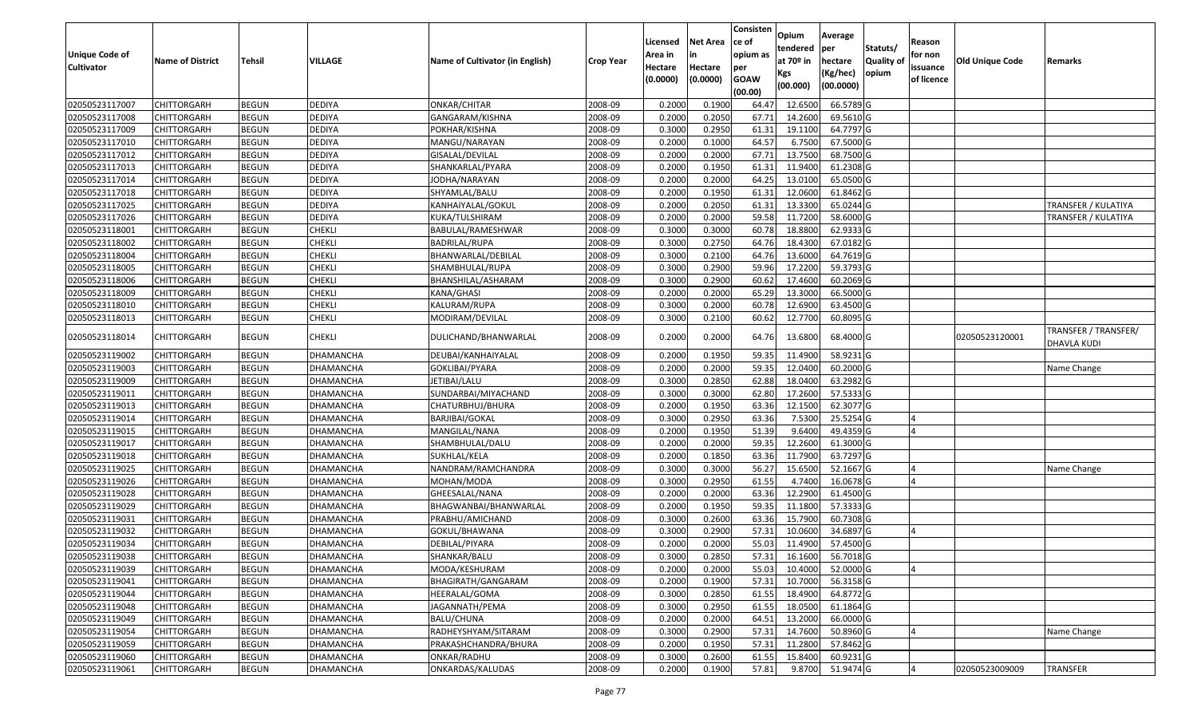| Unique Code of Cultivator | Name of District | Tehsil | VILLAGE | Name of Cultivator (in English) | Crop Year | Licensed Area in Hectare (0.0000) | Net Area in Hectare (0.0000) | Consistence of opium as per GOAW (00.00) | Opium tendered at 70º in Kgs (00.000) | Average per hectare (Kg/hec) (00.0000) | Statuts/ Quality of opium | Reason for non issuance of licence | Old Unique Code | Remarks |
|---|---|---|---|---|---|---|---|---|---|---|---|---|---|---|
| 02050523117007 | CHITTORGARH | BEGUN | DEDIYA | ONKAR/CHITAR | 2008-09 | 0.2000 | 0.1900 | 64.47 | 12.6500 | 66.5789 | G | | | |
| 02050523117008 | CHITTORGARH | BEGUN | DEDIYA | GANGARAM/KISHNA | 2008-09 | 0.2000 | 0.2050 | 67.71 | 14.2600 | 69.5610 | G | | | |
| 02050523117009 | CHITTORGARH | BEGUN | DEDIYA | POKHAR/KISHNA | 2008-09 | 0.3000 | 0.2950 | 61.31 | 19.1100 | 64.7797 | G | | | |
| 02050523117010 | CHITTORGARH | BEGUN | DEDIYA | MANGU/NARAYAN | 2008-09 | 0.2000 | 0.1000 | 64.57 | 6.7500 | 67.5000 | G | | | |
| 02050523117012 | CHITTORGARH | BEGUN | DEDIYA | GISALAL/DEVILAL | 2008-09 | 0.2000 | 0.2000 | 67.71 | 13.7500 | 68.7500 | G | | | |
| 02050523117013 | CHITTORGARH | BEGUN | DEDIYA | SHANKARLAL/PYARA | 2008-09 | 0.2000 | 0.1950 | 61.31 | 11.9400 | 61.2308 | G | | | |
| 02050523117014 | CHITTORGARH | BEGUN | DEDIYA | JODHA/NARAYAN | 2008-09 | 0.2000 | 0.2000 | 64.25 | 13.0100 | 65.0500 | G | | | |
| 02050523117018 | CHITTORGARH | BEGUN | DEDIYA | SHYAMLAL/BALU | 2008-09 | 0.2000 | 0.1950 | 61.31 | 12.0600 | 61.8462 | G | | | |
| 02050523117025 | CHITTORGARH | BEGUN | DEDIYA | KANHAIYALAL/GOKUL | 2008-09 | 0.2000 | 0.2050 | 61.31 | 13.3300 | 65.0244 | G | | | TRANSFER / KULATIYA |
| 02050523117026 | CHITTORGARH | BEGUN | DEDIYA | KUKA/TULSHIRAM | 2008-09 | 0.2000 | 0.2000 | 59.58 | 11.7200 | 58.6000 | G | | | TRANSFER / KULATIYA |
| 02050523118001 | CHITTORGARH | BEGUN | CHEKLI | BABULAL/RAMESHWAR | 2008-09 | 0.3000 | 0.3000 | 60.78 | 18.8800 | 62.9333 | G | | | |
| 02050523118002 | CHITTORGARH | BEGUN | CHEKLI | BADRILAL/RUPA | 2008-09 | 0.3000 | 0.2750 | 64.76 | 18.4300 | 67.0182 | G | | | |
| 02050523118004 | CHITTORGARH | BEGUN | CHEKLI | BHANWARLAL/DEBILAL | 2008-09 | 0.3000 | 0.2100 | 64.76 | 13.6000 | 64.7619 | G | | | |
| 02050523118005 | CHITTORGARH | BEGUN | CHEKLI | SHAMBHULAL/RUPA | 2008-09 | 0.3000 | 0.2900 | 59.96 | 17.2200 | 59.3793 | G | | | |
| 02050523118006 | CHITTORGARH | BEGUN | CHEKLI | BHANSHILAL/ASHARAM | 2008-09 | 0.3000 | 0.2900 | 60.62 | 17.4600 | 60.2069 | G | | | |
| 02050523118009 | CHITTORGARH | BEGUN | CHEKLI | KANA/GHASI | 2008-09 | 0.2000 | 0.2000 | 65.29 | 13.3000 | 66.5000 | G | | | |
| 02050523118010 | CHITTORGARH | BEGUN | CHEKLI | KALURAM/RUPA | 2008-09 | 0.3000 | 0.2000 | 60.78 | 12.6900 | 63.4500 | G | | | |
| 02050523118013 | CHITTORGARH | BEGUN | CHEKLI | MODIRAM/DEVILAL | 2008-09 | 0.3000 | 0.2100 | 60.62 | 12.7700 | 60.8095 | G | | | |
| 02050523118014 | CHITTORGARH | BEGUN | CHEKLI | DULICHAND/BHANWARLAL | 2008-09 | 0.2000 | 0.2000 | 64.76 | 13.6800 | 68.4000 | G | | 02050523120001 | TRANSFER / TRANSFER/ DHAVLA KUDI |
| 02050523119002 | CHITTORGARH | BEGUN | DHAMANCHA | DEUBAI/KANHAIYALAL | 2008-09 | 0.2000 | 0.1950 | 59.35 | 11.4900 | 58.9231 | G | | | |
| 02050523119003 | CHITTORGARH | BEGUN | DHAMANCHA | GOKLIBAI/PYARA | 2008-09 | 0.2000 | 0.2000 | 59.35 | 12.0400 | 60.2000 | G | | | Name Change |
| 02050523119009 | CHITTORGARH | BEGUN | DHAMANCHA | JETIBAI/LALU | 2008-09 | 0.3000 | 0.2850 | 62.88 | 18.0400 | 63.2982 | G | | | |
| 02050523119011 | CHITTORGARH | BEGUN | DHAMANCHA | SUNDARBAI/MIYACHAND | 2008-09 | 0.3000 | 0.3000 | 62.80 | 17.2600 | 57.5333 | G | | | |
| 02050523119013 | CHITTORGARH | BEGUN | DHAMANCHA | CHATURBHUJ/BHURA | 2008-09 | 0.2000 | 0.1950 | 63.36 | 12.1500 | 62.3077 | G | | | |
| 02050523119014 | CHITTORGARH | BEGUN | DHAMANCHA | BARJIBAI/GOKAL | 2008-09 | 0.3000 | 0.2950 | 63.36 | 7.5300 | 25.5254 | G | 4 | | |
| 02050523119015 | CHITTORGARH | BEGUN | DHAMANCHA | MANGILAL/NANA | 2008-09 | 0.2000 | 0.1950 | 51.39 | 9.6400 | 49.4359 | G | 4 | | |
| 02050523119017 | CHITTORGARH | BEGUN | DHAMANCHA | SHAMBHULAL/DALU | 2008-09 | 0.2000 | 0.2000 | 59.35 | 12.2600 | 61.3000 | G | | | |
| 02050523119018 | CHITTORGARH | BEGUN | DHAMANCHA | SUKHLAL/KELA | 2008-09 | 0.2000 | 0.1850 | 63.36 | 11.7900 | 63.7297 | G | | | |
| 02050523119025 | CHITTORGARH | BEGUN | DHAMANCHA | NANDRAM/RAMCHANDRA | 2008-09 | 0.3000 | 0.3000 | 56.27 | 15.6500 | 52.1667 | G | 4 | | Name Change |
| 02050523119026 | CHITTORGARH | BEGUN | DHAMANCHA | MOHAN/MODA | 2008-09 | 0.3000 | 0.2950 | 61.55 | 4.7400 | 16.0678 | G | 4 | | |
| 02050523119028 | CHITTORGARH | BEGUN | DHAMANCHA | GHEESALAL/NANA | 2008-09 | 0.2000 | 0.2000 | 63.36 | 12.2900 | 61.4500 | G | | | |
| 02050523119029 | CHITTORGARH | BEGUN | DHAMANCHA | BHAGWANBAI/BHANWARLAL | 2008-09 | 0.2000 | 0.1950 | 59.35 | 11.1800 | 57.3333 | G | | | |
| 02050523119031 | CHITTORGARH | BEGUN | DHAMANCHA | PRABHU/AMICHAND | 2008-09 | 0.3000 | 0.2600 | 63.36 | 15.7900 | 60.7308 | G | | | |
| 02050523119032 | CHITTORGARH | BEGUN | DHAMANCHA | GOKUL/BHAWANA | 2008-09 | 0.3000 | 0.2900 | 57.31 | 10.0600 | 34.6897 | G | 4 | | |
| 02050523119034 | CHITTORGARH | BEGUN | DHAMANCHA | DEBILAL/PIYARA | 2008-09 | 0.2000 | 0.2000 | 55.03 | 11.4900 | 57.4500 | G | | | |
| 02050523119038 | CHITTORGARH | BEGUN | DHAMANCHA | SHANKAR/BALU | 2008-09 | 0.3000 | 0.2850 | 57.31 | 16.1600 | 56.7018 | G | | | |
| 02050523119039 | CHITTORGARH | BEGUN | DHAMANCHA | MODA/KESHURAM | 2008-09 | 0.2000 | 0.2000 | 55.03 | 10.4000 | 52.0000 | G | 4 | | |
| 02050523119041 | CHITTORGARH | BEGUN | DHAMANCHA | BHAGIRATH/GANGARAM | 2008-09 | 0.2000 | 0.1900 | 57.31 | 10.7000 | 56.3158 | G | | | |
| 02050523119044 | CHITTORGARH | BEGUN | DHAMANCHA | HEERALAL/GOMA | 2008-09 | 0.3000 | 0.2850 | 61.55 | 18.4900 | 64.8772 | G | | | |
| 02050523119048 | CHITTORGARH | BEGUN | DHAMANCHA | JAGANNATH/PEMA | 2008-09 | 0.3000 | 0.2950 | 61.55 | 18.0500 | 61.1864 | G | | | |
| 02050523119049 | CHITTORGARH | BEGUN | DHAMANCHA | BALU/CHUNA | 2008-09 | 0.2000 | 0.2000 | 64.51 | 13.2000 | 66.0000 | G | | | |
| 02050523119054 | CHITTORGARH | BEGUN | DHAMANCHA | RADHEYSHYAM/SITARAM | 2008-09 | 0.3000 | 0.2900 | 57.31 | 14.7600 | 50.8960 | G | 4 | | Name Change |
| 02050523119059 | CHITTORGARH | BEGUN | DHAMANCHA | PRAKASHCHANDRA/BHURA | 2008-09 | 0.2000 | 0.1950 | 57.31 | 11.2800 | 57.8462 | G | | | |
| 02050523119060 | CHITTORGARH | BEGUN | DHAMANCHA | ONKAR/RADHU | 2008-09 | 0.3000 | 0.2600 | 61.55 | 15.8400 | 60.9231 | G | | | |
| 02050523119061 | CHITTORGARH | BEGUN | DHAMANCHA | ONKARDAS/KALUDAS | 2008-09 | 0.2000 | 0.1900 | 57.81 | 9.8700 | 51.9474 | G | 4 | 02050523009009 | TRANSFER |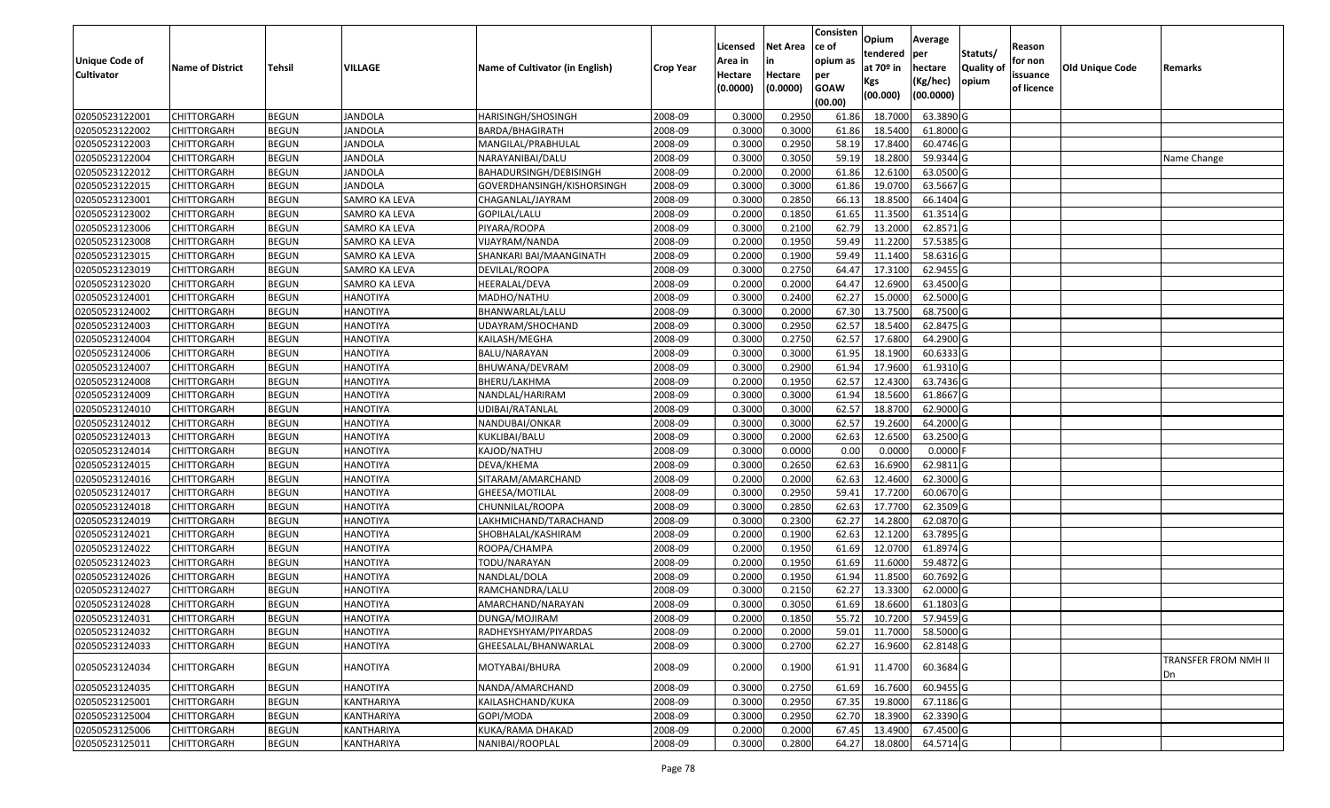| Unique Code of Cultivator | Name of District | Tehsil | VILLAGE | Name of Cultivator (in English) | Crop Year | Licensed Area in Hectare (0.0000) | Net Area in Hectare (0.0000) | Consistence of opium as per GOAW (00.00) | Opium tendered at 70º in Kgs (00.000) | Average per hectare (Kg/hec) (00.0000) | Statuts/ Quality of opium | Reason for non issuance of licence | Old Unique Code | Remarks |
|---|---|---|---|---|---|---|---|---|---|---|---|---|---|---|
| 02050523122001 | CHITTORGARH | BEGUN | JANDOLA | HARISINGH/SHOSINGH | 2008-09 | 0.3000 | 0.2950 | 61.86 | 18.7000 | 63.3890 | G | | | |
| 02050523122002 | CHITTORGARH | BEGUN | JANDOLA | BARDA/BHAGIRATH | 2008-09 | 0.3000 | 0.3000 | 61.86 | 18.5400 | 61.8000 | G | | | |
| 02050523122003 | CHITTORGARH | BEGUN | JANDOLA | MANGILAL/PRABHULAL | 2008-09 | 0.3000 | 0.2950 | 58.19 | 17.8400 | 60.4746 | G | | | |
| 02050523122004 | CHITTORGARH | BEGUN | JANDOLA | NARAYANIBAI/DALU | 2008-09 | 0.3000 | 0.3050 | 59.19 | 18.2800 | 59.9344 | G | | | Name Change |
| 02050523122012 | CHITTORGARH | BEGUN | JANDOLA | BAHADURSINGH/DEBISINGH | 2008-09 | 0.2000 | 0.2000 | 61.86 | 12.6100 | 63.0500 | G | | | |
| 02050523122015 | CHITTORGARH | BEGUN | JANDOLA | GOVERDHANSINGH/KISHORSINGH | 2008-09 | 0.3000 | 0.3000 | 61.86 | 19.0700 | 63.5667 | G | | | |
| 02050523123001 | CHITTORGARH | BEGUN | SAMRO KA LEVA | CHAGANLAL/JAYRAM | 2008-09 | 0.3000 | 0.2850 | 66.13 | 18.8500 | 66.1404 | G | | | |
| 02050523123002 | CHITTORGARH | BEGUN | SAMRO KA LEVA | GOPILAL/LALU | 2008-09 | 0.2000 | 0.1850 | 61.65 | 11.3500 | 61.3514 | G | | | |
| 02050523123006 | CHITTORGARH | BEGUN | SAMRO KA LEVA | PIYARA/ROOPA | 2008-09 | 0.3000 | 0.2100 | 62.79 | 13.2000 | 62.8571 | G | | | |
| 02050523123008 | CHITTORGARH | BEGUN | SAMRO KA LEVA | VIJAYRAM/NANDA | 2008-09 | 0.2000 | 0.1950 | 59.49 | 11.2200 | 57.5385 | G | | | |
| 02050523123015 | CHITTORGARH | BEGUN | SAMRO KA LEVA | SHANKARI BAI/MAANGINATH | 2008-09 | 0.2000 | 0.1900 | 59.49 | 11.1400 | 58.6316 | G | | | |
| 02050523123019 | CHITTORGARH | BEGUN | SAMRO KA LEVA | DEVILAL/ROOPA | 2008-09 | 0.3000 | 0.2750 | 64.47 | 17.3100 | 62.9455 | G | | | |
| 02050523123020 | CHITTORGARH | BEGUN | SAMRO KA LEVA | HEERALAL/DEVA | 2008-09 | 0.2000 | 0.2000 | 64.47 | 12.6900 | 63.4500 | G | | | |
| 02050523124001 | CHITTORGARH | BEGUN | HANOTIYA | MADHO/NATHU | 2008-09 | 0.3000 | 0.2400 | 62.27 | 15.0000 | 62.5000 | G | | | |
| 02050523124002 | CHITTORGARH | BEGUN | HANOTIYA | BHANWARLAL/LALU | 2008-09 | 0.3000 | 0.2000 | 67.30 | 13.7500 | 68.7500 | G | | | |
| 02050523124003 | CHITTORGARH | BEGUN | HANOTIYA | UDAYRAM/SHOCHAND | 2008-09 | 0.3000 | 0.2950 | 62.57 | 18.5400 | 62.8475 | G | | | |
| 02050523124004 | CHITTORGARH | BEGUN | HANOTIYA | KAILASH/MEGHA | 2008-09 | 0.3000 | 0.2750 | 62.57 | 17.6800 | 64.2900 | G | | | |
| 02050523124006 | CHITTORGARH | BEGUN | HANOTIYA | BALU/NARAYAN | 2008-09 | 0.3000 | 0.3000 | 61.95 | 18.1900 | 60.6333 | G | | | |
| 02050523124007 | CHITTORGARH | BEGUN | HANOTIYA | BHUWANA/DEVRAM | 2008-09 | 0.3000 | 0.2900 | 61.94 | 17.9600 | 61.9310 | G | | | |
| 02050523124008 | CHITTORGARH | BEGUN | HANOTIYA | BHERU/LAKHMA | 2008-09 | 0.2000 | 0.1950 | 62.57 | 12.4300 | 63.7436 | G | | | |
| 02050523124009 | CHITTORGARH | BEGUN | HANOTIYA | NANDLAL/HARIRAM | 2008-09 | 0.3000 | 0.3000 | 61.94 | 18.5600 | 61.8667 | G | | | |
| 02050523124010 | CHITTORGARH | BEGUN | HANOTIYA | UDIBAI/RATANLAL | 2008-09 | 0.3000 | 0.3000 | 62.57 | 18.8700 | 62.9000 | G | | | |
| 02050523124012 | CHITTORGARH | BEGUN | HANOTIYA | NANDUBAI/ONKAR | 2008-09 | 0.3000 | 0.3000 | 62.57 | 19.2600 | 64.2000 | G | | | |
| 02050523124013 | CHITTORGARH | BEGUN | HANOTIYA | KUKLIBAI/BALU | 2008-09 | 0.3000 | 0.2000 | 62.63 | 12.6500 | 63.2500 | G | | | |
| 02050523124014 | CHITTORGARH | BEGUN | HANOTIYA | KAJOD/NATHU | 2008-09 | 0.3000 | 0.0000 | 0.00 | 0.0000 | 0.0000 | F | | | |
| 02050523124015 | CHITTORGARH | BEGUN | HANOTIYA | DEVA/KHEMA | 2008-09 | 0.3000 | 0.2650 | 62.63 | 16.6900 | 62.9811 | G | | | |
| 02050523124016 | CHITTORGARH | BEGUN | HANOTIYA | SITARAM/AMARCHAND | 2008-09 | 0.2000 | 0.2000 | 62.63 | 12.4600 | 62.3000 | G | | | |
| 02050523124017 | CHITTORGARH | BEGUN | HANOTIYA | GHEESA/MOTILAL | 2008-09 | 0.3000 | 0.2950 | 59.41 | 17.7200 | 60.0670 | G | | | |
| 02050523124018 | CHITTORGARH | BEGUN | HANOTIYA | CHUNNILAL/ROOPA | 2008-09 | 0.3000 | 0.2850 | 62.63 | 17.7700 | 62.3509 | G | | | |
| 02050523124019 | CHITTORGARH | BEGUN | HANOTIYA | LAKHMICHAND/TARACHAND | 2008-09 | 0.3000 | 0.2300 | 62.27 | 14.2800 | 62.0870 | G | | | |
| 02050523124021 | CHITTORGARH | BEGUN | HANOTIYA | SHOBHALAL/KASHIRAM | 2008-09 | 0.2000 | 0.1900 | 62.63 | 12.1200 | 63.7895 | G | | | |
| 02050523124022 | CHITTORGARH | BEGUN | HANOTIYA | ROOPA/CHAMPA | 2008-09 | 0.2000 | 0.1950 | 61.69 | 12.0700 | 61.8974 | G | | | |
| 02050523124023 | CHITTORGARH | BEGUN | HANOTIYA | TODU/NARAYAN | 2008-09 | 0.2000 | 0.1950 | 61.69 | 11.6000 | 59.4872 | G | | | |
| 02050523124026 | CHITTORGARH | BEGUN | HANOTIYA | NANDLAL/DOLA | 2008-09 | 0.2000 | 0.1950 | 61.94 | 11.8500 | 60.7692 | G | | | |
| 02050523124027 | CHITTORGARH | BEGUN | HANOTIYA | RAMCHANDRA/LALU | 2008-09 | 0.3000 | 0.2150 | 62.27 | 13.3300 | 62.0000 | G | | | |
| 02050523124028 | CHITTORGARH | BEGUN | HANOTIYA | AMARCHAND/NARAYAN | 2008-09 | 0.3000 | 0.3050 | 61.69 | 18.6600 | 61.1803 | G | | | |
| 02050523124031 | CHITTORGARH | BEGUN | HANOTIYA | DUNGA/MOJIRAM | 2008-09 | 0.2000 | 0.1850 | 55.72 | 10.7200 | 57.9459 | G | | | |
| 02050523124032 | CHITTORGARH | BEGUN | HANOTIYA | RADHEYSHYAM/PIYARDAS | 2008-09 | 0.2000 | 0.2000 | 59.01 | 11.7000 | 58.5000 | G | | | |
| 02050523124033 | CHITTORGARH | BEGUN | HANOTIYA | GHEESALAL/BHANWARLAL | 2008-09 | 0.3000 | 0.2700 | 62.27 | 16.9600 | 62.8148 | G | | | |
| 02050523124034 | CHITTORGARH | BEGUN | HANOTIYA | MOTYABAI/BHURA | 2008-09 | 0.2000 | 0.1900 | 61.91 | 11.4700 | 60.3684 | G | | | TRANSFER FROM NMH II Dn |
| 02050523124035 | CHITTORGARH | BEGUN | HANOTIYA | NANDA/AMARCHAND | 2008-09 | 0.3000 | 0.2750 | 61.69 | 16.7600 | 60.9455 | G | | | |
| 02050523125001 | CHITTORGARH | BEGUN | KANTHARIYA | KAILASHCHAND/KUKA | 2008-09 | 0.3000 | 0.2950 | 67.35 | 19.8000 | 67.1186 | G | | | |
| 02050523125004 | CHITTORGARH | BEGUN | KANTHARIYA | GOPI/MODA | 2008-09 | 0.3000 | 0.2950 | 62.70 | 18.3900 | 62.3390 | G | | | |
| 02050523125006 | CHITTORGARH | BEGUN | KANTHARIYA | KUKA/RAMA DHAKAD | 2008-09 | 0.2000 | 0.2000 | 67.45 | 13.4900 | 67.4500 | G | | | |
| 02050523125011 | CHITTORGARH | BEGUN | KANTHARIYA | NANIBAI/ROOPLAL | 2008-09 | 0.3000 | 0.2800 | 64.27 | 18.0800 | 64.5714 | G | | | |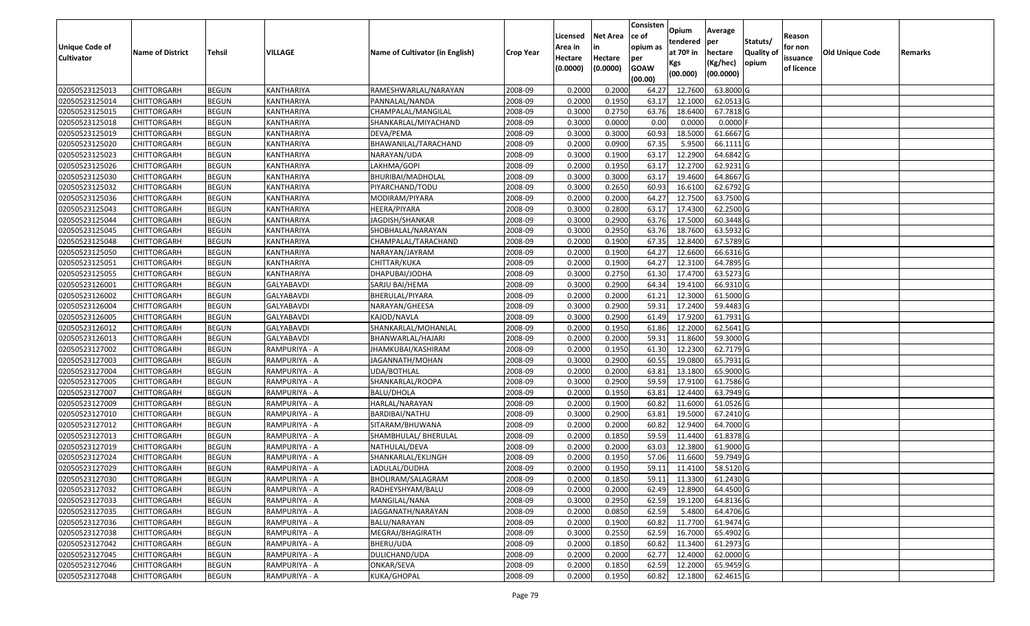| Unique Code of Cultivator | Name of District | Tehsil | VILLAGE | Name of Cultivator (in English) | Crop Year | Licensed Area in Hectare (0.0000) | Net Area in Hectare (0.0000) | Consisten ce of opium as per GOAW (00.00) | Opium tendered at 70º in Kgs (00.000) | Average per hectare (Kg/hec) (00.0000) | Statuts/ Quality of opium | Reason for non issuance of licence | Old Unique Code | Remarks |
|---|---|---|---|---|---|---|---|---|---|---|---|---|---|---|
| 02050523125013 | CHITTORGARH | BEGUN | KANTHARIYA | RAMESHWARLAL/NARAYAN | 2008-09 | 0.2000 | 0.2000 | 64.27 | 12.7600 | 63.8000 | G | | | |
| 02050523125014 | CHITTORGARH | BEGUN | KANTHARIYA | PANNALAL/NANDA | 2008-09 | 0.2000 | 0.1950 | 63.17 | 12.1000 | 62.0513 | G | | | |
| 02050523125015 | CHITTORGARH | BEGUN | KANTHARIYA | CHAMPALAL/MANGILAL | 2008-09 | 0.3000 | 0.2750 | 63.76 | 18.6400 | 67.7818 | G | | | |
| 02050523125018 | CHITTORGARH | BEGUN | KANTHARIYA | SHANKARLAL/MIYACHAND | 2008-09 | 0.3000 | 0.0000 | 0.00 | 0.0000 | 0.0000 | F | | | |
| 02050523125019 | CHITTORGARH | BEGUN | KANTHARIYA | DEVA/PEMA | 2008-09 | 0.3000 | 0.3000 | 60.93 | 18.5000 | 61.6667 | G | | | |
| 02050523125020 | CHITTORGARH | BEGUN | KANTHARIYA | BHAWANILAL/TARACHAND | 2008-09 | 0.2000 | 0.0900 | 67.35 | 5.9500 | 66.1111 | G | | | |
| 02050523125023 | CHITTORGARH | BEGUN | KANTHARIYA | NARAYAN/UDA | 2008-09 | 0.3000 | 0.1900 | 63.17 | 12.2900 | 64.6842 | G | | | |
| 02050523125026 | CHITTORGARH | BEGUN | KANTHARIYA | LAKHMA/GOPI | 2008-09 | 0.2000 | 0.1950 | 63.17 | 12.2700 | 62.9231 | G | | | |
| 02050523125030 | CHITTORGARH | BEGUN | KANTHARIYA | BHURIBAI/MADHOLAL | 2008-09 | 0.3000 | 0.3000 | 63.17 | 19.4600 | 64.8667 | G | | | |
| 02050523125032 | CHITTORGARH | BEGUN | KANTHARIYA | PIYARCHAND/TODU | 2008-09 | 0.3000 | 0.2650 | 60.93 | 16.6100 | 62.6792 | G | | | |
| 02050523125036 | CHITTORGARH | BEGUN | KANTHARIYA | MODIRAM/PIYARA | 2008-09 | 0.2000 | 0.2000 | 64.27 | 12.7500 | 63.7500 | G | | | |
| 02050523125043 | CHITTORGARH | BEGUN | KANTHARIYA | HEERA/PIYARA | 2008-09 | 0.3000 | 0.2800 | 63.17 | 17.4300 | 62.2500 | G | | | |
| 02050523125044 | CHITTORGARH | BEGUN | KANTHARIYA | JAGDISH/SHANKAR | 2008-09 | 0.3000 | 0.2900 | 63.76 | 17.5000 | 60.3448 | G | | | |
| 02050523125045 | CHITTORGARH | BEGUN | KANTHARIYA | SHOBHALAL/NARAYAN | 2008-09 | 0.3000 | 0.2950 | 63.76 | 18.7600 | 63.5932 | G | | | |
| 02050523125048 | CHITTORGARH | BEGUN | KANTHARIYA | CHAMPALAL/TARACHAND | 2008-09 | 0.2000 | 0.1900 | 67.35 | 12.8400 | 67.5789 | G | | | |
| 02050523125050 | CHITTORGARH | BEGUN | KANTHARIYA | NARAYAN/JAYRAM | 2008-09 | 0.2000 | 0.1900 | 64.27 | 12.6600 | 66.6316 | G | | | |
| 02050523125051 | CHITTORGARH | BEGUN | KANTHARIYA | CHITTAR/KUKA | 2008-09 | 0.2000 | 0.1900 | 64.27 | 12.3100 | 64.7895 | G | | | |
| 02050523125055 | CHITTORGARH | BEGUN | KANTHARIYA | DHAPUBAI/JODHA | 2008-09 | 0.3000 | 0.2750 | 61.30 | 17.4700 | 63.5273 | G | | | |
| 02050523126001 | CHITTORGARH | BEGUN | GALYABAVDI | SARJU BAI/HEMA | 2008-09 | 0.3000 | 0.2900 | 64.34 | 19.4100 | 66.9310 | G | | | |
| 02050523126002 | CHITTORGARH | BEGUN | GALYABAVDI | BHERULAL/PIYARA | 2008-09 | 0.2000 | 0.2000 | 61.21 | 12.3000 | 61.5000 | G | | | |
| 02050523126004 | CHITTORGARH | BEGUN | GALYABAVDI | NARAYAN/GHEESA | 2008-09 | 0.3000 | 0.2900 | 59.31 | 17.2400 | 59.4483 | G | | | |
| 02050523126005 | CHITTORGARH | BEGUN | GALYABAVDI | KAJOD/NAVLA | 2008-09 | 0.3000 | 0.2900 | 61.49 | 17.9200 | 61.7931 | G | | | |
| 02050523126012 | CHITTORGARH | BEGUN | GALYABAVDI | SHANKARLAL/MOHANLAL | 2008-09 | 0.2000 | 0.1950 | 61.86 | 12.2000 | 62.5641 | G | | | |
| 02050523126013 | CHITTORGARH | BEGUN | GALYABAVDI | BHANWARLAL/HAJARI | 2008-09 | 0.2000 | 0.2000 | 59.31 | 11.8600 | 59.3000 | G | | | |
| 02050523127002 | CHITTORGARH | BEGUN | RAMPURIYA - A | JHAMKUBAI/KASHIRAM | 2008-09 | 0.2000 | 0.1950 | 61.30 | 12.2300 | 62.7179 | G | | | |
| 02050523127003 | CHITTORGARH | BEGUN | RAMPURIYA - A | JAGANNATH/MOHAN | 2008-09 | 0.3000 | 0.2900 | 60.55 | 19.0800 | 65.7931 | G | | | |
| 02050523127004 | CHITTORGARH | BEGUN | RAMPURIYA - A | UDA/BOTHLAL | 2008-09 | 0.2000 | 0.2000 | 63.81 | 13.1800 | 65.9000 | G | | | |
| 02050523127005 | CHITTORGARH | BEGUN | RAMPURIYA - A | SHANKARLAL/ROOPA | 2008-09 | 0.3000 | 0.2900 | 59.59 | 17.9100 | 61.7586 | G | | | |
| 02050523127007 | CHITTORGARH | BEGUN | RAMPURIYA - A | BALU/DHOLA | 2008-09 | 0.2000 | 0.1950 | 63.81 | 12.4400 | 63.7949 | G | | | |
| 02050523127009 | CHITTORGARH | BEGUN | RAMPURIYA - A | HARLAL/NARAYAN | 2008-09 | 0.2000 | 0.1900 | 60.82 | 11.6000 | 61.0526 | G | | | |
| 02050523127010 | CHITTORGARH | BEGUN | RAMPURIYA - A | BARDIBAI/NATHU | 2008-09 | 0.3000 | 0.2900 | 63.81 | 19.5000 | 67.2410 | G | | | |
| 02050523127012 | CHITTORGARH | BEGUN | RAMPURIYA - A | SITARAM/BHUWANA | 2008-09 | 0.2000 | 0.2000 | 60.82 | 12.9400 | 64.7000 | G | | | |
| 02050523127013 | CHITTORGARH | BEGUN | RAMPURIYA - A | SHAMBHULAL/ BHERULAL | 2008-09 | 0.2000 | 0.1850 | 59.59 | 11.4400 | 61.8378 | G | | | |
| 02050523127019 | CHITTORGARH | BEGUN | RAMPURIYA - A | NATHULAL/DEVA | 2008-09 | 0.2000 | 0.2000 | 63.03 | 12.3800 | 61.9000 | G | | | |
| 02050523127024 | CHITTORGARH | BEGUN | RAMPURIYA - A | SHANKARLAL/EKLINGH | 2008-09 | 0.2000 | 0.1950 | 57.06 | 11.6600 | 59.7949 | G | | | |
| 02050523127029 | CHITTORGARH | BEGUN | RAMPURIYA - A | LADULAL/DUDHA | 2008-09 | 0.2000 | 0.1950 | 59.11 | 11.4100 | 58.5120 | G | | | |
| 02050523127030 | CHITTORGARH | BEGUN | RAMPURIYA - A | BHOLIRAM/SALAGRAM | 2008-09 | 0.2000 | 0.1850 | 59.11 | 11.3300 | 61.2430 | G | | | |
| 02050523127032 | CHITTORGARH | BEGUN | RAMPURIYA - A | RADHEYSHYAM/BALU | 2008-09 | 0.2000 | 0.2000 | 62.49 | 12.8900 | 64.4500 | G | | | |
| 02050523127033 | CHITTORGARH | BEGUN | RAMPURIYA - A | MANGILAL/NANA | 2008-09 | 0.3000 | 0.2950 | 62.59 | 19.1200 | 64.8136 | G | | | |
| 02050523127035 | CHITTORGARH | BEGUN | RAMPURIYA - A | JAGGANATH/NARAYAN | 2008-09 | 0.2000 | 0.0850 | 62.59 | 5.4800 | 64.4706 | G | | | |
| 02050523127036 | CHITTORGARH | BEGUN | RAMPURIYA - A | BALU/NARAYAN | 2008-09 | 0.2000 | 0.1900 | 60.82 | 11.7700 | 61.9474 | G | | | |
| 02050523127038 | CHITTORGARH | BEGUN | RAMPURIYA - A | MEGRAJ/BHAGIRATH | 2008-09 | 0.3000 | 0.2550 | 62.59 | 16.7000 | 65.4902 | G | | | |
| 02050523127042 | CHITTORGARH | BEGUN | RAMPURIYA - A | BHERU/UDA | 2008-09 | 0.2000 | 0.1850 | 60.82 | 11.3400 | 61.2973 | G | | | |
| 02050523127045 | CHITTORGARH | BEGUN | RAMPURIYA - A | DULICHAND/UDA | 2008-09 | 0.2000 | 0.2000 | 62.77 | 12.4000 | 62.0000 | G | | | |
| 02050523127046 | CHITTORGARH | BEGUN | RAMPURIYA - A | ONKAR/SEVA | 2008-09 | 0.2000 | 0.1850 | 62.59 | 12.2000 | 65.9459 | G | | | |
| 02050523127048 | CHITTORGARH | BEGUN | RAMPURIYA - A | KUKA/GHOPAL | 2008-09 | 0.2000 | 0.1950 | 60.82 | 12.1800 | 62.4615 | G | | | |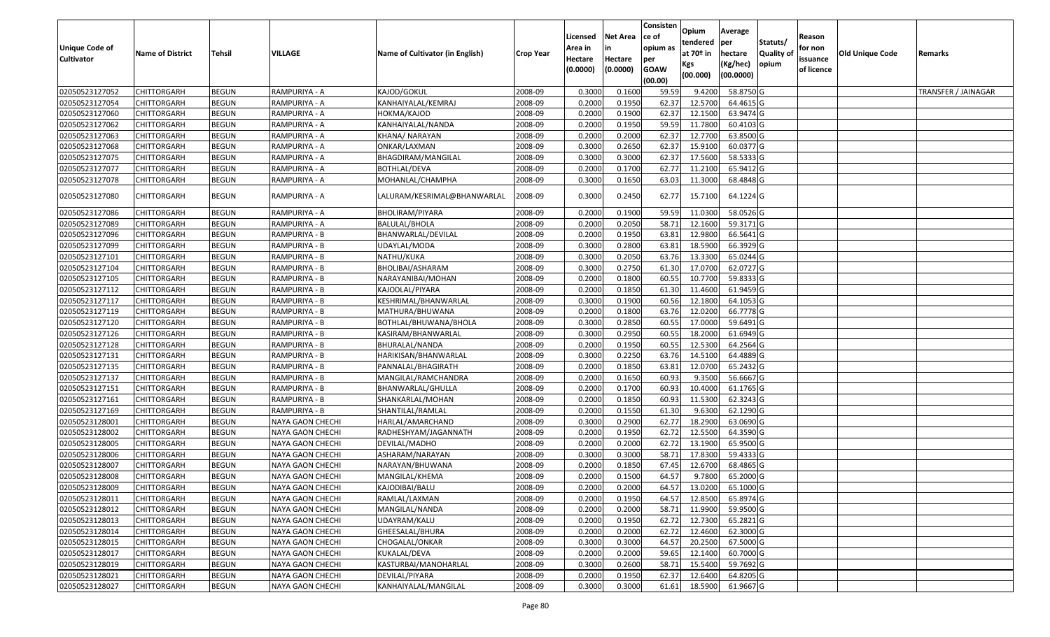| Unique Code of Cultivator | Name of District | Tehsil | VILLAGE | Name of Cultivator (in English) | Crop Year | Licensed Area in Hectare (0.0000) | Net Area in Hectare (0.0000) | Consisten ce of opium as per GOAW (00.00) | Opium tendered at 70º in Kgs (00.000) | Average per hectare (Kg/hec) (00.0000) | Statuts/ Quality of opium | Reason for non issuance of licence | Old Unique Code | Remarks |
|---|---|---|---|---|---|---|---|---|---|---|---|---|---|---|
| 02050523127052 | CHITTORGARH | BEGUN | RAMPURIYA - A | KAJOD/GOKUL | 2008-09 | 0.3000 | 0.1600 | 59.59 | 9.4200 | 58.8750 | G | | | TRANSFER / JAINAGAR |
| 02050523127054 | CHITTORGARH | BEGUN | RAMPURIYA - A | KANHAIYALAL/KEMRAJ | 2008-09 | 0.2000 | 0.1950 | 62.37 | 12.5700 | 64.4615 | G | | | |
| 02050523127060 | CHITTORGARH | BEGUN | RAMPURIYA - A | HOKMA/KAJOD | 2008-09 | 0.2000 | 0.1900 | 62.37 | 12.1500 | 63.9474 | G | | | |
| 02050523127062 | CHITTORGARH | BEGUN | RAMPURIYA - A | KANHAIYALAL/NANDA | 2008-09 | 0.2000 | 0.1950 | 59.59 | 11.7800 | 60.4103 | G | | | |
| 02050523127063 | CHITTORGARH | BEGUN | RAMPURIYA - A | KHANA/ NARAYAN | 2008-09 | 0.2000 | 0.2000 | 62.37 | 12.7700 | 63.8500 | G | | | |
| 02050523127068 | CHITTORGARH | BEGUN | RAMPURIYA - A | ONKAR/LAXMAN | 2008-09 | 0.3000 | 0.2650 | 62.37 | 15.9100 | 60.0377 | G | | | |
| 02050523127075 | CHITTORGARH | BEGUN | RAMPURIYA - A | BHAGDIRAM/MANGILAL | 2008-09 | 0.3000 | 0.3000 | 62.37 | 17.5600 | 58.5333 | G | | | |
| 02050523127077 | CHITTORGARH | BEGUN | RAMPURIYA - A | BOTHLAL/DEVA | 2008-09 | 0.2000 | 0.1700 | 62.77 | 11.2100 | 65.9412 | G | | | |
| 02050523127078 | CHITTORGARH | BEGUN | RAMPURIYA - A | MOHANLAL/CHAMPHA | 2008-09 | 0.3000 | 0.1650 | 63.03 | 11.3000 | 68.4848 | G | | | |
| 02050523127080 | CHITTORGARH | BEGUN | RAMPURIYA - A | LALURAM/KESRIMAL@BHANWARLAL | 2008-09 | 0.3000 | 0.2450 | 62.77 | 15.7100 | 64.1224 | G | | | |
| 02050523127086 | CHITTORGARH | BEGUN | RAMPURIYA - A | BHOLIRAM/PIYARA | 2008-09 | 0.2000 | 0.1900 | 59.59 | 11.0300 | 58.0526 | G | | | |
| 02050523127089 | CHITTORGARH | BEGUN | RAMPURIYA - A | BALULAL/BHOLA | 2008-09 | 0.2000 | 0.2050 | 58.71 | 12.1600 | 59.3171 | G | | | |
| 02050523127096 | CHITTORGARH | BEGUN | RAMPURIYA - B | BHANWARLAL/DEVILAL | 2008-09 | 0.2000 | 0.1950 | 63.81 | 12.9800 | 66.5641 | G | | | |
| 02050523127099 | CHITTORGARH | BEGUN | RAMPURIYA - B | UDAYLAL/MODA | 2008-09 | 0.3000 | 0.2800 | 63.81 | 18.5900 | 66.3929 | G | | | |
| 02050523127101 | CHITTORGARH | BEGUN | RAMPURIYA - B | NATHU/KUKA | 2008-09 | 0.3000 | 0.2050 | 63.76 | 13.3300 | 65.0244 | G | | | |
| 02050523127104 | CHITTORGARH | BEGUN | RAMPURIYA - B | BHOLIBAI/ASHARAM | 2008-09 | 0.3000 | 0.2750 | 61.30 | 17.0700 | 62.0727 | G | | | |
| 02050523127105 | CHITTORGARH | BEGUN | RAMPURIYA - B | NARAYANIBAI/MOHAN | 2008-09 | 0.2000 | 0.1800 | 60.55 | 10.7700 | 59.8333 | G | | | |
| 02050523127112 | CHITTORGARH | BEGUN | RAMPURIYA - B | KAJODLAL/PIYARA | 2008-09 | 0.2000 | 0.1850 | 61.30 | 11.4600 | 61.9459 | G | | | |
| 02050523127117 | CHITTORGARH | BEGUN | RAMPURIYA - B | KESHRIMAL/BHANWARLAL | 2008-09 | 0.3000 | 0.1900 | 60.56 | 12.1800 | 64.1053 | G | | | |
| 02050523127119 | CHITTORGARH | BEGUN | RAMPURIYA - B | MATHURA/BHUWANA | 2008-09 | 0.2000 | 0.1800 | 63.76 | 12.0200 | 66.7778 | G | | | |
| 02050523127120 | CHITTORGARH | BEGUN | RAMPURIYA - B | BOTHLAL/BHUWANA/BHOLA | 2008-09 | 0.3000 | 0.2850 | 60.55 | 17.0000 | 59.6491 | G | | | |
| 02050523127126 | CHITTORGARH | BEGUN | RAMPURIYA - B | KASIRAM/BHANWARLAL | 2008-09 | 0.3000 | 0.2950 | 60.55 | 18.2000 | 61.6949 | G | | | |
| 02050523127128 | CHITTORGARH | BEGUN | RAMPURIYA - B | BHURALAL/NANDA | 2008-09 | 0.2000 | 0.1950 | 60.55 | 12.5300 | 64.2564 | G | | | |
| 02050523127131 | CHITTORGARH | BEGUN | RAMPURIYA - B | HARIKISAN/BHANWARLAL | 2008-09 | 0.3000 | 0.2250 | 63.76 | 14.5100 | 64.4889 | G | | | |
| 02050523127135 | CHITTORGARH | BEGUN | RAMPURIYA - B | PANNALAL/BHAGIRATH | 2008-09 | 0.2000 | 0.1850 | 63.81 | 12.0700 | 65.2432 | G | | | |
| 02050523127137 | CHITTORGARH | BEGUN | RAMPURIYA - B | MANGILAL/RAMCHANDRA | 2008-09 | 0.2000 | 0.1650 | 60.93 | 9.3500 | 56.6667 | G | | | |
| 02050523127151 | CHITTORGARH | BEGUN | RAMPURIYA - B | BHANWARLAL/GHULLA | 2008-09 | 0.2000 | 0.1700 | 60.93 | 10.4000 | 61.1765 | G | | | |
| 02050523127161 | CHITTORGARH | BEGUN | RAMPURIYA - B | SHANKARLAL/MOHAN | 2008-09 | 0.2000 | 0.1850 | 60.93 | 11.5300 | 62.3243 | G | | | |
| 02050523127169 | CHITTORGARH | BEGUN | RAMPURIYA - B | SHANTILAL/RAMLAL | 2008-09 | 0.2000 | 0.1550 | 61.30 | 9.6300 | 62.1290 | G | | | |
| 02050523128001 | CHITTORGARH | BEGUN | NAYA GAON CHECHI | HARLAL/AMARCHAND | 2008-09 | 0.3000 | 0.2900 | 62.77 | 18.2900 | 63.0690 | G | | | |
| 02050523128002 | CHITTORGARH | BEGUN | NAYA GAON CHECHI | RADHESHYAM/JAGANNATH | 2008-09 | 0.2000 | 0.1950 | 62.72 | 12.5500 | 64.3590 | G | | | |
| 02050523128005 | CHITTORGARH | BEGUN | NAYA GAON CHECHI | DEVILAL/MADHO | 2008-09 | 0.2000 | 0.2000 | 62.72 | 13.1900 | 65.9500 | G | | | |
| 02050523128006 | CHITTORGARH | BEGUN | NAYA GAON CHECHI | ASHARAM/NARAYAN | 2008-09 | 0.3000 | 0.3000 | 58.71 | 17.8300 | 59.4333 | G | | | |
| 02050523128007 | CHITTORGARH | BEGUN | NAYA GAON CHECHI | NARAYAN/BHUWANA | 2008-09 | 0.2000 | 0.1850 | 67.45 | 12.6700 | 68.4865 | G | | | |
| 02050523128008 | CHITTORGARH | BEGUN | NAYA GAON CHECHI | MANGILAL/KHEMA | 2008-09 | 0.2000 | 0.1500 | 64.57 | 9.7800 | 65.2000 | G | | | |
| 02050523128009 | CHITTORGARH | BEGUN | NAYA GAON CHECHI | KAJODIBAI/BALU | 2008-09 | 0.2000 | 0.2000 | 64.57 | 13.0200 | 65.1000 | G | | | |
| 02050523128011 | CHITTORGARH | BEGUN | NAYA GAON CHECHI | RAMLAL/LAXMAN | 2008-09 | 0.2000 | 0.1950 | 64.57 | 12.8500 | 65.8974 | G | | | |
| 02050523128012 | CHITTORGARH | BEGUN | NAYA GAON CHECHI | MANGILAL/NANDA | 2008-09 | 0.2000 | 0.2000 | 58.71 | 11.9900 | 59.9500 | G | | | |
| 02050523128013 | CHITTORGARH | BEGUN | NAYA GAON CHECHI | UDAYRAM/KALU | 2008-09 | 0.2000 | 0.1950 | 62.72 | 12.7300 | 65.2821 | G | | | |
| 02050523128014 | CHITTORGARH | BEGUN | NAYA GAON CHECHI | GHEESALAL/BHURA | 2008-09 | 0.2000 | 0.2000 | 62.72 | 12.4600 | 62.3000 | G | | | |
| 02050523128015 | CHITTORGARH | BEGUN | NAYA GAON CHECHI | CHOGALAL/ONKAR | 2008-09 | 0.3000 | 0.3000 | 64.57 | 20.2500 | 67.5000 | G | | | |
| 02050523128017 | CHITTORGARH | BEGUN | NAYA GAON CHECHI | KUKALAL/DEVA | 2008-09 | 0.2000 | 0.2000 | 59.65 | 12.1400 | 60.7000 | G | | | |
| 02050523128019 | CHITTORGARH | BEGUN | NAYA GAON CHECHI | KASTURBAI/MANOHARLAL | 2008-09 | 0.3000 | 0.2600 | 58.71 | 15.5400 | 59.7692 | G | | | |
| 02050523128021 | CHITTORGARH | BEGUN | NAYA GAON CHECHI | DEVILAL/PIYARA | 2008-09 | 0.2000 | 0.1950 | 62.37 | 12.6400 | 64.8205 | G | | | |
| 02050523128027 | CHITTORGARH | BEGUN | NAYA GAON CHECHI | KANHAIYALAL/MANGILAL | 2008-09 | 0.3000 | 0.3000 | 61.61 | 18.5900 | 61.9667 | G | | | |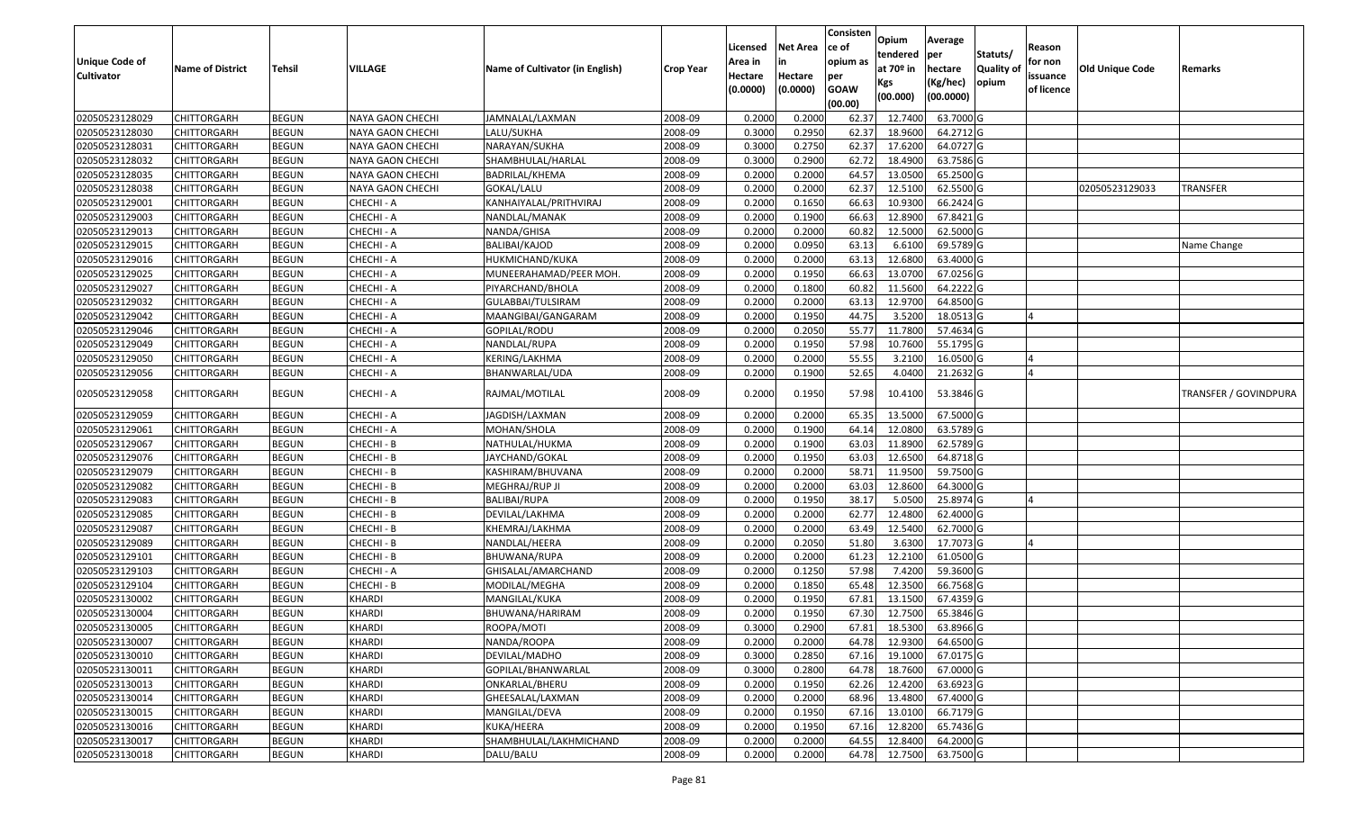| Unique Code of Cultivator | Name of District | Tehsil | VILLAGE | Name of Cultivator (in English) | Crop Year | Licensed Area in Hectare (0.0000) | Net Area in Hectare (0.0000) | Consistence of opium as per GOAW (00.00) | Opium tendered at 70º in Kgs (00.000) | Average per hectare (Kg/hec) (00.0000) | Statuts/ Quality of opium | Reason for non issuance of licence | Old Unique Code | Remarks |
|---|---|---|---|---|---|---|---|---|---|---|---|---|---|---|
| 02050523128029 | CHITTORGARH | BEGUN | NAYA GAON CHECHI | JAMNALAL/LAXMAN | 2008-09 | 0.2000 | 0.2000 | 62.37 | 12.7400 | 63.7000 | G | | | |
| 02050523128030 | CHITTORGARH | BEGUN | NAYA GAON CHECHI | LALU/SUKHA | 2008-09 | 0.3000 | 0.2950 | 62.37 | 18.9600 | 64.2712 | G | | | |
| 02050523128031 | CHITTORGARH | BEGUN | NAYA GAON CHECHI | NARAYAN/SUKHA | 2008-09 | 0.3000 | 0.2750 | 62.37 | 17.6200 | 64.0727 | G | | | |
| 02050523128032 | CHITTORGARH | BEGUN | NAYA GAON CHECHI | SHAMBHULAL/HARLAL | 2008-09 | 0.3000 | 0.2900 | 62.72 | 18.4900 | 63.7586 | G | | | |
| 02050523128035 | CHITTORGARH | BEGUN | NAYA GAON CHECHI | BADRILAL/KHEMA | 2008-09 | 0.2000 | 0.2000 | 64.57 | 13.0500 | 65.2500 | G | | | |
| 02050523128038 | CHITTORGARH | BEGUN | NAYA GAON CHECHI | GOKAL/LALU | 2008-09 | 0.2000 | 0.2000 | 62.37 | 12.5100 | 62.5500 | G | | 02050523129033 | TRANSFER |
| 02050523129001 | CHITTORGARH | BEGUN | CHECHI - A | KANHAIYALAL/PRITHVIRAJ | 2008-09 | 0.2000 | 0.1650 | 66.63 | 10.9300 | 66.2424 | G | | | |
| 02050523129003 | CHITTORGARH | BEGUN | CHECHI - A | NANDLAL/MANAK | 2008-09 | 0.2000 | 0.1900 | 66.63 | 12.8900 | 67.8421 | G | | | |
| 02050523129013 | CHITTORGARH | BEGUN | CHECHI - A | NANDA/GHISA | 2008-09 | 0.2000 | 0.2000 | 60.82 | 12.5000 | 62.5000 | G | | | |
| 02050523129015 | CHITTORGARH | BEGUN | CHECHI - A | BALIBAI/KAJOD | 2008-09 | 0.2000 | 0.0950 | 63.13 | 6.6100 | 69.5789 | G | | | Name Change |
| 02050523129016 | CHITTORGARH | BEGUN | CHECHI - A | HUKMICHAND/KUKA | 2008-09 | 0.2000 | 0.2000 | 63.13 | 12.6800 | 63.4000 | G | | | |
| 02050523129025 | CHITTORGARH | BEGUN | CHECHI - A | MUNEERAHAMAD/PEER MOH. | 2008-09 | 0.2000 | 0.1950 | 66.63 | 13.0700 | 67.0256 | G | | | |
| 02050523129027 | CHITTORGARH | BEGUN | CHECHI - A | PIYARCHAND/BHOLA | 2008-09 | 0.2000 | 0.1800 | 60.82 | 11.5600 | 64.2222 | G | | | |
| 02050523129032 | CHITTORGARH | BEGUN | CHECHI - A | GULABBAI/TULSIRAM | 2008-09 | 0.2000 | 0.2000 | 63.13 | 12.9700 | 64.8500 | G | | | |
| 02050523129042 | CHITTORGARH | BEGUN | CHECHI - A | MAANGIBAI/GANGARAM | 2008-09 | 0.2000 | 0.1950 | 44.75 | 3.5200 | 18.0513 | G | 4 | | |
| 02050523129046 | CHITTORGARH | BEGUN | CHECHI - A | GOPILAL/RODU | 2008-09 | 0.2000 | 0.2050 | 55.77 | 11.7800 | 57.4634 | G | | | |
| 02050523129049 | CHITTORGARH | BEGUN | CHECHI - A | NANDLAL/RUPA | 2008-09 | 0.2000 | 0.1950 | 57.98 | 10.7600 | 55.1795 | G | | | |
| 02050523129050 | CHITTORGARH | BEGUN | CHECHI - A | KERING/LAKHMA | 2008-09 | 0.2000 | 0.2000 | 55.55 | 3.2100 | 16.0500 | G | 4 | | |
| 02050523129056 | CHITTORGARH | BEGUN | CHECHI - A | BHANWARLAL/UDA | 2008-09 | 0.2000 | 0.1900 | 52.65 | 4.0400 | 21.2632 | G | 4 | | |
| 02050523129058 | CHITTORGARH | BEGUN | CHECHI - A | RAJMAL/MOTILAL | 2008-09 | 0.2000 | 0.1950 | 57.98 | 10.4100 | 53.3846 | G | | | TRANSFER / GOVINDPURA |
| 02050523129059 | CHITTORGARH | BEGUN | CHECHI - A | JAGDISH/LAXMAN | 2008-09 | 0.2000 | 0.2000 | 65.35 | 13.5000 | 67.5000 | G | | | |
| 02050523129061 | CHITTORGARH | BEGUN | CHECHI - A | MOHAN/SHOLA | 2008-09 | 0.2000 | 0.1900 | 64.14 | 12.0800 | 63.5789 | G | | | |
| 02050523129067 | CHITTORGARH | BEGUN | CHECHI - B | NATHULAL/HUKMA | 2008-09 | 0.2000 | 0.1900 | 63.03 | 11.8900 | 62.5789 | G | | | |
| 02050523129076 | CHITTORGARH | BEGUN | CHECHI - B | JAYCHAND/GOKAL | 2008-09 | 0.2000 | 0.1950 | 63.03 | 12.6500 | 64.8718 | G | | | |
| 02050523129079 | CHITTORGARH | BEGUN | CHECHI - B | KASHIRAM/BHUVANA | 2008-09 | 0.2000 | 0.2000 | 58.71 | 11.9500 | 59.7500 | G | | | |
| 02050523129082 | CHITTORGARH | BEGUN | CHECHI - B | MEGHRAJ/RUP JI | 2008-09 | 0.2000 | 0.2000 | 63.03 | 12.8600 | 64.3000 | G | | | |
| 02050523129083 | CHITTORGARH | BEGUN | CHECHI - B | BALIBAI/RUPA | 2008-09 | 0.2000 | 0.1950 | 38.17 | 5.0500 | 25.8974 | G | 4 | | |
| 02050523129085 | CHITTORGARH | BEGUN | CHECHI - B | DEVILAL/LAKHMA | 2008-09 | 0.2000 | 0.2000 | 62.77 | 12.4800 | 62.4000 | G | | | |
| 02050523129087 | CHITTORGARH | BEGUN | CHECHI - B | KHEMRAJ/LAKHMA | 2008-09 | 0.2000 | 0.2000 | 63.49 | 12.5400 | 62.7000 | G | | | |
| 02050523129089 | CHITTORGARH | BEGUN | CHECHI - B | NANDLAL/HEERA | 2008-09 | 0.2000 | 0.2050 | 51.80 | 3.6300 | 17.7073 | G | 4 | | |
| 02050523129101 | CHITTORGARH | BEGUN | CHECHI - B | BHUWANA/RUPA | 2008-09 | 0.2000 | 0.2000 | 61.23 | 12.2100 | 61.0500 | G | | | |
| 02050523129103 | CHITTORGARH | BEGUN | CHECHI - A | GHISALAL/AMARCHAND | 2008-09 | 0.2000 | 0.1250 | 57.98 | 7.4200 | 59.3600 | G | | | |
| 02050523129104 | CHITTORGARH | BEGUN | CHECHI - B | MODILAL/MEGHA | 2008-09 | 0.2000 | 0.1850 | 65.48 | 12.3500 | 66.7568 | G | | | |
| 02050523130002 | CHITTORGARH | BEGUN | KHARDI | MANGILAL/KUKA | 2008-09 | 0.2000 | 0.1950 | 67.81 | 13.1500 | 67.4359 | G | | | |
| 02050523130004 | CHITTORGARH | BEGUN | KHARDI | BHUWANA/HARIRAM | 2008-09 | 0.2000 | 0.1950 | 67.30 | 12.7500 | 65.3846 | G | | | |
| 02050523130005 | CHITTORGARH | BEGUN | KHARDI | ROOPA/MOTI | 2008-09 | 0.3000 | 0.2900 | 67.81 | 18.5300 | 63.8966 | G | | | |
| 02050523130007 | CHITTORGARH | BEGUN | KHARDI | NANDA/ROOPA | 2008-09 | 0.2000 | 0.2000 | 64.78 | 12.9300 | 64.6500 | G | | | |
| 02050523130010 | CHITTORGARH | BEGUN | KHARDI | DEVILAL/MADHO | 2008-09 | 0.3000 | 0.2850 | 67.16 | 19.1000 | 67.0175 | G | | | |
| 02050523130011 | CHITTORGARH | BEGUN | KHARDI | GOPILAL/BHANWARLAL | 2008-09 | 0.3000 | 0.2800 | 64.78 | 18.7600 | 67.0000 | G | | | |
| 02050523130013 | CHITTORGARH | BEGUN | KHARDI | ONKARLAL/BHERU | 2008-09 | 0.2000 | 0.1950 | 62.26 | 12.4200 | 63.6923 | G | | | |
| 02050523130014 | CHITTORGARH | BEGUN | KHARDI | GHEESALAL/LAXMAN | 2008-09 | 0.2000 | 0.2000 | 68.96 | 13.4800 | 67.4000 | G | | | |
| 02050523130015 | CHITTORGARH | BEGUN | KHARDI | MANGILAL/DEVA | 2008-09 | 0.2000 | 0.1950 | 67.16 | 13.0100 | 66.7179 | G | | | |
| 02050523130016 | CHITTORGARH | BEGUN | KHARDI | KUKA/HEERA | 2008-09 | 0.2000 | 0.1950 | 67.16 | 12.8200 | 65.7436 | G | | | |
| 02050523130017 | CHITTORGARH | BEGUN | KHARDI | SHAMBHULAL/LAKHMICHAND | 2008-09 | 0.2000 | 0.2000 | 64.55 | 12.8400 | 64.2000 | G | | | |
| 02050523130018 | CHITTORGARH | BEGUN | KHARDI | DALU/BALU | 2008-09 | 0.2000 | 0.2000 | 64.78 | 12.7500 | 63.7500 | G | | | |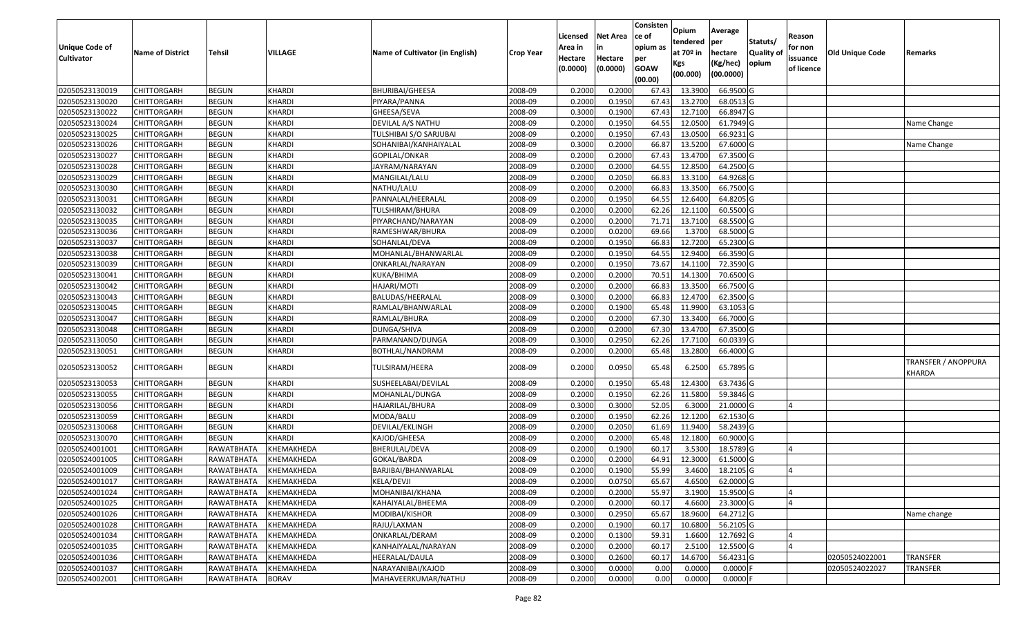| Unique Code of Cultivator | Name of District | Tehsil | VILLAGE | Name of Cultivator (in English) | Crop Year | Licensed Area in Hectare (0.0000) | Net Area in Hectare (0.0000) | Consistence of opium as per GOAW (00.00) | Opium tendered at 70º in Kgs (00.000) | Average per hectare (Kg/hec) (00.0000) | Statuts/ Quality of opium | Reason for non issuance of licence | Old Unique Code | Remarks |
|---|---|---|---|---|---|---|---|---|---|---|---|---|---|---|
| 02050523130019 | CHITTORGARH | BEGUN | KHARDI | BHURIBAI/GHEESA | 2008-09 | 0.2000 | 0.2000 | 67.43 | 13.3900 | 66.9500 | G | | | |
| 02050523130020 | CHITTORGARH | BEGUN | KHARDI | PIYARA/PANNA | 2008-09 | 0.2000 | 0.1950 | 67.43 | 13.2700 | 68.0513 | G | | | |
| 02050523130022 | CHITTORGARH | BEGUN | KHARDI | GHEESA/SEVA | 2008-09 | 0.3000 | 0.1900 | 67.43 | 12.7100 | 66.8947 | G | | | |
| 02050523130024 | CHITTORGARH | BEGUN | KHARDI | DEVILAL A/S NATHU | 2008-09 | 0.2000 | 0.1950 | 64.55 | 12.0500 | 61.7949 | G | | | Name Change |
| 02050523130025 | CHITTORGARH | BEGUN | KHARDI | TULSHIBAI S/O SARJUBAI | 2008-09 | 0.2000 | 0.1950 | 67.43 | 13.0500 | 66.9231 | G | | | |
| 02050523130026 | CHITTORGARH | BEGUN | KHARDI | SOHANIBAI/KANHAIYALAL | 2008-09 | 0.3000 | 0.2000 | 66.87 | 13.5200 | 67.6000 | G | | | Name Change |
| 02050523130027 | CHITTORGARH | BEGUN | KHARDI | GOPILAL/ONKAR | 2008-09 | 0.2000 | 0.2000 | 67.43 | 13.4700 | 67.3500 | G | | | |
| 02050523130028 | CHITTORGARH | BEGUN | KHARDI | JAYRAM/NARAYAN | 2008-09 | 0.2000 | 0.2000 | 64.55 | 12.8500 | 64.2500 | G | | | |
| 02050523130029 | CHITTORGARH | BEGUN | KHARDI | MANGILAL/LALU | 2008-09 | 0.2000 | 0.2050 | 66.83 | 13.3100 | 64.9268 | G | | | |
| 02050523130030 | CHITTORGARH | BEGUN | KHARDI | NATHU/LALU | 2008-09 | 0.2000 | 0.2000 | 66.83 | 13.3500 | 66.7500 | G | | | |
| 02050523130031 | CHITTORGARH | BEGUN | KHARDI | PANNALAL/HEERALAL | 2008-09 | 0.2000 | 0.1950 | 64.55 | 12.6400 | 64.8205 | G | | | |
| 02050523130032 | CHITTORGARH | BEGUN | KHARDI | TULSHIRAM/BHURA | 2008-09 | 0.2000 | 0.2000 | 62.26 | 12.1100 | 60.5500 | G | | | |
| 02050523130035 | CHITTORGARH | BEGUN | KHARDI | PIYARCHAND/NARAYAN | 2008-09 | 0.2000 | 0.2000 | 71.71 | 13.7100 | 68.5500 | G | | | |
| 02050523130036 | CHITTORGARH | BEGUN | KHARDI | RAMESHWAR/BHURA | 2008-09 | 0.2000 | 0.0200 | 69.66 | 1.3700 | 68.5000 | G | | | |
| 02050523130037 | CHITTORGARH | BEGUN | KHARDI | SOHANLAL/DEVA | 2008-09 | 0.2000 | 0.1950 | 66.83 | 12.7200 | 65.2300 | G | | | |
| 02050523130038 | CHITTORGARH | BEGUN | KHARDI | MOHANLAL/BHANWARLAL | 2008-09 | 0.2000 | 0.1950 | 64.55 | 12.9400 | 66.3590 | G | | | |
| 02050523130039 | CHITTORGARH | BEGUN | KHARDI | ONKARLAL/NARAYAN | 2008-09 | 0.2000 | 0.1950 | 73.67 | 14.1100 | 72.3590 | G | | | |
| 02050523130041 | CHITTORGARH | BEGUN | KHARDI | KUKA/BHIMA | 2008-09 | 0.2000 | 0.2000 | 70.51 | 14.1300 | 70.6500 | G | | | |
| 02050523130042 | CHITTORGARH | BEGUN | KHARDI | HAJARI/MOTI | 2008-09 | 0.2000 | 0.2000 | 66.83 | 13.3500 | 66.7500 | G | | | |
| 02050523130043 | CHITTORGARH | BEGUN | KHARDI | BALUDAS/HEERALAL | 2008-09 | 0.3000 | 0.2000 | 66.83 | 12.4700 | 62.3500 | G | | | |
| 02050523130045 | CHITTORGARH | BEGUN | KHARDI | RAMLAL/BHANWARLAL | 2008-09 | 0.2000 | 0.1900 | 65.48 | 11.9900 | 63.1053 | G | | | |
| 02050523130047 | CHITTORGARH | BEGUN | KHARDI | RAMLAL/BHURA | 2008-09 | 0.2000 | 0.2000 | 67.30 | 13.3400 | 66.7000 | G | | | |
| 02050523130048 | CHITTORGARH | BEGUN | KHARDI | DUNGA/SHIVA | 2008-09 | 0.2000 | 0.2000 | 67.30 | 13.4700 | 67.3500 | G | | | |
| 02050523130050 | CHITTORGARH | BEGUN | KHARDI | PARMANAND/DUNGA | 2008-09 | 0.3000 | 0.2950 | 62.26 | 17.7100 | 60.0339 | G | | | |
| 02050523130051 | CHITTORGARH | BEGUN | KHARDI | BOTHLAL/NANDRAM | 2008-09 | 0.2000 | 0.2000 | 65.48 | 13.2800 | 66.4000 | G | | | |
| 02050523130052 | CHITTORGARH | BEGUN | KHARDI | TULSIRAM/HEERA | 2008-09 | 0.2000 | 0.0950 | 65.48 | 6.2500 | 65.7895 | G | | | TRANSFER / ANOPPURA KHARDA |
| 02050523130053 | CHITTORGARH | BEGUN | KHARDI | SUSHEELABAI/DEVILAL | 2008-09 | 0.2000 | 0.1950 | 65.48 | 12.4300 | 63.7436 | G | | | |
| 02050523130055 | CHITTORGARH | BEGUN | KHARDI | MOHANLAL/DUNGA | 2008-09 | 0.2000 | 0.1950 | 62.26 | 11.5800 | 59.3846 | G | | | |
| 02050523130056 | CHITTORGARH | BEGUN | KHARDI | HAJARILAL/BHURA | 2008-09 | 0.3000 | 0.3000 | 52.05 | 6.3000 | 21.0000 | G | 4 | | |
| 02050523130059 | CHITTORGARH | BEGUN | KHARDI | MODA/BALU | 2008-09 | 0.2000 | 0.1950 | 62.26 | 12.1200 | 62.1530 | G | | | |
| 02050523130068 | CHITTORGARH | BEGUN | KHARDI | DEVILAL/EKLINGH | 2008-09 | 0.2000 | 0.2050 | 61.69 | 11.9400 | 58.2439 | G | | | |
| 02050523130070 | CHITTORGARH | BEGUN | KHARDI | KAJOD/GHEESA | 2008-09 | 0.2000 | 0.2000 | 65.48 | 12.1800 | 60.9000 | G | | | |
| 02050524001001 | CHITTORGARH | RAWATBHATA | KHEMAKHEDA | BHERULAL/DEVA | 2008-09 | 0.2000 | 0.1900 | 60.17 | 3.5300 | 18.5789 | G | 4 | | |
| 02050524001005 | CHITTORGARH | RAWATBHATA | KHEMAKHEDA | GOKAL/BARDA | 2008-09 | 0.2000 | 0.2000 | 64.91 | 12.3000 | 61.5000 | G | | | |
| 02050524001009 | CHITTORGARH | RAWATBHATA | KHEMAKHEDA | BARJIBAI/BHANWARLAL | 2008-09 | 0.2000 | 0.1900 | 55.99 | 3.4600 | 18.2105 | G | 4 | | |
| 02050524001017 | CHITTORGARH | RAWATBHATA | KHEMAKHEDA | KELA/DEVJI | 2008-09 | 0.2000 | 0.0750 | 65.67 | 4.6500 | 62.0000 | G | | | |
| 02050524001024 | CHITTORGARH | RAWATBHATA | KHEMAKHEDA | MOHANIBAI/KHANA | 2008-09 | 0.2000 | 0.2000 | 55.97 | 3.1900 | 15.9500 | G | 4 | | |
| 02050524001025 | CHITTORGARH | RAWATBHATA | KHEMAKHEDA | KAHAIYALAL/BHEEMA | 2008-09 | 0.2000 | 0.2000 | 60.17 | 4.6600 | 23.3000 | G | 4 | | |
| 02050524001026 | CHITTORGARH | RAWATBHATA | KHEMAKHEDA | MODIBAI/KISHOR | 2008-09 | 0.3000 | 0.2950 | 65.67 | 18.9600 | 64.2712 | G | | | Name change |
| 02050524001028 | CHITTORGARH | RAWATBHATA | KHEMAKHEDA | RAJU/LAXMAN | 2008-09 | 0.2000 | 0.1900 | 60.17 | 10.6800 | 56.2105 | G | | | |
| 02050524001034 | CHITTORGARH | RAWATBHATA | KHEMAKHEDA | ONKARLAL/DERAM | 2008-09 | 0.2000 | 0.1300 | 59.31 | 1.6600 | 12.7692 | G | 4 | | |
| 02050524001035 | CHITTORGARH | RAWATBHATA | KHEMAKHEDA | KANHAIYALAL/NARAYAN | 2008-09 | 0.2000 | 0.2000 | 60.17 | 2.5100 | 12.5500 | G | 4 | | |
| 02050524001036 | CHITTORGARH | RAWATBHATA | KHEMAKHEDA | HEERALAL/DAULA | 2008-09 | 0.3000 | 0.2600 | 60.17 | 14.6700 | 56.4231 | G | | 02050524022001 | TRANSFER |
| 02050524001037 | CHITTORGARH | RAWATBHATA | KHEMAKHEDA | NARAYANIBAI/KAJOD | 2008-09 | 0.3000 | 0.0000 | 0.00 | 0.0000 | 0.0000 | F | | 02050524022027 | TRANSFER |
| 02050524002001 | CHITTORGARH | RAWATBHATA | BORAV | MAHAVEERKUMAR/NATHU | 2008-09 | 0.2000 | 0.0000 | 0.00 | 0.0000 | 0.0000 | F | | | |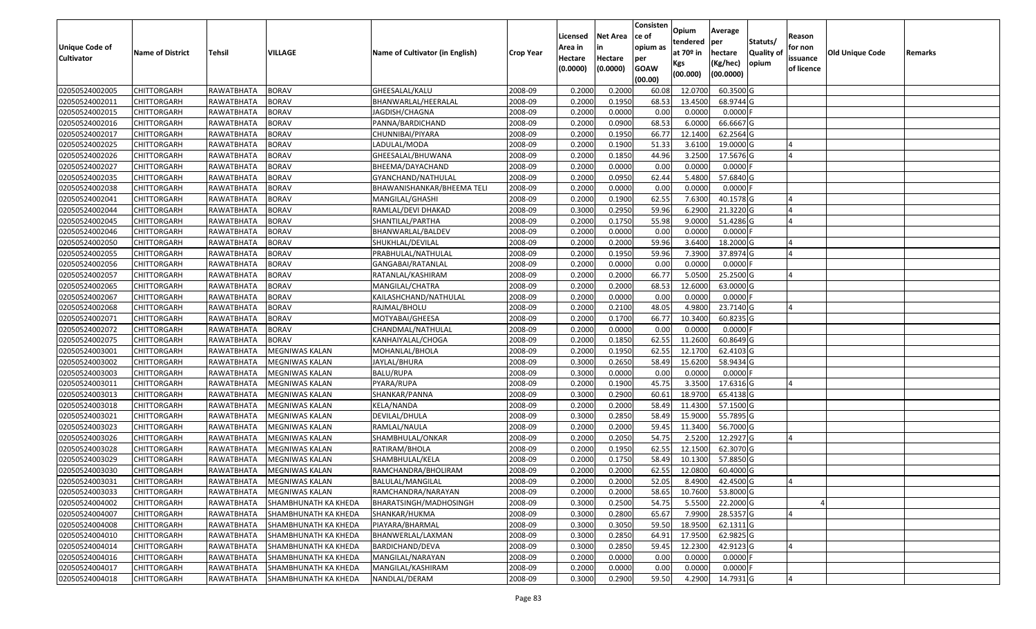| Unique Code of Cultivator | Name of District | Tehsil | VILLAGE | Name of Cultivator (in English) | Crop Year | Licensed Area in Hectare (0.0000) | Net Area in Hectare (0.0000) | Consistence of opium as per GOAW (00.00) | Opium tendered at 70º in Kgs (00.000) | Average per hectare (Kg/hec) (00.0000) | Statuts/ Quality of opium | Reason for non issuance of licence | Old Unique Code | Remarks |
|---|---|---|---|---|---|---|---|---|---|---|---|---|---|---|
| 02050524002005 | CHITTORGARH | RAWATBHATA | BORAV | GHEESALAL/KALU | 2008-09 | 0.2000 | 0.2000 | 60.08 | 12.0700 | 60.3500 | G | | | |
| 02050524002011 | CHITTORGARH | RAWATBHATA | BORAV | BHANWARLAL/HEERALAL | 2008-09 | 0.2000 | 0.1950 | 68.53 | 13.4500 | 68.9744 | G | | | |
| 02050524002015 | CHITTORGARH | RAWATBHATA | BORAV | JAGDISH/CHAGNA | 2008-09 | 0.2000 | 0.0000 | 0.00 | 0.0000 | 0.0000 | F | | | |
| 02050524002016 | CHITTORGARH | RAWATBHATA | BORAV | PANNA/BARDICHAND | 2008-09 | 0.2000 | 0.0900 | 68.53 | 6.0000 | 66.6667 | G | | | |
| 02050524002017 | CHITTORGARH | RAWATBHATA | BORAV | CHUNNIBAI/PIYARA | 2008-09 | 0.2000 | 0.1950 | 66.77 | 12.1400 | 62.2564 | G | | | |
| 02050524002025 | CHITTORGARH | RAWATBHATA | BORAV | LADULAL/MODA | 2008-09 | 0.2000 | 0.1900 | 51.33 | 3.6100 | 19.0000 | G | 4 | | |
| 02050524002026 | CHITTORGARH | RAWATBHATA | BORAV | GHEESALAL/BHUWANA | 2008-09 | 0.2000 | 0.1850 | 44.96 | 3.2500 | 17.5676 | G | 4 | | |
| 02050524002027 | CHITTORGARH | RAWATBHATA | BORAV | BHEEMA/DAYACHAND | 2008-09 | 0.2000 | 0.0000 | 0.00 | 0.0000 | 0.0000 | F | | | |
| 02050524002035 | CHITTORGARH | RAWATBHATA | BORAV | GYANCHAND/NATHULAL | 2008-09 | 0.2000 | 0.0950 | 62.44 | 5.4800 | 57.6840 | G | | | |
| 02050524002038 | CHITTORGARH | RAWATBHATA | BORAV | BHAWANISHANKAR/BHEEMA TELI | 2008-09 | 0.2000 | 0.0000 | 0.00 | 0.0000 | 0.0000 | F | | | |
| 02050524002041 | CHITTORGARH | RAWATBHATA | BORAV | MANGILAL/GHASHI | 2008-09 | 0.2000 | 0.1900 | 62.55 | 7.6300 | 40.1578 | G | 4 | | |
| 02050524002044 | CHITTORGARH | RAWATBHATA | BORAV | RAMLAL/DEVI DHAKAD | 2008-09 | 0.3000 | 0.2950 | 59.96 | 6.2900 | 21.3220 | G | 4 | | |
| 02050524002045 | CHITTORGARH | RAWATBHATA | BORAV | SHANTILAL/PARTHA | 2008-09 | 0.2000 | 0.1750 | 55.98 | 9.0000 | 51.4286 | G | 4 | | |
| 02050524002046 | CHITTORGARH | RAWATBHATA | BORAV | BHANWARLAL/BALDEV | 2008-09 | 0.2000 | 0.0000 | 0.00 | 0.0000 | 0.0000 | F | | | |
| 02050524002050 | CHITTORGARH | RAWATBHATA | BORAV | SHUKHLAL/DEVILAL | 2008-09 | 0.2000 | 0.2000 | 59.96 | 3.6400 | 18.2000 | G | 4 | | |
| 02050524002055 | CHITTORGARH | RAWATBHATA | BORAV | PRABHULAL/NATHULAL | 2008-09 | 0.2000 | 0.1950 | 59.96 | 7.3900 | 37.8974 | G | 4 | | |
| 02050524002056 | CHITTORGARH | RAWATBHATA | BORAV | GANGABAI/RATANLAL | 2008-09 | 0.2000 | 0.0000 | 0.00 | 0.0000 | 0.0000 | F | | | |
| 02050524002057 | CHITTORGARH | RAWATBHATA | BORAV | RATANLAL/KASHIRAM | 2008-09 | 0.2000 | 0.2000 | 66.77 | 5.0500 | 25.2500 | G | 4 | | |
| 02050524002065 | CHITTORGARH | RAWATBHATA | BORAV | MANGILAL/CHATRA | 2008-09 | 0.2000 | 0.2000 | 68.53 | 12.6000 | 63.0000 | G | | | |
| 02050524002067 | CHITTORGARH | RAWATBHATA | BORAV | KAILASHCHAND/NATHULAL | 2008-09 | 0.2000 | 0.0000 | 0.00 | 0.0000 | 0.0000 | F | | | |
| 02050524002068 | CHITTORGARH | RAWATBHATA | BORAV | RAJMAL/BHOLU | 2008-09 | 0.2000 | 0.2100 | 48.05 | 4.9800 | 23.7140 | G | 4 | | |
| 02050524002071 | CHITTORGARH | RAWATBHATA | BORAV | MOTYABAI/GHEESA | 2008-09 | 0.2000 | 0.1700 | 66.77 | 10.3400 | 60.8235 | G | | | |
| 02050524002072 | CHITTORGARH | RAWATBHATA | BORAV | CHANDMAL/NATHULAL | 2008-09 | 0.2000 | 0.0000 | 0.00 | 0.0000 | 0.0000 | F | | | |
| 02050524002075 | CHITTORGARH | RAWATBHATA | BORAV | KANHAIYALAL/CHOGA | 2008-09 | 0.2000 | 0.1850 | 62.55 | 11.2600 | 60.8649 | G | | | |
| 02050524003001 | CHITTORGARH | RAWATBHATA | MEGNIWAS KALAN | MOHANLAL/BHOLA | 2008-09 | 0.2000 | 0.1950 | 62.55 | 12.1700 | 62.4103 | G | | | |
| 02050524003002 | CHITTORGARH | RAWATBHATA | MEGNIWAS KALAN | JAYLAL/BHURA | 2008-09 | 0.3000 | 0.2650 | 58.49 | 15.6200 | 58.9434 | G | | | |
| 02050524003003 | CHITTORGARH | RAWATBHATA | MEGNIWAS KALAN | BALU/RUPA | 2008-09 | 0.3000 | 0.0000 | 0.00 | 0.0000 | 0.0000 | F | | | |
| 02050524003011 | CHITTORGARH | RAWATBHATA | MEGNIWAS KALAN | PYARA/RUPA | 2008-09 | 0.2000 | 0.1900 | 45.75 | 3.3500 | 17.6316 | G | 4 | | |
| 02050524003013 | CHITTORGARH | RAWATBHATA | MEGNIWAS KALAN | SHANKAR/PANNA | 2008-09 | 0.3000 | 0.2900 | 60.61 | 18.9700 | 65.4138 | G | | | |
| 02050524003018 | CHITTORGARH | RAWATBHATA | MEGNIWAS KALAN | KELA/NANDA | 2008-09 | 0.2000 | 0.2000 | 58.49 | 11.4300 | 57.1500 | G | | | |
| 02050524003021 | CHITTORGARH | RAWATBHATA | MEGNIWAS KALAN | DEVILAL/DHULA | 2008-09 | 0.3000 | 0.2850 | 58.49 | 15.9000 | 55.7895 | G | | | |
| 02050524003023 | CHITTORGARH | RAWATBHATA | MEGNIWAS KALAN | RAMLAL/NAULA | 2008-09 | 0.2000 | 0.2000 | 59.45 | 11.3400 | 56.7000 | G | | | |
| 02050524003026 | CHITTORGARH | RAWATBHATA | MEGNIWAS KALAN | SHAMBHULAL/ONKAR | 2008-09 | 0.2000 | 0.2050 | 54.75 | 2.5200 | 12.2927 | G | 4 | | |
| 02050524003028 | CHITTORGARH | RAWATBHATA | MEGNIWAS KALAN | RATIRAM/BHOLA | 2008-09 | 0.2000 | 0.1950 | 62.55 | 12.1500 | 62.3070 | G | | | |
| 02050524003029 | CHITTORGARH | RAWATBHATA | MEGNIWAS KALAN | SHAMBHULAL/KELA | 2008-09 | 0.2000 | 0.1750 | 58.49 | 10.1300 | 57.8850 | G | | | |
| 02050524003030 | CHITTORGARH | RAWATBHATA | MEGNIWAS KALAN | RAMCHANDRA/BHOLIRAM | 2008-09 | 0.2000 | 0.2000 | 62.55 | 12.0800 | 60.4000 | G | | | |
| 02050524003031 | CHITTORGARH | RAWATBHATA | MEGNIWAS KALAN | BALULAL/MANGILAL | 2008-09 | 0.2000 | 0.2000 | 52.05 | 8.4900 | 42.4500 | G | 4 | | |
| 02050524003033 | CHITTORGARH | RAWATBHATA | MEGNIWAS KALAN | RAMCHANDRA/NARAYAN | 2008-09 | 0.2000 | 0.2000 | 58.65 | 10.7600 | 53.8000 | G | | | |
| 02050524004002 | CHITTORGARH | RAWATBHATA | SHAMBHUNATH KA KHEDA | BHARATSINGH/MADHOSINGH | 2008-09 | 0.3000 | 0.2500 | 54.75 | 5.5500 | 22.2000 | G | 4 | | |
| 02050524004007 | CHITTORGARH | RAWATBHATA | SHAMBHUNATH KA KHEDA | SHANKAR/HUKMA | 2008-09 | 0.3000 | 0.2800 | 65.67 | 7.9900 | 28.5357 | G | 4 | | |
| 02050524004008 | CHITTORGARH | RAWATBHATA | SHAMBHUNATH KA KHEDA | PIAYARA/BHARMAL | 2008-09 | 0.3000 | 0.3050 | 59.50 | 18.9500 | 62.1311 | G | | | |
| 02050524004010 | CHITTORGARH | RAWATBHATA | SHAMBHUNATH KA KHEDA | BHANWERLAL/LAXMAN | 2008-09 | 0.3000 | 0.2850 | 64.91 | 17.9500 | 62.9825 | G | | | |
| 02050524004014 | CHITTORGARH | RAWATBHATA | SHAMBHUNATH KA KHEDA | BARDICHAND/DEVA | 2008-09 | 0.3000 | 0.2850 | 59.45 | 12.2300 | 42.9123 | G | 4 | | |
| 02050524004016 | CHITTORGARH | RAWATBHATA | SHAMBHUNATH KA KHEDA | MANGILAL/NARAYAN | 2008-09 | 0.2000 | 0.0000 | 0.00 | 0.0000 | 0.0000 | F | | | |
| 02050524004017 | CHITTORGARH | RAWATBHATA | SHAMBHUNATH KA KHEDA | MANGILAL/KASHIRAM | 2008-09 | 0.2000 | 0.0000 | 0.00 | 0.0000 | 0.0000 | F | | | |
| 02050524004018 | CHITTORGARH | RAWATBHATA | SHAMBHUNATH KA KHEDA | NANDLAL/DERAM | 2008-09 | 0.3000 | 0.2900 | 59.50 | 4.2900 | 14.7931 | G | 4 | | |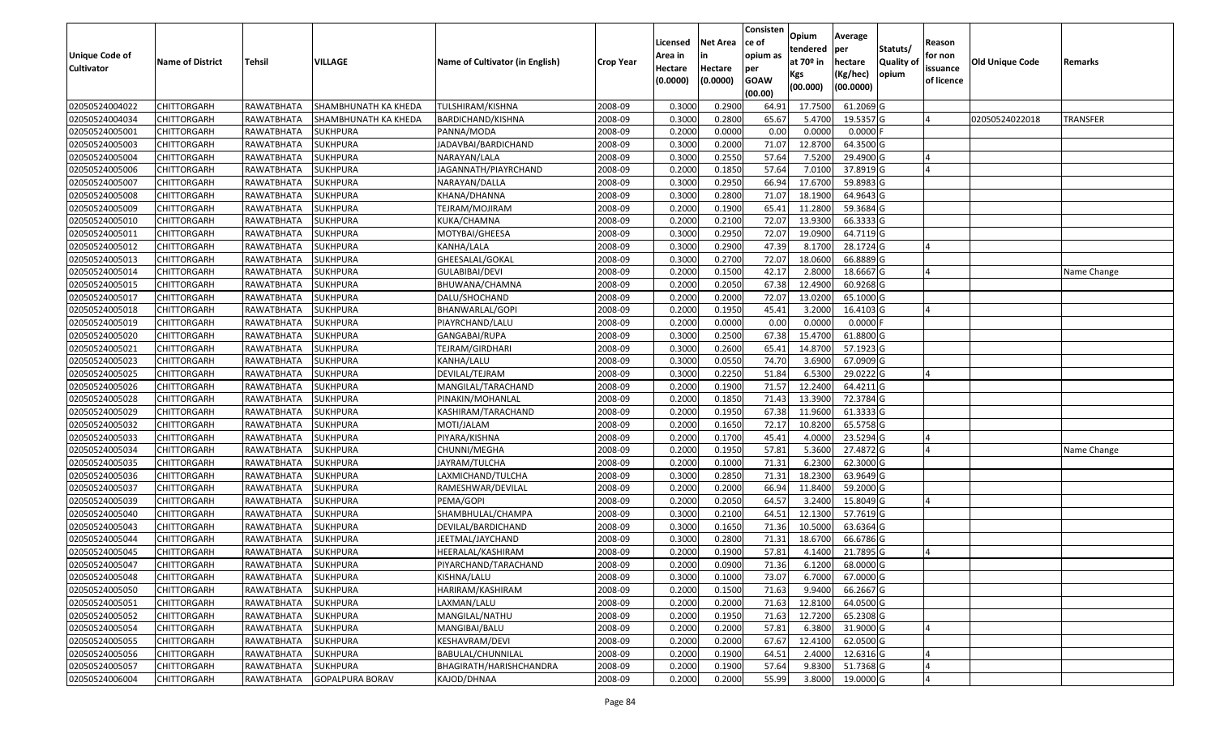| Unique Code of Cultivator | Name of District | Tehsil | VILLAGE | Name of Cultivator (in English) | Crop Year | Licensed Area in Hectare (0.0000) | Net Area in Hectare (0.0000) | Consistence of opium as per GOAW (00.00) | Opium tendered at 70º in Kgs (00.000) | Average per hectare (Kg/hec) (00.0000) | Statuts/ Quality of opium | Reason for non issuance of licence | Old Unique Code | Remarks |
|---|---|---|---|---|---|---|---|---|---|---|---|---|---|---|
| 02050524004022 | CHITTORGARH | RAWATBHATA | SHAMBHUNATH KA KHEDA | TULSHIRAM/KISHNA | 2008-09 | 0.3000 | 0.2900 | 64.91 | 17.7500 | 61.2069 | G | | | |
| 02050524004034 | CHITTORGARH | RAWATBHATA | SHAMBHUNATH KA KHEDA | BARDICHAND/KISHNA | 2008-09 | 0.3000 | 0.2800 | 65.67 | 5.4700 | 19.5357 | G | 4 | 02050524022018 | TRANSFER |
| 02050524005001 | CHITTORGARH | RAWATBHATA | SUKHPURA | PANNA/MODA | 2008-09 | 0.2000 | 0.0000 | 0.00 | 0.0000 | 0.0000 | F | | | |
| 02050524005003 | CHITTORGARH | RAWATBHATA | SUKHPURA | JADAVBAI/BARDICHAND | 2008-09 | 0.3000 | 0.2000 | 71.07 | 12.8700 | 64.3500 | G | | | |
| 02050524005004 | CHITTORGARH | RAWATBHATA | SUKHPURA | NARAYAN/LALA | 2008-09 | 0.3000 | 0.2550 | 57.64 | 7.5200 | 29.4900 | G | 4 | | |
| 02050524005006 | CHITTORGARH | RAWATBHATA | SUKHPURA | JAGANNATH/PIAYRCHAND | 2008-09 | 0.2000 | 0.1850 | 57.64 | 7.0100 | 37.8919 | G | 4 | | |
| 02050524005007 | CHITTORGARH | RAWATBHATA | SUKHPURA | NARAYAN/DALLA | 2008-09 | 0.3000 | 0.2950 | 66.94 | 17.6700 | 59.8983 | G | | | |
| 02050524005008 | CHITTORGARH | RAWATBHATA | SUKHPURA | KHANA/DHANNA | 2008-09 | 0.3000 | 0.2800 | 71.07 | 18.1900 | 64.9643 | G | | | |
| 02050524005009 | CHITTORGARH | RAWATBHATA | SUKHPURA | TEJRAM/MOJIRAM | 2008-09 | 0.2000 | 0.1900 | 65.41 | 11.2800 | 59.3684 | G | | | |
| 02050524005010 | CHITTORGARH | RAWATBHATA | SUKHPURA | KUKA/CHAMNA | 2008-09 | 0.2000 | 0.2100 | 72.07 | 13.9300 | 66.3333 | G | | | |
| 02050524005011 | CHITTORGARH | RAWATBHATA | SUKHPURA | MOTYBAI/GHEESA | 2008-09 | 0.3000 | 0.2950 | 72.07 | 19.0900 | 64.7119 | G | | | |
| 02050524005012 | CHITTORGARH | RAWATBHATA | SUKHPURA | KANHA/LALA | 2008-09 | 0.3000 | 0.2900 | 47.39 | 8.1700 | 28.1724 | G | 4 | | |
| 02050524005013 | CHITTORGARH | RAWATBHATA | SUKHPURA | GHEESALAL/GOKAL | 2008-09 | 0.3000 | 0.2700 | 72.07 | 18.0600 | 66.8889 | G | | | |
| 02050524005014 | CHITTORGARH | RAWATBHATA | SUKHPURA | GULABIBAI/DEVI | 2008-09 | 0.2000 | 0.1500 | 42.17 | 2.8000 | 18.6667 | G | 4 | | Name Change |
| 02050524005015 | CHITTORGARH | RAWATBHATA | SUKHPURA | BHUWANA/CHAMNA | 2008-09 | 0.2000 | 0.2050 | 67.38 | 12.4900 | 60.9268 | G | | | |
| 02050524005017 | CHITTORGARH | RAWATBHATA | SUKHPURA | DALU/SHOCHAND | 2008-09 | 0.2000 | 0.2000 | 72.07 | 13.0200 | 65.1000 | G | | | |
| 02050524005018 | CHITTORGARH | RAWATBHATA | SUKHPURA | BHANWARLAL/GOPI | 2008-09 | 0.2000 | 0.1950 | 45.41 | 3.2000 | 16.4103 | G | 4 | | |
| 02050524005019 | CHITTORGARH | RAWATBHATA | SUKHPURA | PIAYRCHAND/LALU | 2008-09 | 0.2000 | 0.0000 | 0.00 | 0.0000 | 0.0000 | F | | | |
| 02050524005020 | CHITTORGARH | RAWATBHATA | SUKHPURA | GANGABAI/RUPA | 2008-09 | 0.3000 | 0.2500 | 67.38 | 15.4700 | 61.8800 | G | | | |
| 02050524005021 | CHITTORGARH | RAWATBHATA | SUKHPURA | TEJRAM/GIRDHARI | 2008-09 | 0.3000 | 0.2600 | 65.41 | 14.8700 | 57.1923 | G | | | |
| 02050524005023 | CHITTORGARH | RAWATBHATA | SUKHPURA | KANHA/LALU | 2008-09 | 0.3000 | 0.0550 | 74.70 | 3.6900 | 67.0909 | G | | | |
| 02050524005025 | CHITTORGARH | RAWATBHATA | SUKHPURA | DEVILAL/TEJRAM | 2008-09 | 0.3000 | 0.2250 | 51.84 | 6.5300 | 29.0222 | G | 4 | | |
| 02050524005026 | CHITTORGARH | RAWATBHATA | SUKHPURA | MANGILAL/TARACHAND | 2008-09 | 0.2000 | 0.1900 | 71.57 | 12.2400 | 64.4211 | G | | | |
| 02050524005028 | CHITTORGARH | RAWATBHATA | SUKHPURA | PINAKIN/MOHANLAL | 2008-09 | 0.2000 | 0.1850 | 71.43 | 13.3900 | 72.3784 | G | | | |
| 02050524005029 | CHITTORGARH | RAWATBHATA | SUKHPURA | KASHIRAM/TARACHAND | 2008-09 | 0.2000 | 0.1950 | 67.38 | 11.9600 | 61.3333 | G | | | |
| 02050524005032 | CHITTORGARH | RAWATBHATA | SUKHPURA | MOTI/JALAM | 2008-09 | 0.2000 | 0.1650 | 72.17 | 10.8200 | 65.5758 | G | | | |
| 02050524005033 | CHITTORGARH | RAWATBHATA | SUKHPURA | PIYARA/KISHNA | 2008-09 | 0.2000 | 0.1700 | 45.41 | 4.0000 | 23.5294 | G | 4 | | |
| 02050524005034 | CHITTORGARH | RAWATBHATA | SUKHPURA | CHUNNI/MEGHA | 2008-09 | 0.2000 | 0.1950 | 57.81 | 5.3600 | 27.4872 | G | 4 | | Name Change |
| 02050524005035 | CHITTORGARH | RAWATBHATA | SUKHPURA | JAYRAM/TULCHA | 2008-09 | 0.2000 | 0.1000 | 71.31 | 6.2300 | 62.3000 | G | | | |
| 02050524005036 | CHITTORGARH | RAWATBHATA | SUKHPURA | LAXMICHAND/TULCHA | 2008-09 | 0.3000 | 0.2850 | 71.31 | 18.2300 | 63.9649 | G | | | |
| 02050524005037 | CHITTORGARH | RAWATBHATA | SUKHPURA | RAMESHWAR/DEVILAL | 2008-09 | 0.2000 | 0.2000 | 66.94 | 11.8400 | 59.2000 | G | | | |
| 02050524005039 | CHITTORGARH | RAWATBHATA | SUKHPURA | PEMA/GOPI | 2008-09 | 0.2000 | 0.2050 | 64.57 | 3.2400 | 15.8049 | G | 4 | | |
| 02050524005040 | CHITTORGARH | RAWATBHATA | SUKHPURA | SHAMBHULAL/CHAMPA | 2008-09 | 0.3000 | 0.2100 | 64.51 | 12.1300 | 57.7619 | G | | | |
| 02050524005043 | CHITTORGARH | RAWATBHATA | SUKHPURA | DEVILAL/BARDICHAND | 2008-09 | 0.3000 | 0.1650 | 71.36 | 10.5000 | 63.6364 | G | | | |
| 02050524005044 | CHITTORGARH | RAWATBHATA | SUKHPURA | JEETMAL/JAYCHAND | 2008-09 | 0.3000 | 0.2800 | 71.31 | 18.6700 | 66.6786 | G | | | |
| 02050524005045 | CHITTORGARH | RAWATBHATA | SUKHPURA | HEERALAL/KASHIRAM | 2008-09 | 0.2000 | 0.1900 | 57.81 | 4.1400 | 21.7895 | G | 4 | | |
| 02050524005047 | CHITTORGARH | RAWATBHATA | SUKHPURA | PIYARCHAND/TARACHAND | 2008-09 | 0.2000 | 0.0900 | 71.36 | 6.1200 | 68.0000 | G | | | |
| 02050524005048 | CHITTORGARH | RAWATBHATA | SUKHPURA | KISHNA/LALU | 2008-09 | 0.3000 | 0.1000 | 73.07 | 6.7000 | 67.0000 | G | | | |
| 02050524005050 | CHITTORGARH | RAWATBHATA | SUKHPURA | HARIRAM/KASHIRAM | 2008-09 | 0.2000 | 0.1500 | 71.63 | 9.9400 | 66.2667 | G | | | |
| 02050524005051 | CHITTORGARH | RAWATBHATA | SUKHPURA | LAXMAN/LALU | 2008-09 | 0.2000 | 0.2000 | 71.63 | 12.8100 | 64.0500 | G | | | |
| 02050524005052 | CHITTORGARH | RAWATBHATA | SUKHPURA | MANGILAL/NATHU | 2008-09 | 0.2000 | 0.1950 | 71.63 | 12.7200 | 65.2308 | G | | | |
| 02050524005054 | CHITTORGARH | RAWATBHATA | SUKHPURA | MANGIBAI/BALU | 2008-09 | 0.2000 | 0.2000 | 57.81 | 6.3800 | 31.9000 | G | 4 | | |
| 02050524005055 | CHITTORGARH | RAWATBHATA | SUKHPURA | KESHAVRAM/DEVI | 2008-09 | 0.2000 | 0.2000 | 67.67 | 12.4100 | 62.0500 | G | | | |
| 02050524005056 | CHITTORGARH | RAWATBHATA | SUKHPURA | BABULAL/CHUNNILAL | 2008-09 | 0.2000 | 0.1900 | 64.51 | 2.4000 | 12.6316 | G | 4 | | |
| 02050524005057 | CHITTORGARH | RAWATBHATA | SUKHPURA | BHAGIRATH/HARISHCHANDRA | 2008-09 | 0.2000 | 0.1900 | 57.64 | 9.8300 | 51.7368 | G | 4 | | |
| 02050524006004 | CHITTORGARH | RAWATBHATA | GOPALPURA BORAV | KAJOD/DHNAA | 2008-09 | 0.2000 | 0.2000 | 55.99 | 3.8000 | 19.0000 | G | 4 | | |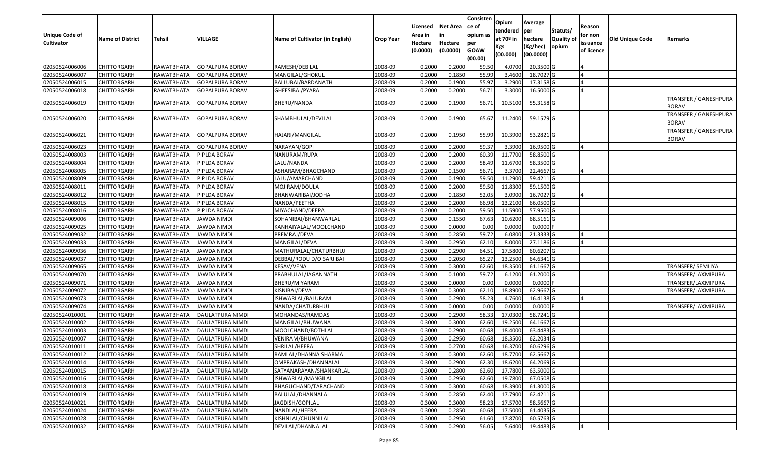| Unique Code of Cultivator | Name of District | Tehsil | VILLAGE | Name of Cultivator (in English) | Crop Year | Licensed Area in Hectare (0.0000) | Net Area in Hectare (0.0000) | Consistence of opium as per GOAW (00.00) | Opium tendered at 70º in Kgs (00.000) | Average per hectare (Kg/hec) (00.0000) | Statuts/ Quality of opium | Reason for non issuance of licence | Old Unique Code | Remarks |
|---|---|---|---|---|---|---|---|---|---|---|---|---|---|---|
| 02050524006006 | CHITTORGARH | RAWATBHATA | GOPALPURA BORAV | RAMESH/DEBILAL | 2008-09 | 0.2000 | 0.2000 | 59.50 | 4.0700 | 20.3500 | G | 4 | | |
| 02050524006007 | CHITTORGARH | RAWATBHATA | GOPALPURA BORAV | MANGILAL/GHOKUL | 2008-09 | 0.2000 | 0.1850 | 55.99 | 3.4600 | 18.7027 | G | 4 | | |
| 02050524006015 | CHITTORGARH | RAWATBHATA | GOPALPURA BORAV | BALLUBAI/BARDANATH | 2008-09 | 0.2000 | 0.1900 | 55.97 | 3.2900 | 17.3158 | G | 4 | | |
| 02050524006018 | CHITTORGARH | RAWATBHATA | GOPALPURA BORAV | GHEESIBAI/PYARA | 2008-09 | 0.2000 | 0.2000 | 56.71 | 3.3000 | 16.5000 | G | 4 | | |
| 02050524006019 | CHITTORGARH | RAWATBHATA | GOPALPURA BORAV | BHERU/NANDA | 2008-09 | 0.2000 | 0.1900 | 56.71 | 10.5100 | 55.3158 | G | | | TRANSFER / GANESHPURA BORAV |
| 02050524006020 | CHITTORGARH | RAWATBHATA | GOPALPURA BORAV | SHAMBHULAL/DEVILAL | 2008-09 | 0.2000 | 0.1900 | 65.67 | 11.2400 | 59.1579 | G | | | TRANSFER / GANESHPURA BORAV |
| 02050524006021 | CHITTORGARH | RAWATBHATA | GOPALPURA BORAV | HAJARI/MANGILAL | 2008-09 | 0.2000 | 0.1950 | 55.99 | 10.3900 | 53.2821 | G | | | TRANSFER / GANESHPURA BORAV |
| 02050524006023 | CHITTORGARH | RAWATBHATA | GOPALPURA BORAV | NARAYAN/GOPI | 2008-09 | 0.2000 | 0.2000 | 59.37 | 3.3900 | 16.9500 | G | 4 | | |
| 02050524008003 | CHITTORGARH | RAWATBHATA | PIPLDA BORAV | NANURAM/RUPA | 2008-09 | 0.2000 | 0.2000 | 60.39 | 11.7700 | 58.8500 | G | | | |
| 02050524008004 | CHITTORGARH | RAWATBHATA | PIPLDA BORAV | LALU/NANDA | 2008-09 | 0.2000 | 0.2000 | 58.49 | 11.6700 | 58.3500 | G | | | |
| 02050524008005 | CHITTORGARH | RAWATBHATA | PIPLDA BORAV | ASHARAM/BHAGCHAND | 2008-09 | 0.2000 | 0.1500 | 56.71 | 3.3700 | 22.4667 | G | 4 | | |
| 02050524008009 | CHITTORGARH | RAWATBHATA | PIPLDA BORAV | LALU/AMARCHAND | 2008-09 | 0.2000 | 0.1900 | 59.50 | 11.2900 | 59.4211 | G | | | |
| 02050524008011 | CHITTORGARH | RAWATBHATA | PIPLDA BORAV | MOJIRAM/DOULA | 2008-09 | 0.2000 | 0.2000 | 59.50 | 11.8300 | 59.1500 | G | | | |
| 02050524008012 | CHITTORGARH | RAWATBHATA | PIPLDA BORAV | BHANWARIBAI/JODHA | 2008-09 | 0.2000 | 0.1850 | 52.05 | 3.0900 | 16.7027 | G | 4 | | |
| 02050524008015 | CHITTORGARH | RAWATBHATA | PIPLDA BORAV | NANDA/PEETHA | 2008-09 | 0.2000 | 0.2000 | 66.98 | 13.2100 | 66.0500 | G | | | |
| 02050524008016 | CHITTORGARH | RAWATBHATA | PIPLDA BORAV | MIYACHAND/DEEPA | 2008-09 | 0.2000 | 0.2000 | 59.50 | 11.5900 | 57.9500 | G | | | |
| 02050524009006 | CHITTORGARH | RAWATBHATA | JAWDA NIMDI | SOHANIBAI/BHANWARLAL | 2008-09 | 0.3000 | 0.1550 | 67.63 | 10.6200 | 68.5161 | G | | | |
| 02050524009025 | CHITTORGARH | RAWATBHATA | JAWDA NIMDI | KANHAIYALAL/MOOLCHAND | 2008-09 | 0.3000 | 0.0000 | 0.00 | 0.0000 | 0.0000 | F | | | |
| 02050524009032 | CHITTORGARH | RAWATBHATA | JAWDA NIMDI | PREMRAJ/DEVA | 2008-09 | 0.3000 | 0.2850 | 59.72 | 6.0800 | 21.3333 | G | 4 | | |
| 02050524009033 | CHITTORGARH | RAWATBHATA | JAWDA NIMDI | MANGILAL/DEVA | 2008-09 | 0.3000 | 0.2950 | 62.10 | 8.0000 | 27.1186 | G | 4 | | |
| 02050524009036 | CHITTORGARH | RAWATBHATA | JAWDA NIMDI | MATHURALAL/CHATURBHUJ | 2008-09 | 0.3000 | 0.2900 | 64.51 | 17.5800 | 60.6207 | G | | | |
| 02050524009037 | CHITTORGARH | RAWATBHATA | JAWDA NIMDI | DEBBAI/RODU D/O SARJIBAI | 2008-09 | 0.3000 | 0.2050 | 65.27 | 13.2500 | 64.6341 | G | | | |
| 02050524009065 | CHITTORGARH | RAWATBHATA | JAWDA NIMDI | KESAV/VENA | 2008-09 | 0.3000 | 0.3000 | 62.60 | 18.3500 | 61.1667 | G | | | TRANSFER/ SEMLIYA |
| 02050524009070 | CHITTORGARH | RAWATBHATA | JAWDA NIMDI | PRABHULAL/JAGANNATH | 2008-09 | 0.3000 | 0.1000 | 59.72 | 6.1200 | 61.2000 | G | | | TRANSFER/LAXMIPURA |
| 02050524009071 | CHITTORGARH | RAWATBHATA | JAWDA NIMDI | BHERU/MIYARAM | 2008-09 | 0.3000 | 0.0000 | 0.00 | 0.0000 | 0.0000 | F | | | TRANSFER/LAXMIPURA |
| 02050524009072 | CHITTORGARH | RAWATBHATA | JAWDA NIMDI | KISNIBAI/DEVA | 2008-09 | 0.3000 | 0.3000 | 62.10 | 18.8900 | 62.9667 | G | | | TRANSFER/LAXMIPURA |
| 02050524009073 | CHITTORGARH | RAWATBHATA | JAWDA NIMDI | ISHWARLAL/BALURAM | 2008-09 | 0.3000 | 0.2900 | 58.23 | 4.7600 | 16.4138 | G | 4 | | |
| 02050524009074 | CHITTORGARH | RAWATBHATA | JAWDA NIMDI | NANDA/CHATURBHUJ | 2008-09 | 0.3000 | 0.0000 | 0.00 | 0.0000 | 0.0000 | F | | | TRANSFER/LAXMIPURA |
| 02050524010001 | CHITTORGARH | RAWATBHATA | DAULATPURA NIMDI | MOHANDAS/RAMDAS | 2008-09 | 0.3000 | 0.2900 | 58.33 | 17.0300 | 58.7241 | G | | | |
| 02050524010002 | CHITTORGARH | RAWATBHATA | DAULATPURA NIMDI | MANGILAL/BHUWANA | 2008-09 | 0.3000 | 0.3000 | 62.60 | 19.2500 | 64.1667 | G | | | |
| 02050524010003 | CHITTORGARH | RAWATBHATA | DAULATPURA NIMDI | MOOLCHAND/BOTHLAL | 2008-09 | 0.3000 | 0.2900 | 60.68 | 18.4000 | 63.4483 | G | | | |
| 02050524010007 | CHITTORGARH | RAWATBHATA | DAULATPURA NIMDI | VENIRAM/BHUWANA | 2008-09 | 0.3000 | 0.2950 | 60.68 | 18.3500 | 62.2034 | G | | | |
| 02050524010011 | CHITTORGARH | RAWATBHATA | DAULATPURA NIMDI | SHRILAL/HEERA | 2008-09 | 0.3000 | 0.2700 | 60.68 | 16.3700 | 60.6296 | G | | | |
| 02050524010012 | CHITTORGARH | RAWATBHATA | DAULATPURA NIMDI | RAMLAL/DHANNA SHARMA | 2008-09 | 0.3000 | 0.3000 | 62.60 | 18.7700 | 62.5667 | G | | | |
| 02050524010014 | CHITTORGARH | RAWATBHATA | DAULATPURA NIMDI | OMPRAKASH/DHANNALAL | 2008-09 | 0.3000 | 0.2900 | 62.30 | 18.6200 | 64.2069 | G | | | |
| 02050524010015 | CHITTORGARH | RAWATBHATA | DAULATPURA NIMDI | SATYANARAYAN/SHANKARLAL | 2008-09 | 0.3000 | 0.2800 | 62.60 | 17.7800 | 63.5000 | G | | | |
| 02050524010016 | CHITTORGARH | RAWATBHATA | DAULATPURA NIMDI | ISHWARLAL/MANGILAL | 2008-09 | 0.3000 | 0.2950 | 62.60 | 19.7800 | 67.0508 | G | | | |
| 02050524010018 | CHITTORGARH | RAWATBHATA | DAULATPURA NIMDI | BHAGUCHAND/TARACHAND | 2008-09 | 0.3000 | 0.3000 | 60.68 | 18.3900 | 61.3000 | G | | | |
| 02050524010019 | CHITTORGARH | RAWATBHATA | DAULATPURA NIMDI | BALULAL/DHANNALAL | 2008-09 | 0.3000 | 0.2850 | 62.40 | 17.7900 | 62.4211 | G | | | |
| 02050524010021 | CHITTORGARH | RAWATBHATA | DAULATPURA NIMDI | JAGDISH/GOPILAL | 2008-09 | 0.3000 | 0.3000 | 58.23 | 17.5700 | 58.5667 | G | | | |
| 02050524010024 | CHITTORGARH | RAWATBHATA | DAULATPURA NIMDI | NANDLAL/HEERA | 2008-09 | 0.3000 | 0.2850 | 60.68 | 17.5000 | 61.4035 | G | | | |
| 02050524010028 | CHITTORGARH | RAWATBHATA | DAULATPURA NIMDI | KISHNLAL/CHUNNILAL | 2008-09 | 0.3000 | 0.2950 | 61.60 | 17.8700 | 60.5763 | G | | | |
| 02050524010032 | CHITTORGARH | RAWATBHATA | DAULATPURA NIMDI | DEVILAL/DHANNALAL | 2008-09 | 0.3000 | 0.2900 | 56.05 | 5.6400 | 19.4483 | G | 4 | | |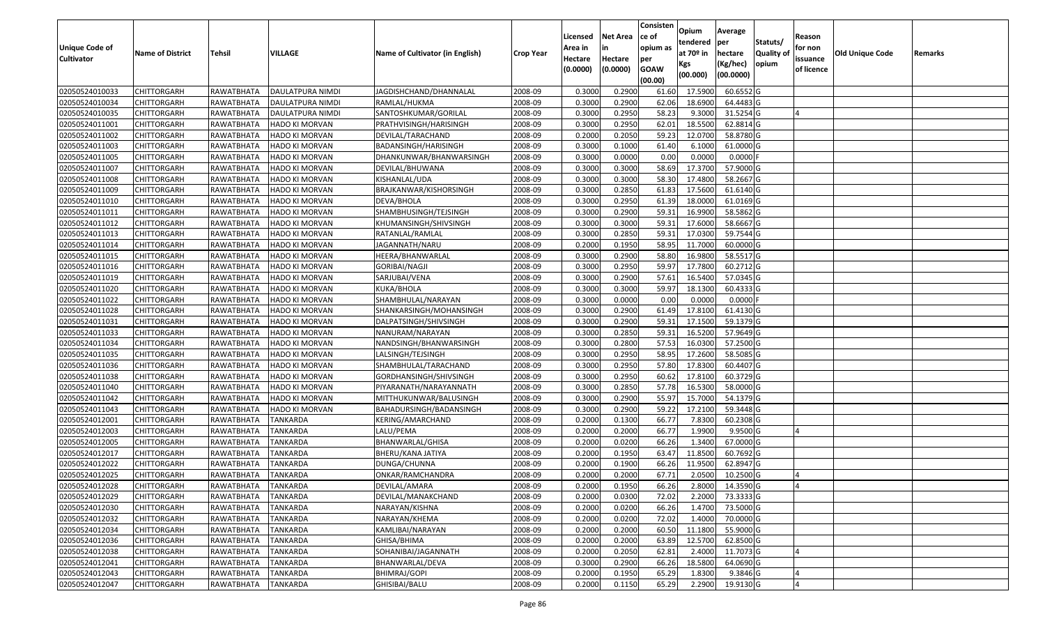| Unique Code of Cultivator | Name of District | Tehsil | VILLAGE | Name of Cultivator (in English) | Crop Year | Licensed Area in Hectare (0.0000) | Net Area in Hectare (0.0000) | Consistence of opium as per GOAW (00.00) | Opium tendered at 70º in Kgs (00.000) | Average per hectare (Kg/hec) (00.0000) | Statuts/ Quality of opium | Reason for non issuance of licence | Old Unique Code | Remarks |
|---|---|---|---|---|---|---|---|---|---|---|---|---|---|---|
| 02050524010033 | CHITTORGARH | RAWATBHATA | DAULATPURA NIMDI | JAGDISHCHAND/DHANNALAL | 2008-09 | 0.3000 | 0.2900 | 61.60 | 17.5900 | 60.6552 | G | | | |
| 02050524010034 | CHITTORGARH | RAWATBHATA | DAULATPURA NIMDI | RAMLAL/HUKMA | 2008-09 | 0.3000 | 0.2900 | 62.06 | 18.6900 | 64.4483 | G | | | |
| 02050524010035 | CHITTORGARH | RAWATBHATA | DAULATPURA NIMDI | SANTOSHKUMAR/GORILAL | 2008-09 | 0.3000 | 0.2950 | 58.23 | 9.3000 | 31.5254 | G | 4 | | |
| 02050524011001 | CHITTORGARH | RAWATBHATA | HADO KI MORVAN | PRATHVISINGH/HARISINGH | 2008-09 | 0.3000 | 0.2950 | 62.01 | 18.5500 | 62.8814 | G | | | |
| 02050524011002 | CHITTORGARH | RAWATBHATA | HADO KI MORVAN | DEVILAL/TARACHAND | 2008-09 | 0.2000 | 0.2050 | 59.23 | 12.0700 | 58.8780 | G | | | |
| 02050524011003 | CHITTORGARH | RAWATBHATA | HADO KI MORVAN | BADANSINGH/HARISINGH | 2008-09 | 0.3000 | 0.1000 | 61.40 | 6.1000 | 61.0000 | G | | | |
| 02050524011005 | CHITTORGARH | RAWATBHATA | HADO KI MORVAN | DHANKUNWAR/BHANWARSINGH | 2008-09 | 0.3000 | 0.0000 | 0.00 | 0.0000 | 0.0000 | F | | | |
| 02050524011007 | CHITTORGARH | RAWATBHATA | HADO KI MORVAN | DEVILAL/BHUWANA | 2008-09 | 0.3000 | 0.3000 | 58.69 | 17.3700 | 57.9000 | G | | | |
| 02050524011008 | CHITTORGARH | RAWATBHATA | HADO KI MORVAN | KISHANLAL/UDA | 2008-09 | 0.3000 | 0.3000 | 58.30 | 17.4800 | 58.2667 | G | | | |
| 02050524011009 | CHITTORGARH | RAWATBHATA | HADO KI MORVAN | BRAJKANWAR/KISHORSINGH | 2008-09 | 0.3000 | 0.2850 | 61.83 | 17.5600 | 61.6140 | G | | | |
| 02050524011010 | CHITTORGARH | RAWATBHATA | HADO KI MORVAN | DEVA/BHOLA | 2008-09 | 0.3000 | 0.2950 | 61.39 | 18.0000 | 61.0169 | G | | | |
| 02050524011011 | CHITTORGARH | RAWATBHATA | HADO KI MORVAN | SHAMBHUSINGH/TEJSINGH | 2008-09 | 0.3000 | 0.2900 | 59.31 | 16.9900 | 58.5862 | G | | | |
| 02050524011012 | CHITTORGARH | RAWATBHATA | HADO KI MORVAN | KHUMANSINGH/SHIVSINGH | 2008-09 | 0.3000 | 0.3000 | 59.31 | 17.6000 | 58.6667 | G | | | |
| 02050524011013 | CHITTORGARH | RAWATBHATA | HADO KI MORVAN | RATANLAL/RAMLAL | 2008-09 | 0.3000 | 0.2850 | 59.31 | 17.0300 | 59.7544 | G | | | |
| 02050524011014 | CHITTORGARH | RAWATBHATA | HADO KI MORVAN | JAGANNATH/NARU | 2008-09 | 0.2000 | 0.1950 | 58.95 | 11.7000 | 60.0000 | G | | | |
| 02050524011015 | CHITTORGARH | RAWATBHATA | HADO KI MORVAN | HEERA/BHANWARLAL | 2008-09 | 0.3000 | 0.2900 | 58.80 | 16.9800 | 58.5517 | G | | | |
| 02050524011016 | CHITTORGARH | RAWATBHATA | HADO KI MORVAN | GORIBAI/NAGJI | 2008-09 | 0.3000 | 0.2950 | 59.97 | 17.7800 | 60.2712 | G | | | |
| 02050524011019 | CHITTORGARH | RAWATBHATA | HADO KI MORVAN | SARJUBAI/VENA | 2008-09 | 0.3000 | 0.2900 | 57.61 | 16.5400 | 57.0345 | G | | | |
| 02050524011020 | CHITTORGARH | RAWATBHATA | HADO KI MORVAN | KUKA/BHOLA | 2008-09 | 0.3000 | 0.3000 | 59.97 | 18.1300 | 60.4333 | G | | | |
| 02050524011022 | CHITTORGARH | RAWATBHATA | HADO KI MORVAN | SHAMBHULAL/NARAYAN | 2008-09 | 0.3000 | 0.0000 | 0.00 | 0.0000 | 0.0000 | F | | | |
| 02050524011028 | CHITTORGARH | RAWATBHATA | HADO KI MORVAN | SHANKARSINGH/MOHANSINGH | 2008-09 | 0.3000 | 0.2900 | 61.49 | 17.8100 | 61.4130 | G | | | |
| 02050524011031 | CHITTORGARH | RAWATBHATA | HADO KI MORVAN | DALPATSINGH/SHIVSINGH | 2008-09 | 0.3000 | 0.2900 | 59.31 | 17.1500 | 59.1379 | G | | | |
| 02050524011033 | CHITTORGARH | RAWATBHATA | HADO KI MORVAN | NANURAM/NARAYAN | 2008-09 | 0.3000 | 0.2850 | 59.31 | 16.5200 | 57.9649 | G | | | |
| 02050524011034 | CHITTORGARH | RAWATBHATA | HADO KI MORVAN | NANDSINGH/BHANWARSINGH | 2008-09 | 0.3000 | 0.2800 | 57.53 | 16.0300 | 57.2500 | G | | | |
| 02050524011035 | CHITTORGARH | RAWATBHATA | HADO KI MORVAN | LALSINGH/TEJSINGH | 2008-09 | 0.3000 | 0.2950 | 58.95 | 17.2600 | 58.5085 | G | | | |
| 02050524011036 | CHITTORGARH | RAWATBHATA | HADO KI MORVAN | SHAMBHULAL/TARACHAND | 2008-09 | 0.3000 | 0.2950 | 57.80 | 17.8300 | 60.4407 | G | | | |
| 02050524011038 | CHITTORGARH | RAWATBHATA | HADO KI MORVAN | GORDHANSINGH/SHIVSINGH | 2008-09 | 0.3000 | 0.2950 | 60.62 | 17.8100 | 60.3729 | G | | | |
| 02050524011040 | CHITTORGARH | RAWATBHATA | HADO KI MORVAN | PIYARANATH/NARAYANNATH | 2008-09 | 0.3000 | 0.2850 | 57.78 | 16.5300 | 58.0000 | G | | | |
| 02050524011042 | CHITTORGARH | RAWATBHATA | HADO KI MORVAN | MITTHUKUNWAR/BALUSINGH | 2008-09 | 0.3000 | 0.2900 | 55.97 | 15.7000 | 54.1379 | G | | | |
| 02050524011043 | CHITTORGARH | RAWATBHATA | HADO KI MORVAN | BAHADURSINGH/BADANSINGH | 2008-09 | 0.3000 | 0.2900 | 59.22 | 17.2100 | 59.3448 | G | | | |
| 02050524012001 | CHITTORGARH | RAWATBHATA | TANKARDA | KERING/AMARCHAND | 2008-09 | 0.2000 | 0.1300 | 66.77 | 7.8300 | 60.2308 | G | | | |
| 02050524012003 | CHITTORGARH | RAWATBHATA | TANKARDA | LALU/PEMA | 2008-09 | 0.2000 | 0.2000 | 66.77 | 1.9900 | 9.9500 | G | 4 | | |
| 02050524012005 | CHITTORGARH | RAWATBHATA | TANKARDA | BHANWARLAL/GHISA | 2008-09 | 0.2000 | 0.0200 | 66.26 | 1.3400 | 67.0000 | G | | | |
| 02050524012017 | CHITTORGARH | RAWATBHATA | TANKARDA | BHERU/KANA JATIYA | 2008-09 | 0.2000 | 0.1950 | 63.47 | 11.8500 | 60.7692 | G | | | |
| 02050524012022 | CHITTORGARH | RAWATBHATA | TANKARDA | DUNGA/CHUNNA | 2008-09 | 0.2000 | 0.1900 | 66.26 | 11.9500 | 62.8947 | G | | | |
| 02050524012025 | CHITTORGARH | RAWATBHATA | TANKARDA | ONKAR/RAMCHANDRA | 2008-09 | 0.2000 | 0.2000 | 67.71 | 2.0500 | 10.2500 | G | 4 | | |
| 02050524012028 | CHITTORGARH | RAWATBHATA | TANKARDA | DEVILAL/AMARA | 2008-09 | 0.2000 | 0.1950 | 66.26 | 2.8000 | 14.3590 | G | 4 | | |
| 02050524012029 | CHITTORGARH | RAWATBHATA | TANKARDA | DEVILAL/MANAKCHAND | 2008-09 | 0.2000 | 0.0300 | 72.02 | 2.2000 | 73.3333 | G | | | |
| 02050524012030 | CHITTORGARH | RAWATBHATA | TANKARDA | NARAYAN/KISHNA | 2008-09 | 0.2000 | 0.0200 | 66.26 | 1.4700 | 73.5000 | G | | | |
| 02050524012032 | CHITTORGARH | RAWATBHATA | TANKARDA | NARAYAN/KHEMA | 2008-09 | 0.2000 | 0.0200 | 72.02 | 1.4000 | 70.0000 | G | | | |
| 02050524012034 | CHITTORGARH | RAWATBHATA | TANKARDA | KAMLIBAI/NARAYAN | 2008-09 | 0.2000 | 0.2000 | 60.50 | 11.1800 | 55.9000 | G | | | |
| 02050524012036 | CHITTORGARH | RAWATBHATA | TANKARDA | GHISA/BHIMA | 2008-09 | 0.2000 | 0.2000 | 63.89 | 12.5700 | 62.8500 | G | | | |
| 02050524012038 | CHITTORGARH | RAWATBHATA | TANKARDA | SOHANIBAI/JAGANNATH | 2008-09 | 0.2000 | 0.2050 | 62.81 | 2.4000 | 11.7073 | G | 4 | | |
| 02050524012041 | CHITTORGARH | RAWATBHATA | TANKARDA | BHANWARLAL/DEVA | 2008-09 | 0.3000 | 0.2900 | 66.26 | 18.5800 | 64.0690 | G | | | |
| 02050524012043 | CHITTORGARH | RAWATBHATA | TANKARDA | BHIMRAJ/GOPI | 2008-09 | 0.2000 | 0.1950 | 65.29 | 1.8300 | 9.3846 | G | 4 | | |
| 02050524012047 | CHITTORGARH | RAWATBHATA | TANKARDA | GHISIBAI/BALU | 2008-09 | 0.2000 | 0.1150 | 65.29 | 2.2900 | 19.9130 | G | 4 | | |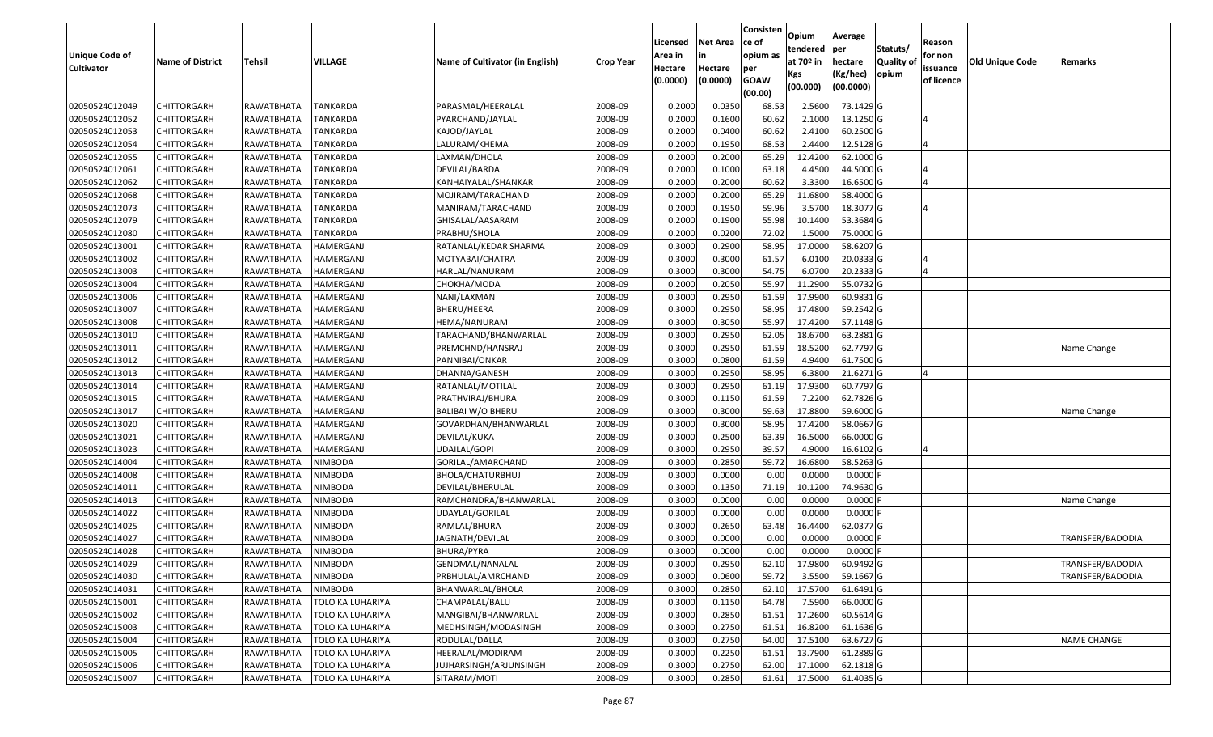| Unique Code of Cultivator | Name of District | Tehsil | VILLAGE | Name of Cultivator (in English) | Crop Year | Licensed Area in Hectare (0.0000) | Net Area in Hectare (0.0000) | Consistence of opium as per GOAW (00.00) | Opium tendered at 70º in Kgs (00.000) | Average per hectare (Kg/hec) (00.0000) | Statuts/ Quality of opium | Reason for non issuance of licence | Old Unique Code | Remarks |
|---|---|---|---|---|---|---|---|---|---|---|---|---|---|---|
| 02050524012049 | CHITTORGARH | RAWATBHATA | TANKARDA | PARASMAL/HEERALAL | 2008-09 | 0.2000 | 0.0350 | 68.53 | 2.5600 | 73.1429 | G | | | |
| 02050524012052 | CHITTORGARH | RAWATBHATA | TANKARDA | PYARCHAND/JAYLAL | 2008-09 | 0.2000 | 0.1600 | 60.62 | 2.1000 | 13.1250 | G | 4 | | |
| 02050524012053 | CHITTORGARH | RAWATBHATA | TANKARDA | KAJOD/JAYLAL | 2008-09 | 0.2000 | 0.0400 | 60.62 | 2.4100 | 60.2500 | G | | | |
| 02050524012054 | CHITTORGARH | RAWATBHATA | TANKARDA | LALURAM/KHEMA | 2008-09 | 0.2000 | 0.1950 | 68.53 | 2.4400 | 12.5128 | G | 4 | | |
| 02050524012055 | CHITTORGARH | RAWATBHATA | TANKARDA | LAXMAN/DHOLA | 2008-09 | 0.2000 | 0.2000 | 65.29 | 12.4200 | 62.1000 | G | | | |
| 02050524012061 | CHITTORGARH | RAWATBHATA | TANKARDA | DEVILAL/BARDA | 2008-09 | 0.2000 | 0.1000 | 63.18 | 4.4500 | 44.5000 | G | 4 | | |
| 02050524012062 | CHITTORGARH | RAWATBHATA | TANKARDA | KANHAIYALAL/SHANKAR | 2008-09 | 0.2000 | 0.2000 | 60.62 | 3.3300 | 16.6500 | G | 4 | | |
| 02050524012068 | CHITTORGARH | RAWATBHATA | TANKARDA | MOJIRAM/TARACHAND | 2008-09 | 0.2000 | 0.2000 | 65.29 | 11.6800 | 58.4000 | G | | | |
| 02050524012073 | CHITTORGARH | RAWATBHATA | TANKARDA | MANIRAM/TARACHAND | 2008-09 | 0.2000 | 0.1950 | 59.96 | 3.5700 | 18.3077 | G | 4 | | |
| 02050524012079 | CHITTORGARH | RAWATBHATA | TANKARDA | GHISALAL/AASARAM | 2008-09 | 0.2000 | 0.1900 | 55.98 | 10.1400 | 53.3684 | G | | | |
| 02050524012080 | CHITTORGARH | RAWATBHATA | TANKARDA | PRABHU/SHOLA | 2008-09 | 0.2000 | 0.0200 | 72.02 | 1.5000 | 75.0000 | G | | | |
| 02050524013001 | CHITTORGARH | RAWATBHATA | HAMERGANJ | RATANLAL/KEDAR SHARMA | 2008-09 | 0.3000 | 0.2900 | 58.95 | 17.0000 | 58.6207 | G | | | |
| 02050524013002 | CHITTORGARH | RAWATBHATA | HAMERGANJ | MOTYABAI/CHATRA | 2008-09 | 0.3000 | 0.3000 | 61.57 | 6.0100 | 20.0333 | G | 4 | | |
| 02050524013003 | CHITTORGARH | RAWATBHATA | HAMERGANJ | HARLAL/NANURAM | 2008-09 | 0.3000 | 0.3000 | 54.75 | 6.0700 | 20.2333 | G | 4 | | |
| 02050524013004 | CHITTORGARH | RAWATBHATA | HAMERGANJ | CHOKHA/MODA | 2008-09 | 0.2000 | 0.2050 | 55.97 | 11.2900 | 55.0732 | G | | | |
| 02050524013006 | CHITTORGARH | RAWATBHATA | HAMERGANJ | NANI/LAXMAN | 2008-09 | 0.3000 | 0.2950 | 61.59 | 17.9900 | 60.9831 | G | | | |
| 02050524013007 | CHITTORGARH | RAWATBHATA | HAMERGANJ | BHERU/HEERA | 2008-09 | 0.3000 | 0.2950 | 58.95 | 17.4800 | 59.2542 | G | | | |
| 02050524013008 | CHITTORGARH | RAWATBHATA | HAMERGANJ | HEMA/NANURAM | 2008-09 | 0.3000 | 0.3050 | 55.97 | 17.4200 | 57.1148 | G | | | |
| 02050524013010 | CHITTORGARH | RAWATBHATA | HAMERGANJ | TARACHAND/BHANWARLAL | 2008-09 | 0.3000 | 0.2950 | 62.05 | 18.6700 | 63.2881 | G | | | |
| 02050524013011 | CHITTORGARH | RAWATBHATA | HAMERGANJ | PREMCHND/HANSRAJ | 2008-09 | 0.3000 | 0.2950 | 61.59 | 18.5200 | 62.7797 | G | | | Name Change |
| 02050524013012 | CHITTORGARH | RAWATBHATA | HAMERGANJ | PANNIBAI/ONKAR | 2008-09 | 0.3000 | 0.0800 | 61.59 | 4.9400 | 61.7500 | G | | | |
| 02050524013013 | CHITTORGARH | RAWATBHATA | HAMERGANJ | DHANNA/GANESH | 2008-09 | 0.3000 | 0.2950 | 58.95 | 6.3800 | 21.6271 | G | 4 | | |
| 02050524013014 | CHITTORGARH | RAWATBHATA | HAMERGANJ | RATANLAL/MOTILAL | 2008-09 | 0.3000 | 0.2950 | 61.19 | 17.9300 | 60.7797 | G | | | |
| 02050524013015 | CHITTORGARH | RAWATBHATA | HAMERGANJ | PRATHVIRAJ/BHURA | 2008-09 | 0.3000 | 0.1150 | 61.59 | 7.2200 | 62.7826 | G | | | |
| 02050524013017 | CHITTORGARH | RAWATBHATA | HAMERGANJ | BALIBAI W/O BHERU | 2008-09 | 0.3000 | 0.3000 | 59.63 | 17.8800 | 59.6000 | G | | | Name Change |
| 02050524013020 | CHITTORGARH | RAWATBHATA | HAMERGANJ | GOVARDHAN/BHANWARLAL | 2008-09 | 0.3000 | 0.3000 | 58.95 | 17.4200 | 58.0667 | G | | | |
| 02050524013021 | CHITTORGARH | RAWATBHATA | HAMERGANJ | DEVILAL/KUKA | 2008-09 | 0.3000 | 0.2500 | 63.39 | 16.5000 | 66.0000 | G | | | |
| 02050524013023 | CHITTORGARH | RAWATBHATA | HAMERGANJ | UDAILAL/GOPI | 2008-09 | 0.3000 | 0.2950 | 39.57 | 4.9000 | 16.6102 | G | 4 | | |
| 02050524014004 | CHITTORGARH | RAWATBHATA | NIMBODA | GORILAL/AMARCHAND | 2008-09 | 0.3000 | 0.2850 | 59.72 | 16.6800 | 58.5263 | G | | | |
| 02050524014008 | CHITTORGARH | RAWATBHATA | NIMBODA | BHOLA/CHATURBHUJ | 2008-09 | 0.3000 | 0.0000 | 0.00 | 0.0000 | 0.0000 | F | | | |
| 02050524014011 | CHITTORGARH | RAWATBHATA | NIMBODA | DEVILAL/BHERULAL | 2008-09 | 0.3000 | 0.1350 | 71.19 | 10.1200 | 74.9630 | G | | | |
| 02050524014013 | CHITTORGARH | RAWATBHATA | NIMBODA | RAMCHANDRA/BHANWARLAL | 2008-09 | 0.3000 | 0.0000 | 0.00 | 0.0000 | 0.0000 | F | | | Name Change |
| 02050524014022 | CHITTORGARH | RAWATBHATA | NIMBODA | UDAYLAL/GORILAL | 2008-09 | 0.3000 | 0.0000 | 0.00 | 0.0000 | 0.0000 | F | | | |
| 02050524014025 | CHITTORGARH | RAWATBHATA | NIMBODA | RAMLAL/BHURA | 2008-09 | 0.3000 | 0.2650 | 63.48 | 16.4400 | 62.0377 | G | | | |
| 02050524014027 | CHITTORGARH | RAWATBHATA | NIMBODA | JAGNATH/DEVILAL | 2008-09 | 0.3000 | 0.0000 | 0.00 | 0.0000 | 0.0000 | F | | | TRANSFER/BADODIA |
| 02050524014028 | CHITTORGARH | RAWATBHATA | NIMBODA | BHURA/PYRA | 2008-09 | 0.3000 | 0.0000 | 0.00 | 0.0000 | 0.0000 | F | | | |
| 02050524014029 | CHITTORGARH | RAWATBHATA | NIMBODA | GENDMAL/NANALAL | 2008-09 | 0.3000 | 0.2950 | 62.10 | 17.9800 | 60.9492 | G | | | TRANSFER/BADODIA |
| 02050524014030 | CHITTORGARH | RAWATBHATA | NIMBODA | PRBHULAL/AMRCHAND | 2008-09 | 0.3000 | 0.0600 | 59.72 | 3.5500 | 59.1667 | G | | | TRANSFER/BADODIA |
| 02050524014031 | CHITTORGARH | RAWATBHATA | NIMBODA | BHANWARLAL/BHOLA | 2008-09 | 0.3000 | 0.2850 | 62.10 | 17.5700 | 61.6491 | G | | | |
| 02050524015001 | CHITTORGARH | RAWATBHATA | TOLO KA LUHARIYA | CHAMPALAL/BALU | 2008-09 | 0.3000 | 0.1150 | 64.78 | 7.5900 | 66.0000 | G | | | |
| 02050524015002 | CHITTORGARH | RAWATBHATA | TOLO KA LUHARIYA | MANGIBAI/BHANWARLAL | 2008-09 | 0.3000 | 0.2850 | 61.51 | 17.2600 | 60.5614 | G | | | |
| 02050524015003 | CHITTORGARH | RAWATBHATA | TOLO KA LUHARIYA | MEDHSINGH/MODASINGH | 2008-09 | 0.3000 | 0.2750 | 61.51 | 16.8200 | 61.1636 | G | | | |
| 02050524015004 | CHITTORGARH | RAWATBHATA | TOLO KA LUHARIYA | RODULAL/DALLA | 2008-09 | 0.3000 | 0.2750 | 64.00 | 17.5100 | 63.6727 | G | | | NAME CHANGE |
| 02050524015005 | CHITTORGARH | RAWATBHATA | TOLO KA LUHARIYA | HEERALAL/MODIRAM | 2008-09 | 0.3000 | 0.2250 | 61.51 | 13.7900 | 61.2889 | G | | | |
| 02050524015006 | CHITTORGARH | RAWATBHATA | TOLO KA LUHARIYA | JUJHARSINGH/ARJUNSINGH | 2008-09 | 0.3000 | 0.2750 | 62.00 | 17.1000 | 62.1818 | G | | | |
| 02050524015007 | CHITTORGARH | RAWATBHATA | TOLO KA LUHARIYA | SITARAM/MOTI | 2008-09 | 0.3000 | 0.2850 | 61.61 | 17.5000 | 61.4035 | G | | | |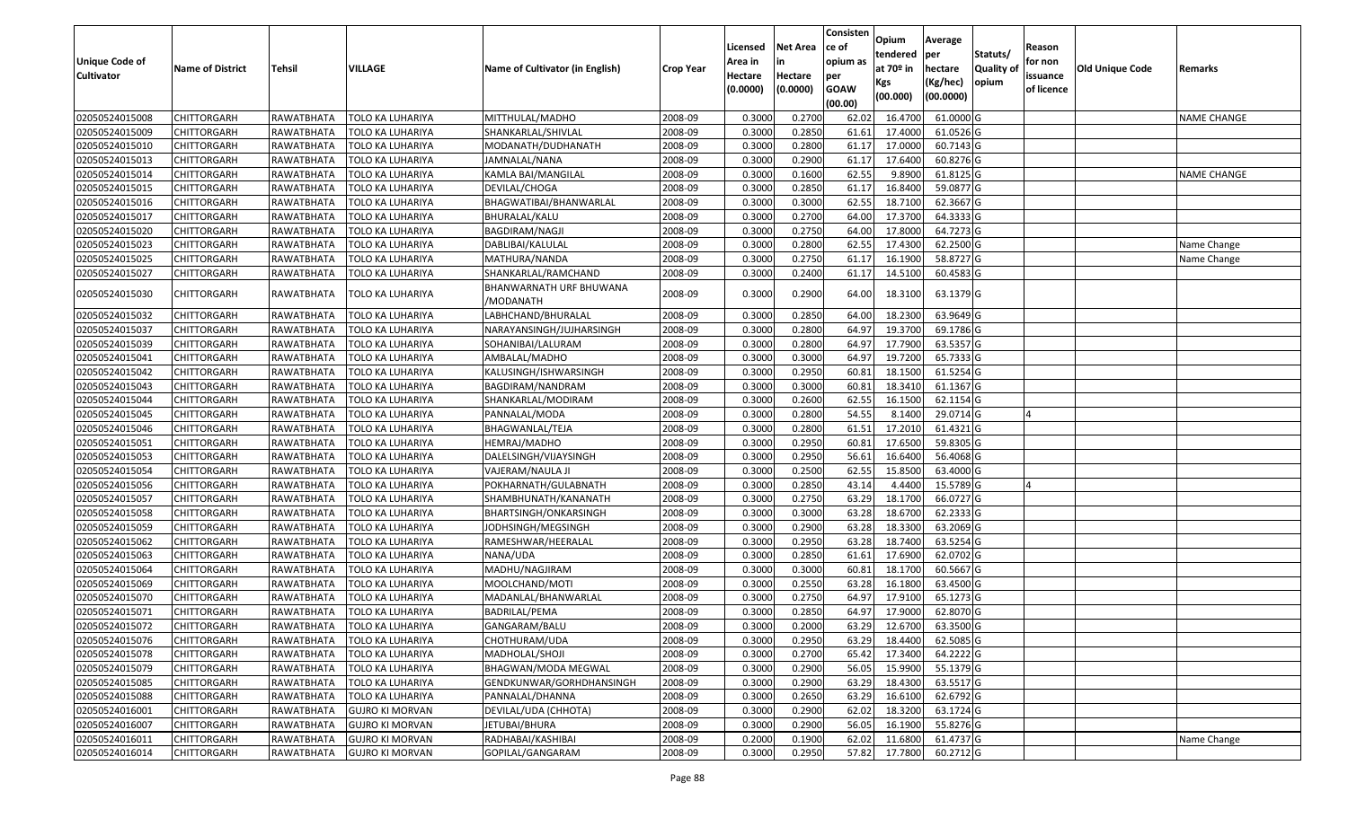| Unique Code of Cultivator | Name of District | Tehsil | VILLAGE | Name of Cultivator (in English) | Crop Year | Licensed Area in Hectare (0.0000) | Net Area in Hectare (0.0000) | Consistence of opium as per GOAW (00.00) | Opium tendered at 70º in Kgs (00.000) | Average per hectare (Kg/hec) (00.0000) | Statuts/ Quality of opium | Reason for non issuance of licence | Old Unique Code | Remarks |
|---|---|---|---|---|---|---|---|---|---|---|---|---|---|---|
| 02050524015008 | CHITTORGARH | RAWATBHATA | TOLO KA LUHARIYA | MITTHULAL/MADHO | 2008-09 | 0.3000 | 0.2700 | 62.02 | 16.4700 | 61.0000 | G | | | NAME CHANGE |
| 02050524015009 | CHITTORGARH | RAWATBHATA | TOLO KA LUHARIYA | SHANKARLAL/SHIVLAL | 2008-09 | 0.3000 | 0.2850 | 61.61 | 17.4000 | 61.0526 | G | | | |
| 02050524015010 | CHITTORGARH | RAWATBHATA | TOLO KA LUHARIYA | MODANATH/DUDHANATH | 2008-09 | 0.3000 | 0.2800 | 61.17 | 17.0000 | 60.7143 | G | | | |
| 02050524015013 | CHITTORGARH | RAWATBHATA | TOLO KA LUHARIYA | JAMNALAL/NANA | 2008-09 | 0.3000 | 0.2900 | 61.17 | 17.6400 | 60.8276 | G | | | |
| 02050524015014 | CHITTORGARH | RAWATBHATA | TOLO KA LUHARIYA | KAMLA BAI/MANGILAL | 2008-09 | 0.3000 | 0.1600 | 62.55 | 9.8900 | 61.8125 | G | | | NAME CHANGE |
| 02050524015015 | CHITTORGARH | RAWATBHATA | TOLO KA LUHARIYA | DEVILAL/CHOGA | 2008-09 | 0.3000 | 0.2850 | 61.17 | 16.8400 | 59.0877 | G | | | |
| 02050524015016 | CHITTORGARH | RAWATBHATA | TOLO KA LUHARIYA | BHAGWATIBAI/BHANWARLAL | 2008-09 | 0.3000 | 0.3000 | 62.55 | 18.7100 | 62.3667 | G | | | |
| 02050524015017 | CHITTORGARH | RAWATBHATA | TOLO KA LUHARIYA | BHURALAL/KALU | 2008-09 | 0.3000 | 0.2700 | 64.00 | 17.3700 | 64.3333 | G | | | |
| 02050524015020 | CHITTORGARH | RAWATBHATA | TOLO KA LUHARIYA | BAGDIRAM/NAGJI | 2008-09 | 0.3000 | 0.2750 | 64.00 | 17.8000 | 64.7273 | G | | | |
| 02050524015023 | CHITTORGARH | RAWATBHATA | TOLO KA LUHARIYA | DABLIBAI/KALULAL | 2008-09 | 0.3000 | 0.2800 | 62.55 | 17.4300 | 62.2500 | G | | | Name Change |
| 02050524015025 | CHITTORGARH | RAWATBHATA | TOLO KA LUHARIYA | MATHURA/NANDA | 2008-09 | 0.3000 | 0.2750 | 61.17 | 16.1900 | 58.8727 | G | | | Name Change |
| 02050524015027 | CHITTORGARH | RAWATBHATA | TOLO KA LUHARIYA | SHANKARLAL/RAMCHAND | 2008-09 | 0.3000 | 0.2400 | 61.17 | 14.5100 | 60.4583 | G | | | |
| 02050524015030 | CHITTORGARH | RAWATBHATA | TOLO KA LUHARIYA | BHANWARNATH URF BHUWANA /MODANATH | 2008-09 | 0.3000 | 0.2900 | 64.00 | 18.3100 | 63.1379 | G | | | |
| 02050524015032 | CHITTORGARH | RAWATBHATA | TOLO KA LUHARIYA | LABHCHAND/BHURALAL | 2008-09 | 0.3000 | 0.2850 | 64.00 | 18.2300 | 63.9649 | G | | | |
| 02050524015037 | CHITTORGARH | RAWATBHATA | TOLO KA LUHARIYA | NARAYANSINGH/JUJHARSINGH | 2008-09 | 0.3000 | 0.2800 | 64.97 | 19.3700 | 69.1786 | G | | | |
| 02050524015039 | CHITTORGARH | RAWATBHATA | TOLO KA LUHARIYA | SOHANIBAI/LALURAM | 2008-09 | 0.3000 | 0.2800 | 64.97 | 17.7900 | 63.5357 | G | | | |
| 02050524015041 | CHITTORGARH | RAWATBHATA | TOLO KA LUHARIYA | AMBALAL/MADHO | 2008-09 | 0.3000 | 0.3000 | 64.97 | 19.7200 | 65.7333 | G | | | |
| 02050524015042 | CHITTORGARH | RAWATBHATA | TOLO KA LUHARIYA | KALUSINGH/ISHWARSINGH | 2008-09 | 0.3000 | 0.2950 | 60.81 | 18.1500 | 61.5254 | G | | | |
| 02050524015043 | CHITTORGARH | RAWATBHATA | TOLO KA LUHARIYA | BAGDIRAM/NANDRAM | 2008-09 | 0.3000 | 0.3000 | 60.81 | 18.3410 | 61.1367 | G | | | |
| 02050524015044 | CHITTORGARH | RAWATBHATA | TOLO KA LUHARIYA | SHANKARLAL/MODIRAM | 2008-09 | 0.3000 | 0.2600 | 62.55 | 16.1500 | 62.1154 | G | | | |
| 02050524015045 | CHITTORGARH | RAWATBHATA | TOLO KA LUHARIYA | PANNALAL/MODA | 2008-09 | 0.3000 | 0.2800 | 54.55 | 8.1400 | 29.0714 | G | 4 | | |
| 02050524015046 | CHITTORGARH | RAWATBHATA | TOLO KA LUHARIYA | BHAGWANLAL/TEJA | 2008-09 | 0.3000 | 0.2800 | 61.51 | 17.2010 | 61.4321 | G | | | |
| 02050524015051 | CHITTORGARH | RAWATBHATA | TOLO KA LUHARIYA | HEMRAJ/MADHO | 2008-09 | 0.3000 | 0.2950 | 60.81 | 17.6500 | 59.8305 | G | | | |
| 02050524015053 | CHITTORGARH | RAWATBHATA | TOLO KA LUHARIYA | DALELSINGH/VIJAYSINGH | 2008-09 | 0.3000 | 0.2950 | 56.61 | 16.6400 | 56.4068 | G | | | |
| 02050524015054 | CHITTORGARH | RAWATBHATA | TOLO KA LUHARIYA | VAJERAM/NAULA JI | 2008-09 | 0.3000 | 0.2500 | 62.55 | 15.8500 | 63.4000 | G | | | |
| 02050524015056 | CHITTORGARH | RAWATBHATA | TOLO KA LUHARIYA | POKHARNATH/GULABNATH | 2008-09 | 0.3000 | 0.2850 | 43.14 | 4.4400 | 15.5789 | G | 4 | | |
| 02050524015057 | CHITTORGARH | RAWATBHATA | TOLO KA LUHARIYA | SHAMBHUNATH/KANANATH | 2008-09 | 0.3000 | 0.2750 | 63.29 | 18.1700 | 66.0727 | G | | | |
| 02050524015058 | CHITTORGARH | RAWATBHATA | TOLO KA LUHARIYA | BHARTSINGH/ONKARSINGH | 2008-09 | 0.3000 | 0.3000 | 63.28 | 18.6700 | 62.2333 | G | | | |
| 02050524015059 | CHITTORGARH | RAWATBHATA | TOLO KA LUHARIYA | JODHSINGH/MEGSINGH | 2008-09 | 0.3000 | 0.2900 | 63.28 | 18.3300 | 63.2069 | G | | | |
| 02050524015062 | CHITTORGARH | RAWATBHATA | TOLO KA LUHARIYA | RAMESHWAR/HEERALAL | 2008-09 | 0.3000 | 0.2950 | 63.28 | 18.7400 | 63.5254 | G | | | |
| 02050524015063 | CHITTORGARH | RAWATBHATA | TOLO KA LUHARIYA | NANA/UDA | 2008-09 | 0.3000 | 0.2850 | 61.61 | 17.6900 | 62.0702 | G | | | |
| 02050524015064 | CHITTORGARH | RAWATBHATA | TOLO KA LUHARIYA | MADHU/NAGJIRAM | 2008-09 | 0.3000 | 0.3000 | 60.81 | 18.1700 | 60.5667 | G | | | |
| 02050524015069 | CHITTORGARH | RAWATBHATA | TOLO KA LUHARIYA | MOOLCHAND/MOTI | 2008-09 | 0.3000 | 0.2550 | 63.28 | 16.1800 | 63.4500 | G | | | |
| 02050524015070 | CHITTORGARH | RAWATBHATA | TOLO KA LUHARIYA | MADANLAL/BHANWARLAL | 2008-09 | 0.3000 | 0.2750 | 64.97 | 17.9100 | 65.1273 | G | | | |
| 02050524015071 | CHITTORGARH | RAWATBHATA | TOLO KA LUHARIYA | BADRILAL/PEMA | 2008-09 | 0.3000 | 0.2850 | 64.97 | 17.9000 | 62.8070 | G | | | |
| 02050524015072 | CHITTORGARH | RAWATBHATA | TOLO KA LUHARIYA | GANGARAM/BALU | 2008-09 | 0.3000 | 0.2000 | 63.29 | 12.6700 | 63.3500 | G | | | |
| 02050524015076 | CHITTORGARH | RAWATBHATA | TOLO KA LUHARIYA | CHOTHURAM/UDA | 2008-09 | 0.3000 | 0.2950 | 63.29 | 18.4400 | 62.5085 | G | | | |
| 02050524015078 | CHITTORGARH | RAWATBHATA | TOLO KA LUHARIYA | MADHOLAL/SHOJI | 2008-09 | 0.3000 | 0.2700 | 65.42 | 17.3400 | 64.2222 | G | | | |
| 02050524015079 | CHITTORGARH | RAWATBHATA | TOLO KA LUHARIYA | BHAGWAN/MODA MEGWAL | 2008-09 | 0.3000 | 0.2900 | 56.05 | 15.9900 | 55.1379 | G | | | |
| 02050524015085 | CHITTORGARH | RAWATBHATA | TOLO KA LUHARIYA | GENDKUNWAR/GORHDHANSINGH | 2008-09 | 0.3000 | 0.2900 | 63.29 | 18.4300 | 63.5517 | G | | | |
| 02050524015088 | CHITTORGARH | RAWATBHATA | TOLO KA LUHARIYA | PANNALAL/DHANNA | 2008-09 | 0.3000 | 0.2650 | 63.29 | 16.6100 | 62.6792 | G | | | |
| 02050524016001 | CHITTORGARH | RAWATBHATA | GUJRO KI MORVAN | DEVILAL/UDA (CHHOTA) | 2008-09 | 0.3000 | 0.2900 | 62.02 | 18.3200 | 63.1724 | G | | | |
| 02050524016007 | CHITTORGARH | RAWATBHATA | GUJRO KI MORVAN | JETUBAI/BHURA | 2008-09 | 0.3000 | 0.2900 | 56.05 | 16.1900 | 55.8276 | G | | | |
| 02050524016011 | CHITTORGARH | RAWATBHATA | GUJRO KI MORVAN | RADHABAI/KASHIBAI | 2008-09 | 0.2000 | 0.1900 | 62.02 | 11.6800 | 61.4737 | G | | | Name Change |
| 02050524016014 | CHITTORGARH | RAWATBHATA | GUJRO KI MORVAN | GOPILAL/GANGARAM | 2008-09 | 0.3000 | 0.2950 | 57.82 | 17.7800 | 60.2712 | G | | | |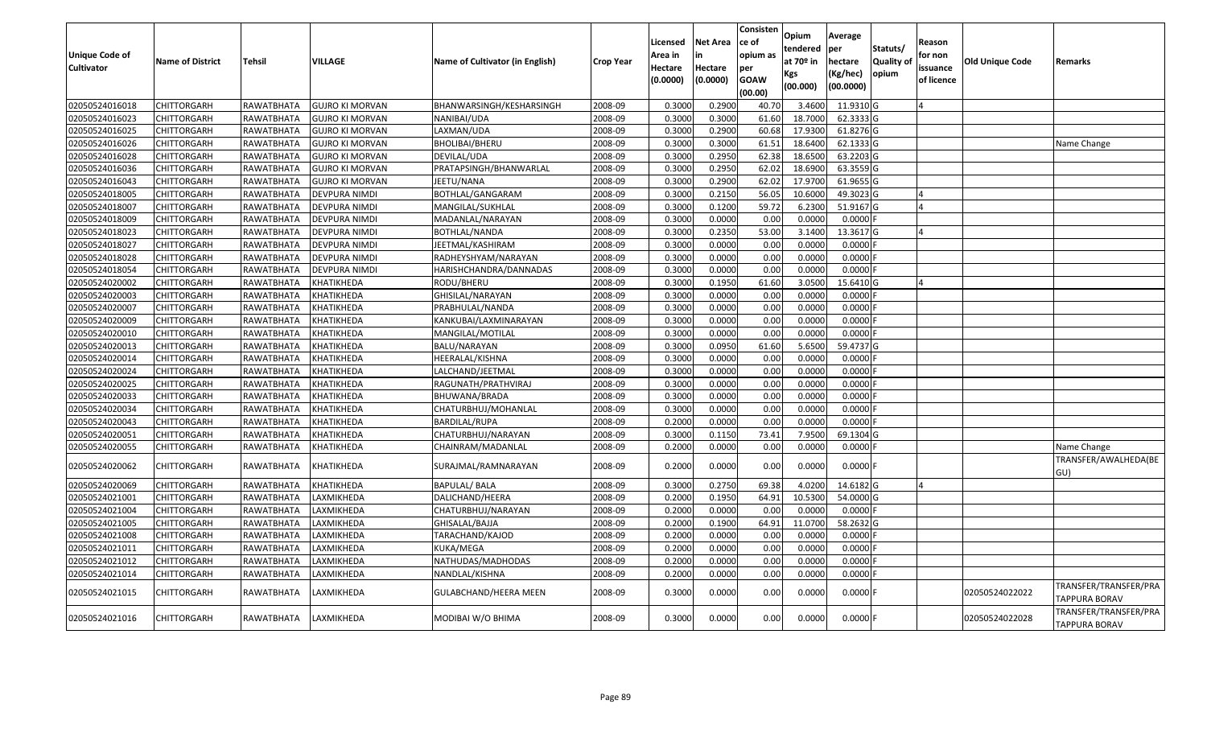| Unique Code of Cultivator | Name of District | Tehsil | VILLAGE | Name of Cultivator (in English) | Crop Year | Licensed Area in Hectare (0.0000) | Net Area in Hectare (0.0000) | Consistence of opium as per GOAW (00.00) | Opium tendered at 70º in Kgs (00.000) | Average per hectare (Kg/hec) (00.0000) | Statuts/ Quality of opium | Reason for non issuance of licence | Old Unique Code | Remarks |
|---|---|---|---|---|---|---|---|---|---|---|---|---|---|---|
| 02050524016018 | CHITTORGARH | RAWATBHATA | GUJRO KI MORVAN | BHANWARSINGH/KESHARSINGH | 2008-09 | 0.3000 | 0.2900 | 40.70 | 3.4600 | 11.9310 | G | 4 | | |
| 02050524016023 | CHITTORGARH | RAWATBHATA | GUJRO KI MORVAN | NANIBAI/UDA | 2008-09 | 0.3000 | 0.3000 | 61.60 | 18.7000 | 62.3333 | G | | | |
| 02050524016025 | CHITTORGARH | RAWATBHATA | GUJRO KI MORVAN | LAXMAN/UDA | 2008-09 | 0.3000 | 0.2900 | 60.68 | 17.9300 | 61.8276 | G | | | |
| 02050524016026 | CHITTORGARH | RAWATBHATA | GUJRO KI MORVAN | BHOLIBAI/BHERU | 2008-09 | 0.3000 | 0.3000 | 61.51 | 18.6400 | 62.1333 | G | | | Name Change |
| 02050524016028 | CHITTORGARH | RAWATBHATA | GUJRO KI MORVAN | DEVILAL/UDA | 2008-09 | 0.3000 | 0.2950 | 62.38 | 18.6500 | 63.2203 | G | | | |
| 02050524016036 | CHITTORGARH | RAWATBHATA | GUJRO KI MORVAN | PRATAPSINGH/BHANWARLAL | 2008-09 | 0.3000 | 0.2950 | 62.02 | 18.6900 | 63.3559 | G | | | |
| 02050524016043 | CHITTORGARH | RAWATBHATA | GUJRO KI MORVAN | JEETU/NANA | 2008-09 | 0.3000 | 0.2900 | 62.02 | 17.9700 | 61.9655 | G | | | |
| 02050524018005 | CHITTORGARH | RAWATBHATA | DEVPURA NIMDI | BOTHLAL/GANGARAM | 2008-09 | 0.3000 | 0.2150 | 56.05 | 10.6000 | 49.3023 | G | 4 | | |
| 02050524018007 | CHITTORGARH | RAWATBHATA | DEVPURA NIMDI | MANGILAL/SUKHLAL | 2008-09 | 0.3000 | 0.1200 | 59.72 | 6.2300 | 51.9167 | G | 4 | | |
| 02050524018009 | CHITTORGARH | RAWATBHATA | DEVPURA NIMDI | MADANLAL/NARAYAN | 2008-09 | 0.3000 | 0.0000 | 0.00 | 0.0000 | 0.0000 | F | | | |
| 02050524018023 | CHITTORGARH | RAWATBHATA | DEVPURA NIMDI | BOTHLAL/NANDA | 2008-09 | 0.3000 | 0.2350 | 53.00 | 3.1400 | 13.3617 | G | 4 | | |
| 02050524018027 | CHITTORGARH | RAWATBHATA | DEVPURA NIMDI | JEETMAL/KASHIRAM | 2008-09 | 0.3000 | 0.0000 | 0.00 | 0.0000 | 0.0000 | F | | | |
| 02050524018028 | CHITTORGARH | RAWATBHATA | DEVPURA NIMDI | RADHEYSHYAM/NARAYAN | 2008-09 | 0.3000 | 0.0000 | 0.00 | 0.0000 | 0.0000 | F | | | |
| 02050524018054 | CHITTORGARH | RAWATBHATA | DEVPURA NIMDI | HARISHCHANDRA/DANNADAS | 2008-09 | 0.3000 | 0.0000 | 0.00 | 0.0000 | 0.0000 | F | | | |
| 02050524020002 | CHITTORGARH | RAWATBHATA | KHATIKHEDA | RODU/BHERU | 2008-09 | 0.3000 | 0.1950 | 61.60 | 3.0500 | 15.6410 | G | 4 | | |
| 02050524020003 | CHITTORGARH | RAWATBHATA | KHATIKHEDA | GHISILAL/NARAYAN | 2008-09 | 0.3000 | 0.0000 | 0.00 | 0.0000 | 0.0000 | F | | | |
| 02050524020007 | CHITTORGARH | RAWATBHATA | KHATIKHEDA | PRABHULAL/NANDA | 2008-09 | 0.3000 | 0.0000 | 0.00 | 0.0000 | 0.0000 | F | | | |
| 02050524020009 | CHITTORGARH | RAWATBHATA | KHATIKHEDA | KANKUBAI/LAXMINARAYAN | 2008-09 | 0.3000 | 0.0000 | 0.00 | 0.0000 | 0.0000 | F | | | |
| 02050524020010 | CHITTORGARH | RAWATBHATA | KHATIKHEDA | MANGILAL/MOTILAL | 2008-09 | 0.3000 | 0.0000 | 0.00 | 0.0000 | 0.0000 | F | | | |
| 02050524020013 | CHITTORGARH | RAWATBHATA | KHATIKHEDA | BALU/NARAYAN | 2008-09 | 0.3000 | 0.0950 | 61.60 | 5.6500 | 59.4737 | G | | | |
| 02050524020014 | CHITTORGARH | RAWATBHATA | KHATIKHEDA | HEERALAL/KISHNA | 2008-09 | 0.3000 | 0.0000 | 0.00 | 0.0000 | 0.0000 | F | | | |
| 02050524020024 | CHITTORGARH | RAWATBHATA | KHATIKHEDA | LALCHAND/JEETMAL | 2008-09 | 0.3000 | 0.0000 | 0.00 | 0.0000 | 0.0000 | F | | | |
| 02050524020025 | CHITTORGARH | RAWATBHATA | KHATIKHEDA | RAGUNATH/PRATHVIRAJ | 2008-09 | 0.3000 | 0.0000 | 0.00 | 0.0000 | 0.0000 | F | | | |
| 02050524020033 | CHITTORGARH | RAWATBHATA | KHATIKHEDA | BHUWANA/BRADA | 2008-09 | 0.3000 | 0.0000 | 0.00 | 0.0000 | 0.0000 | F | | | |
| 02050524020034 | CHITTORGARH | RAWATBHATA | KHATIKHEDA | CHATURBHUJ/MOHANLAL | 2008-09 | 0.3000 | 0.0000 | 0.00 | 0.0000 | 0.0000 | F | | | |
| 02050524020043 | CHITTORGARH | RAWATBHATA | KHATIKHEDA | BARDILAL/RUPA | 2008-09 | 0.2000 | 0.0000 | 0.00 | 0.0000 | 0.0000 | F | | | |
| 02050524020051 | CHITTORGARH | RAWATBHATA | KHATIKHEDA | CHATURBHUJ/NARAYAN | 2008-09 | 0.3000 | 0.1150 | 73.41 | 7.9500 | 69.1304 | G | | | |
| 02050524020055 | CHITTORGARH | RAWATBHATA | KHATIKHEDA | CHAINRAM/MADANLAL | 2008-09 | 0.2000 | 0.0000 | 0.00 | 0.0000 | 0.0000 | F | | | Name Change |
| 02050524020062 | CHITTORGARH | RAWATBHATA | KHATIKHEDA | SURAJMAL/RAMNARAYAN | 2008-09 | 0.2000 | 0.0000 | 0.00 | 0.0000 | 0.0000 | F | | | TRANSFER/AWALHEDA(BEGU) |
| 02050524020069 | CHITTORGARH | RAWATBHATA | KHATIKHEDA | BAPULAL/ BALA | 2008-09 | 0.3000 | 0.2750 | 69.38 | 4.0200 | 14.6182 | G | 4 | | |
| 02050524021001 | CHITTORGARH | RAWATBHATA | LAXMIKHEDA | DALICHAND/HEERA | 2008-09 | 0.2000 | 0.1950 | 64.91 | 10.5300 | 54.0000 | G | | | |
| 02050524021004 | CHITTORGARH | RAWATBHATA | LAXMIKHEDA | CHATURBHUJ/NARAYAN | 2008-09 | 0.2000 | 0.0000 | 0.00 | 0.0000 | 0.0000 | F | | | |
| 02050524021005 | CHITTORGARH | RAWATBHATA | LAXMIKHEDA | GHISALAL/BAJJA | 2008-09 | 0.2000 | 0.1900 | 64.91 | 11.0700 | 58.2632 | G | | | |
| 02050524021008 | CHITTORGARH | RAWATBHATA | LAXMIKHEDA | TARACHAND/KAJOD | 2008-09 | 0.2000 | 0.0000 | 0.00 | 0.0000 | 0.0000 | F | | | |
| 02050524021011 | CHITTORGARH | RAWATBHATA | LAXMIKHEDA | KUKA/MEGA | 2008-09 | 0.2000 | 0.0000 | 0.00 | 0.0000 | 0.0000 | F | | | |
| 02050524021012 | CHITTORGARH | RAWATBHATA | LAXMIKHEDA | NATHUDAS/MADHODAS | 2008-09 | 0.2000 | 0.0000 | 0.00 | 0.0000 | 0.0000 | F | | | |
| 02050524021014 | CHITTORGARH | RAWATBHATA | LAXMIKHEDA | NANDLAL/KISHNA | 2008-09 | 0.2000 | 0.0000 | 0.00 | 0.0000 | 0.0000 | F | | | |
| 02050524021015 | CHITTORGARH | RAWATBHATA | LAXMIKHEDA | GULABCHAND/HEERA MEEN | 2008-09 | 0.3000 | 0.0000 | 0.00 | 0.0000 | 0.0000 | F | | 02050524022022 | TRANSFER/TRANSFER/PRATAPPURA BORAV |
| 02050524021016 | CHITTORGARH | RAWATBHATA | LAXMIKHEDA | MODIBAI W/O BHIMA | 2008-09 | 0.3000 | 0.0000 | 0.00 | 0.0000 | 0.0000 | F | | 02050524022028 | TRANSFER/TRANSFER/PRATAPPURA BORAV |